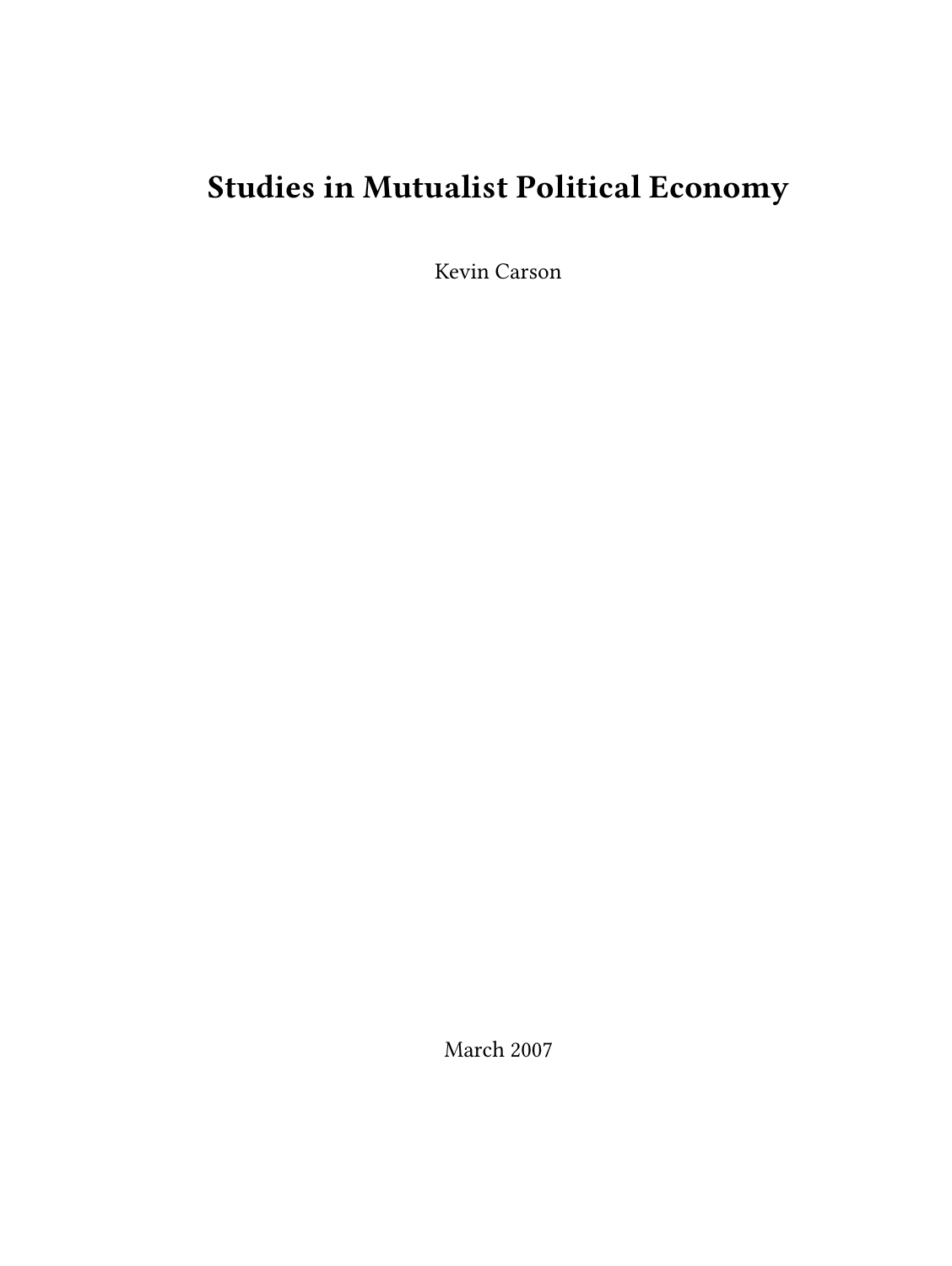# Studies in Mutualist Political Economy

Kevin Carson

March 2007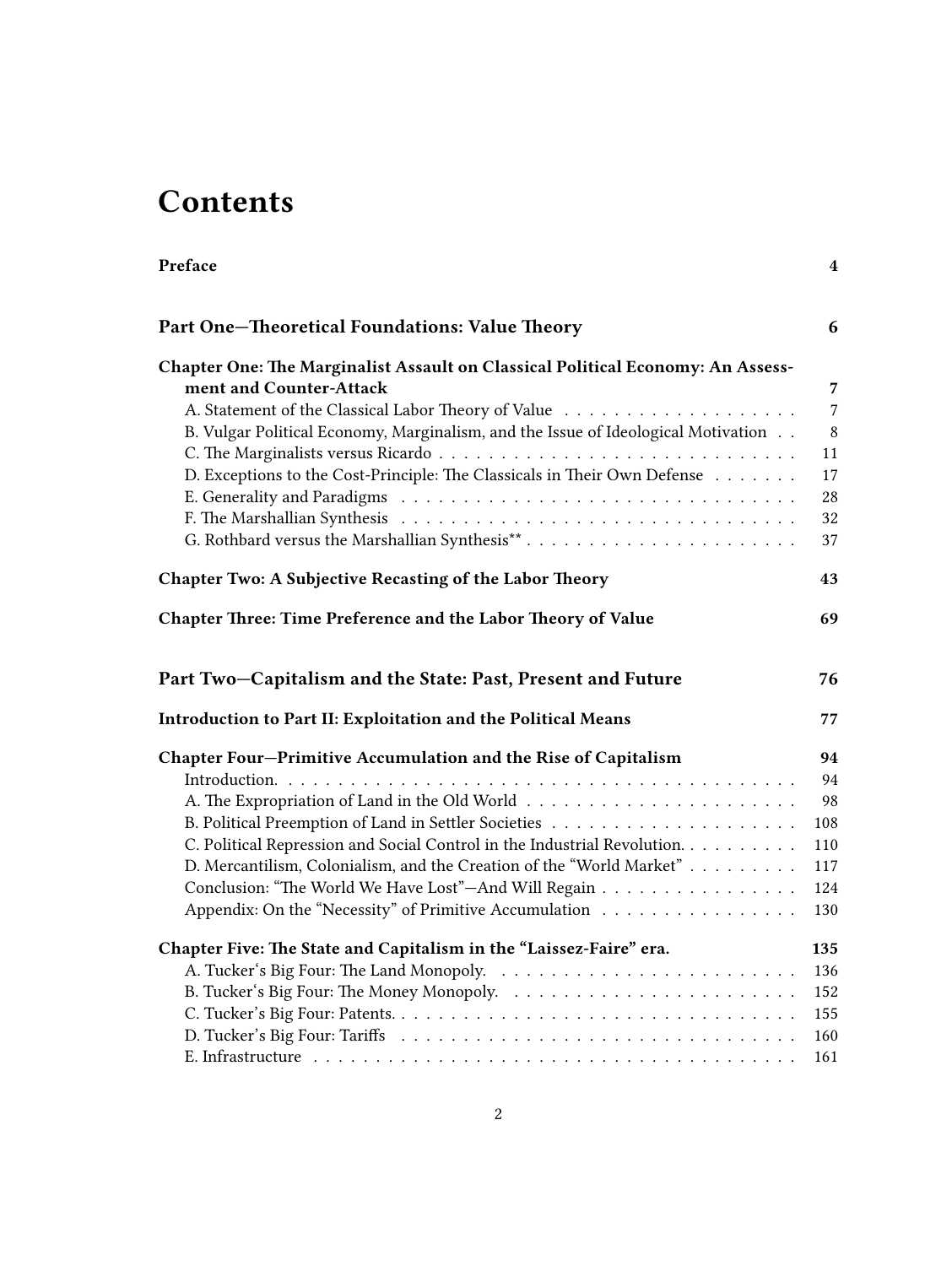# Contents

**Preface** 4

## Part One—Theoretical Foundations: Value Theory 6

**Chapter One: The Marginalist Assault on Classical Political Economy: An Assessment and Counter-Attack** 7

- A. Statement of the Classical Labor Theory of Value 7
- B. Vulgar Political Economy, Marginalism, and the Issue of Ideological Motivation 8
- C. The Marginalists versus Ricardo 11
- D. Exceptions to the Cost-Principle: The Classicals in Their Own Defense 17
- E. Generality and Paradigms 28
- F. The Marshallian Synthesis 32
- G. Rothbard versus the Marshallian Synthesis** 37

**Chapter Two: A Subjective Recasting of the Labor Theory** 43

**Chapter Three: Time Preference and the Labor Theory of Value** 69

## Part Two—Capitalism and the State: Past, Present and Future 76

**Introduction to Part II: Exploitation and the Political Means** 77

**Chapter Four—Primitive Accumulation and the Rise of Capitalism** 94

- Introduction. 94
- A. The Expropriation of Land in the Old World 98
- B. Political Preemption of Land in Settler Societies 108
- C. Political Repression and Social Control in the Industrial Revolution. 110
- D. Mercantilism, Colonialism, and the Creation of the "World Market" 117
- Conclusion: "The World We Have Lost"—And Will Regain 124
- Appendix: On the "Necessity" of Primitive Accumulation 130

**Chapter Five: The State and Capitalism in the "Laissez-Faire" era.** 135

- A. Tucker's Big Four: The Land Monopoly. 136
- B. Tucker's Big Four: The Money Monopoly. 152
- C. Tucker's Big Four: Patents. 155
- D. Tucker's Big Four: Tariffs 160
- E. Infrastructure 161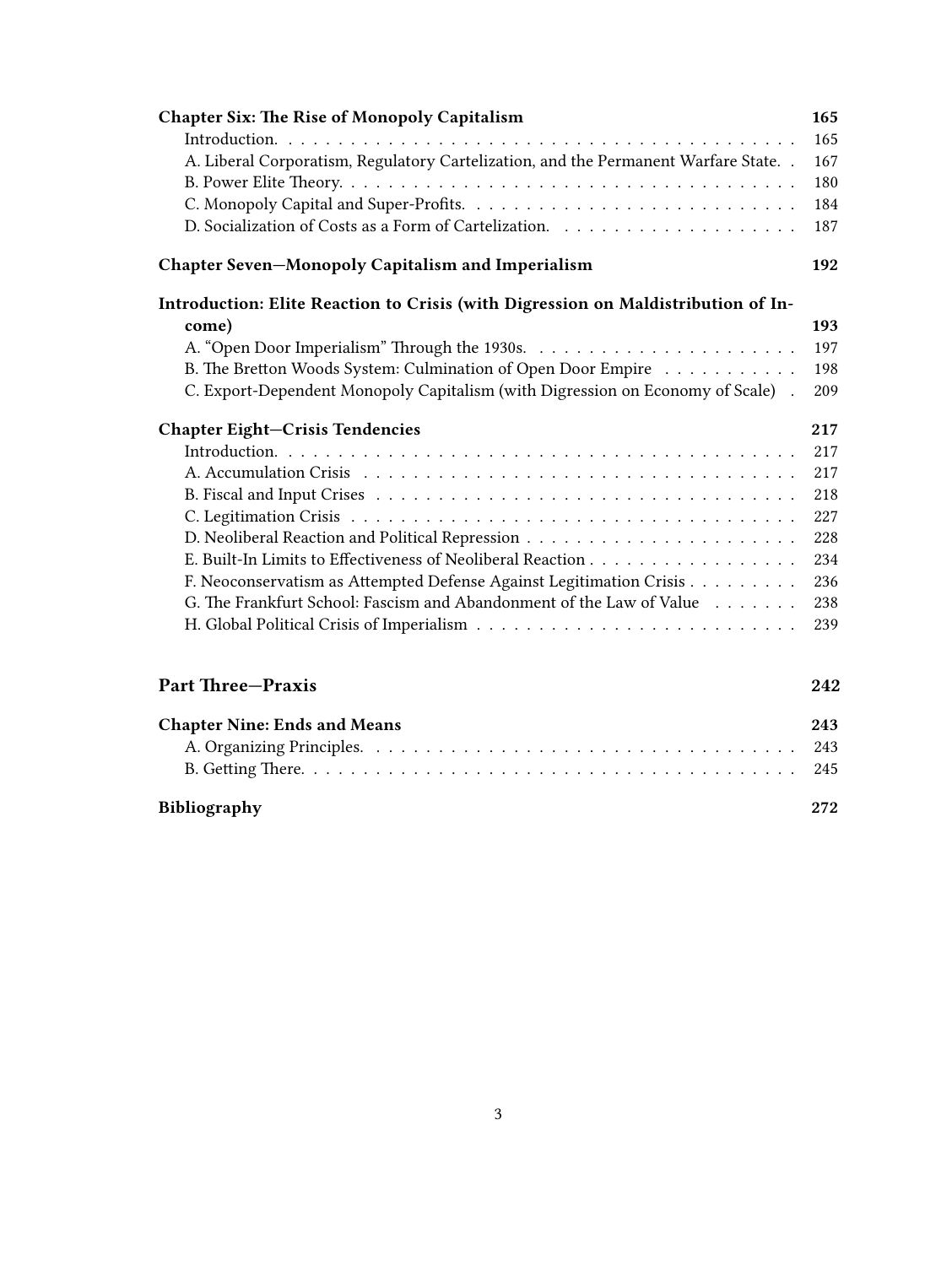**Chapter Six: The Rise of Monopoly Capitalism** 165

- Introduction. 165
- A. Liberal Corporatism, Regulatory Cartelization, and the Permanent Warfare State. 167
- B. Power Elite Theory. 180
- C. Monopoly Capital and Super-Profits. 184
- D. Socialization of Costs as a Form of Cartelization. 187

**Chapter Seven—Monopoly Capitalism and Imperialism** 192

**Introduction: Elite Reaction to Crisis (with Digression on Maldistribution of Income)** 193

- A. "Open Door Imperialism" Through the 1930s. 197
- B. The Bretton Woods System: Culmination of Open Door Empire 198
- C. Export-Dependent Monopoly Capitalism (with Digression on Economy of Scale) 209

**Chapter Eight—Crisis Tendencies** 217

- Introduction. 217
- A. Accumulation Crisis 217
- B. Fiscal and Input Crises 218
- C. Legitimation Crisis 227
- D. Neoliberal Reaction and Political Repression 228
- E. Built-In Limits to Effectiveness of Neoliberal Reaction 234
- F. Neoconservatism as Attempted Defense Against Legitimation Crisis 236
- G. The Frankfurt School: Fascism and Abandonment of the Law of Value 238
- H. Global Political Crisis of Imperialism 239

**Part Three—Praxis** 242

**Chapter Nine: Ends and Means** 243

- A. Organizing Principles. 243
- B. Getting There. 245

**Bibliography** 272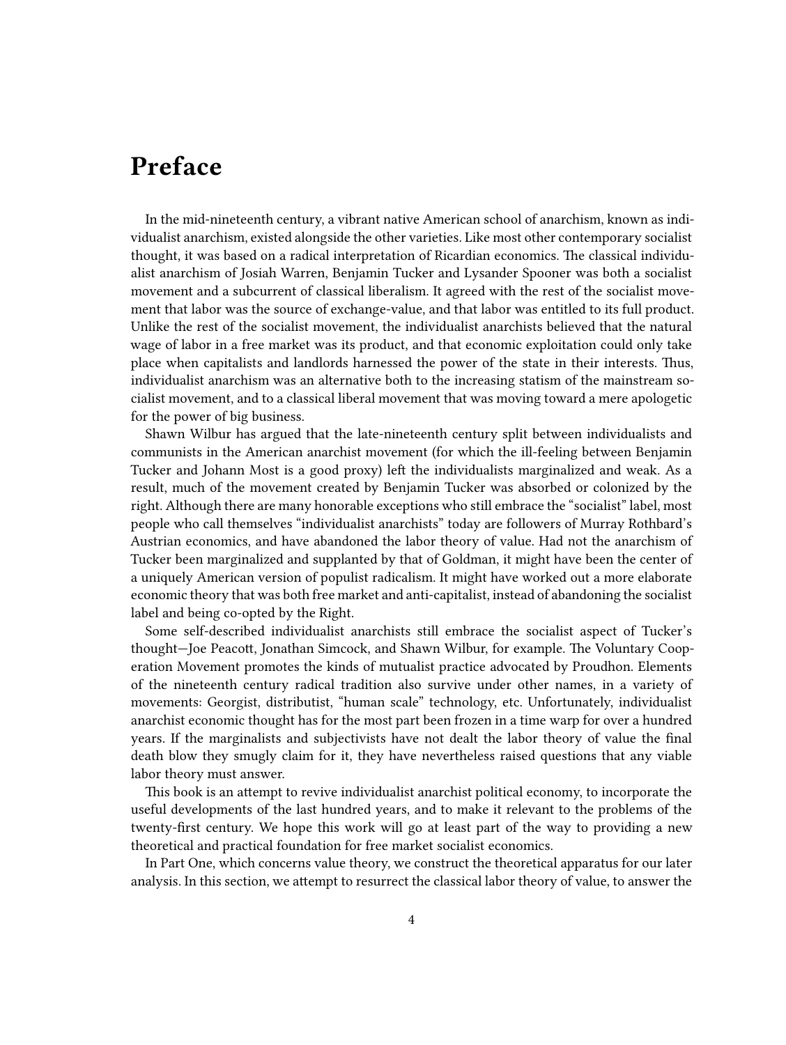# Preface

In the mid-nineteenth century, a vibrant native American school of anarchism, known as individualist anarchism, existed alongside the other varieties. Like most other contemporary socialist thought, it was based on a radical interpretation of Ricardian economics. The classical individualist anarchism of Josiah Warren, Benjamin Tucker and Lysander Spooner was both a socialist movement and a subcurrent of classical liberalism. It agreed with the rest of the socialist movement that labor was the source of exchange-value, and that labor was entitled to its full product. Unlike the rest of the socialist movement, the individualist anarchists believed that the natural wage of labor in a free market was its product, and that economic exploitation could only take place when capitalists and landlords harnessed the power of the state in their interests. Thus, individualist anarchism was an alternative both to the increasing statism of the mainstream socialist movement, and to a classical liberal movement that was moving toward a mere apologetic for the power of big business.

Shawn Wilbur has argued that the late-nineteenth century split between individualists and communists in the American anarchist movement (for which the ill-feeling between Benjamin Tucker and Johann Most is a good proxy) left the individualists marginalized and weak. As a result, much of the movement created by Benjamin Tucker was absorbed or colonized by the right. Although there are many honorable exceptions who still embrace the "socialist" label, most people who call themselves "individualist anarchists" today are followers of Murray Rothbard's Austrian economics, and have abandoned the labor theory of value. Had not the anarchism of Tucker been marginalized and supplanted by that of Goldman, it might have been the center of a uniquely American version of populist radicalism. It might have worked out a more elaborate economic theory that was both free market and anti-capitalist, instead of abandoning the socialist label and being co-opted by the Right.

Some self-described individualist anarchists still embrace the socialist aspect of Tucker's thought—Joe Peacott, Jonathan Simcock, and Shawn Wilbur, for example. The Voluntary Cooperation Movement promotes the kinds of mutualist practice advocated by Proudhon. Elements of the nineteenth century radical tradition also survive under other names, in a variety of movements: Georgist, distributist, "human scale" technology, etc. Unfortunately, individualist anarchist economic thought has for the most part been frozen in a time warp for over a hundred years. If the marginalists and subjectivists have not dealt the labor theory of value the final death blow they smugly claim for it, they have nevertheless raised questions that any viable labor theory must answer.

This book is an attempt to revive individualist anarchist political economy, to incorporate the useful developments of the last hundred years, and to make it relevant to the problems of the twenty-first century. We hope this work will go at least part of the way to providing a new theoretical and practical foundation for free market socialist economics.

In Part One, which concerns value theory, we construct the theoretical apparatus for our later analysis. In this section, we attempt to resurrect the classical labor theory of value, to answer the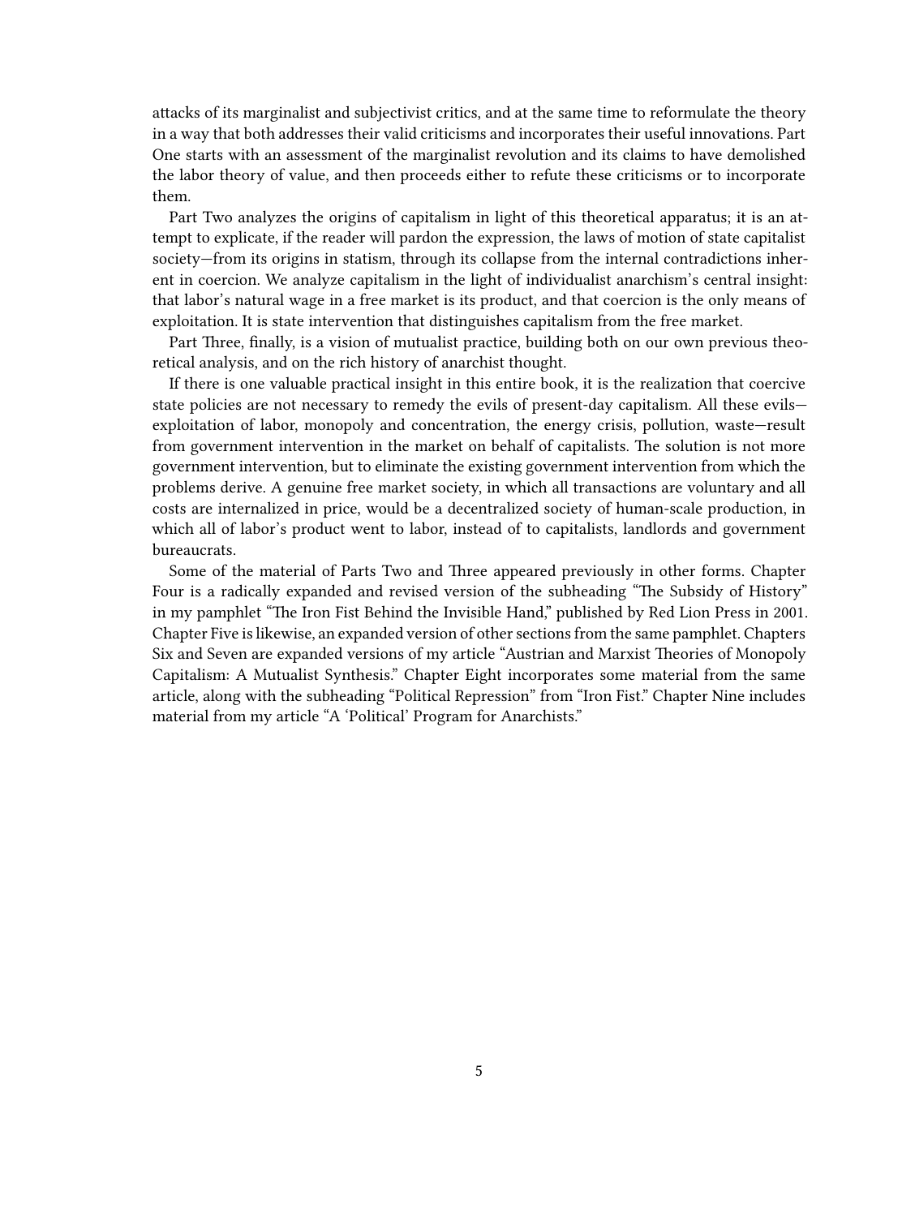attacks of its marginalist and subjectivist critics, and at the same time to reformulate the theory in a way that both addresses their valid criticisms and incorporates their useful innovations. Part One starts with an assessment of the marginalist revolution and its claims to have demolished the labor theory of value, and then proceeds either to refute these criticisms or to incorporate them.

Part Two analyzes the origins of capitalism in light of this theoretical apparatus; it is an attempt to explicate, if the reader will pardon the expression, the laws of motion of state capitalist society—from its origins in statism, through its collapse from the internal contradictions inherent in coercion. We analyze capitalism in the light of individualist anarchism's central insight: that labor's natural wage in a free market is its product, and that coercion is the only means of exploitation. It is state intervention that distinguishes capitalism from the free market.

Part Three, finally, is a vision of mutualist practice, building both on our own previous theoretical analysis, and on the rich history of anarchist thought.

If there is one valuable practical insight in this entire book, it is the realization that coercive state policies are not necessary to remedy the evils of present-day capitalism. All these evils—exploitation of labor, monopoly and concentration, the energy crisis, pollution, waste—result from government intervention in the market on behalf of capitalists. The solution is not more government intervention, but to eliminate the existing government intervention from which the problems derive. A genuine free market society, in which all transactions are voluntary and all costs are internalized in price, would be a decentralized society of human-scale production, in which all of labor's product went to labor, instead of to capitalists, landlords and government bureaucrats.

Some of the material of Parts Two and Three appeared previously in other forms. Chapter Four is a radically expanded and revised version of the subheading "The Subsidy of History" in my pamphlet "The Iron Fist Behind the Invisible Hand," published by Red Lion Press in 2001. Chapter Five is likewise, an expanded version of other sections from the same pamphlet. Chapters Six and Seven are expanded versions of my article "Austrian and Marxist Theories of Monopoly Capitalism: A Mutualist Synthesis." Chapter Eight incorporates some material from the same article, along with the subheading "Political Repression" from "Iron Fist." Chapter Nine includes material from my article "A 'Political' Program for Anarchists."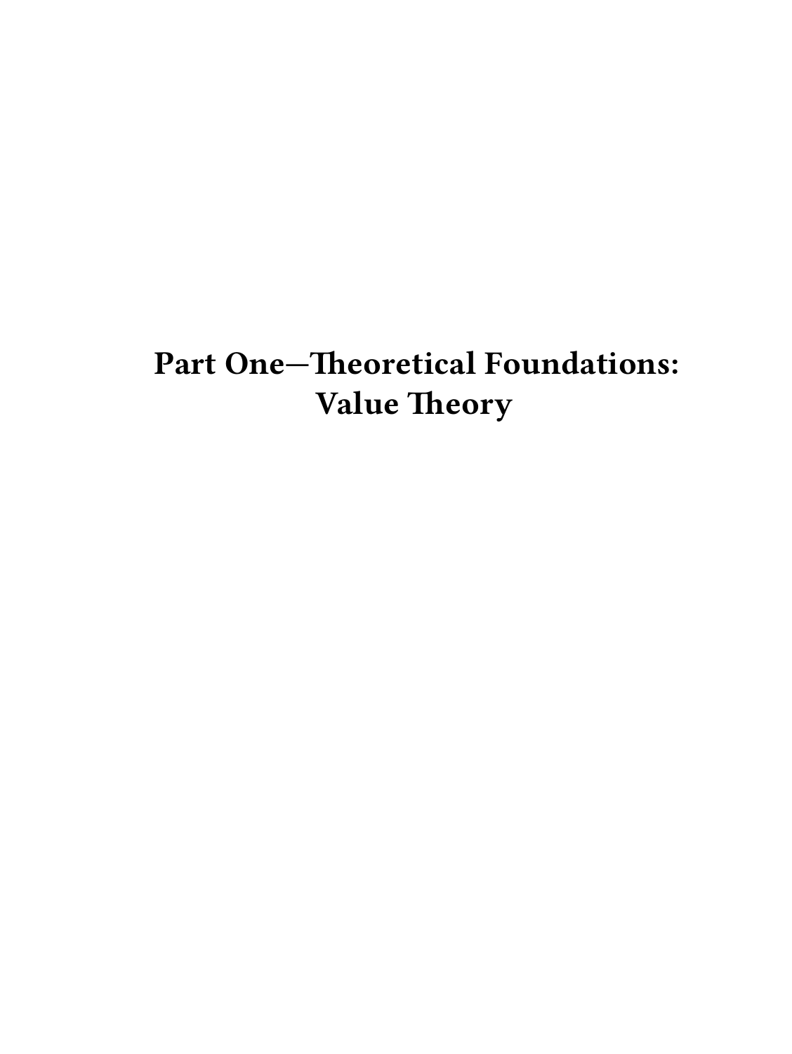# Part One—Theoretical Foundations: Value Theory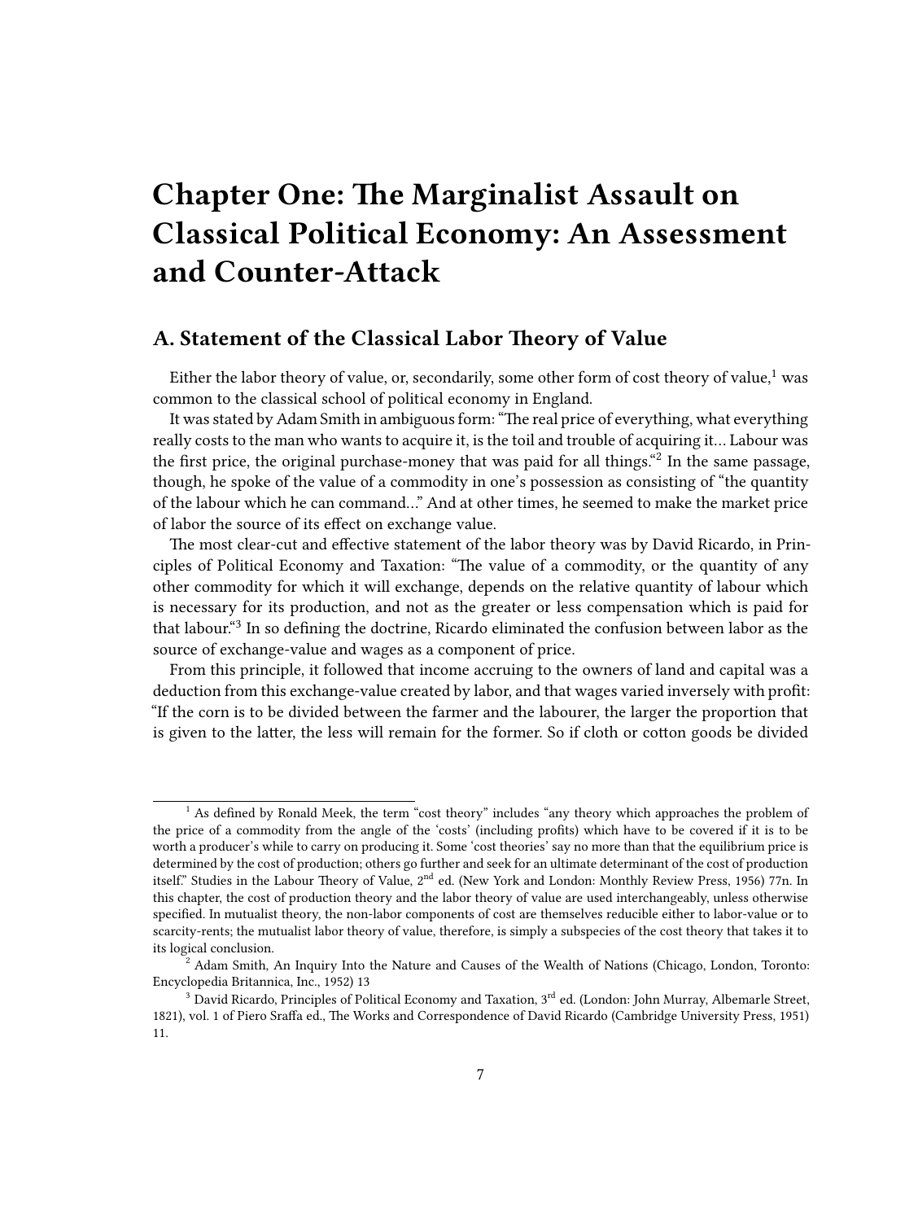# Chapter One: The Marginalist Assault on Classical Political Economy: An Assessment and Counter-Attack

## A. Statement of the Classical Labor Theory of Value

Either the labor theory of value, or, secondarily, some other form of cost theory of value,[1] was common to the classical school of political economy in England.

It was stated by Adam Smith in ambiguous form: "The real price of everything, what everything really costs to the man who wants to acquire it, is the toil and trouble of acquiring it… Labour was the first price, the original purchase-money that was paid for all things."[2] In the same passage, though, he spoke of the value of a commodity in one's possession as consisting of "the quantity of the labour which he can command…" And at other times, he seemed to make the market price of labor the source of its effect on exchange value.

The most clear-cut and effective statement of the labor theory was by David Ricardo, in Principles of Political Economy and Taxation: "The value of a commodity, or the quantity of any other commodity for which it will exchange, depends on the relative quantity of labour which is necessary for its production, and not as the greater or less compensation which is paid for that labour."[3] In so defining the doctrine, Ricardo eliminated the confusion between labor as the source of exchange-value and wages as a component of price.

From this principle, it followed that income accruing to the owners of land and capital was a deduction from this exchange-value created by labor, and that wages varied inversely with profit: "If the corn is to be divided between the farmer and the labourer, the larger the proportion that is given to the latter, the less will remain for the former. So if cloth or cotton goods be divided

---

[1] As defined by Ronald Meek, the term "cost theory" includes "any theory which approaches the problem of the price of a commodity from the angle of the 'costs' (including profits) which have to be covered if it is to be worth a producer's while to carry on producing it. Some 'cost theories' say no more than that the equilibrium price is determined by the cost of production; others go further and seek for an ultimate determinant of the cost of production itself." Studies in the Labour Theory of Value, 2nd ed. (New York and London: Monthly Review Press, 1956) 77n. In this chapter, the cost of production theory and the labor theory of value are used interchangeably, unless otherwise specified. In mutualist theory, the non-labor components of cost are themselves reducible either to labor-value or to scarcity-rents; the mutualist labor theory of value, therefore, is simply a subspecies of the cost theory that takes it to its logical conclusion.

[2] Adam Smith, An Inquiry Into the Nature and Causes of the Wealth of Nations (Chicago, London, Toronto: Encyclopedia Britannica, Inc., 1952) 13

[3] David Ricardo, Principles of Political Economy and Taxation, 3rd ed. (London: John Murray, Albemarle Street, 1821), vol. 1 of Piero Sraffa ed., The Works and Correspondence of David Ricardo (Cambridge University Press, 1951) 11.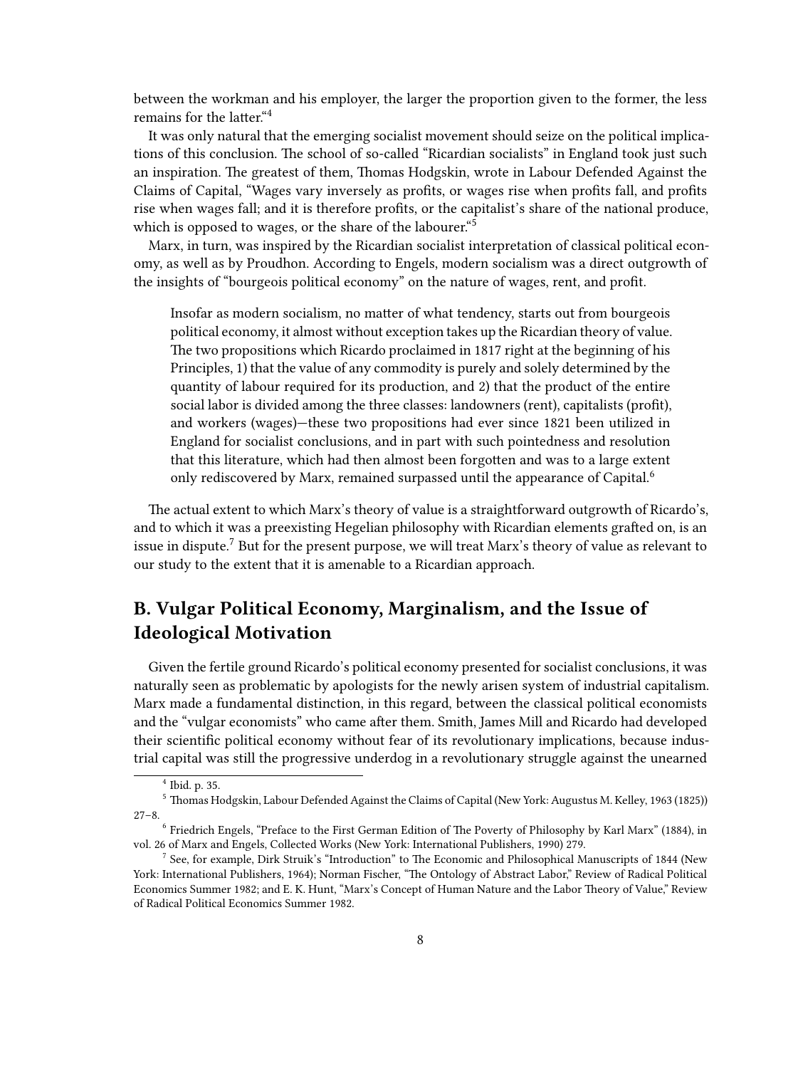between the workman and his employer, the larger the proportion given to the former, the less remains for the latter."[4]

It was only natural that the emerging socialist movement should seize on the political implications of this conclusion. The school of so-called "Ricardian socialists" in England took just such an inspiration. The greatest of them, Thomas Hodgskin, wrote in Labour Defended Against the Claims of Capital, "Wages vary inversely as profits, or wages rise when profits fall, and profits rise when wages fall; and it is therefore profits, or the capitalist's share of the national produce, which is opposed to wages, or the share of the labourer."[5]

Marx, in turn, was inspired by the Ricardian socialist interpretation of classical political economy, as well as by Proudhon. According to Engels, modern socialism was a direct outgrowth of the insights of "bourgeois political economy" on the nature of wages, rent, and profit.

> Insofar as modern socialism, no matter of what tendency, starts out from bourgeois political economy, it almost without exception takes up the Ricardian theory of value. The two propositions which Ricardo proclaimed in 1817 right at the beginning of his Principles, 1) that the value of any commodity is purely and solely determined by the quantity of labour required for its production, and 2) that the product of the entire social labor is divided among the three classes: landowners (rent), capitalists (profit), and workers (wages)—these two propositions had ever since 1821 been utilized in England for socialist conclusions, and in part with such pointedness and resolution that this literature, which had then almost been forgotten and was to a large extent only rediscovered by Marx, remained surpassed until the appearance of Capital.[6]

The actual extent to which Marx's theory of value is a straightforward outgrowth of Ricardo's, and to which it was a preexisting Hegelian philosophy with Ricardian elements grafted on, is an issue in dispute.[7] But for the present purpose, we will treat Marx's theory of value as relevant to our study to the extent that it is amenable to a Ricardian approach.

## B. Vulgar Political Economy, Marginalism, and the Issue of Ideological Motivation

Given the fertile ground Ricardo's political economy presented for socialist conclusions, it was naturally seen as problematic by apologists for the newly arisen system of industrial capitalism. Marx made a fundamental distinction, in this regard, between the classical political economists and the "vulgar economists" who came after them. Smith, James Mill and Ricardo had developed their scientific political economy without fear of its revolutionary implications, because industrial capital was still the progressive underdog in a revolutionary struggle against the unearned

---

[4] Ibid. p. 35.

[5] Thomas Hodgskin, Labour Defended Against the Claims of Capital (New York: Augustus M. Kelley, 1963 (1825)) 27–8.

[6] Friedrich Engels, "Preface to the First German Edition of The Poverty of Philosophy by Karl Marx" (1884), in vol. 26 of Marx and Engels, Collected Works (New York: International Publishers, 1990) 279.

[7] See, for example, Dirk Struik's "Introduction" to The Economic and Philosophical Manuscripts of 1844 (New York: International Publishers, 1964); Norman Fischer, "The Ontology of Abstract Labor," Review of Radical Political Economics Summer 1982; and E. K. Hunt, "Marx's Concept of Human Nature and the Labor Theory of Value," Review of Radical Political Economics Summer 1982.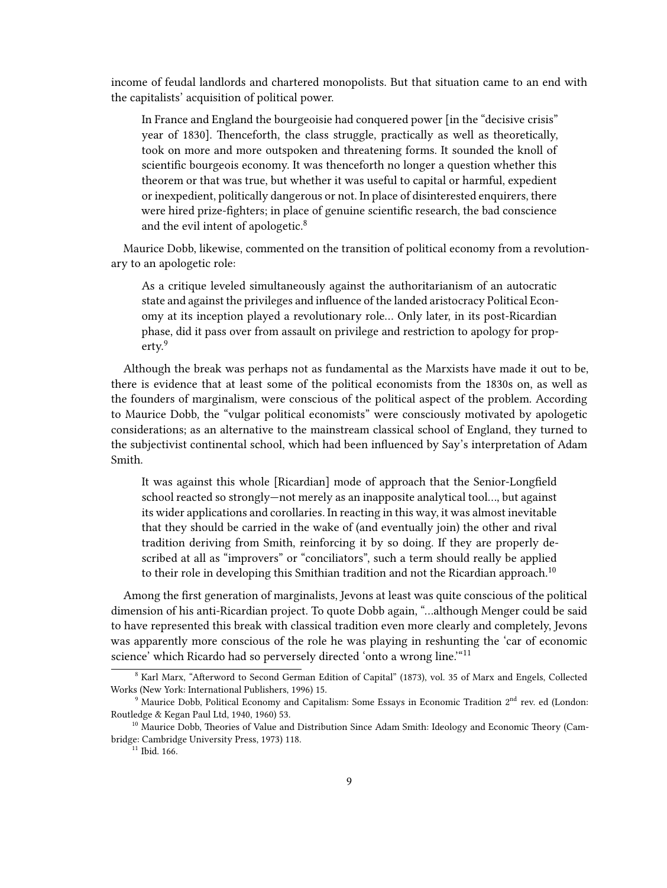income of feudal landlords and chartered monopolists. But that situation came to an end with the capitalists' acquisition of political power.

> In France and England the bourgeoisie had conquered power [in the "decisive crisis" year of 1830]. Thenceforth, the class struggle, practically as well as theoretically, took on more and more outspoken and threatening forms. It sounded the knoll of scientific bourgeois economy. It was thenceforth no longer a question whether this theorem or that was true, but whether it was useful to capital or harmful, expedient or inexpedient, politically dangerous or not. In place of disinterested enquirers, there were hired prize-fighters; in place of genuine scientific research, the bad conscience and the evil intent of apologetic.[8]

Maurice Dobb, likewise, commented on the transition of political economy from a revolutionary to an apologetic role:

> As a critique leveled simultaneously against the authoritarianism of an autocratic state and against the privileges and influence of the landed aristocracy Political Economy at its inception played a revolutionary role… Only later, in its post-Ricardian phase, did it pass over from assault on privilege and restriction to apology for property.[9]

Although the break was perhaps not as fundamental as the Marxists have made it out to be, there is evidence that at least some of the political economists from the 1830s on, as well as the founders of marginalism, were conscious of the political aspect of the problem. According to Maurice Dobb, the "vulgar political economists" were consciously motivated by apologetic considerations; as an alternative to the mainstream classical school of England, they turned to the subjectivist continental school, which had been influenced by Say's interpretation of Adam Smith.

> It was against this whole [Ricardian] mode of approach that the Senior-Longfield school reacted so strongly—not merely as an inapposite analytical tool…, but against its wider applications and corollaries. In reacting in this way, it was almost inevitable that they should be carried in the wake of (and eventually join) the other and rival tradition deriving from Smith, reinforcing it by so doing. If they are properly described at all as "improvers" or "conciliators", such a term should really be applied to their role in developing this Smithian tradition and not the Ricardian approach.[10]

Among the first generation of marginalists, Jevons at least was quite conscious of the political dimension of his anti-Ricardian project. To quote Dobb again, "…although Menger could be said to have represented this break with classical tradition even more clearly and completely, Jevons was apparently more conscious of the role he was playing in reshunting the 'car of economic science' which Ricardo had so perversely directed 'onto a wrong line.'"[11]

---

[8] Karl Marx, "Afterword to Second German Edition of Capital" (1873), vol. 35 of Marx and Engels, Collected Works (New York: International Publishers, 1996) 15.

[9] Maurice Dobb, Political Economy and Capitalism: Some Essays in Economic Tradition 2nd rev. ed (London: Routledge & Kegan Paul Ltd, 1940, 1960) 53.

[10] Maurice Dobb, Theories of Value and Distribution Since Adam Smith: Ideology and Economic Theory (Cambridge: Cambridge University Press, 1973) 118.

[11] Ibid. 166.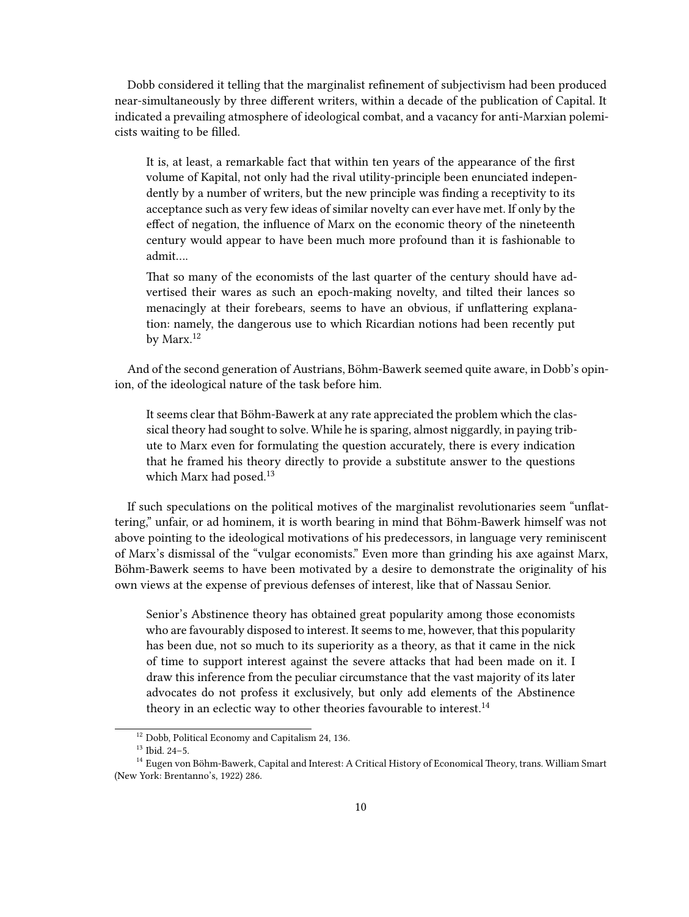Dobb considered it telling that the marginalist refinement of subjectivism had been produced near-simultaneously by three different writers, within a decade of the publication of Capital. It indicated a prevailing atmosphere of ideological combat, and a vacancy for anti-Marxian polemicists waiting to be filled.

> It is, at least, a remarkable fact that within ten years of the appearance of the first volume of Kapital, not only had the rival utility-principle been enunciated independently by a number of writers, but the new principle was finding a receptivity to its acceptance such as very few ideas of similar novelty can ever have met. If only by the effect of negation, the influence of Marx on the economic theory of the nineteenth century would appear to have been much more profound than it is fashionable to admit….
>
> That so many of the economists of the last quarter of the century should have advertised their wares as such an epoch-making novelty, and tilted their lances so menacingly at their forebears, seems to have an obvious, if unflattering explanation: namely, the dangerous use to which Ricardian notions had been recently put by Marx.[12]

And of the second generation of Austrians, Böhm-Bawerk seemed quite aware, in Dobb's opinion, of the ideological nature of the task before him.

> It seems clear that Böhm-Bawerk at any rate appreciated the problem which the classical theory had sought to solve. While he is sparing, almost niggardly, in paying tribute to Marx even for formulating the question accurately, there is every indication that he framed his theory directly to provide a substitute answer to the questions which Marx had posed.[13]

If such speculations on the political motives of the marginalist revolutionaries seem "unflattering," unfair, or ad hominem, it is worth bearing in mind that Böhm-Bawerk himself was not above pointing to the ideological motivations of his predecessors, in language very reminiscent of Marx's dismissal of the "vulgar economists." Even more than grinding his axe against Marx, Böhm-Bawerk seems to have been motivated by a desire to demonstrate the originality of his own views at the expense of previous defenses of interest, like that of Nassau Senior.

> Senior's Abstinence theory has obtained great popularity among those economists who are favourably disposed to interest. It seems to me, however, that this popularity has been due, not so much to its superiority as a theory, as that it came in the nick of time to support interest against the severe attacks that had been made on it. I draw this inference from the peculiar circumstance that the vast majority of its later advocates do not profess it exclusively, but only add elements of the Abstinence theory in an eclectic way to other theories favourable to interest.[14]

---

[12] Dobb, Political Economy and Capitalism 24, 136.

[13] Ibid. 24–5.

[14] Eugen von Böhm-Bawerk, Capital and Interest: A Critical History of Economical Theory, trans. William Smart (New York: Brentanno's, 1922) 286.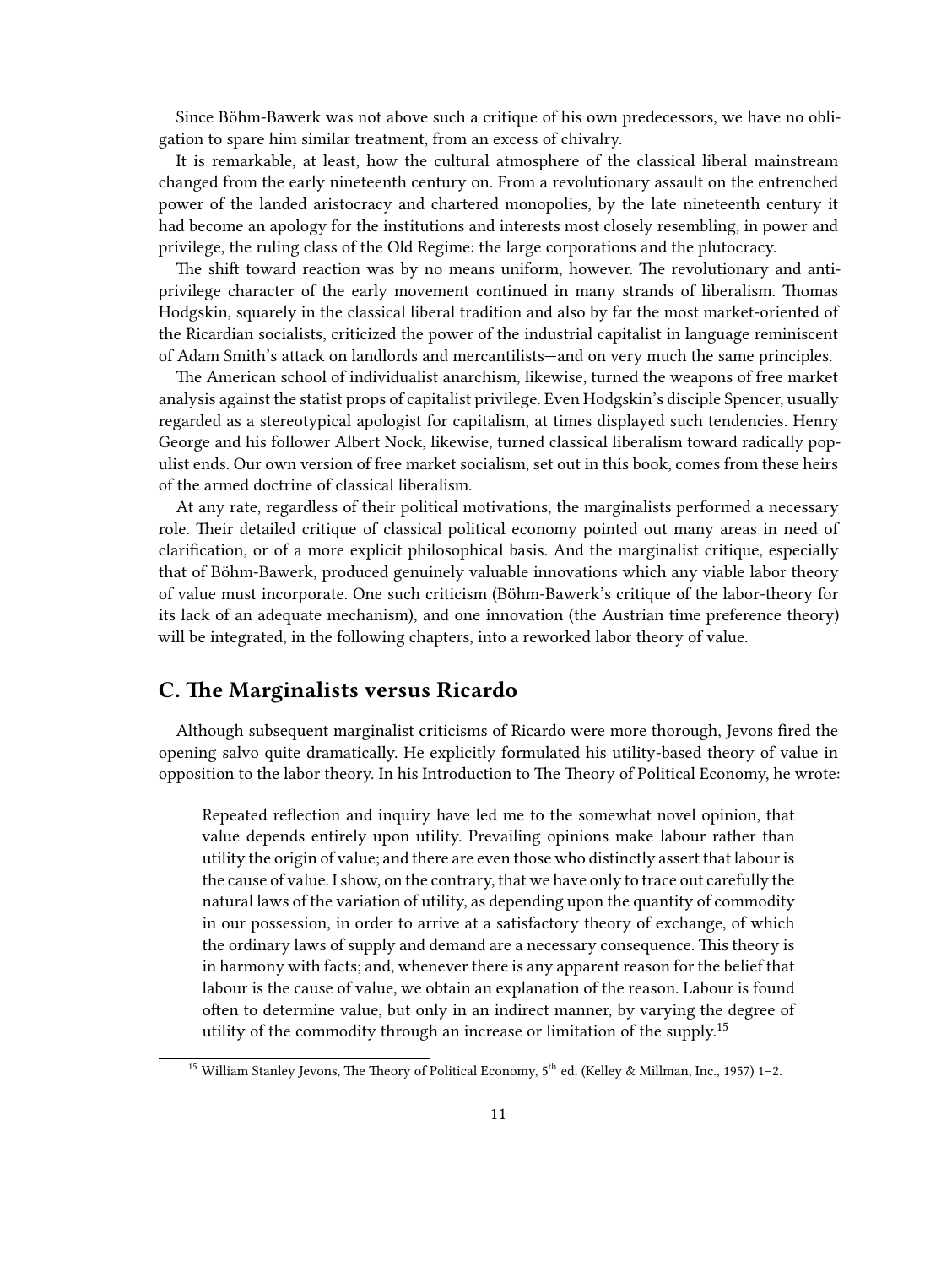Since Böhm-Bawerk was not above such a critique of his own predecessors, we have no obligation to spare him similar treatment, from an excess of chivalry.

It is remarkable, at least, how the cultural atmosphere of the classical liberal mainstream changed from the early nineteenth century on. From a revolutionary assault on the entrenched power of the landed aristocracy and chartered monopolies, by the late nineteenth century it had become an apology for the institutions and interests most closely resembling, in power and privilege, the ruling class of the Old Regime: the large corporations and the plutocracy.

The shift toward reaction was by no means uniform, however. The revolutionary and anti-privilege character of the early movement continued in many strands of liberalism. Thomas Hodgskin, squarely in the classical liberal tradition and also by far the most market-oriented of the Ricardian socialists, criticized the power of the industrial capitalist in language reminiscent of Adam Smith's attack on landlords and mercantilists—and on very much the same principles.

The American school of individualist anarchism, likewise, turned the weapons of free market analysis against the statist props of capitalist privilege. Even Hodgskin's disciple Spencer, usually regarded as a stereotypical apologist for capitalism, at times displayed such tendencies. Henry George and his follower Albert Nock, likewise, turned classical liberalism toward radically populist ends. Our own version of free market socialism, set out in this book, comes from these heirs of the armed doctrine of classical liberalism.

At any rate, regardless of their political motivations, the marginalists performed a necessary role. Their detailed critique of classical political economy pointed out many areas in need of clarification, or of a more explicit philosophical basis. And the marginalist critique, especially that of Böhm-Bawerk, produced genuinely valuable innovations which any viable labor theory of value must incorporate. One such criticism (Böhm-Bawerk's critique of the labor-theory for its lack of an adequate mechanism), and one innovation (the Austrian time preference theory) will be integrated, in the following chapters, into a reworked labor theory of value.

## C. The Marginalists versus Ricardo

Although subsequent marginalist criticisms of Ricardo were more thorough, Jevons fired the opening salvo quite dramatically. He explicitly formulated his utility-based theory of value in opposition to the labor theory. In his Introduction to The Theory of Political Economy, he wrote:

> Repeated reflection and inquiry have led me to the somewhat novel opinion, that value depends entirely upon utility. Prevailing opinions make labour rather than utility the origin of value; and there are even those who distinctly assert that labour is the cause of value. I show, on the contrary, that we have only to trace out carefully the natural laws of the variation of utility, as depending upon the quantity of commodity in our possession, in order to arrive at a satisfactory theory of exchange, of which the ordinary laws of supply and demand are a necessary consequence. This theory is in harmony with facts; and, whenever there is any apparent reason for the belief that labour is the cause of value, we obtain an explanation of the reason. Labour is found often to determine value, but only in an indirect manner, by varying the degree of utility of the commodity through an increase or limitation of the supply.[15]

[15] William Stanley Jevons, The Theory of Political Economy, 5th ed. (Kelley & Millman, Inc., 1957) 1–2.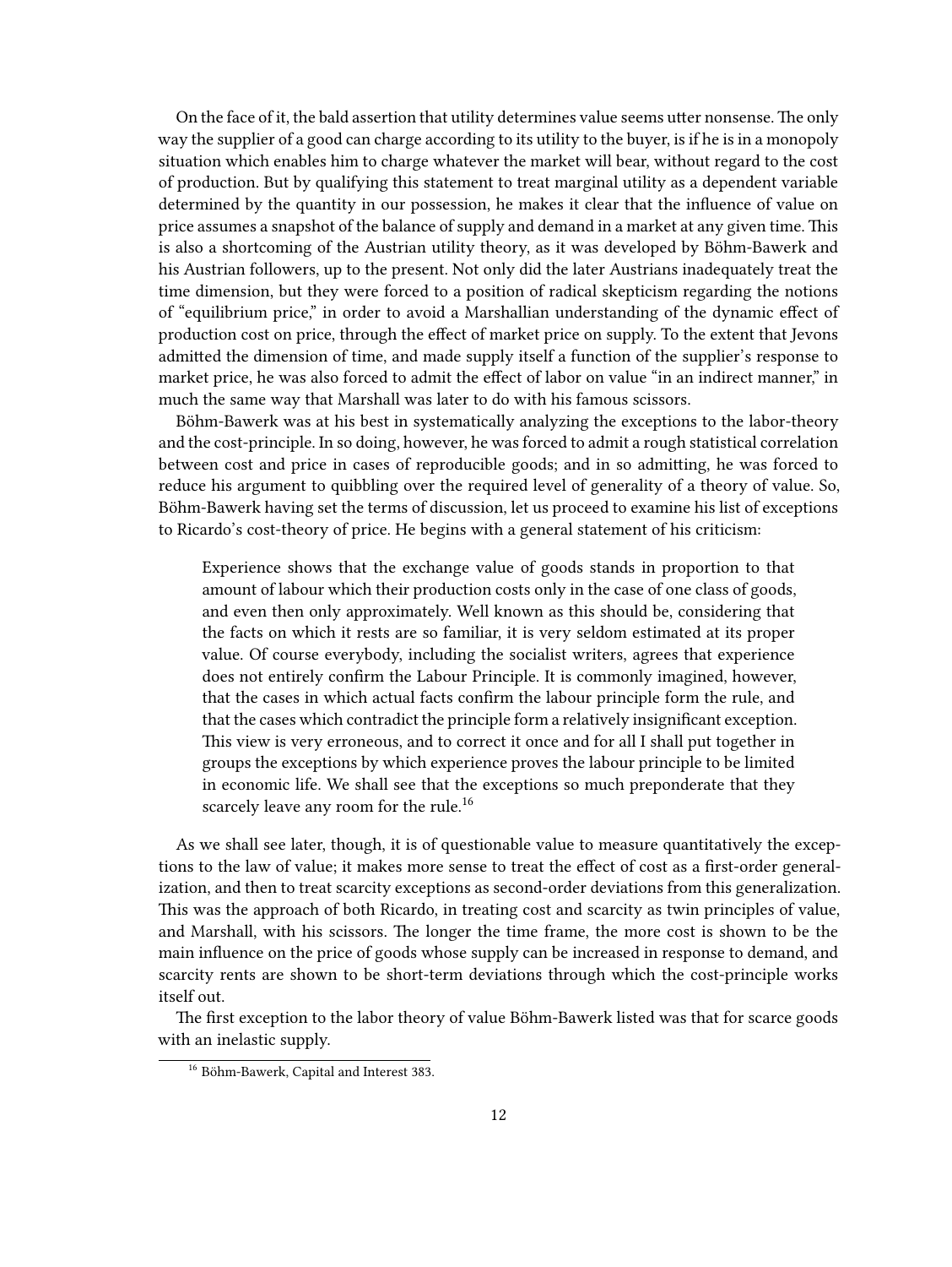On the face of it, the bald assertion that utility determines value seems utter nonsense. The only way the supplier of a good can charge according to its utility to the buyer, is if he is in a monopoly situation which enables him to charge whatever the market will bear, without regard to the cost of production. But by qualifying this statement to treat marginal utility as a dependent variable determined by the quantity in our possession, he makes it clear that the influence of value on price assumes a snapshot of the balance of supply and demand in a market at any given time. This is also a shortcoming of the Austrian utility theory, as it was developed by Böhm-Bawerk and his Austrian followers, up to the present. Not only did the later Austrians inadequately treat the time dimension, but they were forced to a position of radical skepticism regarding the notions of "equilibrium price," in order to avoid a Marshallian understanding of the dynamic effect of production cost on price, through the effect of market price on supply. To the extent that Jevons admitted the dimension of time, and made supply itself a function of the supplier's response to market price, he was also forced to admit the effect of labor on value "in an indirect manner," in much the same way that Marshall was later to do with his famous scissors.

Böhm-Bawerk was at his best in systematically analyzing the exceptions to the labor-theory and the cost-principle. In so doing, however, he was forced to admit a rough statistical correlation between cost and price in cases of reproducible goods; and in so admitting, he was forced to reduce his argument to quibbling over the required level of generality of a theory of value. So, Böhm-Bawerk having set the terms of discussion, let us proceed to examine his list of exceptions to Ricardo's cost-theory of price. He begins with a general statement of his criticism:

> Experience shows that the exchange value of goods stands in proportion to that amount of labour which their production costs only in the case of one class of goods, and even then only approximately. Well known as this should be, considering that the facts on which it rests are so familiar, it is very seldom estimated at its proper value. Of course everybody, including the socialist writers, agrees that experience does not entirely confirm the Labour Principle. It is commonly imagined, however, that the cases in which actual facts confirm the labour principle form the rule, and that the cases which contradict the principle form a relatively insignificant exception. This view is very erroneous, and to correct it once and for all I shall put together in groups the exceptions by which experience proves the labour principle to be limited in economic life. We shall see that the exceptions so much preponderate that they scarcely leave any room for the rule.[16]

As we shall see later, though, it is of questionable value to measure quantitatively the exceptions to the law of value; it makes more sense to treat the effect of cost as a first-order generalization, and then to treat scarcity exceptions as second-order deviations from this generalization. This was the approach of both Ricardo, in treating cost and scarcity as twin principles of value, and Marshall, with his scissors. The longer the time frame, the more cost is shown to be the main influence on the price of goods whose supply can be increased in response to demand, and scarcity rents are shown to be short-term deviations through which the cost-principle works itself out.

The first exception to the labor theory of value Böhm-Bawerk listed was that for scarce goods with an inelastic supply.

[16] Böhm-Bawerk, Capital and Interest 383.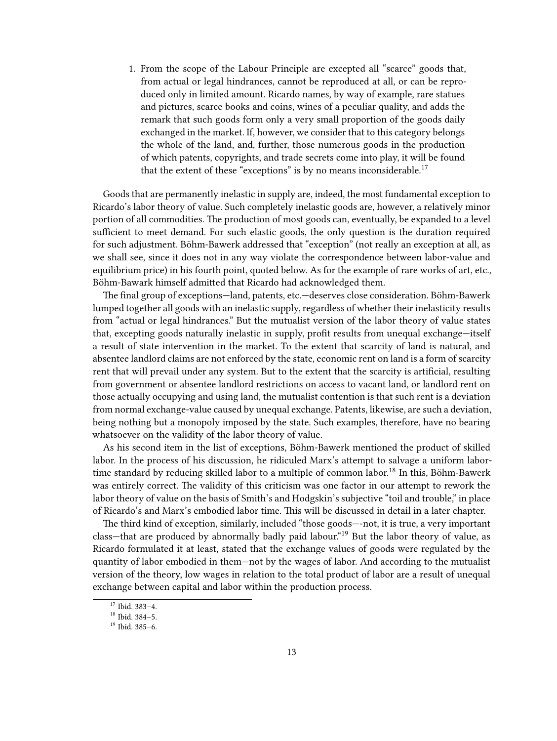1. From the scope of the Labour Principle are excepted all "scarce" goods that, from actual or legal hindrances, cannot be reproduced at all, or can be reproduced only in limited amount. Ricardo names, by way of example, rare statues and pictures, scarce books and coins, wines of a peculiar quality, and adds the remark that such goods form only a very small proportion of the goods daily exchanged in the market. If, however, we consider that to this category belongs the whole of the land, and, further, those numerous goods in the production of which patents, copyrights, and trade secrets come into play, it will be found that the extent of these "exceptions" is by no means inconsiderable.[17]

Goods that are permanently inelastic in supply are, indeed, the most fundamental exception to Ricardo's labor theory of value. Such completely inelastic goods are, however, a relatively minor portion of all commodities. The production of most goods can, eventually, be expanded to a level sufficient to meet demand. For such elastic goods, the only question is the duration required for such adjustment. Böhm-Bawerk addressed that "exception" (not really an exception at all, as we shall see, since it does not in any way violate the correspondence between labor-value and equilibrium price) in his fourth point, quoted below. As for the example of rare works of art, etc., Böhm-Bawark himself admitted that Ricardo had acknowledged them.

The final group of exceptions—land, patents, etc.—deserves close consideration. Böhm-Bawerk lumped together all goods with an inelastic supply, regardless of whether their inelasticity results from "actual or legal hindrances." But the mutualist version of the labor theory of value states that, excepting goods naturally inelastic in supply, profit results from unequal exchange—itself a result of state intervention in the market. To the extent that scarcity of land is natural, and absentee landlord claims are not enforced by the state, economic rent on land is a form of scarcity rent that will prevail under any system. But to the extent that the scarcity is artificial, resulting from government or absentee landlord restrictions on access to vacant land, or landlord rent on those actually occupying and using land, the mutualist contention is that such rent is a deviation from normal exchange-value caused by unequal exchange. Patents, likewise, are such a deviation, being nothing but a monopoly imposed by the state. Such examples, therefore, have no bearing whatsoever on the validity of the labor theory of value.

As his second item in the list of exceptions, Böhm-Bawerk mentioned the product of skilled labor. In the process of his discussion, he ridiculed Marx's attempt to salvage a uniform labor-time standard by reducing skilled labor to a multiple of common labor.[18] In this, Böhm-Bawerk was entirely correct. The validity of this criticism was one factor in our attempt to rework the labor theory of value on the basis of Smith's and Hodgskin's subjective "toil and trouble," in place of Ricardo's and Marx's embodied labor time. This will be discussed in detail in a later chapter.

The third kind of exception, similarly, included "those goods—-not, it is true, a very important class—that are produced by abnormally badly paid labour."[19] But the labor theory of value, as Ricardo formulated it at least, stated that the exchange values of goods were regulated by the quantity of labor embodied in them—not by the wages of labor. And according to the mutualist version of the theory, low wages in relation to the total product of labor are a result of unequal exchange between capital and labor within the production process.

[17] Ibid. 383–4.
[18] Ibid. 384–5.
[19] Ibid. 385–6.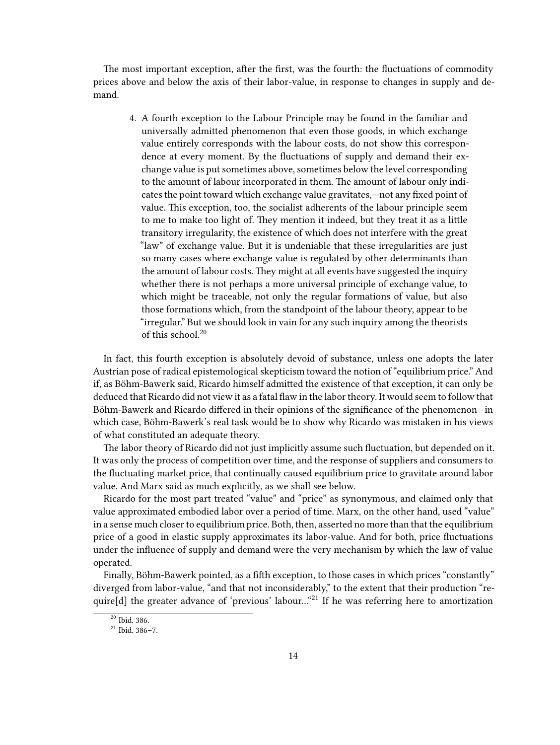The most important exception, after the first, was the fourth: the fluctuations of commodity prices above and below the axis of their labor-value, in response to changes in supply and demand.

> 4. A fourth exception to the Labour Principle may be found in the familiar and universally admitted phenomenon that even those goods, in which exchange value entirely corresponds with the labour costs, do not show this correspondence at every moment. By the fluctuations of supply and demand their exchange value is put sometimes above, sometimes below the level corresponding to the amount of labour incorporated in them. The amount of labour only indicates the point toward which exchange value gravitates,—not any fixed point of value. This exception, too, the socialist adherents of the labour principle seem to me to make too light of. They mention it indeed, but they treat it as a little transitory irregularity, the existence of which does not interfere with the great "law" of exchange value. But it is undeniable that these irregularities are just so many cases where exchange value is regulated by other determinants than the amount of labour costs. They might at all events have suggested the inquiry whether there is not perhaps a more universal principle of exchange value, to which might be traceable, not only the regular formations of value, but also those formations which, from the standpoint of the labour theory, appear to be "irregular." But we should look in vain for any such inquiry among the theorists of this school.[20]

In fact, this fourth exception is absolutely devoid of substance, unless one adopts the later Austrian pose of radical epistemological skepticism toward the notion of "equilibrium price." And if, as Böhm-Bawerk said, Ricardo himself admitted the existence of that exception, it can only be deduced that Ricardo did not view it as a fatal flaw in the labor theory. It would seem to follow that Böhm-Bawerk and Ricardo differed in their opinions of the significance of the phenomenon—in which case, Böhm-Bawerk's real task would be to show why Ricardo was mistaken in his views of what constituted an adequate theory.

The labor theory of Ricardo did not just implicitly assume such fluctuation, but depended on it. It was only the process of competition over time, and the response of suppliers and consumers to the fluctuating market price, that continually caused equilibrium price to gravitate around labor value. And Marx said as much explicitly, as we shall see below.

Ricardo for the most part treated "value" and "price" as synonymous, and claimed only that value approximated embodied labor over a period of time. Marx, on the other hand, used "value" in a sense much closer to equilibrium price. Both, then, asserted no more than that the equilibrium price of a good in elastic supply approximates its labor-value. And for both, price fluctuations under the influence of supply and demand were the very mechanism by which the law of value operated.

Finally, Böhm-Bawerk pointed, as a fifth exception, to those cases in which prices "constantly" diverged from labor-value, "and that not inconsiderably," to the extent that their production "require[d] the greater advance of 'previous' labour…"[21] If he was referring here to amortization

[20] Ibid. 386.

[21] Ibid. 386–7.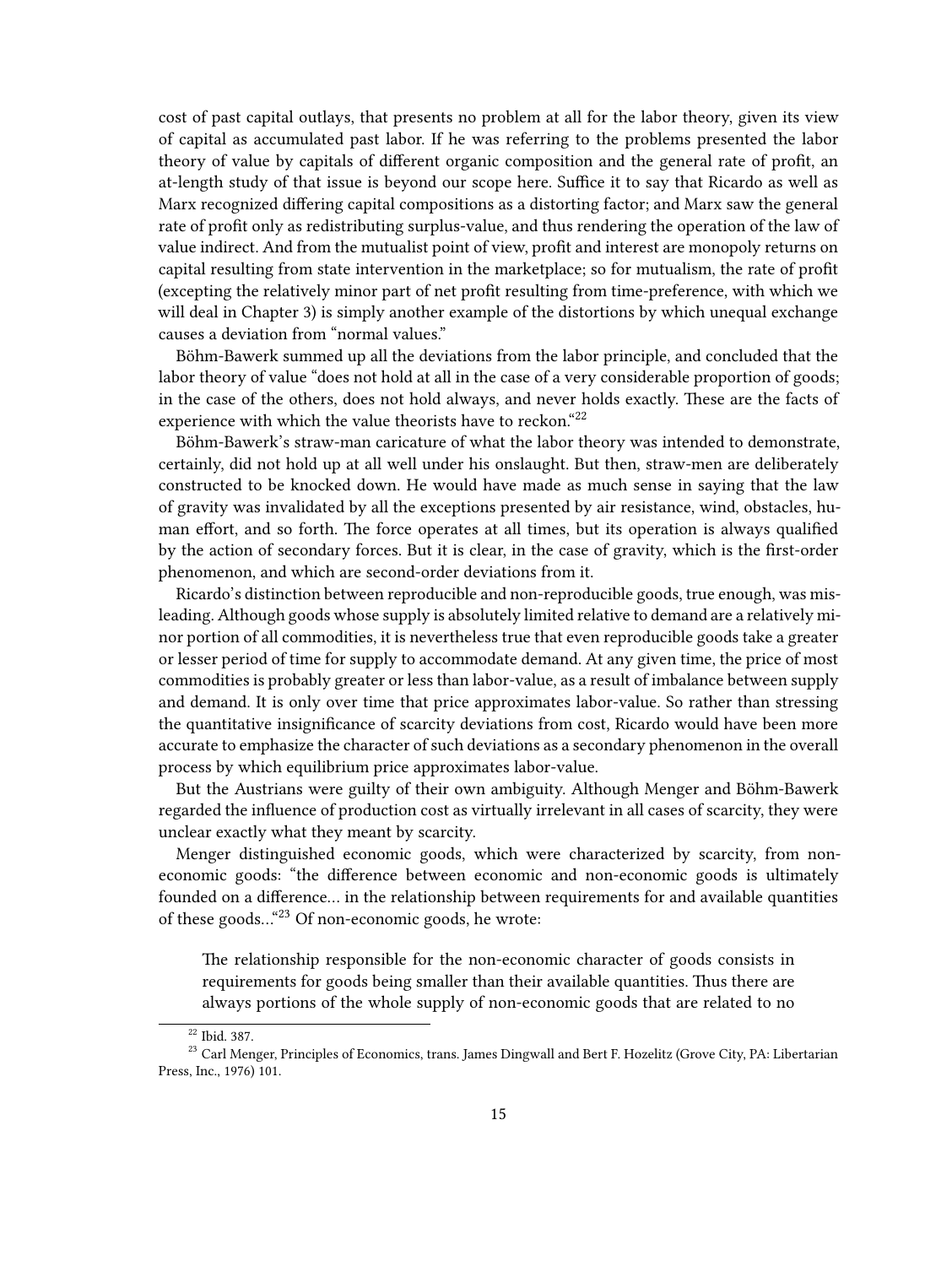cost of past capital outlays, that presents no problem at all for the labor theory, given its view of capital as accumulated past labor. If he was referring to the problems presented the labor theory of value by capitals of different organic composition and the general rate of profit, an at-length study of that issue is beyond our scope here. Suffice it to say that Ricardo as well as Marx recognized differing capital compositions as a distorting factor; and Marx saw the general rate of profit only as redistributing surplus-value, and thus rendering the operation of the law of value indirect. And from the mutualist point of view, profit and interest are monopoly returns on capital resulting from state intervention in the marketplace; so for mutualism, the rate of profit (excepting the relatively minor part of net profit resulting from time-preference, with which we will deal in Chapter 3) is simply another example of the distortions by which unequal exchange causes a deviation from "normal values."

Böhm-Bawerk summed up all the deviations from the labor principle, and concluded that the labor theory of value "does not hold at all in the case of a very considerable proportion of goods; in the case of the others, does not hold always, and never holds exactly. These are the facts of experience with which the value theorists have to reckon."[22]

Böhm-Bawerk's straw-man caricature of what the labor theory was intended to demonstrate, certainly, did not hold up at all well under his onslaught. But then, straw-men are deliberately constructed to be knocked down. He would have made as much sense in saying that the law of gravity was invalidated by all the exceptions presented by air resistance, wind, obstacles, human effort, and so forth. The force operates at all times, but its operation is always qualified by the action of secondary forces. But it is clear, in the case of gravity, which is the first-order phenomenon, and which are second-order deviations from it.

Ricardo's distinction between reproducible and non-reproducible goods, true enough, was misleading. Although goods whose supply is absolutely limited relative to demand are a relatively minor portion of all commodities, it is nevertheless true that even reproducible goods take a greater or lesser period of time for supply to accommodate demand. At any given time, the price of most commodities is probably greater or less than labor-value, as a result of imbalance between supply and demand. It is only over time that price approximates labor-value. So rather than stressing the quantitative insignificance of scarcity deviations from cost, Ricardo would have been more accurate to emphasize the character of such deviations as a secondary phenomenon in the overall process by which equilibrium price approximates labor-value.

But the Austrians were guilty of their own ambiguity. Although Menger and Böhm-Bawerk regarded the influence of production cost as virtually irrelevant in all cases of scarcity, they were unclear exactly what they meant by scarcity.

Menger distinguished economic goods, which were characterized by scarcity, from non-economic goods: "the difference between economic and non-economic goods is ultimately founded on a difference… in the relationship between requirements for and available quantities of these goods…"[23] Of non-economic goods, he wrote:

> The relationship responsible for the non-economic character of goods consists in requirements for goods being smaller than their available quantities. Thus there are always portions of the whole supply of non-economic goods that are related to no

[22] Ibid. 387.

[23] Carl Menger, Principles of Economics, trans. James Dingwall and Bert F. Hozelitz (Grove City, PA: Libertarian Press, Inc., 1976) 101.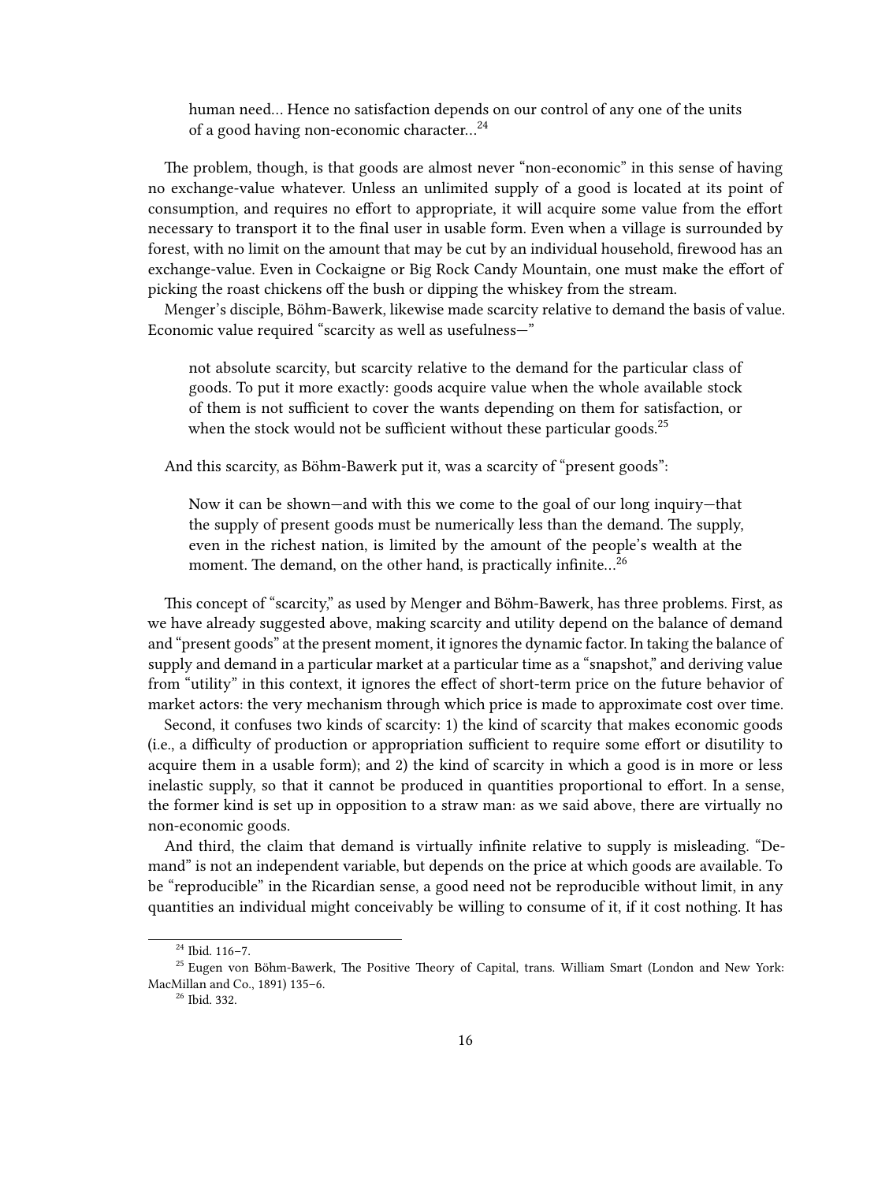> human need… Hence no satisfaction depends on our control of any one of the units of a good having non-economic character…[24]

The problem, though, is that goods are almost never "non-economic" in this sense of having no exchange-value whatever. Unless an unlimited supply of a good is located at its point of consumption, and requires no effort to appropriate, it will acquire some value from the effort necessary to transport it to the final user in usable form. Even when a village is surrounded by forest, with no limit on the amount that may be cut by an individual household, firewood has an exchange-value. Even in Cockaigne or Big Rock Candy Mountain, one must make the effort of picking the roast chickens off the bush or dipping the whiskey from the stream.

Menger's disciple, Böhm-Bawerk, likewise made scarcity relative to demand the basis of value. Economic value required "scarcity as well as usefulness—"

> not absolute scarcity, but scarcity relative to the demand for the particular class of goods. To put it more exactly: goods acquire value when the whole available stock of them is not sufficient to cover the wants depending on them for satisfaction, or when the stock would not be sufficient without these particular goods.[25]

And this scarcity, as Böhm-Bawerk put it, was a scarcity of "present goods":

> Now it can be shown—and with this we come to the goal of our long inquiry—that the supply of present goods must be numerically less than the demand. The supply, even in the richest nation, is limited by the amount of the people's wealth at the moment. The demand, on the other hand, is practically infinite…[26]

This concept of "scarcity," as used by Menger and Böhm-Bawerk, has three problems. First, as we have already suggested above, making scarcity and utility depend on the balance of demand and "present goods" at the present moment, it ignores the dynamic factor. In taking the balance of supply and demand in a particular market at a particular time as a "snapshot," and deriving value from "utility" in this context, it ignores the effect of short-term price on the future behavior of market actors: the very mechanism through which price is made to approximate cost over time.

Second, it confuses two kinds of scarcity: 1) the kind of scarcity that makes economic goods (i.e., a difficulty of production or appropriation sufficient to require some effort or disutility to acquire them in a usable form); and 2) the kind of scarcity in which a good is in more or less inelastic supply, so that it cannot be produced in quantities proportional to effort. In a sense, the former kind is set up in opposition to a straw man: as we said above, there are virtually no non-economic goods.

And third, the claim that demand is virtually infinite relative to supply is misleading. "Demand" is not an independent variable, but depends on the price at which goods are available. To be "reproducible" in the Ricardian sense, a good need not be reproducible without limit, in any quantities an individual might conceivably be willing to consume of it, if it cost nothing. It has

---

[24] Ibid. 116–7.

[25] Eugen von Böhm-Bawerk, The Positive Theory of Capital, trans. William Smart (London and New York: MacMillan and Co., 1891) 135–6.

[26] Ibid. 332.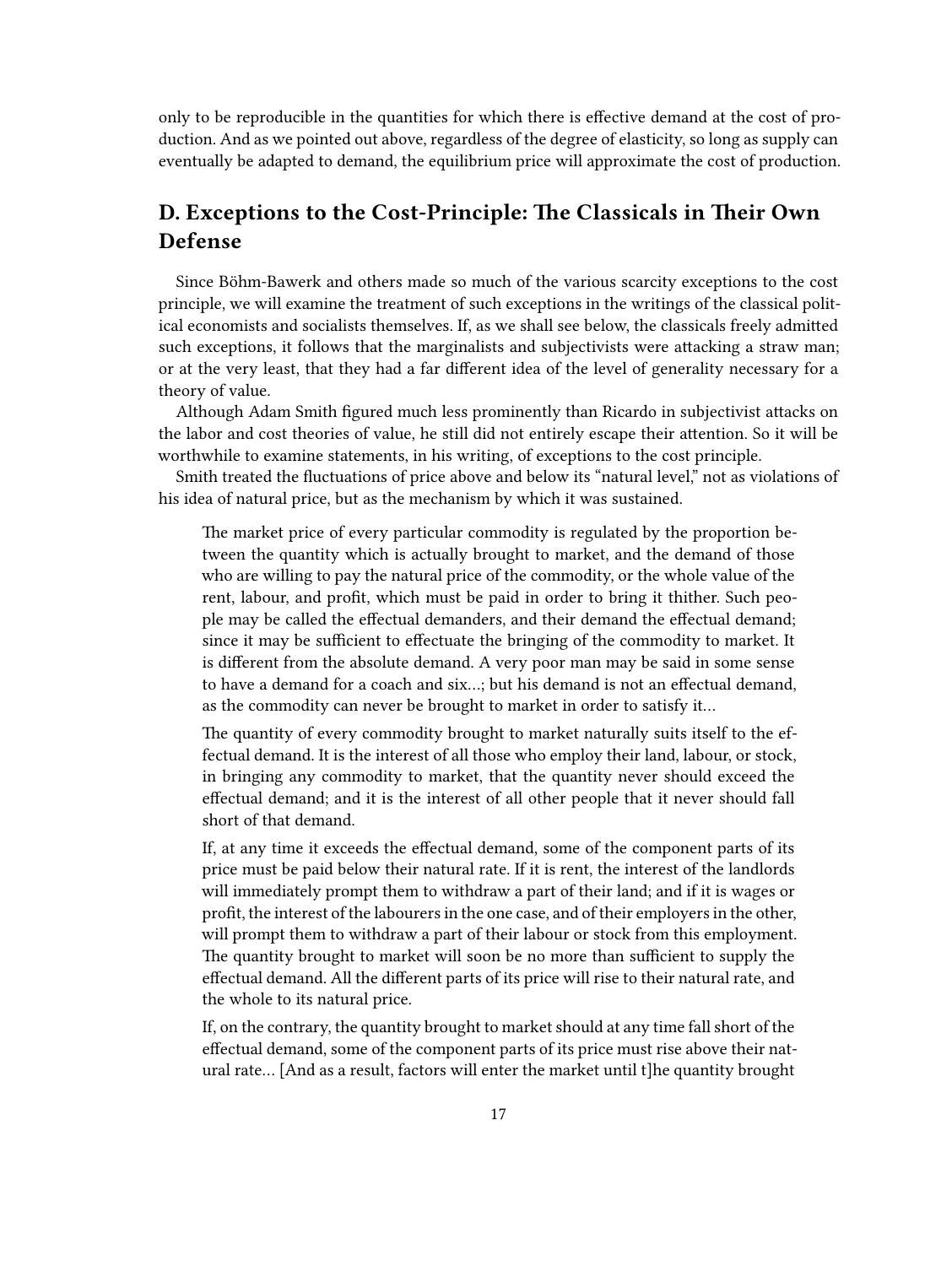only to be reproducible in the quantities for which there is effective demand at the cost of production. And as we pointed out above, regardless of the degree of elasticity, so long as supply can eventually be adapted to demand, the equilibrium price will approximate the cost of production.

## D. Exceptions to the Cost-Principle: The Classicals in Their Own Defense

Since Böhm-Bawerk and others made so much of the various scarcity exceptions to the cost principle, we will examine the treatment of such exceptions in the writings of the classical political economists and socialists themselves. If, as we shall see below, the classicals freely admitted such exceptions, it follows that the marginalists and subjectivists were attacking a straw man; or at the very least, that they had a far different idea of the level of generality necessary for a theory of value.

Although Adam Smith figured much less prominently than Ricardo in subjectivist attacks on the labor and cost theories of value, he still did not entirely escape their attention. So it will be worthwhile to examine statements, in his writing, of exceptions to the cost principle.

Smith treated the fluctuations of price above and below its "natural level," not as violations of his idea of natural price, but as the mechanism by which it was sustained.

> The market price of every particular commodity is regulated by the proportion between the quantity which is actually brought to market, and the demand of those who are willing to pay the natural price of the commodity, or the whole value of the rent, labour, and profit, which must be paid in order to bring it thither. Such people may be called the effectual demanders, and their demand the effectual demand; since it may be sufficient to effectuate the bringing of the commodity to market. It is different from the absolute demand. A very poor man may be said in some sense to have a demand for a coach and six…; but his demand is not an effectual demand, as the commodity can never be brought to market in order to satisfy it…
>
> The quantity of every commodity brought to market naturally suits itself to the effectual demand. It is the interest of all those who employ their land, labour, or stock, in bringing any commodity to market, that the quantity never should exceed the effectual demand; and it is the interest of all other people that it never should fall short of that demand.
>
> If, at any time it exceeds the effectual demand, some of the component parts of its price must be paid below their natural rate. If it is rent, the interest of the landlords will immediately prompt them to withdraw a part of their land; and if it is wages or profit, the interest of the labourers in the one case, and of their employers in the other, will prompt them to withdraw a part of their labour or stock from this employment. The quantity brought to market will soon be no more than sufficient to supply the effectual demand. All the different parts of its price will rise to their natural rate, and the whole to its natural price.
>
> If, on the contrary, the quantity brought to market should at any time fall short of the effectual demand, some of the component parts of its price must rise above their natural rate… [And as a result, factors will enter the market until t]he quantity brought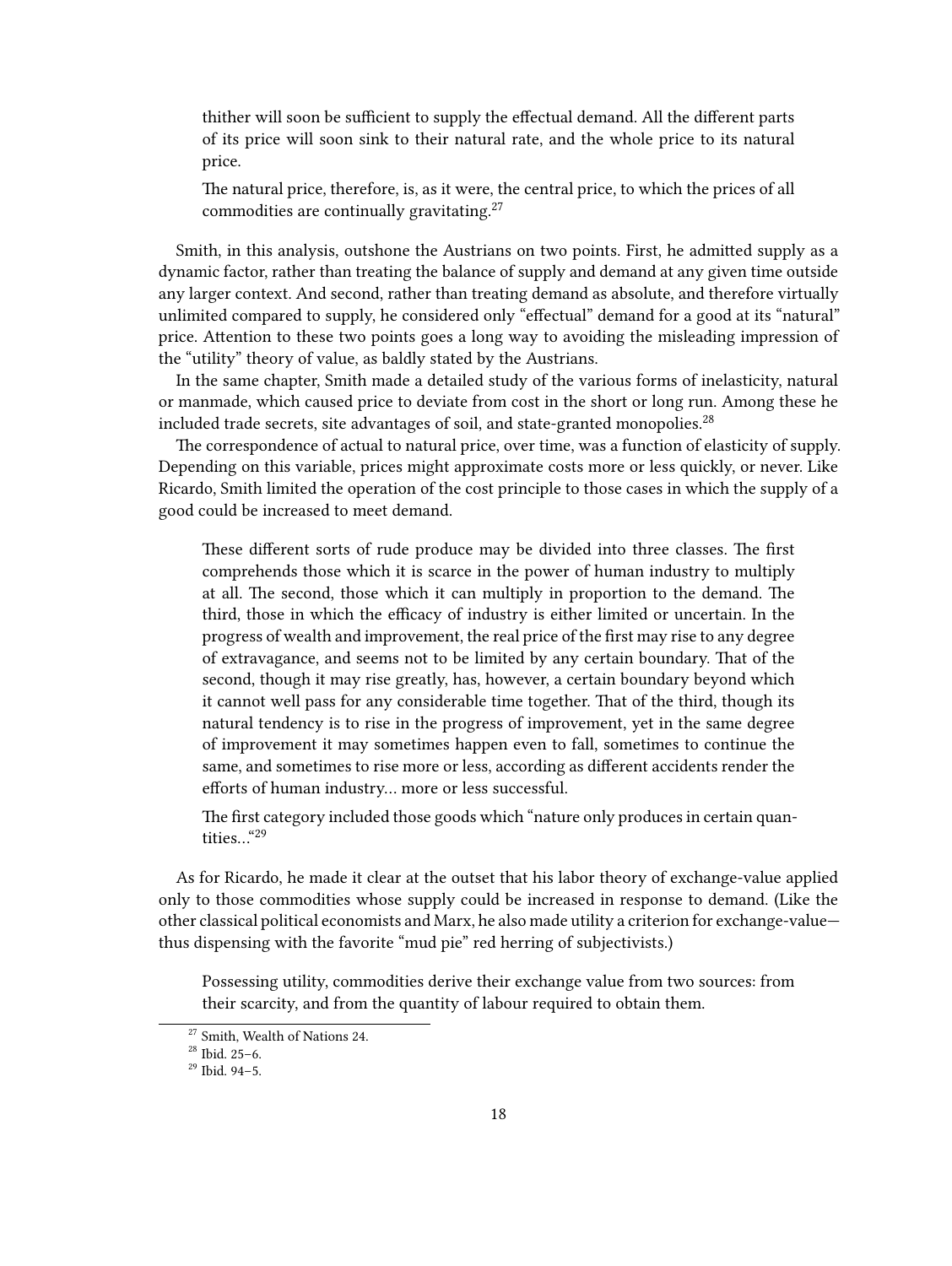> thither will soon be sufficient to supply the effectual demand. All the different parts of its price will soon sink to their natural rate, and the whole price to its natural price.
>
> The natural price, therefore, is, as it were, the central price, to which the prices of all commodities are continually gravitating.[27]

Smith, in this analysis, outshone the Austrians on two points. First, he admitted supply as a dynamic factor, rather than treating the balance of supply and demand at any given time outside any larger context. And second, rather than treating demand as absolute, and therefore virtually unlimited compared to supply, he considered only "effectual" demand for a good at its "natural" price. Attention to these two points goes a long way to avoiding the misleading impression of the "utility" theory of value, as baldly stated by the Austrians.

In the same chapter, Smith made a detailed study of the various forms of inelasticity, natural or manmade, which caused price to deviate from cost in the short or long run. Among these he included trade secrets, site advantages of soil, and state-granted monopolies.[28]

The correspondence of actual to natural price, over time, was a function of elasticity of supply. Depending on this variable, prices might approximate costs more or less quickly, or never. Like Ricardo, Smith limited the operation of the cost principle to those cases in which the supply of a good could be increased to meet demand.

> These different sorts of rude produce may be divided into three classes. The first comprehends those which it is scarce in the power of human industry to multiply at all. The second, those which it can multiply in proportion to the demand. The third, those in which the efficacy of industry is either limited or uncertain. In the progress of wealth and improvement, the real price of the first may rise to any degree of extravagance, and seems not to be limited by any certain boundary. That of the second, though it may rise greatly, has, however, a certain boundary beyond which it cannot well pass for any considerable time together. That of the third, though its natural tendency is to rise in the progress of improvement, yet in the same degree of improvement it may sometimes happen even to fall, sometimes to continue the same, and sometimes to rise more or less, according as different accidents render the efforts of human industry… more or less successful.
>
> The first category included those goods which "nature only produces in certain quantities…"[29]

As for Ricardo, he made it clear at the outset that his labor theory of exchange-value applied only to those commodities whose supply could be increased in response to demand. (Like the other classical political economists and Marx, he also made utility a criterion for exchange-value—thus dispensing with the favorite "mud pie" red herring of subjectivists.)

> Possessing utility, commodities derive their exchange value from two sources: from their scarcity, and from the quantity of labour required to obtain them.

---

[27] Smith, Wealth of Nations 24.

[28] Ibid. 25–6.

[29] Ibid. 94–5.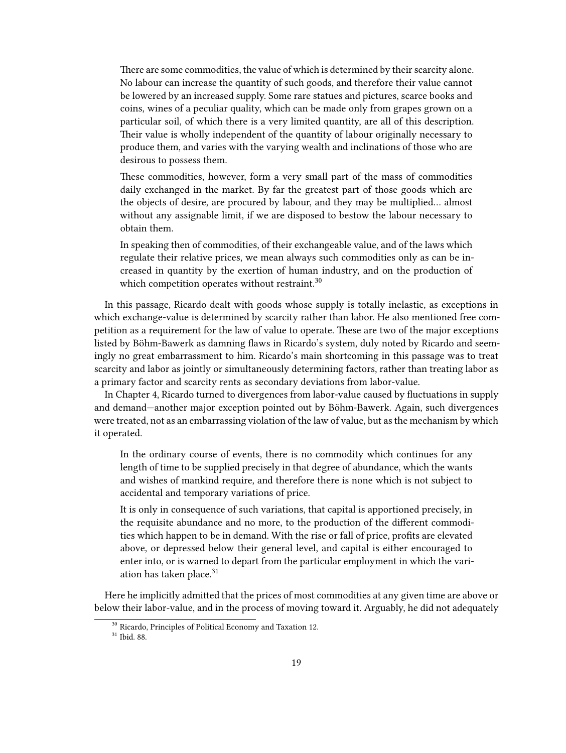> There are some commodities, the value of which is determined by their scarcity alone. No labour can increase the quantity of such goods, and therefore their value cannot be lowered by an increased supply. Some rare statues and pictures, scarce books and coins, wines of a peculiar quality, which can be made only from grapes grown on a particular soil, of which there is a very limited quantity, are all of this description. Their value is wholly independent of the quantity of labour originally necessary to produce them, and varies with the varying wealth and inclinations of those who are desirous to possess them.
>
> These commodities, however, form a very small part of the mass of commodities daily exchanged in the market. By far the greatest part of those goods which are the objects of desire, are procured by labour, and they may be multiplied… almost without any assignable limit, if we are disposed to bestow the labour necessary to obtain them.
>
> In speaking then of commodities, of their exchangeable value, and of the laws which regulate their relative prices, we mean always such commodities only as can be increased in quantity by the exertion of human industry, and on the production of which competition operates without restraint.[30]

In this passage, Ricardo dealt with goods whose supply is totally inelastic, as exceptions in which exchange-value is determined by scarcity rather than labor. He also mentioned free competition as a requirement for the law of value to operate. These are two of the major exceptions listed by Böhm-Bawerk as damning flaws in Ricardo's system, duly noted by Ricardo and seemingly no great embarrassment to him. Ricardo's main shortcoming in this passage was to treat scarcity and labor as jointly or simultaneously determining factors, rather than treating labor as a primary factor and scarcity rents as secondary deviations from labor-value.

In Chapter 4, Ricardo turned to divergences from labor-value caused by fluctuations in supply and demand—another major exception pointed out by Böhm-Bawerk. Again, such divergences were treated, not as an embarrassing violation of the law of value, but as the mechanism by which it operated.

> In the ordinary course of events, there is no commodity which continues for any length of time to be supplied precisely in that degree of abundance, which the wants and wishes of mankind require, and therefore there is none which is not subject to accidental and temporary variations of price.
>
> It is only in consequence of such variations, that capital is apportioned precisely, in the requisite abundance and no more, to the production of the different commodities which happen to be in demand. With the rise or fall of price, profits are elevated above, or depressed below their general level, and capital is either encouraged to enter into, or is warned to depart from the particular employment in which the variation has taken place.[31]

Here he implicitly admitted that the prices of most commodities at any given time are above or below their labor-value, and in the process of moving toward it. Arguably, he did not adequately

---

[30] Ricardo, Principles of Political Economy and Taxation 12.

[31] Ibid. 88.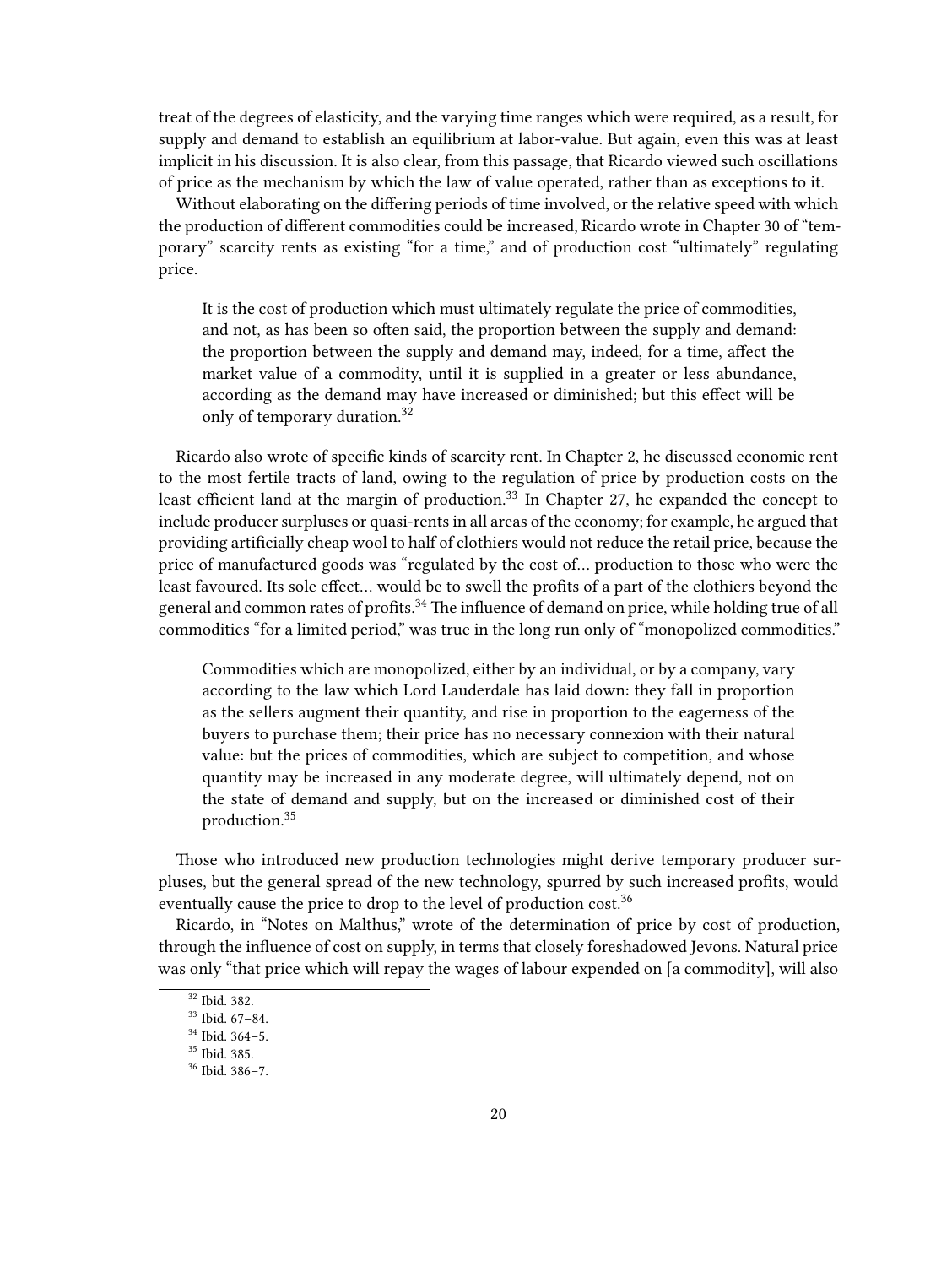treat of the degrees of elasticity, and the varying time ranges which were required, as a result, for supply and demand to establish an equilibrium at labor-value. But again, even this was at least implicit in his discussion. It is also clear, from this passage, that Ricardo viewed such oscillations of price as the mechanism by which the law of value operated, rather than as exceptions to it.

Without elaborating on the differing periods of time involved, or the relative speed with which the production of different commodities could be increased, Ricardo wrote in Chapter 30 of "temporary" scarcity rents as existing "for a time," and of production cost "ultimately" regulating price.

> It is the cost of production which must ultimately regulate the price of commodities, and not, as has been so often said, the proportion between the supply and demand: the proportion between the supply and demand may, indeed, for a time, affect the market value of a commodity, until it is supplied in a greater or less abundance, according as the demand may have increased or diminished; but this effect will be only of temporary duration.[32]

Ricardo also wrote of specific kinds of scarcity rent. In Chapter 2, he discussed economic rent to the most fertile tracts of land, owing to the regulation of price by production costs on the least efficient land at the margin of production.[33] In Chapter 27, he expanded the concept to include producer surpluses or quasi-rents in all areas of the economy; for example, he argued that providing artificially cheap wool to half of clothiers would not reduce the retail price, because the price of manufactured goods was "regulated by the cost of… production to those who were the least favoured. Its sole effect… would be to swell the profits of a part of the clothiers beyond the general and common rates of profits.[34] The influence of demand on price, while holding true of all commodities "for a limited period," was true in the long run only of "monopolized commodities."

> Commodities which are monopolized, either by an individual, or by a company, vary according to the law which Lord Lauderdale has laid down: they fall in proportion as the sellers augment their quantity, and rise in proportion to the eagerness of the buyers to purchase them; their price has no necessary connexion with their natural value: but the prices of commodities, which are subject to competition, and whose quantity may be increased in any moderate degree, will ultimately depend, not on the state of demand and supply, but on the increased or diminished cost of their production.[35]

Those who introduced new production technologies might derive temporary producer surpluses, but the general spread of the new technology, spurred by such increased profits, would eventually cause the price to drop to the level of production cost.[36]

Ricardo, in "Notes on Malthus," wrote of the determination of price by cost of production, through the influence of cost on supply, in terms that closely foreshadowed Jevons. Natural price was only "that price which will repay the wages of labour expended on [a commodity], will also

[32] Ibid. 382.
[33] Ibid. 67–84.
[34] Ibid. 364–5.
[35] Ibid. 385.
[36] Ibid. 386–7.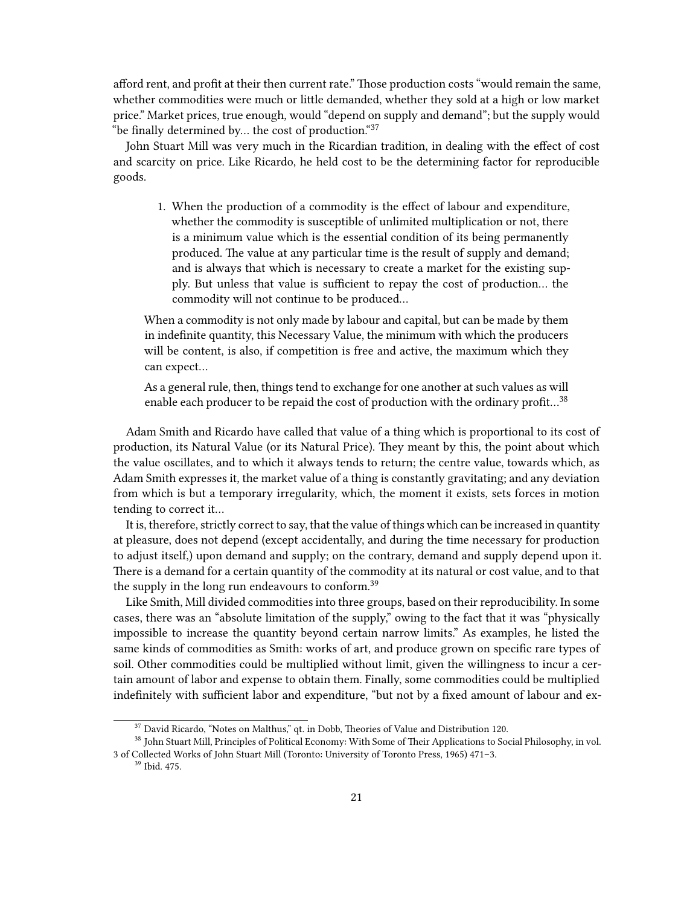afford rent, and profit at their then current rate." Those production costs "would remain the same, whether commodities were much or little demanded, whether they sold at a high or low market price." Market prices, true enough, would "depend on supply and demand"; but the supply would "be finally determined by… the cost of production."[37]

John Stuart Mill was very much in the Ricardian tradition, in dealing with the effect of cost and scarcity on price. Like Ricardo, he held cost to be the determining factor for reproducible goods.

> 1. When the production of a commodity is the effect of labour and expenditure, whether the commodity is susceptible of unlimited multiplication or not, there is a minimum value which is the essential condition of its being permanently produced. The value at any particular time is the result of supply and demand; and is always that which is necessary to create a market for the existing supply. But unless that value is sufficient to repay the cost of production… the commodity will not continue to be produced…
>
> When a commodity is not only made by labour and capital, but can be made by them in indefinite quantity, this Necessary Value, the minimum with which the producers will be content, is also, if competition is free and active, the maximum which they can expect…
>
> As a general rule, then, things tend to exchange for one another at such values as will enable each producer to be repaid the cost of production with the ordinary profit…[38]

Adam Smith and Ricardo have called that value of a thing which is proportional to its cost of production, its Natural Value (or its Natural Price). They meant by this, the point about which the value oscillates, and to which it always tends to return; the centre value, towards which, as Adam Smith expresses it, the market value of a thing is constantly gravitating; and any deviation from which is but a temporary irregularity, which, the moment it exists, sets forces in motion tending to correct it…

It is, therefore, strictly correct to say, that the value of things which can be increased in quantity at pleasure, does not depend (except accidentally, and during the time necessary for production to adjust itself,) upon demand and supply; on the contrary, demand and supply depend upon it. There is a demand for a certain quantity of the commodity at its natural or cost value, and to that the supply in the long run endeavours to conform.[39]

Like Smith, Mill divided commodities into three groups, based on their reproducibility. In some cases, there was an "absolute limitation of the supply," owing to the fact that it was "physically impossible to increase the quantity beyond certain narrow limits." As examples, he listed the same kinds of commodities as Smith: works of art, and produce grown on specific rare types of soil. Other commodities could be multiplied without limit, given the willingness to incur a certain amount of labor and expense to obtain them. Finally, some commodities could be multiplied indefinitely with sufficient labor and expenditure, "but not by a fixed amount of labour and ex-

---

[37] David Ricardo, "Notes on Malthus," qt. in Dobb, Theories of Value and Distribution 120.

[38] John Stuart Mill, Principles of Political Economy: With Some of Their Applications to Social Philosophy, in vol. 3 of Collected Works of John Stuart Mill (Toronto: University of Toronto Press, 1965) 471–3.

[39] Ibid. 475.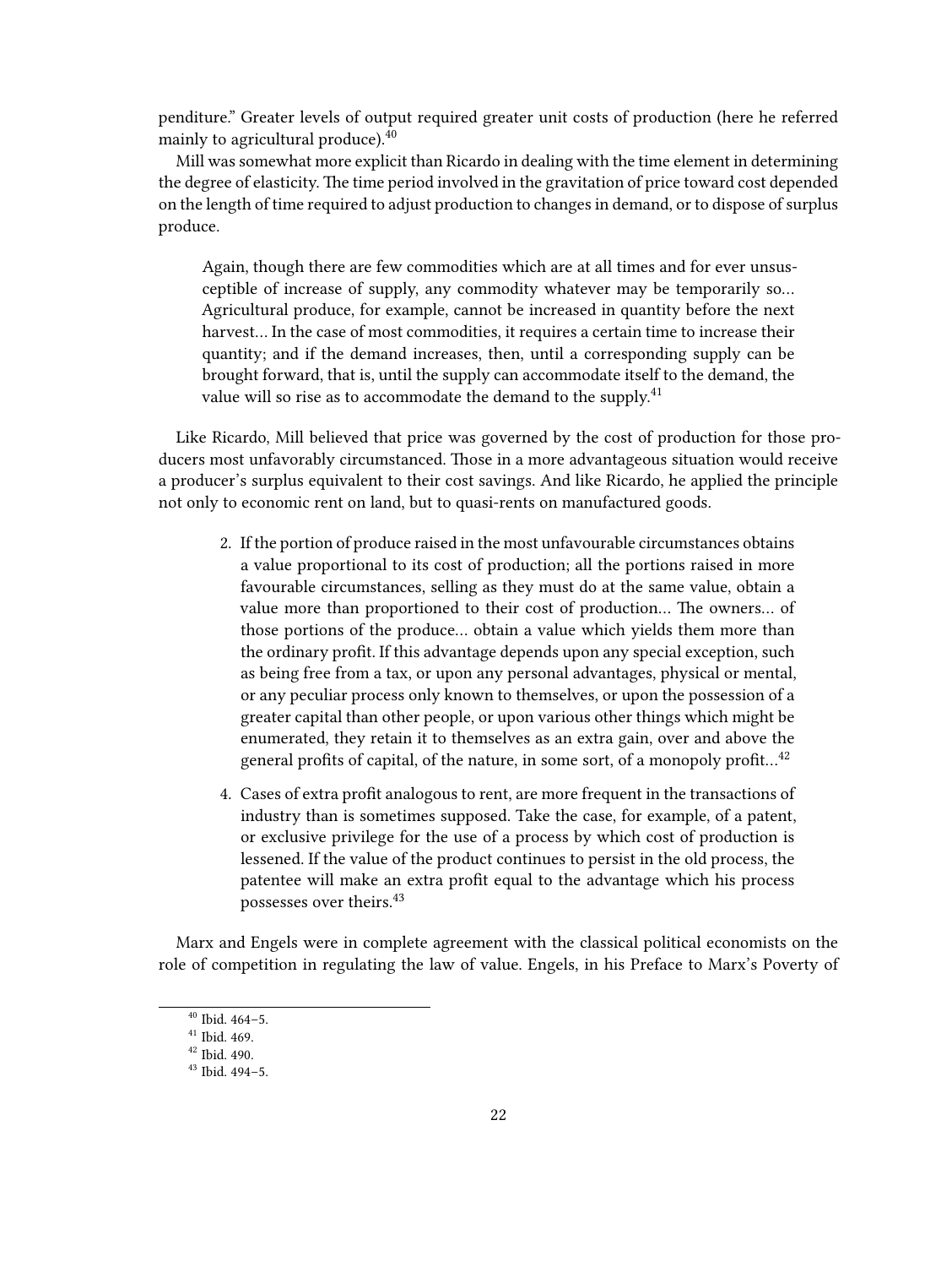penditure." Greater levels of output required greater unit costs of production (here he referred mainly to agricultural produce).[40]

Mill was somewhat more explicit than Ricardo in dealing with the time element in determining the degree of elasticity. The time period involved in the gravitation of price toward cost depended on the length of time required to adjust production to changes in demand, or to dispose of surplus produce.

> Again, though there are few commodities which are at all times and for ever unsusceptible of increase of supply, any commodity whatever may be temporarily so… Agricultural produce, for example, cannot be increased in quantity before the next harvest… In the case of most commodities, it requires a certain time to increase their quantity; and if the demand increases, then, until a corresponding supply can be brought forward, that is, until the supply can accommodate itself to the demand, the value will so rise as to accommodate the demand to the supply.[41]

Like Ricardo, Mill believed that price was governed by the cost of production for those producers most unfavorably circumstanced. Those in a more advantageous situation would receive a producer's surplus equivalent to their cost savings. And like Ricardo, he applied the principle not only to economic rent on land, but to quasi-rents on manufactured goods.

> 2. If the portion of produce raised in the most unfavourable circumstances obtains a value proportional to its cost of production; all the portions raised in more favourable circumstances, selling as they must do at the same value, obtain a value more than proportioned to their cost of production… The owners… of those portions of the produce… obtain a value which yields them more than the ordinary profit. If this advantage depends upon any special exception, such as being free from a tax, or upon any personal advantages, physical or mental, or any peculiar process only known to themselves, or upon the possession of a greater capital than other people, or upon various other things which might be enumerated, they retain it to themselves as an extra gain, over and above the general profits of capital, of the nature, in some sort, of a monopoly profit…[42]
>
> 4. Cases of extra profit analogous to rent, are more frequent in the transactions of industry than is sometimes supposed. Take the case, for example, of a patent, or exclusive privilege for the use of a process by which cost of production is lessened. If the value of the product continues to persist in the old process, the patentee will make an extra profit equal to the advantage which his process possesses over theirs.[43]

Marx and Engels were in complete agreement with the classical political economists on the role of competition in regulating the law of value. Engels, in his Preface to Marx's Poverty of

[40] Ibid. 464–5.
[41] Ibid. 469.
[42] Ibid. 490.
[43] Ibid. 494–5.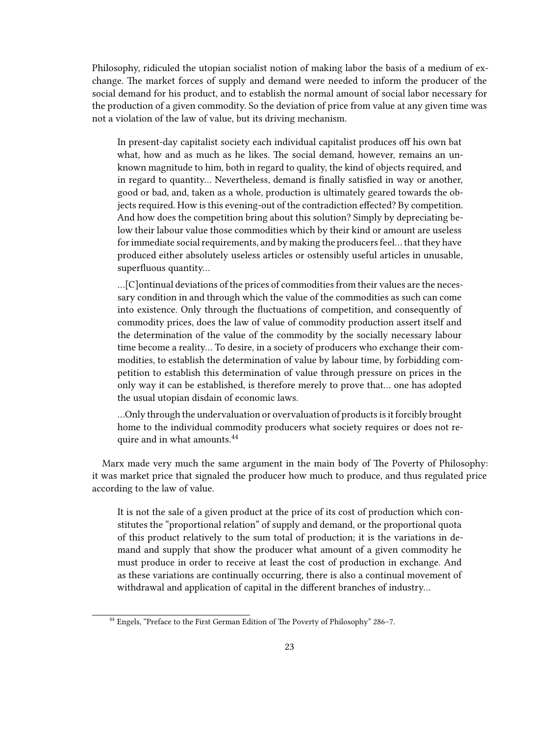Philosophy, ridiculed the utopian socialist notion of making labor the basis of a medium of exchange. The market forces of supply and demand were needed to inform the producer of the social demand for his product, and to establish the normal amount of social labor necessary for the production of a given commodity. So the deviation of price from value at any given time was not a violation of the law of value, but its driving mechanism.

> In present-day capitalist society each individual capitalist produces off his own bat what, how and as much as he likes. The social demand, however, remains an unknown magnitude to him, both in regard to quality, the kind of objects required, and in regard to quantity… Nevertheless, demand is finally satisfied in way or another, good or bad, and, taken as a whole, production is ultimately geared towards the objects required. How is this evening-out of the contradiction effected? By competition. And how does the competition bring about this solution? Simply by depreciating below their labour value those commodities which by their kind or amount are useless for immediate social requirements, and by making the producers feel… that they have produced either absolutely useless articles or ostensibly useful articles in unusable, superfluous quantity…
>
> …[C]ontinual deviations of the prices of commodities from their values are the necessary condition in and through which the value of the commodities as such can come into existence. Only through the fluctuations of competition, and consequently of commodity prices, does the law of value of commodity production assert itself and the determination of the value of the commodity by the socially necessary labour time become a reality… To desire, in a society of producers who exchange their commodities, to establish the determination of value by labour time, by forbidding competition to establish this determination of value through pressure on prices in the only way it can be established, is therefore merely to prove that… one has adopted the usual utopian disdain of economic laws.
>
> …Only through the undervaluation or overvaluation of products is it forcibly brought home to the individual commodity producers what society requires or does not require and in what amounts.[44]

Marx made very much the same argument in the main body of The Poverty of Philosophy: it was market price that signaled the producer how much to produce, and thus regulated price according to the law of value.

> It is not the sale of a given product at the price of its cost of production which constitutes the "proportional relation" of supply and demand, or the proportional quota of this product relatively to the sum total of production; it is the variations in demand and supply that show the producer what amount of a given commodity he must produce in order to receive at least the cost of production in exchange. And as these variations are continually occurring, there is also a continual movement of withdrawal and application of capital in the different branches of industry…

[44] Engels, "Preface to the First German Edition of The Poverty of Philosophy" 286–7.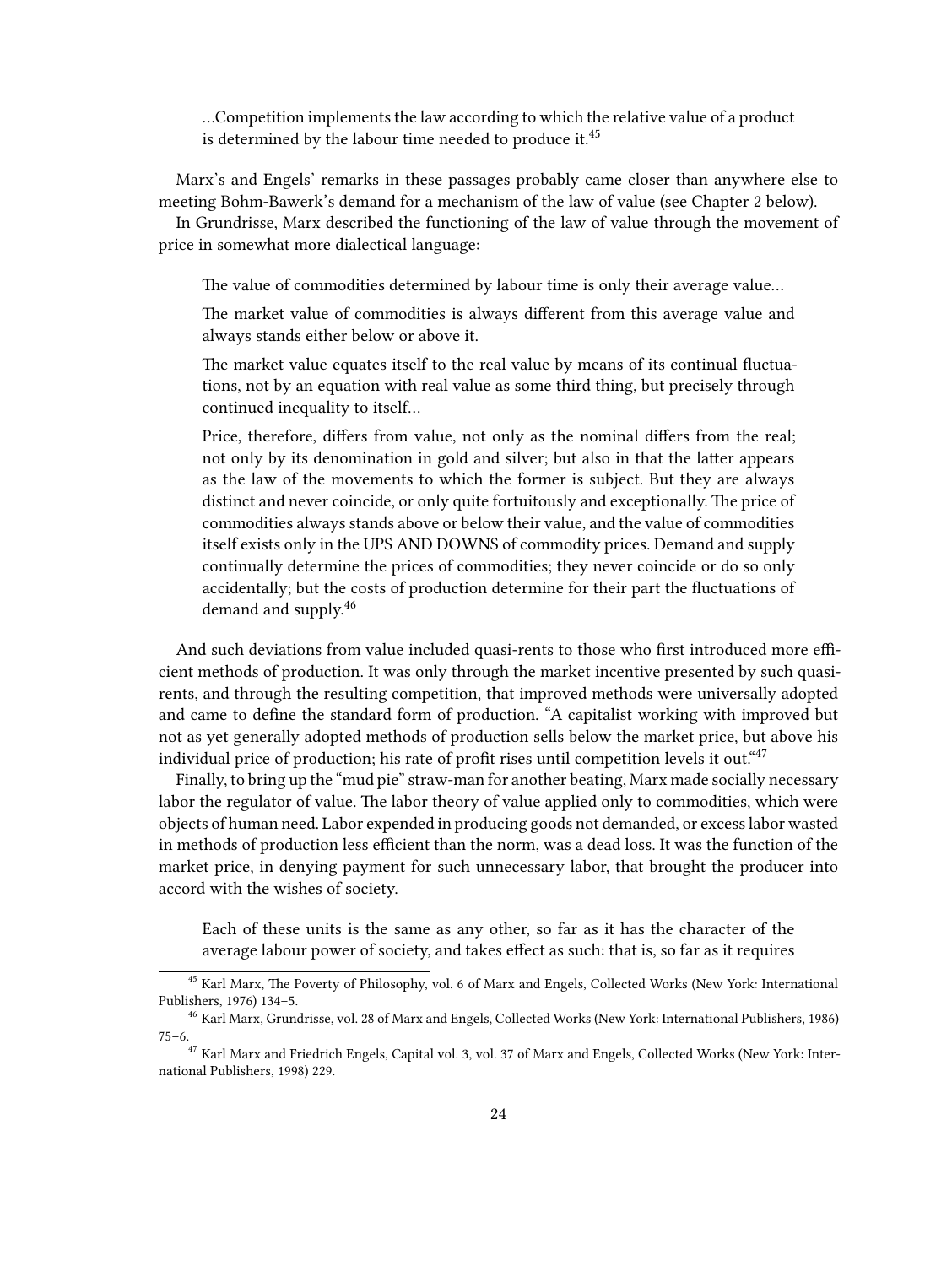> …Competition implements the law according to which the relative value of a product is determined by the labour time needed to produce it.[45]

Marx's and Engels' remarks in these passages probably came closer than anywhere else to meeting Bohm-Bawerk's demand for a mechanism of the law of value (see Chapter 2 below).

In Grundrisse, Marx described the functioning of the law of value through the movement of price in somewhat more dialectical language:

> The value of commodities determined by labour time is only their average value…
>
> The market value of commodities is always different from this average value and always stands either below or above it.
>
> The market value equates itself to the real value by means of its continual fluctuations, not by an equation with real value as some third thing, but precisely through continued inequality to itself…
>
> Price, therefore, differs from value, not only as the nominal differs from the real; not only by its denomination in gold and silver; but also in that the latter appears as the law of the movements to which the former is subject. But they are always distinct and never coincide, or only quite fortuitously and exceptionally. The price of commodities always stands above or below their value, and the value of commodities itself exists only in the UPS AND DOWNS of commodity prices. Demand and supply continually determine the prices of commodities; they never coincide or do so only accidentally; but the costs of production determine for their part the fluctuations of demand and supply.[46]

And such deviations from value included quasi-rents to those who first introduced more efficient methods of production. It was only through the market incentive presented by such quasi-rents, and through the resulting competition, that improved methods were universally adopted and came to define the standard form of production. "A capitalist working with improved but not as yet generally adopted methods of production sells below the market price, but above his individual price of production; his rate of profit rises until competition levels it out."[47]

Finally, to bring up the "mud pie" straw-man for another beating, Marx made socially necessary labor the regulator of value. The labor theory of value applied only to commodities, which were objects of human need. Labor expended in producing goods not demanded, or excess labor wasted in methods of production less efficient than the norm, was a dead loss. It was the function of the market price, in denying payment for such unnecessary labor, that brought the producer into accord with the wishes of society.

> Each of these units is the same as any other, so far as it has the character of the average labour power of society, and takes effect as such: that is, so far as it requires

---

[45] Karl Marx, The Poverty of Philosophy, vol. 6 of Marx and Engels, Collected Works (New York: International Publishers, 1976) 134–5.

[46] Karl Marx, Grundrisse, vol. 28 of Marx and Engels, Collected Works (New York: International Publishers, 1986) 75–6.

[47] Karl Marx and Friedrich Engels, Capital vol. 3, vol. 37 of Marx and Engels, Collected Works (New York: International Publishers, 1998) 229.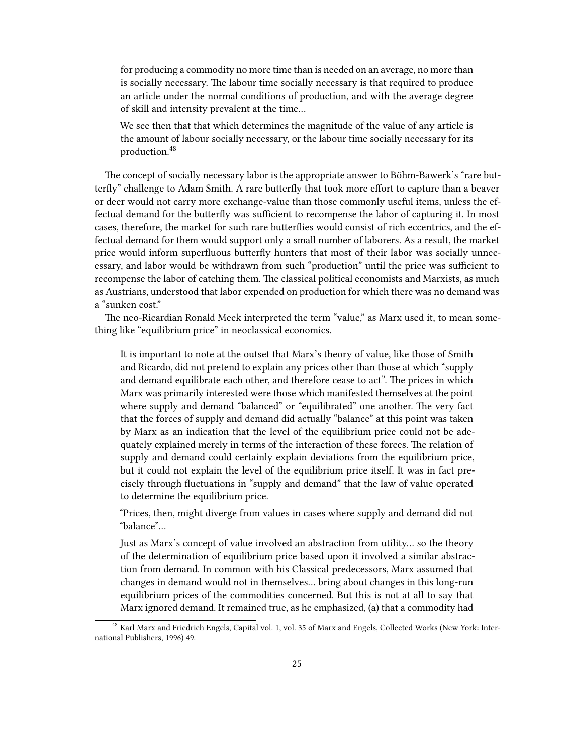> for producing a commodity no more time than is needed on an average, no more than is socially necessary. The labour time socially necessary is that required to produce an article under the normal conditions of production, and with the average degree of skill and intensity prevalent at the time…
>
> We see then that that which determines the magnitude of the value of any article is the amount of labour socially necessary, or the labour time socially necessary for its production.[48]

The concept of socially necessary labor is the appropriate answer to Böhm-Bawerk's "rare butterfly" challenge to Adam Smith. A rare butterfly that took more effort to capture than a beaver or deer would not carry more exchange-value than those commonly useful items, unless the effectual demand for the butterfly was sufficient to recompense the labor of capturing it. In most cases, therefore, the market for such rare butterflies would consist of rich eccentrics, and the effectual demand for them would support only a small number of laborers. As a result, the market price would inform superfluous butterfly hunters that most of their labor was socially unnecessary, and labor would be withdrawn from such "production" until the price was sufficient to recompense the labor of catching them. The classical political economists and Marxists, as much as Austrians, understood that labor expended on production for which there was no demand was a "sunken cost."

The neo-Ricardian Ronald Meek interpreted the term "value," as Marx used it, to mean something like "equilibrium price" in neoclassical economics.

> It is important to note at the outset that Marx's theory of value, like those of Smith and Ricardo, did not pretend to explain any prices other than those at which "supply and demand equilibrate each other, and therefore cease to act". The prices in which Marx was primarily interested were those which manifested themselves at the point where supply and demand "balanced" or "equilibrated" one another. The very fact that the forces of supply and demand did actually "balance" at this point was taken by Marx as an indication that the level of the equilibrium price could not be adequately explained merely in terms of the interaction of these forces. The relation of supply and demand could certainly explain deviations from the equilibrium price, but it could not explain the level of the equilibrium price itself. It was in fact precisely through fluctuations in "supply and demand" that the law of value operated to determine the equilibrium price.
>
> "Prices, then, might diverge from values in cases where supply and demand did not "balance"…
>
> Just as Marx's concept of value involved an abstraction from utility… so the theory of the determination of equilibrium price based upon it involved a similar abstraction from demand. In common with his Classical predecessors, Marx assumed that changes in demand would not in themselves… bring about changes in this long-run equilibrium prices of the commodities concerned. But this is not at all to say that Marx ignored demand. It remained true, as he emphasized, (a) that a commodity had

[48] Karl Marx and Friedrich Engels, Capital vol. 1, vol. 35 of Marx and Engels, Collected Works (New York: International Publishers, 1996) 49.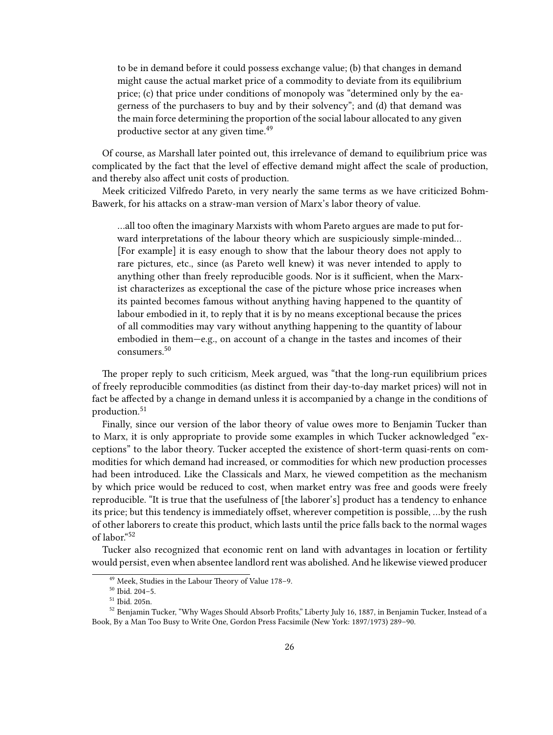> to be in demand before it could possess exchange value; (b) that changes in demand might cause the actual market price of a commodity to deviate from its equilibrium price; (c) that price under conditions of monopoly was "determined only by the eagerness of the purchasers to buy and by their solvency"; and (d) that demand was the main force determining the proportion of the social labour allocated to any given productive sector at any given time.[49]

Of course, as Marshall later pointed out, this irrelevance of demand to equilibrium price was complicated by the fact that the level of effective demand might affect the scale of production, and thereby also affect unit costs of production.

Meek criticized Vilfredo Pareto, in very nearly the same terms as we have criticized Bohm-Bawerk, for his attacks on a straw-man version of Marx's labor theory of value.

> …all too often the imaginary Marxists with whom Pareto argues are made to put forward interpretations of the labour theory which are suspiciously simple-minded… [For example] it is easy enough to show that the labour theory does not apply to rare pictures, etc., since (as Pareto well knew) it was never intended to apply to anything other than freely reproducible goods. Nor is it sufficient, when the Marxist characterizes as exceptional the case of the picture whose price increases when its painted becomes famous without anything having happened to the quantity of labour embodied in it, to reply that it is by no means exceptional because the prices of all commodities may vary without anything happening to the quantity of labour embodied in them—e.g., on account of a change in the tastes and incomes of their consumers.[50]

The proper reply to such criticism, Meek argued, was "that the long-run equilibrium prices of freely reproducible commodities (as distinct from their day-to-day market prices) will not in fact be affected by a change in demand unless it is accompanied by a change in the conditions of production.[51]

Finally, since our version of the labor theory of value owes more to Benjamin Tucker than to Marx, it is only appropriate to provide some examples in which Tucker acknowledged "exceptions" to the labor theory. Tucker accepted the existence of short-term quasi-rents on commodities for which demand had increased, or commodities for which new production processes had been introduced. Like the Classicals and Marx, he viewed competition as the mechanism by which price would be reduced to cost, when market entry was free and goods were freely reproducible. "It is true that the usefulness of [the laborer's] product has a tendency to enhance its price; but this tendency is immediately offset, wherever competition is possible, …by the rush of other laborers to create this product, which lasts until the price falls back to the normal wages of labor."[52]

Tucker also recognized that economic rent on land with advantages in location or fertility would persist, even when absentee landlord rent was abolished. And he likewise viewed producer

---

[49] Meek, Studies in the Labour Theory of Value 178–9.

[50] Ibid. 204–5.

[51] Ibid. 205n.

[52] Benjamin Tucker, "Why Wages Should Absorb Profits," Liberty July 16, 1887, in Benjamin Tucker, Instead of a Book, By a Man Too Busy to Write One, Gordon Press Facsimile (New York: 1897/1973) 289–90.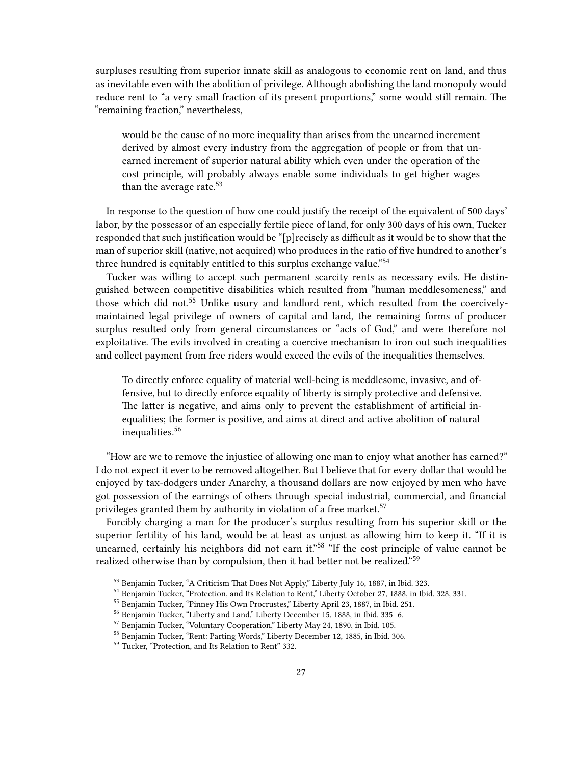surpluses resulting from superior innate skill as analogous to economic rent on land, and thus as inevitable even with the abolition of privilege. Although abolishing the land monopoly would reduce rent to "a very small fraction of its present proportions," some would still remain. The "remaining fraction," nevertheless,

> would be the cause of no more inequality than arises from the unearned increment derived by almost every industry from the aggregation of people or from that unearned increment of superior natural ability which even under the operation of the cost principle, will probably always enable some individuals to get higher wages than the average rate.[53]

In response to the question of how one could justify the receipt of the equivalent of 500 days' labor, by the possessor of an especially fertile piece of land, for only 300 days of his own, Tucker responded that such justification would be "[p]recisely as difficult as it would be to show that the man of superior skill (native, not acquired) who produces in the ratio of five hundred to another's three hundred is equitably entitled to this surplus exchange value."[54]

Tucker was willing to accept such permanent scarcity rents as necessary evils. He distinguished between competitive disabilities which resulted from "human meddlesomeness," and those which did not.[55] Unlike usury and landlord rent, which resulted from the coercively-maintained legal privilege of owners of capital and land, the remaining forms of producer surplus resulted only from general circumstances or "acts of God," and were therefore not exploitative. The evils involved in creating a coercive mechanism to iron out such inequalities and collect payment from free riders would exceed the evils of the inequalities themselves.

> To directly enforce equality of material well-being is meddlesome, invasive, and offensive, but to directly enforce equality of liberty is simply protective and defensive. The latter is negative, and aims only to prevent the establishment of artificial inequalities; the former is positive, and aims at direct and active abolition of natural inequalities.[56]

"How are we to remove the injustice of allowing one man to enjoy what another has earned?" I do not expect it ever to be removed altogether. But I believe that for every dollar that would be enjoyed by tax-dodgers under Anarchy, a thousand dollars are now enjoyed by men who have got possession of the earnings of others through special industrial, commercial, and financial privileges granted them by authority in violation of a free market.[57]

Forcibly charging a man for the producer's surplus resulting from his superior skill or the superior fertility of his land, would be at least as unjust as allowing him to keep it. "If it is unearned, certainly his neighbors did not earn it."[58] "If the cost principle of value cannot be realized otherwise than by compulsion, then it had better not be realized."[59]

---

[53] Benjamin Tucker, "A Criticism That Does Not Apply," Liberty July 16, 1887, in Ibid. 323.

[54] Benjamin Tucker, "Protection, and Its Relation to Rent," Liberty October 27, 1888, in Ibid. 328, 331.

[55] Benjamin Tucker, "Pinney His Own Procrustes," Liberty April 23, 1887, in Ibid. 251.

[56] Benjamin Tucker, "Liberty and Land," Liberty December 15, 1888, in Ibid. 335–6.

[57] Benjamin Tucker, "Voluntary Cooperation," Liberty May 24, 1890, in Ibid. 105.

[58] Benjamin Tucker, "Rent: Parting Words," Liberty December 12, 1885, in Ibid. 306.

[59] Tucker, "Protection, and Its Relation to Rent" 332.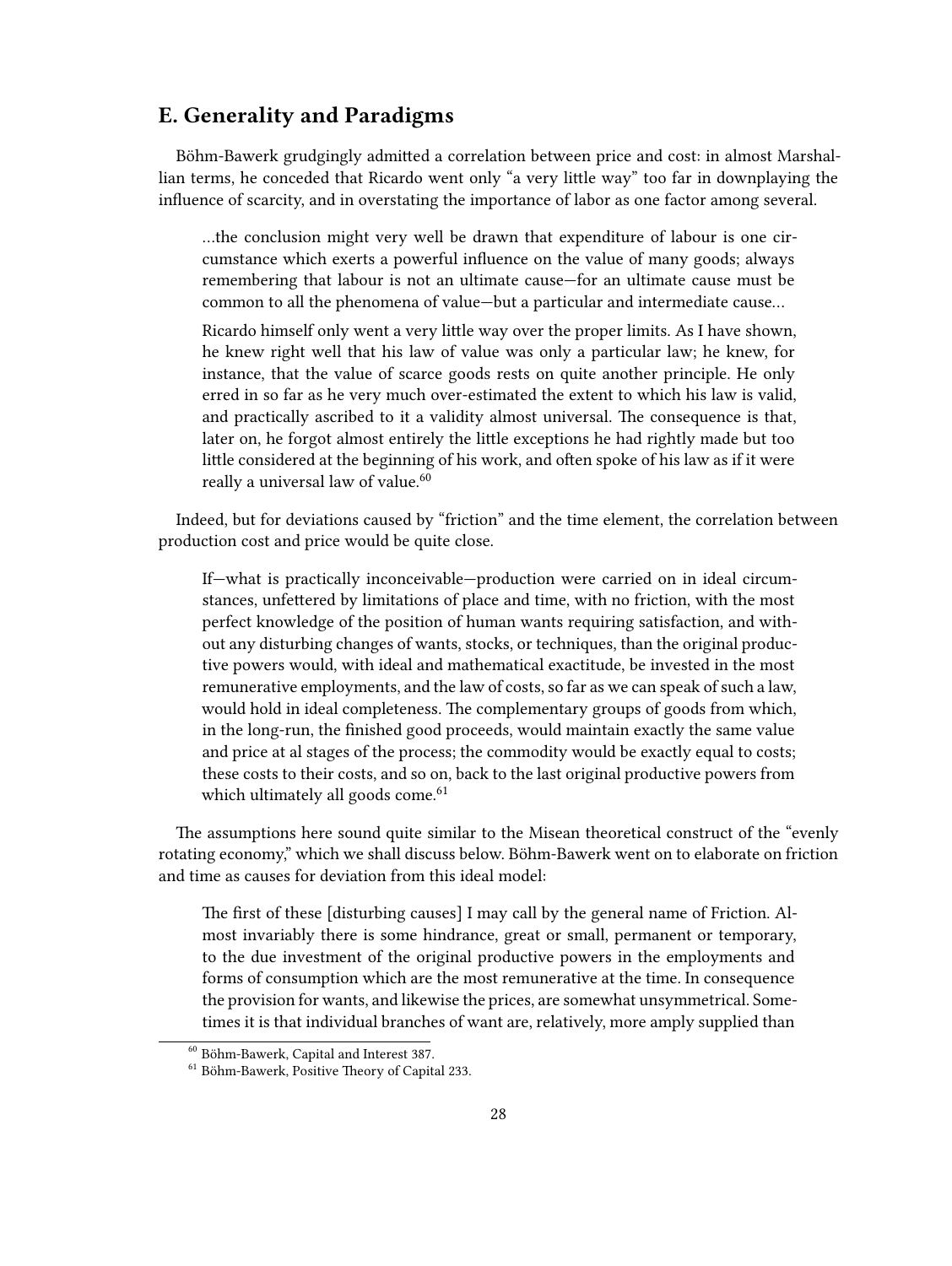## E. Generality and Paradigms

Böhm-Bawerk grudgingly admitted a correlation between price and cost: in almost Marshallian terms, he conceded that Ricardo went only "a very little way" too far in downplaying the influence of scarcity, and in overstating the importance of labor as one factor among several.

> …the conclusion might very well be drawn that expenditure of labour is one circumstance which exerts a powerful influence on the value of many goods; always remembering that labour is not an ultimate cause—for an ultimate cause must be common to all the phenomena of value—but a particular and intermediate cause…
>
> Ricardo himself only went a very little way over the proper limits. As I have shown, he knew right well that his law of value was only a particular law; he knew, for instance, that the value of scarce goods rests on quite another principle. He only erred in so far as he very much over-estimated the extent to which his law is valid, and practically ascribed to it a validity almost universal. The consequence is that, later on, he forgot almost entirely the little exceptions he had rightly made but too little considered at the beginning of his work, and often spoke of his law as if it were really a universal law of value.[60]

Indeed, but for deviations caused by "friction" and the time element, the correlation between production cost and price would be quite close.

> If—what is practically inconceivable—production were carried on in ideal circumstances, unfettered by limitations of place and time, with no friction, with the most perfect knowledge of the position of human wants requiring satisfaction, and without any disturbing changes of wants, stocks, or techniques, than the original productive powers would, with ideal and mathematical exactitude, be invested in the most remunerative employments, and the law of costs, so far as we can speak of such a law, would hold in ideal completeness. The complementary groups of goods from which, in the long-run, the finished good proceeds, would maintain exactly the same value and price at al stages of the process; the commodity would be exactly equal to costs; these costs to their costs, and so on, back to the last original productive powers from which ultimately all goods come.[61]

The assumptions here sound quite similar to the Misean theoretical construct of the "evenly rotating economy," which we shall discuss below. Böhm-Bawerk went on to elaborate on friction and time as causes for deviation from this ideal model:

> The first of these [disturbing causes] I may call by the general name of Friction. Almost invariably there is some hindrance, great or small, permanent or temporary, to the due investment of the original productive powers in the employments and forms of consumption which are the most remunerative at the time. In consequence the provision for wants, and likewise the prices, are somewhat unsymmetrical. Sometimes it is that individual branches of want are, relatively, more amply supplied than

[60] Böhm-Bawerk, Capital and Interest 387.

[61] Böhm-Bawerk, Positive Theory of Capital 233.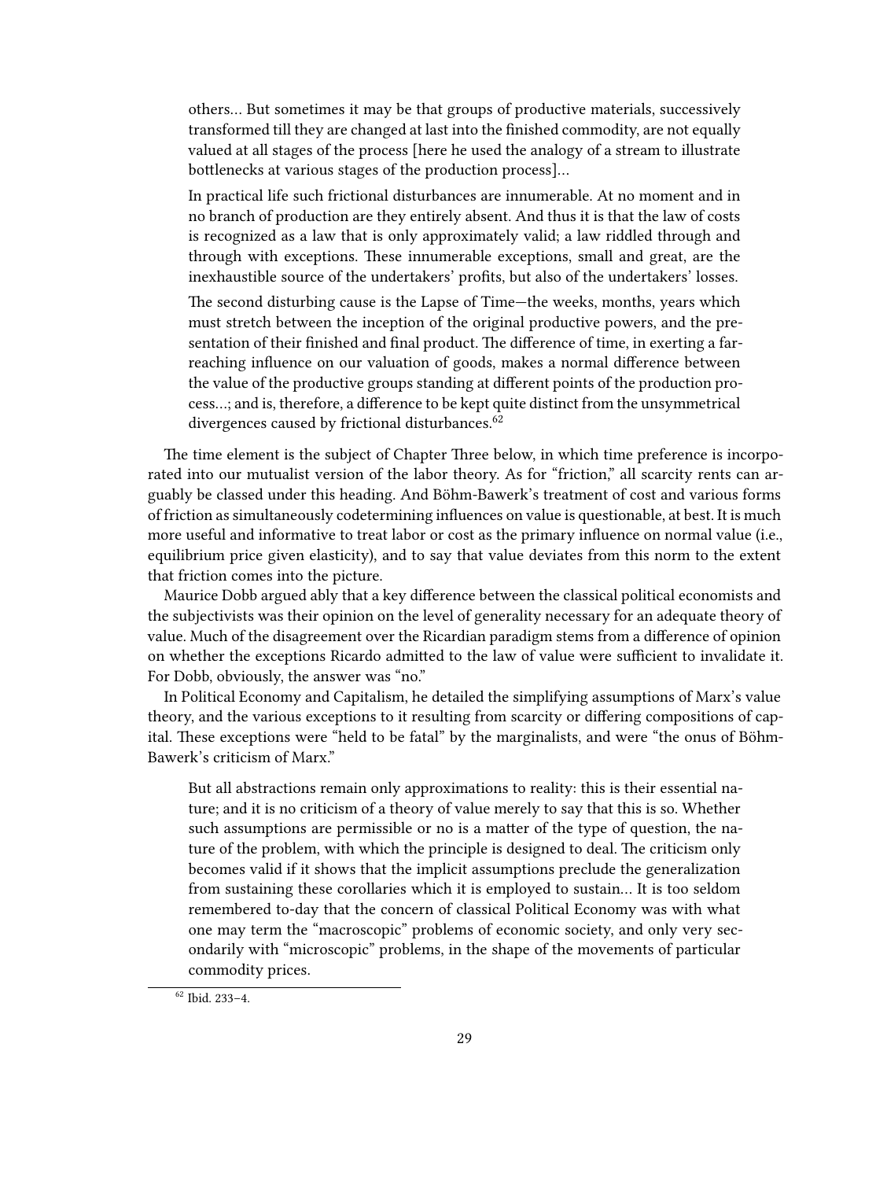> others… But sometimes it may be that groups of productive materials, successively transformed till they are changed at last into the finished commodity, are not equally valued at all stages of the process [here he used the analogy of a stream to illustrate bottlenecks at various stages of the production process]…
>
> In practical life such frictional disturbances are innumerable. At no moment and in no branch of production are they entirely absent. And thus it is that the law of costs is recognized as a law that is only approximately valid; a law riddled through and through with exceptions. These innumerable exceptions, small and great, are the inexhaustible source of the undertakers' profits, but also of the undertakers' losses.
>
> The second disturbing cause is the Lapse of Time—the weeks, months, years which must stretch between the inception of the original productive powers, and the presentation of their finished and final product. The difference of time, in exerting a far-reaching influence on our valuation of goods, makes a normal difference between the value of the productive groups standing at different points of the production process…; and is, therefore, a difference to be kept quite distinct from the unsymmetrical divergences caused by frictional disturbances.[62]

The time element is the subject of Chapter Three below, in which time preference is incorporated into our mutualist version of the labor theory. As for "friction," all scarcity rents can arguably be classed under this heading. And Böhm-Bawerk's treatment of cost and various forms of friction as simultaneously codetermining influences on value is questionable, at best. It is much more useful and informative to treat labor or cost as the primary influence on normal value (i.e., equilibrium price given elasticity), and to say that value deviates from this norm to the extent that friction comes into the picture.

Maurice Dobb argued ably that a key difference between the classical political economists and the subjectivists was their opinion on the level of generality necessary for an adequate theory of value. Much of the disagreement over the Ricardian paradigm stems from a difference of opinion on whether the exceptions Ricardo admitted to the law of value were sufficient to invalidate it. For Dobb, obviously, the answer was "no."

In Political Economy and Capitalism, he detailed the simplifying assumptions of Marx's value theory, and the various exceptions to it resulting from scarcity or differing compositions of capital. These exceptions were "held to be fatal" by the marginalists, and were "the onus of Böhm-Bawerk's criticism of Marx."

> But all abstractions remain only approximations to reality: this is their essential nature; and it is no criticism of a theory of value merely to say that this is so. Whether such assumptions are permissible or no is a matter of the type of question, the nature of the problem, with which the principle is designed to deal. The criticism only becomes valid if it shows that the implicit assumptions preclude the generalization from sustaining these corollaries which it is employed to sustain… It is too seldom remembered to-day that the concern of classical Political Economy was with what one may term the "macroscopic" problems of economic society, and only very secondarily with "microscopic" problems, in the shape of the movements of particular commodity prices.

[62] Ibid. 233–4.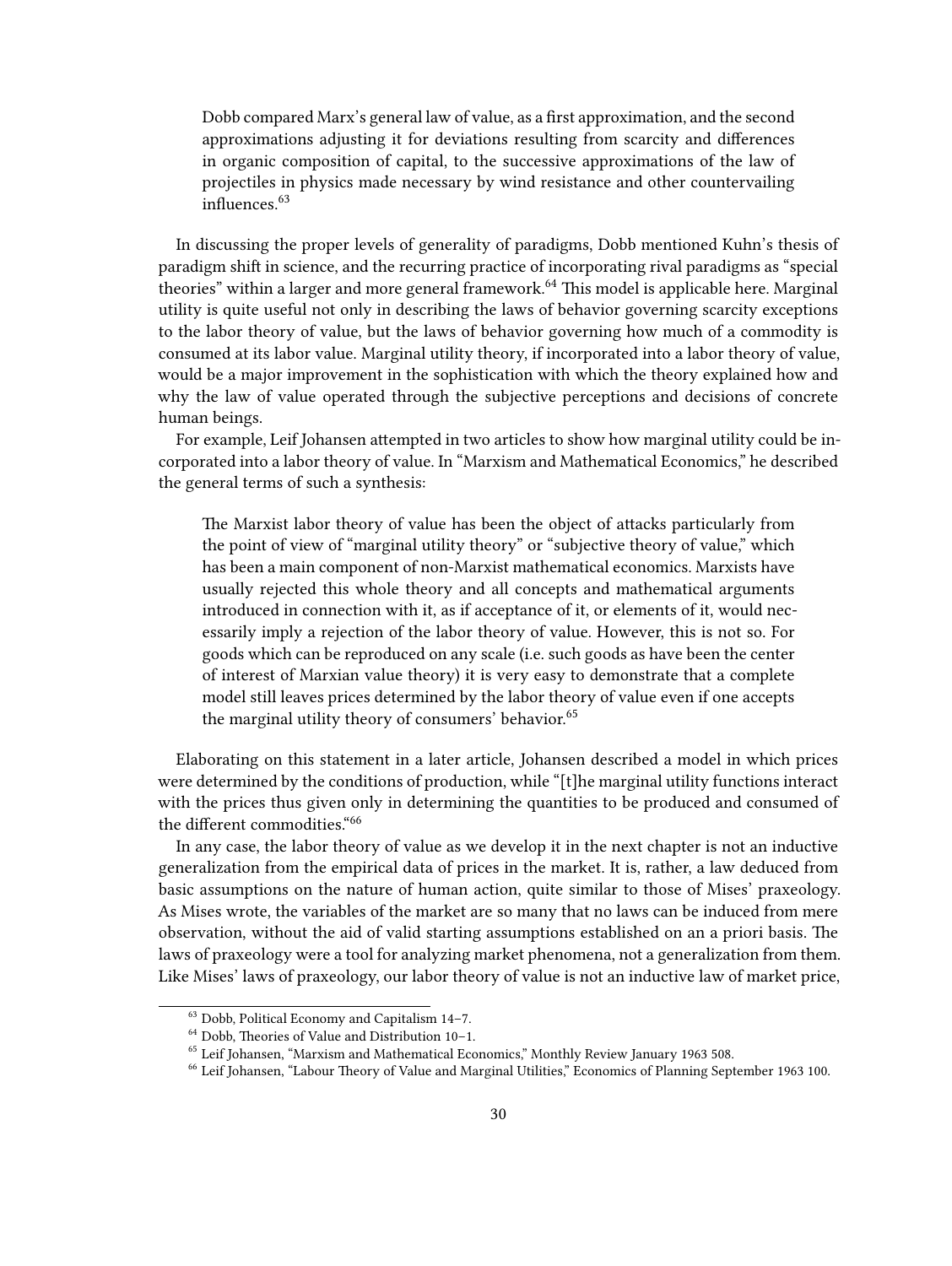> Dobb compared Marx's general law of value, as a first approximation, and the second approximations adjusting it for deviations resulting from scarcity and differences in organic composition of capital, to the successive approximations of the law of projectiles in physics made necessary by wind resistance and other countervailing influences.[63]

In discussing the proper levels of generality of paradigms, Dobb mentioned Kuhn's thesis of paradigm shift in science, and the recurring practice of incorporating rival paradigms as "special theories" within a larger and more general framework.[64] This model is applicable here. Marginal utility is quite useful not only in describing the laws of behavior governing scarcity exceptions to the labor theory of value, but the laws of behavior governing how much of a commodity is consumed at its labor value. Marginal utility theory, if incorporated into a labor theory of value, would be a major improvement in the sophistication with which the theory explained how and why the law of value operated through the subjective perceptions and decisions of concrete human beings.

For example, Leif Johansen attempted in two articles to show how marginal utility could be incorporated into a labor theory of value. In "Marxism and Mathematical Economics," he described the general terms of such a synthesis:

> The Marxist labor theory of value has been the object of attacks particularly from the point of view of "marginal utility theory" or "subjective theory of value," which has been a main component of non-Marxist mathematical economics. Marxists have usually rejected this whole theory and all concepts and mathematical arguments introduced in connection with it, as if acceptance of it, or elements of it, would necessarily imply a rejection of the labor theory of value. However, this is not so. For goods which can be reproduced on any scale (i.e. such goods as have been the center of interest of Marxian value theory) it is very easy to demonstrate that a complete model still leaves prices determined by the labor theory of value even if one accepts the marginal utility theory of consumers' behavior.[65]

Elaborating on this statement in a later article, Johansen described a model in which prices were determined by the conditions of production, while "[t]he marginal utility functions interact with the prices thus given only in determining the quantities to be produced and consumed of the different commodities."[66]

In any case, the labor theory of value as we develop it in the next chapter is not an inductive generalization from the empirical data of prices in the market. It is, rather, a law deduced from basic assumptions on the nature of human action, quite similar to those of Mises' praxeology. As Mises wrote, the variables of the market are so many that no laws can be induced from mere observation, without the aid of valid starting assumptions established on an a priori basis. The laws of praxeology were a tool for analyzing market phenomena, not a generalization from them. Like Mises' laws of praxeology, our labor theory of value is not an inductive law of market price,

[63] Dobb, Political Economy and Capitalism 14–7.

[64] Dobb, Theories of Value and Distribution 10–1.

[65] Leif Johansen, "Marxism and Mathematical Economics," Monthly Review January 1963 508.

[66] Leif Johansen, "Labour Theory of Value and Marginal Utilities," Economics of Planning September 1963 100.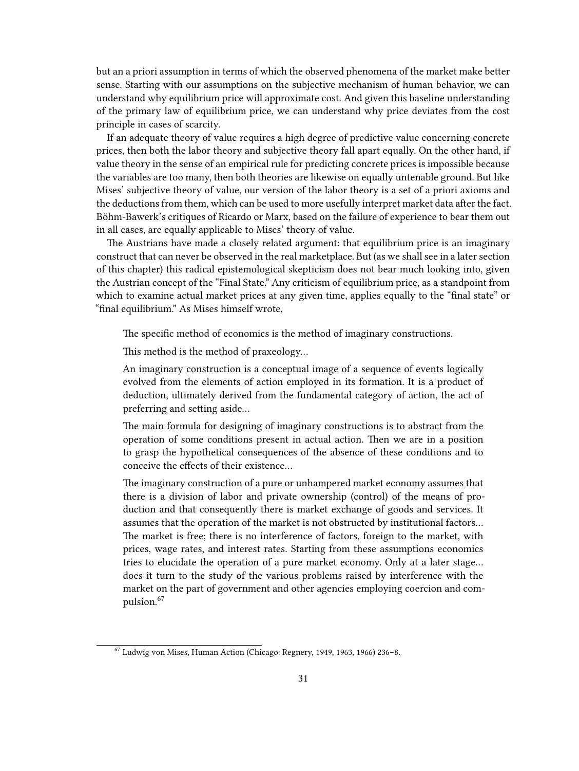but an a priori assumption in terms of which the observed phenomena of the market make better sense. Starting with our assumptions on the subjective mechanism of human behavior, we can understand why equilibrium price will approximate cost. And given this baseline understanding of the primary law of equilibrium price, we can understand why price deviates from the cost principle in cases of scarcity.

If an adequate theory of value requires a high degree of predictive value concerning concrete prices, then both the labor theory and subjective theory fall apart equally. On the other hand, if value theory in the sense of an empirical rule for predicting concrete prices is impossible because the variables are too many, then both theories are likewise on equally untenable ground. But like Mises' subjective theory of value, our version of the labor theory is a set of a priori axioms and the deductions from them, which can be used to more usefully interpret market data after the fact. Böhm-Bawerk's critiques of Ricardo or Marx, based on the failure of experience to bear them out in all cases, are equally applicable to Mises' theory of value.

The Austrians have made a closely related argument: that equilibrium price is an imaginary construct that can never be observed in the real marketplace. But (as we shall see in a later section of this chapter) this radical epistemological skepticism does not bear much looking into, given the Austrian concept of the "Final State." Any criticism of equilibrium price, as a standpoint from which to examine actual market prices at any given time, applies equally to the "final state" or "final equilibrium." As Mises himself wrote,

> The specific method of economics is the method of imaginary constructions.
>
> This method is the method of praxeology…
>
> An imaginary construction is a conceptual image of a sequence of events logically evolved from the elements of action employed in its formation. It is a product of deduction, ultimately derived from the fundamental category of action, the act of preferring and setting aside…
>
> The main formula for designing of imaginary constructions is to abstract from the operation of some conditions present in actual action. Then we are in a position to grasp the hypothetical consequences of the absence of these conditions and to conceive the effects of their existence…
>
> The imaginary construction of a pure or unhampered market economy assumes that there is a division of labor and private ownership (control) of the means of production and that consequently there is market exchange of goods and services. It assumes that the operation of the market is not obstructed by institutional factors… The market is free; there is no interference of factors, foreign to the market, with prices, wage rates, and interest rates. Starting from these assumptions economics tries to elucidate the operation of a pure market economy. Only at a later stage… does it turn to the study of the various problems raised by interference with the market on the part of government and other agencies employing coercion and compulsion.[67]

[67] Ludwig von Mises, Human Action (Chicago: Regnery, 1949, 1963, 1966) 236–8.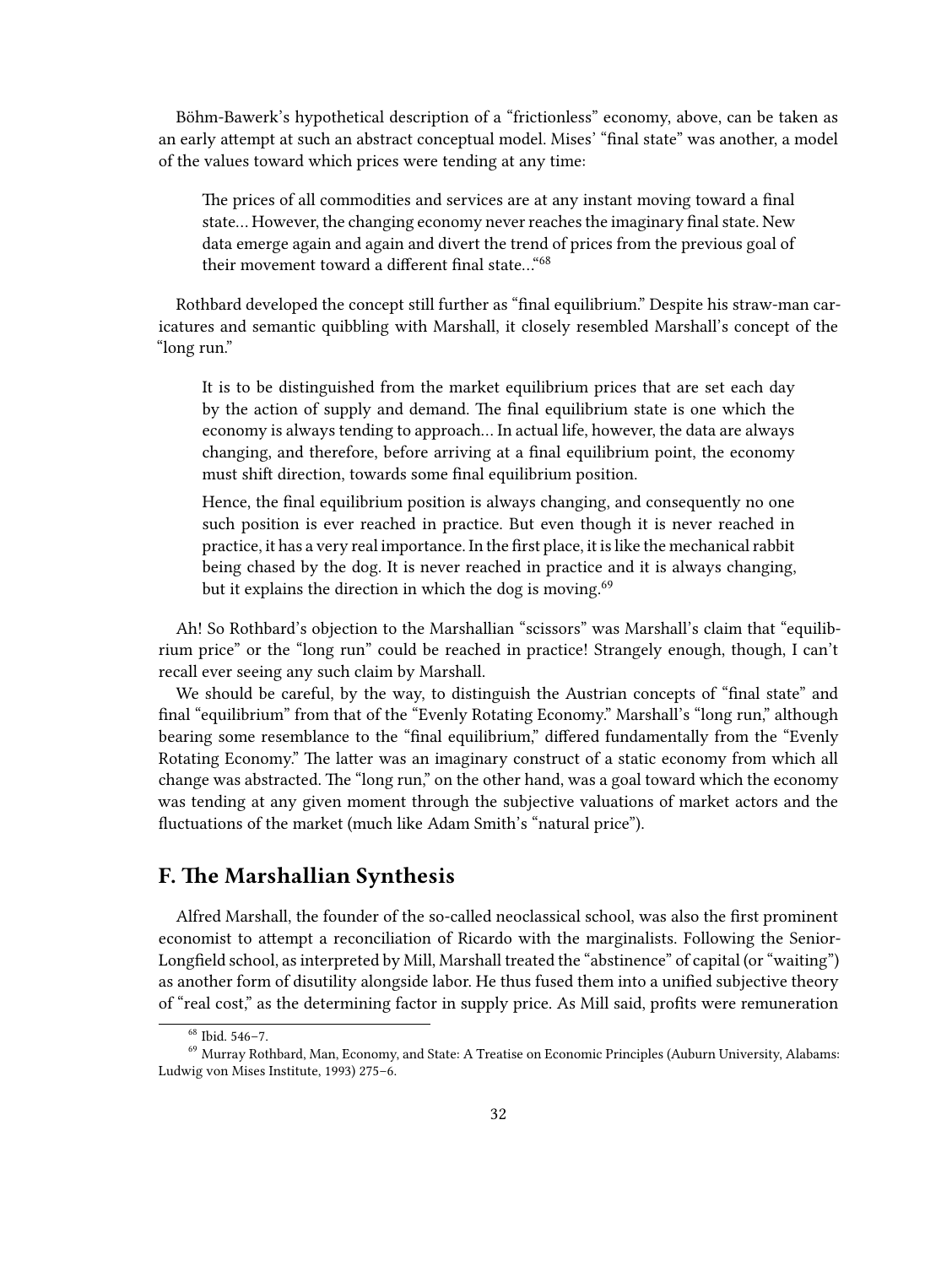Böhm-Bawerk's hypothetical description of a "frictionless" economy, above, can be taken as an early attempt at such an abstract conceptual model. Mises' "final state" was another, a model of the values toward which prices were tending at any time:

> The prices of all commodities and services are at any instant moving toward a final state… However, the changing economy never reaches the imaginary final state. New data emerge again and again and divert the trend of prices from the previous goal of their movement toward a different final state…"[68]

Rothbard developed the concept still further as "final equilibrium." Despite his straw-man caricatures and semantic quibbling with Marshall, it closely resembled Marshall's concept of the "long run."

> It is to be distinguished from the market equilibrium prices that are set each day by the action of supply and demand. The final equilibrium state is one which the economy is always tending to approach… In actual life, however, the data are always changing, and therefore, before arriving at a final equilibrium point, the economy must shift direction, towards some final equilibrium position.
>
> Hence, the final equilibrium position is always changing, and consequently no one such position is ever reached in practice. But even though it is never reached in practice, it has a very real importance. In the first place, it is like the mechanical rabbit being chased by the dog. It is never reached in practice and it is always changing, but it explains the direction in which the dog is moving.[69]

Ah! So Rothbard's objection to the Marshallian "scissors" was Marshall's claim that "equilibrium price" or the "long run" could be reached in practice! Strangely enough, though, I can't recall ever seeing any such claim by Marshall.

We should be careful, by the way, to distinguish the Austrian concepts of "final state" and final "equilibrium" from that of the "Evenly Rotating Economy." Marshall's "long run," although bearing some resemblance to the "final equilibrium," differed fundamentally from the "Evenly Rotating Economy." The latter was an imaginary construct of a static economy from which all change was abstracted. The "long run," on the other hand, was a goal toward which the economy was tending at any given moment through the subjective valuations of market actors and the fluctuations of the market (much like Adam Smith's "natural price").

## F. The Marshallian Synthesis

Alfred Marshall, the founder of the so-called neoclassical school, was also the first prominent economist to attempt a reconciliation of Ricardo with the marginalists. Following the Senior-Longfield school, as interpreted by Mill, Marshall treated the "abstinence" of capital (or "waiting") as another form of disutility alongside labor. He thus fused them into a unified subjective theory of "real cost," as the determining factor in supply price. As Mill said, profits were remuneration

---

[68] Ibid. 546–7.

[69] Murray Rothbard, Man, Economy, and State: A Treatise on Economic Principles (Auburn University, Alabams: Ludwig von Mises Institute, 1993) 275–6.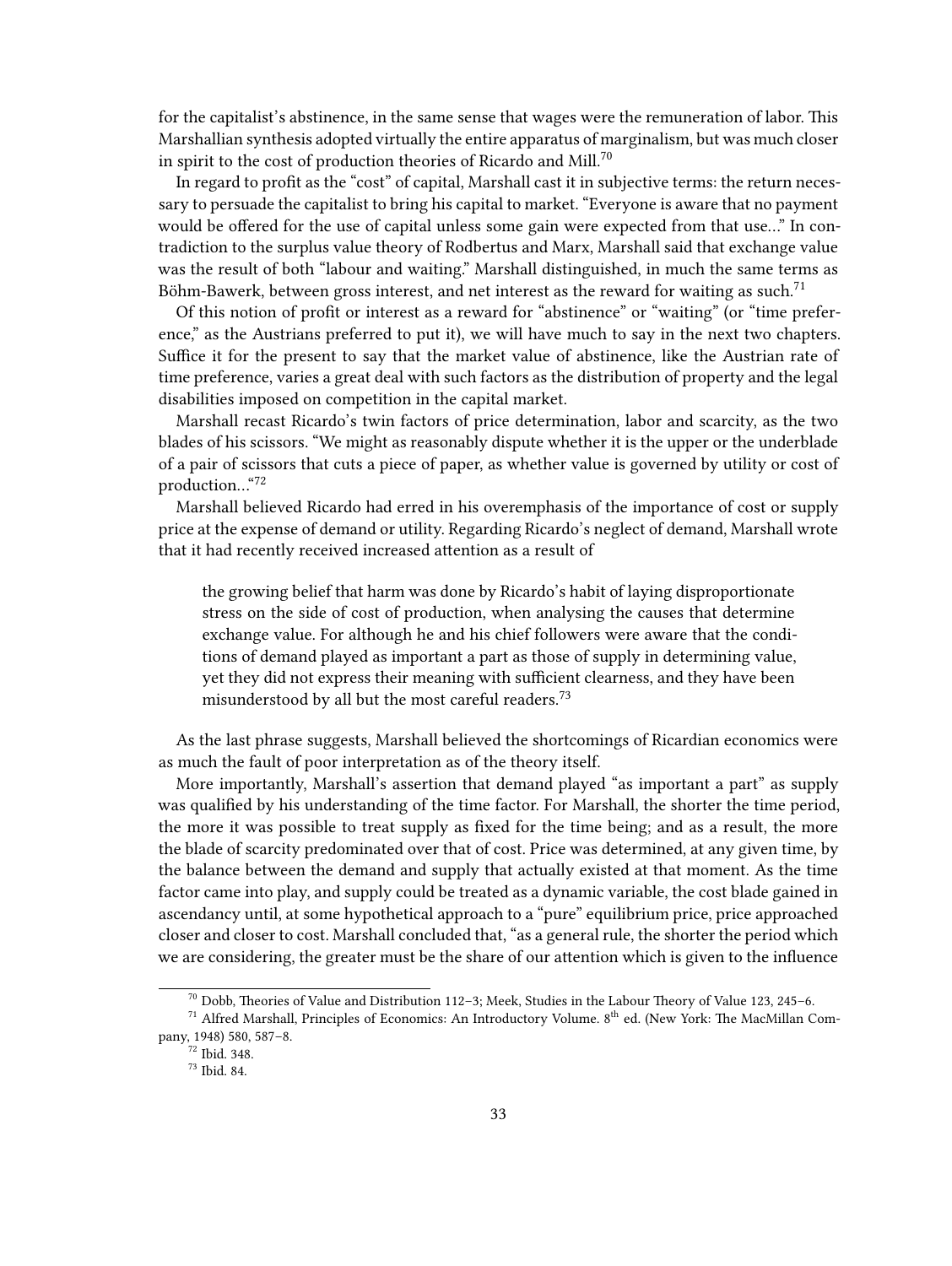for the capitalist's abstinence, in the same sense that wages were the remuneration of labor. This Marshallian synthesis adopted virtually the entire apparatus of marginalism, but was much closer in spirit to the cost of production theories of Ricardo and Mill.[70]

In regard to profit as the "cost" of capital, Marshall cast it in subjective terms: the return necessary to persuade the capitalist to bring his capital to market. "Everyone is aware that no payment would be offered for the use of capital unless some gain were expected from that use..." In contradiction to the surplus value theory of Rodbertus and Marx, Marshall said that exchange value was the result of both "labour and waiting." Marshall distinguished, in much the same terms as Böhm-Bawerk, between gross interest, and net interest as the reward for waiting as such.[71]

Of this notion of profit or interest as a reward for "abstinence" or "waiting" (or "time preference," as the Austrians preferred to put it), we will have much to say in the next two chapters. Suffice it for the present to say that the market value of abstinence, like the Austrian rate of time preference, varies a great deal with such factors as the distribution of property and the legal disabilities imposed on competition in the capital market.

Marshall recast Ricardo's twin factors of price determination, labor and scarcity, as the two blades of his scissors. "We might as reasonably dispute whether it is the upper or the underblade of a pair of scissors that cuts a piece of paper, as whether value is governed by utility or cost of production..."[72]

Marshall believed Ricardo had erred in his overemphasis of the importance of cost or supply price at the expense of demand or utility. Regarding Ricardo's neglect of demand, Marshall wrote that it had recently received increased attention as a result of

> the growing belief that harm was done by Ricardo's habit of laying disproportionate stress on the side of cost of production, when analysing the causes that determine exchange value. For although he and his chief followers were aware that the conditions of demand played as important a part as those of supply in determining value, yet they did not express their meaning with sufficient clearness, and they have been misunderstood by all but the most careful readers.[73]

As the last phrase suggests, Marshall believed the shortcomings of Ricardian economics were as much the fault of poor interpretation as of the theory itself.

More importantly, Marshall's assertion that demand played "as important a part" as supply was qualified by his understanding of the time factor. For Marshall, the shorter the time period, the more it was possible to treat supply as fixed for the time being; and as a result, the more the blade of scarcity predominated over that of cost. Price was determined, at any given time, by the balance between the demand and supply that actually existed at that moment. As the time factor came into play, and supply could be treated as a dynamic variable, the cost blade gained in ascendancy until, at some hypothetical approach to a "pure" equilibrium price, price approached closer and closer to cost. Marshall concluded that, "as a general rule, the shorter the period which we are considering, the greater must be the share of our attention which is given to the influence

---

[70] Dobb, Theories of Value and Distribution 112–3; Meek, Studies in the Labour Theory of Value 123, 245–6.

[71] Alfred Marshall, Principles of Economics: An Introductory Volume. 8th ed. (New York: The MacMillan Company, 1948) 580, 587–8.

[72] Ibid. 348.

[73] Ibid. 84.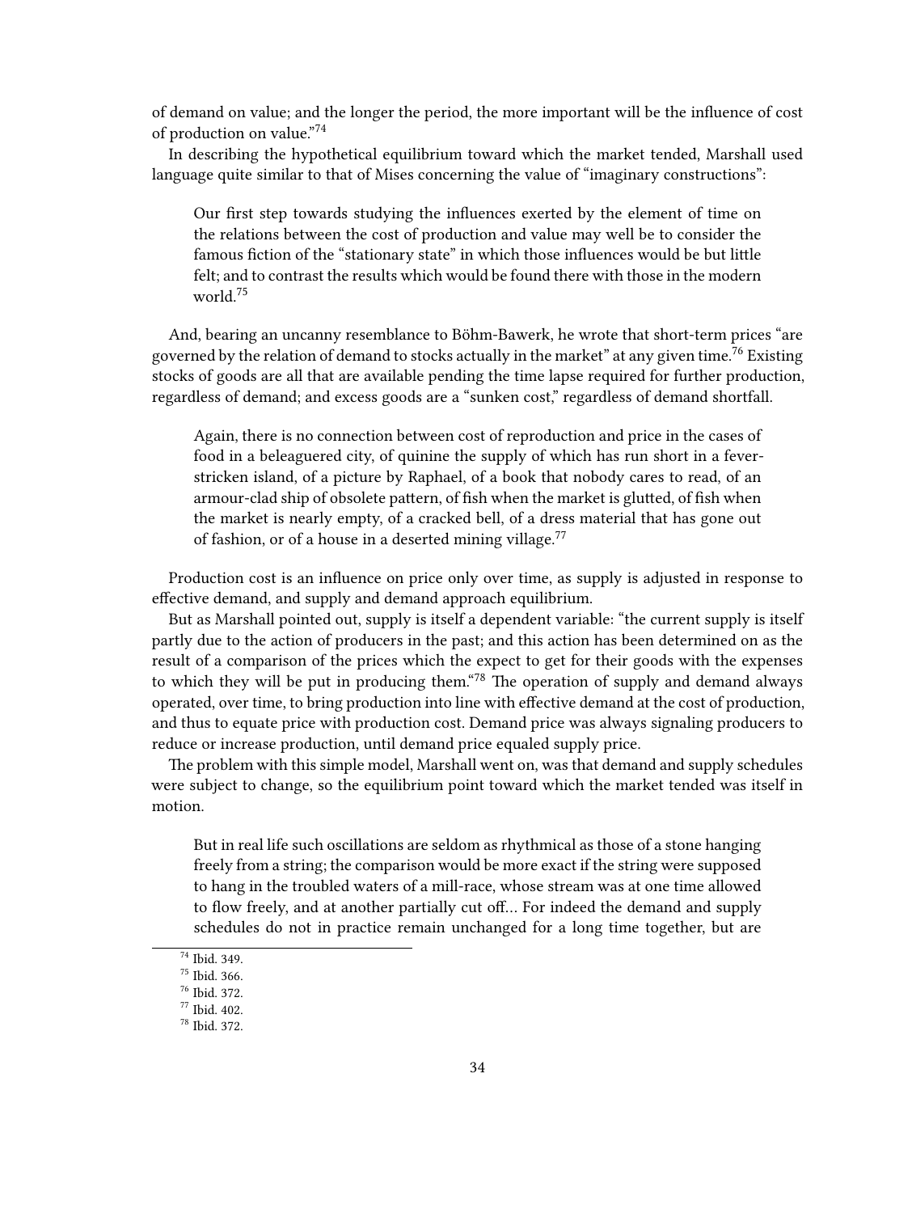of demand on value; and the longer the period, the more important will be the influence of cost of production on value."[74]

In describing the hypothetical equilibrium toward which the market tended, Marshall used language quite similar to that of Mises concerning the value of "imaginary constructions":

> Our first step towards studying the influences exerted by the element of time on the relations between the cost of production and value may well be to consider the famous fiction of the "stationary state" in which those influences would be but little felt; and to contrast the results which would be found there with those in the modern world.[75]

And, bearing an uncanny resemblance to Böhm-Bawerk, he wrote that short-term prices "are governed by the relation of demand to stocks actually in the market" at any given time.[76] Existing stocks of goods are all that are available pending the time lapse required for further production, regardless of demand; and excess goods are a "sunken cost," regardless of demand shortfall.

> Again, there is no connection between cost of reproduction and price in the cases of food in a beleaguered city, of quinine the supply of which has run short in a fever-stricken island, of a picture by Raphael, of a book that nobody cares to read, of an armour-clad ship of obsolete pattern, of fish when the market is glutted, of fish when the market is nearly empty, of a cracked bell, of a dress material that has gone out of fashion, or of a house in a deserted mining village.[77]

Production cost is an influence on price only over time, as supply is adjusted in response to effective demand, and supply and demand approach equilibrium.

But as Marshall pointed out, supply is itself a dependent variable: "the current supply is itself partly due to the action of producers in the past; and this action has been determined on as the result of a comparison of the prices which the expect to get for their goods with the expenses to which they will be put in producing them."[78] The operation of supply and demand always operated, over time, to bring production into line with effective demand at the cost of production, and thus to equate price with production cost. Demand price was always signaling producers to reduce or increase production, until demand price equaled supply price.

The problem with this simple model, Marshall went on, was that demand and supply schedules were subject to change, so the equilibrium point toward which the market tended was itself in motion.

> But in real life such oscillations are seldom as rhythmical as those of a stone hanging freely from a string; the comparison would be more exact if the string were supposed to hang in the troubled waters of a mill-race, whose stream was at one time allowed to flow freely, and at another partially cut off… For indeed the demand and supply schedules do not in practice remain unchanged for a long time together, but are

[74] Ibid. 349.
[75] Ibid. 366.
[76] Ibid. 372.
[77] Ibid. 402.
[78] Ibid. 372.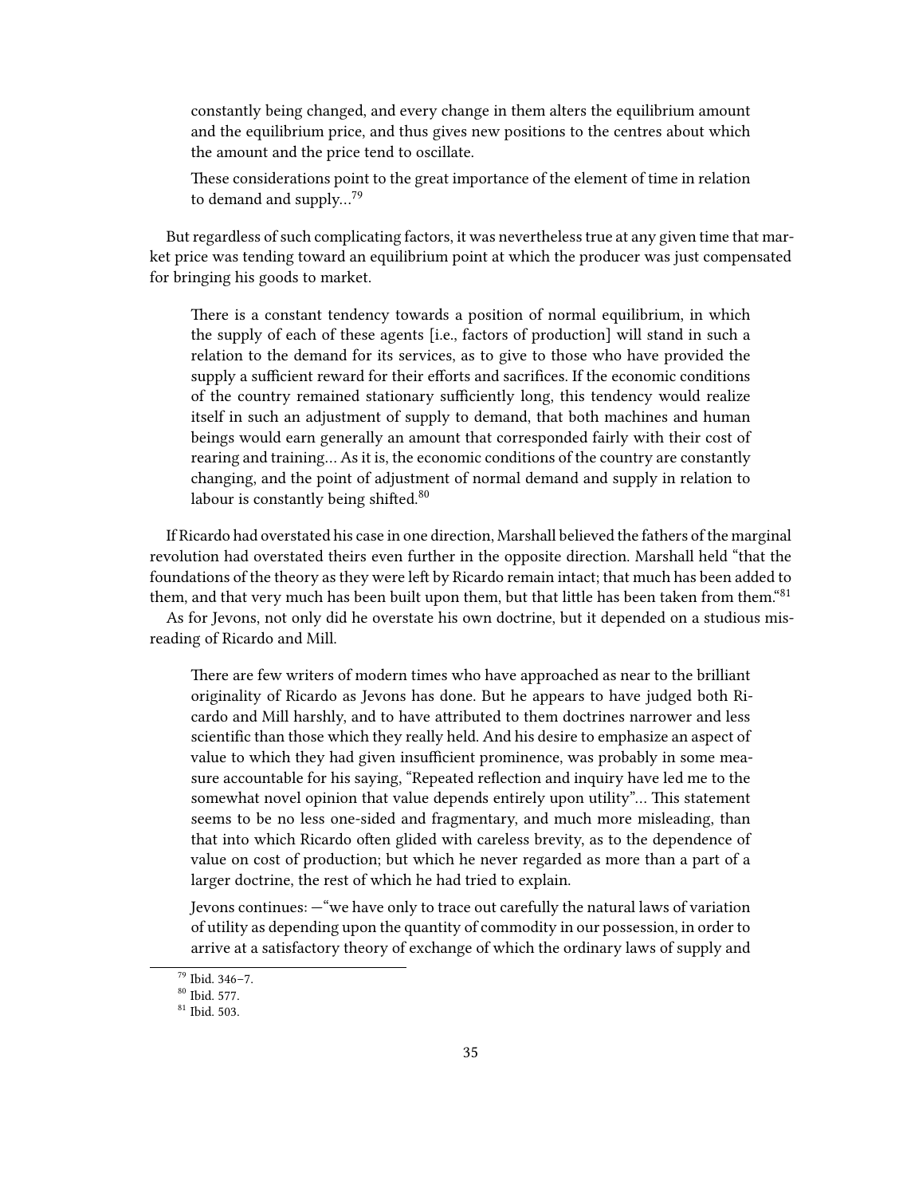> constantly being changed, and every change in them alters the equilibrium amount and the equilibrium price, and thus gives new positions to the centres about which the amount and the price tend to oscillate.
>
> These considerations point to the great importance of the element of time in relation to demand and supply…[79]

But regardless of such complicating factors, it was nevertheless true at any given time that market price was tending toward an equilibrium point at which the producer was just compensated for bringing his goods to market.

> There is a constant tendency towards a position of normal equilibrium, in which the supply of each of these agents [i.e., factors of production] will stand in such a relation to the demand for its services, as to give to those who have provided the supply a sufficient reward for their efforts and sacrifices. If the economic conditions of the country remained stationary sufficiently long, this tendency would realize itself in such an adjustment of supply to demand, that both machines and human beings would earn generally an amount that corresponded fairly with their cost of rearing and training… As it is, the economic conditions of the country are constantly changing, and the point of adjustment of normal demand and supply in relation to labour is constantly being shifted.[80]

If Ricardo had overstated his case in one direction, Marshall believed the fathers of the marginal revolution had overstated theirs even further in the opposite direction. Marshall held "that the foundations of the theory as they were left by Ricardo remain intact; that much has been added to them, and that very much has been built upon them, but that little has been taken from them."[81]

As for Jevons, not only did he overstate his own doctrine, but it depended on a studious misreading of Ricardo and Mill.

> There are few writers of modern times who have approached as near to the brilliant originality of Ricardo as Jevons has done. But he appears to have judged both Ricardo and Mill harshly, and to have attributed to them doctrines narrower and less scientific than those which they really held. And his desire to emphasize an aspect of value to which they had given insufficient prominence, was probably in some measure accountable for his saying, "Repeated reflection and inquiry have led me to the somewhat novel opinion that value depends entirely upon utility"… This statement seems to be no less one-sided and fragmentary, and much more misleading, than that into which Ricardo often glided with careless brevity, as to the dependence of value on cost of production; but which he never regarded as more than a part of a larger doctrine, the rest of which he had tried to explain.
>
> Jevons continues: —"we have only to trace out carefully the natural laws of variation of utility as depending upon the quantity of commodity in our possession, in order to arrive at a satisfactory theory of exchange of which the ordinary laws of supply and

[79] Ibid. 346–7.
[80] Ibid. 577.
[81] Ibid. 503.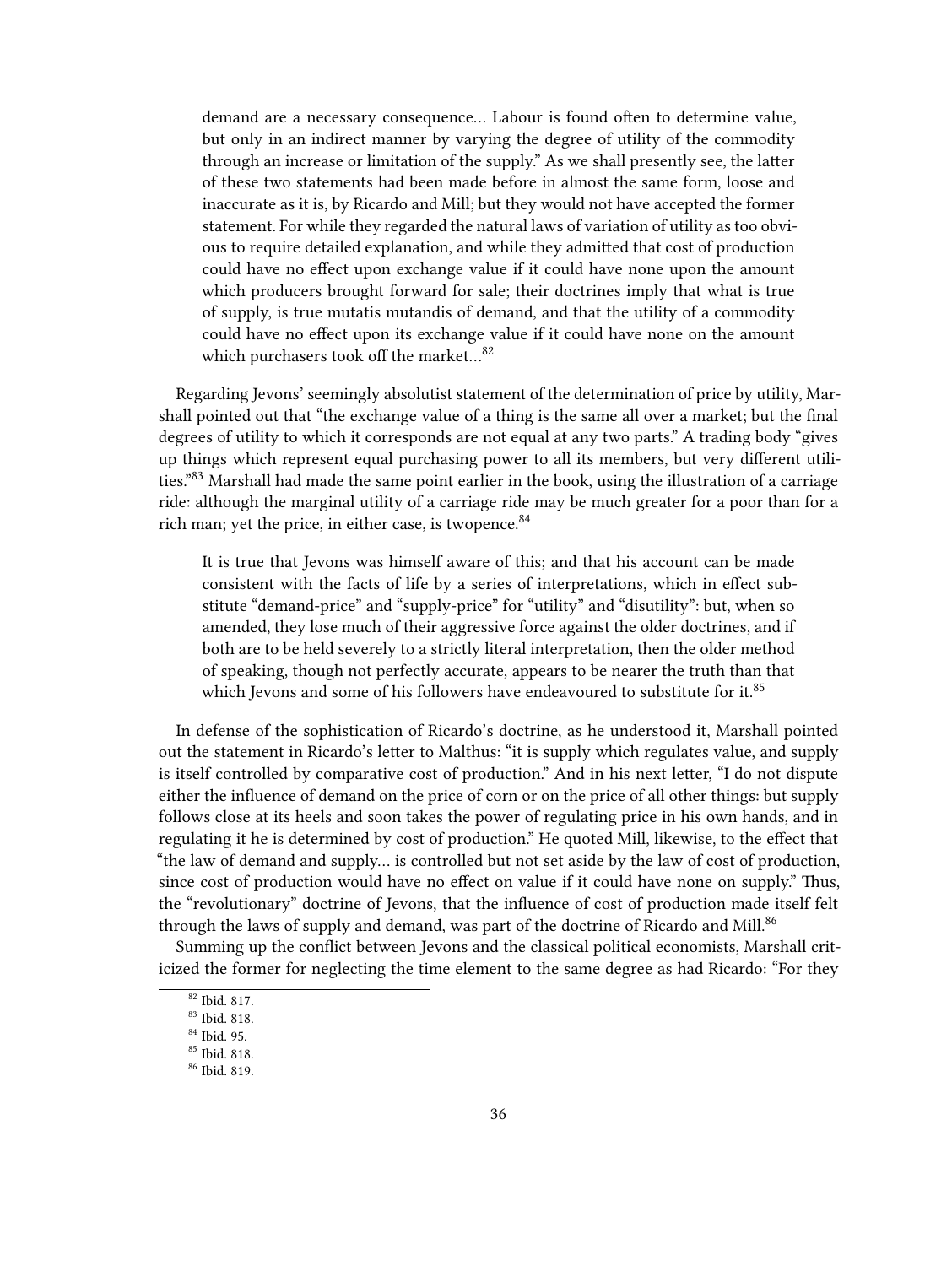> demand are a necessary consequence… Labour is found often to determine value, but only in an indirect manner by varying the degree of utility of the commodity through an increase or limitation of the supply." As we shall presently see, the latter of these two statements had been made before in almost the same form, loose and inaccurate as it is, by Ricardo and Mill; but they would not have accepted the former statement. For while they regarded the natural laws of variation of utility as too obvious to require detailed explanation, and while they admitted that cost of production could have no effect upon exchange value if it could have none upon the amount which producers brought forward for sale; their doctrines imply that what is true of supply, is true mutatis mutandis of demand, and that the utility of a commodity could have no effect upon its exchange value if it could have none on the amount which purchasers took off the market…[82]

Regarding Jevons' seemingly absolutist statement of the determination of price by utility, Marshall pointed out that "the exchange value of a thing is the same all over a market; but the final degrees of utility to which it corresponds are not equal at any two parts." A trading body "gives up things which represent equal purchasing power to all its members, but very different utilities."[83] Marshall had made the same point earlier in the book, using the illustration of a carriage ride: although the marginal utility of a carriage ride may be much greater for a poor than for a rich man; yet the price, in either case, is twopence.[84]

> It is true that Jevons was himself aware of this; and that his account can be made consistent with the facts of life by a series of interpretations, which in effect substitute "demand-price" and "supply-price" for "utility" and "disutility": but, when so amended, they lose much of their aggressive force against the older doctrines, and if both are to be held severely to a strictly literal interpretation, then the older method of speaking, though not perfectly accurate, appears to be nearer the truth than that which Jevons and some of his followers have endeavoured to substitute for it.[85]

In defense of the sophistication of Ricardo's doctrine, as he understood it, Marshall pointed out the statement in Ricardo's letter to Malthus: "it is supply which regulates value, and supply is itself controlled by comparative cost of production." And in his next letter, "I do not dispute either the influence of demand on the price of corn or on the price of all other things: but supply follows close at its heels and soon takes the power of regulating price in his own hands, and in regulating it he is determined by cost of production." He quoted Mill, likewise, to the effect that "the law of demand and supply… is controlled but not set aside by the law of cost of production, since cost of production would have no effect on value if it could have none on supply." Thus, the "revolutionary" doctrine of Jevons, that the influence of cost of production made itself felt through the laws of supply and demand, was part of the doctrine of Ricardo and Mill.[86]

Summing up the conflict between Jevons and the classical political economists, Marshall criticized the former for neglecting the time element to the same degree as had Ricardo: "For they

---

[82] Ibid. 817.
[83] Ibid. 818.
[84] Ibid. 95.
[85] Ibid. 818.
[86] Ibid. 819.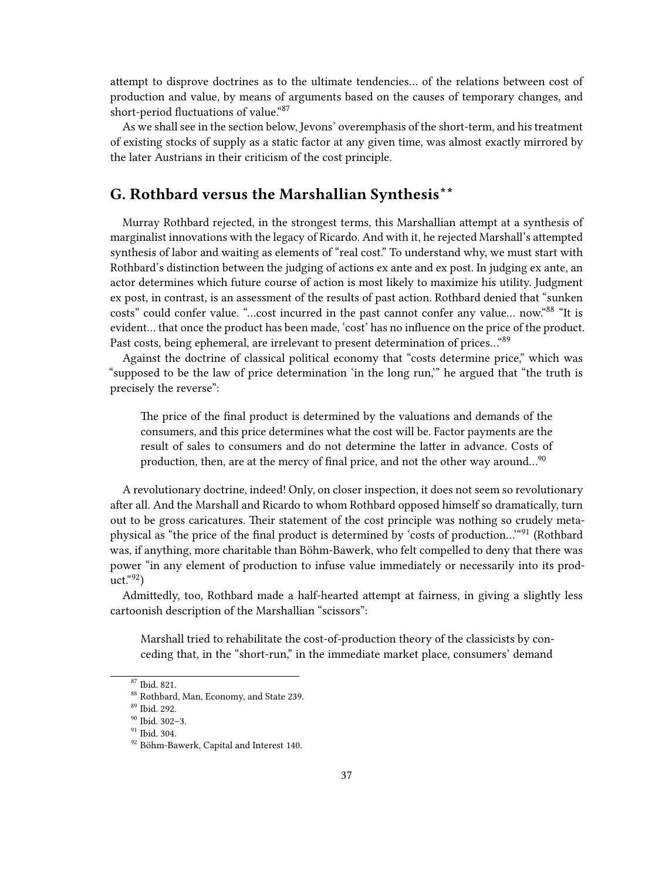attempt to disprove doctrines as to the ultimate tendencies… of the relations between cost of production and value, by means of arguments based on the causes of temporary changes, and short-period fluctuations of value."[87]

As we shall see in the section below, Jevons' overemphasis of the short-term, and his treatment of existing stocks of supply as a static factor at any given time, was almost exactly mirrored by the later Austrians in their criticism of the cost principle.

## G. Rothbard versus the Marshallian Synthesis**

Murray Rothbard rejected, in the strongest terms, this Marshallian attempt at a synthesis of marginalist innovations with the legacy of Ricardo. And with it, he rejected Marshall's attempted synthesis of labor and waiting as elements of "real cost." To understand why, we must start with Rothbard's distinction between the judging of actions ex ante and ex post. In judging ex ante, an actor determines which future course of action is most likely to maximize his utility. Judgment ex post, in contrast, is an assessment of the results of past action. Rothbard denied that "sunken costs" could confer value. "…cost incurred in the past cannot confer any value… now."[88] "It is evident… that once the product has been made, 'cost' has no influence on the price of the product. Past costs, being ephemeral, are irrelevant to present determination of prices…"[89]

Against the doctrine of classical political economy that "costs determine price," which was "supposed to be the law of price determination 'in the long run,'" he argued that "the truth is precisely the reverse":

> The price of the final product is determined by the valuations and demands of the consumers, and this price determines what the cost will be. Factor payments are the result of sales to consumers and do not determine the latter in advance. Costs of production, then, are at the mercy of final price, and not the other way around…[90]

A revolutionary doctrine, indeed! Only, on closer inspection, it does not seem so revolutionary after all. And the Marshall and Ricardo to whom Rothbard opposed himself so dramatically, turn out to be gross caricatures. Their statement of the cost principle was nothing so crudely metaphysical as "the price of the final product is determined by 'costs of production…'"[91] (Rothbard was, if anything, more charitable than Böhm-Bawerk, who felt compelled to deny that there was power "in any element of production to infuse value immediately or necessarily into its product."[92])

Admittedly, too, Rothbard made a half-hearted attempt at fairness, in giving a slightly less cartoonish description of the Marshallian "scissors":

> Marshall tried to rehabilitate the cost-of-production theory of the classicists by conceding that, in the "short-run," in the immediate market place, consumers' demand

---

[87] Ibid. 821.

[88] Rothbard, Man, Economy, and State 239.

[89] Ibid. 292.

[90] Ibid. 302–3.

[91] Ibid. 304.

[92] Böhm-Bawerk, Capital and Interest 140.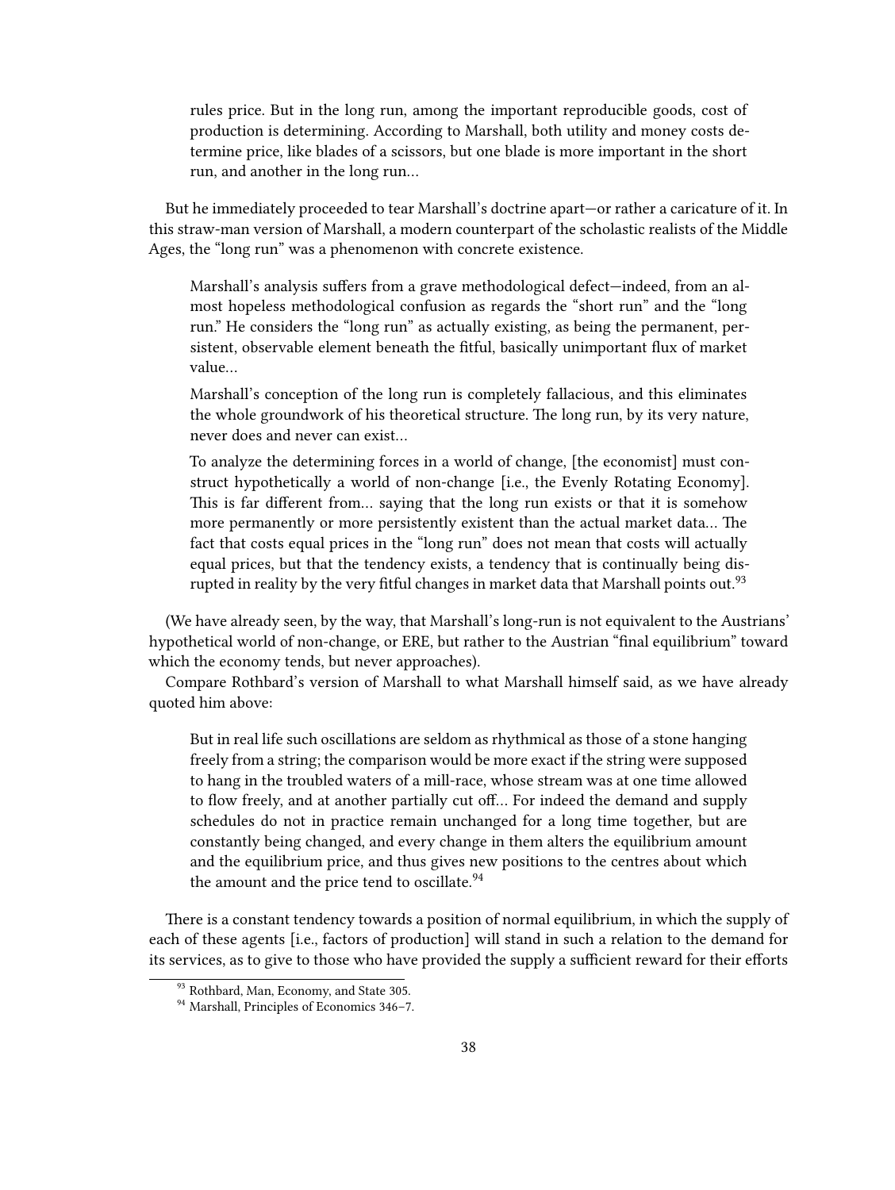> rules price. But in the long run, among the important reproducible goods, cost of production is determining. According to Marshall, both utility and money costs determine price, like blades of a scissors, but one blade is more important in the short run, and another in the long run…

But he immediately proceeded to tear Marshall's doctrine apart—or rather a caricature of it. In this straw-man version of Marshall, a modern counterpart of the scholastic realists of the Middle Ages, the "long run" was a phenomenon with concrete existence.

> Marshall's analysis suffers from a grave methodological defect—indeed, from an almost hopeless methodological confusion as regards the "short run" and the "long run." He considers the "long run" as actually existing, as being the permanent, persistent, observable element beneath the fitful, basically unimportant flux of market value…
>
> Marshall's conception of the long run is completely fallacious, and this eliminates the whole groundwork of his theoretical structure. The long run, by its very nature, never does and never can exist…
>
> To analyze the determining forces in a world of change, [the economist] must construct hypothetically a world of non-change [i.e., the Evenly Rotating Economy]. This is far different from… saying that the long run exists or that it is somehow more permanently or more persistently existent than the actual market data… The fact that costs equal prices in the "long run" does not mean that costs will actually equal prices, but that the tendency exists, a tendency that is continually being disrupted in reality by the very fitful changes in market data that Marshall points out.[93]

(We have already seen, by the way, that Marshall's long-run is not equivalent to the Austrians' hypothetical world of non-change, or ERE, but rather to the Austrian "final equilibrium" toward which the economy tends, but never approaches).

Compare Rothbard's version of Marshall to what Marshall himself said, as we have already quoted him above:

> But in real life such oscillations are seldom as rhythmical as those of a stone hanging freely from a string; the comparison would be more exact if the string were supposed to hang in the troubled waters of a mill-race, whose stream was at one time allowed to flow freely, and at another partially cut off… For indeed the demand and supply schedules do not in practice remain unchanged for a long time together, but are constantly being changed, and every change in them alters the equilibrium amount and the equilibrium price, and thus gives new positions to the centres about which the amount and the price tend to oscillate.[94]

There is a constant tendency towards a position of normal equilibrium, in which the supply of each of these agents [i.e., factors of production] will stand in such a relation to the demand for its services, as to give to those who have provided the supply a sufficient reward for their efforts

[93] Rothbard, Man, Economy, and State 305.

[94] Marshall, Principles of Economics 346–7.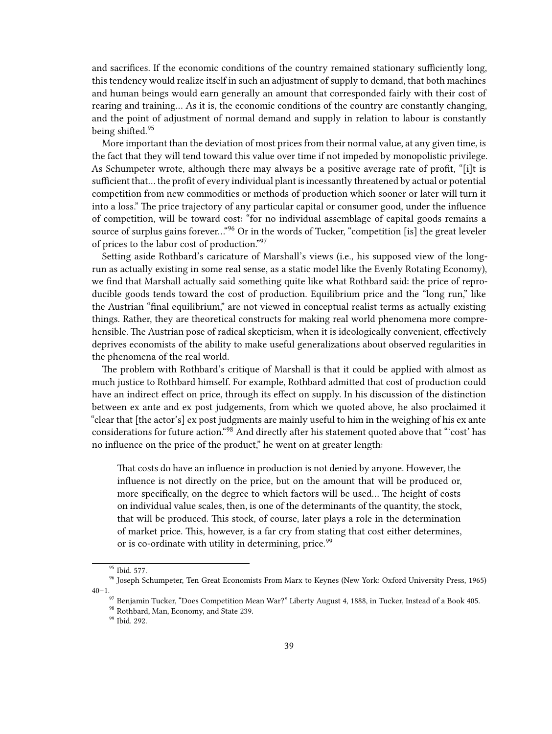and sacrifices. If the economic conditions of the country remained stationary sufficiently long, this tendency would realize itself in such an adjustment of supply to demand, that both machines and human beings would earn generally an amount that corresponded fairly with their cost of rearing and training… As it is, the economic conditions of the country are constantly changing, and the point of adjustment of normal demand and supply in relation to labour is constantly being shifted.[95]

More important than the deviation of most prices from their normal value, at any given time, is the fact that they will tend toward this value over time if not impeded by monopolistic privilege. As Schumpeter wrote, although there may always be a positive average rate of profit, "[i]t is sufficient that… the profit of every individual plant is incessantly threatened by actual or potential competition from new commodities or methods of production which sooner or later will turn it into a loss." The price trajectory of any particular capital or consumer good, under the influence of competition, will be toward cost: "for no individual assemblage of capital goods remains a source of surplus gains forever…"[96] Or in the words of Tucker, "competition [is] the great leveler of prices to the labor cost of production."[97]

Setting aside Rothbard's caricature of Marshall's views (i.e., his supposed view of the long-run as actually existing in some real sense, as a static model like the Evenly Rotating Economy), we find that Marshall actually said something quite like what Rothbard said: the price of reproducible goods tends toward the cost of production. Equilibrium price and the "long run," like the Austrian "final equilibrium," are not viewed in conceptual realist terms as actually existing things. Rather, they are theoretical constructs for making real world phenomena more comprehensible. The Austrian pose of radical skepticism, when it is ideologically convenient, effectively deprives economists of the ability to make useful generalizations about observed regularities in the phenomena of the real world.

The problem with Rothbard's critique of Marshall is that it could be applied with almost as much justice to Rothbard himself. For example, Rothbard admitted that cost of production could have an indirect effect on price, through its effect on supply. In his discussion of the distinction between ex ante and ex post judgements, from which we quoted above, he also proclaimed it "clear that [the actor's] ex post judgments are mainly useful to him in the weighing of his ex ante considerations for future action."[98] And directly after his statement quoted above that "'cost' has no influence on the price of the product," he went on at greater length:

> That costs do have an influence in production is not denied by anyone. However, the influence is not directly on the price, but on the amount that will be produced or, more specifically, on the degree to which factors will be used… The height of costs on individual value scales, then, is one of the determinants of the quantity, the stock, that will be produced. This stock, of course, later plays a role in the determination of market price. This, however, is a far cry from stating that cost either determines, or is co-ordinate with utility in determining, price.[99]

---

[95] Ibid. 577.

[96] Joseph Schumpeter, Ten Great Economists From Marx to Keynes (New York: Oxford University Press, 1965) 40–1.

[97] Benjamin Tucker, "Does Competition Mean War?" Liberty August 4, 1888, in Tucker, Instead of a Book 405.

[98] Rothbard, Man, Economy, and State 239.

[99] Ibid. 292.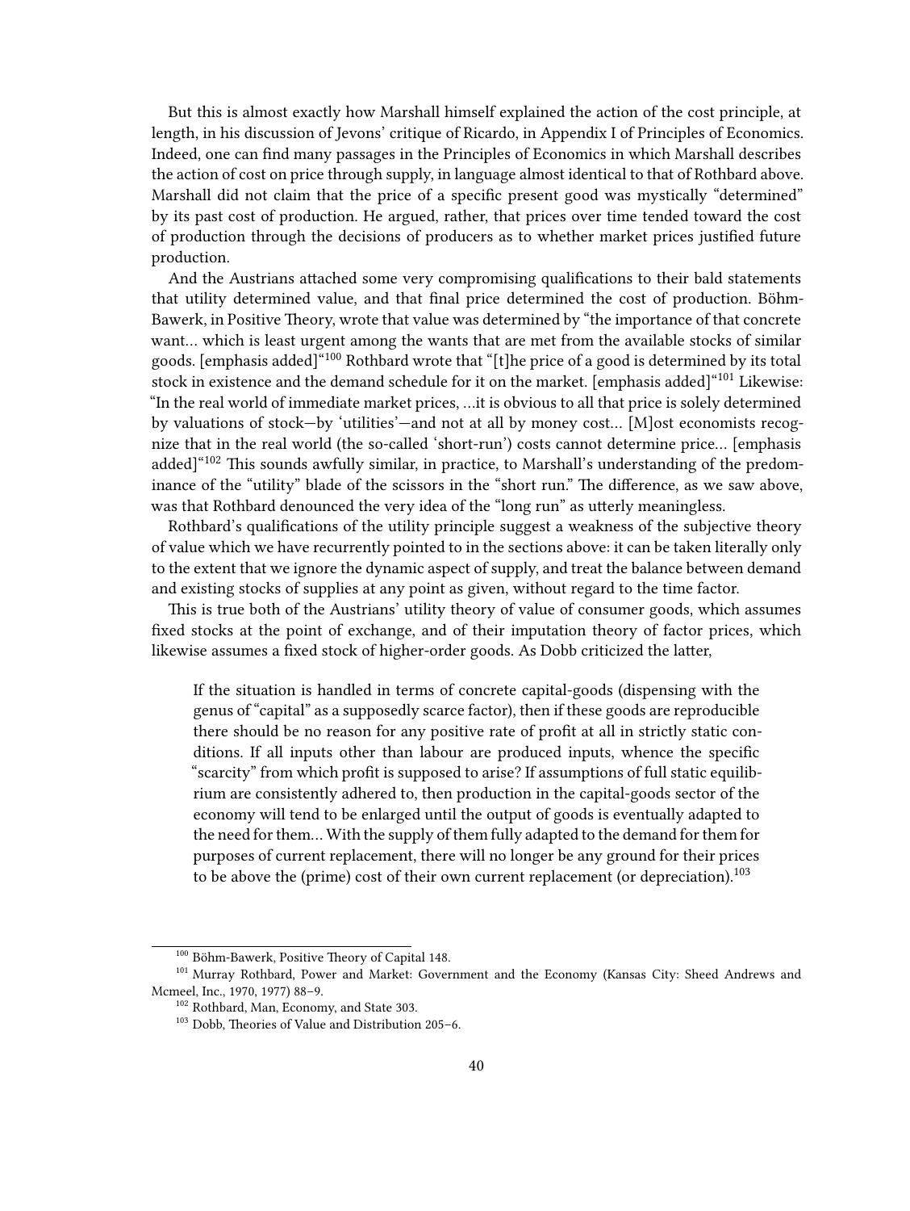But this is almost exactly how Marshall himself explained the action of the cost principle, at length, in his discussion of Jevons' critique of Ricardo, in Appendix I of Principles of Economics. Indeed, one can find many passages in the Principles of Economics in which Marshall describes the action of cost on price through supply, in language almost identical to that of Rothbard above. Marshall did not claim that the price of a specific present good was mystically "determined" by its past cost of production. He argued, rather, that prices over time tended toward the cost of production through the decisions of producers as to whether market prices justified future production.

And the Austrians attached some very compromising qualifications to their bald statements that utility determined value, and that final price determined the cost of production. Böhm-Bawerk, in Positive Theory, wrote that value was determined by "the importance of that concrete want… which is least urgent among the wants that are met from the available stocks of similar goods. [emphasis added]"[100] Rothbard wrote that "[t]he price of a good is determined by its total stock in existence and the demand schedule for it on the market. [emphasis added]"[101] Likewise: "In the real world of immediate market prices, …it is obvious to all that price is solely determined by valuations of stock—by 'utilities'—and not at all by money cost… [M]ost economists recognize that in the real world (the so-called 'short-run') costs cannot determine price… [emphasis added]"[102] This sounds awfully similar, in practice, to Marshall's understanding of the predominance of the "utility" blade of the scissors in the "short run." The difference, as we saw above, was that Rothbard denounced the very idea of the "long run" as utterly meaningless.

Rothbard's qualifications of the utility principle suggest a weakness of the subjective theory of value which we have recurrently pointed to in the sections above: it can be taken literally only to the extent that we ignore the dynamic aspect of supply, and treat the balance between demand and existing stocks of supplies at any point as given, without regard to the time factor.

This is true both of the Austrians' utility theory of value of consumer goods, which assumes fixed stocks at the point of exchange, and of their imputation theory of factor prices, which likewise assumes a fixed stock of higher-order goods. As Dobb criticized the latter,

> If the situation is handled in terms of concrete capital-goods (dispensing with the genus of "capital" as a supposedly scarce factor), then if these goods are reproducible there should be no reason for any positive rate of profit at all in strictly static conditions. If all inputs other than labour are produced inputs, whence the specific "scarcity" from which profit is supposed to arise? If assumptions of full static equilibrium are consistently adhered to, then production in the capital-goods sector of the economy will tend to be enlarged until the output of goods is eventually adapted to the need for them… With the supply of them fully adapted to the demand for them for purposes of current replacement, there will no longer be any ground for their prices to be above the (prime) cost of their own current replacement (or depreciation).[103]

---

[100] Böhm-Bawerk, Positive Theory of Capital 148.

[101] Murray Rothbard, Power and Market: Government and the Economy (Kansas City: Sheed Andrews and Mcmeel, Inc., 1970, 1977) 88–9.

[102] Rothbard, Man, Economy, and State 303.

[103] Dobb, Theories of Value and Distribution 205–6.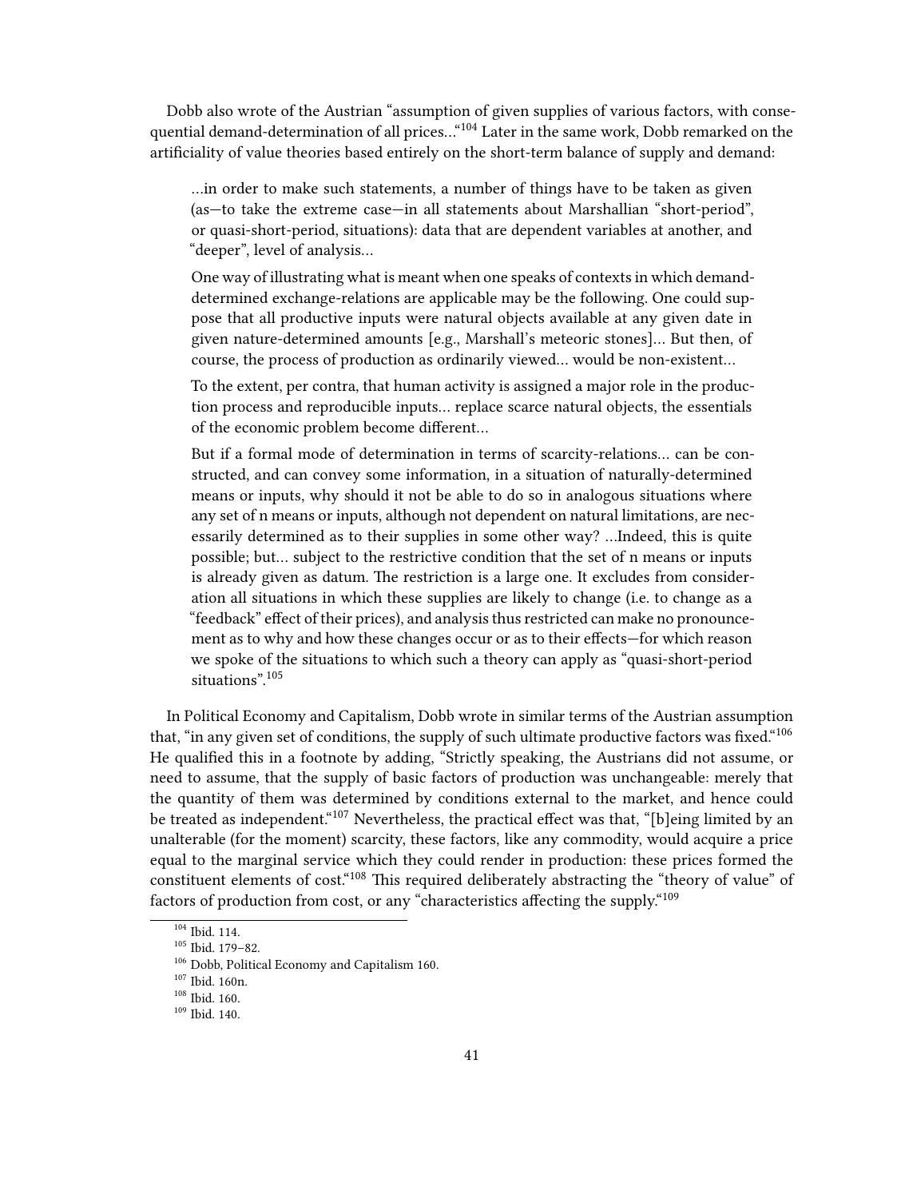Dobb also wrote of the Austrian "assumption of given supplies of various factors, with consequential demand-determination of all prices…"[104] Later in the same work, Dobb remarked on the artificiality of value theories based entirely on the short-term balance of supply and demand:

> …in order to make such statements, a number of things have to be taken as given (as—to take the extreme case—in all statements about Marshallian "short-period", or quasi-short-period, situations): data that are dependent variables at another, and "deeper", level of analysis…
>
> One way of illustrating what is meant when one speaks of contexts in which demand-determined exchange-relations are applicable may be the following. One could suppose that all productive inputs were natural objects available at any given date in given nature-determined amounts [e.g., Marshall's meteoric stones]… But then, of course, the process of production as ordinarily viewed… would be non-existent…
>
> To the extent, per contra, that human activity is assigned a major role in the production process and reproducible inputs… replace scarce natural objects, the essentials of the economic problem become different…
>
> But if a formal mode of determination in terms of scarcity-relations… can be constructed, and can convey some information, in a situation of naturally-determined means or inputs, why should it not be able to do so in analogous situations where any set of n means or inputs, although not dependent on natural limitations, are necessarily determined as to their supplies in some other way? …Indeed, this is quite possible; but… subject to the restrictive condition that the set of n means or inputs is already given as datum. The restriction is a large one. It excludes from consideration all situations in which these supplies are likely to change (i.e. to change as a "feedback" effect of their prices), and analysis thus restricted can make no pronouncement as to why and how these changes occur or as to their effects—for which reason we spoke of the situations to which such a theory can apply as "quasi-short-period situations".[105]

In Political Economy and Capitalism, Dobb wrote in similar terms of the Austrian assumption that, "in any given set of conditions, the supply of such ultimate productive factors was fixed."[106] He qualified this in a footnote by adding, "Strictly speaking, the Austrians did not assume, or need to assume, that the supply of basic factors of production was unchangeable: merely that the quantity of them was determined by conditions external to the market, and hence could be treated as independent."[107] Nevertheless, the practical effect was that, "[b]eing limited by an unalterable (for the moment) scarcity, these factors, like any commodity, would acquire a price equal to the marginal service which they could render in production: these prices formed the constituent elements of cost."[108] This required deliberately abstracting the "theory of value" of factors of production from cost, or any "characteristics affecting the supply."[109]

---

[104] Ibid. 114.

[105] Ibid. 179–82.

[106] Dobb, Political Economy and Capitalism 160.

[107] Ibid. 160n.

[108] Ibid. 160.

[109] Ibid. 140.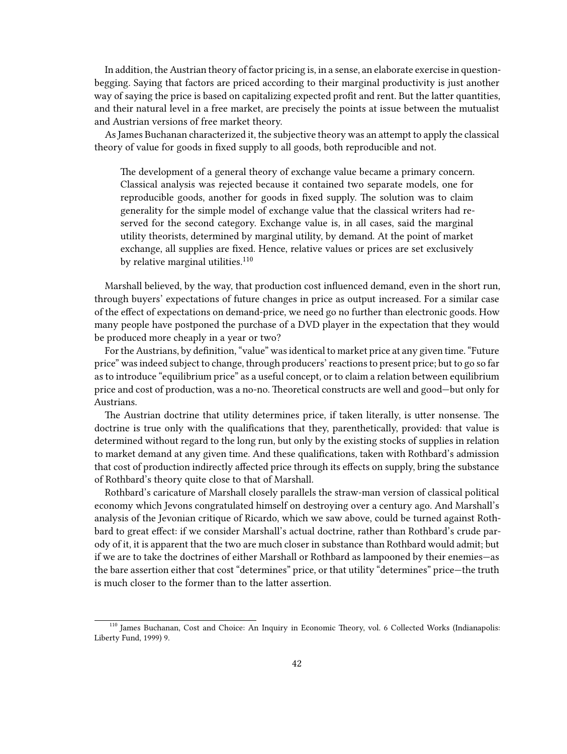In addition, the Austrian theory of factor pricing is, in a sense, an elaborate exercise in question-begging. Saying that factors are priced according to their marginal productivity is just another way of saying the price is based on capitalizing expected profit and rent. But the latter quantities, and their natural level in a free market, are precisely the points at issue between the mutualist and Austrian versions of free market theory.

As James Buchanan characterized it, the subjective theory was an attempt to apply the classical theory of value for goods in fixed supply to all goods, both reproducible and not.

> The development of a general theory of exchange value became a primary concern. Classical analysis was rejected because it contained two separate models, one for reproducible goods, another for goods in fixed supply. The solution was to claim generality for the simple model of exchange value that the classical writers had reserved for the second category. Exchange value is, in all cases, said the marginal utility theorists, determined by marginal utility, by demand. At the point of market exchange, all supplies are fixed. Hence, relative values or prices are set exclusively by relative marginal utilities.[110]

Marshall believed, by the way, that production cost influenced demand, even in the short run, through buyers' expectations of future changes in price as output increased. For a similar case of the effect of expectations on demand-price, we need go no further than electronic goods. How many people have postponed the purchase of a DVD player in the expectation that they would be produced more cheaply in a year or two?

For the Austrians, by definition, "value" was identical to market price at any given time. "Future price" was indeed subject to change, through producers' reactions to present price; but to go so far as to introduce "equilibrium price" as a useful concept, or to claim a relation between equilibrium price and cost of production, was a no-no. Theoretical constructs are well and good—but only for Austrians.

The Austrian doctrine that utility determines price, if taken literally, is utter nonsense. The doctrine is true only with the qualifications that they, parenthetically, provided: that value is determined without regard to the long run, but only by the existing stocks of supplies in relation to market demand at any given time. And these qualifications, taken with Rothbard's admission that cost of production indirectly affected price through its effects on supply, bring the substance of Rothbard's theory quite close to that of Marshall.

Rothbard's caricature of Marshall closely parallels the straw-man version of classical political economy which Jevons congratulated himself on destroying over a century ago. And Marshall's analysis of the Jevonian critique of Ricardo, which we saw above, could be turned against Rothbard to great effect: if we consider Marshall's actual doctrine, rather than Rothbard's crude parody of it, it is apparent that the two are much closer in substance than Rothbard would admit; but if we are to take the doctrines of either Marshall or Rothbard as lampooned by their enemies—as the bare assertion either that cost "determines" price, or that utility "determines" price—the truth is much closer to the former than to the latter assertion.

---

[110] James Buchanan, Cost and Choice: An Inquiry in Economic Theory, vol. 6 Collected Works (Indianapolis: Liberty Fund, 1999) 9.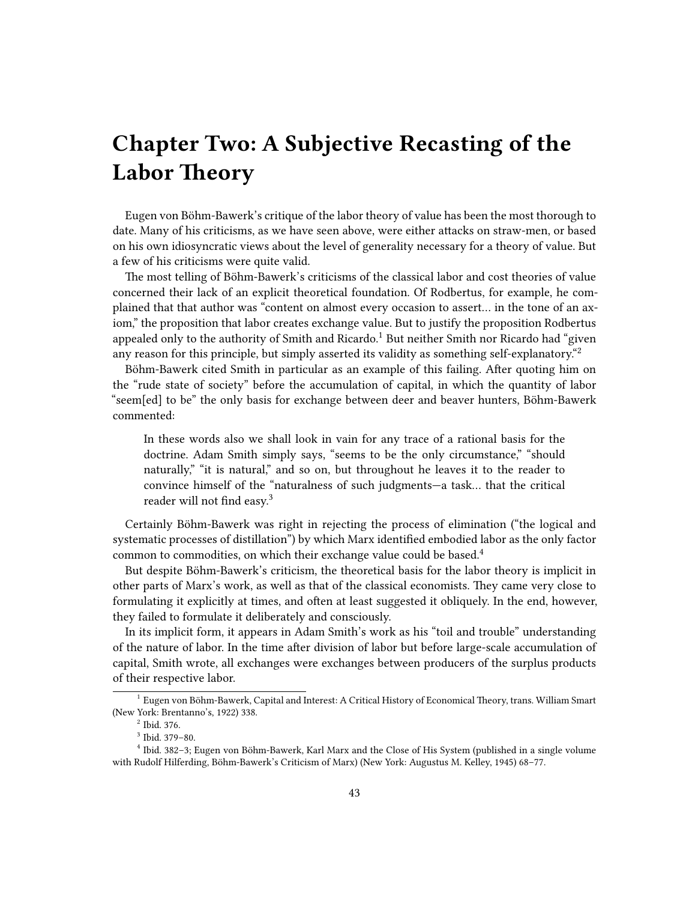# Chapter Two: A Subjective Recasting of the Labor Theory

Eugen von Böhm-Bawerk's critique of the labor theory of value has been the most thorough to date. Many of his criticisms, as we have seen above, were either attacks on straw-men, or based on his own idiosyncratic views about the level of generality necessary for a theory of value. But a few of his criticisms were quite valid.

The most telling of Böhm-Bawerk's criticisms of the classical labor and cost theories of value concerned their lack of an explicit theoretical foundation. Of Rodbertus, for example, he complained that that author was "content on almost every occasion to assert… in the tone of an axiom," the proposition that labor creates exchange value. But to justify the proposition Rodbertus appealed only to the authority of Smith and Ricardo.[1] But neither Smith nor Ricardo had "given any reason for this principle, but simply asserted its validity as something self-explanatory."[2]

Böhm-Bawerk cited Smith in particular as an example of this failing. After quoting him on the "rude state of society" before the accumulation of capital, in which the quantity of labor "seem[ed] to be" the only basis for exchange between deer and beaver hunters, Böhm-Bawerk commented:

> In these words also we shall look in vain for any trace of a rational basis for the doctrine. Adam Smith simply says, "seems to be the only circumstance," "should naturally," "it is natural," and so on, but throughout he leaves it to the reader to convince himself of the "naturalness of such judgments—a task… that the critical reader will not find easy.[3]

Certainly Böhm-Bawerk was right in rejecting the process of elimination ("the logical and systematic processes of distillation") by which Marx identified embodied labor as the only factor common to commodities, on which their exchange value could be based.[4]

But despite Böhm-Bawerk's criticism, the theoretical basis for the labor theory is implicit in other parts of Marx's work, as well as that of the classical economists. They came very close to formulating it explicitly at times, and often at least suggested it obliquely. In the end, however, they failed to formulate it deliberately and consciously.

In its implicit form, it appears in Adam Smith's work as his "toil and trouble" understanding of the nature of labor. In the time after division of labor but before large-scale accumulation of capital, Smith wrote, all exchanges were exchanges between producers of the surplus products of their respective labor.

[1] Eugen von Böhm-Bawerk, Capital and Interest: A Critical History of Economical Theory, trans. William Smart (New York: Brentanno's, 1922) 338.

[2] Ibid. 376.

[3] Ibid. 379–80.

[4] Ibid. 382–3; Eugen von Böhm-Bawerk, Karl Marx and the Close of His System (published in a single volume with Rudolf Hilferding, Böhm-Bawerk's Criticism of Marx) (New York: Augustus M. Kelley, 1945) 68–77.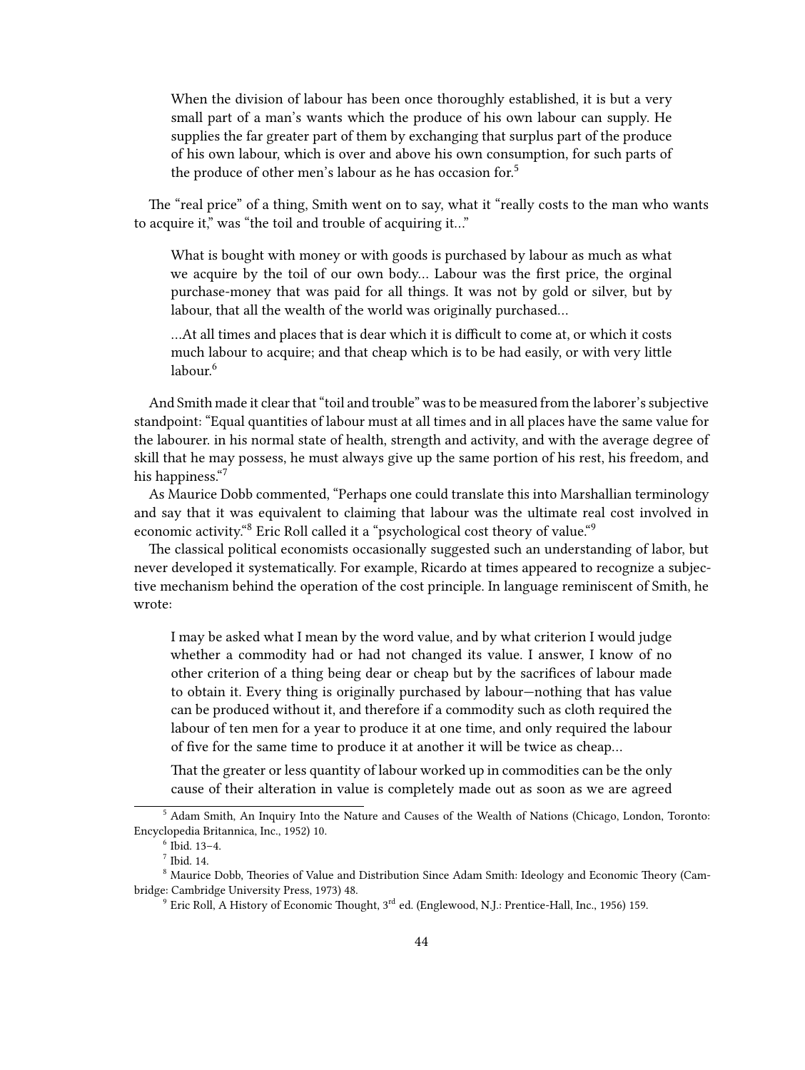> When the division of labour has been once thoroughly established, it is but a very small part of a man's wants which the produce of his own labour can supply. He supplies the far greater part of them by exchanging that surplus part of the produce of his own labour, which is over and above his own consumption, for such parts of the produce of other men's labour as he has occasion for.[5]

The "real price" of a thing, Smith went on to say, what it "really costs to the man who wants to acquire it," was "the toil and trouble of acquiring it..."

> What is bought with money or with goods is purchased by labour as much as what we acquire by the toil of our own body... Labour was the first price, the orginal purchase-money that was paid for all things. It was not by gold or silver, but by labour, that all the wealth of the world was originally purchased...
>
> ...At all times and places that is dear which it is difficult to come at, or which it costs much labour to acquire; and that cheap which is to be had easily, or with very little labour.[6]

And Smith made it clear that "toil and trouble" was to be measured from the laborer's subjective standpoint: "Equal quantities of labour must at all times and in all places have the same value for the labourer. in his normal state of health, strength and activity, and with the average degree of skill that he may possess, he must always give up the same portion of his rest, his freedom, and his happiness."[7]

As Maurice Dobb commented, "Perhaps one could translate this into Marshallian terminology and say that it was equivalent to claiming that labour was the ultimate real cost involved in economic activity."[8] Eric Roll called it a "psychological cost theory of value."[9]

The classical political economists occasionally suggested such an understanding of labor, but never developed it systematically. For example, Ricardo at times appeared to recognize a subjective mechanism behind the operation of the cost principle. In language reminiscent of Smith, he wrote:

> I may be asked what I mean by the word value, and by what criterion I would judge whether a commodity had or had not changed its value. I answer, I know of no other criterion of a thing being dear or cheap but by the sacrifices of labour made to obtain it. Every thing is originally purchased by labour—nothing that has value can be produced without it, and therefore if a commodity such as cloth required the labour of ten men for a year to produce it at one time, and only required the labour of five for the same time to produce it at another it will be twice as cheap...
>
> That the greater or less quantity of labour worked up in commodities can be the only cause of their alteration in value is completely made out as soon as we are agreed

---

[5] Adam Smith, An Inquiry Into the Nature and Causes of the Wealth of Nations (Chicago, London, Toronto: Encyclopedia Britannica, Inc., 1952) 10.

[6] Ibid. 13–4.

[7] Ibid. 14.

[8] Maurice Dobb, Theories of Value and Distribution Since Adam Smith: Ideology and Economic Theory (Cambridge: Cambridge University Press, 1973) 48.

[9] Eric Roll, A History of Economic Thought, 3rd ed. (Englewood, N.J.: Prentice-Hall, Inc., 1956) 159.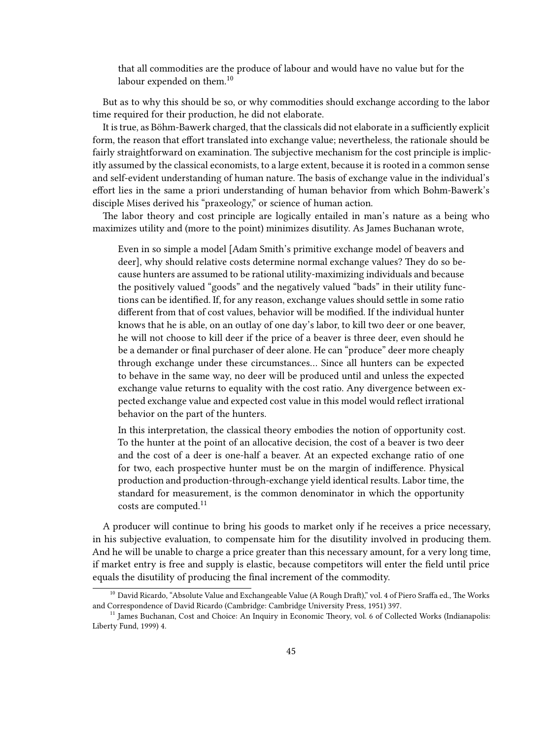> that all commodities are the produce of labour and would have no value but for the labour expended on them.[10]

But as to why this should be so, or why commodities should exchange according to the labor time required for their production, he did not elaborate.

It is true, as Böhm-Bawerk charged, that the classicals did not elaborate in a sufficiently explicit form, the reason that effort translated into exchange value; nevertheless, the rationale should be fairly straightforward on examination. The subjective mechanism for the cost principle is implicitly assumed by the classical economists, to a large extent, because it is rooted in a common sense and self-evident understanding of human nature. The basis of exchange value in the individual's effort lies in the same a priori understanding of human behavior from which Bohm-Bawerk's disciple Mises derived his "praxeology," or science of human action.

The labor theory and cost principle are logically entailed in man's nature as a being who maximizes utility and (more to the point) minimizes disutility. As James Buchanan wrote,

> Even in so simple a model [Adam Smith's primitive exchange model of beavers and deer], why should relative costs determine normal exchange values? They do so because hunters are assumed to be rational utility-maximizing individuals and because the positively valued "goods" and the negatively valued "bads" in their utility functions can be identified. If, for any reason, exchange values should settle in some ratio different from that of cost values, behavior will be modified. If the individual hunter knows that he is able, on an outlay of one day's labor, to kill two deer or one beaver, he will not choose to kill deer if the price of a beaver is three deer, even should he be a demander or final purchaser of deer alone. He can "produce" deer more cheaply through exchange under these circumstances… Since all hunters can be expected to behave in the same way, no deer will be produced until and unless the expected exchange value returns to equality with the cost ratio. Any divergence between expected exchange value and expected cost value in this model would reflect irrational behavior on the part of the hunters.
>
> In this interpretation, the classical theory embodies the notion of opportunity cost. To the hunter at the point of an allocative decision, the cost of a beaver is two deer and the cost of a deer is one-half a beaver. At an expected exchange ratio of one for two, each prospective hunter must be on the margin of indifference. Physical production and production-through-exchange yield identical results. Labor time, the standard for measurement, is the common denominator in which the opportunity costs are computed.[11]

A producer will continue to bring his goods to market only if he receives a price necessary, in his subjective evaluation, to compensate him for the disutility involved in producing them. And he will be unable to charge a price greater than this necessary amount, for a very long time, if market entry is free and supply is elastic, because competitors will enter the field until price equals the disutility of producing the final increment of the commodity.

---

[10] David Ricardo, "Absolute Value and Exchangeable Value (A Rough Draft)," vol. 4 of Piero Sraffa ed., The Works and Correspondence of David Ricardo (Cambridge: Cambridge University Press, 1951) 397.

[11] James Buchanan, Cost and Choice: An Inquiry in Economic Theory, vol. 6 of Collected Works (Indianapolis: Liberty Fund, 1999) 4.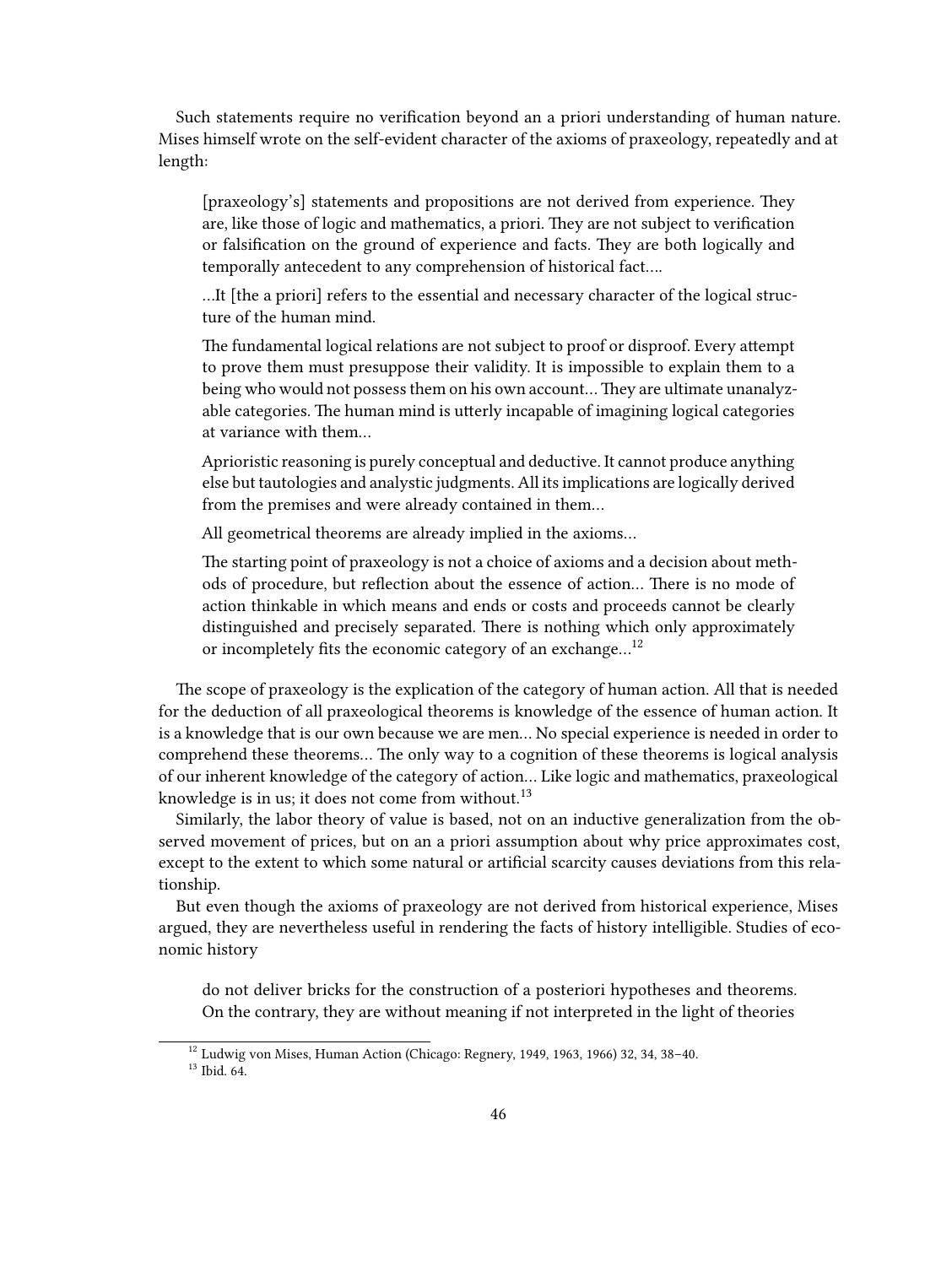Such statements require no verification beyond an a priori understanding of human nature. Mises himself wrote on the self-evident character of the axioms of praxeology, repeatedly and at length:

> [praxeology's] statements and propositions are not derived from experience. They are, like those of logic and mathematics, a priori. They are not subject to verification or falsification on the ground of experience and facts. They are both logically and temporally antecedent to any comprehension of historical fact….
>
> …It [the a priori] refers to the essential and necessary character of the logical structure of the human mind.
>
> The fundamental logical relations are not subject to proof or disproof. Every attempt to prove them must presuppose their validity. It is impossible to explain them to a being who would not possess them on his own account… They are ultimate unanalyzable categories. The human mind is utterly incapable of imagining logical categories at variance with them…
>
> Aprioristic reasoning is purely conceptual and deductive. It cannot produce anything else but tautologies and analystic judgments. All its implications are logically derived from the premises and were already contained in them…
>
> All geometrical theorems are already implied in the axioms…
>
> The starting point of praxeology is not a choice of axioms and a decision about methods of procedure, but reflection about the essence of action… There is no mode of action thinkable in which means and ends or costs and proceeds cannot be clearly distinguished and precisely separated. There is nothing which only approximately or incompletely fits the economic category of an exchange…[12]

The scope of praxeology is the explication of the category of human action. All that is needed for the deduction of all praxeological theorems is knowledge of the essence of human action. It is a knowledge that is our own because we are men… No special experience is needed in order to comprehend these theorems… The only way to a cognition of these theorems is logical analysis of our inherent knowledge of the category of action… Like logic and mathematics, praxeological knowledge is in us; it does not come from without.[13]

Similarly, the labor theory of value is based, not on an inductive generalization from the observed movement of prices, but on an a priori assumption about why price approximates cost, except to the extent to which some natural or artificial scarcity causes deviations from this relationship.

But even though the axioms of praxeology are not derived from historical experience, Mises argued, they are nevertheless useful in rendering the facts of history intelligible. Studies of economic history

> do not deliver bricks for the construction of a posteriori hypotheses and theorems. On the contrary, they are without meaning if not interpreted in the light of theories

[12] Ludwig von Mises, Human Action (Chicago: Regnery, 1949, 1963, 1966) 32, 34, 38–40.

[13] Ibid. 64.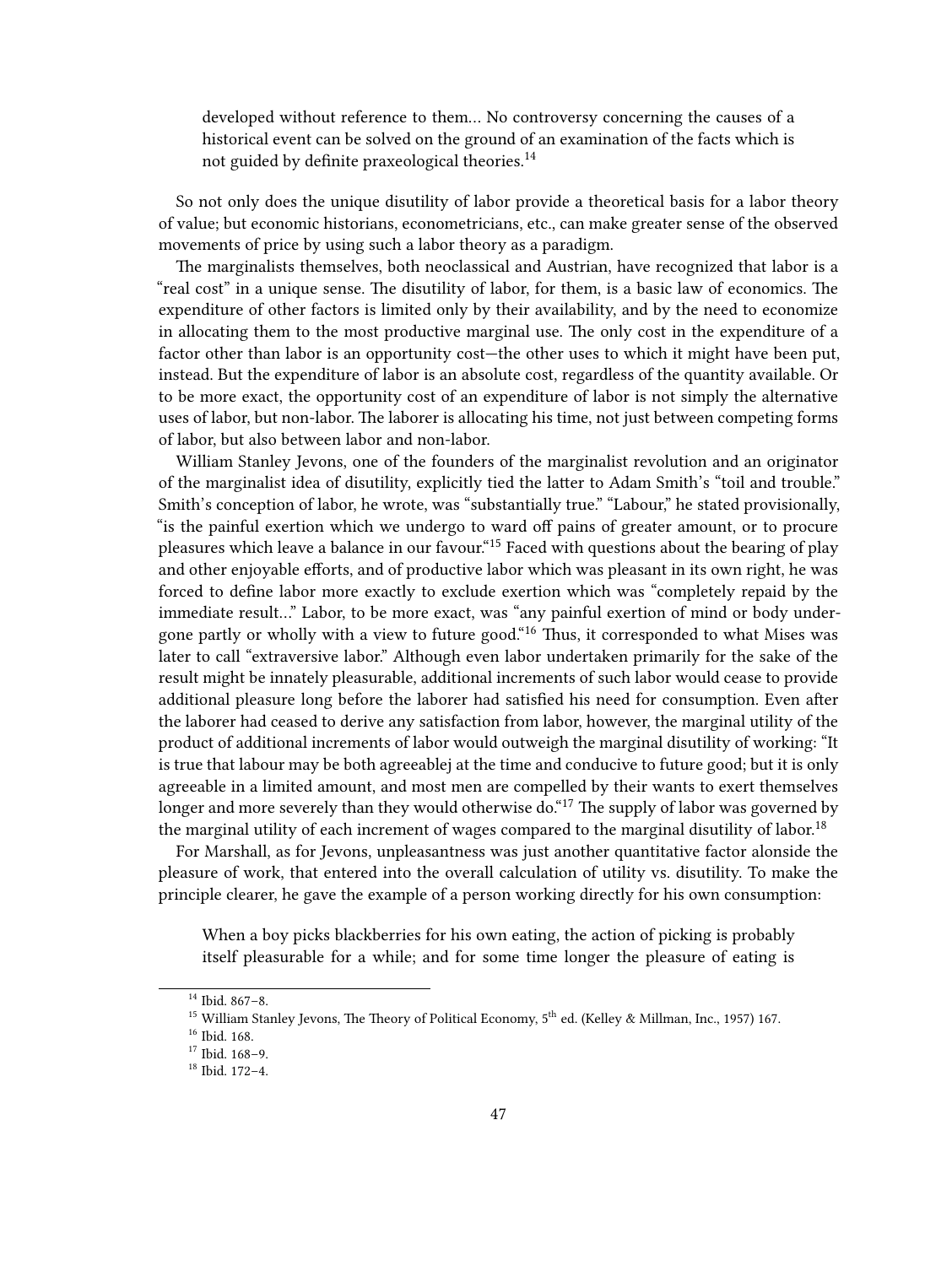> developed without reference to them… No controversy concerning the causes of a historical event can be solved on the ground of an examination of the facts which is not guided by definite praxeological theories.[14]

So not only does the unique disutility of labor provide a theoretical basis for a labor theory of value; but economic historians, econometricians, etc., can make greater sense of the observed movements of price by using such a labor theory as a paradigm.

The marginalists themselves, both neoclassical and Austrian, have recognized that labor is a "real cost" in a unique sense. The disutility of labor, for them, is a basic law of economics. The expenditure of other factors is limited only by their availability, and by the need to economize in allocating them to the most productive marginal use. The only cost in the expenditure of a factor other than labor is an opportunity cost—the other uses to which it might have been put, instead. But the expenditure of labor is an absolute cost, regardless of the quantity available. Or to be more exact, the opportunity cost of an expenditure of labor is not simply the alternative uses of labor, but non-labor. The laborer is allocating his time, not just between competing forms of labor, but also between labor and non-labor.

William Stanley Jevons, one of the founders of the marginalist revolution and an originator of the marginalist idea of disutility, explicitly tied the latter to Adam Smith's "toil and trouble." Smith's conception of labor, he wrote, was "substantially true." "Labour," he stated provisionally, "is the painful exertion which we undergo to ward off pains of greater amount, or to procure pleasures which leave a balance in our favour."[15] Faced with questions about the bearing of play and other enjoyable efforts, and of productive labor which was pleasant in its own right, he was forced to define labor more exactly to exclude exertion which was "completely repaid by the immediate result…" Labor, to be more exact, was "any painful exertion of mind or body undergone partly or wholly with a view to future good."[16] Thus, it corresponded to what Mises was later to call "extraversive labor." Although even labor undertaken primarily for the sake of the result might be innately pleasurable, additional increments of such labor would cease to provide additional pleasure long before the laborer had satisfied his need for consumption. Even after the laborer had ceased to derive any satisfaction from labor, however, the marginal utility of the product of additional increments of labor would outweigh the marginal disutility of working: "It is true that labour may be both agreeablej at the time and conducive to future good; but it is only agreeable in a limited amount, and most men are compelled by their wants to exert themselves longer and more severely than they would otherwise do."[17] The supply of labor was governed by the marginal utility of each increment of wages compared to the marginal disutility of labor.[18]

For Marshall, as for Jevons, unpleasantness was just another quantitative factor alonside the pleasure of work, that entered into the overall calculation of utility vs. disutility. To make the principle clearer, he gave the example of a person working directly for his own consumption:

> When a boy picks blackberries for his own eating, the action of picking is probably itself pleasurable for a while; and for some time longer the pleasure of eating is

[14] Ibid. 867–8.

[15] William Stanley Jevons, The Theory of Political Economy, 5th ed. (Kelley & Millman, Inc., 1957) 167.

[16] Ibid. 168.

[17] Ibid. 168–9.

[18] Ibid. 172–4.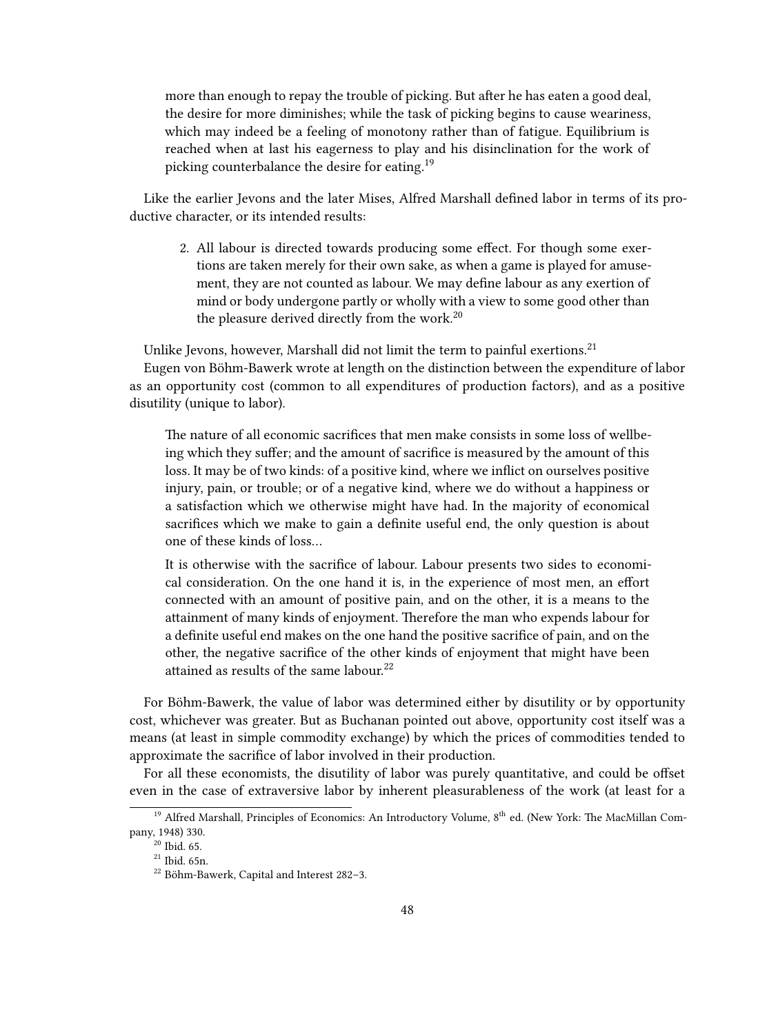> more than enough to repay the trouble of picking. But after he has eaten a good deal, the desire for more diminishes; while the task of picking begins to cause weariness, which may indeed be a feeling of monotony rather than of fatigue. Equilibrium is reached when at last his eagerness to play and his disinclination for the work of picking counterbalance the desire for eating.[19]

Like the earlier Jevons and the later Mises, Alfred Marshall defined labor in terms of its productive character, or its intended results:

> 2. All labour is directed towards producing some effect. For though some exertions are taken merely for their own sake, as when a game is played for amusement, they are not counted as labour. We may define labour as any exertion of mind or body undergone partly or wholly with a view to some good other than the pleasure derived directly from the work.[20]

Unlike Jevons, however, Marshall did not limit the term to painful exertions.[21]

Eugen von Böhm-Bawerk wrote at length on the distinction between the expenditure of labor as an opportunity cost (common to all expenditures of production factors), and as a positive disutility (unique to labor).

> The nature of all economic sacrifices that men make consists in some loss of wellbeing which they suffer; and the amount of sacrifice is measured by the amount of this loss. It may be of two kinds: of a positive kind, where we inflict on ourselves positive injury, pain, or trouble; or of a negative kind, where we do without a happiness or a satisfaction which we otherwise might have had. In the majority of economical sacrifices which we make to gain a definite useful end, the only question is about one of these kinds of loss…
>
> It is otherwise with the sacrifice of labour. Labour presents two sides to economical consideration. On the one hand it is, in the experience of most men, an effort connected with an amount of positive pain, and on the other, it is a means to the attainment of many kinds of enjoyment. Therefore the man who expends labour for a definite useful end makes on the one hand the positive sacrifice of pain, and on the other, the negative sacrifice of the other kinds of enjoyment that might have been attained as results of the same labour.[22]

For Böhm-Bawerk, the value of labor was determined either by disutility or by opportunity cost, whichever was greater. But as Buchanan pointed out above, opportunity cost itself was a means (at least in simple commodity exchange) by which the prices of commodities tended to approximate the sacrifice of labor involved in their production.

For all these economists, the disutility of labor was purely quantitative, and could be offset even in the case of extraversive labor by inherent pleasurableness of the work (at least for a

---

[19] Alfred Marshall, Principles of Economics: An Introductory Volume, 8th ed. (New York: The MacMillan Company, 1948) 330.

[20] Ibid. 65.

[21] Ibid. 65n.

[22] Böhm-Bawerk, Capital and Interest 282–3.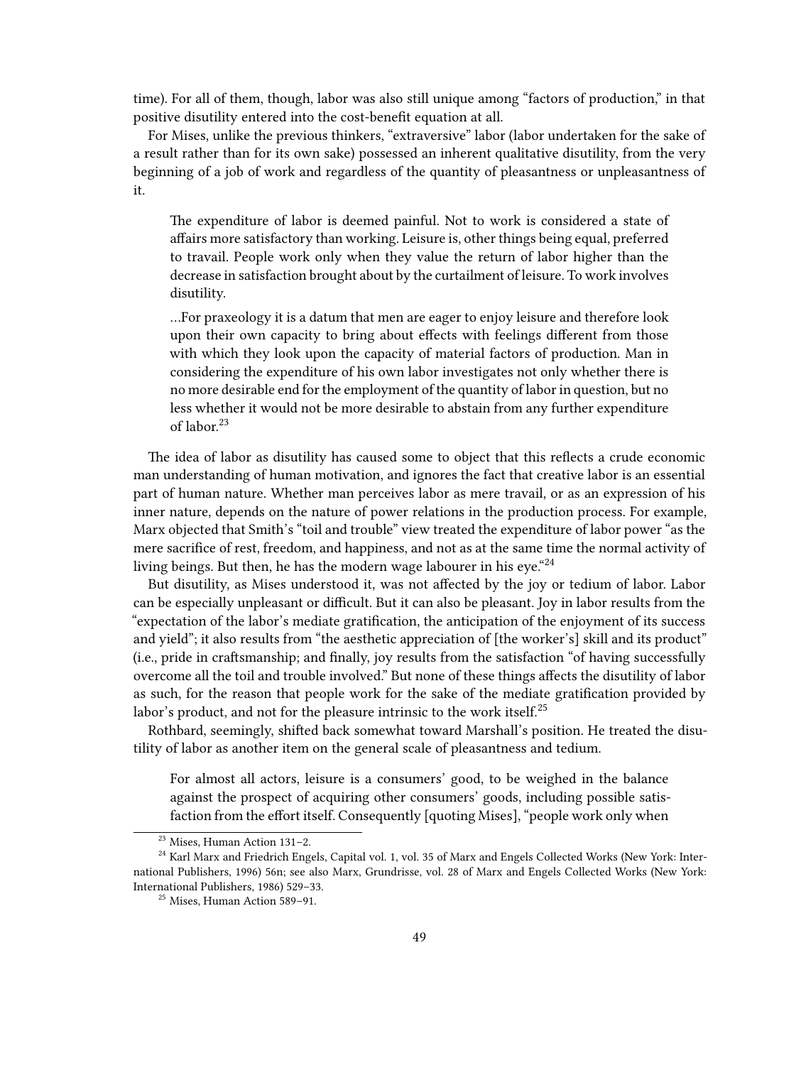time). For all of them, though, labor was also still unique among "factors of production," in that positive disutility entered into the cost-benefit equation at all.

For Mises, unlike the previous thinkers, "extraversive" labor (labor undertaken for the sake of a result rather than for its own sake) possessed an inherent qualitative disutility, from the very beginning of a job of work and regardless of the quantity of pleasantness or unpleasantness of it.

> The expenditure of labor is deemed painful. Not to work is considered a state of affairs more satisfactory than working. Leisure is, other things being equal, preferred to travail. People work only when they value the return of labor higher than the decrease in satisfaction brought about by the curtailment of leisure. To work involves disutility.
>
> …For praxeology it is a datum that men are eager to enjoy leisure and therefore look upon their own capacity to bring about effects with feelings different from those with which they look upon the capacity of material factors of production. Man in considering the expenditure of his own labor investigates not only whether there is no more desirable end for the employment of the quantity of labor in question, but no less whether it would not be more desirable to abstain from any further expenditure of labor.[23]

The idea of labor as disutility has caused some to object that this reflects a crude economic man understanding of human motivation, and ignores the fact that creative labor is an essential part of human nature. Whether man perceives labor as mere travail, or as an expression of his inner nature, depends on the nature of power relations in the production process. For example, Marx objected that Smith's "toil and trouble" view treated the expenditure of labor power "as the mere sacrifice of rest, freedom, and happiness, and not as at the same time the normal activity of living beings. But then, he has the modern wage labourer in his eye."[24]

But disutility, as Mises understood it, was not affected by the joy or tedium of labor. Labor can be especially unpleasant or difficult. But it can also be pleasant. Joy in labor results from the "expectation of the labor's mediate gratification, the anticipation of the enjoyment of its success and yield"; it also results from "the aesthetic appreciation of [the worker's] skill and its product" (i.e., pride in craftsmanship; and finally, joy results from the satisfaction "of having successfully overcome all the toil and trouble involved." But none of these things affects the disutility of labor as such, for the reason that people work for the sake of the mediate gratification provided by labor's product, and not for the pleasure intrinsic to the work itself.[25]

Rothbard, seemingly, shifted back somewhat toward Marshall's position. He treated the disutility of labor as another item on the general scale of pleasantness and tedium.

> For almost all actors, leisure is a consumers' good, to be weighed in the balance against the prospect of acquiring other consumers' goods, including possible satisfaction from the effort itself. Consequently [quoting Mises], "people work only when

[23] Mises, Human Action 131–2.

[24] Karl Marx and Friedrich Engels, Capital vol. 1, vol. 35 of Marx and Engels Collected Works (New York: International Publishers, 1996) 56n; see also Marx, Grundrisse, vol. 28 of Marx and Engels Collected Works (New York: International Publishers, 1986) 529–33.

[25] Mises, Human Action 589–91.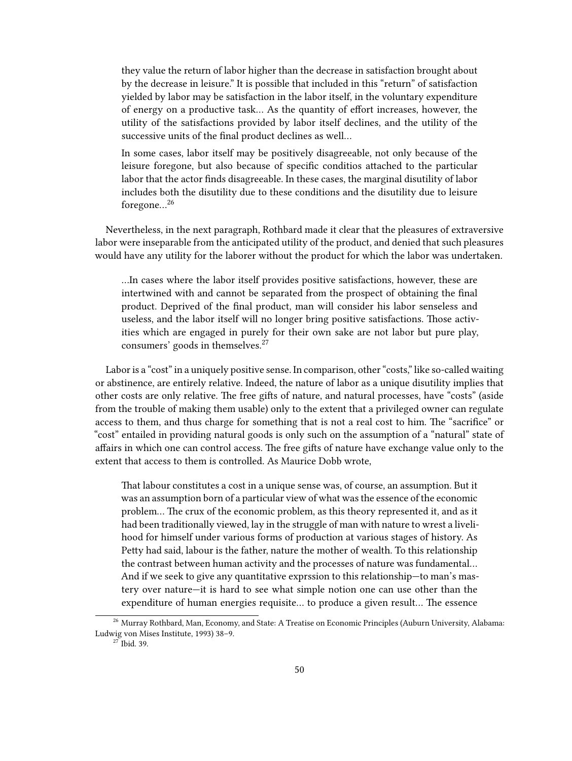> they value the return of labor higher than the decrease in satisfaction brought about by the decrease in leisure." It is possible that included in this "return" of satisfaction yielded by labor may be satisfaction in the labor itself, in the voluntary expenditure of energy on a productive task… As the quantity of effort increases, however, the utility of the satisfactions provided by labor itself declines, and the utility of the successive units of the final product declines as well…
>
> In some cases, labor itself may be positively disagreeable, not only because of the leisure foregone, but also because of specific conditios attached to the particular labor that the actor finds disagreeable. In these cases, the marginal disutility of labor includes both the disutility due to these conditions and the disutility due to leisure foregone…[26]

Nevertheless, in the next paragraph, Rothbard made it clear that the pleasures of extraversive labor were inseparable from the anticipated utility of the product, and denied that such pleasures would have any utility for the laborer without the product for which the labor was undertaken.

> …In cases where the labor itself provides positive satisfactions, however, these are intertwined with and cannot be separated from the prospect of obtaining the final product. Deprived of the final product, man will consider his labor senseless and useless, and the labor itself will no longer bring positive satisfactions. Those activities which are engaged in purely for their own sake are not labor but pure play, consumers' goods in themselves.[27]

Labor is a "cost" in a uniquely positive sense. In comparison, other "costs," like so-called waiting or abstinence, are entirely relative. Indeed, the nature of labor as a unique disutility implies that other costs are only relative. The free gifts of nature, and natural processes, have "costs" (aside from the trouble of making them usable) only to the extent that a privileged owner can regulate access to them, and thus charge for something that is not a real cost to him. The "sacrifice" or "cost" entailed in providing natural goods is only such on the assumption of a "natural" state of affairs in which one can control access. The free gifts of nature have exchange value only to the extent that access to them is controlled. As Maurice Dobb wrote,

> That labour constitutes a cost in a unique sense was, of course, an assumption. But it was an assumption born of a particular view of what was the essence of the economic problem… The crux of the economic problem, as this theory represented it, and as it had been traditionally viewed, lay in the struggle of man with nature to wrest a livelihood for himself under various forms of production at various stages of history. As Petty had said, labour is the father, nature the mother of wealth. To this relationship the contrast between human activity and the processes of nature was fundamental… And if we seek to give any quantitative exprssion to this relationship—to man's mastery over nature—it is hard to see what simple notion one can use other than the expenditure of human energies requisite… to produce a given result… The essence

[26] Murray Rothbard, Man, Economy, and State: A Treatise on Economic Principles (Auburn University, Alabama: Ludwig von Mises Institute, 1993) 38–9.

[27] Ibid. 39.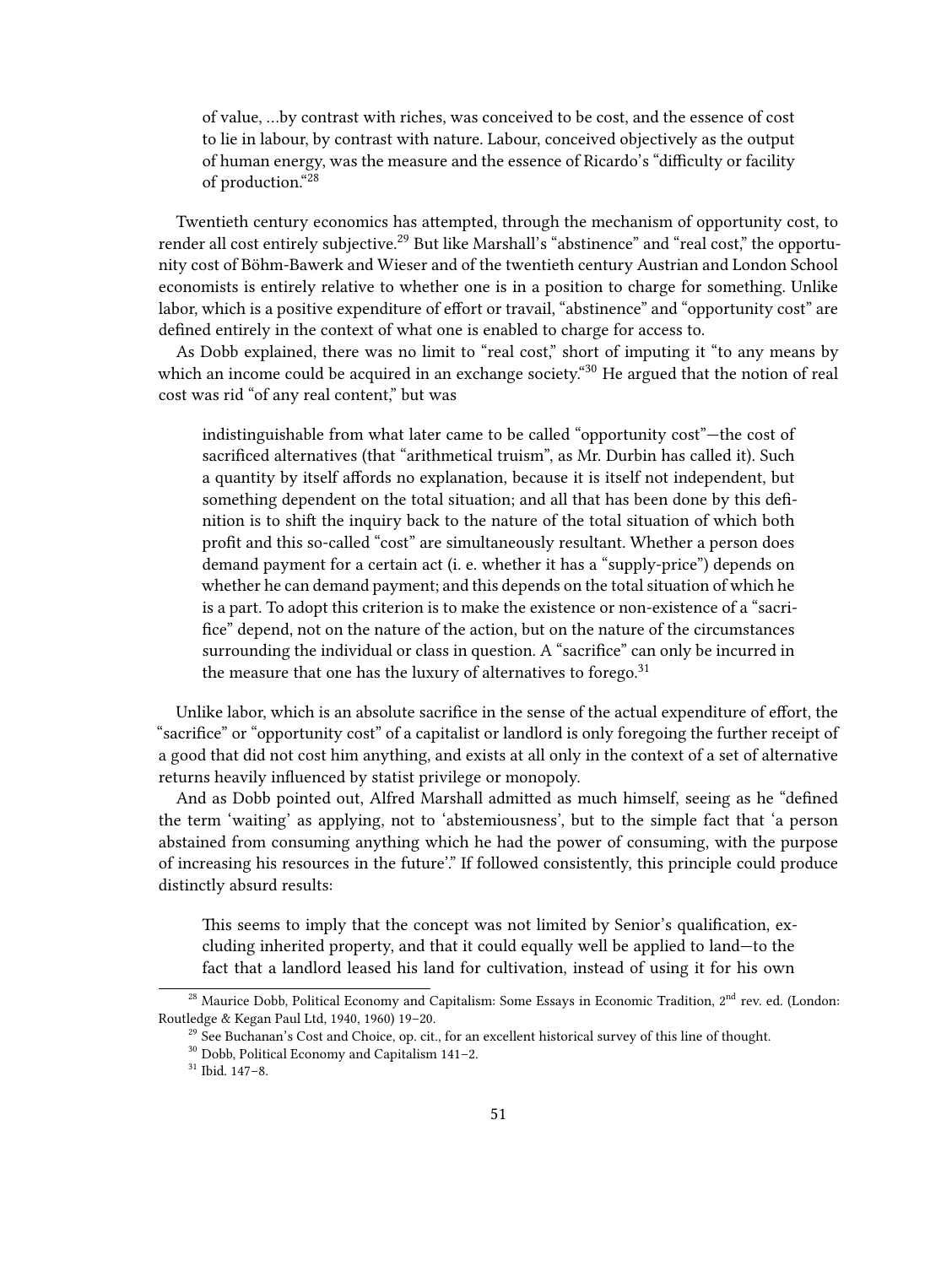> of value, …by contrast with riches, was conceived to be cost, and the essence of cost to lie in labour, by contrast with nature. Labour, conceived objectively as the output of human energy, was the measure and the essence of Ricardo's "difficulty or facility of production."[28]

Twentieth century economics has attempted, through the mechanism of opportunity cost, to render all cost entirely subjective.[29] But like Marshall's "abstinence" and "real cost," the opportunity cost of Böhm-Bawerk and Wieser and of the twentieth century Austrian and London School economists is entirely relative to whether one is in a position to charge for something. Unlike labor, which is a positive expenditure of effort or travail, "abstinence" and "opportunity cost" are defined entirely in the context of what one is enabled to charge for access to.

As Dobb explained, there was no limit to "real cost," short of imputing it "to any means by which an income could be acquired in an exchange society."[30] He argued that the notion of real cost was rid "of any real content," but was

> indistinguishable from what later came to be called "opportunity cost"—the cost of sacrificed alternatives (that "arithmetical truism", as Mr. Durbin has called it). Such a quantity by itself affords no explanation, because it is itself not independent, but something dependent on the total situation; and all that has been done by this definition is to shift the inquiry back to the nature of the total situation of which both profit and this so-called "cost" are simultaneously resultant. Whether a person does demand payment for a certain act (i. e. whether it has a "supply-price") depends on whether he can demand payment; and this depends on the total situation of which he is a part. To adopt this criterion is to make the existence or non-existence of a "sacrifice" depend, not on the nature of the action, but on the nature of the circumstances surrounding the individual or class in question. A "sacrifice" can only be incurred in the measure that one has the luxury of alternatives to forego.[31]

Unlike labor, which is an absolute sacrifice in the sense of the actual expenditure of effort, the "sacrifice" or "opportunity cost" of a capitalist or landlord is only foregoing the further receipt of a good that did not cost him anything, and exists at all only in the context of a set of alternative returns heavily influenced by statist privilege or monopoly.

And as Dobb pointed out, Alfred Marshall admitted as much himself, seeing as he "defined the term 'waiting' as applying, not to 'abstemiousness', but to the simple fact that 'a person abstained from consuming anything which he had the power of consuming, with the purpose of increasing his resources in the future'." If followed consistently, this principle could produce distinctly absurd results:

> This seems to imply that the concept was not limited by Senior's qualification, excluding inherited property, and that it could equally well be applied to land—to the fact that a landlord leased his land for cultivation, instead of using it for his own

[28] Maurice Dobb, Political Economy and Capitalism: Some Essays in Economic Tradition, 2nd rev. ed. (London: Routledge & Kegan Paul Ltd, 1940, 1960) 19–20.

[29] See Buchanan's Cost and Choice, op. cit., for an excellent historical survey of this line of thought.

[30] Dobb, Political Economy and Capitalism 141–2.

[31] Ibid. 147–8.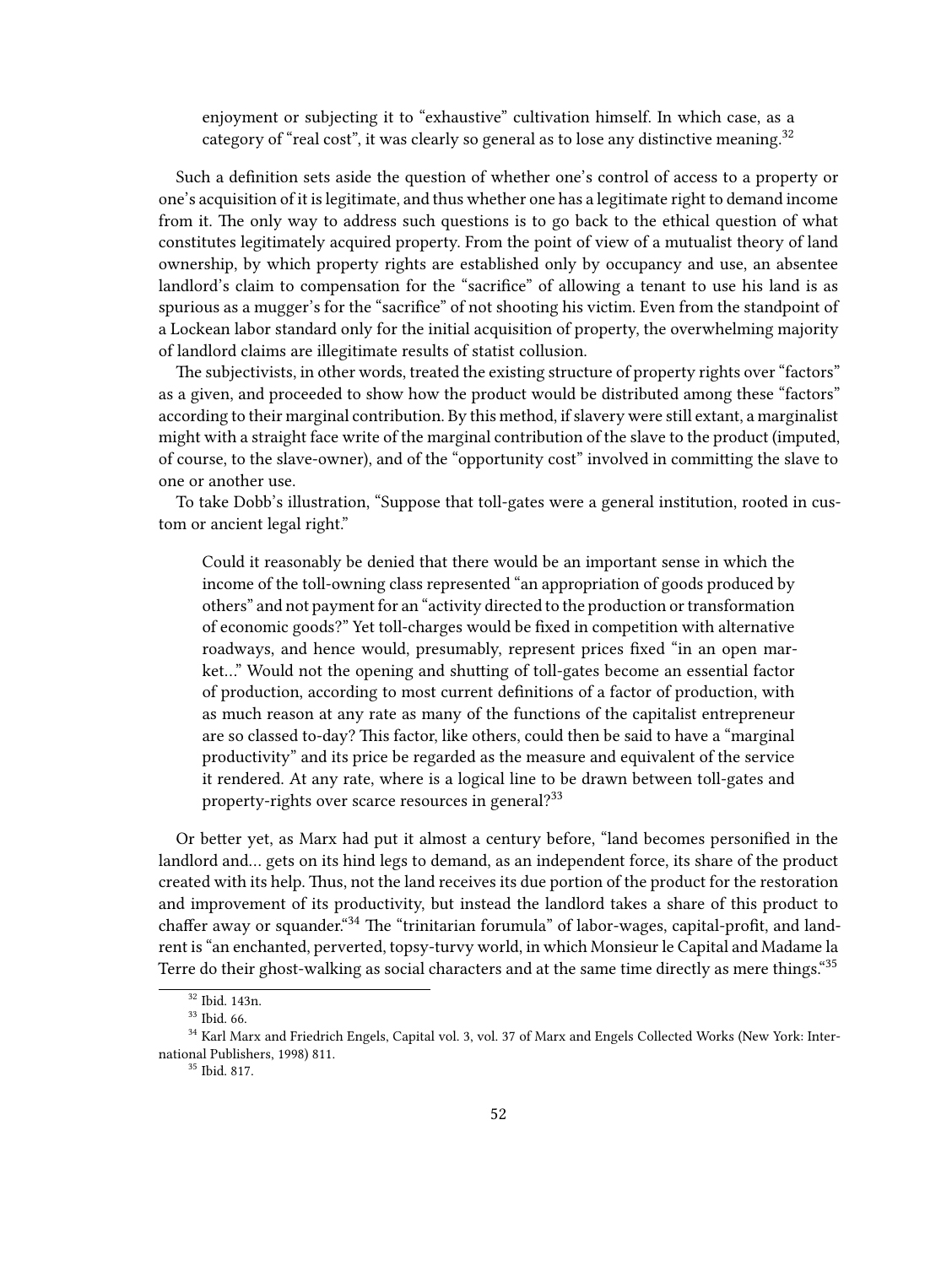> enjoyment or subjecting it to "exhaustive" cultivation himself. In which case, as a category of "real cost", it was clearly so general as to lose any distinctive meaning.[32]

Such a definition sets aside the question of whether one's control of access to a property or one's acquisition of it is legitimate, and thus whether one has a legitimate right to demand income from it. The only way to address such questions is to go back to the ethical question of what constitutes legitimately acquired property. From the point of view of a mutualist theory of land ownership, by which property rights are established only by occupancy and use, an absentee landlord's claim to compensation for the "sacrifice" of allowing a tenant to use his land is as spurious as a mugger's for the "sacrifice" of not shooting his victim. Even from the standpoint of a Lockean labor standard only for the initial acquisition of property, the overwhelming majority of landlord claims are illegitimate results of statist collusion.

The subjectivists, in other words, treated the existing structure of property rights over "factors" as a given, and proceeded to show how the product would be distributed among these "factors" according to their marginal contribution. By this method, if slavery were still extant, a marginalist might with a straight face write of the marginal contribution of the slave to the product (imputed, of course, to the slave-owner), and of the "opportunity cost" involved in committing the slave to one or another use.

To take Dobb's illustration, "Suppose that toll-gates were a general institution, rooted in custom or ancient legal right."

> Could it reasonably be denied that there would be an important sense in which the income of the toll-owning class represented "an appropriation of goods produced by others" and not payment for an "activity directed to the production or transformation of economic goods?" Yet toll-charges would be fixed in competition with alternative roadways, and hence would, presumably, represent prices fixed "in an open market…" Would not the opening and shutting of toll-gates become an essential factor of production, according to most current definitions of a factor of production, with as much reason at any rate as many of the functions of the capitalist entrepreneur are so classed to-day? This factor, like others, could then be said to have a "marginal productivity" and its price be regarded as the measure and equivalent of the service it rendered. At any rate, where is a logical line to be drawn between toll-gates and property-rights over scarce resources in general?[33]

Or better yet, as Marx had put it almost a century before, "land becomes personified in the landlord and… gets on its hind legs to demand, as an independent force, its share of the product created with its help. Thus, not the land receives its due portion of the product for the restoration and improvement of its productivity, but instead the landlord takes a share of this product to chaffer away or squander."[34] The "trinitarian forumula" of labor-wages, capital-profit, and land-rent is "an enchanted, perverted, topsy-turvy world, in which Monsieur le Capital and Madame la Terre do their ghost-walking as social characters and at the same time directly as mere things."[35]

[32] Ibid. 143n.

[33] Ibid. 66.

[34] Karl Marx and Friedrich Engels, Capital vol. 3, vol. 37 of Marx and Engels Collected Works (New York: International Publishers, 1998) 811.

[35] Ibid. 817.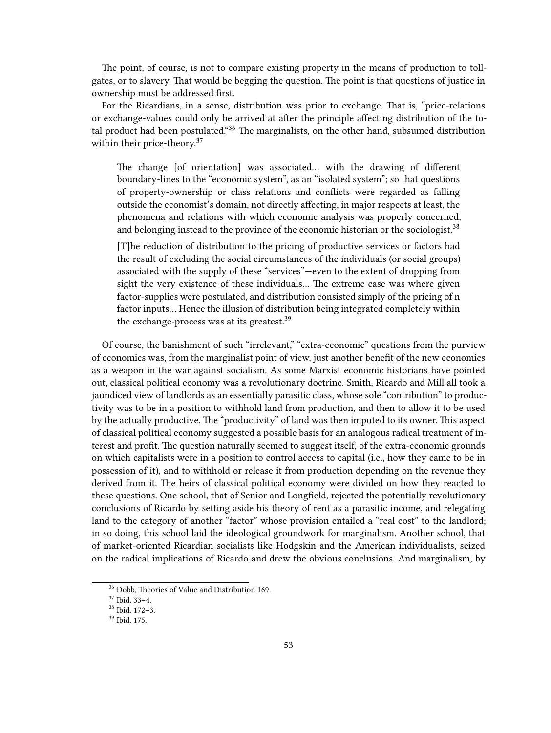The point, of course, is not to compare existing property in the means of production to toll-gates, or to slavery. That would be begging the question. The point is that questions of justice in ownership must be addressed first.

For the Ricardians, in a sense, distribution was prior to exchange. That is, "price-relations or exchange-values could only be arrived at after the principle affecting distribution of the total product had been postulated."[36] The marginalists, on the other hand, subsumed distribution within their price-theory.[37]

> The change [of orientation] was associated… with the drawing of different boundary-lines to the "economic system", as an "isolated system"; so that questions of property-ownership or class relations and conflicts were regarded as falling outside the economist's domain, not directly affecting, in major respects at least, the phenomena and relations with which economic analysis was properly concerned, and belonging instead to the province of the economic historian or the sociologist.[38]
>
> [T]he reduction of distribution to the pricing of productive services or factors had the result of excluding the social circumstances of the individuals (or social groups) associated with the supply of these "services"—even to the extent of dropping from sight the very existence of these individuals… The extreme case was where given factor-supplies were postulated, and distribution consisted simply of the pricing of n factor inputs… Hence the illusion of distribution being integrated completely within the exchange-process was at its greatest.[39]

Of course, the banishment of such "irrelevant," "extra-economic" questions from the purview of economics was, from the marginalist point of view, just another benefit of the new economics as a weapon in the war against socialism. As some Marxist economic historians have pointed out, classical political economy was a revolutionary doctrine. Smith, Ricardo and Mill all took a jaundiced view of landlords as an essentially parasitic class, whose sole "contribution" to productivity was to be in a position to withhold land from production, and then to allow it to be used by the actually productive. The "productivity" of land was then imputed to its owner. This aspect of classical political economy suggested a possible basis for an analogous radical treatment of interest and profit. The question naturally seemed to suggest itself, of the extra-economic grounds on which capitalists were in a position to control access to capital (i.e., how they came to be in possession of it), and to withhold or release it from production depending on the revenue they derived from it. The heirs of classical political economy were divided on how they reacted to these questions. One school, that of Senior and Longfield, rejected the potentially revolutionary conclusions of Ricardo by setting aside his theory of rent as a parasitic income, and relegating land to the category of another "factor" whose provision entailed a "real cost" to the landlord; in so doing, this school laid the ideological groundwork for marginalism. Another school, that of market-oriented Ricardian socialists like Hodgskin and the American individualists, seized on the radical implications of Ricardo and drew the obvious conclusions. And marginalism, by

[36] Dobb, Theories of Value and Distribution 169.
[37] Ibid. 33–4.
[38] Ibid. 172–3.
[39] Ibid. 175.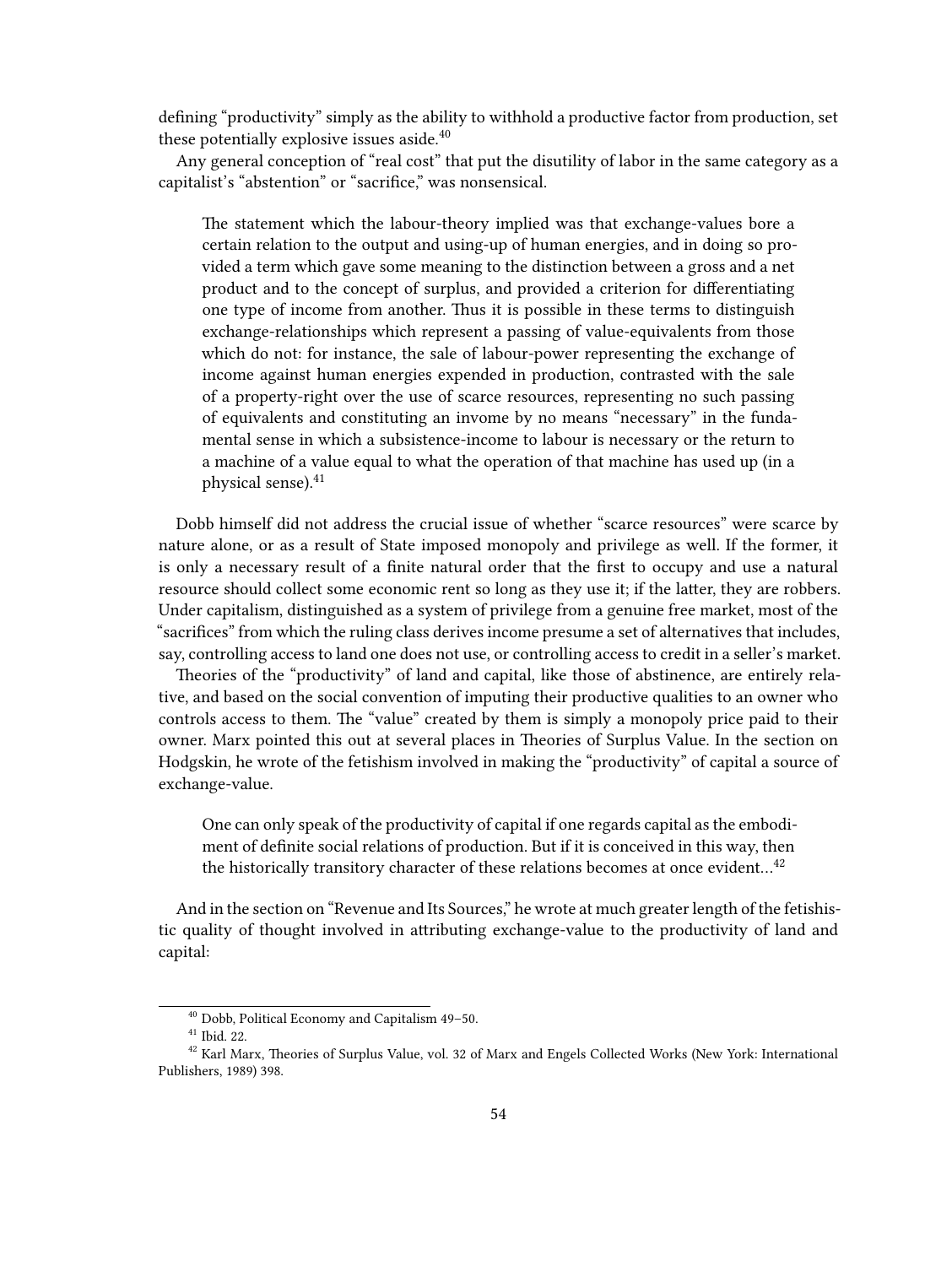defining "productivity" simply as the ability to withhold a productive factor from production, set these potentially explosive issues aside.[40]

Any general conception of "real cost" that put the disutility of labor in the same category as a capitalist's "abstention" or "sacrifice," was nonsensical.

> The statement which the labour-theory implied was that exchange-values bore a certain relation to the output and using-up of human energies, and in doing so provided a term which gave some meaning to the distinction between a gross and a net product and to the concept of surplus, and provided a criterion for differentiating one type of income from another. Thus it is possible in these terms to distinguish exchange-relationships which represent a passing of value-equivalents from those which do not: for instance, the sale of labour-power representing the exchange of income against human energies expended in production, contrasted with the sale of a property-right over the use of scarce resources, representing no such passing of equivalents and constituting an invome by no means "necessary" in the fundamental sense in which a subsistence-income to labour is necessary or the return to a machine of a value equal to what the operation of that machine has used up (in a physical sense).[41]

Dobb himself did not address the crucial issue of whether "scarce resources" were scarce by nature alone, or as a result of State imposed monopoly and privilege as well. If the former, it is only a necessary result of a finite natural order that the first to occupy and use a natural resource should collect some economic rent so long as they use it; if the latter, they are robbers. Under capitalism, distinguished as a system of privilege from a genuine free market, most of the "sacrifices" from which the ruling class derives income presume a set of alternatives that includes, say, controlling access to land one does not use, or controlling access to credit in a seller's market.

Theories of the "productivity" of land and capital, like those of abstinence, are entirely relative, and based on the social convention of imputing their productive qualities to an owner who controls access to them. The "value" created by them is simply a monopoly price paid to their owner. Marx pointed this out at several places in Theories of Surplus Value. In the section on Hodgskin, he wrote of the fetishism involved in making the "productivity" of capital a source of exchange-value.

> One can only speak of the productivity of capital if one regards capital as the embodiment of definite social relations of production. But if it is conceived in this way, then the historically transitory character of these relations becomes at once evident…[42]

And in the section on "Revenue and Its Sources," he wrote at much greater length of the fetishistic quality of thought involved in attributing exchange-value to the productivity of land and capital:

---

[40] Dobb, Political Economy and Capitalism 49–50.

[41] Ibid. 22.

[42] Karl Marx, Theories of Surplus Value, vol. 32 of Marx and Engels Collected Works (New York: International Publishers, 1989) 398.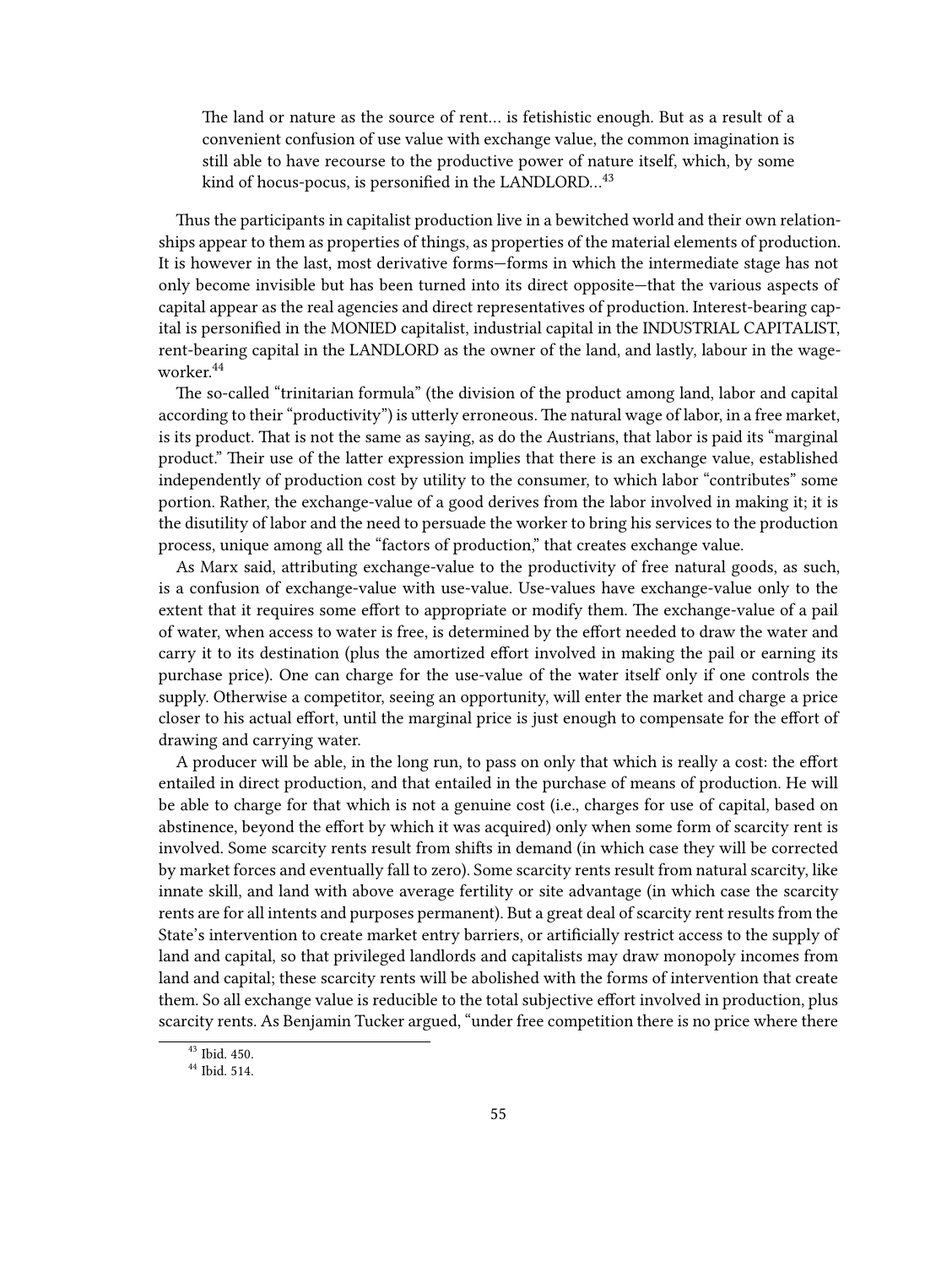> The land or nature as the source of rent… is fetishistic enough. But as a result of a convenient confusion of use value with exchange value, the common imagination is still able to have recourse to the productive power of nature itself, which, by some kind of hocus-pocus, is personified in the LANDLORD…[43]

Thus the participants in capitalist production live in a bewitched world and their own relationships appear to them as properties of things, as properties of the material elements of production. It is however in the last, most derivative forms—forms in which the intermediate stage has not only become invisible but has been turned into its direct opposite—that the various aspects of capital appear as the real agencies and direct representatives of production. Interest-bearing capital is personified in the MONIED capitalist, industrial capital in the INDUSTRIAL CAPITALIST, rent-bearing capital in the LANDLORD as the owner of the land, and lastly, labour in the wage-worker.[44]

The so-called "trinitarian formula" (the division of the product among land, labor and capital according to their "productivity") is utterly erroneous. The natural wage of labor, in a free market, is its product. That is not the same as saying, as do the Austrians, that labor is paid its "marginal product." Their use of the latter expression implies that there is an exchange value, established independently of production cost by utility to the consumer, to which labor "contributes" some portion. Rather, the exchange-value of a good derives from the labor involved in making it; it is the disutility of labor and the need to persuade the worker to bring his services to the production process, unique among all the "factors of production," that creates exchange value.

As Marx said, attributing exchange-value to the productivity of free natural goods, as such, is a confusion of exchange-value with use-value. Use-values have exchange-value only to the extent that it requires some effort to appropriate or modify them. The exchange-value of a pail of water, when access to water is free, is determined by the effort needed to draw the water and carry it to its destination (plus the amortized effort involved in making the pail or earning its purchase price). One can charge for the use-value of the water itself only if one controls the supply. Otherwise a competitor, seeing an opportunity, will enter the market and charge a price closer to his actual effort, until the marginal price is just enough to compensate for the effort of drawing and carrying water.

A producer will be able, in the long run, to pass on only that which is really a cost: the effort entailed in direct production, and that entailed in the purchase of means of production. He will be able to charge for that which is not a genuine cost (i.e., charges for use of capital, based on abstinence, beyond the effort by which it was acquired) only when some form of scarcity rent is involved. Some scarcity rents result from shifts in demand (in which case they will be corrected by market forces and eventually fall to zero). Some scarcity rents result from natural scarcity, like innate skill, and land with above average fertility or site advantage (in which case the scarcity rents are for all intents and purposes permanent). But a great deal of scarcity rent results from the State's intervention to create market entry barriers, or artificially restrict access to the supply of land and capital, so that privileged landlords and capitalists may draw monopoly incomes from land and capital; these scarcity rents will be abolished with the forms of intervention that create them. So all exchange value is reducible to the total subjective effort involved in production, plus scarcity rents. As Benjamin Tucker argued, "under free competition there is no price where there

[43] Ibid. 450.

[44] Ibid. 514.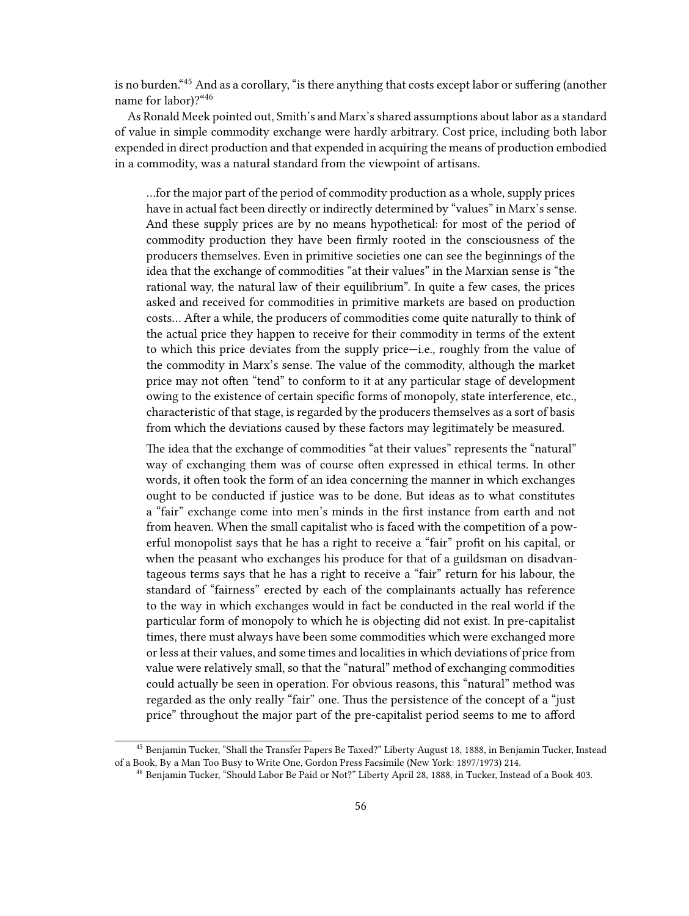is no burden."[45] And as a corollary, "is there anything that costs except labor or suffering (another name for labor)?"[46]

As Ronald Meek pointed out, Smith's and Marx's shared assumptions about labor as a standard of value in simple commodity exchange were hardly arbitrary. Cost price, including both labor expended in direct production and that expended in acquiring the means of production embodied in a commodity, was a natural standard from the viewpoint of artisans.

> …for the major part of the period of commodity production as a whole, supply prices have in actual fact been directly or indirectly determined by "values" in Marx's sense. And these supply prices are by no means hypothetical: for most of the period of commodity production they have been firmly rooted in the consciousness of the producers themselves. Even in primitive societies one can see the beginnings of the idea that the exchange of commodities "at their values" in the Marxian sense is "the rational way, the natural law of their equilibrium". In quite a few cases, the prices asked and received for commodities in primitive markets are based on production costs… After a while, the producers of commodities come quite naturally to think of the actual price they happen to receive for their commodity in terms of the extent to which this price deviates from the supply price—i.e., roughly from the value of the commodity in Marx's sense. The value of the commodity, although the market price may not often "tend" to conform to it at any particular stage of development owing to the existence of certain specific forms of monopoly, state interference, etc., characteristic of that stage, is regarded by the producers themselves as a sort of basis from which the deviations caused by these factors may legitimately be measured.
>
> The idea that the exchange of commodities "at their values" represents the "natural" way of exchanging them was of course often expressed in ethical terms. In other words, it often took the form of an idea concerning the manner in which exchanges ought to be conducted if justice was to be done. But ideas as to what constitutes a "fair" exchange come into men's minds in the first instance from earth and not from heaven. When the small capitalist who is faced with the competition of a powerful monopolist says that he has a right to receive a "fair" profit on his capital, or when the peasant who exchanges his produce for that of a guildsman on disadvantageous terms says that he has a right to receive a "fair" return for his labour, the standard of "fairness" erected by each of the complainants actually has reference to the way in which exchanges would in fact be conducted in the real world if the particular form of monopoly to which he is objecting did not exist. In pre-capitalist times, there must always have been some commodities which were exchanged more or less at their values, and some times and localities in which deviations of price from value were relatively small, so that the "natural" method of exchanging commodities could actually be seen in operation. For obvious reasons, this "natural" method was regarded as the only really "fair" one. Thus the persistence of the concept of a "just price" throughout the major part of the pre-capitalist period seems to me to afford

[45] Benjamin Tucker, "Shall the Transfer Papers Be Taxed?" Liberty August 18, 1888, in Benjamin Tucker, Instead of a Book, By a Man Too Busy to Write One, Gordon Press Facsimile (New York: 1897/1973) 214.

[46] Benjamin Tucker, "Should Labor Be Paid or Not?" Liberty April 28, 1888, in Tucker, Instead of a Book 403.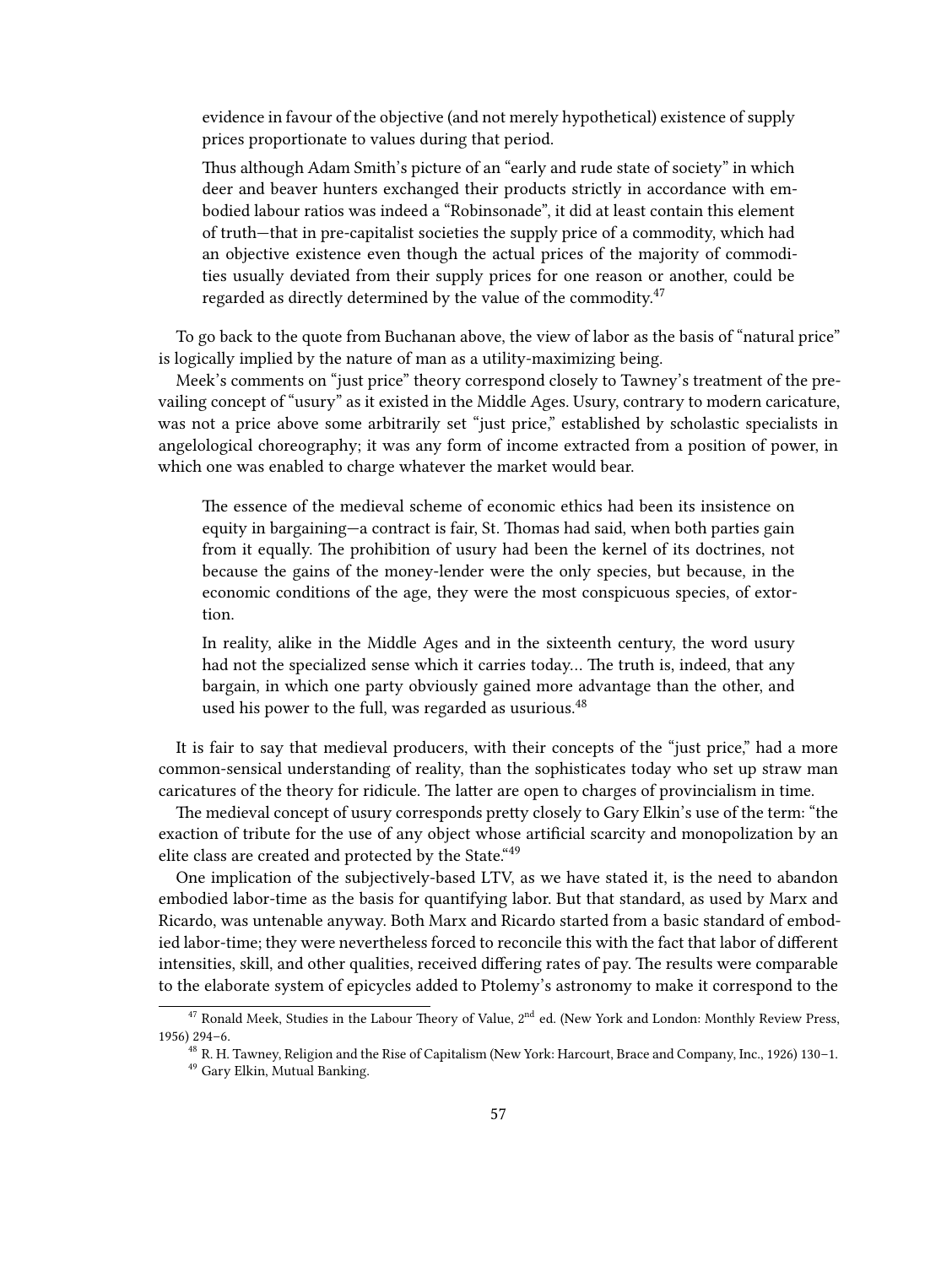> evidence in favour of the objective (and not merely hypothetical) existence of supply prices proportionate to values during that period.
>
> Thus although Adam Smith's picture of an "early and rude state of society" in which deer and beaver hunters exchanged their products strictly in accordance with embodied labour ratios was indeed a "Robinsonade", it did at least contain this element of truth—that in pre-capitalist societies the supply price of a commodity, which had an objective existence even though the actual prices of the majority of commodities usually deviated from their supply prices for one reason or another, could be regarded as directly determined by the value of the commodity.[47]

To go back to the quote from Buchanan above, the view of labor as the basis of "natural price" is logically implied by the nature of man as a utility-maximizing being.

Meek's comments on "just price" theory correspond closely to Tawney's treatment of the prevailing concept of "usury" as it existed in the Middle Ages. Usury, contrary to modern caricature, was not a price above some arbitrarily set "just price," established by scholastic specialists in angelological choreography; it was any form of income extracted from a position of power, in which one was enabled to charge whatever the market would bear.

> The essence of the medieval scheme of economic ethics had been its insistence on equity in bargaining—a contract is fair, St. Thomas had said, when both parties gain from it equally. The prohibition of usury had been the kernel of its doctrines, not because the gains of the money-lender were the only species, but because, in the economic conditions of the age, they were the most conspicuous species, of extortion.
>
> In reality, alike in the Middle Ages and in the sixteenth century, the word usury had not the specialized sense which it carries today… The truth is, indeed, that any bargain, in which one party obviously gained more advantage than the other, and used his power to the full, was regarded as usurious.[48]

It is fair to say that medieval producers, with their concepts of the "just price," had a more common-sensical understanding of reality, than the sophisticates today who set up straw man caricatures of the theory for ridicule. The latter are open to charges of provincialism in time.

The medieval concept of usury corresponds pretty closely to Gary Elkin's use of the term: "the exaction of tribute for the use of any object whose artificial scarcity and monopolization by an elite class are created and protected by the State."[49]

One implication of the subjectively-based LTV, as we have stated it, is the need to abandon embodied labor-time as the basis for quantifying labor. But that standard, as used by Marx and Ricardo, was untenable anyway. Both Marx and Ricardo started from a basic standard of embodied labor-time; they were nevertheless forced to reconcile this with the fact that labor of different intensities, skill, and other qualities, received differing rates of pay. The results were comparable to the elaborate system of epicycles added to Ptolemy's astronomy to make it correspond to the

---

[47] Ronald Meek, Studies in the Labour Theory of Value, 2nd ed. (New York and London: Monthly Review Press, 1956) 294–6.

[48] R. H. Tawney, Religion and the Rise of Capitalism (New York: Harcourt, Brace and Company, Inc., 1926) 130–1.

[49] Gary Elkin, Mutual Banking.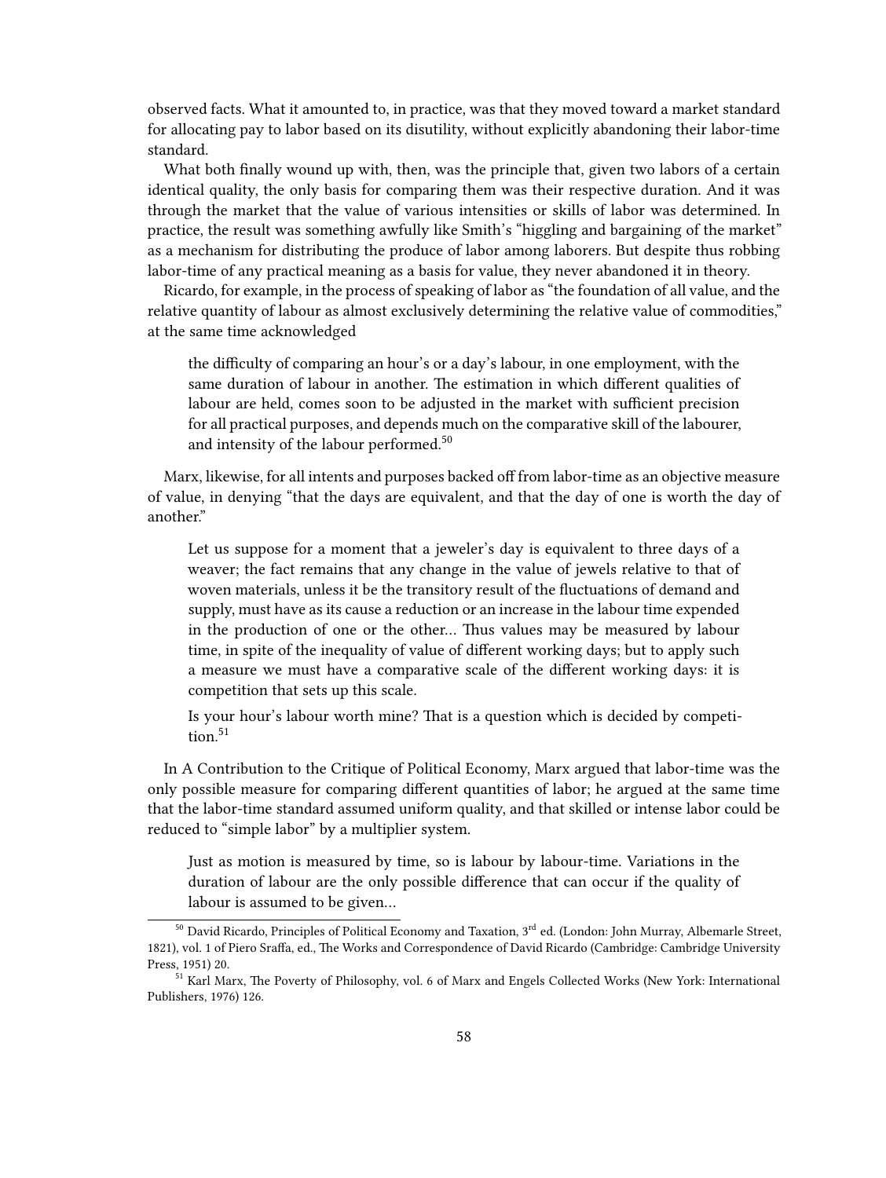observed facts. What it amounted to, in practice, was that they moved toward a market standard for allocating pay to labor based on its disutility, without explicitly abandoning their labor-time standard.

What both finally wound up with, then, was the principle that, given two labors of a certain identical quality, the only basis for comparing them was their respective duration. And it was through the market that the value of various intensities or skills of labor was determined. In practice, the result was something awfully like Smith's "higgling and bargaining of the market" as a mechanism for distributing the produce of labor among laborers. But despite thus robbing labor-time of any practical meaning as a basis for value, they never abandoned it in theory.

Ricardo, for example, in the process of speaking of labor as "the foundation of all value, and the relative quantity of labour as almost exclusively determining the relative value of commodities," at the same time acknowledged

> the difficulty of comparing an hour's or a day's labour, in one employment, with the same duration of labour in another. The estimation in which different qualities of labour are held, comes soon to be adjusted in the market with sufficient precision for all practical purposes, and depends much on the comparative skill of the labourer, and intensity of the labour performed.[50]

Marx, likewise, for all intents and purposes backed off from labor-time as an objective measure of value, in denying "that the days are equivalent, and that the day of one is worth the day of another."

> Let us suppose for a moment that a jeweler's day is equivalent to three days of a weaver; the fact remains that any change in the value of jewels relative to that of woven materials, unless it be the transitory result of the fluctuations of demand and supply, must have as its cause a reduction or an increase in the labour time expended in the production of one or the other… Thus values may be measured by labour time, in spite of the inequality of value of different working days; but to apply such a measure we must have a comparative scale of the different working days: it is competition that sets up this scale.
>
> Is your hour's labour worth mine? That is a question which is decided by competition.[51]

In A Contribution to the Critique of Political Economy, Marx argued that labor-time was the only possible measure for comparing different quantities of labor; he argued at the same time that the labor-time standard assumed uniform quality, and that skilled or intense labor could be reduced to "simple labor" by a multiplier system.

> Just as motion is measured by time, so is labour by labour-time. Variations in the duration of labour are the only possible difference that can occur if the quality of labour is assumed to be given…

---

[50] David Ricardo, Principles of Political Economy and Taxation, 3rd ed. (London: John Murray, Albemarle Street, 1821), vol. 1 of Piero Sraffa, ed., The Works and Correspondence of David Ricardo (Cambridge: Cambridge University Press, 1951) 20.

[51] Karl Marx, The Poverty of Philosophy, vol. 6 of Marx and Engels Collected Works (New York: International Publishers, 1976) 126.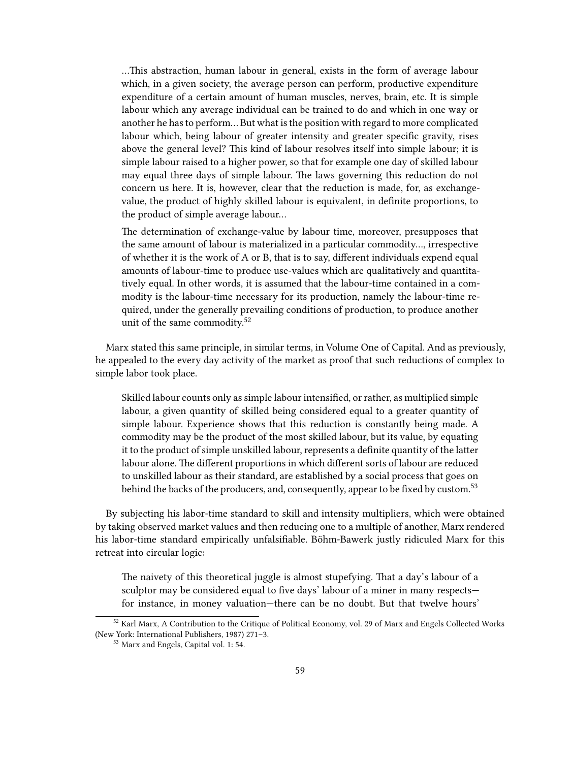> …This abstraction, human labour in general, exists in the form of average labour which, in a given society, the average person can perform, productive expenditure expenditure of a certain amount of human muscles, nerves, brain, etc. It is simple labour which any average individual can be trained to do and which in one way or another he has to perform… But what is the position with regard to more complicated labour which, being labour of greater intensity and greater specific gravity, rises above the general level? This kind of labour resolves itself into simple labour; it is simple labour raised to a higher power, so that for example one day of skilled labour may equal three days of simple labour. The laws governing this reduction do not concern us here. It is, however, clear that the reduction is made, for, as exchange-value, the product of highly skilled labour is equivalent, in definite proportions, to the product of simple average labour…
>
> The determination of exchange-value by labour time, moreover, presupposes that the same amount of labour is materialized in a particular commodity…, irrespective of whether it is the work of A or B, that is to say, different individuals expend equal amounts of labour-time to produce use-values which are qualitatively and quantitatively equal. In other words, it is assumed that the labour-time contained in a commodity is the labour-time necessary for its production, namely the labour-time required, under the generally prevailing conditions of production, to produce another unit of the same commodity.[52]

Marx stated this same principle, in similar terms, in Volume One of Capital. And as previously, he appealed to the every day activity of the market as proof that such reductions of complex to simple labor took place.

> Skilled labour counts only as simple labour intensified, or rather, as multiplied simple labour, a given quantity of skilled being considered equal to a greater quantity of simple labour. Experience shows that this reduction is constantly being made. A commodity may be the product of the most skilled labour, but its value, by equating it to the product of simple unskilled labour, represents a definite quantity of the latter labour alone. The different proportions in which different sorts of labour are reduced to unskilled labour as their standard, are established by a social process that goes on behind the backs of the producers, and, consequently, appear to be fixed by custom.[53]

By subjecting his labor-time standard to skill and intensity multipliers, which were obtained by taking observed market values and then reducing one to a multiple of another, Marx rendered his labor-time standard empirically unfalsifiable. Böhm-Bawerk justly ridiculed Marx for this retreat into circular logic:

> The naivety of this theoretical juggle is almost stupefying. That a day's labour of a sculptor may be considered equal to five days' labour of a miner in many respects—for instance, in money valuation—there can be no doubt. But that twelve hours'

[52] Karl Marx, A Contribution to the Critique of Political Economy, vol. 29 of Marx and Engels Collected Works (New York: International Publishers, 1987) 271–3.

[53] Marx and Engels, Capital vol. 1: 54.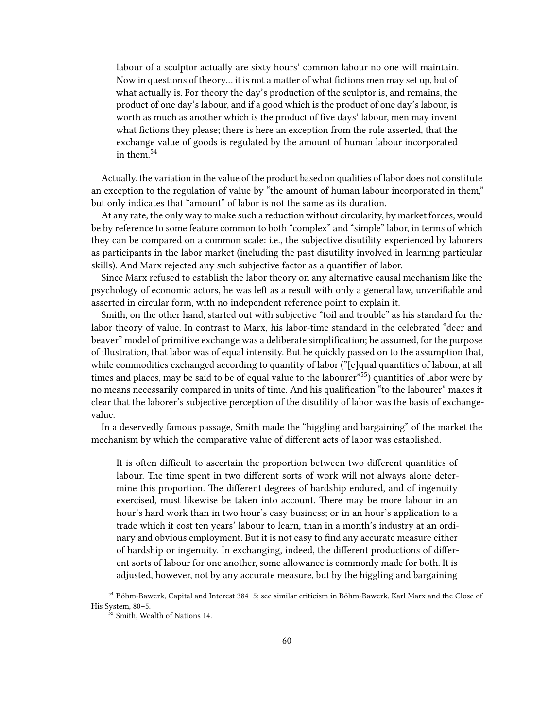> labour of a sculptor actually are sixty hours' common labour no one will maintain. Now in questions of theory… it is not a matter of what fictions men may set up, but of what actually is. For theory the day's production of the sculptor is, and remains, the product of one day's labour, and if a good which is the product of one day's labour, is worth as much as another which is the product of five days' labour, men may invent what fictions they please; there is here an exception from the rule asserted, that the exchange value of goods is regulated by the amount of human labour incorporated in them.[54]

Actually, the variation in the value of the product based on qualities of labor does not constitute an exception to the regulation of value by "the amount of human labour incorporated in them," but only indicates that "amount" of labor is not the same as its duration.

At any rate, the only way to make such a reduction without circularity, by market forces, would be by reference to some feature common to both "complex" and "simple" labor, in terms of which they can be compared on a common scale: i.e., the subjective disutility experienced by laborers as participants in the labor market (including the past disutility involved in learning particular skills). And Marx rejected any such subjective factor as a quantifier of labor.

Since Marx refused to establish the labor theory on any alternative causal mechanism like the psychology of economic actors, he was left as a result with only a general law, unverifiable and asserted in circular form, with no independent reference point to explain it.

Smith, on the other hand, started out with subjective "toil and trouble" as his standard for the labor theory of value. In contrast to Marx, his labor-time standard in the celebrated "deer and beaver" model of primitive exchange was a deliberate simplification; he assumed, for the purpose of illustration, that labor was of equal intensity. But he quickly passed on to the assumption that, while commodities exchanged according to quantity of labor ("[e]qual quantities of labour, at all times and places, may be said to be of equal value to the labourer"[55]) quantities of labor were by no means necessarily compared in units of time. And his qualification "to the labourer" makes it clear that the laborer's subjective perception of the disutility of labor was the basis of exchange-value.

In a deservedly famous passage, Smith made the "higgling and bargaining" of the market the mechanism by which the comparative value of different acts of labor was established.

> It is often difficult to ascertain the proportion between two different quantities of labour. The time spent in two different sorts of work will not always alone determine this proportion. The different degrees of hardship endured, and of ingenuity exercised, must likewise be taken into account. There may be more labour in an hour's hard work than in two hour's easy business; or in an hour's application to a trade which it cost ten years' labour to learn, than in a month's industry at an ordinary and obvious employment. But it is not easy to find any accurate measure either of hardship or ingenuity. In exchanging, indeed, the different productions of different sorts of labour for one another, some allowance is commonly made for both. It is adjusted, however, not by any accurate measure, but by the higgling and bargaining

[54] Böhm-Bawerk, Capital and Interest 384–5; see similar criticism in Böhm-Bawerk, Karl Marx and the Close of His System, 80–5.

[55] Smith, Wealth of Nations 14.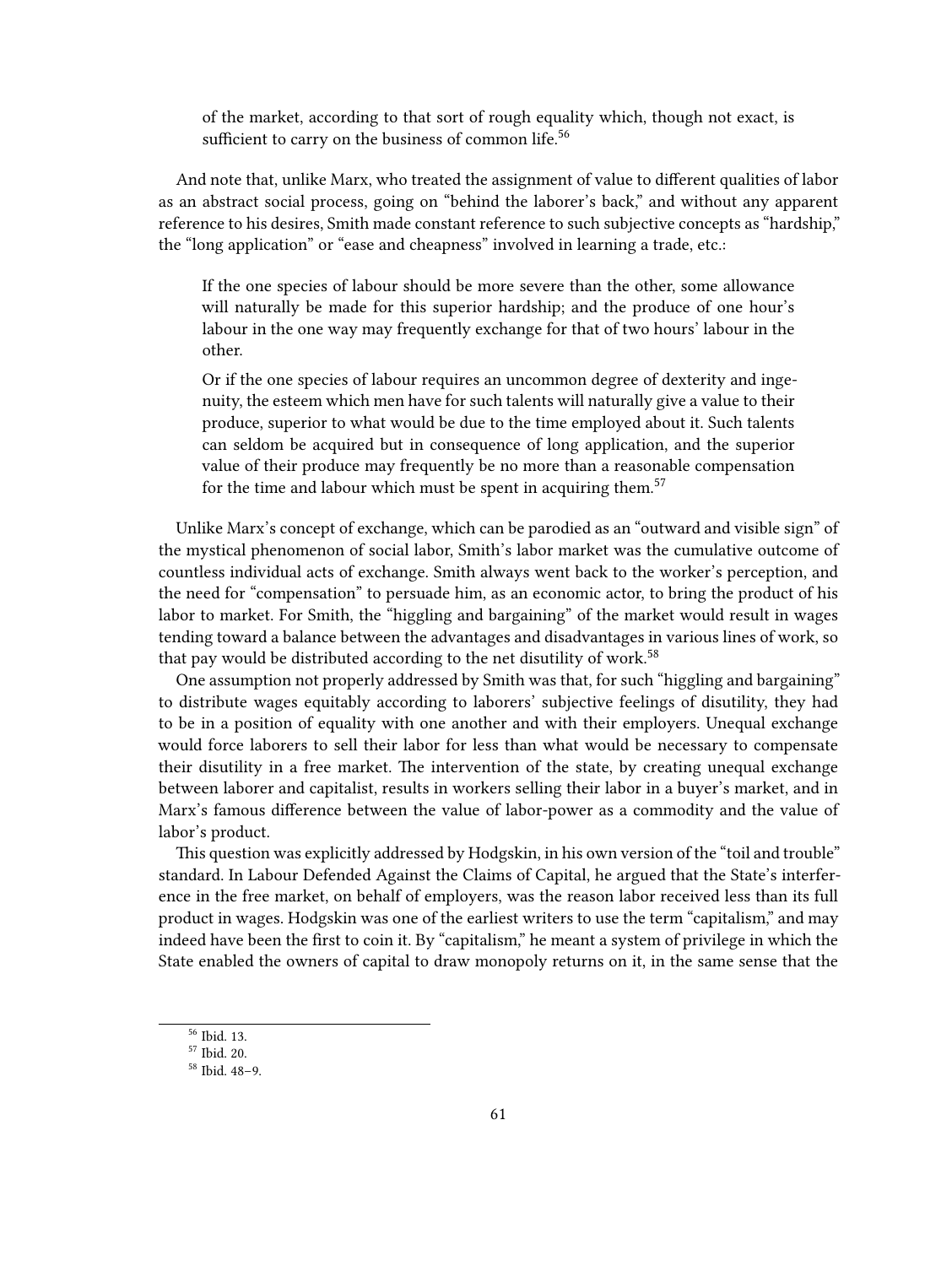> of the market, according to that sort of rough equality which, though not exact, is sufficient to carry on the business of common life.[56]

And note that, unlike Marx, who treated the assignment of value to different qualities of labor as an abstract social process, going on "behind the laborer's back," and without any apparent reference to his desires, Smith made constant reference to such subjective concepts as "hardship," the "long application" or "ease and cheapness" involved in learning a trade, etc.:

> If the one species of labour should be more severe than the other, some allowance will naturally be made for this superior hardship; and the produce of one hour's labour in the one way may frequently exchange for that of two hours' labour in the other.
>
> Or if the one species of labour requires an uncommon degree of dexterity and ingenuity, the esteem which men have for such talents will naturally give a value to their produce, superior to what would be due to the time employed about it. Such talents can seldom be acquired but in consequence of long application, and the superior value of their produce may frequently be no more than a reasonable compensation for the time and labour which must be spent in acquiring them.[57]

Unlike Marx's concept of exchange, which can be parodied as an "outward and visible sign" of the mystical phenomenon of social labor, Smith's labor market was the cumulative outcome of countless individual acts of exchange. Smith always went back to the worker's perception, and the need for "compensation" to persuade him, as an economic actor, to bring the product of his labor to market. For Smith, the "higgling and bargaining" of the market would result in wages tending toward a balance between the advantages and disadvantages in various lines of work, so that pay would be distributed according to the net disutility of work.[58]

One assumption not properly addressed by Smith was that, for such "higgling and bargaining" to distribute wages equitably according to laborers' subjective feelings of disutility, they had to be in a position of equality with one another and with their employers. Unequal exchange would force laborers to sell their labor for less than what would be necessary to compensate their disutility in a free market. The intervention of the state, by creating unequal exchange between laborer and capitalist, results in workers selling their labor in a buyer's market, and in Marx's famous difference between the value of labor-power as a commodity and the value of labor's product.

This question was explicitly addressed by Hodgskin, in his own version of the "toil and trouble" standard. In Labour Defended Against the Claims of Capital, he argued that the State's interference in the free market, on behalf of employers, was the reason labor received less than its full product in wages. Hodgskin was one of the earliest writers to use the term "capitalism," and may indeed have been the first to coin it. By "capitalism," he meant a system of privilege in which the State enabled the owners of capital to draw monopoly returns on it, in the same sense that the

[56] Ibid. 13.

[57] Ibid. 20.

[58] Ibid. 48–9.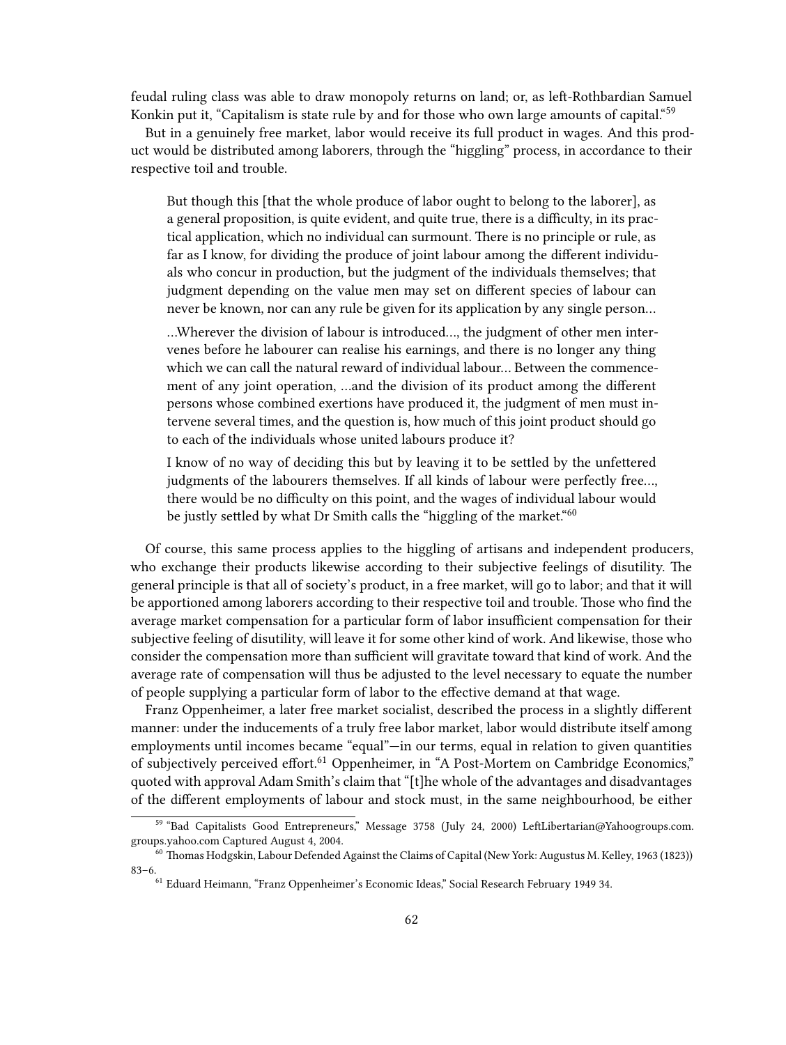feudal ruling class was able to draw monopoly returns on land; or, as left-Rothbardian Samuel Konkin put it, "Capitalism is state rule by and for those who own large amounts of capital."[59]

But in a genuinely free market, labor would receive its full product in wages. And this product would be distributed among laborers, through the "higgling" process, in accordance to their respective toil and trouble.

> But though this [that the whole produce of labor ought to belong to the laborer], as a general proposition, is quite evident, and quite true, there is a difficulty, in its practical application, which no individual can surmount. There is no principle or rule, as far as I know, for dividing the produce of joint labour among the different individuals who concur in production, but the judgment of the individuals themselves; that judgment depending on the value men may set on different species of labour can never be known, nor can any rule be given for its application by any single person…
>
> …Wherever the division of labour is introduced…, the judgment of other men intervenes before he labourer can realise his earnings, and there is no longer any thing which we can call the natural reward of individual labour… Between the commencement of any joint operation, …and the division of its product among the different persons whose combined exertions have produced it, the judgment of men must intervene several times, and the question is, how much of this joint product should go to each of the individuals whose united labours produce it?
>
> I know of no way of deciding this but by leaving it to be settled by the unfettered judgments of the labourers themselves. If all kinds of labour were perfectly free…, there would be no difficulty on this point, and the wages of individual labour would be justly settled by what Dr Smith calls the "higgling of the market."[60]

Of course, this same process applies to the higgling of artisans and independent producers, who exchange their products likewise according to their subjective feelings of disutility. The general principle is that all of society's product, in a free market, will go to labor; and that it will be apportioned among laborers according to their respective toil and trouble. Those who find the average market compensation for a particular form of labor insufficient compensation for their subjective feeling of disutility, will leave it for some other kind of work. And likewise, those who consider the compensation more than sufficient will gravitate toward that kind of work. And the average rate of compensation will thus be adjusted to the level necessary to equate the number of people supplying a particular form of labor to the effective demand at that wage.

Franz Oppenheimer, a later free market socialist, described the process in a slightly different manner: under the inducements of a truly free labor market, labor would distribute itself among employments until incomes became "equal"—in our terms, equal in relation to given quantities of subjectively perceived effort.[61] Oppenheimer, in "A Post-Mortem on Cambridge Economics," quoted with approval Adam Smith's claim that "[t]he whole of the advantages and disadvantages of the different employments of labour and stock must, in the same neighbourhood, be either

---

[59] "Bad Capitalists Good Entrepreneurs," Message 3758 (July 24, 2000) LeftLibertarian@Yahoogroups.com. groups.yahoo.com Captured August 4, 2004.

[60] Thomas Hodgskin, Labour Defended Against the Claims of Capital (New York: Augustus M. Kelley, 1963 (1823)) 83–6.

[61] Eduard Heimann, "Franz Oppenheimer's Economic Ideas," Social Research February 1949 34.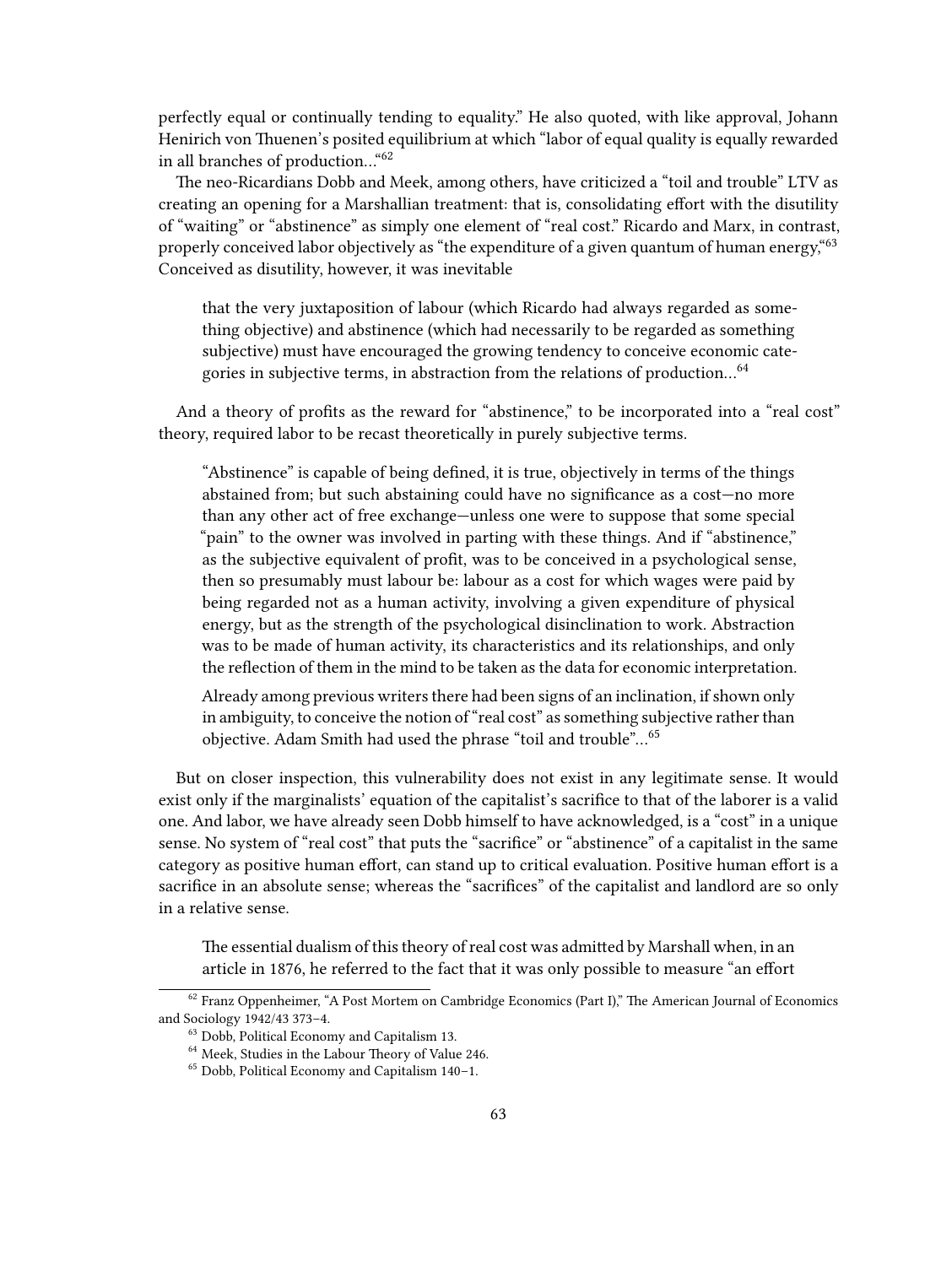perfectly equal or continually tending to equality." He also quoted, with like approval, Johann Henirich von Thuenen's posited equilibrium at which "labor of equal quality is equally rewarded in all branches of production..."[62]

The neo-Ricardians Dobb and Meek, among others, have criticized a "toil and trouble" LTV as creating an opening for a Marshallian treatment: that is, consolidating effort with the disutility of "waiting" or "abstinence" as simply one element of "real cost." Ricardo and Marx, in contrast, properly conceived labor objectively as "the expenditure of a given quantum of human energy,"[63] Conceived as disutility, however, it was inevitable

> that the very juxtaposition of labour (which Ricardo had always regarded as something objective) and abstinence (which had necessarily to be regarded as something subjective) must have encouraged the growing tendency to conceive economic categories in subjective terms, in abstraction from the relations of production...[64]

And a theory of profits as the reward for "abstinence," to be incorporated into a "real cost" theory, required labor to be recast theoretically in purely subjective terms.

> "Abstinence" is capable of being defined, it is true, objectively in terms of the things abstained from; but such abstaining could have no significance as a cost—no more than any other act of free exchange—unless one were to suppose that some special "pain" to the owner was involved in parting with these things. And if "abstinence," as the subjective equivalent of profit, was to be conceived in a psychological sense, then so presumably must labour be: labour as a cost for which wages were paid by being regarded not as a human activity, involving a given expenditure of physical energy, but as the strength of the psychological disinclination to work. Abstraction was to be made of human activity, its characteristics and its relationships, and only the reflection of them in the mind to be taken as the data for economic interpretation.
>
> Already among previous writers there had been signs of an inclination, if shown only in ambiguity, to conceive the notion of "real cost" as something subjective rather than objective. Adam Smith had used the phrase "toil and trouble"...[65]

But on closer inspection, this vulnerability does not exist in any legitimate sense. It would exist only if the marginalists' equation of the capitalist's sacrifice to that of the laborer is a valid one. And labor, we have already seen Dobb himself to have acknowledged, is a "cost" in a unique sense. No system of "real cost" that puts the "sacrifice" or "abstinence" of a capitalist in the same category as positive human effort, can stand up to critical evaluation. Positive human effort is a sacrifice in an absolute sense; whereas the "sacrifices" of the capitalist and landlord are so only in a relative sense.

> The essential dualism of this theory of real cost was admitted by Marshall when, in an article in 1876, he referred to the fact that it was only possible to measure "an effort

[62] Franz Oppenheimer, "A Post Mortem on Cambridge Economics (Part I)," The American Journal of Economics and Sociology 1942/43 373–4.

[63] Dobb, Political Economy and Capitalism 13.

[64] Meek, Studies in the Labour Theory of Value 246.

[65] Dobb, Political Economy and Capitalism 140–1.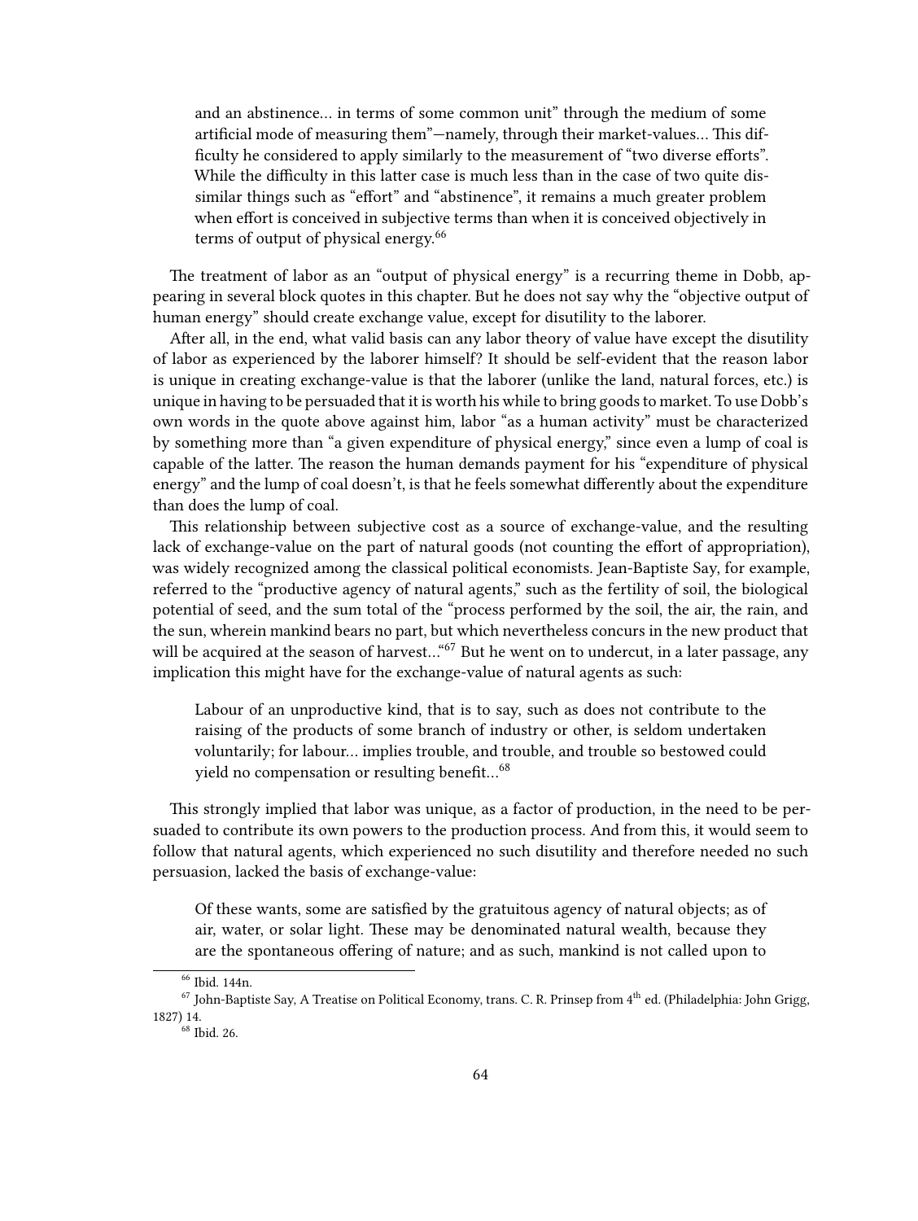> and an abstinence… in terms of some common unit" through the medium of some artificial mode of measuring them"—namely, through their market-values… This difficulty he considered to apply similarly to the measurement of "two diverse efforts". While the difficulty in this latter case is much less than in the case of two quite dissimilar things such as "effort" and "abstinence", it remains a much greater problem when effort is conceived in subjective terms than when it is conceived objectively in terms of output of physical energy.[66]

The treatment of labor as an "output of physical energy" is a recurring theme in Dobb, appearing in several block quotes in this chapter. But he does not say why the "objective output of human energy" should create exchange value, except for disutility to the laborer.

After all, in the end, what valid basis can any labor theory of value have except the disutility of labor as experienced by the laborer himself? It should be self-evident that the reason labor is unique in creating exchange-value is that the laborer (unlike the land, natural forces, etc.) is unique in having to be persuaded that it is worth his while to bring goods to market. To use Dobb's own words in the quote above against him, labor "as a human activity" must be characterized by something more than "a given expenditure of physical energy," since even a lump of coal is capable of the latter. The reason the human demands payment for his "expenditure of physical energy" and the lump of coal doesn't, is that he feels somewhat differently about the expenditure than does the lump of coal.

This relationship between subjective cost as a source of exchange-value, and the resulting lack of exchange-value on the part of natural goods (not counting the effort of appropriation), was widely recognized among the classical political economists. Jean-Baptiste Say, for example, referred to the "productive agency of natural agents," such as the fertility of soil, the biological potential of seed, and the sum total of the "process performed by the soil, the air, the rain, and the sun, wherein mankind bears no part, but which nevertheless concurs in the new product that will be acquired at the season of harvest…"[67] But he went on to undercut, in a later passage, any implication this might have for the exchange-value of natural agents as such:

> Labour of an unproductive kind, that is to say, such as does not contribute to the raising of the products of some branch of industry or other, is seldom undertaken voluntarily; for labour… implies trouble, and trouble, and trouble so bestowed could yield no compensation or resulting benefit…[68]

This strongly implied that labor was unique, as a factor of production, in the need to be persuaded to contribute its own powers to the production process. And from this, it would seem to follow that natural agents, which experienced no such disutility and therefore needed no such persuasion, lacked the basis of exchange-value:

> Of these wants, some are satisfied by the gratuitous agency of natural objects; as of air, water, or solar light. These may be denominated natural wealth, because they are the spontaneous offering of nature; and as such, mankind is not called upon to

---

[66] Ibid. 144n.

[67] John-Baptiste Say, A Treatise on Political Economy, trans. C. R. Prinsep from 4th ed. (Philadelphia: John Grigg, 1827) 14.

[68] Ibid. 26.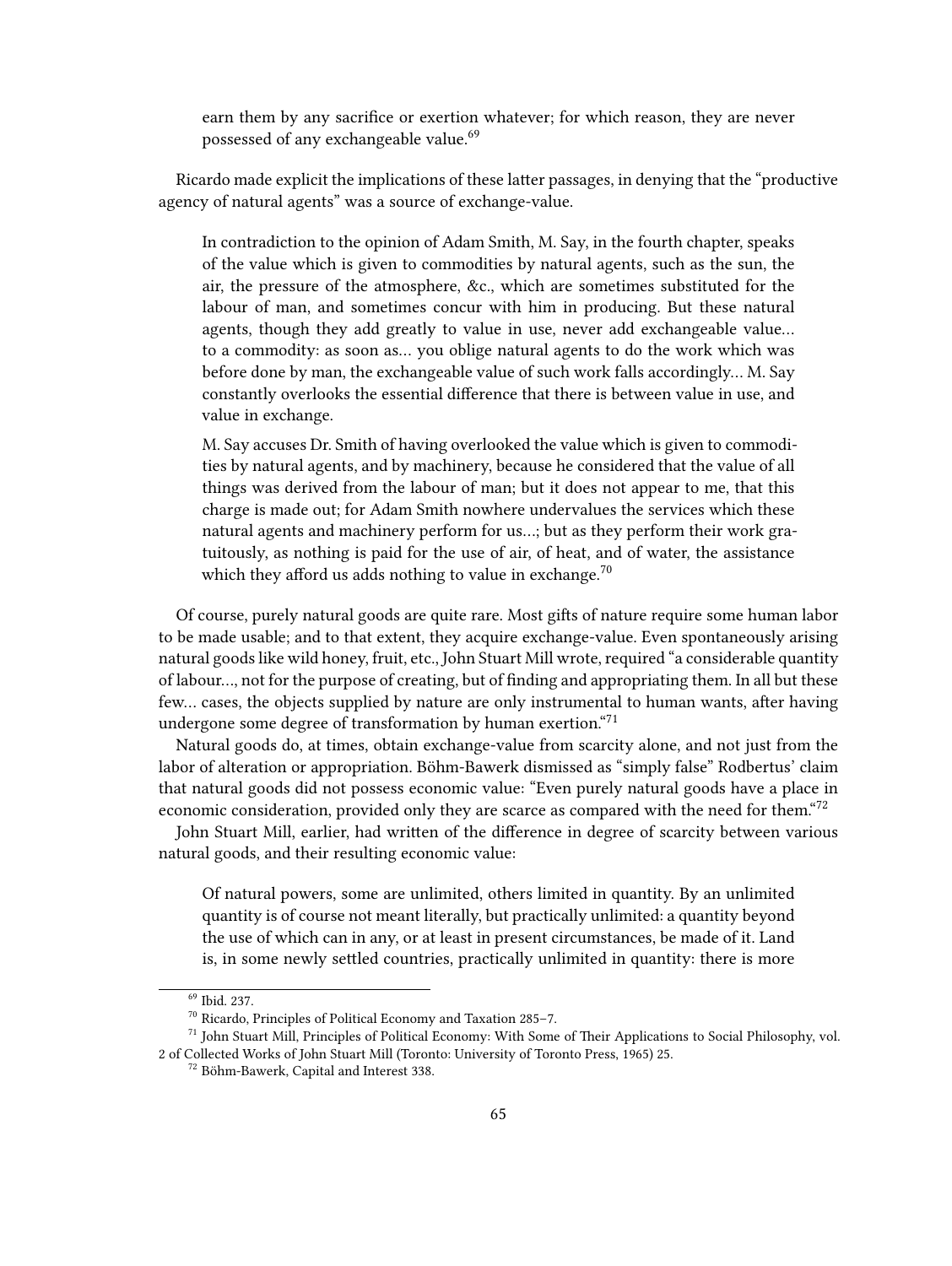> earn them by any sacrifice or exertion whatever; for which reason, they are never possessed of any exchangeable value.[69]

Ricardo made explicit the implications of these latter passages, in denying that the "productive agency of natural agents" was a source of exchange-value.

> In contradiction to the opinion of Adam Smith, M. Say, in the fourth chapter, speaks of the value which is given to commodities by natural agents, such as the sun, the air, the pressure of the atmosphere, &c., which are sometimes substituted for the labour of man, and sometimes concur with him in producing. But these natural agents, though they add greatly to value in use, never add exchangeable value… to a commodity: as soon as… you oblige natural agents to do the work which was before done by man, the exchangeable value of such work falls accordingly… M. Say constantly overlooks the essential difference that there is between value in use, and value in exchange.
>
> M. Say accuses Dr. Smith of having overlooked the value which is given to commodities by natural agents, and by machinery, because he considered that the value of all things was derived from the labour of man; but it does not appear to me, that this charge is made out; for Adam Smith nowhere undervalues the services which these natural agents and machinery perform for us…; but as they perform their work gratuitously, as nothing is paid for the use of air, of heat, and of water, the assistance which they afford us adds nothing to value in exchange.[70]

Of course, purely natural goods are quite rare. Most gifts of nature require some human labor to be made usable; and to that extent, they acquire exchange-value. Even spontaneously arising natural goods like wild honey, fruit, etc., John Stuart Mill wrote, required "a considerable quantity of labour…, not for the purpose of creating, but of finding and appropriating them. In all but these few… cases, the objects supplied by nature are only instrumental to human wants, after having undergone some degree of transformation by human exertion."[71]

Natural goods do, at times, obtain exchange-value from scarcity alone, and not just from the labor of alteration or appropriation. Böhm-Bawerk dismissed as "simply false" Rodbertus' claim that natural goods did not possess economic value: "Even purely natural goods have a place in economic consideration, provided only they are scarce as compared with the need for them."[72]

John Stuart Mill, earlier, had written of the difference in degree of scarcity between various natural goods, and their resulting economic value:

> Of natural powers, some are unlimited, others limited in quantity. By an unlimited quantity is of course not meant literally, but practically unlimited: a quantity beyond the use of which can in any, or at least in present circumstances, be made of it. Land is, in some newly settled countries, practically unlimited in quantity: there is more

---

[69] Ibid. 237.

[70] Ricardo, Principles of Political Economy and Taxation 285–7.

[71] John Stuart Mill, Principles of Political Economy: With Some of Their Applications to Social Philosophy, vol. 2 of Collected Works of John Stuart Mill (Toronto: University of Toronto Press, 1965) 25.

[72] Böhm-Bawerk, Capital and Interest 338.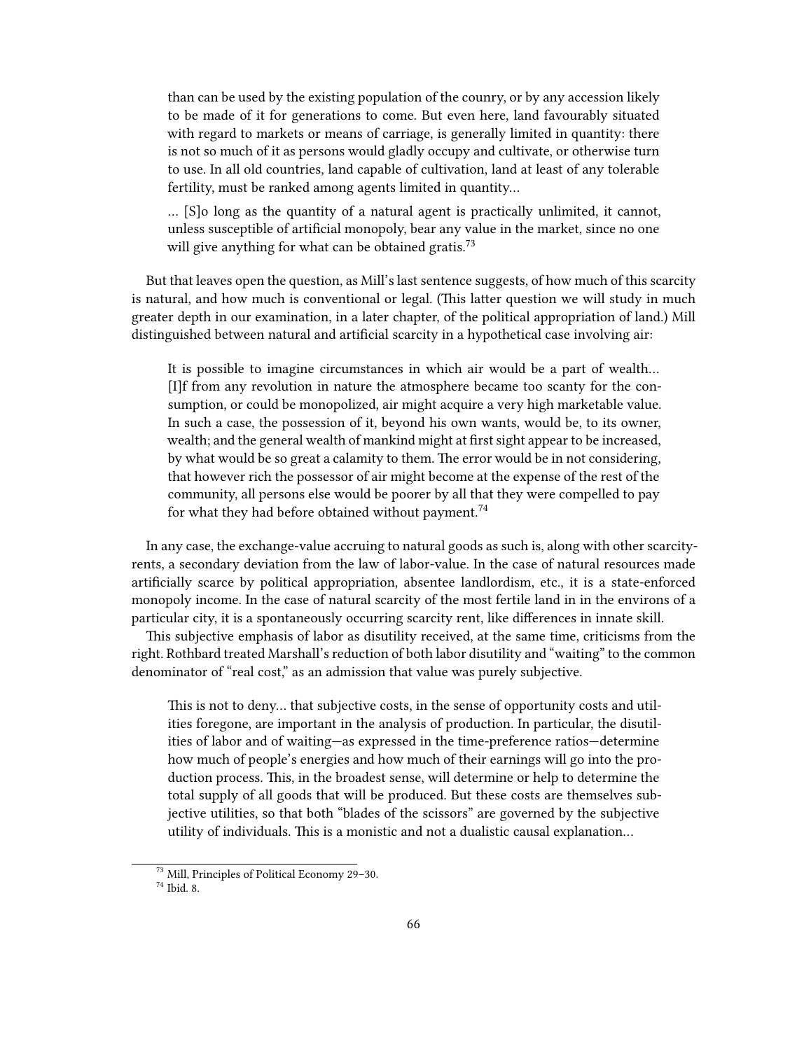> than can be used by the existing population of the counry, or by any accession likely to be made of it for generations to come. But even here, land favourably situated with regard to markets or means of carriage, is generally limited in quantity: there is not so much of it as persons would gladly occupy and cultivate, or otherwise turn to use. In all old countries, land capable of cultivation, land at least of any tolerable fertility, must be ranked among agents limited in quantity…
>
> … [S]o long as the quantity of a natural agent is practically unlimited, it cannot, unless susceptible of artificial monopoly, bear any value in the market, since no one will give anything for what can be obtained gratis.[73]

But that leaves open the question, as Mill's last sentence suggests, of how much of this scarcity is natural, and how much is conventional or legal. (This latter question we will study in much greater depth in our examination, in a later chapter, of the political appropriation of land.) Mill distinguished between natural and artificial scarcity in a hypothetical case involving air:

> It is possible to imagine circumstances in which air would be a part of wealth… [I]f from any revolution in nature the atmosphere became too scanty for the consumption, or could be monopolized, air might acquire a very high marketable value. In such a case, the possession of it, beyond his own wants, would be, to its owner, wealth; and the general wealth of mankind might at first sight appear to be increased, by what would be so great a calamity to them. The error would be in not considering, that however rich the possessor of air might become at the expense of the rest of the community, all persons else would be poorer by all that they were compelled to pay for what they had before obtained without payment.[74]

In any case, the exchange-value accruing to natural goods as such is, along with other scarcity-rents, a secondary deviation from the law of labor-value. In the case of natural resources made artificially scarce by political appropriation, absentee landlordism, etc., it is a state-enforced monopoly income. In the case of natural scarcity of the most fertile land in in the environs of a particular city, it is a spontaneously occurring scarcity rent, like differences in innate skill.

This subjective emphasis of labor as disutility received, at the same time, criticisms from the right. Rothbard treated Marshall's reduction of both labor disutility and "waiting" to the common denominator of "real cost," as an admission that value was purely subjective.

> This is not to deny… that subjective costs, in the sense of opportunity costs and utilities foregone, are important in the analysis of production. In particular, the disutilities of labor and of waiting—as expressed in the time-preference ratios—determine how much of people's energies and how much of their earnings will go into the production process. This, in the broadest sense, will determine or help to determine the total supply of all goods that will be produced. But these costs are themselves subjective utilities, so that both "blades of the scissors" are governed by the subjective utility of individuals. This is a monistic and not a dualistic causal explanation…

[73] Mill, Principles of Political Economy 29–30.

[74] Ibid. 8.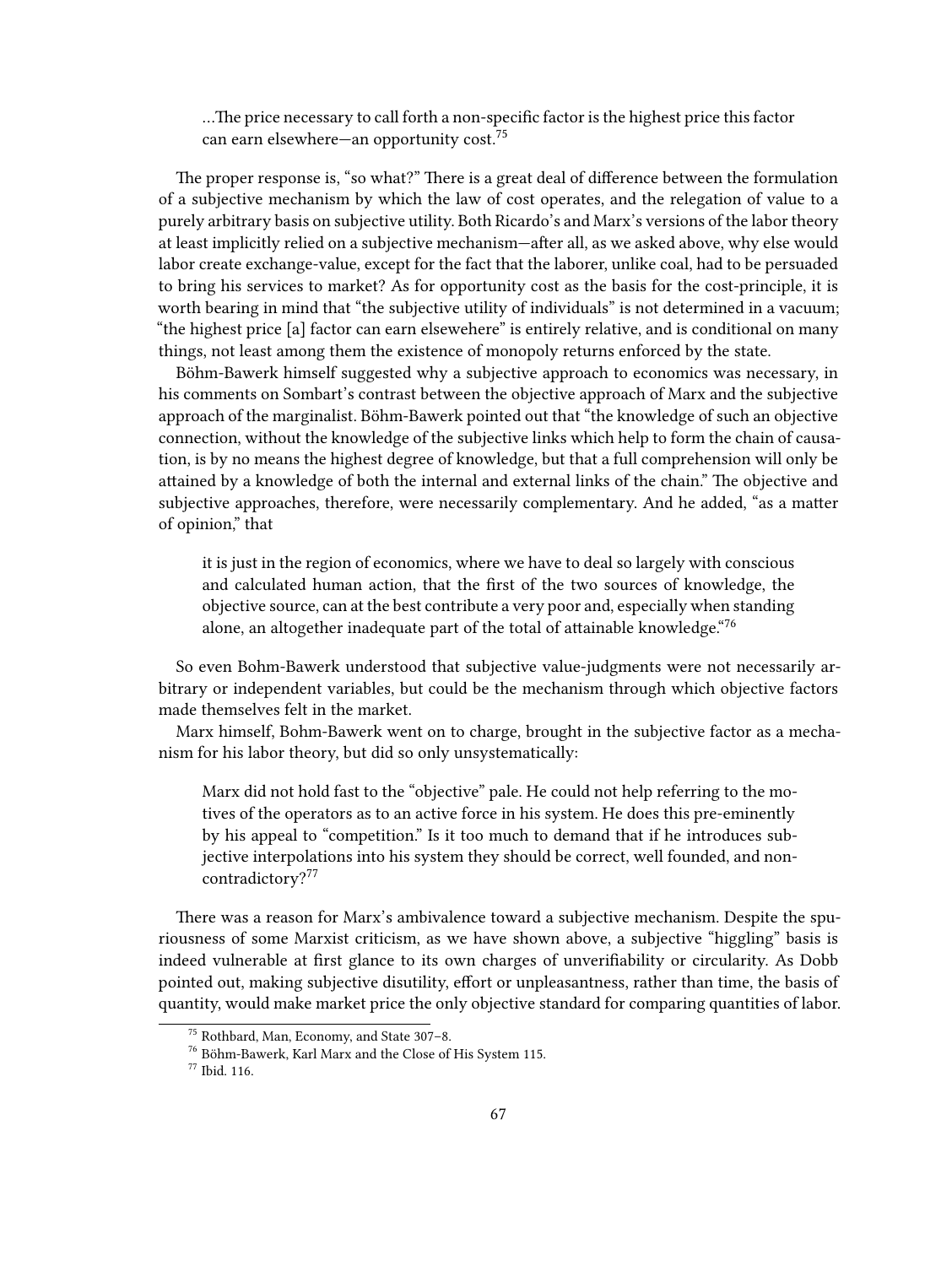> …The price necessary to call forth a non-specific factor is the highest price this factor can earn elsewhere—an opportunity cost.[75]

The proper response is, "so what?" There is a great deal of difference between the formulation of a subjective mechanism by which the law of cost operates, and the relegation of value to a purely arbitrary basis on subjective utility. Both Ricardo's and Marx's versions of the labor theory at least implicitly relied on a subjective mechanism—after all, as we asked above, why else would labor create exchange-value, except for the fact that the laborer, unlike coal, had to be persuaded to bring his services to market? As for opportunity cost as the basis for the cost-principle, it is worth bearing in mind that "the subjective utility of individuals" is not determined in a vacuum; "the highest price [a] factor can earn elsewehere" is entirely relative, and is conditional on many things, not least among them the existence of monopoly returns enforced by the state.

Böhm-Bawerk himself suggested why a subjective approach to economics was necessary, in his comments on Sombart's contrast between the objective approach of Marx and the subjective approach of the marginalist. Böhm-Bawerk pointed out that "the knowledge of such an objective connection, without the knowledge of the subjective links which help to form the chain of causation, is by no means the highest degree of knowledge, but that a full comprehension will only be attained by a knowledge of both the internal and external links of the chain." The objective and subjective approaches, therefore, were necessarily complementary. And he added, "as a matter of opinion," that

> it is just in the region of economics, where we have to deal so largely with conscious and calculated human action, that the first of the two sources of knowledge, the objective source, can at the best contribute a very poor and, especially when standing alone, an altogether inadequate part of the total of attainable knowledge."[76]

So even Bohm-Bawerk understood that subjective value-judgments were not necessarily arbitrary or independent variables, but could be the mechanism through which objective factors made themselves felt in the market.

Marx himself, Bohm-Bawerk went on to charge, brought in the subjective factor as a mechanism for his labor theory, but did so only unsystematically:

> Marx did not hold fast to the "objective" pale. He could not help referring to the motives of the operators as to an active force in his system. He does this pre-eminently by his appeal to "competition." Is it too much to demand that if he introduces subjective interpolations into his system they should be correct, well founded, and non-contradictory?[77]

There was a reason for Marx's ambivalence toward a subjective mechanism. Despite the spuriousness of some Marxist criticism, as we have shown above, a subjective "higgling" basis is indeed vulnerable at first glance to its own charges of unverifiability or circularity. As Dobb pointed out, making subjective disutility, effort or unpleasantness, rather than time, the basis of quantity, would make market price the only objective standard for comparing quantities of labor.

---

[75] Rothbard, Man, Economy, and State 307–8.

[76] Böhm-Bawerk, Karl Marx and the Close of His System 115.

[77] Ibid. 116.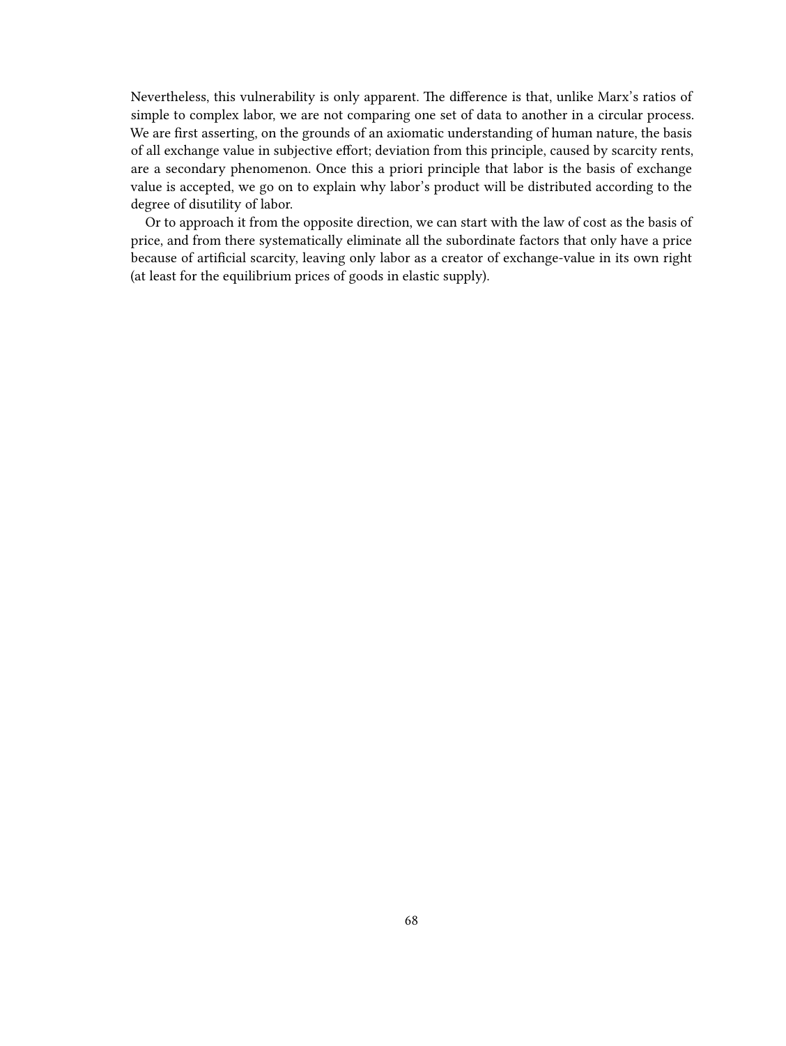Nevertheless, this vulnerability is only apparent. The difference is that, unlike Marx's ratios of simple to complex labor, we are not comparing one set of data to another in a circular process. We are first asserting, on the grounds of an axiomatic understanding of human nature, the basis of all exchange value in subjective effort; deviation from this principle, caused by scarcity rents, are a secondary phenomenon. Once this a priori principle that labor is the basis of exchange value is accepted, we go on to explain why labor's product will be distributed according to the degree of disutility of labor.

Or to approach it from the opposite direction, we can start with the law of cost as the basis of price, and from there systematically eliminate all the subordinate factors that only have a price because of artificial scarcity, leaving only labor as a creator of exchange-value in its own right (at least for the equilibrium prices of goods in elastic supply).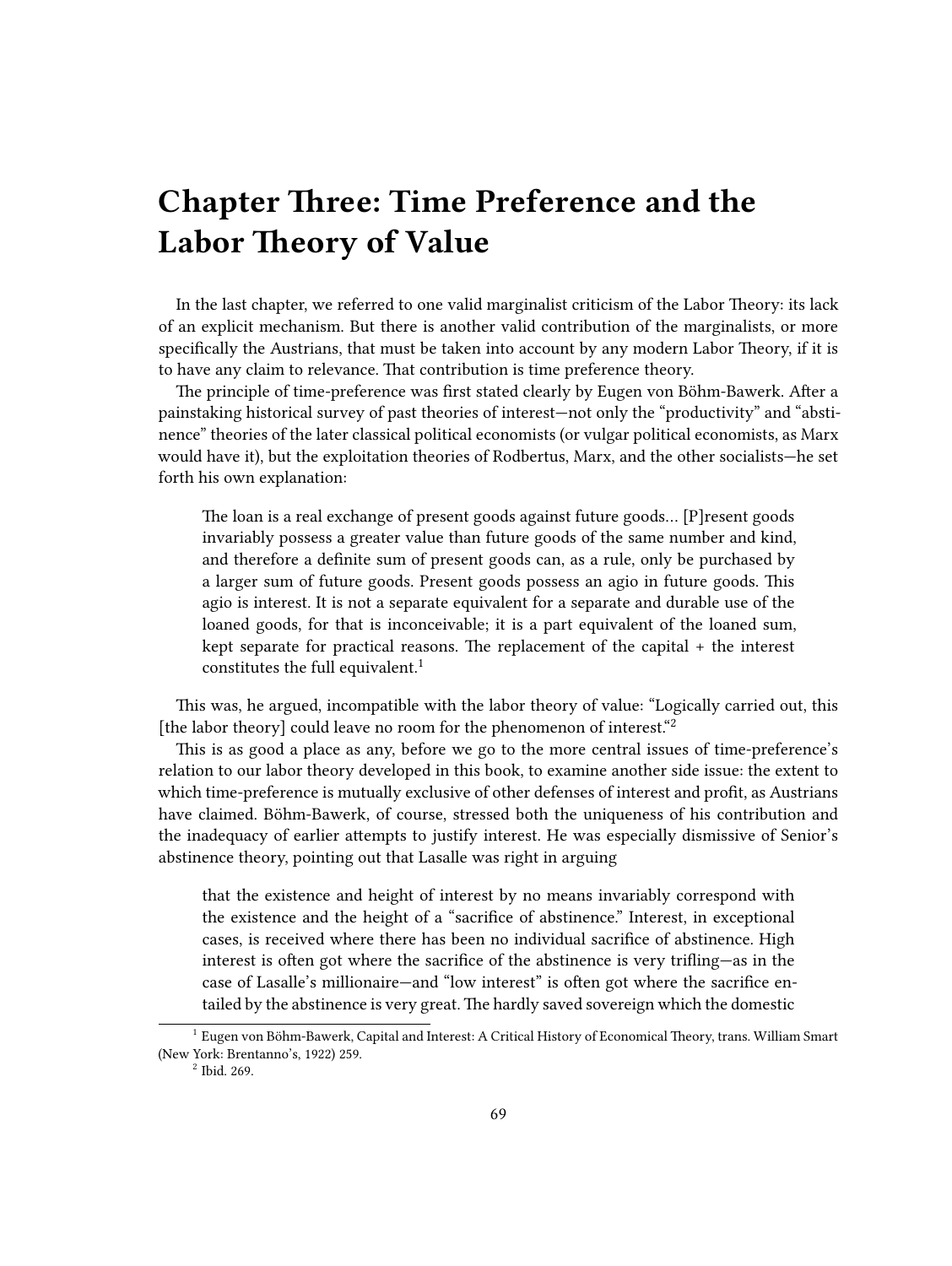# Chapter Three: Time Preference and the Labor Theory of Value

In the last chapter, we referred to one valid marginalist criticism of the Labor Theory: its lack of an explicit mechanism. But there is another valid contribution of the marginalists, or more specifically the Austrians, that must be taken into account by any modern Labor Theory, if it is to have any claim to relevance. That contribution is time preference theory.

The principle of time-preference was first stated clearly by Eugen von Böhm-Bawerk. After a painstaking historical survey of past theories of interest—not only the "productivity" and "abstinence" theories of the later classical political economists (or vulgar political economists, as Marx would have it), but the exploitation theories of Rodbertus, Marx, and the other socialists—he set forth his own explanation:

> The loan is a real exchange of present goods against future goods… [P]resent goods invariably possess a greater value than future goods of the same number and kind, and therefore a definite sum of present goods can, as a rule, only be purchased by a larger sum of future goods. Present goods possess an agio in future goods. This agio is interest. It is not a separate equivalent for a separate and durable use of the loaned goods, for that is inconceivable; it is a part equivalent of the loaned sum, kept separate for practical reasons. The replacement of the capital + the interest constitutes the full equivalent.[1]

This was, he argued, incompatible with the labor theory of value: "Logically carried out, this [the labor theory] could leave no room for the phenomenon of interest."[2]

This is as good a place as any, before we go to the more central issues of time-preference's relation to our labor theory developed in this book, to examine another side issue: the extent to which time-preference is mutually exclusive of other defenses of interest and profit, as Austrians have claimed. Böhm-Bawerk, of course, stressed both the uniqueness of his contribution and the inadequacy of earlier attempts to justify interest. He was especially dismissive of Senior's abstinence theory, pointing out that Lasalle was right in arguing

> that the existence and height of interest by no means invariably correspond with the existence and the height of a "sacrifice of abstinence." Interest, in exceptional cases, is received where there has been no individual sacrifice of abstinence. High interest is often got where the sacrifice of the abstinence is very trifling—as in the case of Lasalle's millionaire—and "low interest" is often got where the sacrifice entailed by the abstinence is very great. The hardly saved sovereign which the domestic

[1] Eugen von Böhm-Bawerk, Capital and Interest: A Critical History of Economical Theory, trans. William Smart (New York: Brentano's, 1922) 259.

[2] Ibid. 269.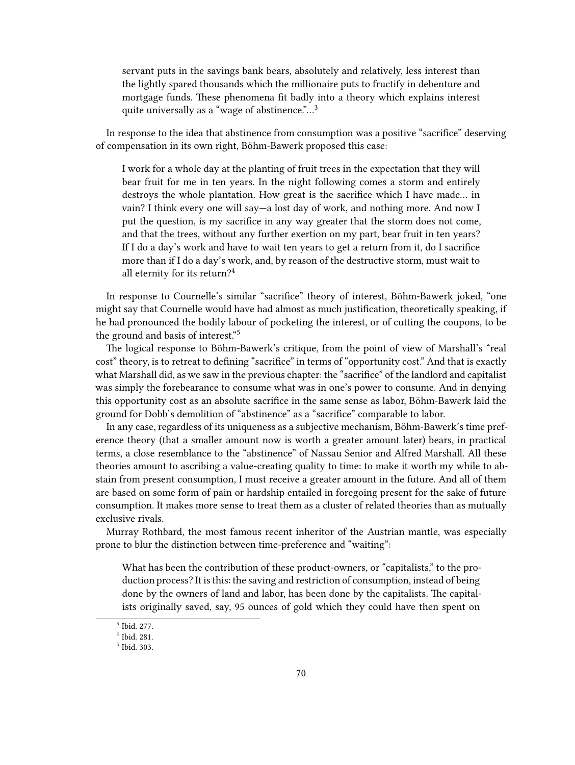> servant puts in the savings bank bears, absolutely and relatively, less interest than the lightly spared thousands which the millionaire puts to fructify in debenture and mortgage funds. These phenomena fit badly into a theory which explains interest quite universally as a "wage of abstinence."…[3]

In response to the idea that abstinence from consumption was a positive "sacrifice" deserving of compensation in its own right, Böhm-Bawerk proposed this case:

> I work for a whole day at the planting of fruit trees in the expectation that they will bear fruit for me in ten years. In the night following comes a storm and entirely destroys the whole plantation. How great is the sacrifice which I have made… in vain? I think every one will say—a lost day of work, and nothing more. And now I put the question, is my sacrifice in any way greater that the storm does not come, and that the trees, without any further exertion on my part, bear fruit in ten years? If I do a day's work and have to wait ten years to get a return from it, do I sacrifice more than if I do a day's work, and, by reason of the destructive storm, must wait to all eternity for its return?[4]

In response to Cournelle's similar "sacrifice" theory of interest, Böhm-Bawerk joked, "one might say that Cournelle would have had almost as much justification, theoretically speaking, if he had pronounced the bodily labour of pocketing the interest, or of cutting the coupons, to be the ground and basis of interest."[5]

The logical response to Böhm-Bawerk's critique, from the point of view of Marshall's "real cost" theory, is to retreat to defining "sacrifice" in terms of "opportunity cost." And that is exactly what Marshall did, as we saw in the previous chapter: the "sacrifice" of the landlord and capitalist was simply the forebearance to consume what was in one's power to consume. And in denying this opportunity cost as an absolute sacrifice in the same sense as labor, Böhm-Bawerk laid the ground for Dobb's demolition of "abstinence" as a "sacrifice" comparable to labor.

In any case, regardless of its uniqueness as a subjective mechanism, Böhm-Bawerk's time preference theory (that a smaller amount now is worth a greater amount later) bears, in practical terms, a close resemblance to the "abstinence" of Nassau Senior and Alfred Marshall. All these theories amount to ascribing a value-creating quality to time: to make it worth my while to abstain from present consumption, I must receive a greater amount in the future. And all of them are based on some form of pain or hardship entailed in foregoing present for the sake of future consumption. It makes more sense to treat them as a cluster of related theories than as mutually exclusive rivals.

Murray Rothbard, the most famous recent inheritor of the Austrian mantle, was especially prone to blur the distinction between time-preference and "waiting":

> What has been the contribution of these product-owners, or "capitalists," to the production process? It is this: the saving and restriction of consumption, instead of being done by the owners of land and labor, has been done by the capitalists. The capitalists originally saved, say, 95 ounces of gold which they could have then spent on

[3] Ibid. 277.
[4] Ibid. 281.
[5] Ibid. 303.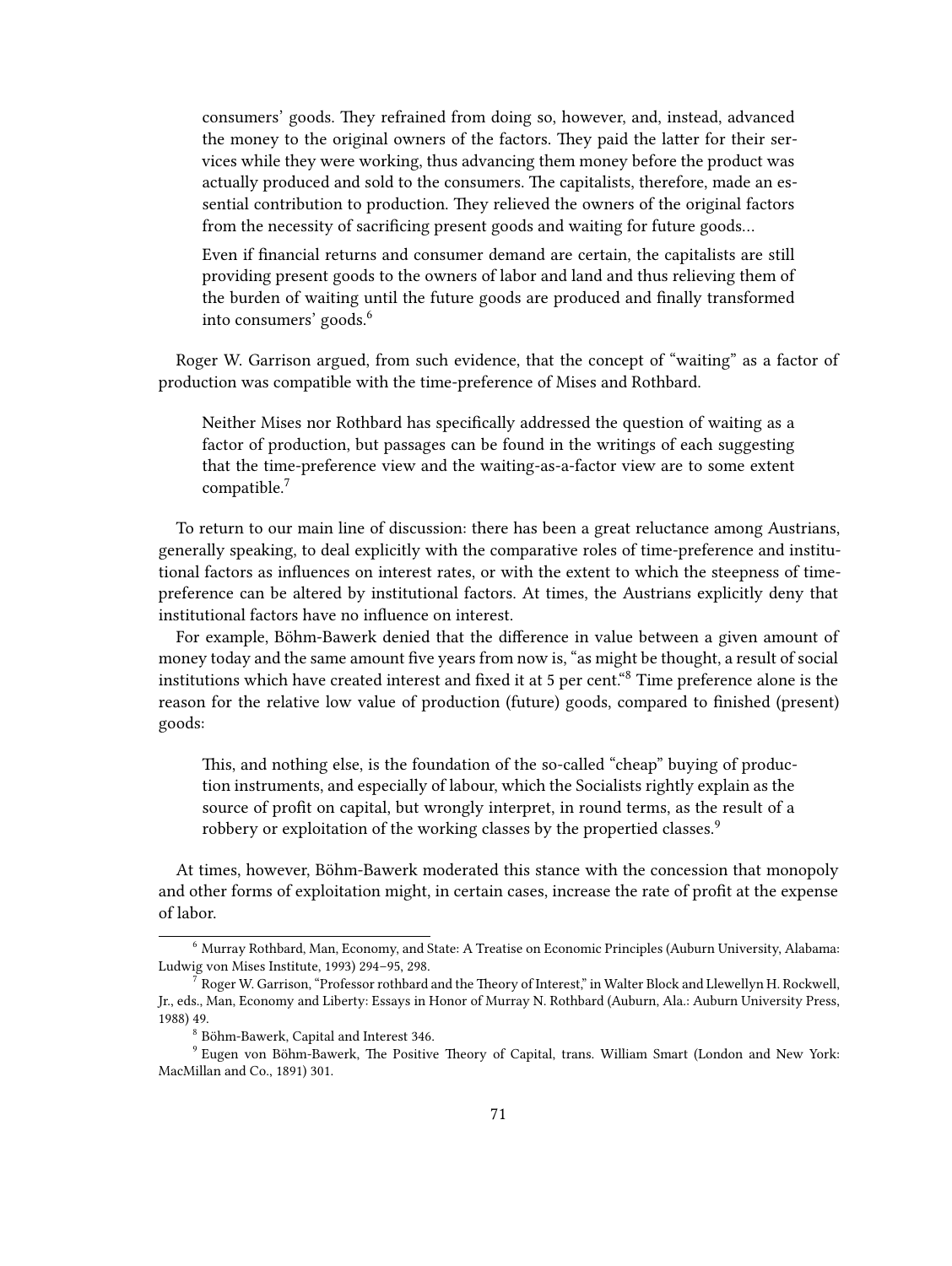> consumers' goods. They refrained from doing so, however, and, instead, advanced the money to the original owners of the factors. They paid the latter for their services while they were working, thus advancing them money before the product was actually produced and sold to the consumers. The capitalists, therefore, made an essential contribution to production. They relieved the owners of the original factors from the necessity of sacrificing present goods and waiting for future goods…
>
> Even if financial returns and consumer demand are certain, the capitalists are still providing present goods to the owners of labor and land and thus relieving them of the burden of waiting until the future goods are produced and finally transformed into consumers' goods.[6]

Roger W. Garrison argued, from such evidence, that the concept of "waiting" as a factor of production was compatible with the time-preference of Mises and Rothbard.

> Neither Mises nor Rothbard has specifically addressed the question of waiting as a factor of production, but passages can be found in the writings of each suggesting that the time-preference view and the waiting-as-a-factor view are to some extent compatible.[7]

To return to our main line of discussion: there has been a great reluctance among Austrians, generally speaking, to deal explicitly with the comparative roles of time-preference and institutional factors as influences on interest rates, or with the extent to which the steepness of time-preference can be altered by institutional factors. At times, the Austrians explicitly deny that institutional factors have no influence on interest.

For example, Böhm-Bawerk denied that the difference in value between a given amount of money today and the same amount five years from now is, "as might be thought, a result of social institutions which have created interest and fixed it at 5 per cent."[8] Time preference alone is the reason for the relative low value of production (future) goods, compared to finished (present) goods:

> This, and nothing else, is the foundation of the so-called "cheap" buying of production instruments, and especially of labour, which the Socialists rightly explain as the source of profit on capital, but wrongly interpret, in round terms, as the result of a robbery or exploitation of the working classes by the propertied classes.[9]

At times, however, Böhm-Bawerk moderated this stance with the concession that monopoly and other forms of exploitation might, in certain cases, increase the rate of profit at the expense of labor.

---

[6] Murray Rothbard, Man, Economy, and State: A Treatise on Economic Principles (Auburn University, Alabama: Ludwig von Mises Institute, 1993) 294–95, 298.

[7] Roger W. Garrison, "Professor rothbard and the Theory of Interest," in Walter Block and Llewellyn H. Rockwell, Jr., eds., Man, Economy and Liberty: Essays in Honor of Murray N. Rothbard (Auburn, Ala.: Auburn University Press, 1988) 49.

[8] Böhm-Bawerk, Capital and Interest 346.

[9] Eugen von Böhm-Bawerk, The Positive Theory of Capital, trans. William Smart (London and New York: MacMillan and Co., 1891) 301.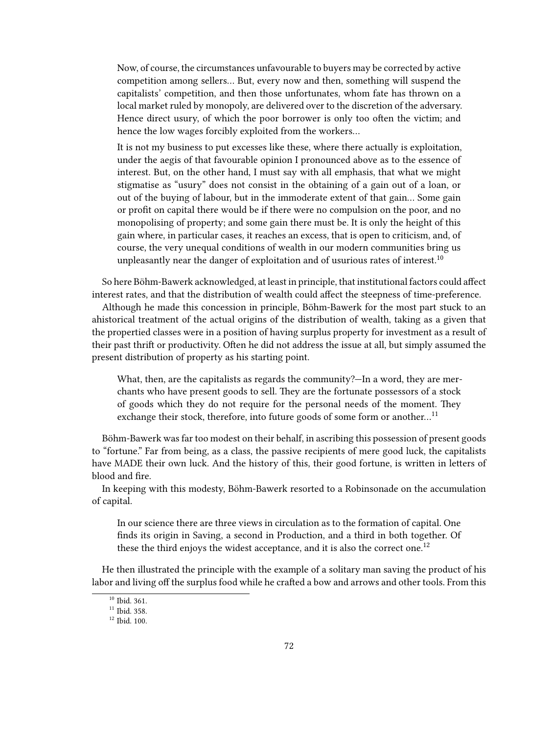> Now, of course, the circumstances unfavourable to buyers may be corrected by active competition among sellers… But, every now and then, something will suspend the capitalists' competition, and then those unfortunates, whom fate has thrown on a local market ruled by monopoly, are delivered over to the discretion of the adversary. Hence direct usury, of which the poor borrower is only too often the victim; and hence the low wages forcibly exploited from the workers…
>
> It is not my business to put excesses like these, where there actually is exploitation, under the aegis of that favourable opinion I pronounced above as to the essence of interest. But, on the other hand, I must say with all emphasis, that what we might stigmatise as "usury" does not consist in the obtaining of a gain out of a loan, or out of the buying of labour, but in the immoderate extent of that gain… Some gain or profit on capital there would be if there were no compulsion on the poor, and no monopolising of property; and some gain there must be. It is only the height of this gain where, in particular cases, it reaches an excess, that is open to criticism, and, of course, the very unequal conditions of wealth in our modern communities bring us unpleasantly near the danger of exploitation and of usurious rates of interest.[10]

So here Böhm-Bawerk acknowledged, at least in principle, that institutional factors could affect interest rates, and that the distribution of wealth could affect the steepness of time-preference.

Although he made this concession in principle, Böhm-Bawerk for the most part stuck to an ahistorical treatment of the actual origins of the distribution of wealth, taking as a given that the propertied classes were in a position of having surplus property for investment as a result of their past thrift or productivity. Often he did not address the issue at all, but simply assumed the present distribution of property as his starting point.

> What, then, are the capitalists as regards the community?—In a word, they are merchants who have present goods to sell. They are the fortunate possessors of a stock of goods which they do not require for the personal needs of the moment. They exchange their stock, therefore, into future goods of some form or another…[11]

Böhm-Bawerk was far too modest on their behalf, in ascribing this possession of present goods to "fortune." Far from being, as a class, the passive recipients of mere good luck, the capitalists have MADE their own luck. And the history of this, their good fortune, is written in letters of blood and fire.

In keeping with this modesty, Böhm-Bawerk resorted to a Robinsonade on the accumulation of capital.

> In our science there are three views in circulation as to the formation of capital. One finds its origin in Saving, a second in Production, and a third in both together. Of these the third enjoys the widest acceptance, and it is also the correct one.[12]

He then illustrated the principle with the example of a solitary man saving the product of his labor and living off the surplus food while he crafted a bow and arrows and other tools. From this

[10] Ibid. 361.
[11] Ibid. 358.
[12] Ibid. 100.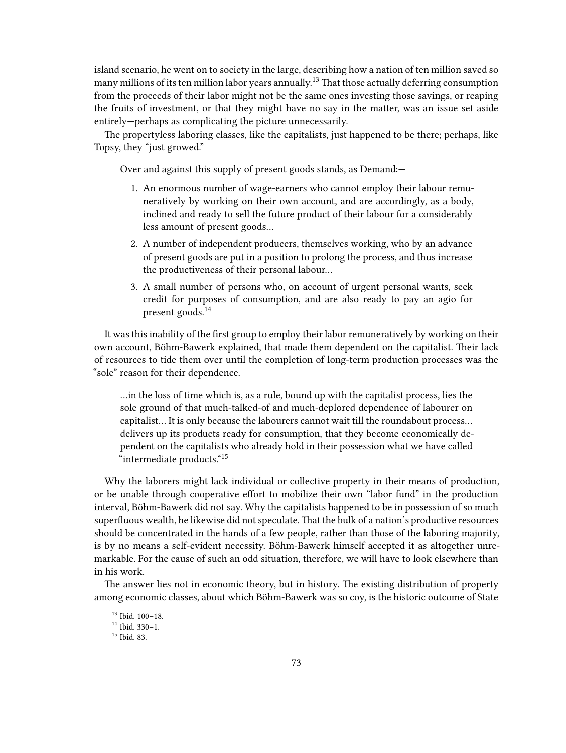island scenario, he went on to society in the large, describing how a nation of ten million saved so many millions of its ten million labor years annually.[13] That those actually deferring consumption from the proceeds of their labor might not be the same ones investing those savings, or reaping the fruits of investment, or that they might have no say in the matter, was an issue set aside entirely—perhaps as complicating the picture unnecessarily.

The propertyless laboring classes, like the capitalists, just happened to be there; perhaps, like Topsy, they "just growed."

> Over and against this supply of present goods stands, as Demand:—
>
> 1. An enormous number of wage-earners who cannot employ their labour remuneratively by working on their own account, and are accordingly, as a body, inclined and ready to sell the future product of their labour for a considerably less amount of present goods…
> 2. A number of independent producers, themselves working, who by an advance of present goods are put in a position to prolong the process, and thus increase the productiveness of their personal labour…
> 3. A small number of persons who, on account of urgent personal wants, seek credit for purposes of consumption, and are also ready to pay an agio for present goods.[14]

It was this inability of the first group to employ their labor remuneratively by working on their own account, Böhm-Bawerk explained, that made them dependent on the capitalist. Their lack of resources to tide them over until the completion of long-term production processes was the "sole" reason for their dependence.

> …in the loss of time which is, as a rule, bound up with the capitalist process, lies the sole ground of that much-talked-of and much-deplored dependence of labourer on capitalist… It is only because the labourers cannot wait till the roundabout process… delivers up its products ready for consumption, that they become economically dependent on the capitalists who already hold in their possession what we have called "intermediate products."[15]

Why the laborers might lack individual or collective property in their means of production, or be unable through cooperative effort to mobilize their own "labor fund" in the production interval, Böhm-Bawerk did not say. Why the capitalists happened to be in possession of so much superfluous wealth, he likewise did not speculate. That the bulk of a nation's productive resources should be concentrated in the hands of a few people, rather than those of the laboring majority, is by no means a self-evident necessity. Böhm-Bawerk himself accepted it as altogether unremarkable. For the cause of such an odd situation, therefore, we will have to look elsewhere than in his work.

The answer lies not in economic theory, but in history. The existing distribution of property among economic classes, about which Böhm-Bawerk was so coy, is the historic outcome of State

[13] Ibid. 100–18.

[14] Ibid. 330–1.

[15] Ibid. 83.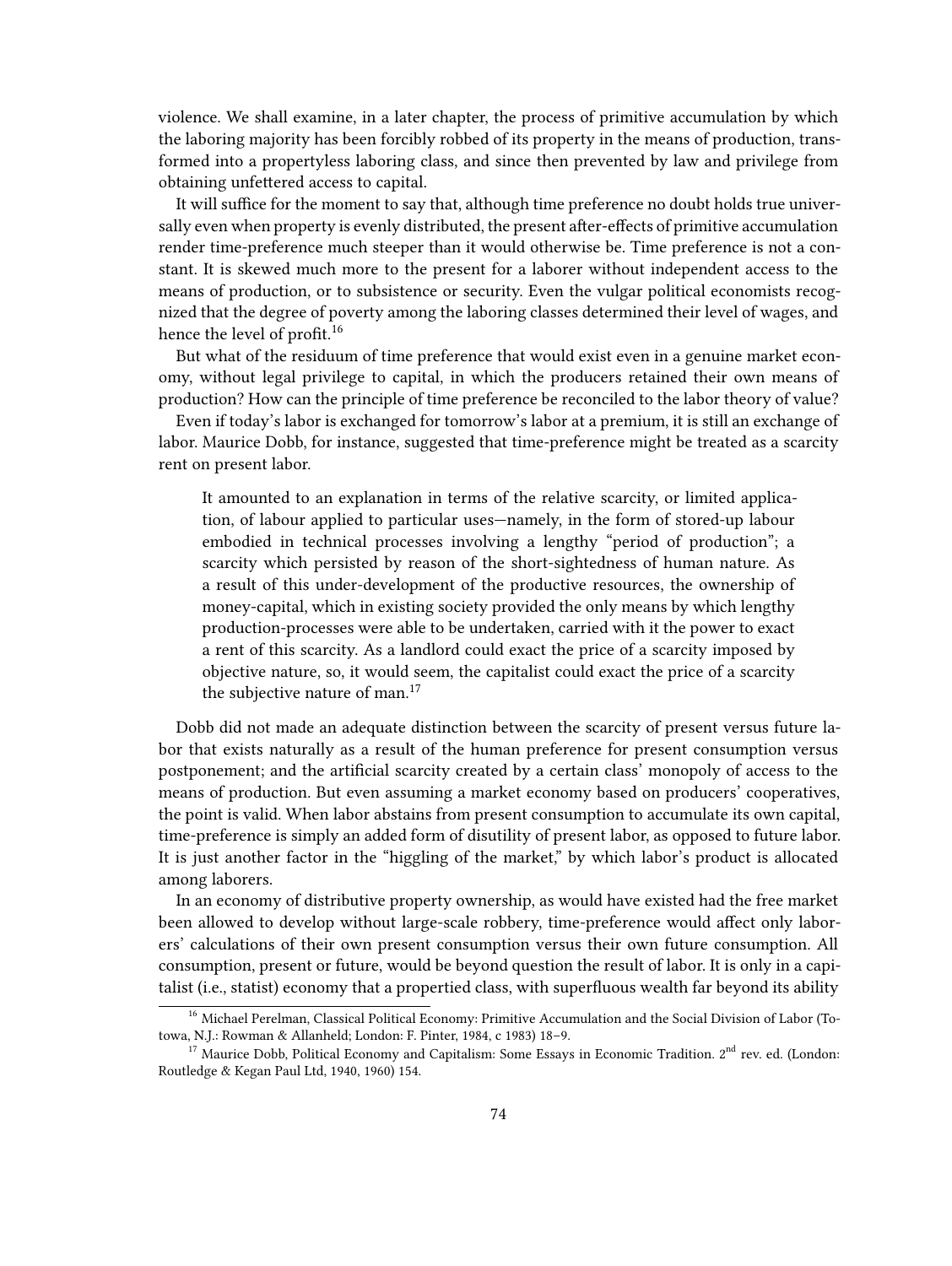violence. We shall examine, in a later chapter, the process of primitive accumulation by which the laboring majority has been forcibly robbed of its property in the means of production, transformed into a propertyless laboring class, and since then prevented by law and privilege from obtaining unfettered access to capital.

It will suffice for the moment to say that, although time preference no doubt holds true universally even when property is evenly distributed, the present after-effects of primitive accumulation render time-preference much steeper than it would otherwise be. Time preference is not a constant. It is skewed much more to the present for a laborer without independent access to the means of production, or to subsistence or security. Even the vulgar political economists recognized that the degree of poverty among the laboring classes determined their level of wages, and hence the level of profit.[16]

But what of the residuum of time preference that would exist even in a genuine market economy, without legal privilege to capital, in which the producers retained their own means of production? How can the principle of time preference be reconciled to the labor theory of value?

Even if today's labor is exchanged for tomorrow's labor at a premium, it is still an exchange of labor. Maurice Dobb, for instance, suggested that time-preference might be treated as a scarcity rent on present labor.

> It amounted to an explanation in terms of the relative scarcity, or limited application, of labour applied to particular uses—namely, in the form of stored-up labour embodied in technical processes involving a lengthy "period of production"; a scarcity which persisted by reason of the short-sightedness of human nature. As a result of this under-development of the productive resources, the ownership of money-capital, which in existing society provided the only means by which lengthy production-processes were able to be undertaken, carried with it the power to exact a rent of this scarcity. As a landlord could exact the price of a scarcity imposed by objective nature, so, it would seem, the capitalist could exact the price of a scarcity the subjective nature of man.[17]

Dobb did not made an adequate distinction between the scarcity of present versus future labor that exists naturally as a result of the human preference for present consumption versus postponement; and the artificial scarcity created by a certain class' monopoly of access to the means of production. But even assuming a market economy based on producers' cooperatives, the point is valid. When labor abstains from present consumption to accumulate its own capital, time-preference is simply an added form of disutility of present labor, as opposed to future labor. It is just another factor in the "higgling of the market," by which labor's product is allocated among laborers.

In an economy of distributive property ownership, as would have existed had the free market been allowed to develop without large-scale robbery, time-preference would affect only laborers' calculations of their own present consumption versus their own future consumption. All consumption, present or future, would be beyond question the result of labor. It is only in a capitalist (i.e., statist) economy that a propertied class, with superfluous wealth far beyond its ability

[16] Michael Perelman, Classical Political Economy: Primitive Accumulation and the Social Division of Labor (Totowa, N.J.: Rowman & Allanheld; London: F. Pinter, 1984, c 1983) 18–9.

[17] Maurice Dobb, Political Economy and Capitalism: Some Essays in Economic Tradition. 2nd rev. ed. (London: Routledge & Kegan Paul Ltd, 1940, 1960) 154.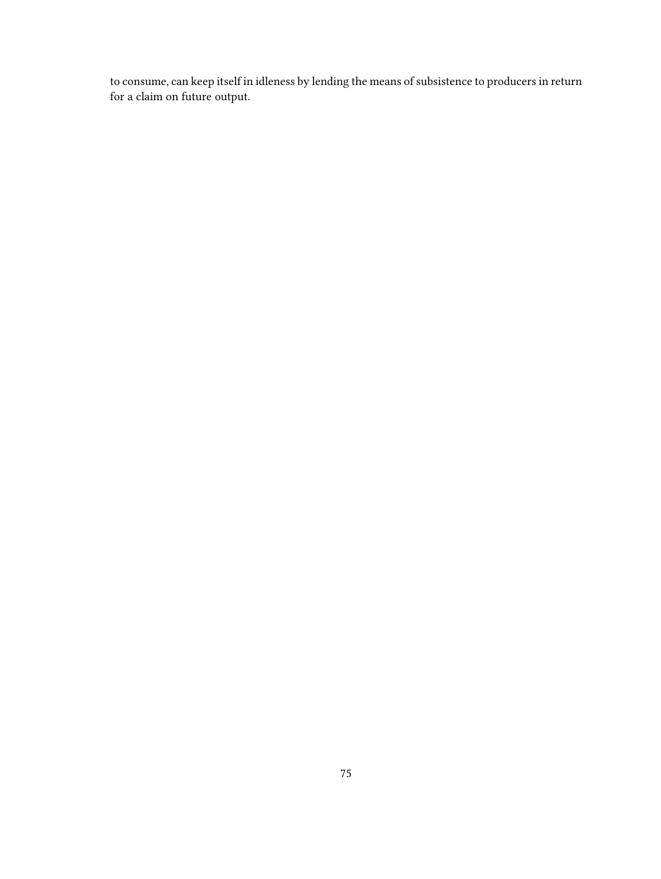to consume, can keep itself in idleness by lending the means of subsistence to producers in return for a claim on future output.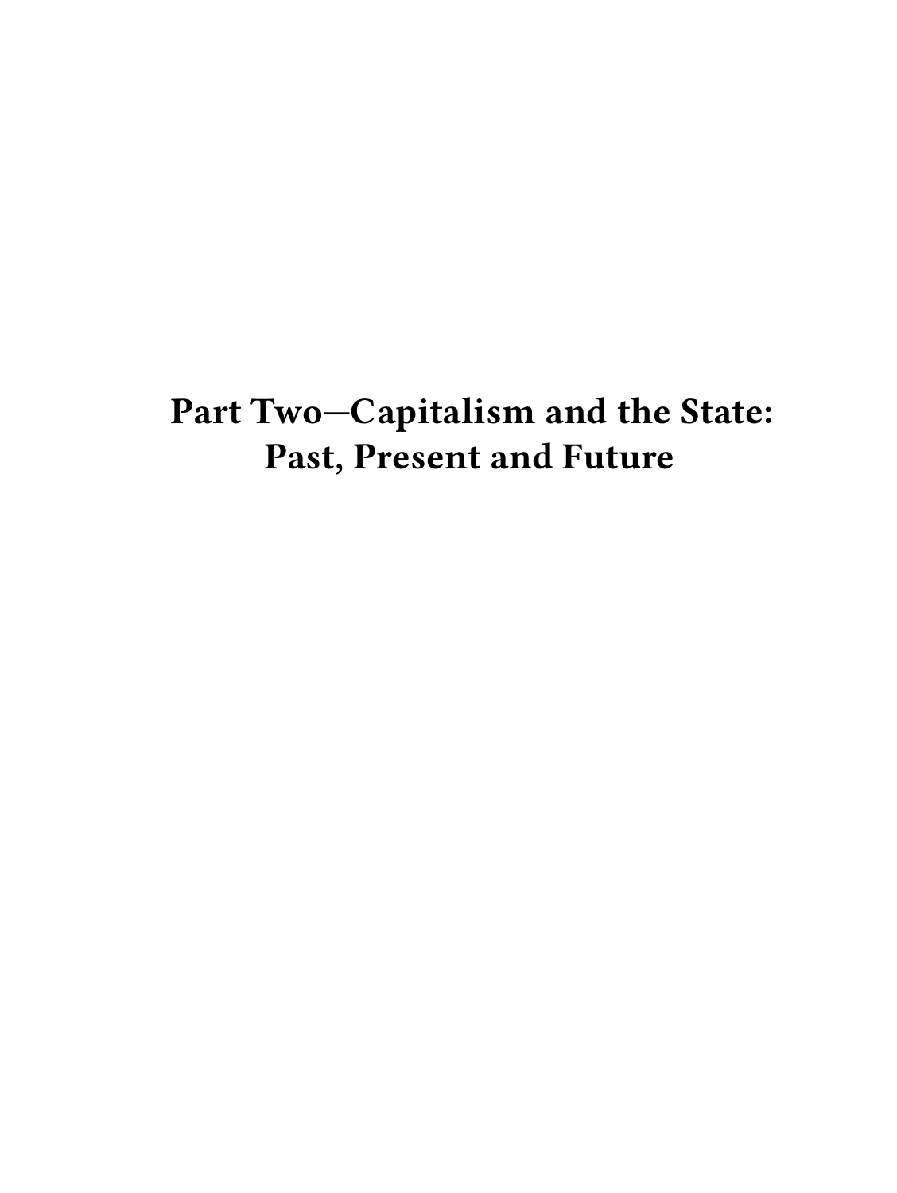# Part Two—Capitalism and the State: Past, Present and Future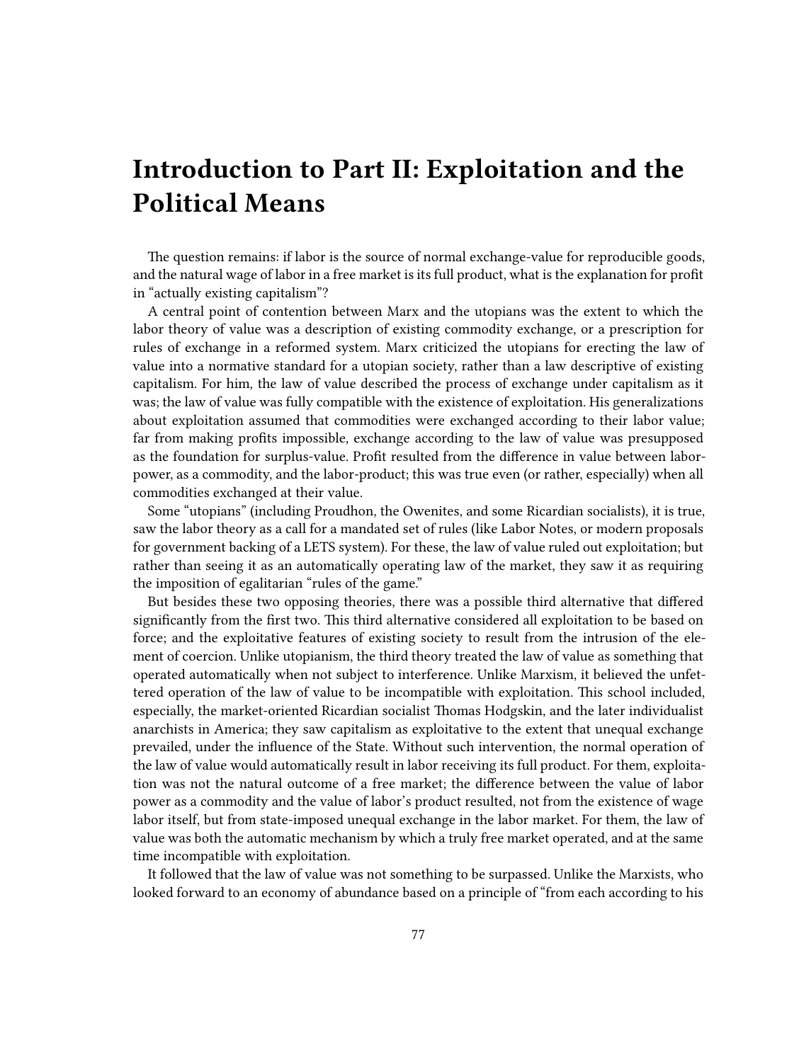# Introduction to Part II: Exploitation and the Political Means

The question remains: if labor is the source of normal exchange-value for reproducible goods, and the natural wage of labor in a free market is its full product, what is the explanation for profit in "actually existing capitalism"?

A central point of contention between Marx and the utopians was the extent to which the labor theory of value was a description of existing commodity exchange, or a prescription for rules of exchange in a reformed system. Marx criticized the utopians for erecting the law of value into a normative standard for a utopian society, rather than a law descriptive of existing capitalism. For him, the law of value described the process of exchange under capitalism as it was; the law of value was fully compatible with the existence of exploitation. His generalizations about exploitation assumed that commodities were exchanged according to their labor value; far from making profits impossible, exchange according to the law of value was presupposed as the foundation for surplus-value. Profit resulted from the difference in value between labor-power, as a commodity, and the labor-product; this was true even (or rather, especially) when all commodities exchanged at their value.

Some "utopians" (including Proudhon, the Owenites, and some Ricardian socialists), it is true, saw the labor theory as a call for a mandated set of rules (like Labor Notes, or modern proposals for government backing of a LETS system). For these, the law of value ruled out exploitation; but rather than seeing it as an automatically operating law of the market, they saw it as requiring the imposition of egalitarian "rules of the game."

But besides these two opposing theories, there was a possible third alternative that differed significantly from the first two. This third alternative considered all exploitation to be based on force; and the exploitative features of existing society to result from the intrusion of the element of coercion. Unlike utopianism, the third theory treated the law of value as something that operated automatically when not subject to interference. Unlike Marxism, it believed the unfettered operation of the law of value to be incompatible with exploitation. This school included, especially, the market-oriented Ricardian socialist Thomas Hodgskin, and the later individualist anarchists in America; they saw capitalism as exploitative to the extent that unequal exchange prevailed, under the influence of the State. Without such intervention, the normal operation of the law of value would automatically result in labor receiving its full product. For them, exploitation was not the natural outcome of a free market; the difference between the value of labor power as a commodity and the value of labor's product resulted, not from the existence of wage labor itself, but from state-imposed unequal exchange in the labor market. For them, the law of value was both the automatic mechanism by which a truly free market operated, and at the same time incompatible with exploitation.

It followed that the law of value was not something to be surpassed. Unlike the Marxists, who looked forward to an economy of abundance based on a principle of "from each according to his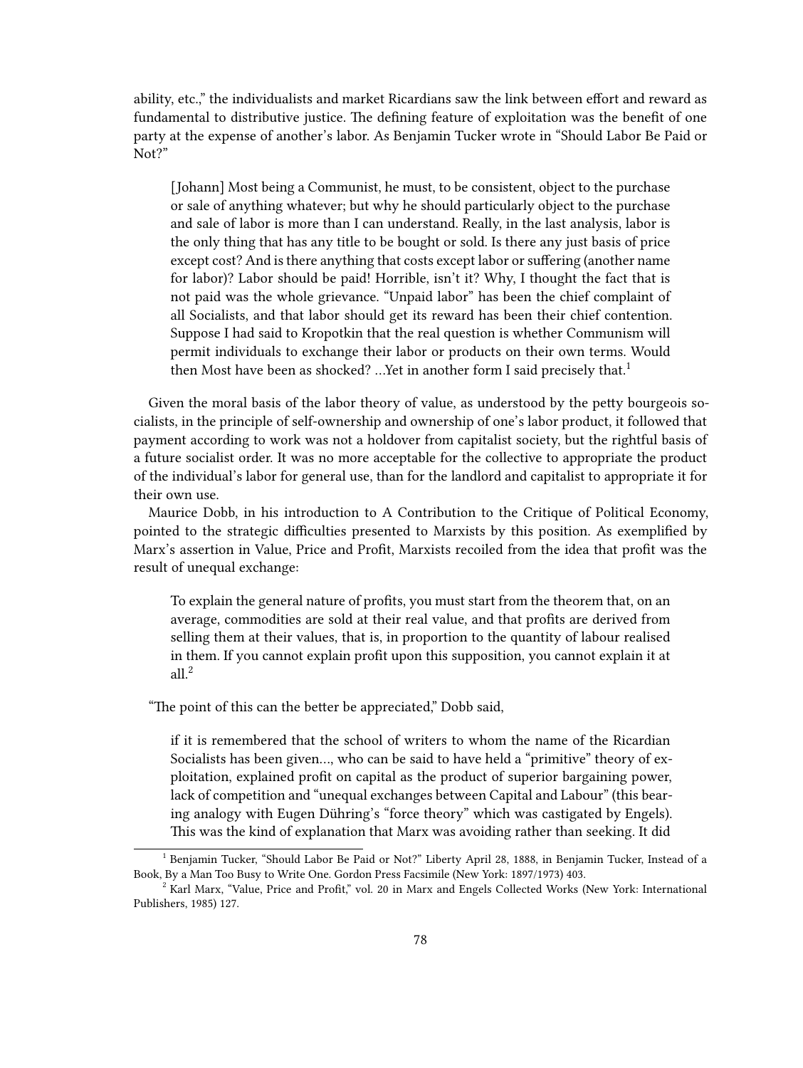ability, etc.," the individualists and market Ricardians saw the link between effort and reward as fundamental to distributive justice. The defining feature of exploitation was the benefit of one party at the expense of another's labor. As Benjamin Tucker wrote in "Should Labor Be Paid or Not?"

> [Johann] Most being a Communist, he must, to be consistent, object to the purchase or sale of anything whatever; but why he should particularly object to the purchase and sale of labor is more than I can understand. Really, in the last analysis, labor is the only thing that has any title to be bought or sold. Is there any just basis of price except cost? And is there anything that costs except labor or suffering (another name for labor)? Labor should be paid! Horrible, isn't it? Why, I thought the fact that is not paid was the whole grievance. "Unpaid labor" has been the chief complaint of all Socialists, and that labor should get its reward has been their chief contention. Suppose I had said to Kropotkin that the real question is whether Communism will permit individuals to exchange their labor or products on their own terms. Would then Most have been as shocked? …Yet in another form I said precisely that.[1]

Given the moral basis of the labor theory of value, as understood by the petty bourgeois socialists, in the principle of self-ownership and ownership of one's labor product, it followed that payment according to work was not a holdover from capitalist society, but the rightful basis of a future socialist order. It was no more acceptable for the collective to appropriate the product of the individual's labor for general use, than for the landlord and capitalist to appropriate it for their own use.

Maurice Dobb, in his introduction to A Contribution to the Critique of Political Economy, pointed to the strategic difficulties presented to Marxists by this position. As exemplified by Marx's assertion in Value, Price and Profit, Marxists recoiled from the idea that profit was the result of unequal exchange:

> To explain the general nature of profits, you must start from the theorem that, on an average, commodities are sold at their real value, and that profits are derived from selling them at their values, that is, in proportion to the quantity of labour realised in them. If you cannot explain profit upon this supposition, you cannot explain it at all.[2]

"The point of this can the better be appreciated," Dobb said,

> if it is remembered that the school of writers to whom the name of the Ricardian Socialists has been given…, who can be said to have held a "primitive" theory of exploitation, explained profit on capital as the product of superior bargaining power, lack of competition and "unequal exchanges between Capital and Labour" (this bearing analogy with Eugen Dühring's "force theory" which was castigated by Engels). This was the kind of explanation that Marx was avoiding rather than seeking. It did

---

[1] Benjamin Tucker, "Should Labor Be Paid or Not?" Liberty April 28, 1888, in Benjamin Tucker, Instead of a Book, By a Man Too Busy to Write One. Gordon Press Facsimile (New York: 1897/1973) 403.

[2] Karl Marx, "Value, Price and Profit," vol. 20 in Marx and Engels Collected Works (New York: International Publishers, 1985) 127.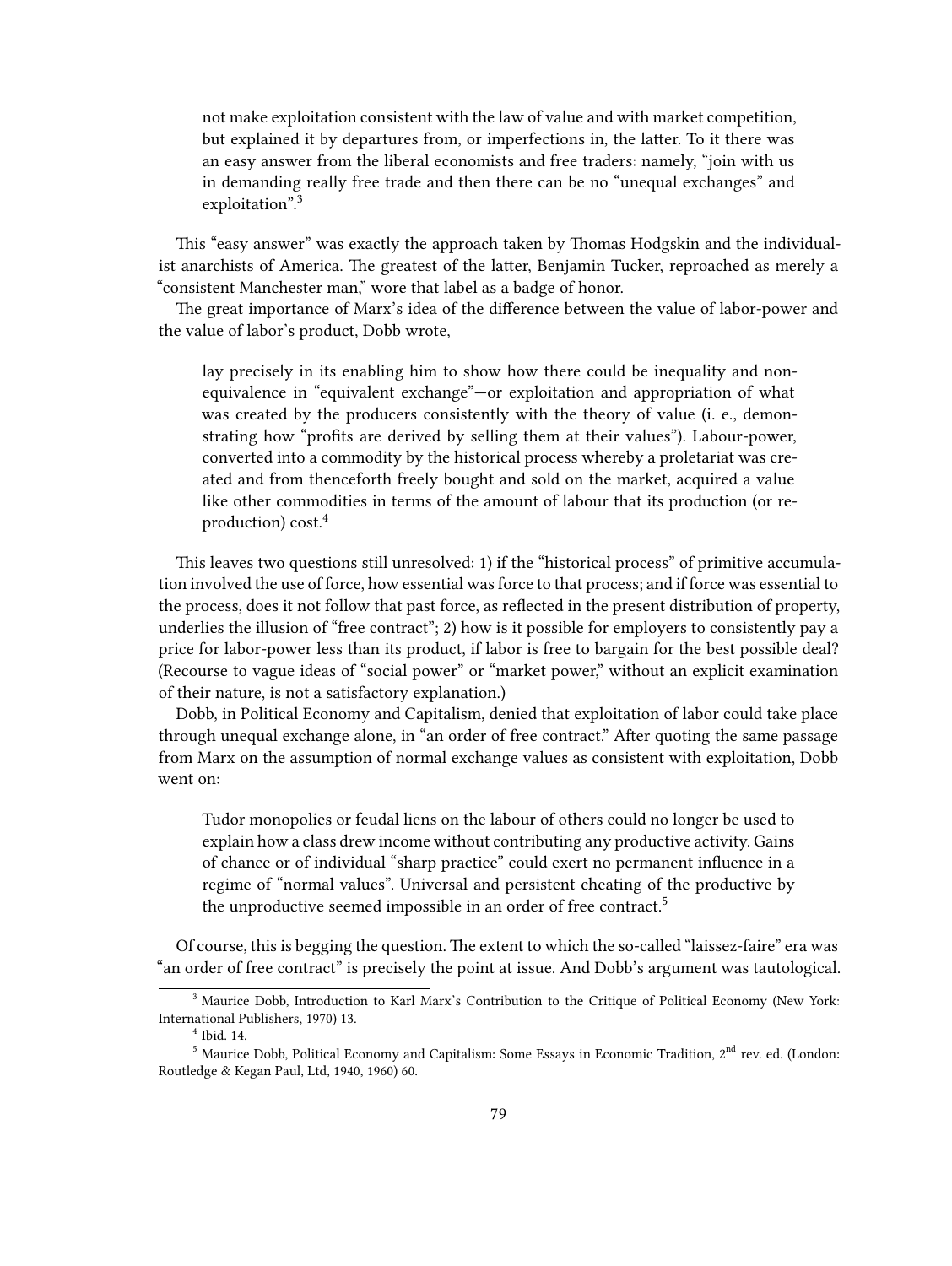> not make exploitation consistent with the law of value and with market competition, but explained it by departures from, or imperfections in, the latter. To it there was an easy answer from the liberal economists and free traders: namely, "join with us in demanding really free trade and then there can be no "unequal exchanges" and exploitation".[3]

This "easy answer" was exactly the approach taken by Thomas Hodgskin and the individualist anarchists of America. The greatest of the latter, Benjamin Tucker, reproached as merely a "consistent Manchester man," wore that label as a badge of honor.

The great importance of Marx's idea of the difference between the value of labor-power and the value of labor's product, Dobb wrote,

> lay precisely in its enabling him to show how there could be inequality and non-equivalence in "equivalent exchange"—or exploitation and appropriation of what was created by the producers consistently with the theory of value (i. e., demonstrating how "profits are derived by selling them at their values"). Labour-power, converted into a commodity by the historical process whereby a proletariat was created and from thenceforth freely bought and sold on the market, acquired a value like other commodities in terms of the amount of labour that its production (or reproduction) cost.[4]

This leaves two questions still unresolved: 1) if the "historical process" of primitive accumulation involved the use of force, how essential was force to that process; and if force was essential to the process, does it not follow that past force, as reflected in the present distribution of property, underlies the illusion of "free contract"; 2) how is it possible for employers to consistently pay a price for labor-power less than its product, if labor is free to bargain for the best possible deal? (Recourse to vague ideas of "social power" or "market power," without an explicit examination of their nature, is not a satisfactory explanation.)

Dobb, in Political Economy and Capitalism, denied that exploitation of labor could take place through unequal exchange alone, in "an order of free contract." After quoting the same passage from Marx on the assumption of normal exchange values as consistent with exploitation, Dobb went on:

> Tudor monopolies or feudal liens on the labour of others could no longer be used to explain how a class drew income without contributing any productive activity. Gains of chance or of individual "sharp practice" could exert no permanent influence in a regime of "normal values". Universal and persistent cheating of the productive by the unproductive seemed impossible in an order of free contract.[5]

Of course, this is begging the question. The extent to which the so-called "laissez-faire" era was "an order of free contract" is precisely the point at issue. And Dobb's argument was tautological.

---

[3] Maurice Dobb, Introduction to Karl Marx's Contribution to the Critique of Political Economy (New York: International Publishers, 1970) 13.

[4] Ibid. 14.

[5] Maurice Dobb, Political Economy and Capitalism: Some Essays in Economic Tradition, 2nd rev. ed. (London: Routledge & Kegan Paul, Ltd, 1940, 1960) 60.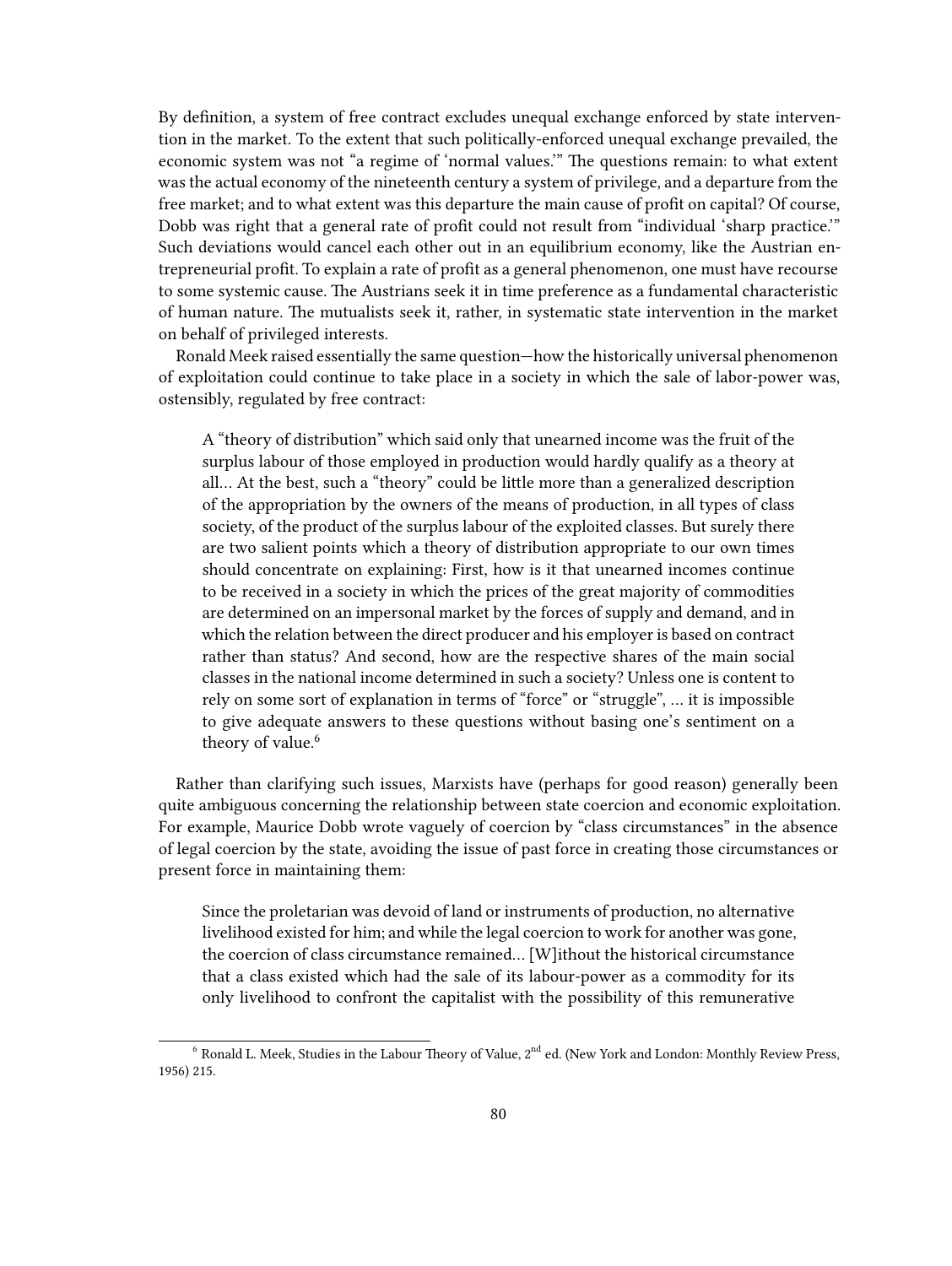By definition, a system of free contract excludes unequal exchange enforced by state intervention in the market. To the extent that such politically-enforced unequal exchange prevailed, the economic system was not "a regime of 'normal values.'" The questions remain: to what extent was the actual economy of the nineteenth century a system of privilege, and a departure from the free market; and to what extent was this departure the main cause of profit on capital? Of course, Dobb was right that a general rate of profit could not result from "individual 'sharp practice.'" Such deviations would cancel each other out in an equilibrium economy, like the Austrian entrepreneurial profit. To explain a rate of profit as a general phenomenon, one must have recourse to some systemic cause. The Austrians seek it in time preference as a fundamental characteristic of human nature. The mutualists seek it, rather, in systematic state intervention in the market on behalf of privileged interests.

Ronald Meek raised essentially the same question—how the historically universal phenomenon of exploitation could continue to take place in a society in which the sale of labor-power was, ostensibly, regulated by free contract:

> A "theory of distribution" which said only that unearned income was the fruit of the surplus labour of those employed in production would hardly qualify as a theory at all… At the best, such a "theory" could be little more than a generalized description of the appropriation by the owners of the means of production, in all types of class society, of the product of the surplus labour of the exploited classes. But surely there are two salient points which a theory of distribution appropriate to our own times should concentrate on explaining: First, how is it that unearned incomes continue to be received in a society in which the prices of the great majority of commodities are determined on an impersonal market by the forces of supply and demand, and in which the relation between the direct producer and his employer is based on contract rather than status? And second, how are the respective shares of the main social classes in the national income determined in such a society? Unless one is content to rely on some sort of explanation in terms of "force" or "struggle", … it is impossible to give adequate answers to these questions without basing one's sentiment on a theory of value.[6]

Rather than clarifying such issues, Marxists have (perhaps for good reason) generally been quite ambiguous concerning the relationship between state coercion and economic exploitation. For example, Maurice Dobb wrote vaguely of coercion by "class circumstances" in the absence of legal coercion by the state, avoiding the issue of past force in creating those circumstances or present force in maintaining them:

> Since the proletarian was devoid of land or instruments of production, no alternative livelihood existed for him; and while the legal coercion to work for another was gone, the coercion of class circumstance remained… [W]ithout the historical circumstance that a class existed which had the sale of its labour-power as a commodity for its only livelihood to confront the capitalist with the possibility of this remunerative

[6] Ronald L. Meek, Studies in the Labour Theory of Value, 2nd ed. (New York and London: Monthly Review Press, 1956) 215.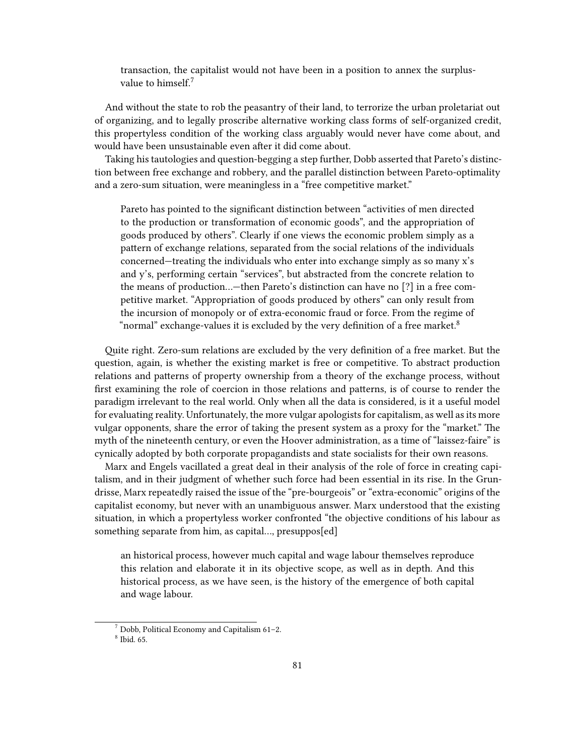> transaction, the capitalist would not have been in a position to annex the surplus-value to himself.[7]

And without the state to rob the peasantry of their land, to terrorize the urban proletariat out of organizing, and to legally proscribe alternative working class forms of self-organized credit, this propertyless condition of the working class arguably would never have come about, and would have been unsustainable even after it did come about.

Taking his tautologies and question-begging a step further, Dobb asserted that Pareto's distinction between free exchange and robbery, and the parallel distinction between Pareto-optimality and a zero-sum situation, were meaningless in a "free competitive market."

> Pareto has pointed to the significant distinction between "activities of men directed to the production or transformation of economic goods", and the appropriation of goods produced by others". Clearly if one views the economic problem simply as a pattern of exchange relations, separated from the social relations of the individuals concerned—treating the individuals who enter into exchange simply as so many x's and y's, performing certain "services", but abstracted from the concrete relation to the means of production…—then Pareto's distinction can have no [?] in a free competitive market. "Appropriation of goods produced by others" can only result from the incursion of monopoly or of extra-economic fraud or force. From the regime of "normal" exchange-values it is excluded by the very definition of a free market.[8]

Quite right. Zero-sum relations are excluded by the very definition of a free market. But the question, again, is whether the existing market is free or competitive. To abstract production relations and patterns of property ownership from a theory of the exchange process, without first examining the role of coercion in those relations and patterns, is of course to render the paradigm irrelevant to the real world. Only when all the data is considered, is it a useful model for evaluating reality. Unfortunately, the more vulgar apologists for capitalism, as well as its more vulgar opponents, share the error of taking the present system as a proxy for the "market." The myth of the nineteenth century, or even the Hoover administration, as a time of "laissez-faire" is cynically adopted by both corporate propagandists and state socialists for their own reasons.

Marx and Engels vacillated a great deal in their analysis of the role of force in creating capitalism, and in their judgment of whether such force had been essential in its rise. In the Grundrisse, Marx repeatedly raised the issue of the "pre-bourgeois" or "extra-economic" origins of the capitalist economy, but never with an unambiguous answer. Marx understood that the existing situation, in which a propertyless worker confronted "the objective conditions of his labour as something separate from him, as capital…, presuppos[ed]

> an historical process, however much capital and wage labour themselves reproduce this relation and elaborate it in its objective scope, as well as in depth. And this historical process, as we have seen, is the history of the emergence of both capital and wage labour.

[7] Dobb, Political Economy and Capitalism 61–2.

[8] Ibid. 65.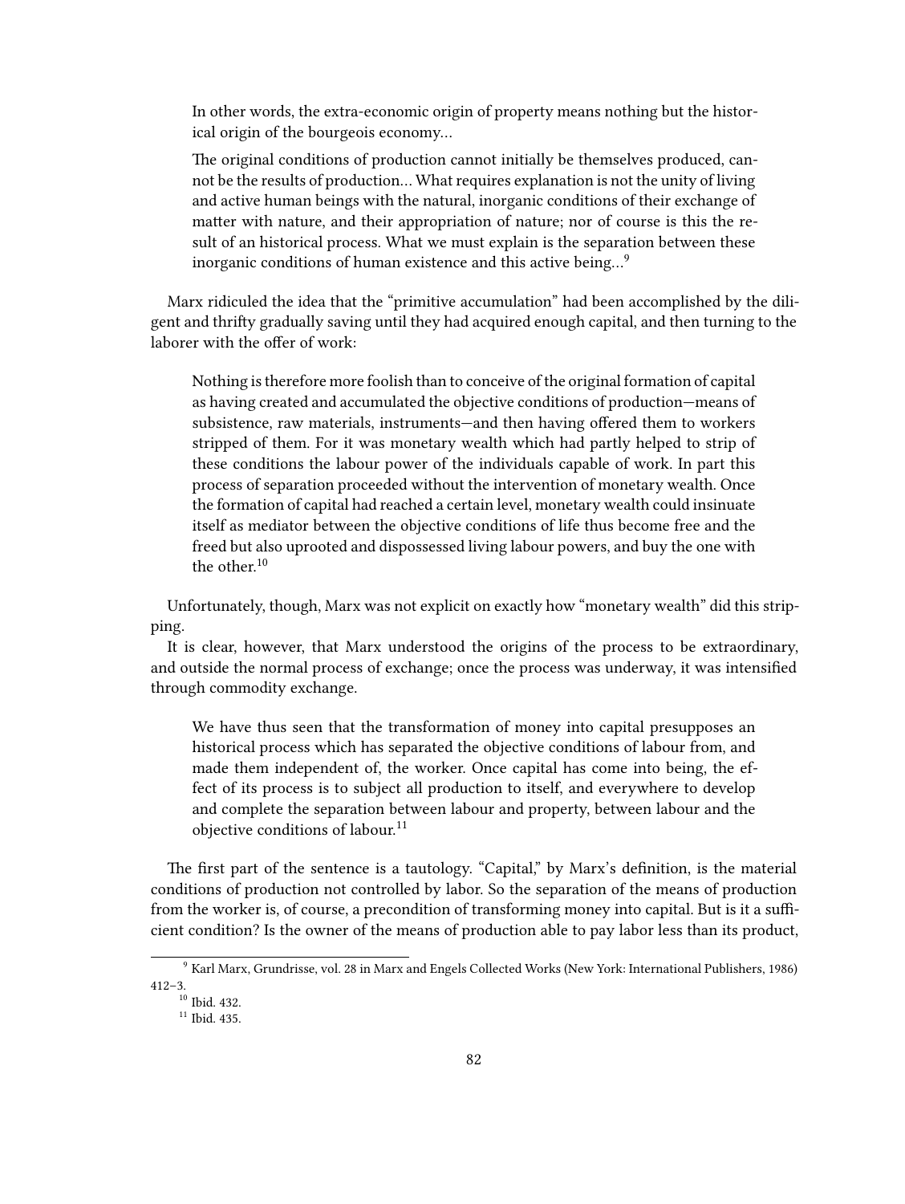> In other words, the extra-economic origin of property means nothing but the historical origin of the bourgeois economy…
>
> The original conditions of production cannot initially be themselves produced, cannot be the results of production… What requires explanation is not the unity of living and active human beings with the natural, inorganic conditions of their exchange of matter with nature, and their appropriation of nature; nor of course is this the result of an historical process. What we must explain is the separation between these inorganic conditions of human existence and this active being…[9]

Marx ridiculed the idea that the "primitive accumulation" had been accomplished by the diligent and thrifty gradually saving until they had acquired enough capital, and then turning to the laborer with the offer of work:

> Nothing is therefore more foolish than to conceive of the original formation of capital as having created and accumulated the objective conditions of production—means of subsistence, raw materials, instruments—and then having offered them to workers stripped of them. For it was monetary wealth which had partly helped to strip of these conditions the labour power of the individuals capable of work. In part this process of separation proceeded without the intervention of monetary wealth. Once the formation of capital had reached a certain level, monetary wealth could insinuate itself as mediator between the objective conditions of life thus become free and the freed but also uprooted and dispossessed living labour powers, and buy the one with the other.[10]

Unfortunately, though, Marx was not explicit on exactly how "monetary wealth" did this stripping.

It is clear, however, that Marx understood the origins of the process to be extraordinary, and outside the normal process of exchange; once the process was underway, it was intensified through commodity exchange.

> We have thus seen that the transformation of money into capital presupposes an historical process which has separated the objective conditions of labour from, and made them independent of, the worker. Once capital has come into being, the effect of its process is to subject all production to itself, and everywhere to develop and complete the separation between labour and property, between labour and the objective conditions of labour.[11]

The first part of the sentence is a tautology. "Capital," by Marx's definition, is the material conditions of production not controlled by labor. So the separation of the means of production from the worker is, of course, a precondition of transforming money into capital. But is it a sufficient condition? Is the owner of the means of production able to pay labor less than its product,

---

[9] Karl Marx, Grundrisse, vol. 28 in Marx and Engels Collected Works (New York: International Publishers, 1986) 412–3.

[10] Ibid. 432.

[11] Ibid. 435.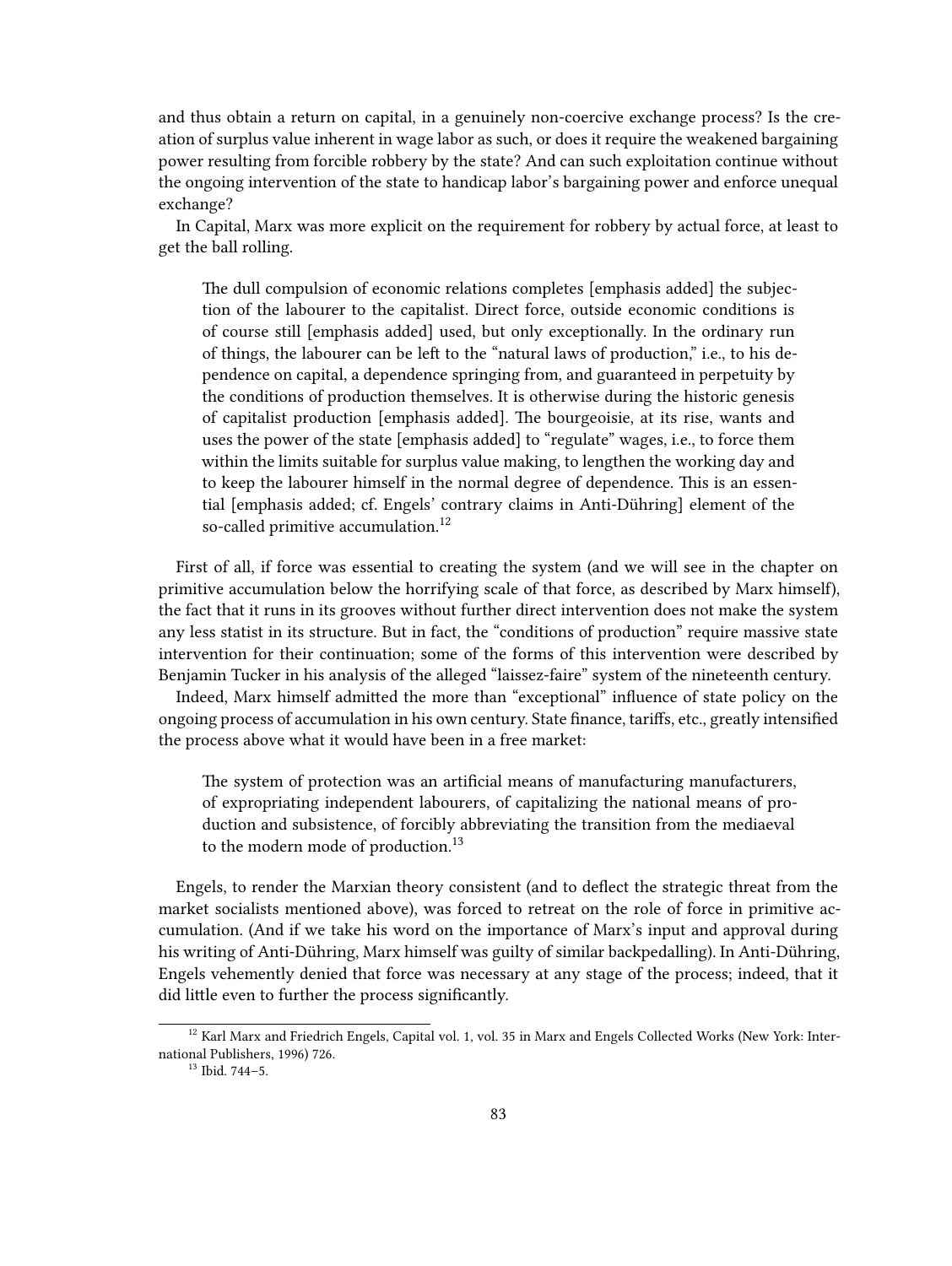and thus obtain a return on capital, in a genuinely non-coercive exchange process? Is the creation of surplus value inherent in wage labor as such, or does it require the weakened bargaining power resulting from forcible robbery by the state? And can such exploitation continue without the ongoing intervention of the state to handicap labor's bargaining power and enforce unequal exchange?

In Capital, Marx was more explicit on the requirement for robbery by actual force, at least to get the ball rolling.

> The dull compulsion of economic relations completes [emphasis added] the subjection of the labourer to the capitalist. Direct force, outside economic conditions is of course still [emphasis added] used, but only exceptionally. In the ordinary run of things, the labourer can be left to the "natural laws of production," i.e., to his dependence on capital, a dependence springing from, and guaranteed in perpetuity by the conditions of production themselves. It is otherwise during the historic genesis of capitalist production [emphasis added]. The bourgeoisie, at its rise, wants and uses the power of the state [emphasis added] to "regulate" wages, i.e., to force them within the limits suitable for surplus value making, to lengthen the working day and to keep the labourer himself in the normal degree of dependence. This is an essential [emphasis added; cf. Engels' contrary claims in Anti-Dühring] element of the so-called primitive accumulation.[12]

First of all, if force was essential to creating the system (and we will see in the chapter on primitive accumulation below the horrifying scale of that force, as described by Marx himself), the fact that it runs in its grooves without further direct intervention does not make the system any less statist in its structure. But in fact, the "conditions of production" require massive state intervention for their continuation; some of the forms of this intervention were described by Benjamin Tucker in his analysis of the alleged "laissez-faire" system of the nineteenth century.

Indeed, Marx himself admitted the more than "exceptional" influence of state policy on the ongoing process of accumulation in his own century. State finance, tariffs, etc., greatly intensified the process above what it would have been in a free market:

> The system of protection was an artificial means of manufacturing manufacturers, of expropriating independent labourers, of capitalizing the national means of production and subsistence, of forcibly abbreviating the transition from the mediaeval to the modern mode of production.[13]

Engels, to render the Marxian theory consistent (and to deflect the strategic threat from the market socialists mentioned above), was forced to retreat on the role of force in primitive accumulation. (And if we take his word on the importance of Marx's input and approval during his writing of Anti-Dühring, Marx himself was guilty of similar backpedalling). In Anti-Dühring, Engels vehemently denied that force was necessary at any stage of the process; indeed, that it did little even to further the process significantly.

---

[12] Karl Marx and Friedrich Engels, Capital vol. 1, vol. 35 in Marx and Engels Collected Works (New York: International Publishers, 1996) 726.

[13] Ibid. 744–5.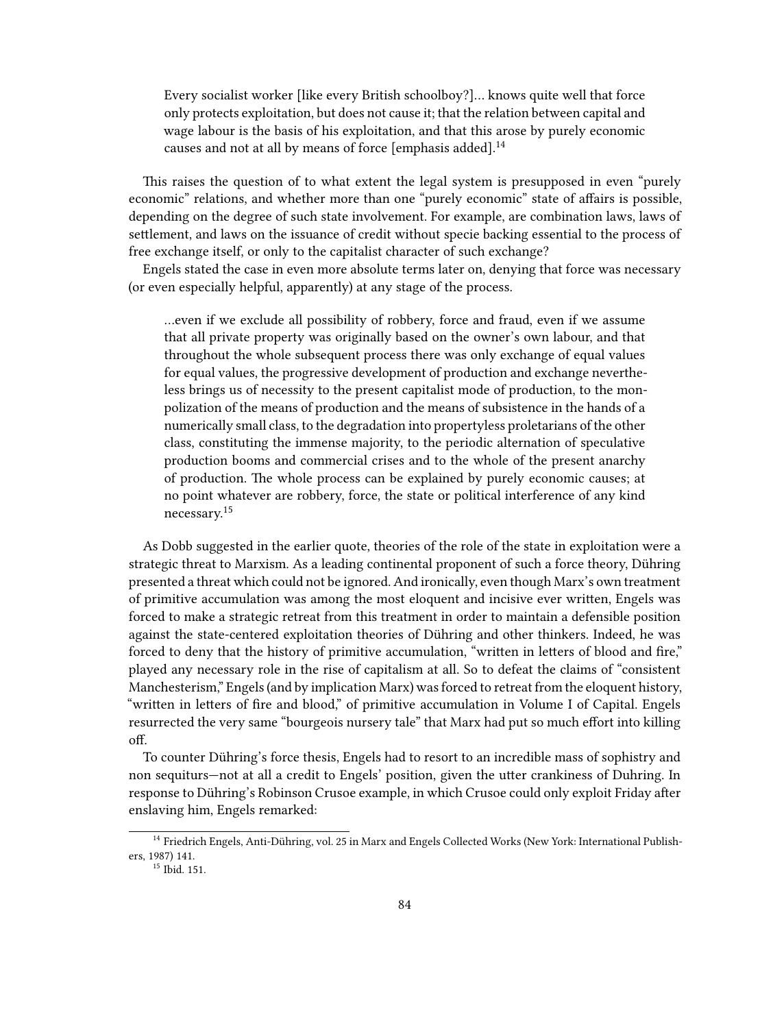> Every socialist worker [like every British schoolboy?]... knows quite well that force only protects exploitation, but does not cause it; that the relation between capital and wage labour is the basis of his exploitation, and that this arose by purely economic causes and not at all by means of force [emphasis added].[14]

This raises the question of to what extent the legal system is presupposed in even "purely economic" relations, and whether more than one "purely economic" state of affairs is possible, depending on the degree of such state involvement. For example, are combination laws, laws of settlement, and laws on the issuance of credit without specie backing essential to the process of free exchange itself, or only to the capitalist character of such exchange?

Engels stated the case in even more absolute terms later on, denying that force was necessary (or even especially helpful, apparently) at any stage of the process.

> ...even if we exclude all possibility of robbery, force and fraud, even if we assume that all private property was originally based on the owner's own labour, and that throughout the whole subsequent process there was only exchange of equal values for equal values, the progressive development of production and exchange nevertheless brings us of necessity to the present capitalist mode of production, to the monpolization of the means of production and the means of subsistence in the hands of a numerically small class, to the degradation into propertyless proletarians of the other class, constituting the immense majority, to the periodic alternation of speculative production booms and commercial crises and to the whole of the present anarchy of production. The whole process can be explained by purely economic causes; at no point whatever are robbery, force, the state or political interference of any kind necessary.[15]

As Dobb suggested in the earlier quote, theories of the role of the state in exploitation were a strategic threat to Marxism. As a leading continental proponent of such a force theory, Dühring presented a threat which could not be ignored. And ironically, even though Marx's own treatment of primitive accumulation was among the most eloquent and incisive ever written, Engels was forced to make a strategic retreat from this treatment in order to maintain a defensible position against the state-centered exploitation theories of Dühring and other thinkers. Indeed, he was forced to deny that the history of primitive accumulation, "written in letters of blood and fire," played any necessary role in the rise of capitalism at all. So to defeat the claims of "consistent Manchesterism," Engels (and by implication Marx) was forced to retreat from the eloquent history, "written in letters of fire and blood," of primitive accumulation in Volume I of Capital. Engels resurrected the very same "bourgeois nursery tale" that Marx had put so much effort into killing off.

To counter Dühring's force thesis, Engels had to resort to an incredible mass of sophistry and non sequiturs—not at all a credit to Engels' position, given the utter crankiness of Duhring. In response to Dühring's Robinson Crusoe example, in which Crusoe could only exploit Friday after enslaving him, Engels remarked:

[14] Friedrich Engels, Anti-Dühring, vol. 25 in Marx and Engels Collected Works (New York: International Publishers, 1987) 141.

[15] Ibid. 151.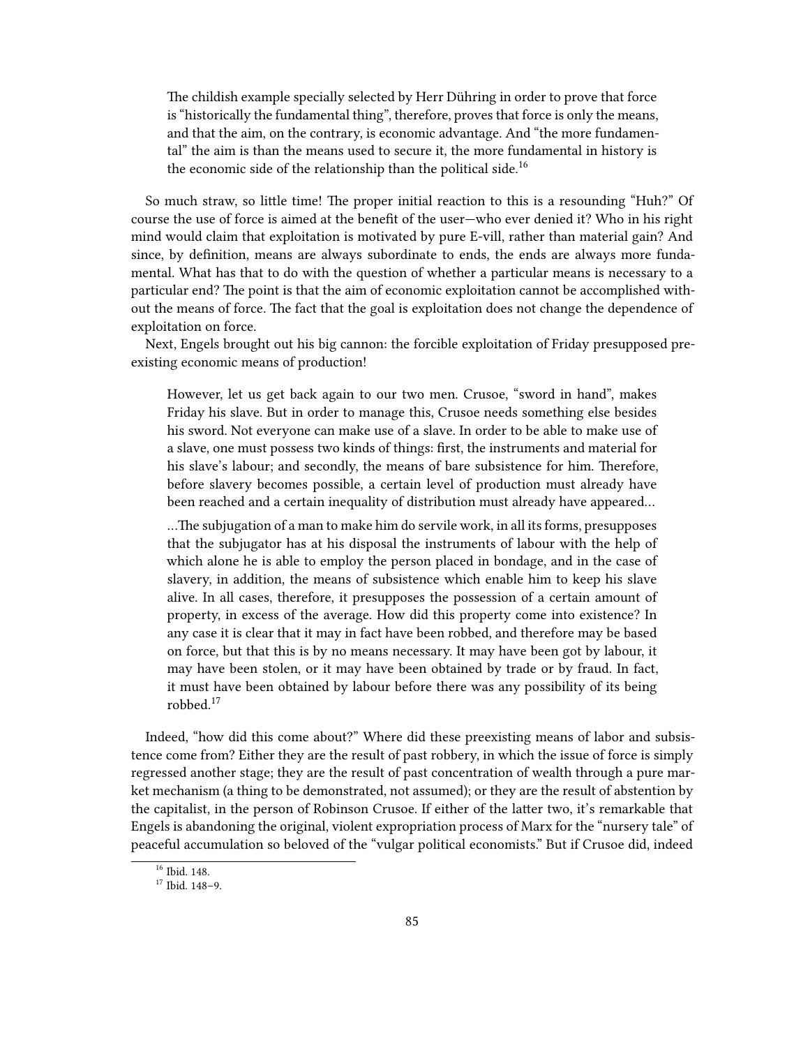> The childish example specially selected by Herr Dühring in order to prove that force is "historically the fundamental thing", therefore, proves that force is only the means, and that the aim, on the contrary, is economic advantage. And "the more fundamental" the aim is than the means used to secure it, the more fundamental in history is the economic side of the relationship than the political side.[16]

So much straw, so little time! The proper initial reaction to this is a resounding "Huh?" Of course the use of force is aimed at the benefit of the user—who ever denied it? Who in his right mind would claim that exploitation is motivated by pure E-vill, rather than material gain? And since, by definition, means are always subordinate to ends, the ends are always more fundamental. What has that to do with the question of whether a particular means is necessary to a particular end? The point is that the aim of economic exploitation cannot be accomplished without the means of force. The fact that the goal is exploitation does not change the dependence of exploitation on force.

Next, Engels brought out his big cannon: the forcible exploitation of Friday presupposed preexisting economic means of production!

> However, let us get back again to our two men. Crusoe, "sword in hand", makes Friday his slave. But in order to manage this, Crusoe needs something else besides his sword. Not everyone can make use of a slave. In order to be able to make use of a slave, one must possess two kinds of things: first, the instruments and material for his slave's labour; and secondly, the means of bare subsistence for him. Therefore, before slavery becomes possible, a certain level of production must already have been reached and a certain inequality of distribution must already have appeared…
>
> …The subjugation of a man to make him do servile work, in all its forms, presupposes that the subjugator has at his disposal the instruments of labour with the help of which alone he is able to employ the person placed in bondage, and in the case of slavery, in addition, the means of subsistence which enable him to keep his slave alive. In all cases, therefore, it presupposes the possession of a certain amount of property, in excess of the average. How did this property come into existence? In any case it is clear that it may in fact have been robbed, and therefore may be based on force, but that this is by no means necessary. It may have been got by labour, it may have been stolen, or it may have been obtained by trade or by fraud. In fact, it must have been obtained by labour before there was any possibility of its being robbed.[17]

Indeed, "how did this come about?" Where did these preexisting means of labor and subsistence come from? Either they are the result of past robbery, in which the issue of force is simply regressed another stage; they are the result of past concentration of wealth through a pure market mechanism (a thing to be demonstrated, not assumed); or they are the result of abstention by the capitalist, in the person of Robinson Crusoe. If either of the latter two, it's remarkable that Engels is abandoning the original, violent expropriation process of Marx for the "nursery tale" of peaceful accumulation so beloved of the "vulgar political economists." But if Crusoe did, indeed

---

[16] Ibid. 148.

[17] Ibid. 148–9.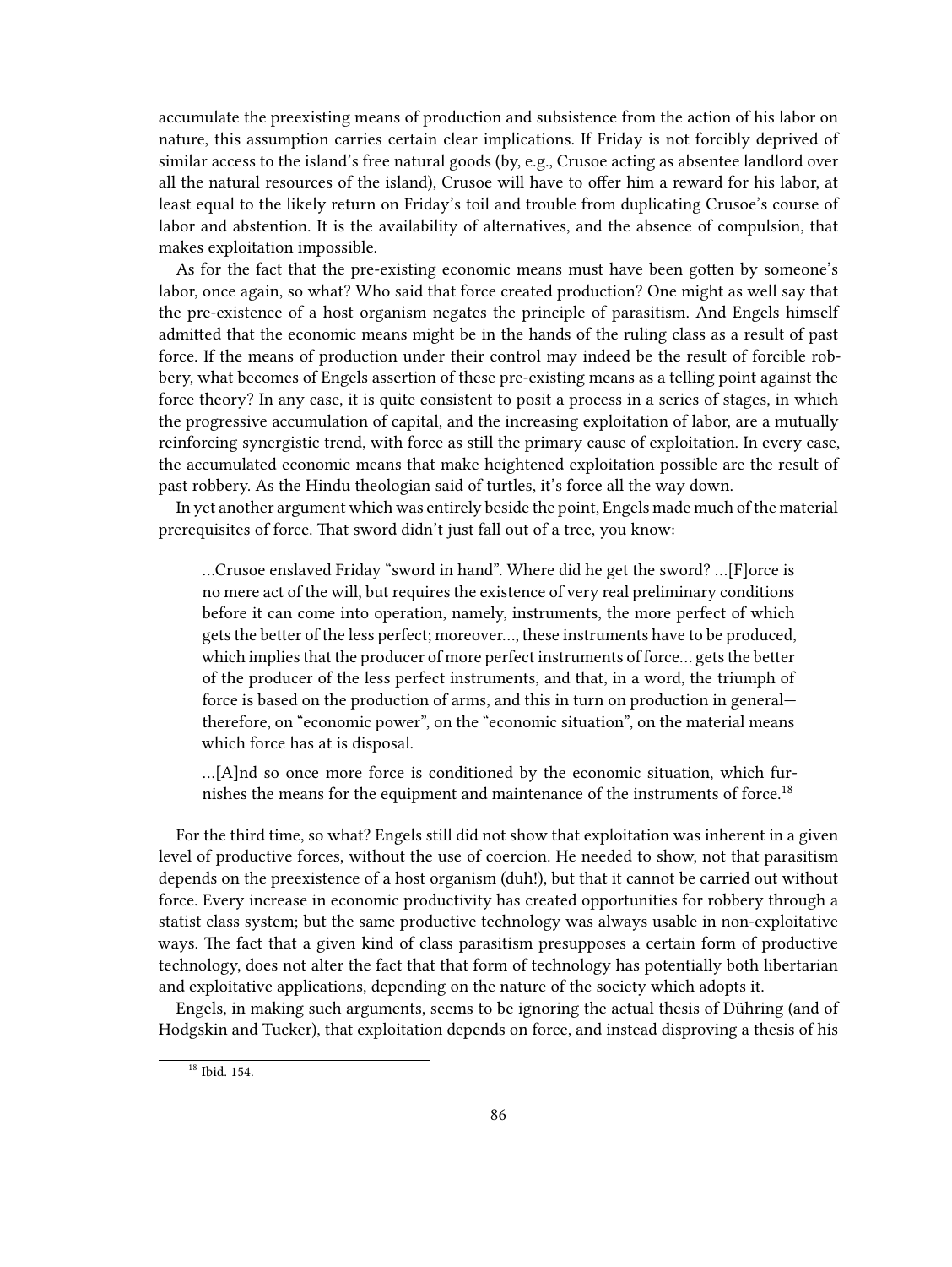accumulate the preexisting means of production and subsistence from the action of his labor on nature, this assumption carries certain clear implications. If Friday is not forcibly deprived of similar access to the island's free natural goods (by, e.g., Crusoe acting as absentee landlord over all the natural resources of the island), Crusoe will have to offer him a reward for his labor, at least equal to the likely return on Friday's toil and trouble from duplicating Crusoe's course of labor and abstention. It is the availability of alternatives, and the absence of compulsion, that makes exploitation impossible.

As for the fact that the pre-existing economic means must have been gotten by someone's labor, once again, so what? Who said that force created production? One might as well say that the pre-existence of a host organism negates the principle of parasitism. And Engels himself admitted that the economic means might be in the hands of the ruling class as a result of past force. If the means of production under their control may indeed be the result of forcible robbery, what becomes of Engels assertion of these pre-existing means as a telling point against the force theory? In any case, it is quite consistent to posit a process in a series of stages, in which the progressive accumulation of capital, and the increasing exploitation of labor, are a mutually reinforcing synergistic trend, with force as still the primary cause of exploitation. In every case, the accumulated economic means that make heightened exploitation possible are the result of past robbery. As the Hindu theologian said of turtles, it's force all the way down.

In yet another argument which was entirely beside the point, Engels made much of the material prerequisites of force. That sword didn't just fall out of a tree, you know:

> …Crusoe enslaved Friday "sword in hand". Where did he get the sword? …[F]orce is no mere act of the will, but requires the existence of very real preliminary conditions before it can come into operation, namely, instruments, the more perfect of which gets the better of the less perfect; moreover…, these instruments have to be produced, which implies that the producer of more perfect instruments of force… gets the better of the producer of the less perfect instruments, and that, in a word, the triumph of force is based on the production of arms, and this in turn on production in general—therefore, on "economic power", on the "economic situation", on the material means which force has at is disposal.
>
> …[A]nd so once more force is conditioned by the economic situation, which furnishes the means for the equipment and maintenance of the instruments of force.[18]

For the third time, so what? Engels still did not show that exploitation was inherent in a given level of productive forces, without the use of coercion. He needed to show, not that parasitism depends on the preexistence of a host organism (duh!), but that it cannot be carried out without force. Every increase in economic productivity has created opportunities for robbery through a statist class system; but the same productive technology was always usable in non-exploitative ways. The fact that a given kind of class parasitism presupposes a certain form of productive technology, does not alter the fact that that form of technology has potentially both libertarian and exploitative applications, depending on the nature of the society which adopts it.

Engels, in making such arguments, seems to be ignoring the actual thesis of Dühring (and of Hodgskin and Tucker), that exploitation depends on force, and instead disproving a thesis of his

[18] Ibid. 154.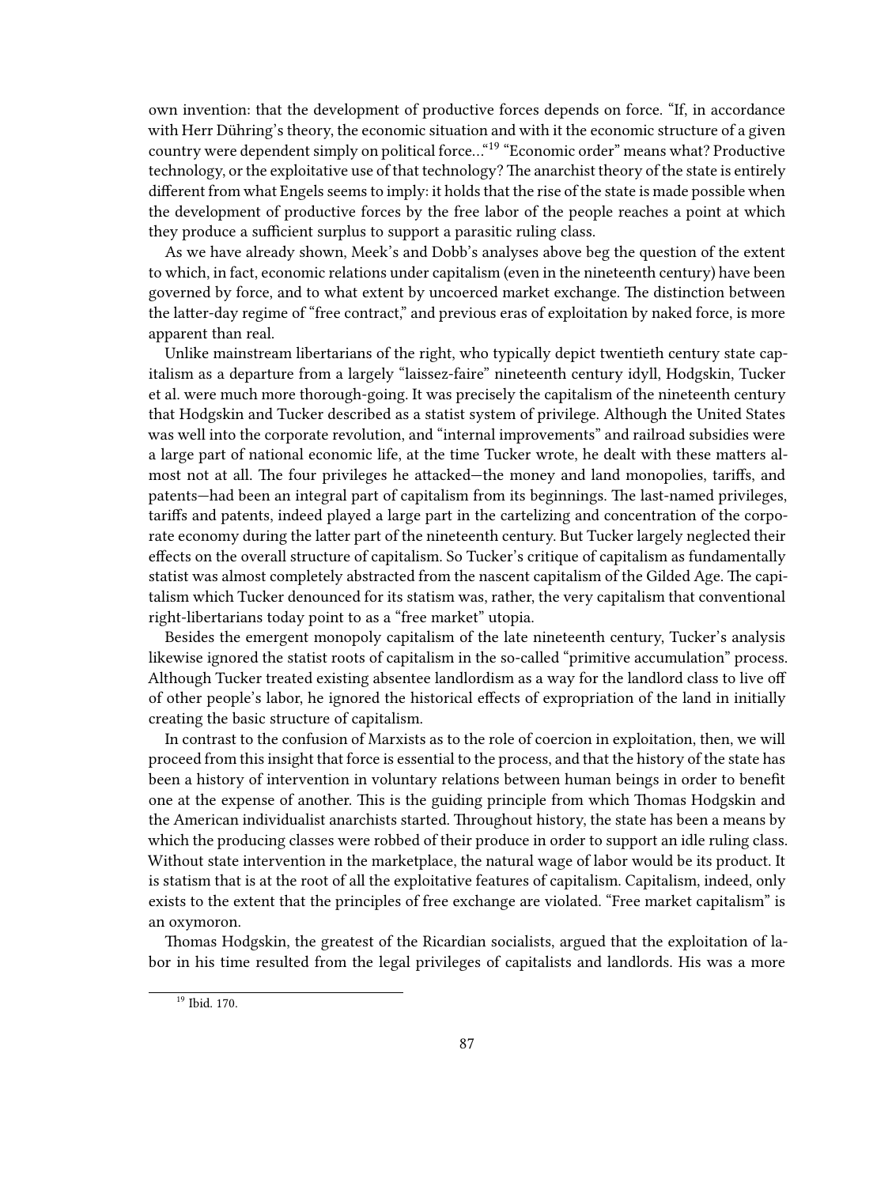own invention: that the development of productive forces depends on force. "If, in accordance with Herr Dühring's theory, the economic situation and with it the economic structure of a given country were dependent simply on political force…"[19] "Economic order" means what? Productive technology, or the exploitative use of that technology? The anarchist theory of the state is entirely different from what Engels seems to imply: it holds that the rise of the state is made possible when the development of productive forces by the free labor of the people reaches a point at which they produce a sufficient surplus to support a parasitic ruling class.

As we have already shown, Meek's and Dobb's analyses above beg the question of the extent to which, in fact, economic relations under capitalism (even in the nineteenth century) have been governed by force, and to what extent by uncoerced market exchange. The distinction between the latter-day regime of "free contract," and previous eras of exploitation by naked force, is more apparent than real.

Unlike mainstream libertarians of the right, who typically depict twentieth century state capitalism as a departure from a largely "laissez-faire" nineteenth century idyll, Hodgskin, Tucker et al. were much more thorough-going. It was precisely the capitalism of the nineteenth century that Hodgskin and Tucker described as a statist system of privilege. Although the United States was well into the corporate revolution, and "internal improvements" and railroad subsidies were a large part of national economic life, at the time Tucker wrote, he dealt with these matters almost not at all. The four privileges he attacked—the money and land monopolies, tariffs, and patents—had been an integral part of capitalism from its beginnings. The last-named privileges, tariffs and patents, indeed played a large part in the cartelizing and concentration of the corporate economy during the latter part of the nineteenth century. But Tucker largely neglected their effects on the overall structure of capitalism. So Tucker's critique of capitalism as fundamentally statist was almost completely abstracted from the nascent capitalism of the Gilded Age. The capitalism which Tucker denounced for its statism was, rather, the very capitalism that conventional right-libertarians today point to as a "free market" utopia.

Besides the emergent monopoly capitalism of the late nineteenth century, Tucker's analysis likewise ignored the statist roots of capitalism in the so-called "primitive accumulation" process. Although Tucker treated existing absentee landlordism as a way for the landlord class to live off of other people's labor, he ignored the historical effects of expropriation of the land in initially creating the basic structure of capitalism.

In contrast to the confusion of Marxists as to the role of coercion in exploitation, then, we will proceed from this insight that force is essential to the process, and that the history of the state has been a history of intervention in voluntary relations between human beings in order to benefit one at the expense of another. This is the guiding principle from which Thomas Hodgskin and the American individualist anarchists started. Throughout history, the state has been a means by which the producing classes were robbed of their produce in order to support an idle ruling class. Without state intervention in the marketplace, the natural wage of labor would be its product. It is statism that is at the root of all the exploitative features of capitalism. Capitalism, indeed, only exists to the extent that the principles of free exchange are violated. "Free market capitalism" is an oxymoron.

Thomas Hodgskin, the greatest of the Ricardian socialists, argued that the exploitation of labor in his time resulted from the legal privileges of capitalists and landlords. His was a more

[19] Ibid. 170.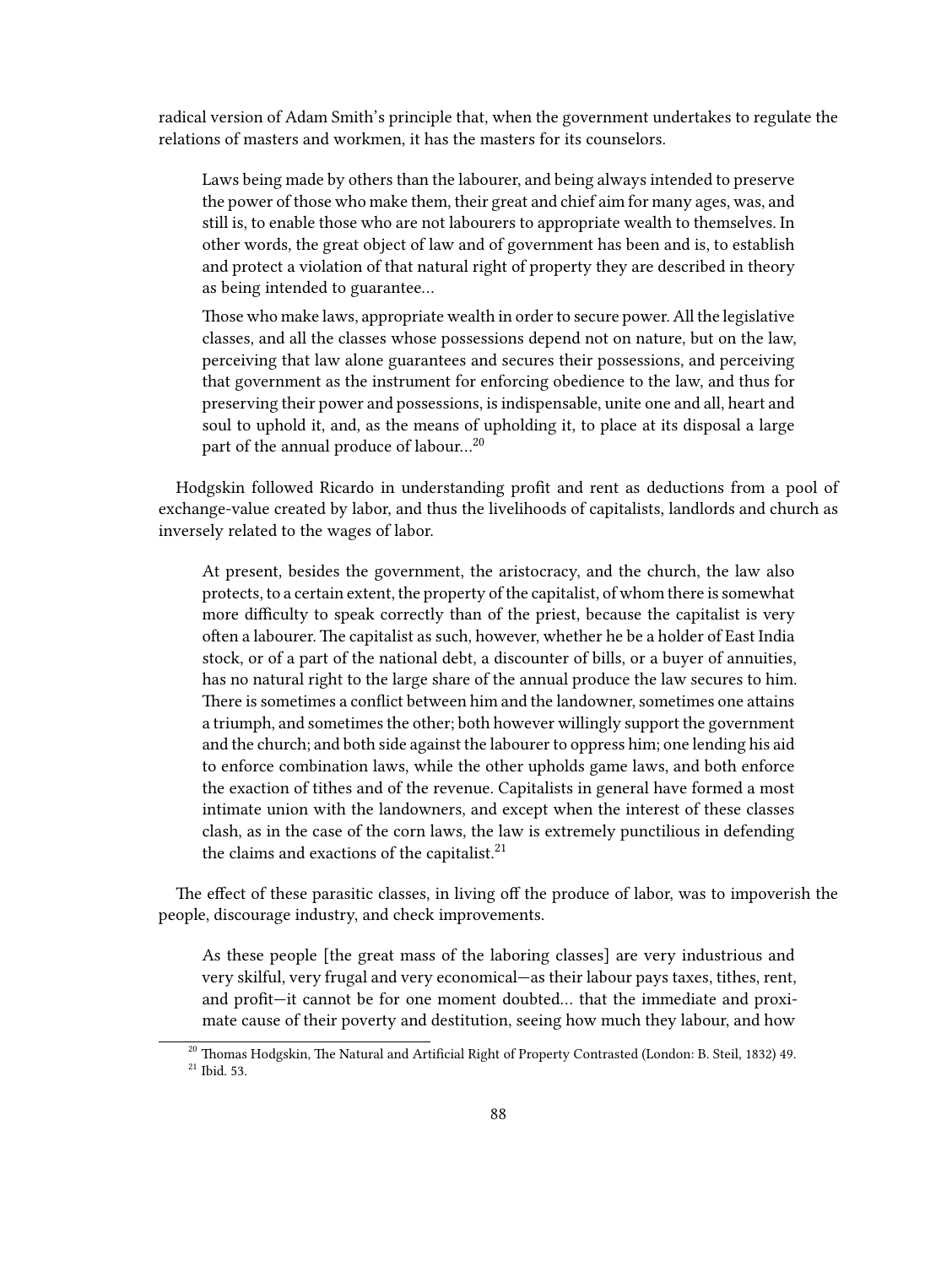radical version of Adam Smith's principle that, when the government undertakes to regulate the relations of masters and workmen, it has the masters for its counselors.

> Laws being made by others than the labourer, and being always intended to preserve the power of those who make them, their great and chief aim for many ages, was, and still is, to enable those who are not labourers to appropriate wealth to themselves. In other words, the great object of law and of government has been and is, to establish and protect a violation of that natural right of property they are described in theory as being intended to guarantee…
>
> Those who make laws, appropriate wealth in order to secure power. All the legislative classes, and all the classes whose possessions depend not on nature, but on the law, perceiving that law alone guarantees and secures their possessions, and perceiving that government as the instrument for enforcing obedience to the law, and thus for preserving their power and possessions, is indispensable, unite one and all, heart and soul to uphold it, and, as the means of upholding it, to place at its disposal a large part of the annual produce of labour…[20]

Hodgskin followed Ricardo in understanding profit and rent as deductions from a pool of exchange-value created by labor, and thus the livelihoods of capitalists, landlords and church as inversely related to the wages of labor.

> At present, besides the government, the aristocracy, and the church, the law also protects, to a certain extent, the property of the capitalist, of whom there is somewhat more difficulty to speak correctly than of the priest, because the capitalist is very often a labourer. The capitalist as such, however, whether he be a holder of East India stock, or of a part of the national debt, a discounter of bills, or a buyer of annuities, has no natural right to the large share of the annual produce the law secures to him. There is sometimes a conflict between him and the landowner, sometimes one attains a triumph, and sometimes the other; both however willingly support the government and the church; and both side against the labourer to oppress him; one lending his aid to enforce combination laws, while the other upholds game laws, and both enforce the exaction of tithes and of the revenue. Capitalists in general have formed a most intimate union with the landowners, and except when the interest of these classes clash, as in the case of the corn laws, the law is extremely punctilious in defending the claims and exactions of the capitalist.[21]

The effect of these parasitic classes, in living off the produce of labor, was to impoverish the people, discourage industry, and check improvements.

> As these people [the great mass of the laboring classes] are very industrious and very skilful, very frugal and very economical—as their labour pays taxes, tithes, rent, and profit—it cannot be for one moment doubted… that the immediate and proximate cause of their poverty and destitution, seeing how much they labour, and how

[20] Thomas Hodgskin, The Natural and Artificial Right of Property Contrasted (London: B. Steil, 1832) 49.

[21] Ibid. 53.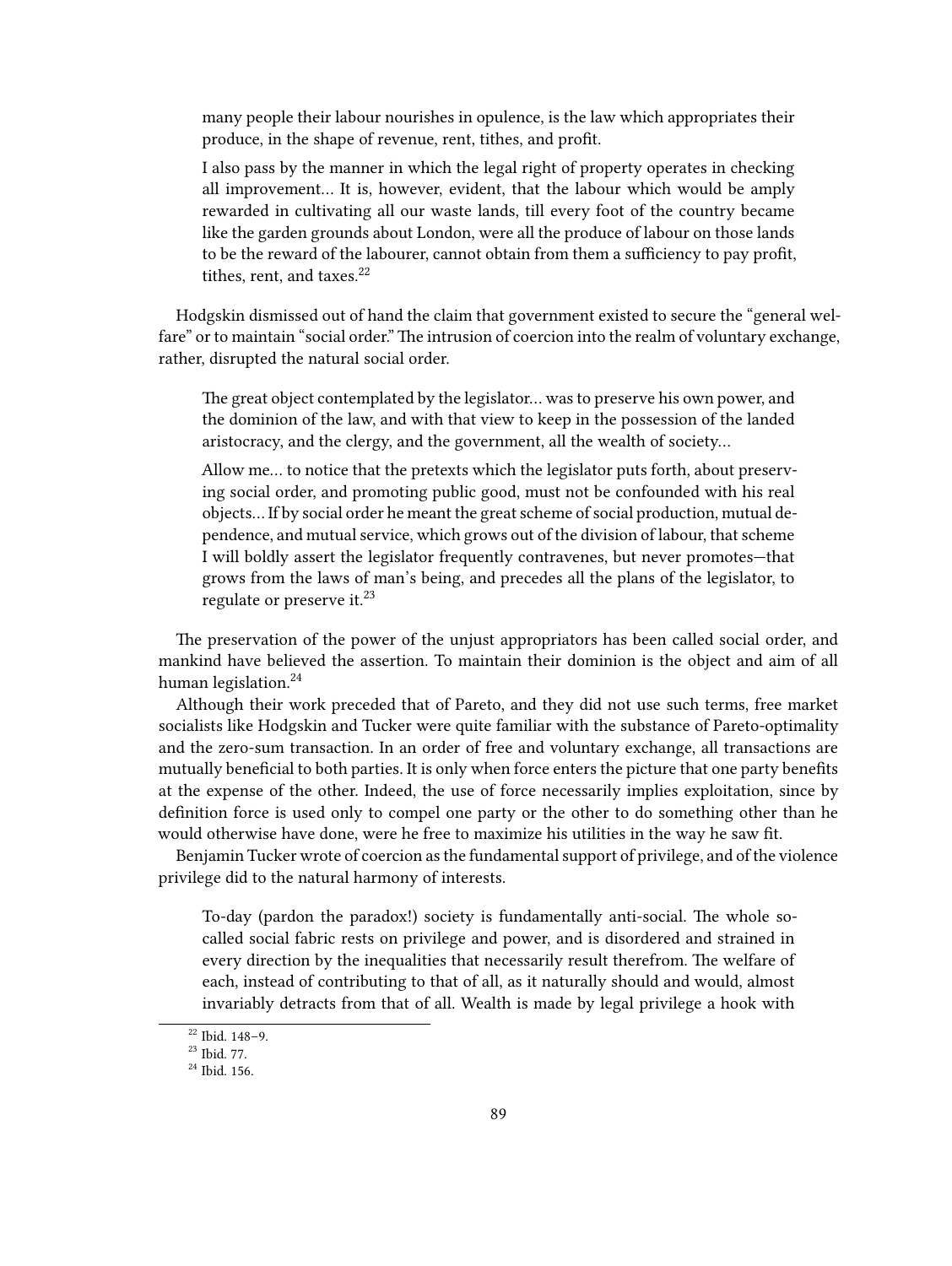> many people their labour nourishes in opulence, is the law which appropriates their produce, in the shape of revenue, rent, tithes, and profit.
>
> I also pass by the manner in which the legal right of property operates in checking all improvement… It is, however, evident, that the labour which would be amply rewarded in cultivating all our waste lands, till every foot of the country became like the garden grounds about London, were all the produce of labour on those lands to be the reward of the labourer, cannot obtain from them a sufficiency to pay profit, tithes, rent, and taxes.[22]

Hodgskin dismissed out of hand the claim that government existed to secure the "general welfare" or to maintain "social order." The intrusion of coercion into the realm of voluntary exchange, rather, disrupted the natural social order.

> The great object contemplated by the legislator… was to preserve his own power, and the dominion of the law, and with that view to keep in the possession of the landed aristocracy, and the clergy, and the government, all the wealth of society…
>
> Allow me… to notice that the pretexts which the legislator puts forth, about preserving social order, and promoting public good, must not be confounded with his real objects… If by social order he meant the great scheme of social production, mutual dependence, and mutual service, which grows out of the division of labour, that scheme I will boldly assert the legislator frequently contravenes, but never promotes—that grows from the laws of man's being, and precedes all the plans of the legislator, to regulate or preserve it.[23]

The preservation of the power of the unjust appropriators has been called social order, and mankind have believed the assertion. To maintain their dominion is the object and aim of all human legislation.[24]

Although their work preceded that of Pareto, and they did not use such terms, free market socialists like Hodgskin and Tucker were quite familiar with the substance of Pareto-optimality and the zero-sum transaction. In an order of free and voluntary exchange, all transactions are mutually beneficial to both parties. It is only when force enters the picture that one party benefits at the expense of the other. Indeed, the use of force necessarily implies exploitation, since by definition force is used only to compel one party or the other to do something other than he would otherwise have done, were he free to maximize his utilities in the way he saw fit.

Benjamin Tucker wrote of coercion as the fundamental support of privilege, and of the violence privilege did to the natural harmony of interests.

> To-day (pardon the paradox!) society is fundamentally anti-social. The whole so-called social fabric rests on privilege and power, and is disordered and strained in every direction by the inequalities that necessarily result therefrom. The welfare of each, instead of contributing to that of all, as it naturally should and would, almost invariably detracts from that of all. Wealth is made by legal privilege a hook with

[22] Ibid. 148–9.

[23] Ibid. 77.

[24] Ibid. 156.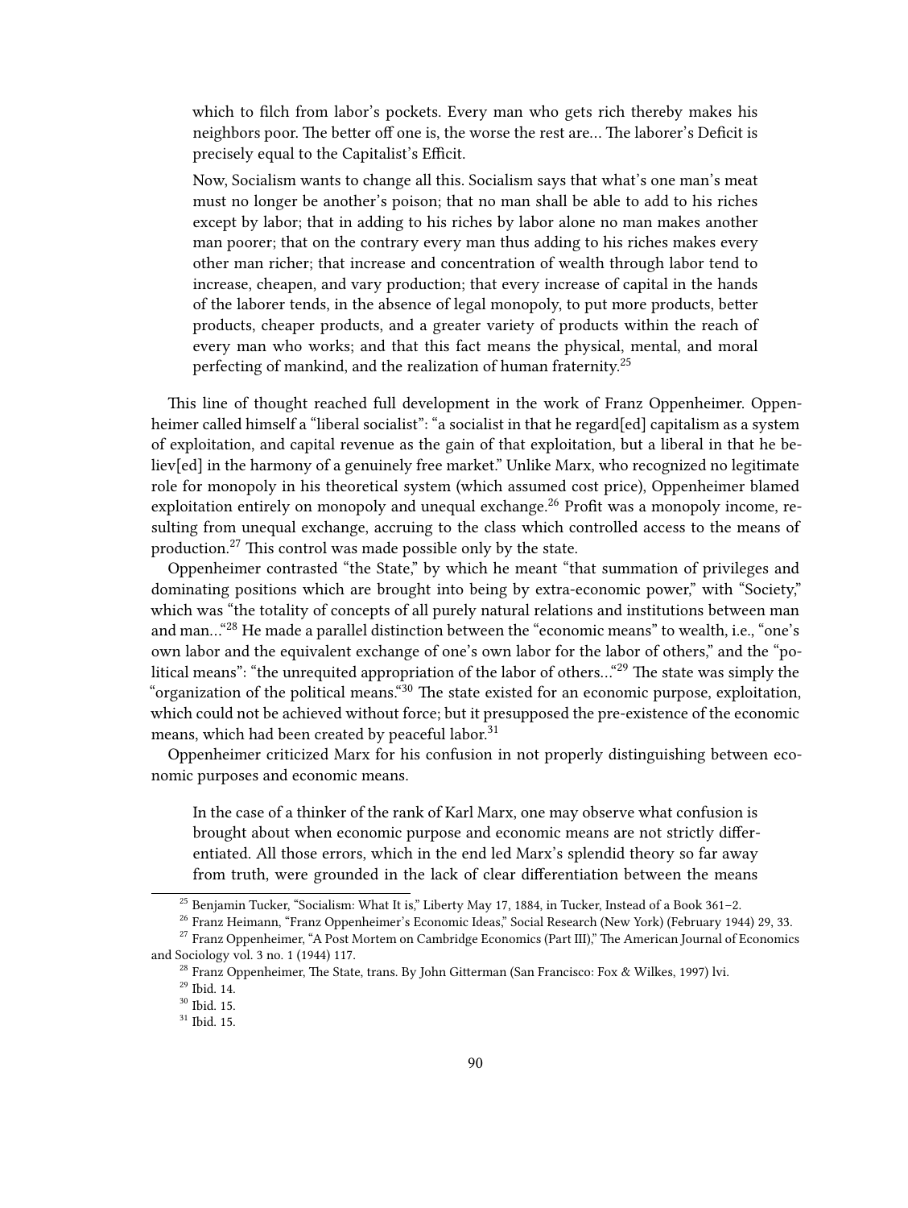> which to filch from labor's pockets. Every man who gets rich thereby makes his neighbors poor. The better off one is, the worse the rest are… The laborer's Deficit is precisely equal to the Capitalist's Efficit.
>
> Now, Socialism wants to change all this. Socialism says that what's one man's meat must no longer be another's poison; that no man shall be able to add to his riches except by labor; that in adding to his riches by labor alone no man makes another man poorer; that on the contrary every man thus adding to his riches makes every other man richer; that increase and concentration of wealth through labor tend to increase, cheapen, and vary production; that every increase of capital in the hands of the laborer tends, in the absence of legal monopoly, to put more products, better products, cheaper products, and a greater variety of products within the reach of every man who works; and that this fact means the physical, mental, and moral perfecting of mankind, and the realization of human fraternity.[25]

This line of thought reached full development in the work of Franz Oppenheimer. Oppenheimer called himself a "liberal socialist": "a socialist in that he regard[ed] capitalism as a system of exploitation, and capital revenue as the gain of that exploitation, but a liberal in that he believ[ed] in the harmony of a genuinely free market." Unlike Marx, who recognized no legitimate role for monopoly in his theoretical system (which assumed cost price), Oppenheimer blamed exploitation entirely on monopoly and unequal exchange.[26] Profit was a monopoly income, resulting from unequal exchange, accruing to the class which controlled access to the means of production.[27] This control was made possible only by the state.

Oppenheimer contrasted "the State," by which he meant "that summation of privileges and dominating positions which are brought into being by extra-economic power," with "Society," which was "the totality of concepts of all purely natural relations and institutions between man and man…"[28] He made a parallel distinction between the "economic means" to wealth, i.e., "one's own labor and the equivalent exchange of one's own labor for the labor of others," and the "political means": "the unrequited appropriation of the labor of others…"[29] The state was simply the "organization of the political means."[30] The state existed for an economic purpose, exploitation, which could not be achieved without force; but it presupposed the pre-existence of the economic means, which had been created by peaceful labor.[31]

Oppenheimer criticized Marx for his confusion in not properly distinguishing between economic purposes and economic means.

> In the case of a thinker of the rank of Karl Marx, one may observe what confusion is brought about when economic purpose and economic means are not strictly differentiated. All those errors, which in the end led Marx's splendid theory so far away from truth, were grounded in the lack of clear differentiation between the means

---

[25] Benjamin Tucker, "Socialism: What It is," Liberty May 17, 1884, in Tucker, Instead of a Book 361–2.

[26] Franz Heimann, "Franz Oppenheimer's Economic Ideas," Social Research (New York) (February 1944) 29, 33.

[27] Franz Oppenheimer, "A Post Mortem on Cambridge Economics (Part III)," The American Journal of Economics and Sociology vol. 3 no. 1 (1944) 117.

[28] Franz Oppenheimer, The State, trans. By John Gitterman (San Francisco: Fox & Wilkes, 1997) lvi.

[29] Ibid. 14.

[30] Ibid. 15.

[31] Ibid. 15.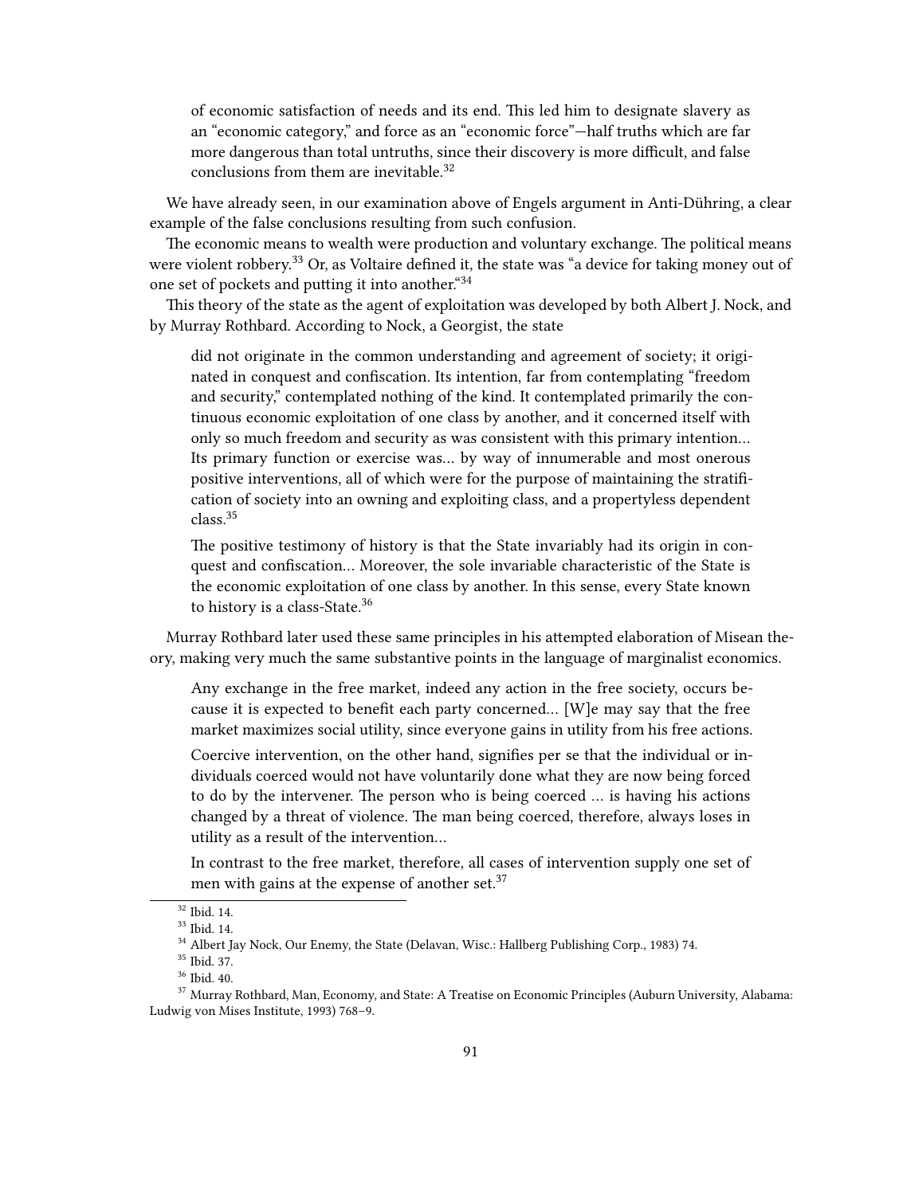> of economic satisfaction of needs and its end. This led him to designate slavery as an "economic category," and force as an "economic force"—half truths which are far more dangerous than total untruths, since their discovery is more difficult, and false conclusions from them are inevitable.[32]

We have already seen, in our examination above of Engels argument in Anti-Dühring, a clear example of the false conclusions resulting from such confusion.

The economic means to wealth were production and voluntary exchange. The political means were violent robbery.[33] Or, as Voltaire defined it, the state was "a device for taking money out of one set of pockets and putting it into another."[34]

This theory of the state as the agent of exploitation was developed by both Albert J. Nock, and by Murray Rothbard. According to Nock, a Georgist, the state

> did not originate in the common understanding and agreement of society; it originated in conquest and confiscation. Its intention, far from contemplating "freedom and security," contemplated nothing of the kind. It contemplated primarily the continuous economic exploitation of one class by another, and it concerned itself with only so much freedom and security as was consistent with this primary intention… Its primary function or exercise was… by way of innumerable and most onerous positive interventions, all of which were for the purpose of maintaining the stratification of society into an owning and exploiting class, and a propertyless dependent class.[35]
>
> The positive testimony of history is that the State invariably had its origin in conquest and confiscation… Moreover, the sole invariable characteristic of the State is the economic exploitation of one class by another. In this sense, every State known to history is a class-State.[36]

Murray Rothbard later used these same principles in his attempted elaboration of Misean theory, making very much the same substantive points in the language of marginalist economics.

> Any exchange in the free market, indeed any action in the free society, occurs because it is expected to benefit each party concerned… [W]e may say that the free market maximizes social utility, since everyone gains in utility from his free actions.
>
> Coercive intervention, on the other hand, signifies per se that the individual or individuals coerced would not have voluntarily done what they are now being forced to do by the intervener. The person who is being coerced … is having his actions changed by a threat of violence. The man being coerced, therefore, always loses in utility as a result of the intervention…
>
> In contrast to the free market, therefore, all cases of intervention supply one set of men with gains at the expense of another set.[37]

---

[32] Ibid. 14.

[33] Ibid. 14.

[34] Albert Jay Nock, Our Enemy, the State (Delavan, Wisc.: Hallberg Publishing Corp., 1983) 74.

[35] Ibid. 37.

[36] Ibid. 40.

[37] Murray Rothbard, Man, Economy, and State: A Treatise on Economic Principles (Auburn University, Alabama: Ludwig von Mises Institute, 1993) 768–9.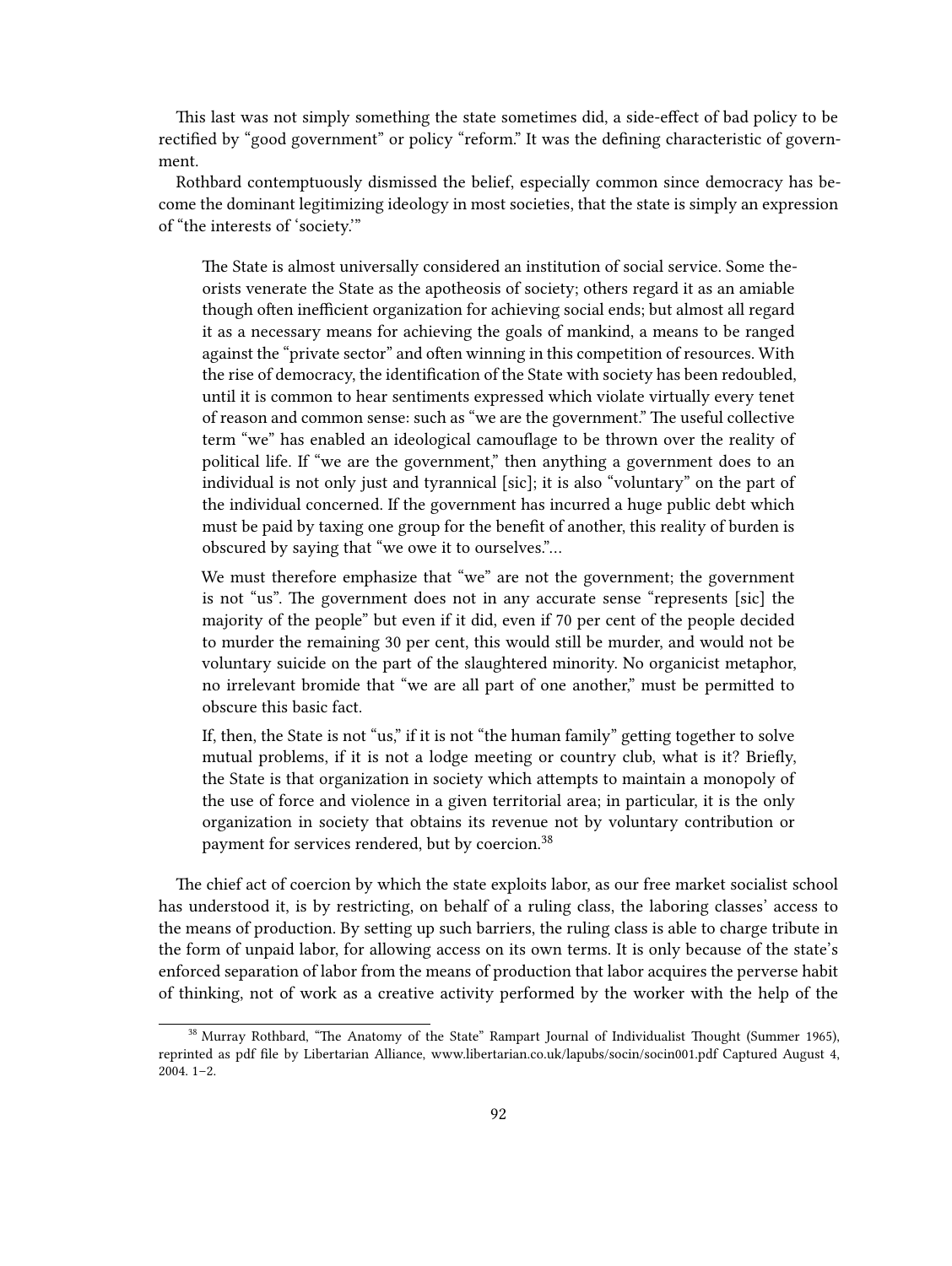This last was not simply something the state sometimes did, a side-effect of bad policy to be rectified by "good government" or policy "reform." It was the defining characteristic of government.

Rothbard contemptuously dismissed the belief, especially common since democracy has become the dominant legitimizing ideology in most societies, that the state is simply an expression of "the interests of 'society.'"

> The State is almost universally considered an institution of social service. Some theorists venerate the State as the apotheosis of society; others regard it as an amiable though often inefficient organization for achieving social ends; but almost all regard it as a necessary means for achieving the goals of mankind, a means to be ranged against the "private sector" and often winning in this competition of resources. With the rise of democracy, the identification of the State with society has been redoubled, until it is common to hear sentiments expressed which violate virtually every tenet of reason and common sense: such as "we are the government." The useful collective term "we" has enabled an ideological camouflage to be thrown over the reality of political life. If "we are the government," then anything a government does to an individual is not only just and tyrannical [sic]; it is also "voluntary" on the part of the individual concerned. If the government has incurred a huge public debt which must be paid by taxing one group for the benefit of another, this reality of burden is obscured by saying that "we owe it to ourselves."…
>
> We must therefore emphasize that "we" are not the government; the government is not "us". The government does not in any accurate sense "represents [sic] the majority of the people" but even if it did, even if 70 per cent of the people decided to murder the remaining 30 per cent, this would still be murder, and would not be voluntary suicide on the part of the slaughtered minority. No organicist metaphor, no irrelevant bromide that "we are all part of one another," must be permitted to obscure this basic fact.
>
> If, then, the State is not "us," if it is not "the human family" getting together to solve mutual problems, if it is not a lodge meeting or country club, what is it? Briefly, the State is that organization in society which attempts to maintain a monopoly of the use of force and violence in a given territorial area; in particular, it is the only organization in society that obtains its revenue not by voluntary contribution or payment for services rendered, but by coercion.[38]

The chief act of coercion by which the state exploits labor, as our free market socialist school has understood it, is by restricting, on behalf of a ruling class, the laboring classes' access to the means of production. By setting up such barriers, the ruling class is able to charge tribute in the form of unpaid labor, for allowing access on its own terms. It is only because of the state's enforced separation of labor from the means of production that labor acquires the perverse habit of thinking, not of work as a creative activity performed by the worker with the help of the

[38] Murray Rothbard, "The Anatomy of the State" Rampart Journal of Individualist Thought (Summer 1965), reprinted as pdf file by Libertarian Alliance, www.libertarian.co.uk/lapubs/socin/socin001.pdf Captured August 4, 2004. 1–2.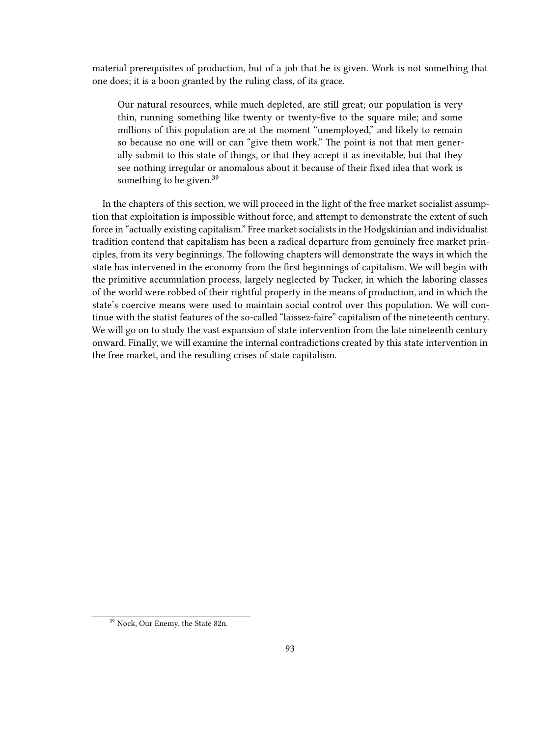material prerequisites of production, but of a job that he is given. Work is not something that one does; it is a boon granted by the ruling class, of its grace.

> Our natural resources, while much depleted, are still great; our population is very thin, running something like twenty or twenty-five to the square mile; and some millions of this population are at the moment "unemployed," and likely to remain so because no one will or can "give them work." The point is not that men generally submit to this state of things, or that they accept it as inevitable, but that they see nothing irregular or anomalous about it because of their fixed idea that work is something to be given.[39]

In the chapters of this section, we will proceed in the light of the free market socialist assumption that exploitation is impossible without force, and attempt to demonstrate the extent of such force in "actually existing capitalism." Free market socialists in the Hodgskinian and individualist tradition contend that capitalism has been a radical departure from genuinely free market principles, from its very beginnings. The following chapters will demonstrate the ways in which the state has intervened in the economy from the first beginnings of capitalism. We will begin with the primitive accumulation process, largely neglected by Tucker, in which the laboring classes of the world were robbed of their rightful property in the means of production, and in which the state's coercive means were used to maintain social control over this population. We will continue with the statist features of the so-called "laissez-faire" capitalism of the nineteenth century. We will go on to study the vast expansion of state intervention from the late nineteenth century onward. Finally, we will examine the internal contradictions created by this state intervention in the free market, and the resulting crises of state capitalism.

---

[39] Nock, Our Enemy, the State 82n.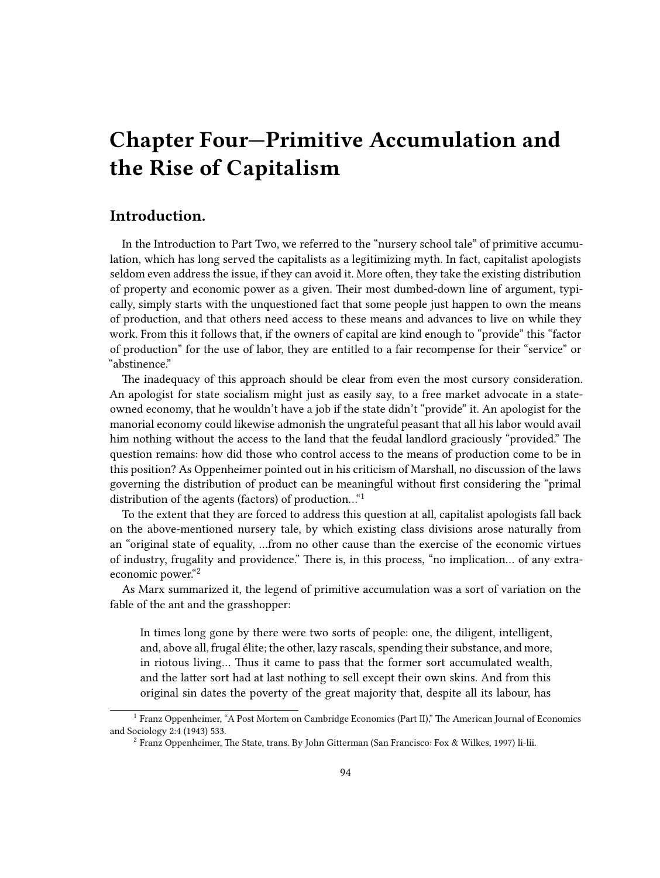# Chapter Four—Primitive Accumulation and the Rise of Capitalism

## Introduction.

In the Introduction to Part Two, we referred to the "nursery school tale" of primitive accumulation, which has long served the capitalists as a legitimizing myth. In fact, capitalist apologists seldom even address the issue, if they can avoid it. More often, they take the existing distribution of property and economic power as a given. Their most dumbed-down line of argument, typically, simply starts with the unquestioned fact that some people just happen to own the means of production, and that others need access to these means and advances to live on while they work. From this it follows that, if the owners of capital are kind enough to "provide" this "factor of production" for the use of labor, they are entitled to a fair recompense for their "service" or "abstinence."

The inadequacy of this approach should be clear from even the most cursory consideration. An apologist for state socialism might just as easily say, to a free market advocate in a state-owned economy, that he wouldn't have a job if the state didn't "provide" it. An apologist for the manorial economy could likewise admonish the ungrateful peasant that all his labor would avail him nothing without the access to the land that the feudal landlord graciously "provided." The question remains: how did those who control access to the means of production come to be in this position? As Oppenheimer pointed out in his criticism of Marshall, no discussion of the laws governing the distribution of product can be meaningful without first considering the "primal distribution of the agents (factors) of production..."[1]

To the extent that they are forced to address this question at all, capitalist apologists fall back on the above-mentioned nursery tale, by which existing class divisions arose naturally from an "original state of equality, ...from no other cause than the exercise of the economic virtues of industry, frugality and providence." There is, in this process, "no implication... of any extra-economic power."[2]

As Marx summarized it, the legend of primitive accumulation was a sort of variation on the fable of the ant and the grasshopper:

> In times long gone by there were two sorts of people: one, the diligent, intelligent, and, above all, frugal élite; the other, lazy rascals, spending their substance, and more, in riotous living... Thus it came to pass that the former sort accumulated wealth, and the latter sort had at last nothing to sell except their own skins. And from this original sin dates the poverty of the great majority that, despite all its labour, has

---

[1] Franz Oppenheimer, "A Post Mortem on Cambridge Economics (Part II)," The American Journal of Economics and Sociology 2:4 (1943) 533.

[2] Franz Oppenheimer, The State, trans. By John Gitterman (San Francisco: Fox & Wilkes, 1997) li-lii.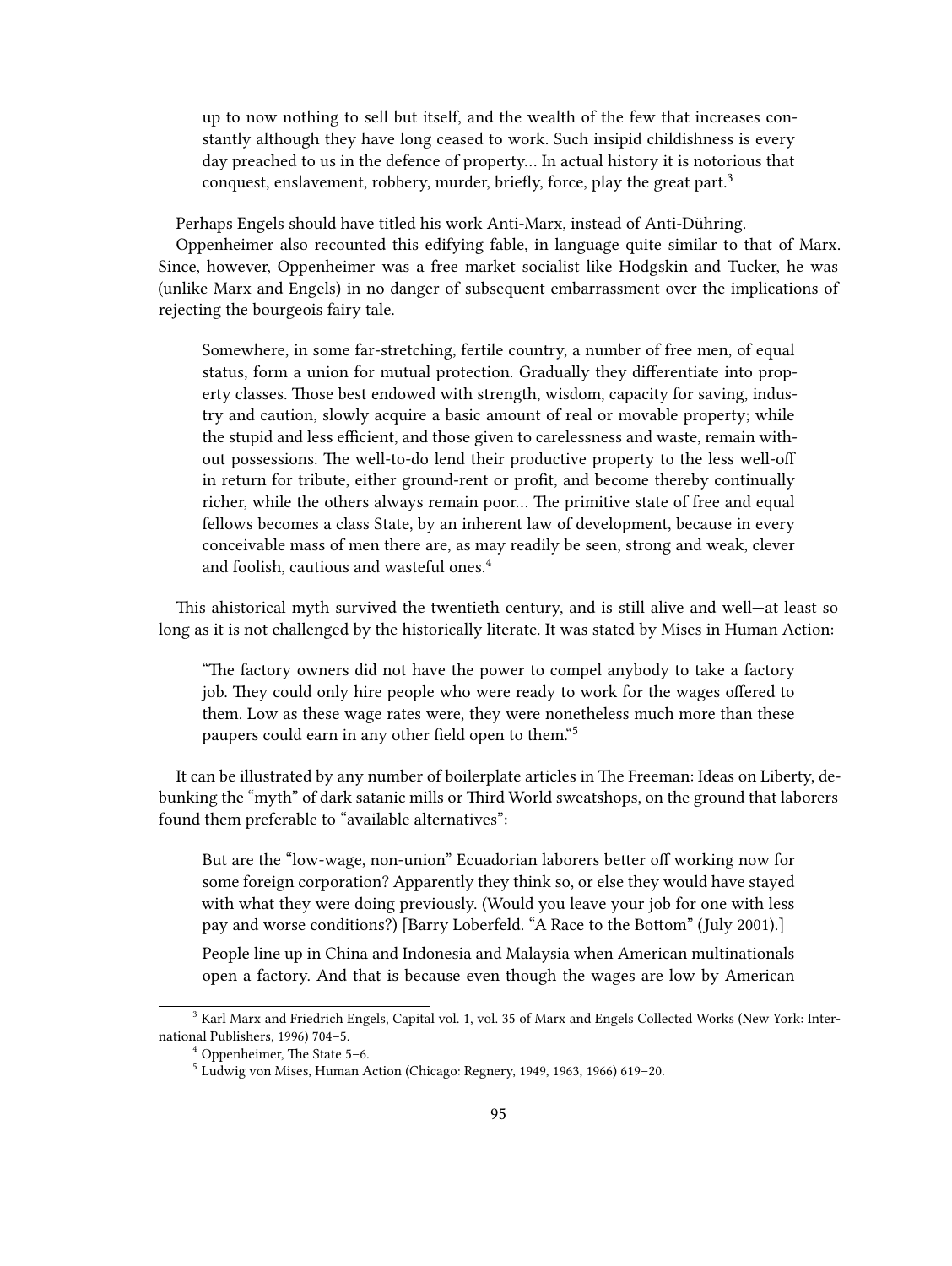> up to now nothing to sell but itself, and the wealth of the few that increases constantly although they have long ceased to work. Such insipid childishness is every day preached to us in the defence of property… In actual history it is notorious that conquest, enslavement, robbery, murder, briefly, force, play the great part.[3]

Perhaps Engels should have titled his work Anti-Marx, instead of Anti-Dühring.

Oppenheimer also recounted this edifying fable, in language quite similar to that of Marx. Since, however, Oppenheimer was a free market socialist like Hodgskin and Tucker, he was (unlike Marx and Engels) in no danger of subsequent embarrassment over the implications of rejecting the bourgeois fairy tale.

> Somewhere, in some far-stretching, fertile country, a number of free men, of equal status, form a union for mutual protection. Gradually they differentiate into property classes. Those best endowed with strength, wisdom, capacity for saving, industry and caution, slowly acquire a basic amount of real or movable property; while the stupid and less efficient, and those given to carelessness and waste, remain without possessions. The well-to-do lend their productive property to the less well-off in return for tribute, either ground-rent or profit, and become thereby continually richer, while the others always remain poor… The primitive state of free and equal fellows becomes a class State, by an inherent law of development, because in every conceivable mass of men there are, as may readily be seen, strong and weak, clever and foolish, cautious and wasteful ones.[4]

This ahistorical myth survived the twentieth century, and is still alive and well—at least so long as it is not challenged by the historically literate. It was stated by Mises in Human Action:

> "The factory owners did not have the power to compel anybody to take a factory job. They could only hire people who were ready to work for the wages offered to them. Low as these wage rates were, they were nonetheless much more than these paupers could earn in any other field open to them."[5]

It can be illustrated by any number of boilerplate articles in The Freeman: Ideas on Liberty, debunking the "myth" of dark satanic mills or Third World sweatshops, on the ground that laborers found them preferable to "available alternatives":

> But are the "low-wage, non-union" Ecuadorian laborers better off working now for some foreign corporation? Apparently they think so, or else they would have stayed with what they were doing previously. (Would you leave your job for one with less pay and worse conditions?) [Barry Loberfeld. "A Race to the Bottom" (July 2001).]
>
> People line up in China and Indonesia and Malaysia when American multinationals open a factory. And that is because even though the wages are low by American

---

[3] Karl Marx and Friedrich Engels, Capital vol. 1, vol. 35 of Marx and Engels Collected Works (New York: International Publishers, 1996) 704–5.

[4] Oppenheimer, The State 5–6.

[5] Ludwig von Mises, Human Action (Chicago: Regnery, 1949, 1963, 1966) 619–20.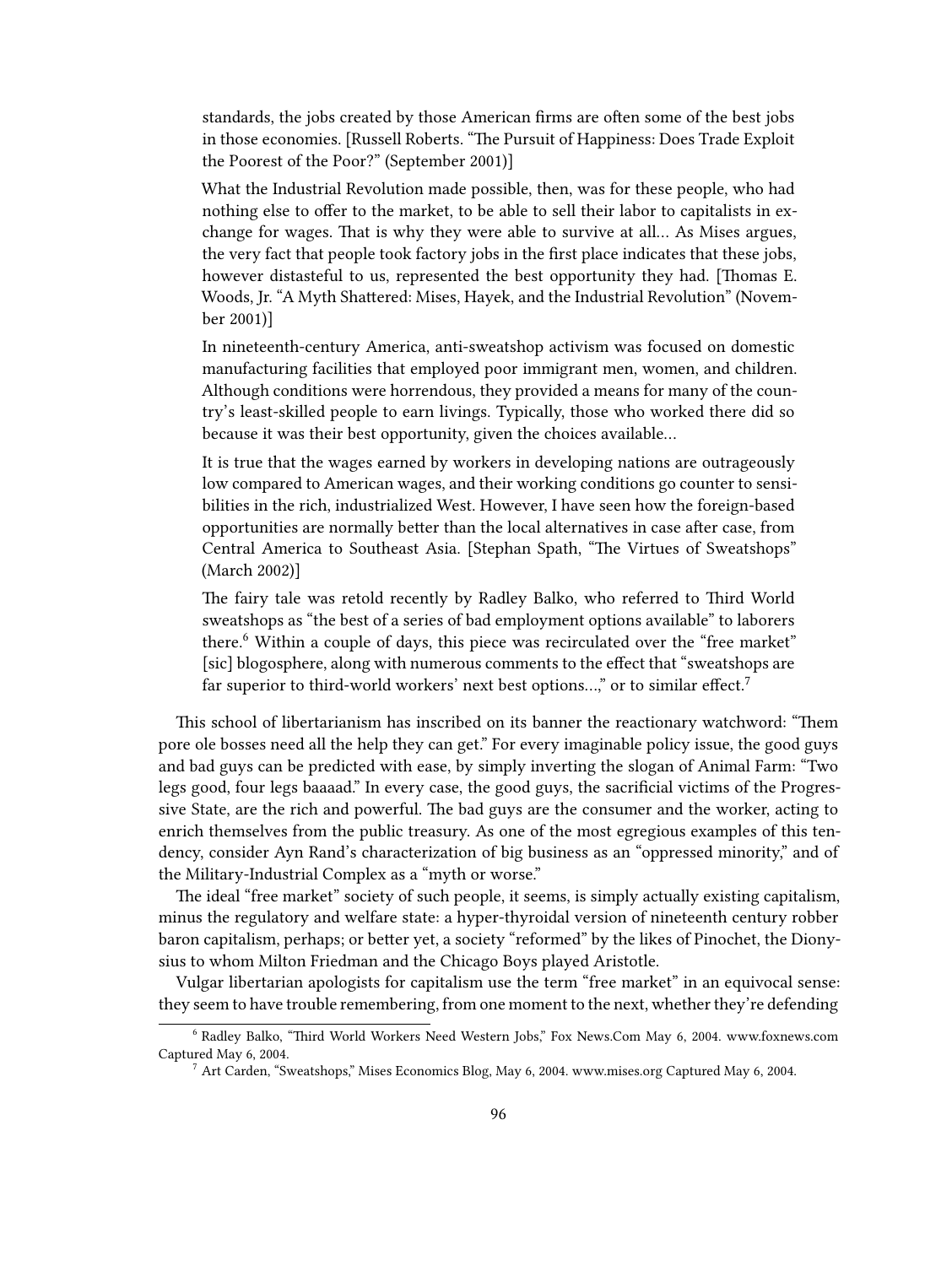> standards, the jobs created by those American firms are often some of the best jobs in those economies. [Russell Roberts. "The Pursuit of Happiness: Does Trade Exploit the Poorest of the Poor?" (September 2001)]
>
> What the Industrial Revolution made possible, then, was for these people, who had nothing else to offer to the market, to be able to sell their labor to capitalists in exchange for wages. That is why they were able to survive at all… As Mises argues, the very fact that people took factory jobs in the first place indicates that these jobs, however distasteful to us, represented the best opportunity they had. [Thomas E. Woods, Jr. "A Myth Shattered: Mises, Hayek, and the Industrial Revolution" (November 2001)]
>
> In nineteenth-century America, anti-sweatshop activism was focused on domestic manufacturing facilities that employed poor immigrant men, women, and children. Although conditions were horrendous, they provided a means for many of the country's least-skilled people to earn livings. Typically, those who worked there did so because it was their best opportunity, given the choices available…
>
> It is true that the wages earned by workers in developing nations are outrageously low compared to American wages, and their working conditions go counter to sensibilities in the rich, industrialized West. However, I have seen how the foreign-based opportunities are normally better than the local alternatives in case after case, from Central America to Southeast Asia. [Stephan Spath, "The Virtues of Sweatshops" (March 2002)]
>
> The fairy tale was retold recently by Radley Balko, who referred to Third World sweatshops as "the best of a series of bad employment options available" to laborers there.[6] Within a couple of days, this piece was recirculated over the "free market" [sic] blogosphere, along with numerous comments to the effect that "sweatshops are far superior to third-world workers' next best options…," or to similar effect.[7]

This school of libertarianism has inscribed on its banner the reactionary watchword: "Them pore ole bosses need all the help they can get." For every imaginable policy issue, the good guys and bad guys can be predicted with ease, by simply inverting the slogan of Animal Farm: "Two legs good, four legs baaaad." In every case, the good guys, the sacrificial victims of the Progressive State, are the rich and powerful. The bad guys are the consumer and the worker, acting to enrich themselves from the public treasury. As one of the most egregious examples of this tendency, consider Ayn Rand's characterization of big business as an "oppressed minority," and of the Military-Industrial Complex as a "myth or worse."

The ideal "free market" society of such people, it seems, is simply actually existing capitalism, minus the regulatory and welfare state: a hyper-thyroidal version of nineteenth century robber baron capitalism, perhaps; or better yet, a society "reformed" by the likes of Pinochet, the Dionysius to whom Milton Friedman and the Chicago Boys played Aristotle.

Vulgar libertarian apologists for capitalism use the term "free market" in an equivocal sense: they seem to have trouble remembering, from one moment to the next, whether they're defending

---

[6] Radley Balko, "Third World Workers Need Western Jobs," Fox News.Com May 6, 2004. www.foxnews.com Captured May 6, 2004.

[7] Art Carden, "Sweatshops," Mises Economics Blog, May 6, 2004. www.mises.org Captured May 6, 2004.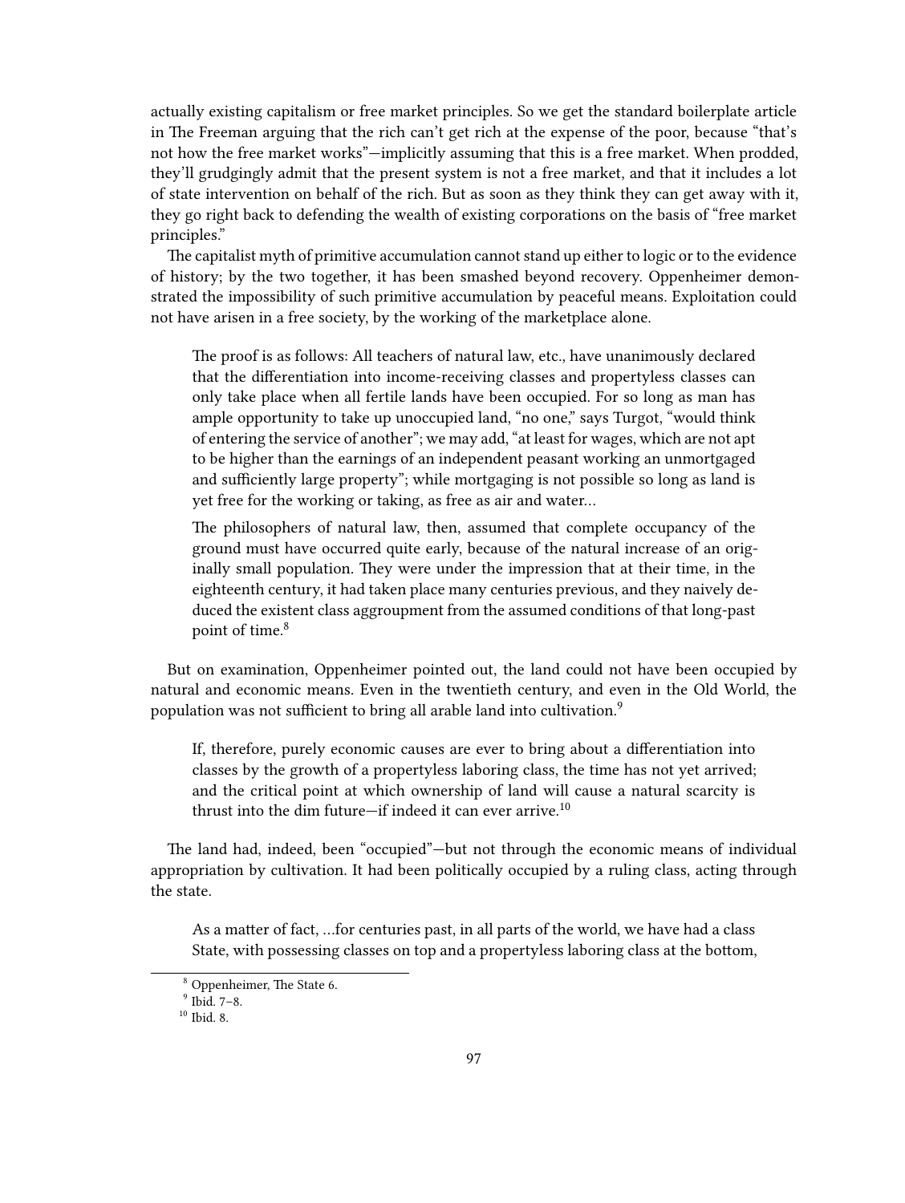actually existing capitalism or free market principles. So we get the standard boilerplate article in The Freeman arguing that the rich can't get rich at the expense of the poor, because "that's not how the free market works"—implicitly assuming that this is a free market. When prodded, they'll grudgingly admit that the present system is not a free market, and that it includes a lot of state intervention on behalf of the rich. But as soon as they think they can get away with it, they go right back to defending the wealth of existing corporations on the basis of "free market principles."

The capitalist myth of primitive accumulation cannot stand up either to logic or to the evidence of history; by the two together, it has been smashed beyond recovery. Oppenheimer demonstrated the impossibility of such primitive accumulation by peaceful means. Exploitation could not have arisen in a free society, by the working of the marketplace alone.

> The proof is as follows: All teachers of natural law, etc., have unanimously declared that the differentiation into income-receiving classes and propertyless classes can only take place when all fertile lands have been occupied. For so long as man has ample opportunity to take up unoccupied land, "no one," says Turgot, "would think of entering the service of another"; we may add, "at least for wages, which are not apt to be higher than the earnings of an independent peasant working an unmortgaged and sufficiently large property"; while mortgaging is not possible so long as land is yet free for the working or taking, as free as air and water…
>
> The philosophers of natural law, then, assumed that complete occupancy of the ground must have occurred quite early, because of the natural increase of an originally small population. They were under the impression that at their time, in the eighteenth century, it had taken place many centuries previous, and they naively deduced the existent class aggroupment from the assumed conditions of that long-past point of time.[8]

But on examination, Oppenheimer pointed out, the land could not have been occupied by natural and economic means. Even in the twentieth century, and even in the Old World, the population was not sufficient to bring all arable land into cultivation.[9]

> If, therefore, purely economic causes are ever to bring about a differentiation into classes by the growth of a propertyless laboring class, the time has not yet arrived; and the critical point at which ownership of land will cause a natural scarcity is thrust into the dim future—if indeed it can ever arrive.[10]

The land had, indeed, been "occupied"—but not through the economic means of individual appropriation by cultivation. It had been politically occupied by a ruling class, acting through the state.

> As a matter of fact, …for centuries past, in all parts of the world, we have had a class State, with possessing classes on top and a propertyless laboring class at the bottom,

---

[8] Oppenheimer, The State 6.

[9] Ibid. 7–8.

[10] Ibid. 8.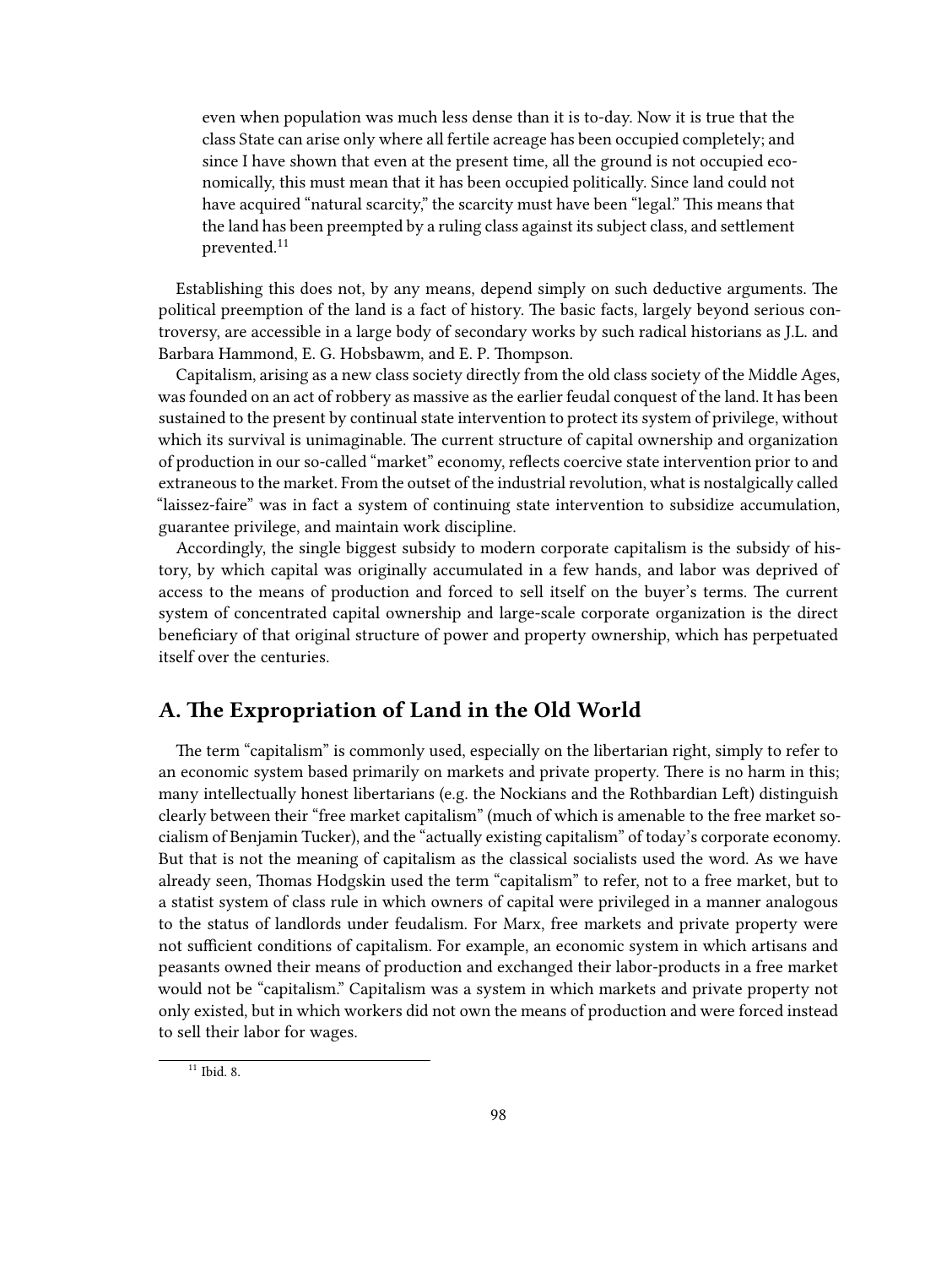> even when population was much less dense than it is to-day. Now it is true that the class State can arise only where all fertile acreage has been occupied completely; and since I have shown that even at the present time, all the ground is not occupied economically, this must mean that it has been occupied politically. Since land could not have acquired "natural scarcity," the scarcity must have been "legal." This means that the land has been preempted by a ruling class against its subject class, and settlement prevented.[11]

Establishing this does not, by any means, depend simply on such deductive arguments. The political preemption of the land is a fact of history. The basic facts, largely beyond serious controversy, are accessible in a large body of secondary works by such radical historians as J.L. and Barbara Hammond, E. G. Hobsbawm, and E. P. Thompson.

Capitalism, arising as a new class society directly from the old class society of the Middle Ages, was founded on an act of robbery as massive as the earlier feudal conquest of the land. It has been sustained to the present by continual state intervention to protect its system of privilege, without which its survival is unimaginable. The current structure of capital ownership and organization of production in our so-called "market" economy, reflects coercive state intervention prior to and extraneous to the market. From the outset of the industrial revolution, what is nostalgically called "laissez-faire" was in fact a system of continuing state intervention to subsidize accumulation, guarantee privilege, and maintain work discipline.

Accordingly, the single biggest subsidy to modern corporate capitalism is the subsidy of history, by which capital was originally accumulated in a few hands, and labor was deprived of access to the means of production and forced to sell itself on the buyer's terms. The current system of concentrated capital ownership and large-scale corporate organization is the direct beneficiary of that original structure of power and property ownership, which has perpetuated itself over the centuries.

## A. The Expropriation of Land in the Old World

The term "capitalism" is commonly used, especially on the libertarian right, simply to refer to an economic system based primarily on markets and private property. There is no harm in this; many intellectually honest libertarians (e.g. the Nockians and the Rothbardian Left) distinguish clearly between their "free market capitalism" (much of which is amenable to the free market socialism of Benjamin Tucker), and the "actually existing capitalism" of today's corporate economy. But that is not the meaning of capitalism as the classical socialists used the word. As we have already seen, Thomas Hodgskin used the term "capitalism" to refer, not to a free market, but to a statist system of class rule in which owners of capital were privileged in a manner analogous to the status of landlords under feudalism. For Marx, free markets and private property were not sufficient conditions of capitalism. For example, an economic system in which artisans and peasants owned their means of production and exchanged their labor-products in a free market would not be "capitalism." Capitalism was a system in which markets and private property not only existed, but in which workers did not own the means of production and were forced instead to sell their labor for wages.

[11] Ibid. 8.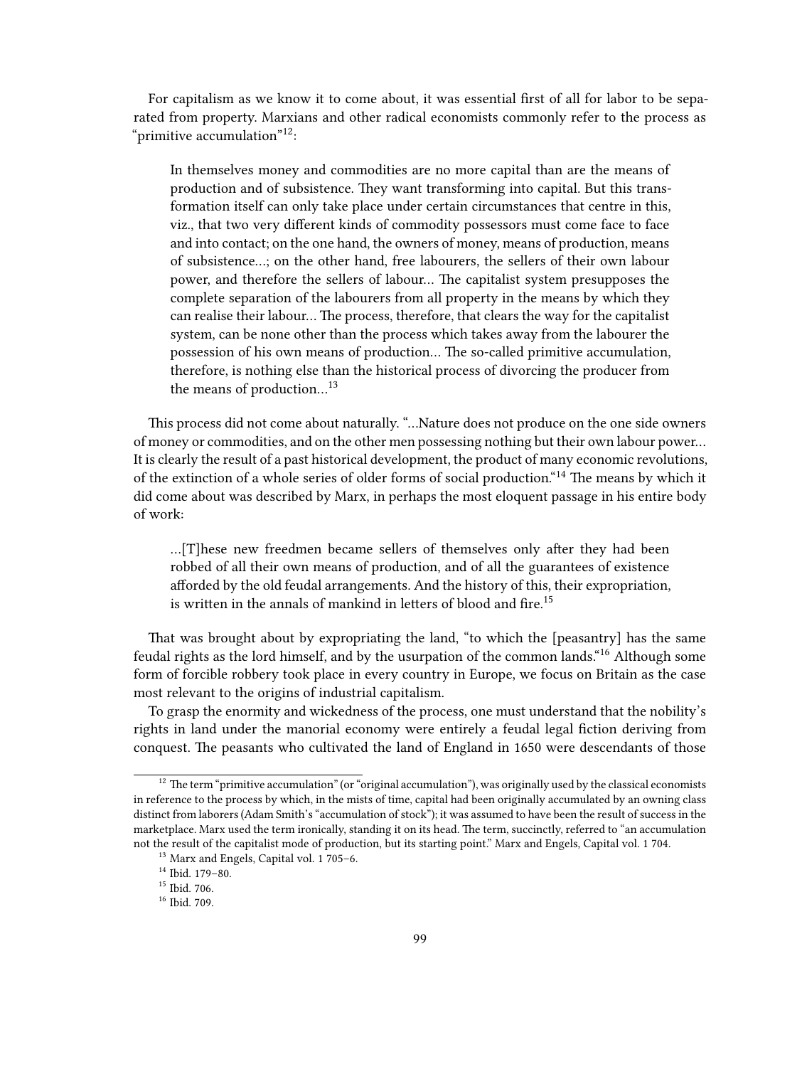For capitalism as we know it to come about, it was essential first of all for labor to be separated from property. Marxians and other radical economists commonly refer to the process as "primitive accumulation"[12]:

> In themselves money and commodities are no more capital than are the means of production and of subsistence. They want transforming into capital. But this transformation itself can only take place under certain circumstances that centre in this, viz., that two very different kinds of commodity possessors must come face to face and into contact; on the one hand, the owners of money, means of production, means of subsistence…; on the other hand, free labourers, the sellers of their own labour power, and therefore the sellers of labour… The capitalist system presupposes the complete separation of the labourers from all property in the means by which they can realise their labour… The process, therefore, that clears the way for the capitalist system, can be none other than the process which takes away from the labourer the possession of his own means of production… The so-called primitive accumulation, therefore, is nothing else than the historical process of divorcing the producer from the means of production…[13]

This process did not come about naturally. "…Nature does not produce on the one side owners of money or commodities, and on the other men possessing nothing but their own labour power… It is clearly the result of a past historical development, the product of many economic revolutions, of the extinction of a whole series of older forms of social production."[14] The means by which it did come about was described by Marx, in perhaps the most eloquent passage in his entire body of work:

> …[T]hese new freedmen became sellers of themselves only after they had been robbed of all their own means of production, and of all the guarantees of existence afforded by the old feudal arrangements. And the history of this, their expropriation, is written in the annals of mankind in letters of blood and fire.[15]

That was brought about by expropriating the land, "to which the [peasantry] has the same feudal rights as the lord himself, and by the usurpation of the common lands."[16] Although some form of forcible robbery took place in every country in Europe, we focus on Britain as the case most relevant to the origins of industrial capitalism.

To grasp the enormity and wickedness of the process, one must understand that the nobility's rights in land under the manorial economy were entirely a feudal legal fiction deriving from conquest. The peasants who cultivated the land of England in 1650 were descendants of those

---

[12] The term "primitive accumulation" (or "original accumulation"), was originally used by the classical economists in reference to the process by which, in the mists of time, capital had been originally accumulated by an owning class distinct from laborers (Adam Smith's "accumulation of stock"); it was assumed to have been the result of success in the marketplace. Marx used the term ironically, standing it on its head. The term, succinctly, referred to "an accumulation not the result of the capitalist mode of production, but its starting point." Marx and Engels, Capital vol. 1 704.

[13] Marx and Engels, Capital vol. 1 705–6.

[14] Ibid. 179–80.

[15] Ibid. 706.

[16] Ibid. 709.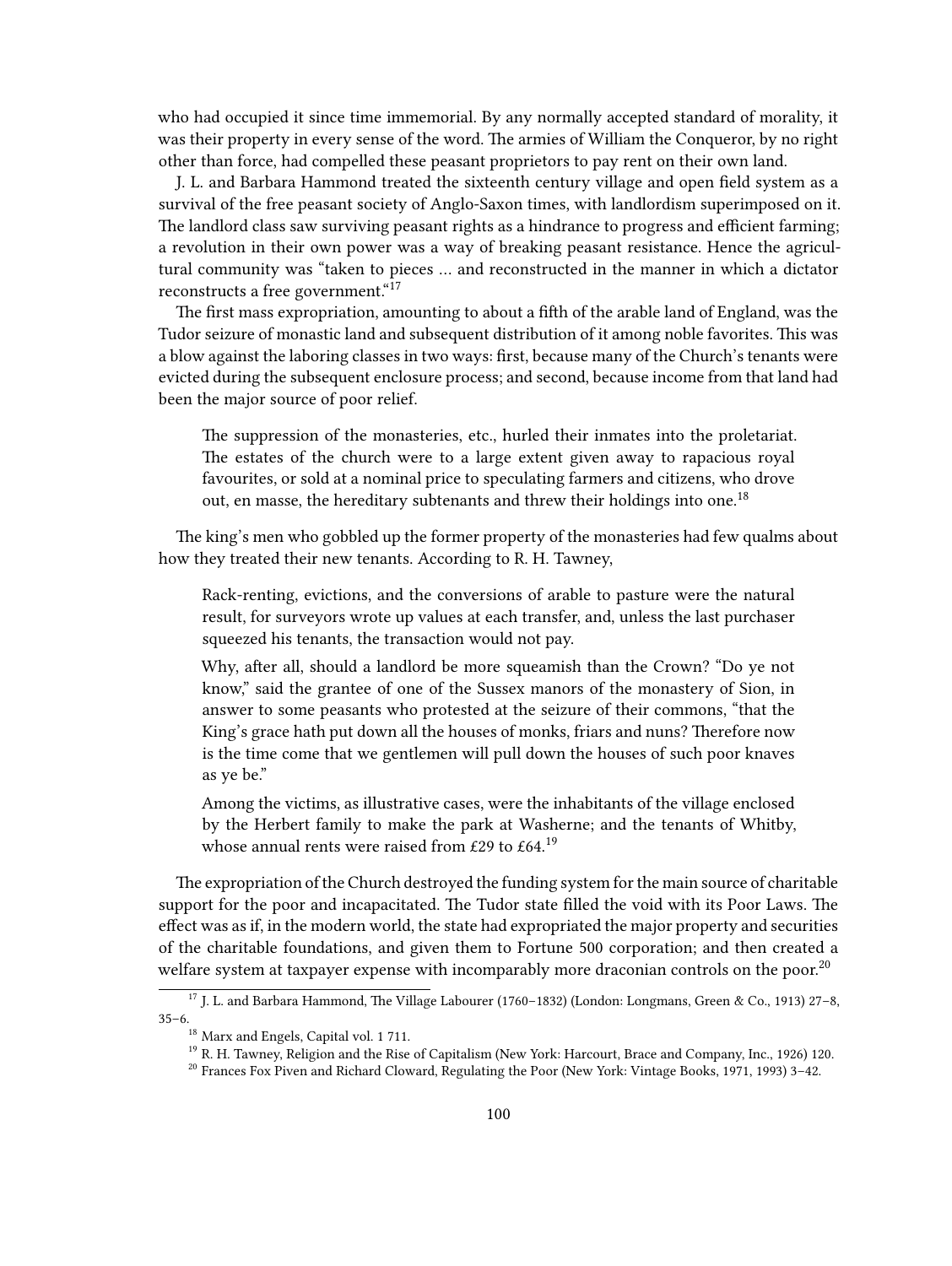who had occupied it since time immemorial. By any normally accepted standard of morality, it was their property in every sense of the word. The armies of William the Conqueror, by no right other than force, had compelled these peasant proprietors to pay rent on their own land.

J. L. and Barbara Hammond treated the sixteenth century village and open field system as a survival of the free peasant society of Anglo-Saxon times, with landlordism superimposed on it. The landlord class saw surviving peasant rights as a hindrance to progress and efficient farming; a revolution in their own power was a way of breaking peasant resistance. Hence the agricultural community was "taken to pieces … and reconstructed in the manner in which a dictator reconstructs a free government."[17]

The first mass expropriation, amounting to about a fifth of the arable land of England, was the Tudor seizure of monastic land and subsequent distribution of it among noble favorites. This was a blow against the laboring classes in two ways: first, because many of the Church's tenants were evicted during the subsequent enclosure process; and second, because income from that land had been the major source of poor relief.

> The suppression of the monasteries, etc., hurled their inmates into the proletariat. The estates of the church were to a large extent given away to rapacious royal favourites, or sold at a nominal price to speculating farmers and citizens, who drove out, en masse, the hereditary subtenants and threw their holdings into one.[18]

The king's men who gobbled up the former property of the monasteries had few qualms about how they treated their new tenants. According to R. H. Tawney,

> Rack-renting, evictions, and the conversions of arable to pasture were the natural result, for surveyors wrote up values at each transfer, and, unless the last purchaser squeezed his tenants, the transaction would not pay.
>
> Why, after all, should a landlord be more squeamish than the Crown? "Do ye not know," said the grantee of one of the Sussex manors of the monastery of Sion, in answer to some peasants who protested at the seizure of their commons, "that the King's grace hath put down all the houses of monks, friars and nuns? Therefore now is the time come that we gentlemen will pull down the houses of such poor knaves as ye be."
>
> Among the victims, as illustrative cases, were the inhabitants of the village enclosed by the Herbert family to make the park at Washerne; and the tenants of Whitby, whose annual rents were raised from £29 to £64.[19]

The expropriation of the Church destroyed the funding system for the main source of charitable support for the poor and incapacitated. The Tudor state filled the void with its Poor Laws. The effect was as if, in the modern world, the state had expropriated the major property and securities of the charitable foundations, and given them to Fortune 500 corporation; and then created a welfare system at taxpayer expense with incomparably more draconian controls on the poor.[20]

---

[17] J. L. and Barbara Hammond, The Village Labourer (1760–1832) (London: Longmans, Green & Co., 1913) 27–8, 35–6.

[18] Marx and Engels, Capital vol. 1 711.

[19] R. H. Tawney, Religion and the Rise of Capitalism (New York: Harcourt, Brace and Company, Inc., 1926) 120.

[20] Frances Fox Piven and Richard Cloward, Regulating the Poor (New York: Vintage Books, 1971, 1993) 3–42.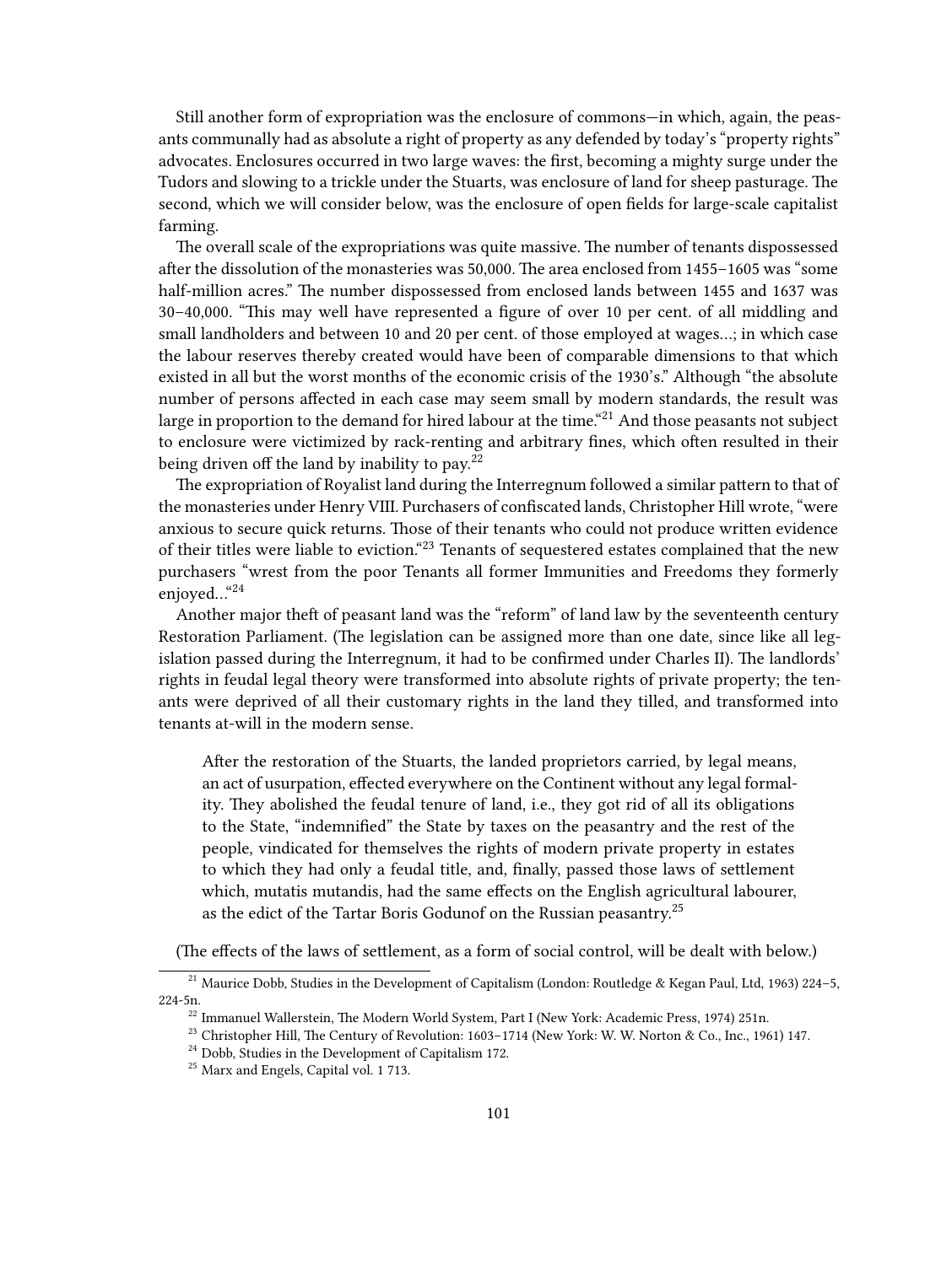Still another form of expropriation was the enclosure of commons—in which, again, the peasants communally had as absolute a right of property as any defended by today's "property rights" advocates. Enclosures occurred in two large waves: the first, becoming a mighty surge under the Tudors and slowing to a trickle under the Stuarts, was enclosure of land for sheep pasturage. The second, which we will consider below, was the enclosure of open fields for large-scale capitalist farming.

The overall scale of the expropriations was quite massive. The number of tenants dispossessed after the dissolution of the monasteries was 50,000. The area enclosed from 1455–1605 was "some half-million acres." The number dispossessed from enclosed lands between 1455 and 1637 was 30–40,000. "This may well have represented a figure of over 10 per cent. of all middling and small landholders and between 10 and 20 per cent. of those employed at wages…; in which case the labour reserves thereby created would have been of comparable dimensions to that which existed in all but the worst months of the economic crisis of the 1930's." Although "the absolute number of persons affected in each case may seem small by modern standards, the result was large in proportion to the demand for hired labour at the time."[21] And those peasants not subject to enclosure were victimized by rack-renting and arbitrary fines, which often resulted in their being driven off the land by inability to pay.[22]

The expropriation of Royalist land during the Interregnum followed a similar pattern to that of the monasteries under Henry VIII. Purchasers of confiscated lands, Christopher Hill wrote, "were anxious to secure quick returns. Those of their tenants who could not produce written evidence of their titles were liable to eviction."[23] Tenants of sequestered estates complained that the new purchasers "wrest from the poor Tenants all former Immunities and Freedoms they formerly enjoyed…"[24]

Another major theft of peasant land was the "reform" of land law by the seventeenth century Restoration Parliament. (The legislation can be assigned more than one date, since like all legislation passed during the Interregnum, it had to be confirmed under Charles II). The landlords' rights in feudal legal theory were transformed into absolute rights of private property; the tenants were deprived of all their customary rights in the land they tilled, and transformed into tenants at-will in the modern sense.

> After the restoration of the Stuarts, the landed proprietors carried, by legal means, an act of usurpation, effected everywhere on the Continent without any legal formality. They abolished the feudal tenure of land, i.e., they got rid of all its obligations to the State, "indemnified" the State by taxes on the peasantry and the rest of the people, vindicated for themselves the rights of modern private property in estates to which they had only a feudal title, and, finally, passed those laws of settlement which, mutatis mutandis, had the same effects on the English agricultural labourer, as the edict of the Tartar Boris Godunof on the Russian peasantry.[25]

(The effects of the laws of settlement, as a form of social control, will be dealt with below.)

---

[21] Maurice Dobb, Studies in the Development of Capitalism (London: Routledge & Kegan Paul, Ltd, 1963) 224–5, 224-5n.

[22] Immanuel Wallerstein, The Modern World System, Part I (New York: Academic Press, 1974) 251n.

[23] Christopher Hill, The Century of Revolution: 1603–1714 (New York: W. W. Norton & Co., Inc., 1961) 147.

[24] Dobb, Studies in the Development of Capitalism 172.

[25] Marx and Engels, Capital vol. 1 713.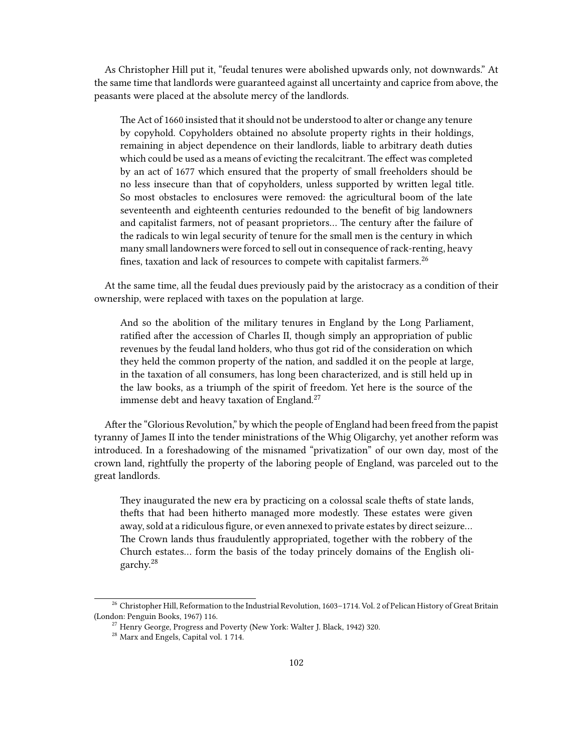As Christopher Hill put it, "feudal tenures were abolished upwards only, not downwards." At the same time that landlords were guaranteed against all uncertainty and caprice from above, the peasants were placed at the absolute mercy of the landlords.

> The Act of 1660 insisted that it should not be understood to alter or change any tenure by copyhold. Copyholders obtained no absolute property rights in their holdings, remaining in abject dependence on their landlords, liable to arbitrary death duties which could be used as a means of evicting the recalcitrant. The effect was completed by an act of 1677 which ensured that the property of small freeholders should be no less insecure than that of copyholders, unless supported by written legal title. So most obstacles to enclosures were removed: the agricultural boom of the late seventeenth and eighteenth centuries redounded to the benefit of big landowners and capitalist farmers, not of peasant proprietors… The century after the failure of the radicals to win legal security of tenure for the small men is the century in which many small landowners were forced to sell out in consequence of rack-renting, heavy fines, taxation and lack of resources to compete with capitalist farmers.[26]

At the same time, all the feudal dues previously paid by the aristocracy as a condition of their ownership, were replaced with taxes on the population at large.

> And so the abolition of the military tenures in England by the Long Parliament, ratified after the accession of Charles II, though simply an appropriation of public revenues by the feudal land holders, who thus got rid of the consideration on which they held the common property of the nation, and saddled it on the people at large, in the taxation of all consumers, has long been characterized, and is still held up in the law books, as a triumph of the spirit of freedom. Yet here is the source of the immense debt and heavy taxation of England.[27]

After the "Glorious Revolution," by which the people of England had been freed from the papist tyranny of James II into the tender ministrations of the Whig Oligarchy, yet another reform was introduced. In a foreshadowing of the misnamed "privatization" of our own day, most of the crown land, rightfully the property of the laboring people of England, was parceled out to the great landlords.

> They inaugurated the new era by practicing on a colossal scale thefts of state lands, thefts that had been hitherto managed more modestly. These estates were given away, sold at a ridiculous figure, or even annexed to private estates by direct seizure… The Crown lands thus fraudulently appropriated, together with the robbery of the Church estates… form the basis of the today princely domains of the English oligarchy.[28]

---

[26] Christopher Hill, Reformation to the Industrial Revolution, 1603–1714. Vol. 2 of Pelican History of Great Britain (London: Penguin Books, 1967) 116.

[27] Henry George, Progress and Poverty (New York: Walter J. Black, 1942) 320.

[28] Marx and Engels, Capital vol. 1 714.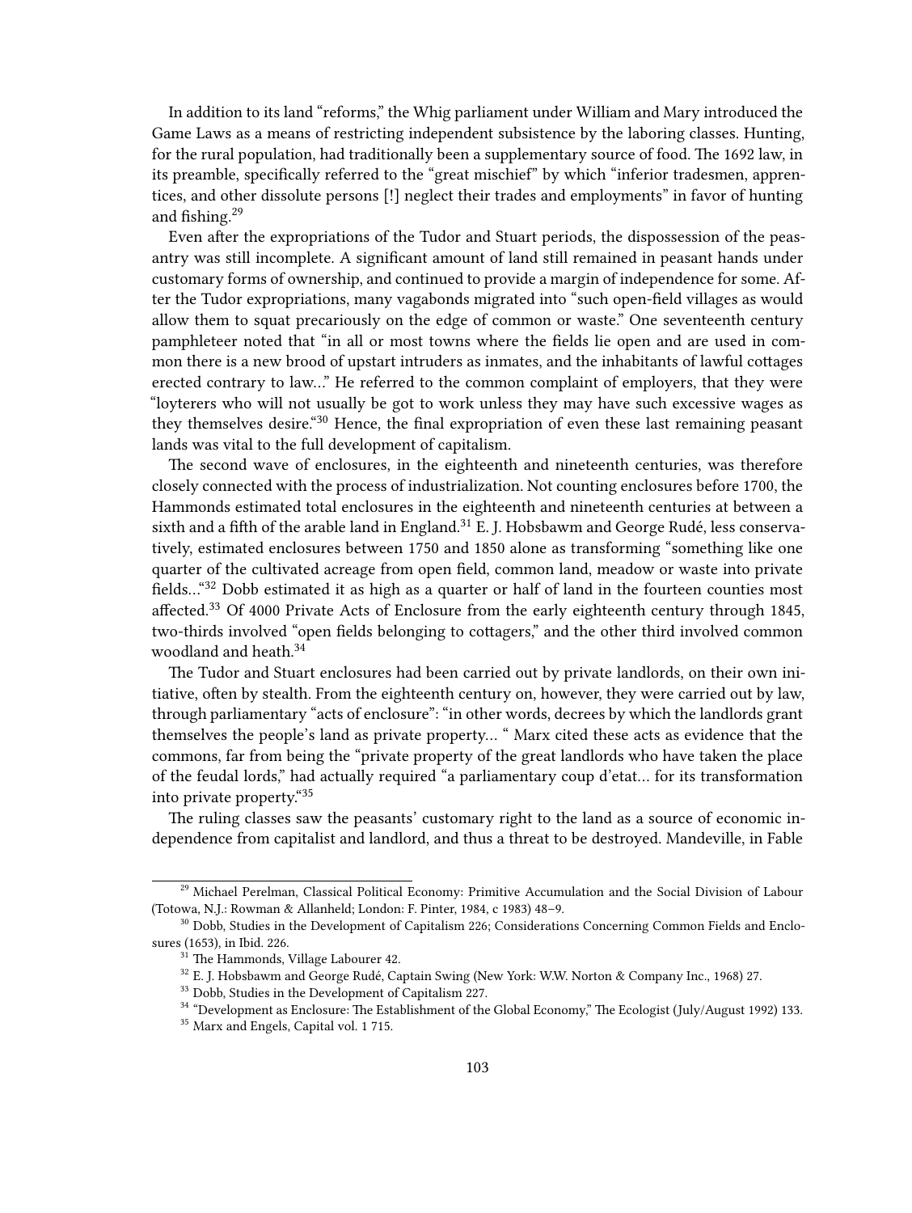In addition to its land "reforms," the Whig parliament under William and Mary introduced the Game Laws as a means of restricting independent subsistence by the laboring classes. Hunting, for the rural population, had traditionally been a supplementary source of food. The 1692 law, in its preamble, specifically referred to the "great mischief" by which "inferior tradesmen, apprentices, and other dissolute persons [!] neglect their trades and employments" in favor of hunting and fishing.[29]

Even after the expropriations of the Tudor and Stuart periods, the dispossession of the peasantry was still incomplete. A significant amount of land still remained in peasant hands under customary forms of ownership, and continued to provide a margin of independence for some. After the Tudor expropriations, many vagabonds migrated into "such open-field villages as would allow them to squat precariously on the edge of common or waste." One seventeenth century pamphleteer noted that "in all or most towns where the fields lie open and are used in common there is a new brood of upstart intruders as inmates, and the inhabitants of lawful cottages erected contrary to law…" He referred to the common complaint of employers, that they were "loyterers who will not usually be got to work unless they may have such excessive wages as they themselves desire."[30] Hence, the final expropriation of even these last remaining peasant lands was vital to the full development of capitalism.

The second wave of enclosures, in the eighteenth and nineteenth centuries, was therefore closely connected with the process of industrialization. Not counting enclosures before 1700, the Hammonds estimated total enclosures in the eighteenth and nineteenth centuries at between a sixth and a fifth of the arable land in England.[31] E. J. Hobsbawm and George Rudé, less conservatively, estimated enclosures between 1750 and 1850 alone as transforming "something like one quarter of the cultivated acreage from open field, common land, meadow or waste into private fields…"[32] Dobb estimated it as high as a quarter or half of land in the fourteen counties most affected.[33] Of 4000 Private Acts of Enclosure from the early eighteenth century through 1845, two-thirds involved "open fields belonging to cottagers," and the other third involved common woodland and heath.[34]

The Tudor and Stuart enclosures had been carried out by private landlords, on their own initiative, often by stealth. From the eighteenth century on, however, they were carried out by law, through parliamentary "acts of enclosure": "in other words, decrees by which the landlords grant themselves the people's land as private property… " Marx cited these acts as evidence that the commons, far from being the "private property of the great landlords who have taken the place of the feudal lords," had actually required "a parliamentary coup d'etat… for its transformation into private property."[35]

The ruling classes saw the peasants' customary right to the land as a source of economic independence from capitalist and landlord, and thus a threat to be destroyed. Mandeville, in Fable

---

[29] Michael Perelman, Classical Political Economy: Primitive Accumulation and the Social Division of Labour (Totowa, N.J.: Rowman & Allanheld; London: F. Pinter, 1984, c 1983) 48–9.

[30] Dobb, Studies in the Development of Capitalism 226; Considerations Concerning Common Fields and Enclosures (1653), in Ibid. 226.

[31] The Hammonds, Village Labourer 42.

[32] E. J. Hobsbawm and George Rudé, Captain Swing (New York: W.W. Norton & Company Inc., 1968) 27.

[33] Dobb, Studies in the Development of Capitalism 227.

[34] "Development as Enclosure: The Establishment of the Global Economy," The Ecologist (July/August 1992) 133.

[35] Marx and Engels, Capital vol. 1 715.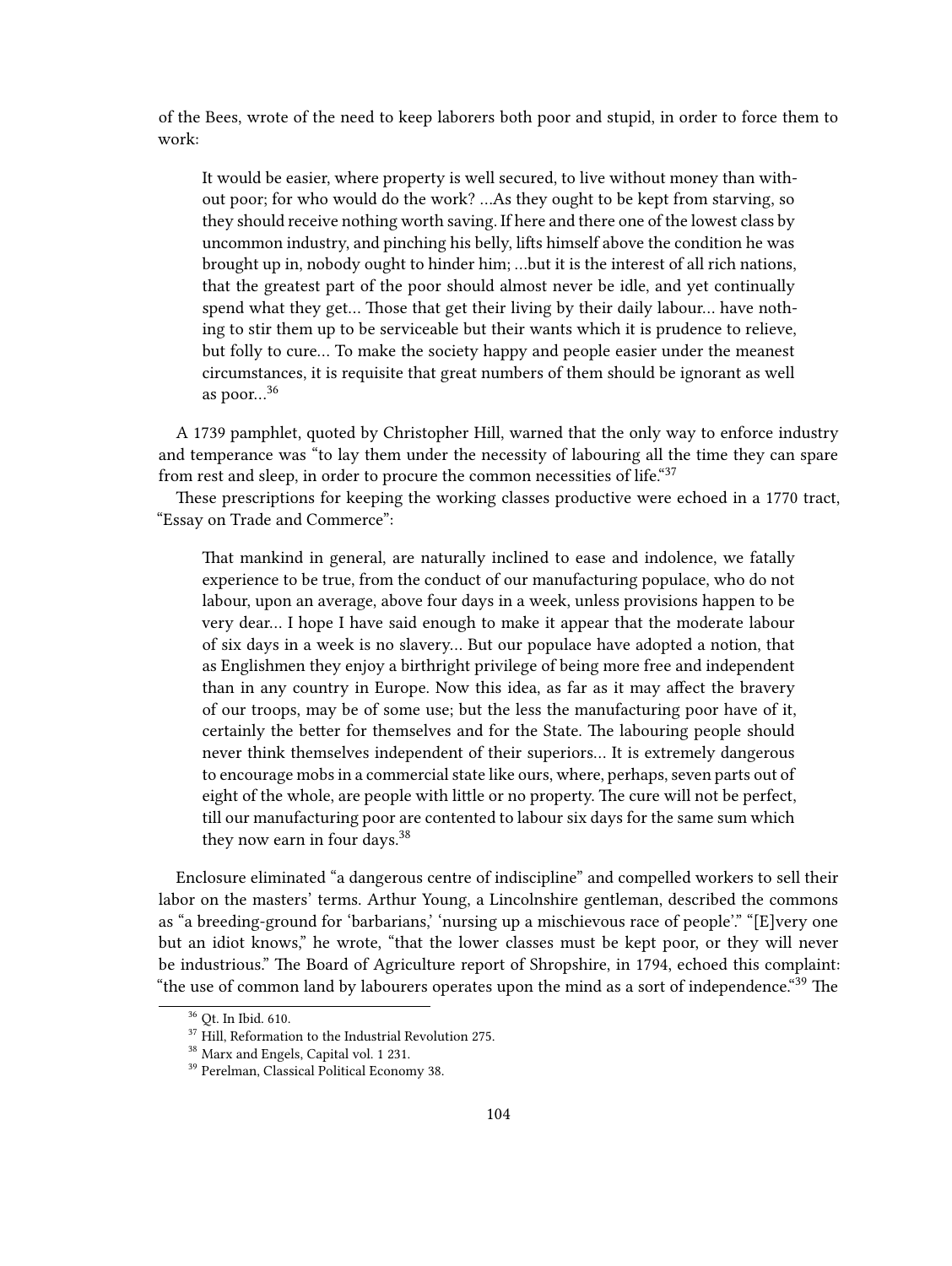of the Bees, wrote of the need to keep laborers both poor and stupid, in order to force them to work:

> It would be easier, where property is well secured, to live without money than without poor; for who would do the work? …As they ought to be kept from starving, so they should receive nothing worth saving. If here and there one of the lowest class by uncommon industry, and pinching his belly, lifts himself above the condition he was brought up in, nobody ought to hinder him; …but it is the interest of all rich nations, that the greatest part of the poor should almost never be idle, and yet continually spend what they get… Those that get their living by their daily labour… have nothing to stir them up to be serviceable but their wants which it is prudence to relieve, but folly to cure… To make the society happy and people easier under the meanest circumstances, it is requisite that great numbers of them should be ignorant as well as poor…[36]

A 1739 pamphlet, quoted by Christopher Hill, warned that the only way to enforce industry and temperance was "to lay them under the necessity of labouring all the time they can spare from rest and sleep, in order to procure the common necessities of life."[37]

These prescriptions for keeping the working classes productive were echoed in a 1770 tract, "Essay on Trade and Commerce":

> That mankind in general, are naturally inclined to ease and indolence, we fatally experience to be true, from the conduct of our manufacturing populace, who do not labour, upon an average, above four days in a week, unless provisions happen to be very dear… I hope I have said enough to make it appear that the moderate labour of six days in a week is no slavery… But our populace have adopted a notion, that as Englishmen they enjoy a birthright privilege of being more free and independent than in any country in Europe. Now this idea, as far as it may affect the bravery of our troops, may be of some use; but the less the manufacturing poor have of it, certainly the better for themselves and for the State. The labouring people should never think themselves independent of their superiors… It is extremely dangerous to encourage mobs in a commercial state like ours, where, perhaps, seven parts out of eight of the whole, are people with little or no property. The cure will not be perfect, till our manufacturing poor are contented to labour six days for the same sum which they now earn in four days.[38]

Enclosure eliminated "a dangerous centre of indiscipline" and compelled workers to sell their labor on the masters' terms. Arthur Young, a Lincolnshire gentleman, described the commons as "a breeding-ground for 'barbarians,' 'nursing up a mischievous race of people'." "[E]very one but an idiot knows," he wrote, "that the lower classes must be kept poor, or they will never be industrious." The Board of Agriculture report of Shropshire, in 1794, echoed this complaint: "the use of common land by labourers operates upon the mind as a sort of independence."[39] The

[36] Qt. In Ibid. 610.
[37] Hill, Reformation to the Industrial Revolution 275.
[38] Marx and Engels, Capital vol. 1 231.
[39] Perelman, Classical Political Economy 38.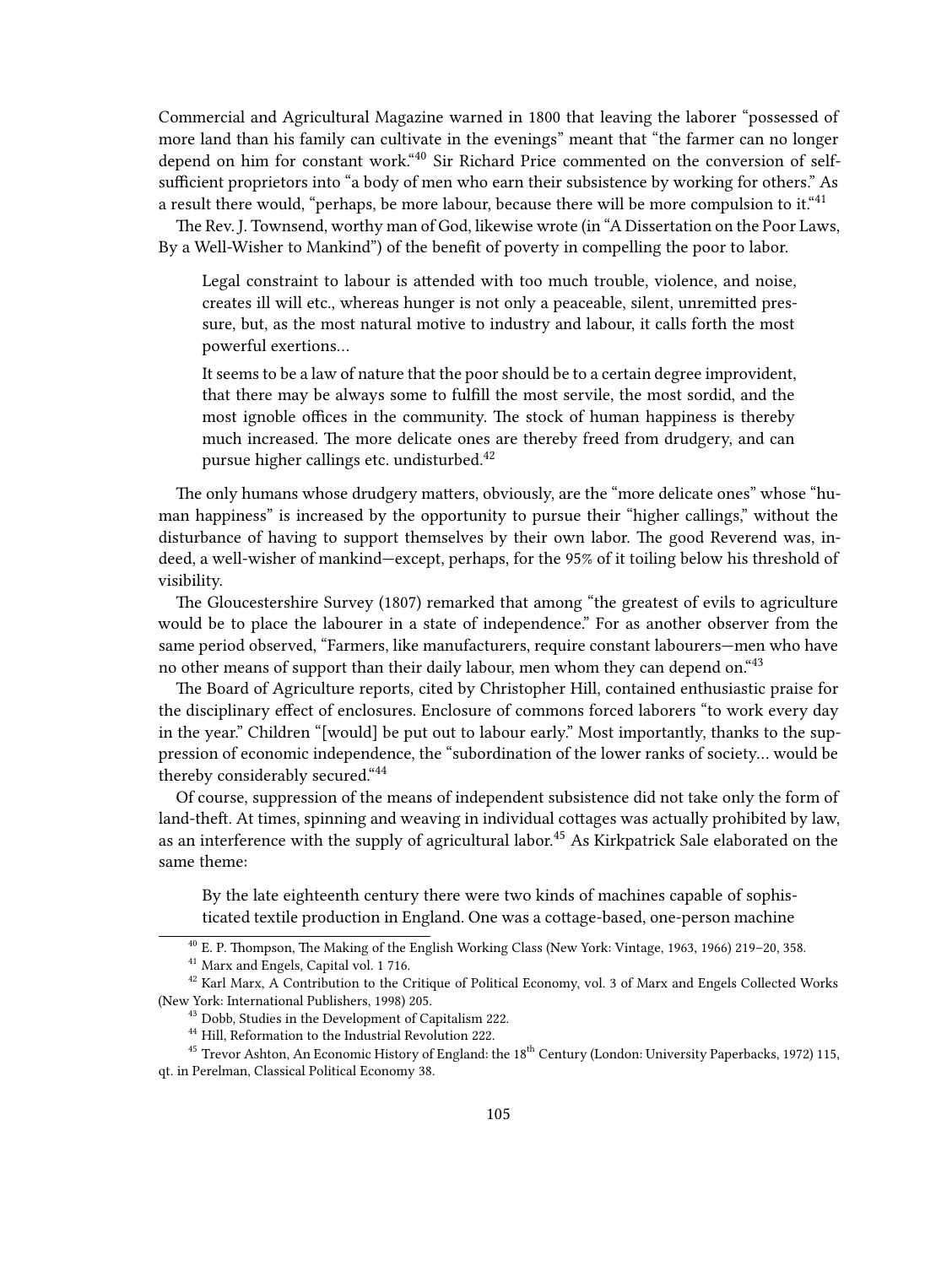Commercial and Agricultural Magazine warned in 1800 that leaving the laborer "possessed of more land than his family can cultivate in the evenings" meant that "the farmer can no longer depend on him for constant work."[40] Sir Richard Price commented on the conversion of self-sufficient proprietors into "a body of men who earn their subsistence by working for others." As a result there would, "perhaps, be more labour, because there will be more compulsion to it."[41]

The Rev. J. Townsend, worthy man of God, likewise wrote (in "A Dissertation on the Poor Laws, By a Well-Wisher to Mankind") of the benefit of poverty in compelling the poor to labor.

> Legal constraint to labour is attended with too much trouble, violence, and noise, creates ill will etc., whereas hunger is not only a peaceable, silent, unremitted pressure, but, as the most natural motive to industry and labour, it calls forth the most powerful exertions…
>
> It seems to be a law of nature that the poor should be to a certain degree improvident, that there may be always some to fulfill the most servile, the most sordid, and the most ignoble offices in the community. The stock of human happiness is thereby much increased. The more delicate ones are thereby freed from drudgery, and can pursue higher callings etc. undisturbed.[42]

The only humans whose drudgery matters, obviously, are the "more delicate ones" whose "human happiness" is increased by the opportunity to pursue their "higher callings," without the disturbance of having to support themselves by their own labor. The good Reverend was, indeed, a well-wisher of mankind—except, perhaps, for the 95% of it toiling below his threshold of visibility.

The Gloucestershire Survey (1807) remarked that among "the greatest of evils to agriculture would be to place the labourer in a state of independence." For as another observer from the same period observed, "Farmers, like manufacturers, require constant labourers—men who have no other means of support than their daily labour, men whom they can depend on."[43]

The Board of Agriculture reports, cited by Christopher Hill, contained enthusiastic praise for the disciplinary effect of enclosures. Enclosure of commons forced laborers "to work every day in the year." Children "[would] be put out to labour early." Most importantly, thanks to the suppression of economic independence, the "subordination of the lower ranks of society… would be thereby considerably secured."[44]

Of course, suppression of the means of independent subsistence did not take only the form of land-theft. At times, spinning and weaving in individual cottages was actually prohibited by law, as an interference with the supply of agricultural labor.[45] As Kirkpatrick Sale elaborated on the same theme:

> By the late eighteenth century there were two kinds of machines capable of sophisticated textile production in England. One was a cottage-based, one-person machine

---

[40] E. P. Thompson, The Making of the English Working Class (New York: Vintage, 1963, 1966) 219–20, 358.

[41] Marx and Engels, Capital vol. 1 716.

[42] Karl Marx, A Contribution to the Critique of Political Economy, vol. 3 of Marx and Engels Collected Works (New York: International Publishers, 1998) 205.

[43] Dobb, Studies in the Development of Capitalism 222.

[44] Hill, Reformation to the Industrial Revolution 222.

[45] Trevor Ashton, An Economic History of England: the 18th Century (London: University Paperbacks, 1972) 115, qt. in Perelman, Classical Political Economy 38.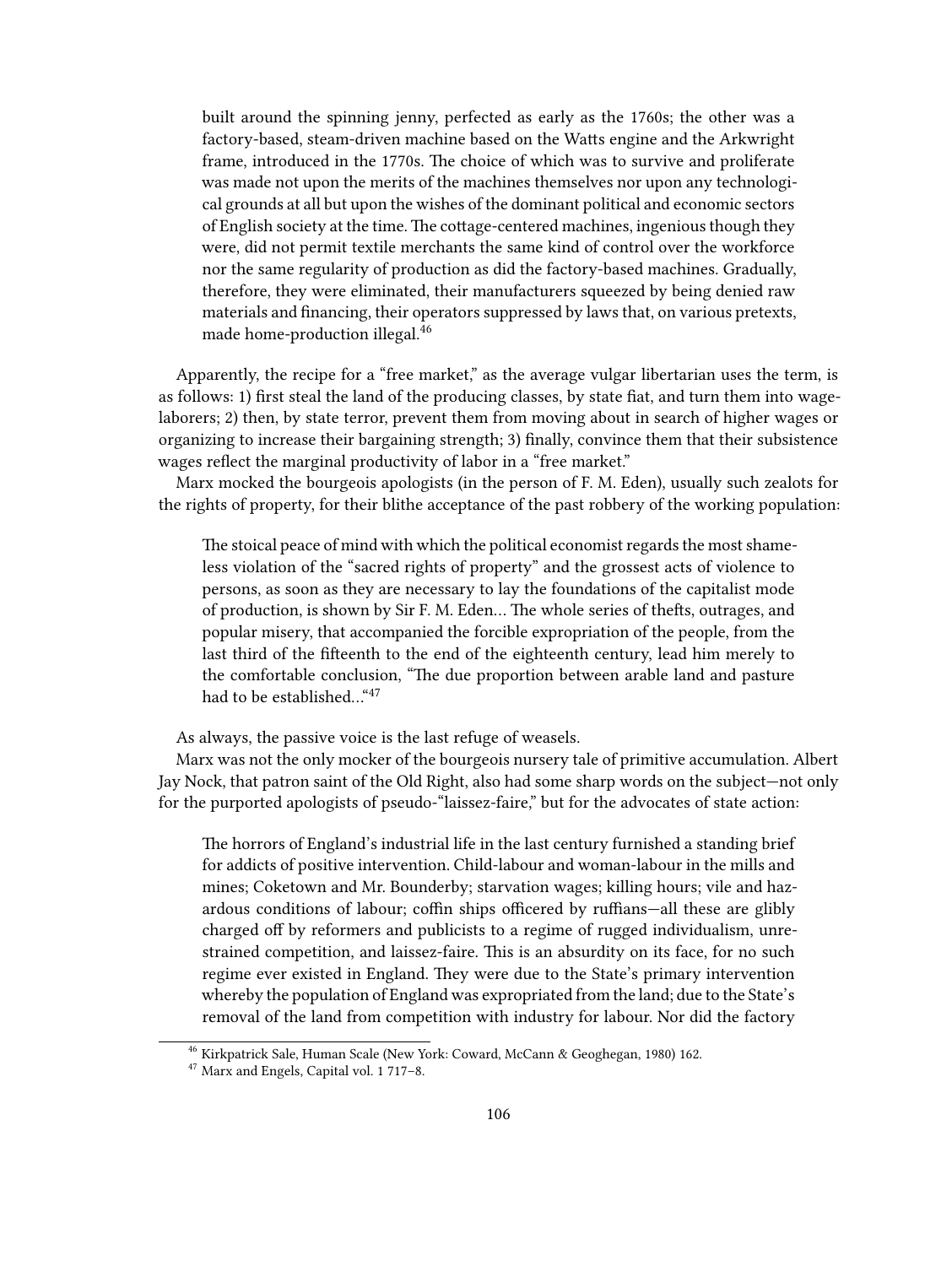> built around the spinning jenny, perfected as early as the 1760s; the other was a factory-based, steam-driven machine based on the Watts engine and the Arkwright frame, introduced in the 1770s. The choice of which was to survive and proliferate was made not upon the merits of the machines themselves nor upon any technological grounds at all but upon the wishes of the dominant political and economic sectors of English society at the time. The cottage-centered machines, ingenious though they were, did not permit textile merchants the same kind of control over the workforce nor the same regularity of production as did the factory-based machines. Gradually, therefore, they were eliminated, their manufacturers squeezed by being denied raw materials and financing, their operators suppressed by laws that, on various pretexts, made home-production illegal.[46]

Apparently, the recipe for a "free market," as the average vulgar libertarian uses the term, is as follows: 1) first steal the land of the producing classes, by state fiat, and turn them into wage-laborers; 2) then, by state terror, prevent them from moving about in search of higher wages or organizing to increase their bargaining strength; 3) finally, convince them that their subsistence wages reflect the marginal productivity of labor in a "free market."

Marx mocked the bourgeois apologists (in the person of F. M. Eden), usually such zealots for the rights of property, for their blithe acceptance of the past robbery of the working population:

> The stoical peace of mind with which the political economist regards the most shameless violation of the "sacred rights of property" and the grossest acts of violence to persons, as soon as they are necessary to lay the foundations of the capitalist mode of production, is shown by Sir F. M. Eden… The whole series of thefts, outrages, and popular misery, that accompanied the forcible expropriation of the people, from the last third of the fifteenth to the end of the eighteenth century, lead him merely to the comfortable conclusion, "The due proportion between arable land and pasture had to be established…"[47]

As always, the passive voice is the last refuge of weasels.

Marx was not the only mocker of the bourgeois nursery tale of primitive accumulation. Albert Jay Nock, that patron saint of the Old Right, also had some sharp words on the subject—not only for the purported apologists of pseudo-"laissez-faire," but for the advocates of state action:

> The horrors of England's industrial life in the last century furnished a standing brief for addicts of positive intervention. Child-labour and woman-labour in the mills and mines; Coketown and Mr. Bounderby; starvation wages; killing hours; vile and hazardous conditions of labour; coffin ships officered by ruffians—all these are glibly charged off by reformers and publicists to a regime of rugged individualism, unrestrained competition, and laissez-faire. This is an absurdity on its face, for no such regime ever existed in England. They were due to the State's primary intervention whereby the population of England was expropriated from the land; due to the State's removal of the land from competition with industry for labour. Nor did the factory

[46] Kirkpatrick Sale, Human Scale (New York: Coward, McCann & Geoghegan, 1980) 162.

[47] Marx and Engels, Capital vol. 1 717–8.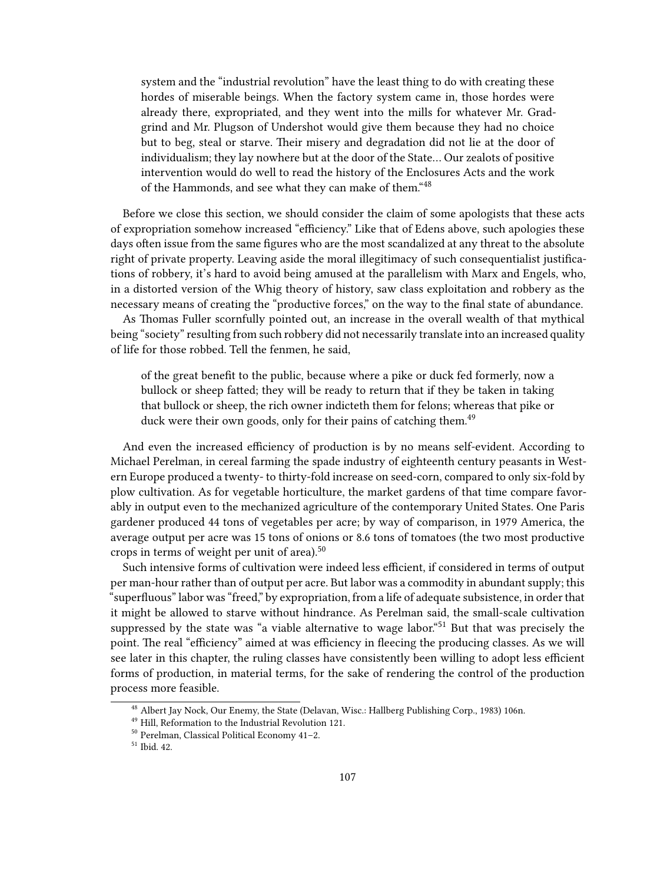> system and the "industrial revolution" have the least thing to do with creating these hordes of miserable beings. When the factory system came in, those hordes were already there, expropriated, and they went into the mills for whatever Mr. Gradgrind and Mr. Plugson of Undershot would give them because they had no choice but to beg, steal or starve. Their misery and degradation did not lie at the door of individualism; they lay nowhere but at the door of the State… Our zealots of positive intervention would do well to read the history of the Enclosures Acts and the work of the Hammonds, and see what they can make of them."[48]

Before we close this section, we should consider the claim of some apologists that these acts of expropriation somehow increased "efficiency." Like that of Edens above, such apologies these days often issue from the same figures who are the most scandalized at any threat to the absolute right of private property. Leaving aside the moral illegitimacy of such consequentialist justifications of robbery, it's hard to avoid being amused at the parallelism with Marx and Engels, who, in a distorted version of the Whig theory of history, saw class exploitation and robbery as the necessary means of creating the "productive forces," on the way to the final state of abundance.

As Thomas Fuller scornfully pointed out, an increase in the overall wealth of that mythical being "society" resulting from such robbery did not necessarily translate into an increased quality of life for those robbed. Tell the fenmen, he said,

> of the great benefit to the public, because where a pike or duck fed formerly, now a bullock or sheep fatted; they will be ready to return that if they be taken in taking that bullock or sheep, the rich owner indicteth them for felons; whereas that pike or duck were their own goods, only for their pains of catching them.[49]

And even the increased efficiency of production is by no means self-evident. According to Michael Perelman, in cereal farming the spade industry of eighteenth century peasants in Western Europe produced a twenty- to thirty-fold increase on seed-corn, compared to only six-fold by plow cultivation. As for vegetable horticulture, the market gardens of that time compare favorably in output even to the mechanized agriculture of the contemporary United States. One Paris gardener produced 44 tons of vegetables per acre; by way of comparison, in 1979 America, the average output per acre was 15 tons of onions or 8.6 tons of tomatoes (the two most productive crops in terms of weight per unit of area).[50]

Such intensive forms of cultivation were indeed less efficient, if considered in terms of output per man-hour rather than of output per acre. But labor was a commodity in abundant supply; this "superfluous" labor was "freed," by expropriation, from a life of adequate subsistence, in order that it might be allowed to starve without hindrance. As Perelman said, the small-scale cultivation suppressed by the state was "a viable alternative to wage labor."[51] But that was precisely the point. The real "efficiency" aimed at was efficiency in fleecing the producing classes. As we will see later in this chapter, the ruling classes have consistently been willing to adopt less efficient forms of production, in material terms, for the sake of rendering the control of the production process more feasible.

---

[48] Albert Jay Nock, Our Enemy, the State (Delavan, Wisc.: Hallberg Publishing Corp., 1983) 106n.

[49] Hill, Reformation to the Industrial Revolution 121.

[50] Perelman, Classical Political Economy 41–2.

[51] Ibid. 42.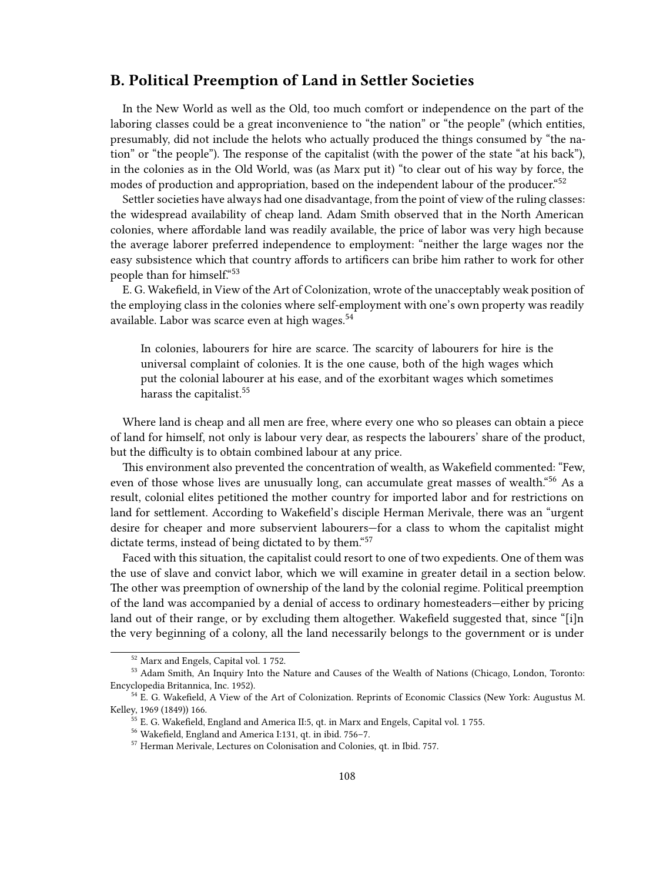## B. Political Preemption of Land in Settler Societies

In the New World as well as the Old, too much comfort or independence on the part of the laboring classes could be a great inconvenience to "the nation" or "the people" (which entities, presumably, did not include the helots who actually produced the things consumed by "the nation" or "the people"). The response of the capitalist (with the power of the state "at his back"), in the colonies as in the Old World, was (as Marx put it) "to clear out of his way by force, the modes of production and appropriation, based on the independent labour of the producer."[52]

Settler societies have always had one disadvantage, from the point of view of the ruling classes: the widespread availability of cheap land. Adam Smith observed that in the North American colonies, where affordable land was readily available, the price of labor was very high because the average laborer preferred independence to employment: "neither the large wages nor the easy subsistence which that country affords to artificers can bribe him rather to work for other people than for himself."[53]

E. G. Wakefield, in View of the Art of Colonization, wrote of the unacceptably weak position of the employing class in the colonies where self-employment with one's own property was readily available. Labor was scarce even at high wages.[54]

> In colonies, labourers for hire are scarce. The scarcity of labourers for hire is the universal complaint of colonies. It is the one cause, both of the high wages which put the colonial labourer at his ease, and of the exorbitant wages which sometimes harass the capitalist.[55]

Where land is cheap and all men are free, where every one who so pleases can obtain a piece of land for himself, not only is labour very dear, as respects the labourers' share of the product, but the difficulty is to obtain combined labour at any price.

This environment also prevented the concentration of wealth, as Wakefield commented: "Few, even of those whose lives are unusually long, can accumulate great masses of wealth."[56] As a result, colonial elites petitioned the mother country for imported labor and for restrictions on land for settlement. According to Wakefield's disciple Herman Merivale, there was an "urgent desire for cheaper and more subservient labourers—for a class to whom the capitalist might dictate terms, instead of being dictated to by them."[57]

Faced with this situation, the capitalist could resort to one of two expedients. One of them was the use of slave and convict labor, which we will examine in greater detail in a section below. The other was preemption of ownership of the land by the colonial regime. Political preemption of the land was accompanied by a denial of access to ordinary homesteaders—either by pricing land out of their range, or by excluding them altogether. Wakefield suggested that, since "[i]n the very beginning of a colony, all the land necessarily belongs to the government or is under

---

[52] Marx and Engels, Capital vol. 1 752.

[53] Adam Smith, An Inquiry Into the Nature and Causes of the Wealth of Nations (Chicago, London, Toronto: Encyclopedia Britannica, Inc. 1952).

[54] E. G. Wakefield, A View of the Art of Colonization. Reprints of Economic Classics (New York: Augustus M. Kelley, 1969 (1849)) 166.

[55] E. G. Wakefield, England and America II:5, qt. in Marx and Engels, Capital vol. 1 755.

[56] Wakefield, England and America I:131, qt. in ibid. 756–7.

[57] Herman Merivale, Lectures on Colonisation and Colonies, qt. in Ibid. 757.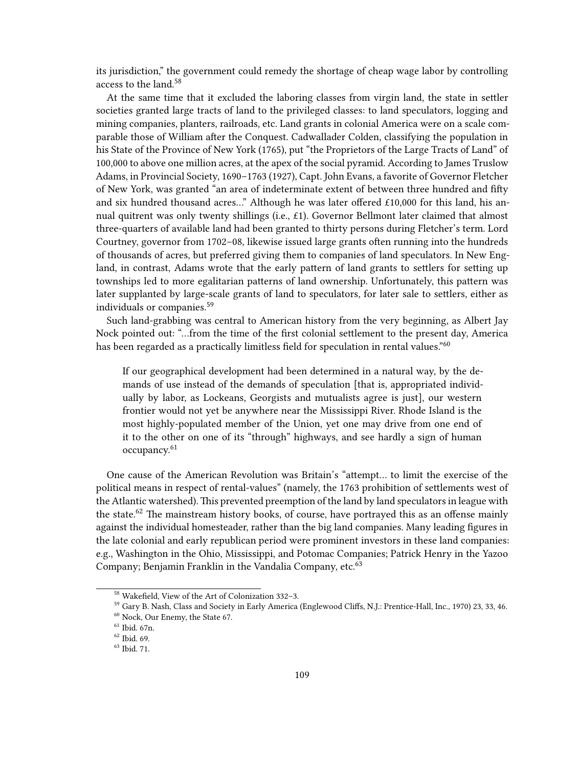its jurisdiction," the government could remedy the shortage of cheap wage labor by controlling access to the land.[58]

At the same time that it excluded the laboring classes from virgin land, the state in settler societies granted large tracts of land to the privileged classes: to land speculators, logging and mining companies, planters, railroads, etc. Land grants in colonial America were on a scale comparable those of William after the Conquest. Cadwallader Colden, classifying the population in his State of the Province of New York (1765), put "the Proprietors of the Large Tracts of Land" of 100,000 to above one million acres, at the apex of the social pyramid. According to James Truslow Adams, in Provincial Society, 1690–1763 (1927), Capt. John Evans, a favorite of Governor Fletcher of New York, was granted "an area of indeterminate extent of between three hundred and fifty and six hundred thousand acres…" Although he was later offered £10,000 for this land, his annual quitrent was only twenty shillings (i.e., £1). Governor Bellmont later claimed that almost three-quarters of available land had been granted to thirty persons during Fletcher's term. Lord Courtney, governor from 1702–08, likewise issued large grants often running into the hundreds of thousands of acres, but preferred giving them to companies of land speculators. In New England, in contrast, Adams wrote that the early pattern of land grants to settlers for setting up townships led to more egalitarian patterns of land ownership. Unfortunately, this pattern was later supplanted by large-scale grants of land to speculators, for later sale to settlers, either as individuals or companies.[59]

Such land-grabbing was central to American history from the very beginning, as Albert Jay Nock pointed out: "…from the time of the first colonial settlement to the present day, America has been regarded as a practically limitless field for speculation in rental values."[60]

> If our geographical development had been determined in a natural way, by the demands of use instead of the demands of speculation [that is, appropriated individually by labor, as Lockeans, Georgists and mutualists agree is just], our western frontier would not yet be anywhere near the Mississippi River. Rhode Island is the most highly-populated member of the Union, yet one may drive from one end of it to the other on one of its "through" highways, and see hardly a sign of human occupancy.[61]

One cause of the American Revolution was Britain's "attempt… to limit the exercise of the political means in respect of rental-values" (namely, the 1763 prohibition of settlements west of the Atlantic watershed). This prevented preemption of the land by land speculators in league with the state.[62] The mainstream history books, of course, have portrayed this as an offense mainly against the individual homesteader, rather than the big land companies. Many leading figures in the late colonial and early republican period were prominent investors in these land companies: e.g., Washington in the Ohio, Mississippi, and Potomac Companies; Patrick Henry in the Yazoo Company; Benjamin Franklin in the Vandalia Company, etc.[63]

---

[58] Wakefield, View of the Art of Colonization 332–3.

[59] Gary B. Nash, Class and Society in Early America (Englewood Cliffs, N.J.: Prentice-Hall, Inc., 1970) 23, 33, 46.

[60] Nock, Our Enemy, the State 67.

[61] Ibid. 67n.

[62] Ibid. 69.

[63] Ibid. 71.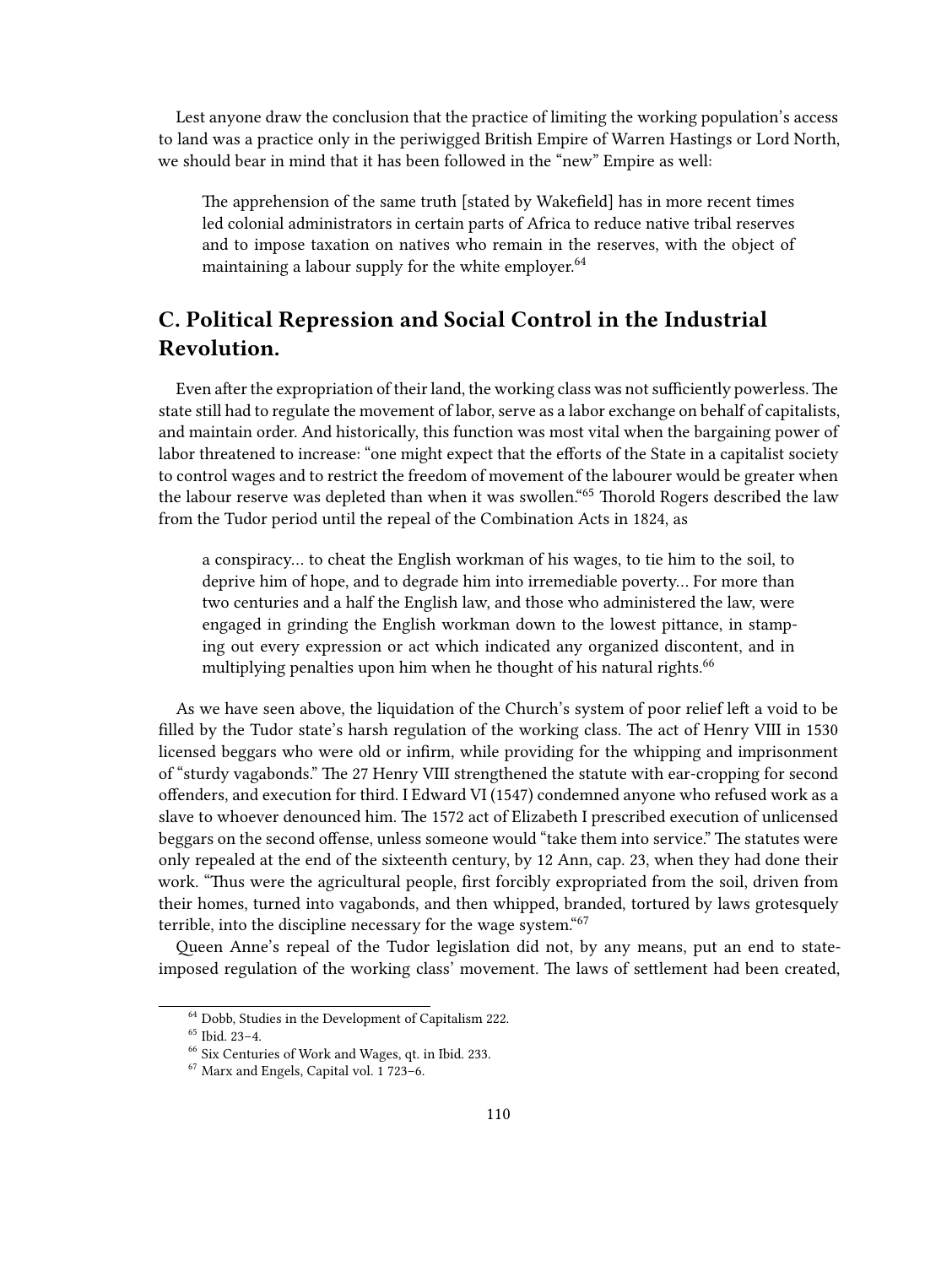Lest anyone draw the conclusion that the practice of limiting the working population's access to land was a practice only in the periwigged British Empire of Warren Hastings or Lord North, we should bear in mind that it has been followed in the "new" Empire as well:

> The apprehension of the same truth [stated by Wakefield] has in more recent times led colonial administrators in certain parts of Africa to reduce native tribal reserves and to impose taxation on natives who remain in the reserves, with the object of maintaining a labour supply for the white employer.[64]

## C. Political Repression and Social Control in the Industrial Revolution.

Even after the expropriation of their land, the working class was not sufficiently powerless. The state still had to regulate the movement of labor, serve as a labor exchange on behalf of capitalists, and maintain order. And historically, this function was most vital when the bargaining power of labor threatened to increase: "one might expect that the efforts of the State in a capitalist society to control wages and to restrict the freedom of movement of the labourer would be greater when the labour reserve was depleted than when it was swollen."[65] Thorold Rogers described the law from the Tudor period until the repeal of the Combination Acts in 1824, as

> a conspiracy… to cheat the English workman of his wages, to tie him to the soil, to deprive him of hope, and to degrade him into irremediable poverty… For more than two centuries and a half the English law, and those who administered the law, were engaged in grinding the English workman down to the lowest pittance, in stamping out every expression or act which indicated any organized discontent, and in multiplying penalties upon him when he thought of his natural rights.[66]

As we have seen above, the liquidation of the Church's system of poor relief left a void to be filled by the Tudor state's harsh regulation of the working class. The act of Henry VIII in 1530 licensed beggars who were old or infirm, while providing for the whipping and imprisonment of "sturdy vagabonds." The 27 Henry VIII strengthened the statute with ear-cropping for second offenders, and execution for third. I Edward VI (1547) condemned anyone who refused work as a slave to whoever denounced him. The 1572 act of Elizabeth I prescribed execution of unlicensed beggars on the second offense, unless someone would "take them into service." The statutes were only repealed at the end of the sixteenth century, by 12 Ann, cap. 23, when they had done their work. "Thus were the agricultural people, first forcibly expropriated from the soil, driven from their homes, turned into vagabonds, and then whipped, branded, tortured by laws grotesquely terrible, into the discipline necessary for the wage system."[67]

Queen Anne's repeal of the Tudor legislation did not, by any means, put an end to state-imposed regulation of the working class' movement. The laws of settlement had been created,

---

[64] Dobb, Studies in the Development of Capitalism 222.

[65] Ibid. 23–4.

[66] Six Centuries of Work and Wages, qt. in Ibid. 233.

[67] Marx and Engels, Capital vol. 1 723–6.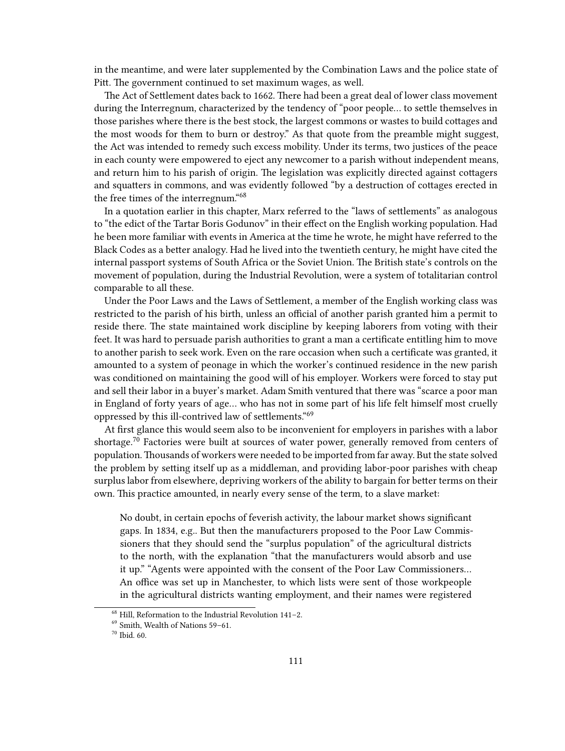in the meantime, and were later supplemented by the Combination Laws and the police state of Pitt. The government continued to set maximum wages, as well.

The Act of Settlement dates back to 1662. There had been a great deal of lower class movement during the Interregnum, characterized by the tendency of "poor people… to settle themselves in those parishes where there is the best stock, the largest commons or wastes to build cottages and the most woods for them to burn or destroy." As that quote from the preamble might suggest, the Act was intended to remedy such excess mobility. Under its terms, two justices of the peace in each county were empowered to eject any newcomer to a parish without independent means, and return him to his parish of origin. The legislation was explicitly directed against cottagers and squatters in commons, and was evidently followed "by a destruction of cottages erected in the free times of the interregnum."[68]

In a quotation earlier in this chapter, Marx referred to the "laws of settlements" as analogous to "the edict of the Tartar Boris Godunov" in their effect on the English working population. Had he been more familiar with events in America at the time he wrote, he might have referred to the Black Codes as a better analogy. Had he lived into the twentieth century, he might have cited the internal passport systems of South Africa or the Soviet Union. The British state's controls on the movement of population, during the Industrial Revolution, were a system of totalitarian control comparable to all these.

Under the Poor Laws and the Laws of Settlement, a member of the English working class was restricted to the parish of his birth, unless an official of another parish granted him a permit to reside there. The state maintained work discipline by keeping laborers from voting with their feet. It was hard to persuade parish authorities to grant a man a certificate entitling him to move to another parish to seek work. Even on the rare occasion when such a certificate was granted, it amounted to a system of peonage in which the worker's continued residence in the new parish was conditioned on maintaining the good will of his employer. Workers were forced to stay put and sell their labor in a buyer's market. Adam Smith ventured that there was "scarce a poor man in England of forty years of age… who has not in some part of his life felt himself most cruelly oppressed by this ill-contrived law of settlements."[69]

At first glance this would seem also to be inconvenient for employers in parishes with a labor shortage.[70] Factories were built at sources of water power, generally removed from centers of population. Thousands of workers were needed to be imported from far away. But the state solved the problem by setting itself up as a middleman, and providing labor-poor parishes with cheap surplus labor from elsewhere, depriving workers of the ability to bargain for better terms on their own. This practice amounted, in nearly every sense of the term, to a slave market:

> No doubt, in certain epochs of feverish activity, the labour market shows significant gaps. In 1834, e.g.. But then the manufacturers proposed to the Poor Law Commissioners that they should send the "surplus population" of the agricultural districts to the north, with the explanation "that the manufacturers would absorb and use it up." "Agents were appointed with the consent of the Poor Law Commissioners… An office was set up in Manchester, to which lists were sent of those workpeople in the agricultural districts wanting employment, and their names were registered

[68] Hill, Reformation to the Industrial Revolution 141–2.
[69] Smith, Wealth of Nations 59–61.
[70] Ibid. 60.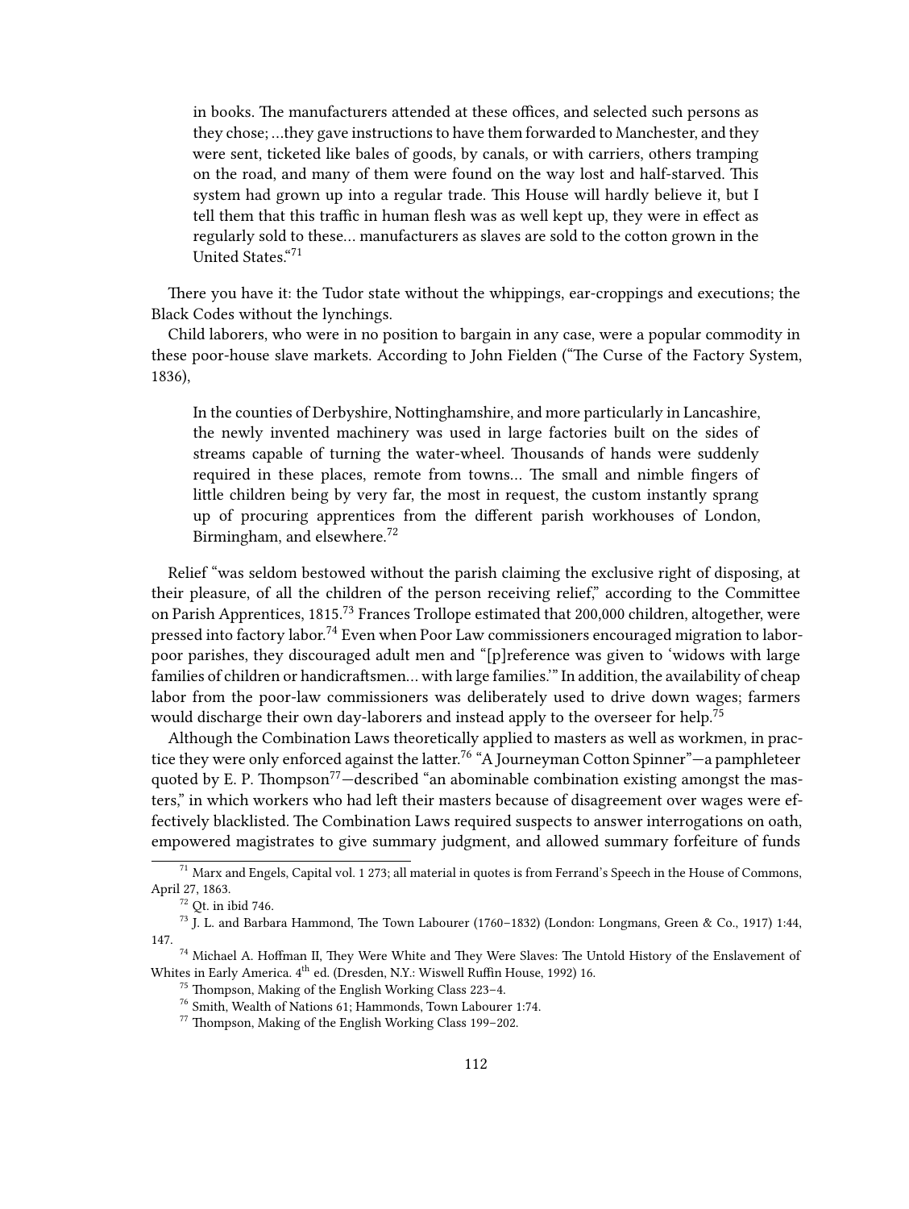> in books. The manufacturers attended at these offices, and selected such persons as they chose; …they gave instructions to have them forwarded to Manchester, and they were sent, ticketed like bales of goods, by canals, or with carriers, others tramping on the road, and many of them were found on the way lost and half-starved. This system had grown up into a regular trade. This House will hardly believe it, but I tell them that this traffic in human flesh was as well kept up, they were in effect as regularly sold to these… manufacturers as slaves are sold to the cotton grown in the United States."[71]

There you have it: the Tudor state without the whippings, ear-croppings and executions; the Black Codes without the lynchings.

Child laborers, who were in no position to bargain in any case, were a popular commodity in these poor-house slave markets. According to John Fielden ("The Curse of the Factory System, 1836),

> In the counties of Derbyshire, Nottinghamshire, and more particularly in Lancashire, the newly invented machinery was used in large factories built on the sides of streams capable of turning the water-wheel. Thousands of hands were suddenly required in these places, remote from towns… The small and nimble fingers of little children being by very far, the most in request, the custom instantly sprang up of procuring apprentices from the different parish workhouses of London, Birmingham, and elsewhere.[72]

Relief "was seldom bestowed without the parish claiming the exclusive right of disposing, at their pleasure, of all the children of the person receiving relief," according to the Committee on Parish Apprentices, 1815.[73] Frances Trollope estimated that 200,000 children, altogether, were pressed into factory labor.[74] Even when Poor Law commissioners encouraged migration to labor-poor parishes, they discouraged adult men and "[p]reference was given to 'widows with large families of children or handicraftsmen… with large families.'" In addition, the availability of cheap labor from the poor-law commissioners was deliberately used to drive down wages; farmers would discharge their own day-laborers and instead apply to the overseer for help.[75]

Although the Combination Laws theoretically applied to masters as well as workmen, in practice they were only enforced against the latter.[76] "A Journeyman Cotton Spinner"—a pamphleteer quoted by E. P. Thompson[77]—described "an abominable combination existing amongst the masters," in which workers who had left their masters because of disagreement over wages were effectively blacklisted. The Combination Laws required suspects to answer interrogations on oath, empowered magistrates to give summary judgment, and allowed summary forfeiture of funds

---

[71] Marx and Engels, Capital vol. 1 273; all material in quotes is from Ferrand's Speech in the House of Commons, April 27, 1863.

[72] Qt. in ibid 746.

[73] J. L. and Barbara Hammond, The Town Labourer (1760–1832) (London: Longmans, Green & Co., 1917) 1:44, 147.

[74] Michael A. Hoffman II, They Were White and They Were Slaves: The Untold History of the Enslavement of Whites in Early America. 4th ed. (Dresden, N.Y.: Wiswell Ruffin House, 1992) 16.

[75] Thompson, Making of the English Working Class 223–4.

[76] Smith, Wealth of Nations 61; Hammonds, Town Labourer 1:74.

[77] Thompson, Making of the English Working Class 199–202.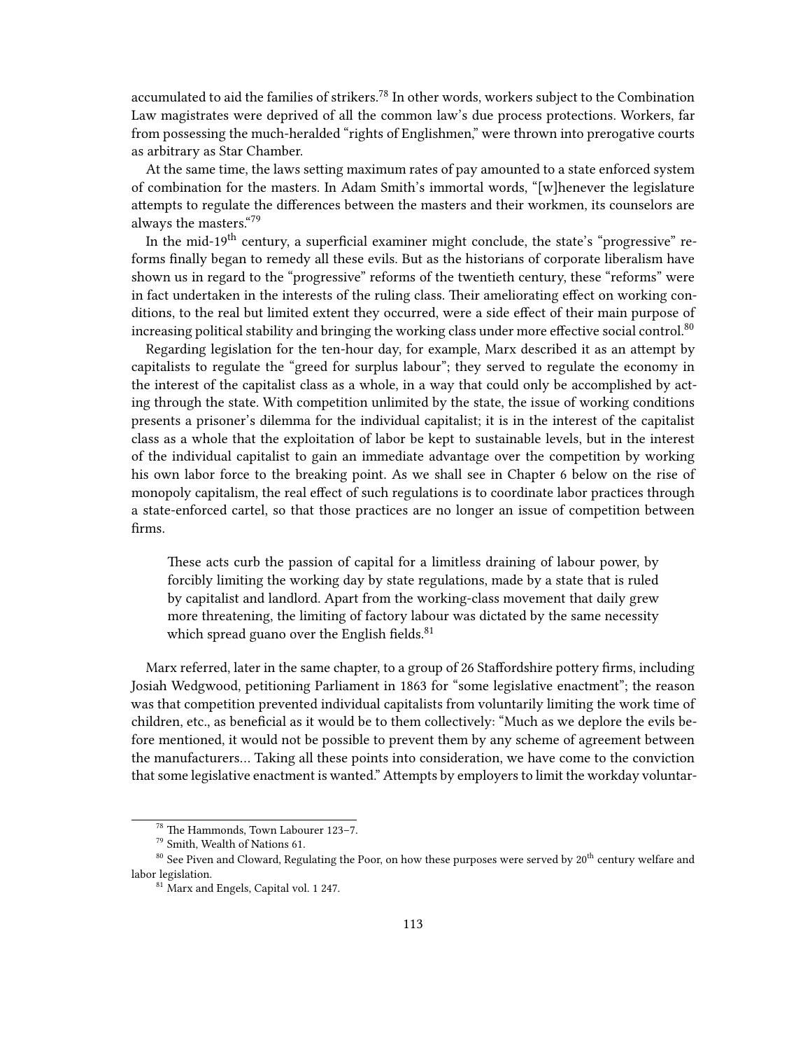accumulated to aid the families of strikers.[78] In other words, workers subject to the Combination Law magistrates were deprived of all the common law's due process protections. Workers, far from possessing the much-heralded "rights of Englishmen," were thrown into prerogative courts as arbitrary as Star Chamber.

At the same time, the laws setting maximum rates of pay amounted to a state enforced system of combination for the masters. In Adam Smith's immortal words, "[w]henever the legislature attempts to regulate the differences between the masters and their workmen, its counselors are always the masters."[79]

In the mid-19th century, a superficial examiner might conclude, the state's "progressive" reforms finally began to remedy all these evils. But as the historians of corporate liberalism have shown us in regard to the "progressive" reforms of the twentieth century, these "reforms" were in fact undertaken in the interests of the ruling class. Their ameliorating effect on working conditions, to the real but limited extent they occurred, were a side effect of their main purpose of increasing political stability and bringing the working class under more effective social control.[80]

Regarding legislation for the ten-hour day, for example, Marx described it as an attempt by capitalists to regulate the "greed for surplus labour"; they served to regulate the economy in the interest of the capitalist class as a whole, in a way that could only be accomplished by acting through the state. With competition unlimited by the state, the issue of working conditions presents a prisoner's dilemma for the individual capitalist; it is in the interest of the capitalist class as a whole that the exploitation of labor be kept to sustainable levels, but in the interest of the individual capitalist to gain an immediate advantage over the competition by working his own labor force to the breaking point. As we shall see in Chapter 6 below on the rise of monopoly capitalism, the real effect of such regulations is to coordinate labor practices through a state-enforced cartel, so that those practices are no longer an issue of competition between firms.

> These acts curb the passion of capital for a limitless draining of labour power, by forcibly limiting the working day by state regulations, made by a state that is ruled by capitalist and landlord. Apart from the working-class movement that daily grew more threatening, the limiting of factory labour was dictated by the same necessity which spread guano over the English fields.[81]

Marx referred, later in the same chapter, to a group of 26 Staffordshire pottery firms, including Josiah Wedgwood, petitioning Parliament in 1863 for "some legislative enactment"; the reason was that competition prevented individual capitalists from voluntarily limiting the work time of children, etc., as beneficial as it would be to them collectively: "Much as we deplore the evils before mentioned, it would not be possible to prevent them by any scheme of agreement between the manufacturers… Taking all these points into consideration, we have come to the conviction that some legislative enactment is wanted." Attempts by employers to limit the workday voluntar-

[78] The Hammonds, Town Labourer 123–7.

[79] Smith, Wealth of Nations 61.

[80] See Piven and Cloward, Regulating the Poor, on how these purposes were served by 20th century welfare and labor legislation.

[81] Marx and Engels, Capital vol. 1 247.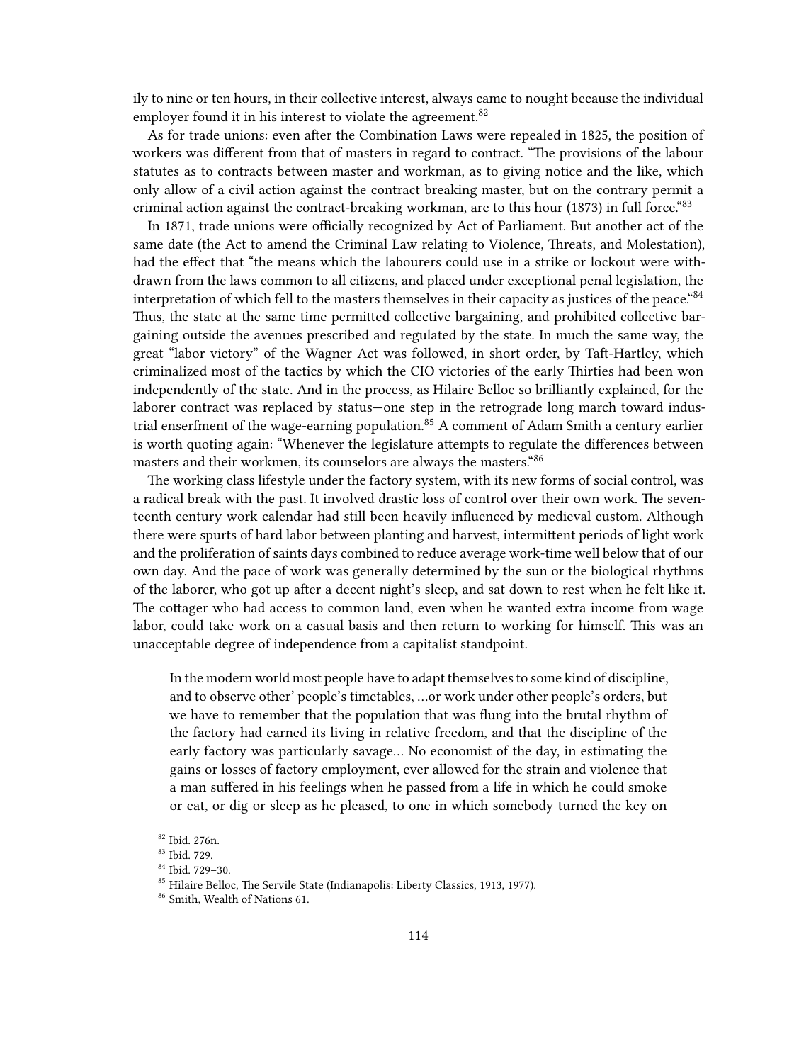ily to nine or ten hours, in their collective interest, always came to nought because the individual employer found it in his interest to violate the agreement.[82]

As for trade unions: even after the Combination Laws were repealed in 1825, the position of workers was different from that of masters in regard to contract. "The provisions of the labour statutes as to contracts between master and workman, as to giving notice and the like, which only allow of a civil action against the contract breaking master, but on the contrary permit a criminal action against the contract-breaking workman, are to this hour (1873) in full force."[83]

In 1871, trade unions were officially recognized by Act of Parliament. But another act of the same date (the Act to amend the Criminal Law relating to Violence, Threats, and Molestation), had the effect that "the means which the labourers could use in a strike or lockout were withdrawn from the laws common to all citizens, and placed under exceptional penal legislation, the interpretation of which fell to the masters themselves in their capacity as justices of the peace."[84] Thus, the state at the same time permitted collective bargaining, and prohibited collective bargaining outside the avenues prescribed and regulated by the state. In much the same way, the great "labor victory" of the Wagner Act was followed, in short order, by Taft-Hartley, which criminalized most of the tactics by which the CIO victories of the early Thirties had been won independently of the state. And in the process, as Hilaire Belloc so brilliantly explained, for the laborer contract was replaced by status—one step in the retrograde long march toward industrial enserfment of the wage-earning population.[85] A comment of Adam Smith a century earlier is worth quoting again: "Whenever the legislature attempts to regulate the differences between masters and their workmen, its counselors are always the masters."[86]

The working class lifestyle under the factory system, with its new forms of social control, was a radical break with the past. It involved drastic loss of control over their own work. The seventeenth century work calendar had still been heavily influenced by medieval custom. Although there were spurts of hard labor between planting and harvest, intermittent periods of light work and the proliferation of saints days combined to reduce average work-time well below that of our own day. And the pace of work was generally determined by the sun or the biological rhythms of the laborer, who got up after a decent night's sleep, and sat down to rest when he felt like it. The cottager who had access to common land, even when he wanted extra income from wage labor, could take work on a casual basis and then return to working for himself. This was an unacceptable degree of independence from a capitalist standpoint.

> In the modern world most people have to adapt themselves to some kind of discipline, and to observe other' people's timetables, …or work under other people's orders, but we have to remember that the population that was flung into the brutal rhythm of the factory had earned its living in relative freedom, and that the discipline of the early factory was particularly savage… No economist of the day, in estimating the gains or losses of factory employment, ever allowed for the strain and violence that a man suffered in his feelings when he passed from a life in which he could smoke or eat, or dig or sleep as he pleased, to one in which somebody turned the key on

[82] Ibid. 276n.
[83] Ibid. 729.
[84] Ibid. 729–30.
[85] Hilaire Belloc, The Servile State (Indianapolis: Liberty Classics, 1913, 1977).
[86] Smith, Wealth of Nations 61.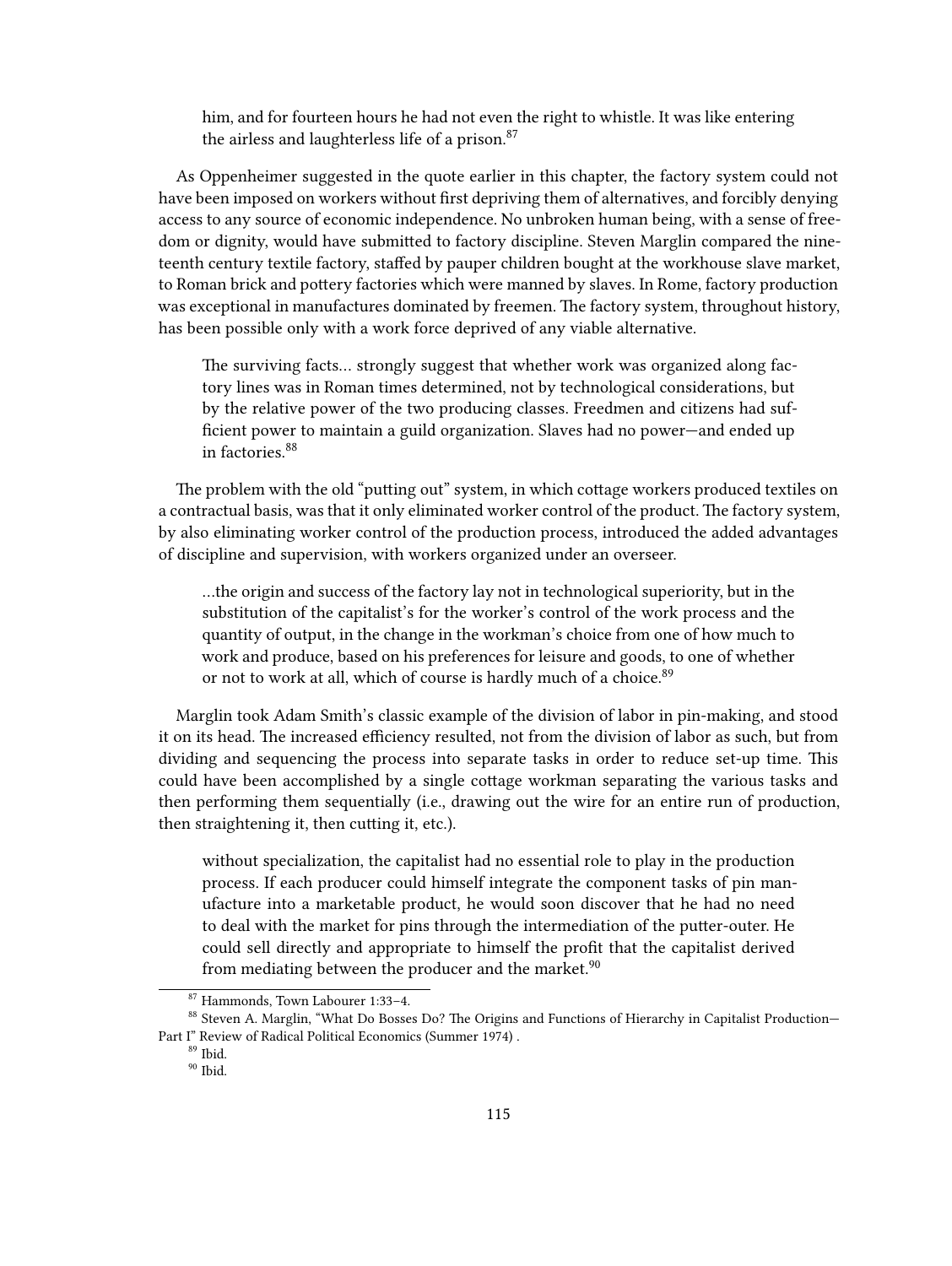> him, and for fourteen hours he had not even the right to whistle. It was like entering the airless and laughterless life of a prison.[87]

As Oppenheimer suggested in the quote earlier in this chapter, the factory system could not have been imposed on workers without first depriving them of alternatives, and forcibly denying access to any source of economic independence. No unbroken human being, with a sense of freedom or dignity, would have submitted to factory discipline. Steven Marglin compared the nineteenth century textile factory, staffed by pauper children bought at the workhouse slave market, to Roman brick and pottery factories which were manned by slaves. In Rome, factory production was exceptional in manufactures dominated by freemen. The factory system, throughout history, has been possible only with a work force deprived of any viable alternative.

> The surviving facts… strongly suggest that whether work was organized along factory lines was in Roman times determined, not by technological considerations, but by the relative power of the two producing classes. Freedmen and citizens had sufficient power to maintain a guild organization. Slaves had no power—and ended up in factories.[88]

The problem with the old "putting out" system, in which cottage workers produced textiles on a contractual basis, was that it only eliminated worker control of the product. The factory system, by also eliminating worker control of the production process, introduced the added advantages of discipline and supervision, with workers organized under an overseer.

> …the origin and success of the factory lay not in technological superiority, but in the substitution of the capitalist's for the worker's control of the work process and the quantity of output, in the change in the workman's choice from one of how much to work and produce, based on his preferences for leisure and goods, to one of whether or not to work at all, which of course is hardly much of a choice.[89]

Marglin took Adam Smith's classic example of the division of labor in pin-making, and stood it on its head. The increased efficiency resulted, not from the division of labor as such, but from dividing and sequencing the process into separate tasks in order to reduce set-up time. This could have been accomplished by a single cottage workman separating the various tasks and then performing them sequentially (i.e., drawing out the wire for an entire run of production, then straightening it, then cutting it, etc.).

> without specialization, the capitalist had no essential role to play in the production process. If each producer could himself integrate the component tasks of pin manufacture into a marketable product, he would soon discover that he had no need to deal with the market for pins through the intermediation of the putter-outer. He could sell directly and appropriate to himself the profit that the capitalist derived from mediating between the producer and the market.[90]

---

[87] Hammonds, Town Labourer 1:33–4.

[88] Steven A. Marglin, "What Do Bosses Do? The Origins and Functions of Hierarchy in Capitalist Production—Part I" Review of Radical Political Economics (Summer 1974) .

[89] Ibid.

[90] Ibid.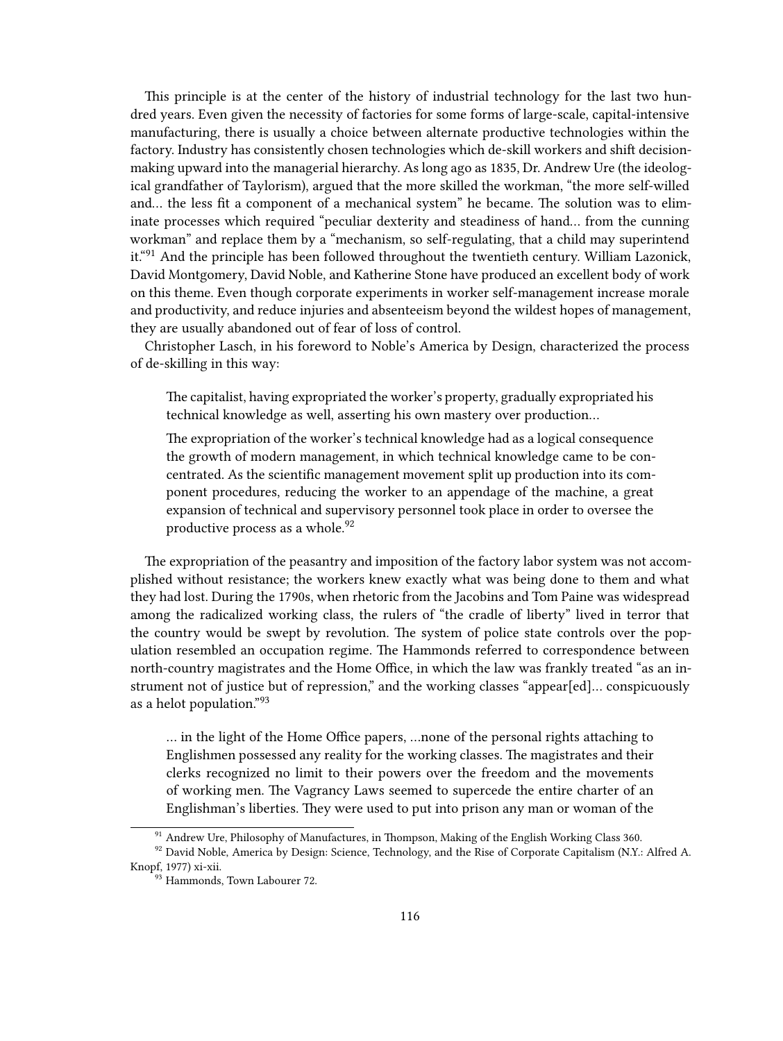This principle is at the center of the history of industrial technology for the last two hundred years. Even given the necessity of factories for some forms of large-scale, capital-intensive manufacturing, there is usually a choice between alternate productive technologies within the factory. Industry has consistently chosen technologies which de-skill workers and shift decision-making upward into the managerial hierarchy. As long ago as 1835, Dr. Andrew Ure (the ideological grandfather of Taylorism), argued that the more skilled the workman, "the more self-willed and… the less fit a component of a mechanical system" he became. The solution was to eliminate processes which required "peculiar dexterity and steadiness of hand… from the cunning workman" and replace them by a "mechanism, so self-regulating, that a child may superintend it."[91] And the principle has been followed throughout the twentieth century. William Lazonick, David Montgomery, David Noble, and Katherine Stone have produced an excellent body of work on this theme. Even though corporate experiments in worker self-management increase morale and productivity, and reduce injuries and absenteeism beyond the wildest hopes of management, they are usually abandoned out of fear of loss of control.

Christopher Lasch, in his foreword to Noble's America by Design, characterized the process of de-skilling in this way:

> The capitalist, having expropriated the worker's property, gradually expropriated his technical knowledge as well, asserting his own mastery over production…
>
> The expropriation of the worker's technical knowledge had as a logical consequence the growth of modern management, in which technical knowledge came to be concentrated. As the scientific management movement split up production into its component procedures, reducing the worker to an appendage of the machine, a great expansion of technical and supervisory personnel took place in order to oversee the productive process as a whole.[92]

The expropriation of the peasantry and imposition of the factory labor system was not accomplished without resistance; the workers knew exactly what was being done to them and what they had lost. During the 1790s, when rhetoric from the Jacobins and Tom Paine was widespread among the radicalized working class, the rulers of "the cradle of liberty" lived in terror that the country would be swept by revolution. The system of police state controls over the population resembled an occupation regime. The Hammonds referred to correspondence between north-country magistrates and the Home Office, in which the law was frankly treated "as an instrument not of justice but of repression," and the working classes "appear[ed]… conspicuously as a helot population."[93]

> … in the light of the Home Office papers, …none of the personal rights attaching to Englishmen possessed any reality for the working classes. The magistrates and their clerks recognized no limit to their powers over the freedom and the movements of working men. The Vagrancy Laws seemed to supercede the entire charter of an Englishman's liberties. They were used to put into prison any man or woman of the

[91] Andrew Ure, Philosophy of Manufactures, in Thompson, Making of the English Working Class 360.

[92] David Noble, America by Design: Science, Technology, and the Rise of Corporate Capitalism (N.Y.: Alfred A. Knopf, 1977) xi-xii.

[93] Hammonds, Town Labourer 72.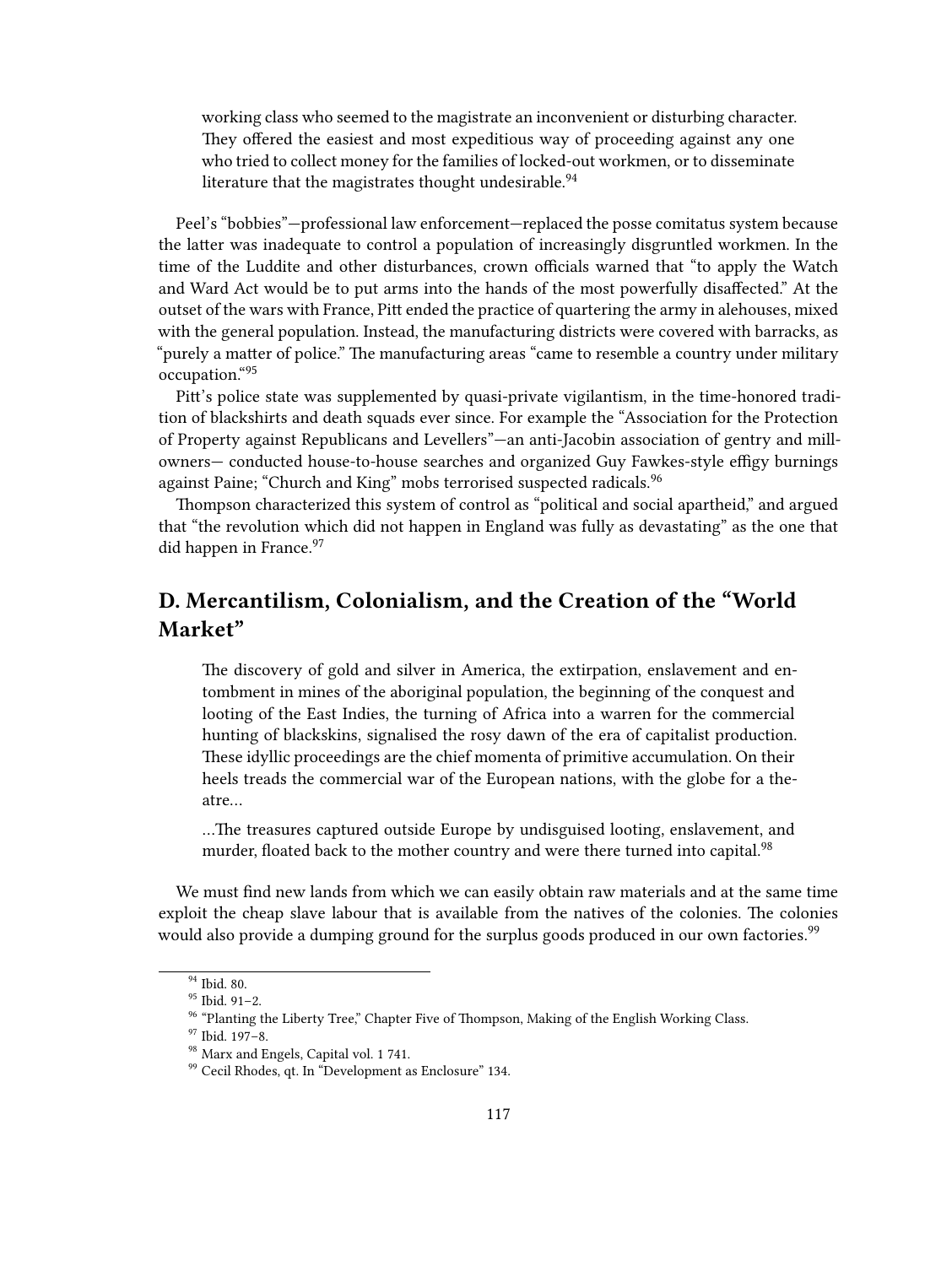> working class who seemed to the magistrate an inconvenient or disturbing character. They offered the easiest and most expeditious way of proceeding against any one who tried to collect money for the families of locked-out workmen, or to disseminate literature that the magistrates thought undesirable.[94]

Peel's "bobbies"—professional law enforcement—replaced the posse comitatus system because the latter was inadequate to control a population of increasingly disgruntled workmen. In the time of the Luddite and other disturbances, crown officials warned that "to apply the Watch and Ward Act would be to put arms into the hands of the most powerfully disaffected." At the outset of the wars with France, Pitt ended the practice of quartering the army in alehouses, mixed with the general population. Instead, the manufacturing districts were covered with barracks, as "purely a matter of police." The manufacturing areas "came to resemble a country under military occupation."[95]

Pitt's police state was supplemented by quasi-private vigilantism, in the time-honored tradition of blackshirts and death squads ever since. For example the "Association for the Protection of Property against Republicans and Levellers"—an anti-Jacobin association of gentry and mill-owners— conducted house-to-house searches and organized Guy Fawkes-style effigy burnings against Paine; "Church and King" mobs terrorised suspected radicals.[96]

Thompson characterized this system of control as "political and social apartheid," and argued that "the revolution which did not happen in England was fully as devastating" as the one that did happen in France.[97]

## D. Mercantilism, Colonialism, and the Creation of the "World Market"

> The discovery of gold and silver in America, the extirpation, enslavement and entombment in mines of the aboriginal population, the beginning of the conquest and looting of the East Indies, the turning of Africa into a warren for the commercial hunting of blackskins, signalised the rosy dawn of the era of capitalist production. These idyllic proceedings are the chief momenta of primitive accumulation. On their heels treads the commercial war of the European nations, with the globe for a theatre…
>
> …The treasures captured outside Europe by undisguised looting, enslavement, and murder, floated back to the mother country and were there turned into capital.[98]

We must find new lands from which we can easily obtain raw materials and at the same time exploit the cheap slave labour that is available from the natives of the colonies. The colonies would also provide a dumping ground for the surplus goods produced in our own factories.[99]

---

[94] Ibid. 80.

[95] Ibid. 91–2.

[96] "Planting the Liberty Tree," Chapter Five of Thompson, Making of the English Working Class.

[97] Ibid. 197–8.

[98] Marx and Engels, Capital vol. 1 741.

[99] Cecil Rhodes, qt. In "Development as Enclosure" 134.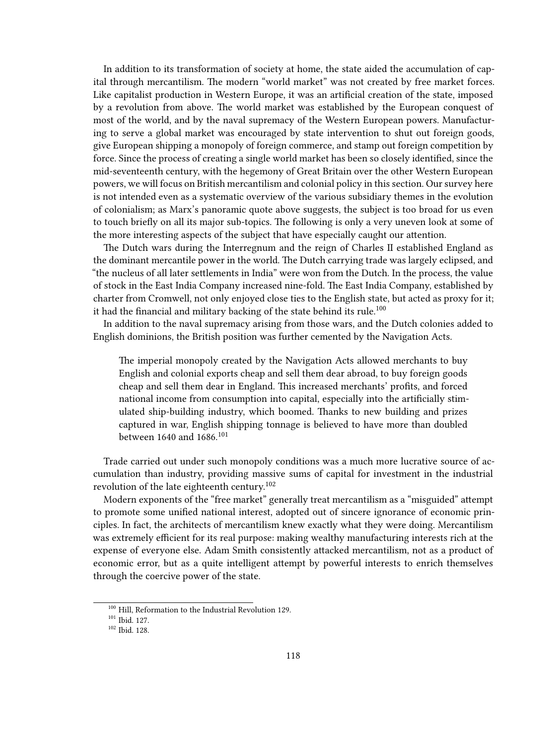In addition to its transformation of society at home, the state aided the accumulation of capital through mercantilism. The modern "world market" was not created by free market forces. Like capitalist production in Western Europe, it was an artificial creation of the state, imposed by a revolution from above. The world market was established by the European conquest of most of the world, and by the naval supremacy of the Western European powers. Manufacturing to serve a global market was encouraged by state intervention to shut out foreign goods, give European shipping a monopoly of foreign commerce, and stamp out foreign competition by force. Since the process of creating a single world market has been so closely identified, since the mid-seventeenth century, with the hegemony of Great Britain over the other Western European powers, we will focus on British mercantilism and colonial policy in this section. Our survey here is not intended even as a systematic overview of the various subsidiary themes in the evolution of colonialism; as Marx's panoramic quote above suggests, the subject is too broad for us even to touch briefly on all its major sub-topics. The following is only a very uneven look at some of the more interesting aspects of the subject that have especially caught our attention.

The Dutch wars during the Interregnum and the reign of Charles II established England as the dominant mercantile power in the world. The Dutch carrying trade was largely eclipsed, and "the nucleus of all later settlements in India" were won from the Dutch. In the process, the value of stock in the East India Company increased nine-fold. The East India Company, established by charter from Cromwell, not only enjoyed close ties to the English state, but acted as proxy for it; it had the financial and military backing of the state behind its rule.[100]

In addition to the naval supremacy arising from those wars, and the Dutch colonies added to English dominions, the British position was further cemented by the Navigation Acts.

> The imperial monopoly created by the Navigation Acts allowed merchants to buy English and colonial exports cheap and sell them dear abroad, to buy foreign goods cheap and sell them dear in England. This increased merchants' profits, and forced national income from consumption into capital, especially into the artificially stimulated ship-building industry, which boomed. Thanks to new building and prizes captured in war, English shipping tonnage is believed to have more than doubled between 1640 and 1686.[101]

Trade carried out under such monopoly conditions was a much more lucrative source of accumulation than industry, providing massive sums of capital for investment in the industrial revolution of the late eighteenth century.[102]

Modern exponents of the "free market" generally treat mercantilism as a "misguided" attempt to promote some unified national interest, adopted out of sincere ignorance of economic principles. In fact, the architects of mercantilism knew exactly what they were doing. Mercantilism was extremely efficient for its real purpose: making wealthy manufacturing interests rich at the expense of everyone else. Adam Smith consistently attacked mercantilism, not as a product of economic error, but as a quite intelligent attempt by powerful interests to enrich themselves through the coercive power of the state.

---

[100] Hill, Reformation to the Industrial Revolution 129.

[101] Ibid. 127.

[102] Ibid. 128.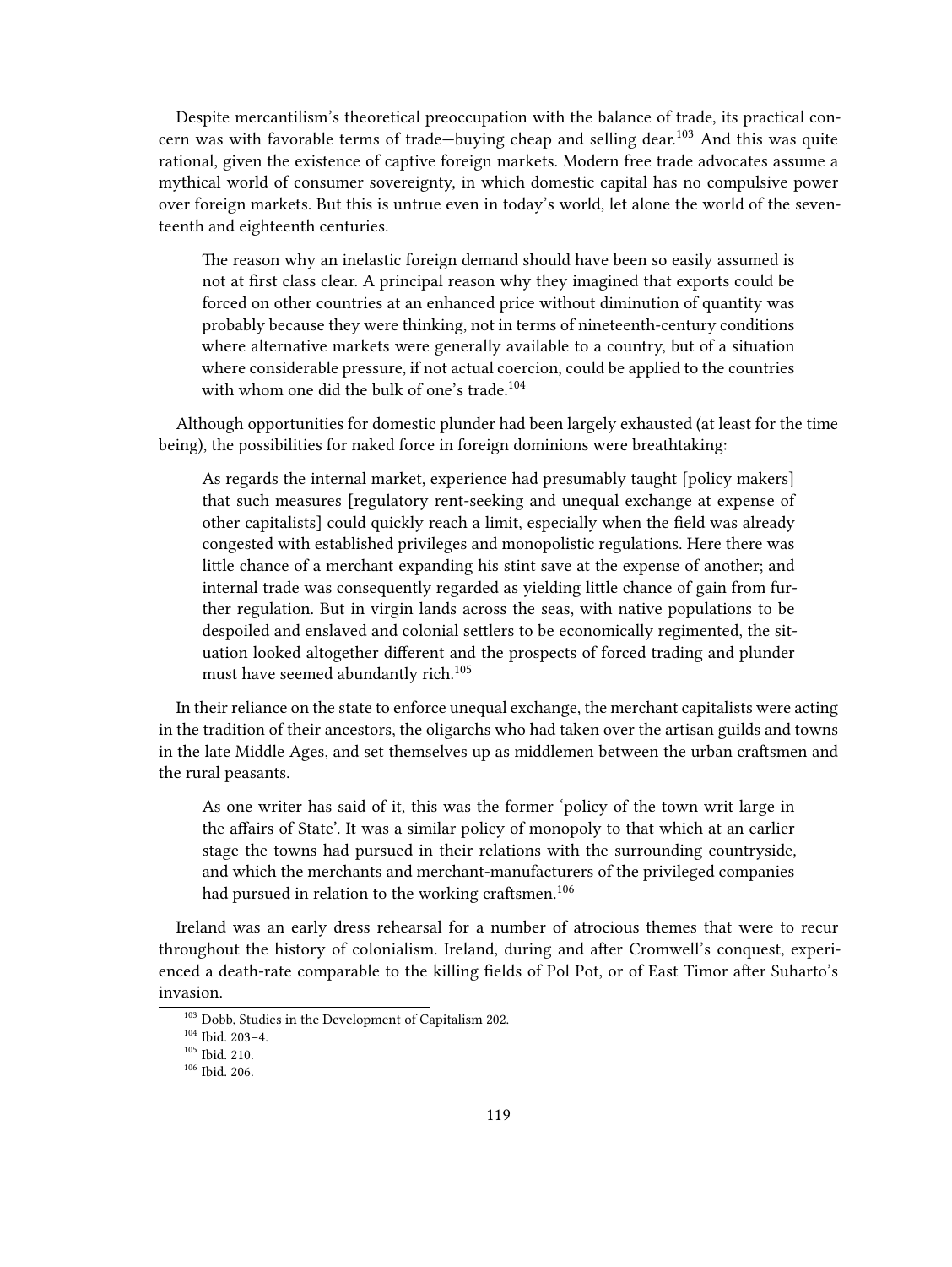Despite mercantilism's theoretical preoccupation with the balance of trade, its practical concern was with favorable terms of trade—buying cheap and selling dear.[103] And this was quite rational, given the existence of captive foreign markets. Modern free trade advocates assume a mythical world of consumer sovereignty, in which domestic capital has no compulsive power over foreign markets. But this is untrue even in today's world, let alone the world of the seventeenth and eighteenth centuries.

> The reason why an inelastic foreign demand should have been so easily assumed is not at first class clear. A principal reason why they imagined that exports could be forced on other countries at an enhanced price without diminution of quantity was probably because they were thinking, not in terms of nineteenth-century conditions where alternative markets were generally available to a country, but of a situation where considerable pressure, if not actual coercion, could be applied to the countries with whom one did the bulk of one's trade.[104]

Although opportunities for domestic plunder had been largely exhausted (at least for the time being), the possibilities for naked force in foreign dominions were breathtaking:

> As regards the internal market, experience had presumably taught [policy makers] that such measures [regulatory rent-seeking and unequal exchange at expense of other capitalists] could quickly reach a limit, especially when the field was already congested with established privileges and monopolistic regulations. Here there was little chance of a merchant expanding his stint save at the expense of another; and internal trade was consequently regarded as yielding little chance of gain from further regulation. But in virgin lands across the seas, with native populations to be despoiled and enslaved and colonial settlers to be economically regimented, the situation looked altogether different and the prospects of forced trading and plunder must have seemed abundantly rich.[105]

In their reliance on the state to enforce unequal exchange, the merchant capitalists were acting in the tradition of their ancestors, the oligarchs who had taken over the artisan guilds and towns in the late Middle Ages, and set themselves up as middlemen between the urban craftsmen and the rural peasants.

> As one writer has said of it, this was the former 'policy of the town writ large in the affairs of State'. It was a similar policy of monopoly to that which at an earlier stage the towns had pursued in their relations with the surrounding countryside, and which the merchants and merchant-manufacturers of the privileged companies had pursued in relation to the working craftsmen.[106]

Ireland was an early dress rehearsal for a number of atrocious themes that were to recur throughout the history of colonialism. Ireland, during and after Cromwell's conquest, experienced a death-rate comparable to the killing fields of Pol Pot, or of East Timor after Suharto's invasion.

[103] Dobb, Studies in the Development of Capitalism 202.
[104] Ibid. 203–4.
[105] Ibid. 210.
[106] Ibid. 206.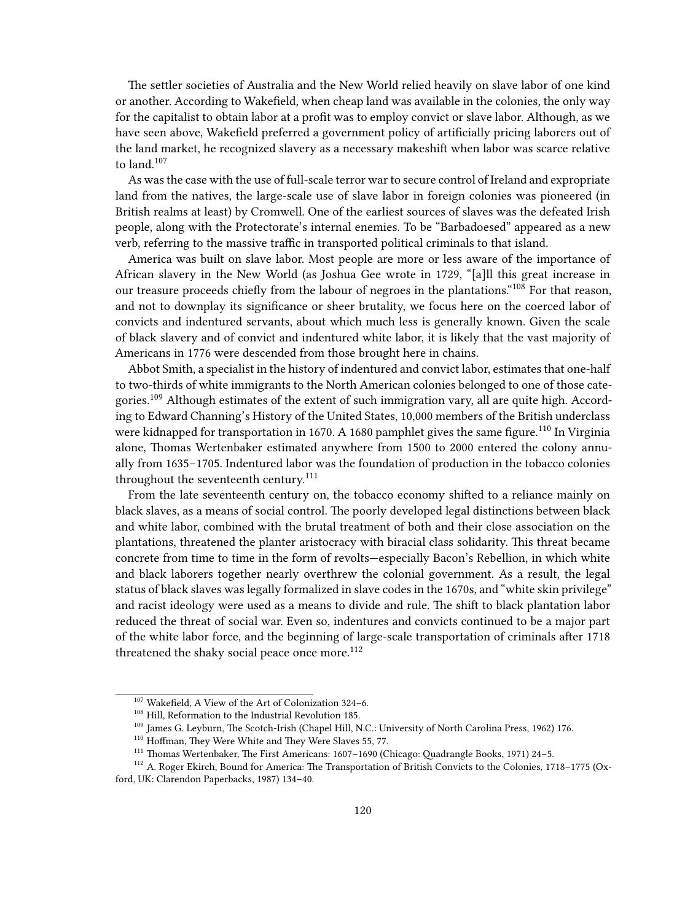The settler societies of Australia and the New World relied heavily on slave labor of one kind or another. According to Wakefield, when cheap land was available in the colonies, the only way for the capitalist to obtain labor at a profit was to employ convict or slave labor. Although, as we have seen above, Wakefield preferred a government policy of artificially pricing laborers out of the land market, he recognized slavery as a necessary makeshift when labor was scarce relative to land.[107]

As was the case with the use of full-scale terror war to secure control of Ireland and expropriate land from the natives, the large-scale use of slave labor in foreign colonies was pioneered (in British realms at least) by Cromwell. One of the earliest sources of slaves was the defeated Irish people, along with the Protectorate's internal enemies. To be "Barbadoesed" appeared as a new verb, referring to the massive traffic in transported political criminals to that island.

America was built on slave labor. Most people are more or less aware of the importance of African slavery in the New World (as Joshua Gee wrote in 1729, "[a]ll this great increase in our treasure proceeds chiefly from the labour of negroes in the plantations."[108] For that reason, and not to downplay its significance or sheer brutality, we focus here on the coerced labor of convicts and indentured servants, about which much less is generally known. Given the scale of black slavery and of convict and indentured white labor, it is likely that the vast majority of Americans in 1776 were descended from those brought here in chains.

Abbot Smith, a specialist in the history of indentured and convict labor, estimates that one-half to two-thirds of white immigrants to the North American colonies belonged to one of those categories.[109] Although estimates of the extent of such immigration vary, all are quite high. According to Edward Channing's History of the United States, 10,000 members of the British underclass were kidnapped for transportation in 1670. A 1680 pamphlet gives the same figure.[110] In Virginia alone, Thomas Wertenbaker estimated anywhere from 1500 to 2000 entered the colony annually from 1635–1705. Indentured labor was the foundation of production in the tobacco colonies throughout the seventeenth century.[111]

From the late seventeenth century on, the tobacco economy shifted to a reliance mainly on black slaves, as a means of social control. The poorly developed legal distinctions between black and white labor, combined with the brutal treatment of both and their close association on the plantations, threatened the planter aristocracy with biracial class solidarity. This threat became concrete from time to time in the form of revolts—especially Bacon's Rebellion, in which white and black laborers together nearly overthrew the colonial government. As a result, the legal status of black slaves was legally formalized in slave codes in the 1670s, and "white skin privilege" and racist ideology were used as a means to divide and rule. The shift to black plantation labor reduced the threat of social war. Even so, indentures and convicts continued to be a major part of the white labor force, and the beginning of large-scale transportation of criminals after 1718 threatened the shaky social peace once more.[112]

---

[107] Wakefield, A View of the Art of Colonization 324–6.

[108] Hill, Reformation to the Industrial Revolution 185.

[109] James G. Leyburn, The Scotch-Irish (Chapel Hill, N.C.: University of North Carolina Press, 1962) 176.

[110] Hoffman, They Were White and They Were Slaves 55, 77.

[111] Thomas Wertenbaker, The First Americans: 1607–1690 (Chicago: Quadrangle Books, 1971) 24–5.

[112] A. Roger Ekirch, Bound for America: The Transportation of British Convicts to the Colonies, 1718–1775 (Oxford, UK: Clarendon Paperbacks, 1987) 134–40.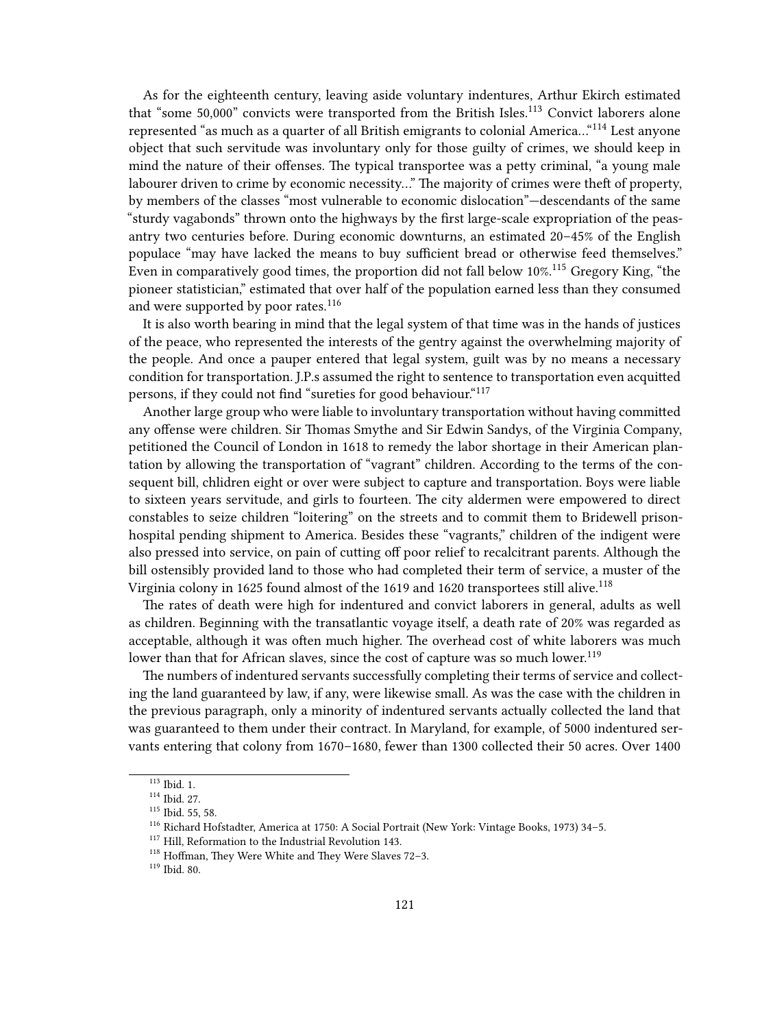As for the eighteenth century, leaving aside voluntary indentures, Arthur Ekirch estimated that "some 50,000" convicts were transported from the British Isles.[113] Convict laborers alone represented "as much as a quarter of all British emigrants to colonial America…"[114] Lest anyone object that such servitude was involuntary only for those guilty of crimes, we should keep in mind the nature of their offenses. The typical transportee was a petty criminal, "a young male labourer driven to crime by economic necessity…" The majority of crimes were theft of property, by members of the classes "most vulnerable to economic dislocation"—descendants of the same "sturdy vagabonds" thrown onto the highways by the first large-scale expropriation of the peasantry two centuries before. During economic downturns, an estimated 20–45% of the English populace "may have lacked the means to buy sufficient bread or otherwise feed themselves." Even in comparatively good times, the proportion did not fall below 10%.[115] Gregory King, "the pioneer statistician," estimated that over half of the population earned less than they consumed and were supported by poor rates.[116]

It is also worth bearing in mind that the legal system of that time was in the hands of justices of the peace, who represented the interests of the gentry against the overwhelming majority of the people. And once a pauper entered that legal system, guilt was by no means a necessary condition for transportation. J.P.s assumed the right to sentence to transportation even acquitted persons, if they could not find "sureties for good behaviour."[117]

Another large group who were liable to involuntary transportation without having committed any offense were children. Sir Thomas Smythe and Sir Edwin Sandys, of the Virginia Company, petitioned the Council of London in 1618 to remedy the labor shortage in their American plantation by allowing the transportation of "vagrant" children. According to the terms of the consequent bill, chlidren eight or over were subject to capture and transportation. Boys were liable to sixteen years servitude, and girls to fourteen. The city aldermen were empowered to direct constables to seize children "loitering" on the streets and to commit them to Bridewell prison-hospital pending shipment to America. Besides these "vagrants," children of the indigent were also pressed into service, on pain of cutting off poor relief to recalcitrant parents. Although the bill ostensibly provided land to those who had completed their term of service, a muster of the Virginia colony in 1625 found almost of the 1619 and 1620 transportees still alive.[118]

The rates of death were high for indentured and convict laborers in general, adults as well as children. Beginning with the transatlantic voyage itself, a death rate of 20% was regarded as acceptable, although it was often much higher. The overhead cost of white laborers was much lower than that for African slaves, since the cost of capture was so much lower.[119]

The numbers of indentured servants successfully completing their terms of service and collecting the land guaranteed by law, if any, were likewise small. As was the case with the children in the previous paragraph, only a minority of indentured servants actually collected the land that was guaranteed to them under their contract. In Maryland, for example, of 5000 indentured servants entering that colony from 1670–1680, fewer than 1300 collected their 50 acres. Over 1400

[113] Ibid. 1.

[114] Ibid. 27.

[115] Ibid. 55, 58.

[116] Richard Hofstadter, America at 1750: A Social Portrait (New York: Vintage Books, 1973) 34–5.

[117] Hill, Reformation to the Industrial Revolution 143.

[118] Hoffman, They Were White and They Were Slaves 72–3.

[119] Ibid. 80.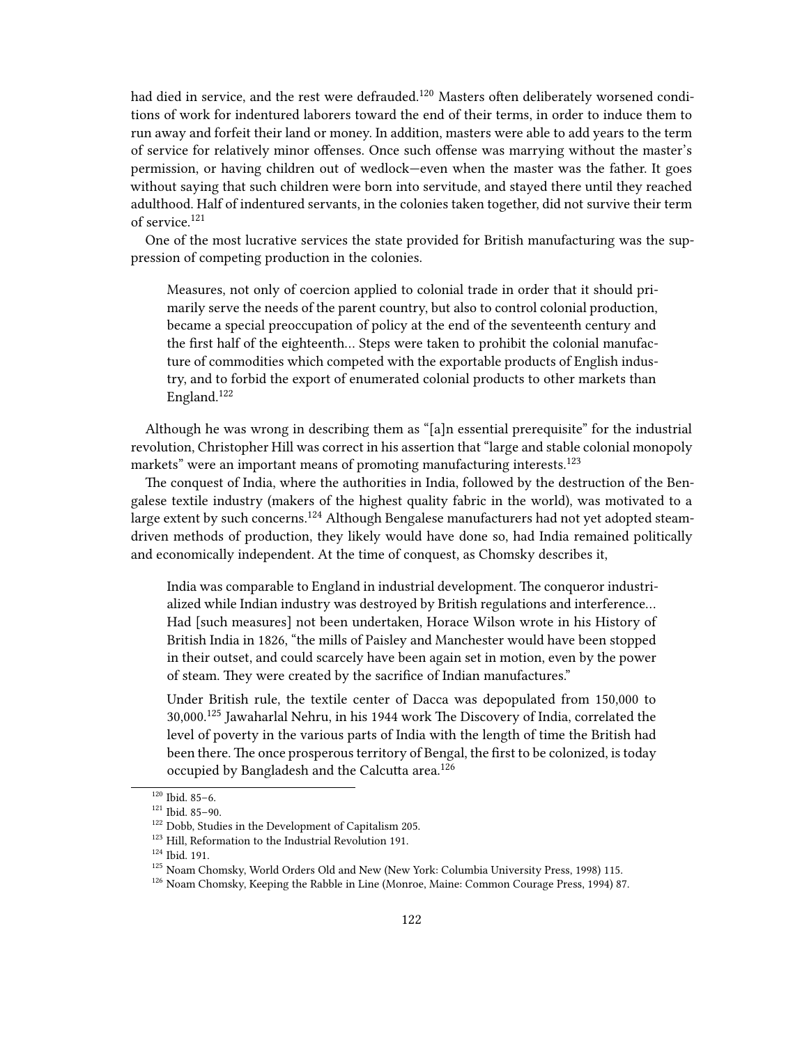had died in service, and the rest were defrauded.[120] Masters often deliberately worsened conditions of work for indentured laborers toward the end of their terms, in order to induce them to run away and forfeit their land or money. In addition, masters were able to add years to the term of service for relatively minor offenses. Once such offense was marrying without the master's permission, or having children out of wedlock—even when the master was the father. It goes without saying that such children were born into servitude, and stayed there until they reached adulthood. Half of indentured servants, in the colonies taken together, did not survive their term of service.[121]

One of the most lucrative services the state provided for British manufacturing was the suppression of competing production in the colonies.

> Measures, not only of coercion applied to colonial trade in order that it should primarily serve the needs of the parent country, but also to control colonial production, became a special preoccupation of policy at the end of the seventeenth century and the first half of the eighteenth… Steps were taken to prohibit the colonial manufacture of commodities which competed with the exportable products of English industry, and to forbid the export of enumerated colonial products to other markets than England.[122]

Although he was wrong in describing them as "[a]n essential prerequisite" for the industrial revolution, Christopher Hill was correct in his assertion that "large and stable colonial monopoly markets" were an important means of promoting manufacturing interests.[123]

The conquest of India, where the authorities in India, followed by the destruction of the Bengalese textile industry (makers of the highest quality fabric in the world), was motivated to a large extent by such concerns.[124] Although Bengalese manufacturers had not yet adopted steam-driven methods of production, they likely would have done so, had India remained politically and economically independent. At the time of conquest, as Chomsky describes it,

> India was comparable to England in industrial development. The conqueror industrialized while Indian industry was destroyed by British regulations and interference… Had [such measures] not been undertaken, Horace Wilson wrote in his History of British India in 1826, "the mills of Paisley and Manchester would have been stopped in their outset, and could scarcely have been again set in motion, even by the power of steam. They were created by the sacrifice of Indian manufactures."
>
> Under British rule, the textile center of Dacca was depopulated from 150,000 to 30,000.[125] Jawaharlal Nehru, in his 1944 work The Discovery of India, correlated the level of poverty in the various parts of India with the length of time the British had been there. The once prosperous territory of Bengal, the first to be colonized, is today occupied by Bangladesh and the Calcutta area.[126]

---

[120] Ibid. 85–6.

[121] Ibid. 85–90.

[122] Dobb, Studies in the Development of Capitalism 205.

[123] Hill, Reformation to the Industrial Revolution 191.

[124] Ibid. 191.

[125] Noam Chomsky, World Orders Old and New (New York: Columbia University Press, 1998) 115.

[126] Noam Chomsky, Keeping the Rabble in Line (Monroe, Maine: Common Courage Press, 1994) 87.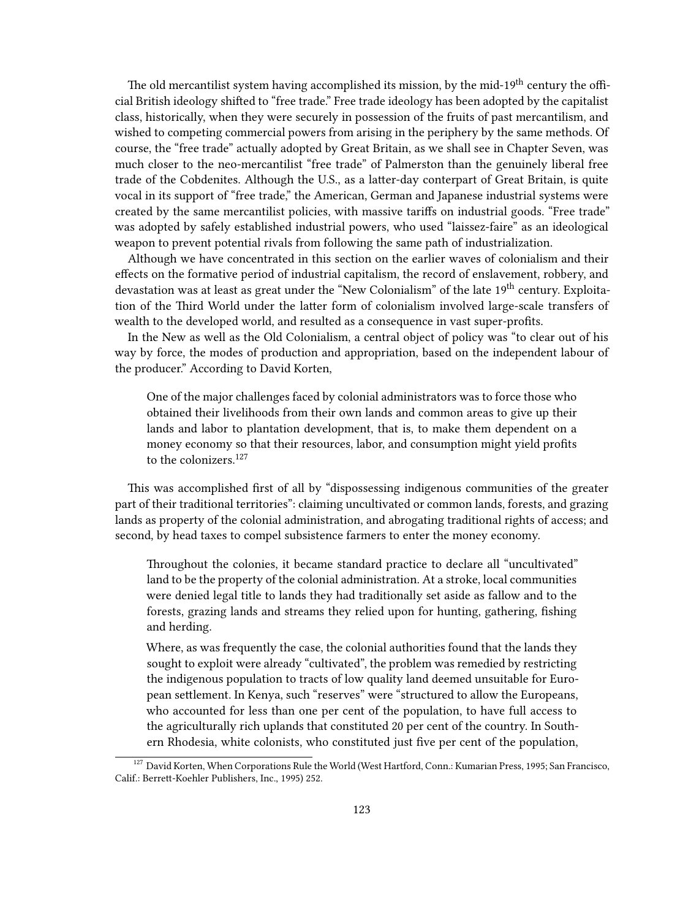The old mercantilist system having accomplished its mission, by the mid-19th century the official British ideology shifted to "free trade." Free trade ideology has been adopted by the capitalist class, historically, when they were securely in possession of the fruits of past mercantilism, and wished to competing commercial powers from arising in the periphery by the same methods. Of course, the "free trade" actually adopted by Great Britain, as we shall see in Chapter Seven, was much closer to the neo-mercantilist "free trade" of Palmerston than the genuinely liberal free trade of the Cobdenites. Although the U.S., as a latter-day conterpart of Great Britain, is quite vocal in its support of "free trade," the American, German and Japanese industrial systems were created by the same mercantilist policies, with massive tariffs on industrial goods. "Free trade" was adopted by safely established industrial powers, who used "laissez-faire" as an ideological weapon to prevent potential rivals from following the same path of industrialization.

Although we have concentrated in this section on the earlier waves of colonialism and their effects on the formative period of industrial capitalism, the record of enslavement, robbery, and devastation was at least as great under the "New Colonialism" of the late 19th century. Exploitation of the Third World under the latter form of colonialism involved large-scale transfers of wealth to the developed world, and resulted as a consequence in vast super-profits.

In the New as well as the Old Colonialism, a central object of policy was "to clear out of his way by force, the modes of production and appropriation, based on the independent labour of the producer." According to David Korten,

> One of the major challenges faced by colonial administrators was to force those who obtained their livelihoods from their own lands and common areas to give up their lands and labor to plantation development, that is, to make them dependent on a money economy so that their resources, labor, and consumption might yield profits to the colonizers.[127]

This was accomplished first of all by "dispossessing indigenous communities of the greater part of their traditional territories": claiming uncultivated or common lands, forests, and grazing lands as property of the colonial administration, and abrogating traditional rights of access; and second, by head taxes to compel subsistence farmers to enter the money economy.

> Throughout the colonies, it became standard practice to declare all "uncultivated" land to be the property of the colonial administration. At a stroke, local communities were denied legal title to lands they had traditionally set aside as fallow and to the forests, grazing lands and streams they relied upon for hunting, gathering, fishing and herding.
>
> Where, as was frequently the case, the colonial authorities found that the lands they sought to exploit were already "cultivated", the problem was remedied by restricting the indigenous population to tracts of low quality land deemed unsuitable for European settlement. In Kenya, such "reserves" were "structured to allow the Europeans, who accounted for less than one per cent of the population, to have full access to the agriculturally rich uplands that constituted 20 per cent of the country. In Southern Rhodesia, white colonists, who constituted just five per cent of the population,

[127] David Korten, When Corporations Rule the World (West Hartford, Conn.: Kumarian Press, 1995; San Francisco, Calif.: Berrett-Koehler Publishers, Inc., 1995) 252.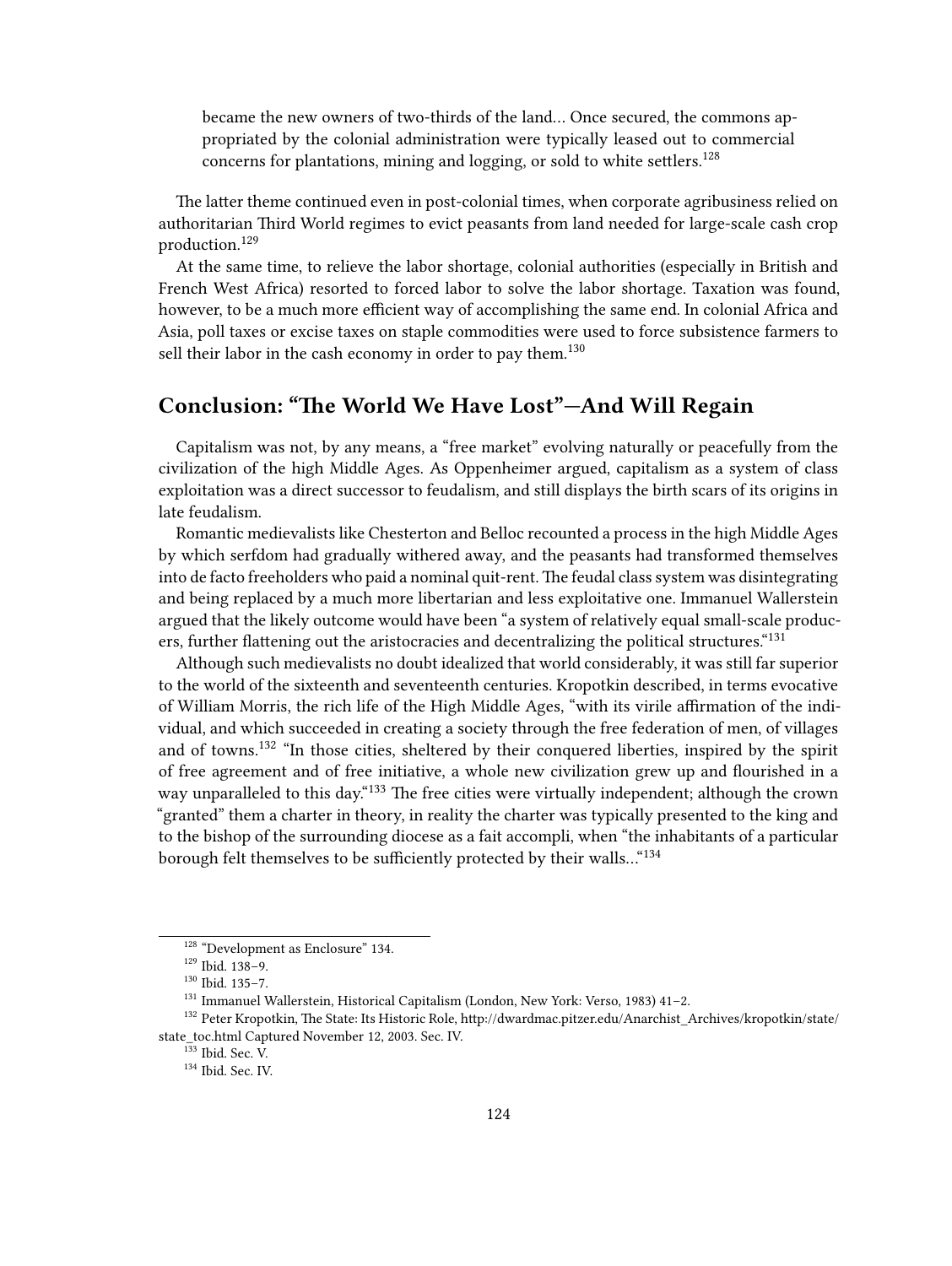> became the new owners of two-thirds of the land… Once secured, the commons appropriated by the colonial administration were typically leased out to commercial concerns for plantations, mining and logging, or sold to white settlers.[128]

The latter theme continued even in post-colonial times, when corporate agribusiness relied on authoritarian Third World regimes to evict peasants from land needed for large-scale cash crop production.[129]

At the same time, to relieve the labor shortage, colonial authorities (especially in British and French West Africa) resorted to forced labor to solve the labor shortage. Taxation was found, however, to be a much more efficient way of accomplishing the same end. In colonial Africa and Asia, poll taxes or excise taxes on staple commodities were used to force subsistence farmers to sell their labor in the cash economy in order to pay them.[130]

## Conclusion: "The World We Have Lost"—And Will Regain

Capitalism was not, by any means, a "free market" evolving naturally or peacefully from the civilization of the high Middle Ages. As Oppenheimer argued, capitalism as a system of class exploitation was a direct successor to feudalism, and still displays the birth scars of its origins in late feudalism.

Romantic medievalists like Chesterton and Belloc recounted a process in the high Middle Ages by which serfdom had gradually withered away, and the peasants had transformed themselves into de facto freeholders who paid a nominal quit-rent. The feudal class system was disintegrating and being replaced by a much more libertarian and less exploitative one. Immanuel Wallerstein argued that the likely outcome would have been "a system of relatively equal small-scale producers, further flattening out the aristocracies and decentralizing the political structures."[131]

Although such medievalists no doubt idealized that world considerably, it was still far superior to the world of the sixteenth and seventeenth centuries. Kropotkin described, in terms evocative of William Morris, the rich life of the High Middle Ages, "with its virile affirmation of the individual, and which succeeded in creating a society through the free federation of men, of villages and of towns.[132] "In those cities, sheltered by their conquered liberties, inspired by the spirit of free agreement and of free initiative, a whole new civilization grew up and flourished in a way unparalleled to this day."[133] The free cities were virtually independent; although the crown "granted" them a charter in theory, in reality the charter was typically presented to the king and to the bishop of the surrounding diocese as a fait accompli, when "the inhabitants of a particular borough felt themselves to be sufficiently protected by their walls…"[134]

---

[128] "Development as Enclosure" 134.

[129] Ibid. 138–9.

[130] Ibid. 135–7.

[131] Immanuel Wallerstein, Historical Capitalism (London, New York: Verso, 1983) 41–2.

[132] Peter Kropotkin, The State: Its Historic Role, http://dwardmac.pitzer.edu/Anarchist_Archives/kropotkin/state/state_toc.html Captured November 12, 2003. Sec. IV.

[133] Ibid. Sec. V.

[134] Ibid. Sec. IV.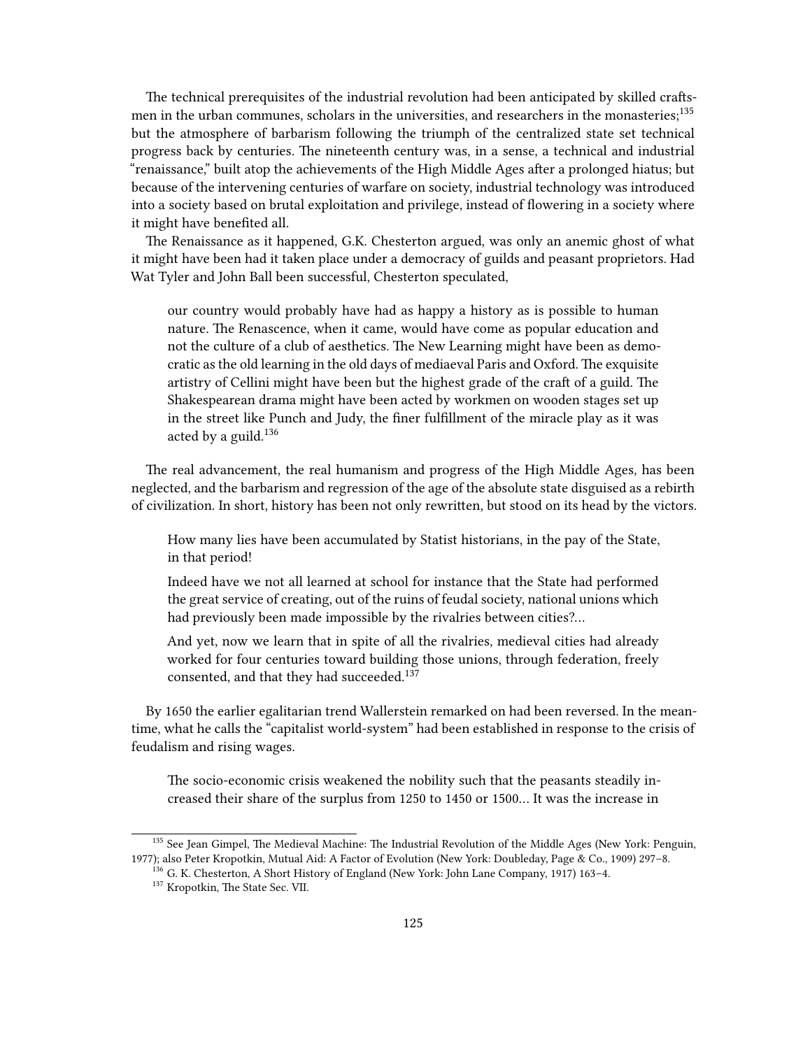The technical prerequisites of the industrial revolution had been anticipated by skilled craftsmen in the urban communes, scholars in the universities, and researchers in the monasteries;[135] but the atmosphere of barbarism following the triumph of the centralized state set technical progress back by centuries. The nineteenth century was, in a sense, a technical and industrial "renaissance," built atop the achievements of the High Middle Ages after a prolonged hiatus; but because of the intervening centuries of warfare on society, industrial technology was introduced into a society based on brutal exploitation and privilege, instead of flowering in a society where it might have benefited all.

The Renaissance as it happened, G.K. Chesterton argued, was only an anemic ghost of what it might have been had it taken place under a democracy of guilds and peasant proprietors. Had Wat Tyler and John Ball been successful, Chesterton speculated,

> our country would probably have had as happy a history as is possible to human nature. The Renascence, when it came, would have come as popular education and not the culture of a club of aesthetics. The New Learning might have been as democratic as the old learning in the old days of mediaeval Paris and Oxford. The exquisite artistry of Cellini might have been but the highest grade of the craft of a guild. The Shakespearean drama might have been acted by workmen on wooden stages set up in the street like Punch and Judy, the finer fulfillment of the miracle play as it was acted by a guild.[136]

The real advancement, the real humanism and progress of the High Middle Ages, has been neglected, and the barbarism and regression of the age of the absolute state disguised as a rebirth of civilization. In short, history has been not only rewritten, but stood on its head by the victors.

> How many lies have been accumulated by Statist historians, in the pay of the State, in that period!
>
> Indeed have we not all learned at school for instance that the State had performed the great service of creating, out of the ruins of feudal society, national unions which had previously been made impossible by the rivalries between cities?…
>
> And yet, now we learn that in spite of all the rivalries, medieval cities had already worked for four centuries toward building those unions, through federation, freely consented, and that they had succeeded.[137]

By 1650 the earlier egalitarian trend Wallerstein remarked on had been reversed. In the meantime, what he calls the "capitalist world-system" had been established in response to the crisis of feudalism and rising wages.

> The socio-economic crisis weakened the nobility such that the peasants steadily increased their share of the surplus from 1250 to 1450 or 1500… It was the increase in

---

[135] See Jean Gimpel, The Medieval Machine: The Industrial Revolution of the Middle Ages (New York: Penguin, 1977); also Peter Kropotkin, Mutual Aid: A Factor of Evolution (New York: Doubleday, Page & Co., 1909) 297–8.

[136] G. K. Chesterton, A Short History of England (New York: John Lane Company, 1917) 163–4.

[137] Kropotkin, The State Sec. VII.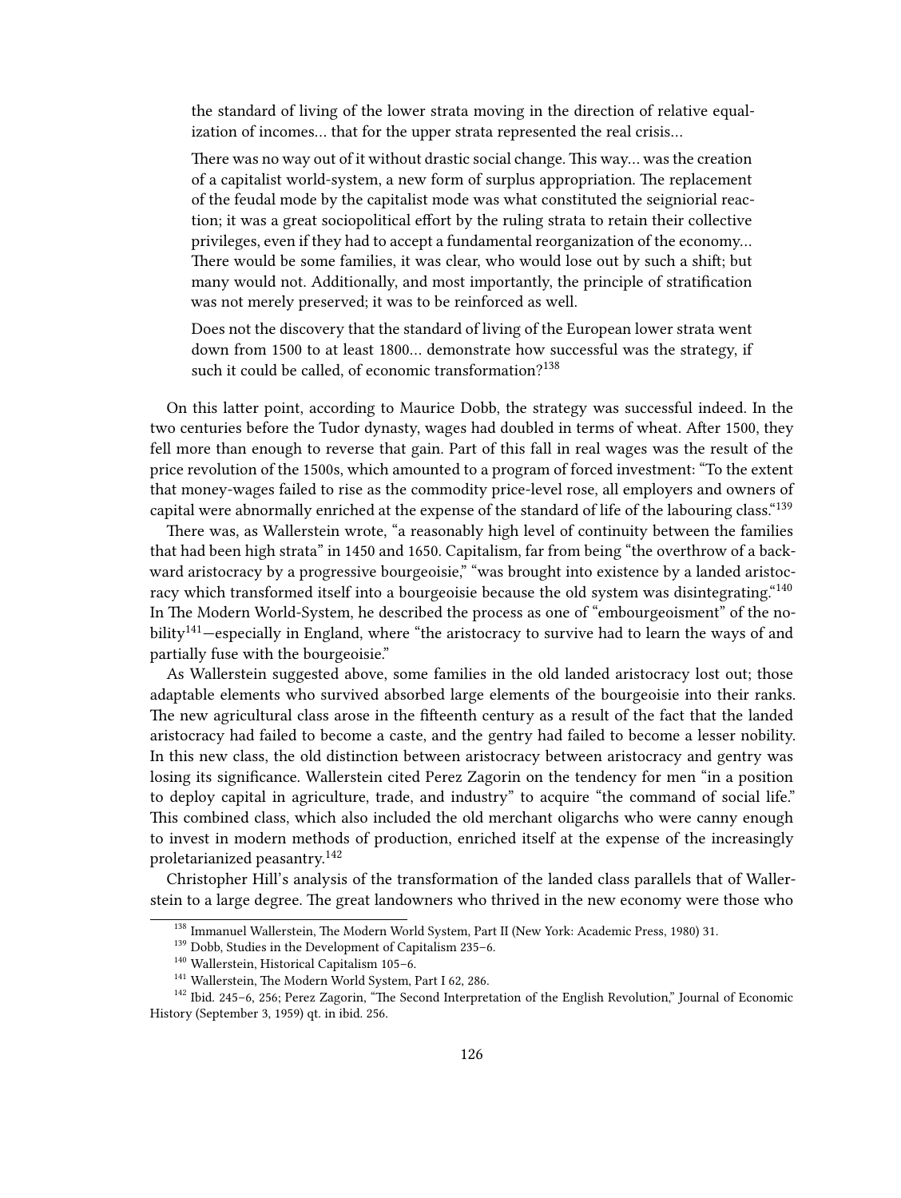> the standard of living of the lower strata moving in the direction of relative equalization of incomes… that for the upper strata represented the real crisis…
>
> There was no way out of it without drastic social change. This way… was the creation of a capitalist world-system, a new form of surplus appropriation. The replacement of the feudal mode by the capitalist mode was what constituted the seigniorial reaction; it was a great sociopolitical effort by the ruling strata to retain their collective privileges, even if they had to accept a fundamental reorganization of the economy… There would be some families, it was clear, who would lose out by such a shift; but many would not. Additionally, and most importantly, the principle of stratification was not merely preserved; it was to be reinforced as well.
>
> Does not the discovery that the standard of living of the European lower strata went down from 1500 to at least 1800… demonstrate how successful was the strategy, if such it could be called, of economic transformation?[138]

On this latter point, according to Maurice Dobb, the strategy was successful indeed. In the two centuries before the Tudor dynasty, wages had doubled in terms of wheat. After 1500, they fell more than enough to reverse that gain. Part of this fall in real wages was the result of the price revolution of the 1500s, which amounted to a program of forced investment: "To the extent that money-wages failed to rise as the commodity price-level rose, all employers and owners of capital were abnormally enriched at the expense of the standard of life of the labouring class."[139]

There was, as Wallerstein wrote, "a reasonably high level of continuity between the families that had been high strata" in 1450 and 1650. Capitalism, far from being "the overthrow of a backward aristocracy by a progressive bourgeoisie," "was brought into existence by a landed aristocracy which transformed itself into a bourgeoisie because the old system was disintegrating."[140] In The Modern World-System, he described the process as one of "embourgeoisment" of the nobility[141]—especially in England, where "the aristocracy to survive had to learn the ways of and partially fuse with the bourgeoisie."

As Wallerstein suggested above, some families in the old landed aristocracy lost out; those adaptable elements who survived absorbed large elements of the bourgeoisie into their ranks. The new agricultural class arose in the fifteenth century as a result of the fact that the landed aristocracy had failed to become a caste, and the gentry had failed to become a lesser nobility. In this new class, the old distinction between aristocracy between aristocracy and gentry was losing its significance. Wallerstein cited Perez Zagorin on the tendency for men "in a position to deploy capital in agriculture, trade, and industry" to acquire "the command of social life." This combined class, which also included the old merchant oligarchs who were canny enough to invest in modern methods of production, enriched itself at the expense of the increasingly proletarianized peasantry.[142]

Christopher Hill's analysis of the transformation of the landed class parallels that of Wallerstein to a large degree. The great landowners who thrived in the new economy were those who

---

[138] Immanuel Wallerstein, The Modern World System, Part II (New York: Academic Press, 1980) 31.

[139] Dobb, Studies in the Development of Capitalism 235–6.

[140] Wallerstein, Historical Capitalism 105–6.

[141] Wallerstein, The Modern World System, Part I 62, 286.

[142] Ibid. 245–6, 256; Perez Zagorin, "The Second Interpretation of the English Revolution," Journal of Economic History (September 3, 1959) qt. in ibid. 256.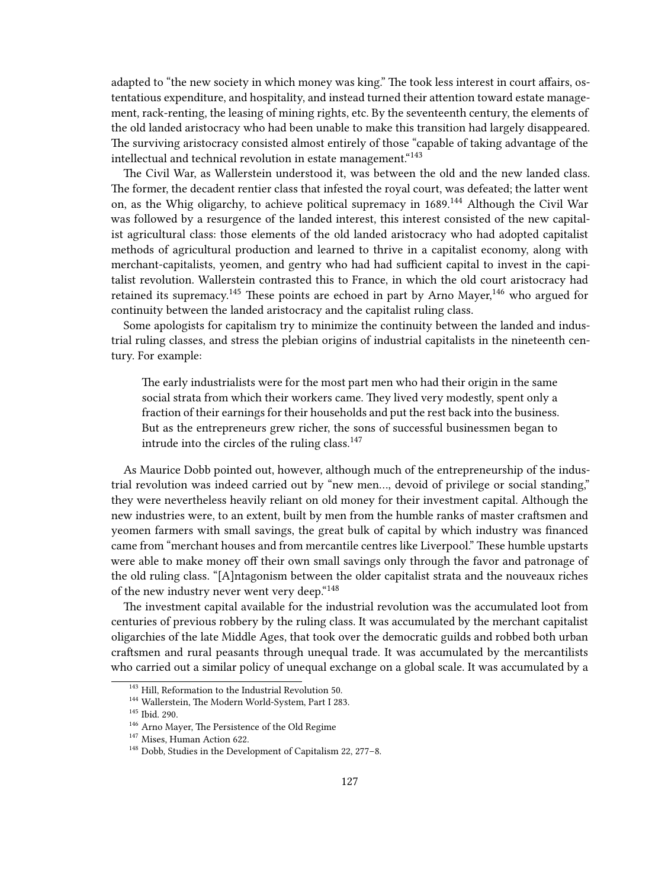adapted to "the new society in which money was king." The took less interest in court affairs, ostentatious expenditure, and hospitality, and instead turned their attention toward estate management, rack-renting, the leasing of mining rights, etc. By the seventeenth century, the elements of the old landed aristocracy who had been unable to make this transition had largely disappeared. The surviving aristocracy consisted almost entirely of those "capable of taking advantage of the intellectual and technical revolution in estate management."[143]

The Civil War, as Wallerstein understood it, was between the old and the new landed class. The former, the decadent rentier class that infested the royal court, was defeated; the latter went on, as the Whig oligarchy, to achieve political supremacy in 1689.[144] Although the Civil War was followed by a resurgence of the landed interest, this interest consisted of the new capitalist agricultural class: those elements of the old landed aristocracy who had adopted capitalist methods of agricultural production and learned to thrive in a capitalist economy, along with merchant-capitalists, yeomen, and gentry who had had sufficient capital to invest in the capitalist revolution. Wallerstein contrasted this to France, in which the old court aristocracy had retained its supremacy.[145] These points are echoed in part by Arno Mayer,[146] who argued for continuity between the landed aristocracy and the capitalist ruling class.

Some apologists for capitalism try to minimize the continuity between the landed and industrial ruling classes, and stress the plebian origins of industrial capitalists in the nineteenth century. For example:

> The early industrialists were for the most part men who had their origin in the same social strata from which their workers came. They lived very modestly, spent only a fraction of their earnings for their households and put the rest back into the business. But as the entrepreneurs grew richer, the sons of successful businessmen began to intrude into the circles of the ruling class.[147]

As Maurice Dobb pointed out, however, although much of the entrepreneurship of the industrial revolution was indeed carried out by "new men…, devoid of privilege or social standing," they were nevertheless heavily reliant on old money for their investment capital. Although the new industries were, to an extent, built by men from the humble ranks of master craftsmen and yeomen farmers with small savings, the great bulk of capital by which industry was financed came from "merchant houses and from mercantile centres like Liverpool." These humble upstarts were able to make money off their own small savings only through the favor and patronage of the old ruling class. "[A]ntagonism between the older capitalist strata and the nouveaux riches of the new industry never went very deep."[148]

The investment capital available for the industrial revolution was the accumulated loot from centuries of previous robbery by the ruling class. It was accumulated by the merchant capitalist oligarchies of the late Middle Ages, that took over the democratic guilds and robbed both urban craftsmen and rural peasants through unequal trade. It was accumulated by the mercantilists who carried out a similar policy of unequal exchange on a global scale. It was accumulated by a

---

[143] Hill, Reformation to the Industrial Revolution 50.

[144] Wallerstein, The Modern World-System, Part I 283.

[145] Ibid. 290.

[146] Arno Mayer, The Persistence of the Old Regime

[147] Mises, Human Action 622.

[148] Dobb, Studies in the Development of Capitalism 22, 277–8.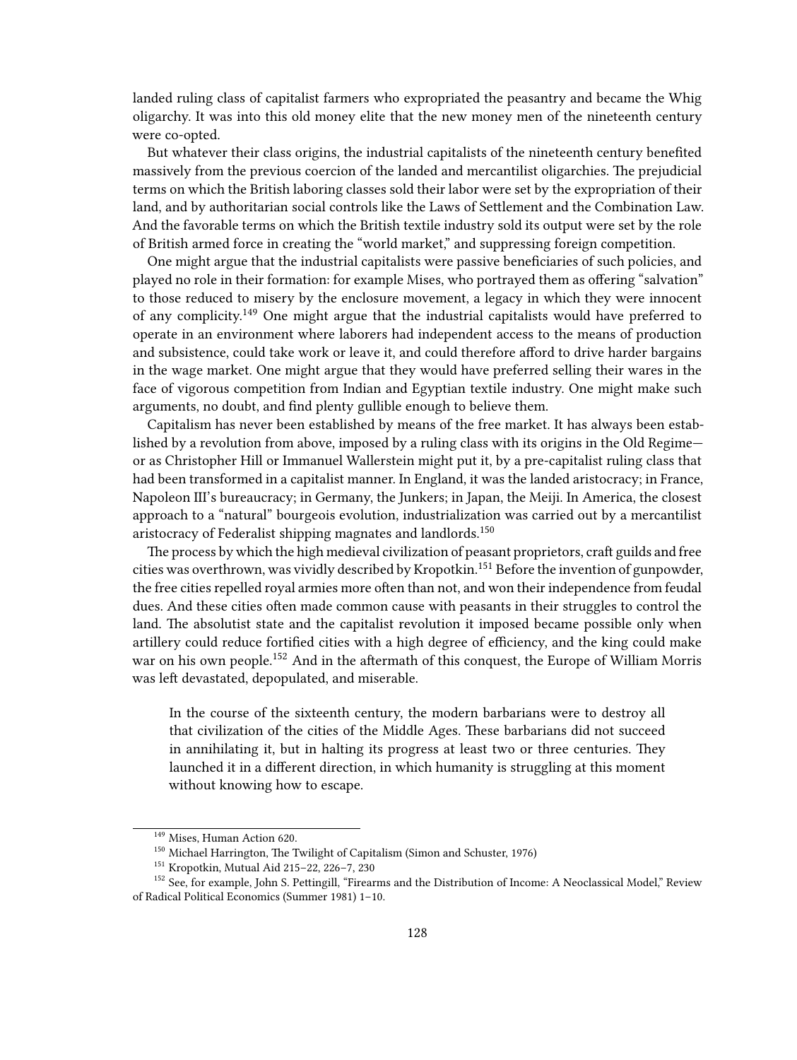landed ruling class of capitalist farmers who expropriated the peasantry and became the Whig oligarchy. It was into this old money elite that the new money men of the nineteenth century were co-opted.

But whatever their class origins, the industrial capitalists of the nineteenth century benefited massively from the previous coercion of the landed and mercantilist oligarchies. The prejudicial terms on which the British laboring classes sold their labor were set by the expropriation of their land, and by authoritarian social controls like the Laws of Settlement and the Combination Law. And the favorable terms on which the British textile industry sold its output were set by the role of British armed force in creating the "world market," and suppressing foreign competition.

One might argue that the industrial capitalists were passive beneficiaries of such policies, and played no role in their formation: for example Mises, who portrayed them as offering "salvation" to those reduced to misery by the enclosure movement, a legacy in which they were innocent of any complicity.[149] One might argue that the industrial capitalists would have preferred to operate in an environment where laborers had independent access to the means of production and subsistence, could take work or leave it, and could therefore afford to drive harder bargains in the wage market. One might argue that they would have preferred selling their wares in the face of vigorous competition from Indian and Egyptian textile industry. One might make such arguments, no doubt, and find plenty gullible enough to believe them.

Capitalism has never been established by means of the free market. It has always been established by a revolution from above, imposed by a ruling class with its origins in the Old Regime—or as Christopher Hill or Immanuel Wallerstein might put it, by a pre-capitalist ruling class that had been transformed in a capitalist manner. In England, it was the landed aristocracy; in France, Napoleon III's bureaucracy; in Germany, the Junkers; in Japan, the Meiji. In America, the closest approach to a "natural" bourgeois evolution, industrialization was carried out by a mercantilist aristocracy of Federalist shipping magnates and landlords.[150]

The process by which the high medieval civilization of peasant proprietors, craft guilds and free cities was overthrown, was vividly described by Kropotkin.[151] Before the invention of gunpowder, the free cities repelled royal armies more often than not, and won their independence from feudal dues. And these cities often made common cause with peasants in their struggles to control the land. The absolutist state and the capitalist revolution it imposed became possible only when artillery could reduce fortified cities with a high degree of efficiency, and the king could make war on his own people.[152] And in the aftermath of this conquest, the Europe of William Morris was left devastated, depopulated, and miserable.

> In the course of the sixteenth century, the modern barbarians were to destroy all that civilization of the cities of the Middle Ages. These barbarians did not succeed in annihilating it, but in halting its progress at least two or three centuries. They launched it in a different direction, in which humanity is struggling at this moment without knowing how to escape.

---

[149] Mises, Human Action 620.

[150] Michael Harrington, The Twilight of Capitalism (Simon and Schuster, 1976)

[151] Kropotkin, Mutual Aid 215–22, 226–7, 230

[152] See, for example, John S. Pettingill, "Firearms and the Distribution of Income: A Neoclassical Model," Review of Radical Political Economics (Summer 1981) 1–10.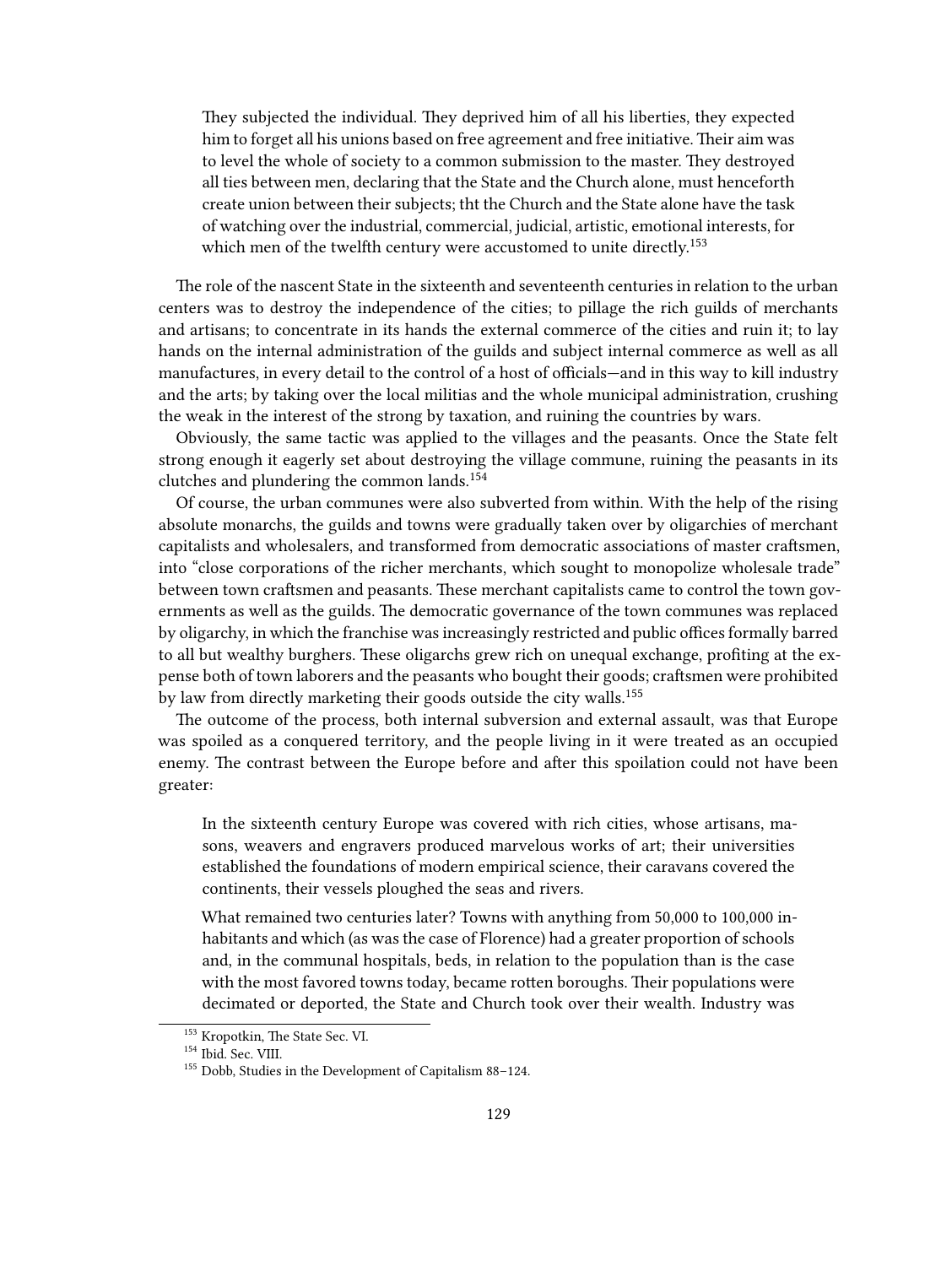> They subjected the individual. They deprived him of all his liberties, they expected him to forget all his unions based on free agreement and free initiative. Their aim was to level the whole of society to a common submission to the master. They destroyed all ties between men, declaring that the State and the Church alone, must henceforth create union between their subjects; tht the Church and the State alone have the task of watching over the industrial, commercial, judicial, artistic, emotional interests, for which men of the twelfth century were accustomed to unite directly.[153]

The role of the nascent State in the sixteenth and seventeenth centuries in relation to the urban centers was to destroy the independence of the cities; to pillage the rich guilds of merchants and artisans; to concentrate in its hands the external commerce of the cities and ruin it; to lay hands on the internal administration of the guilds and subject internal commerce as well as all manufactures, in every detail to the control of a host of officials—and in this way to kill industry and the arts; by taking over the local militias and the whole municipal administration, crushing the weak in the interest of the strong by taxation, and ruining the countries by wars.

Obviously, the same tactic was applied to the villages and the peasants. Once the State felt strong enough it eagerly set about destroying the village commune, ruining the peasants in its clutches and plundering the common lands.[154]

Of course, the urban communes were also subverted from within. With the help of the rising absolute monarchs, the guilds and towns were gradually taken over by oligarchies of merchant capitalists and wholesalers, and transformed from democratic associations of master craftsmen, into "close corporations of the richer merchants, which sought to monopolize wholesale trade" between town craftsmen and peasants. These merchant capitalists came to control the town governments as well as the guilds. The democratic governance of the town communes was replaced by oligarchy, in which the franchise was increasingly restricted and public offices formally barred to all but wealthy burghers. These oligarchs grew rich on unequal exchange, profiting at the expense both of town laborers and the peasants who bought their goods; craftsmen were prohibited by law from directly marketing their goods outside the city walls.[155]

The outcome of the process, both internal subversion and external assault, was that Europe was spoiled as a conquered territory, and the people living in it were treated as an occupied enemy. The contrast between the Europe before and after this spoilation could not have been greater:

> In the sixteenth century Europe was covered with rich cities, whose artisans, masons, weavers and engravers produced marvelous works of art; their universities established the foundations of modern empirical science, their caravans covered the continents, their vessels ploughed the seas and rivers.
>
> What remained two centuries later? Towns with anything from 50,000 to 100,000 inhabitants and which (as was the case of Florence) had a greater proportion of schools and, in the communal hospitals, beds, in relation to the population than is the case with the most favored towns today, became rotten boroughs. Their populations were decimated or deported, the State and Church took over their wealth. Industry was

---

[153] Kropotkin, The State Sec. VI.

[154] Ibid. Sec. VIII.

[155] Dobb, Studies in the Development of Capitalism 88–124.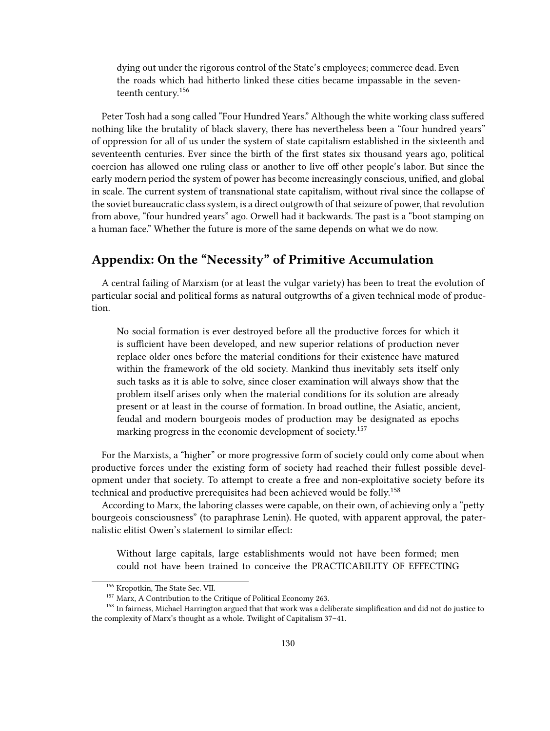> dying out under the rigorous control of the State's employees; commerce dead. Even the roads which had hitherto linked these cities became impassable in the seventeenth century.[156]

Peter Tosh had a song called "Four Hundred Years." Although the white working class suffered nothing like the brutality of black slavery, there has nevertheless been a "four hundred years" of oppression for all of us under the system of state capitalism established in the sixteenth and seventeenth centuries. Ever since the birth of the first states six thousand years ago, political coercion has allowed one ruling class or another to live off other people's labor. But since the early modern period the system of power has become increasingly conscious, unified, and global in scale. The current system of transnational state capitalism, without rival since the collapse of the soviet bureaucratic class system, is a direct outgrowth of that seizure of power, that revolution from above, "four hundred years" ago. Orwell had it backwards. The past is a "boot stamping on a human face." Whether the future is more of the same depends on what we do now.

## Appendix: On the "Necessity" of Primitive Accumulation

A central failing of Marxism (or at least the vulgar variety) has been to treat the evolution of particular social and political forms as natural outgrowths of a given technical mode of production.

> No social formation is ever destroyed before all the productive forces for which it is sufficient have been developed, and new superior relations of production never replace older ones before the material conditions for their existence have matured within the framework of the old society. Mankind thus inevitably sets itself only such tasks as it is able to solve, since closer examination will always show that the problem itself arises only when the material conditions for its solution are already present or at least in the course of formation. In broad outline, the Asiatic, ancient, feudal and modern bourgeois modes of production may be designated as epochs marking progress in the economic development of society.[157]

For the Marxists, a "higher" or more progressive form of society could only come about when productive forces under the existing form of society had reached their fullest possible development under that society. To attempt to create a free and non-exploitative society before its technical and productive prerequisites had been achieved would be folly.[158]

According to Marx, the laboring classes were capable, on their own, of achieving only a "petty bourgeois consciousness" (to paraphrase Lenin). He quoted, with apparent approval, the paternalistic elitist Owen's statement to similar effect:

> Without large capitals, large establishments would not have been formed; men could not have been trained to conceive the PRACTICABILITY OF EFFECTING

---

[156] Kropotkin, The State Sec. VII.

[157] Marx, A Contribution to the Critique of Political Economy 263.

[158] In fairness, Michael Harrington argued that that work was a deliberate simplification and did not do justice to the complexity of Marx's thought as a whole. Twilight of Capitalism 37–41.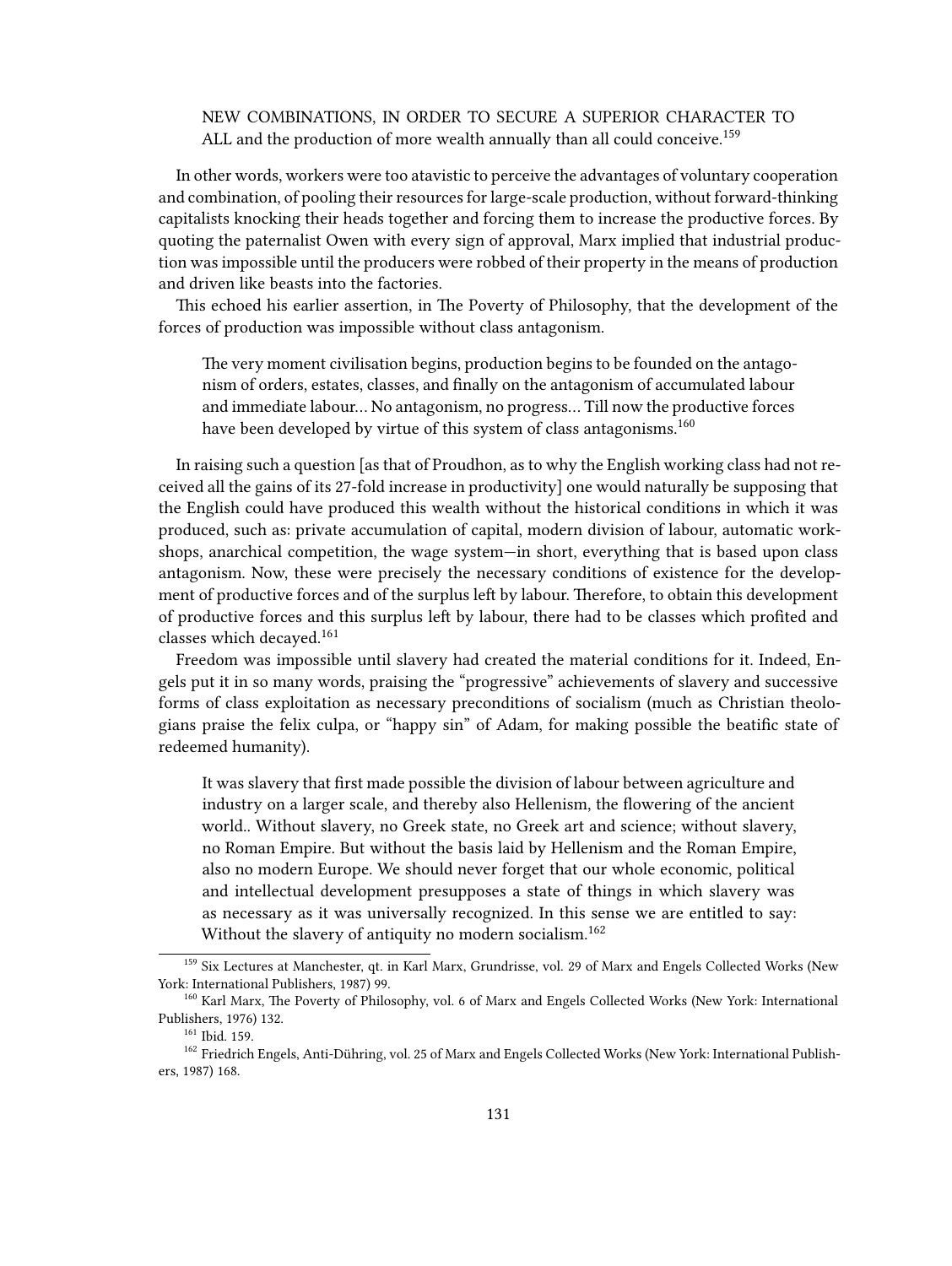> NEW COMBINATIONS, IN ORDER TO SECURE A SUPERIOR CHARACTER TO ALL and the production of more wealth annually than all could conceive.[159]

In other words, workers were too atavistic to perceive the advantages of voluntary cooperation and combination, of pooling their resources for large-scale production, without forward-thinking capitalists knocking their heads together and forcing them to increase the productive forces. By quoting the paternalist Owen with every sign of approval, Marx implied that industrial production was impossible until the producers were robbed of their property in the means of production and driven like beasts into the factories.

This echoed his earlier assertion, in The Poverty of Philosophy, that the development of the forces of production was impossible without class antagonism.

> The very moment civilisation begins, production begins to be founded on the antagonism of orders, estates, classes, and finally on the antagonism of accumulated labour and immediate labour… No antagonism, no progress… Till now the productive forces have been developed by virtue of this system of class antagonisms.[160]

In raising such a question [as that of Proudhon, as to why the English working class had not received all the gains of its 27-fold increase in productivity] one would naturally be supposing that the English could have produced this wealth without the historical conditions in which it was produced, such as: private accumulation of capital, modern division of labour, automatic workshops, anarchical competition, the wage system—in short, everything that is based upon class antagonism. Now, these were precisely the necessary conditions of existence for the development of productive forces and of the surplus left by labour. Therefore, to obtain this development of productive forces and this surplus left by labour, there had to be classes which profited and classes which decayed.[161]

Freedom was impossible until slavery had created the material conditions for it. Indeed, Engels put it in so many words, praising the "progressive" achievements of slavery and successive forms of class exploitation as necessary preconditions of socialism (much as Christian theologians praise the felix culpa, or "happy sin" of Adam, for making possible the beatific state of redeemed humanity).

> It was slavery that first made possible the division of labour between agriculture and industry on a larger scale, and thereby also Hellenism, the flowering of the ancient world.. Without slavery, no Greek state, no Greek art and science; without slavery, no Roman Empire. But without the basis laid by Hellenism and the Roman Empire, also no modern Europe. We should never forget that our whole economic, political and intellectual development presupposes a state of things in which slavery was as necessary as it was universally recognized. In this sense we are entitled to say: Without the slavery of antiquity no modern socialism.[162]

---

[159] Six Lectures at Manchester, qt. in Karl Marx, Grundrisse, vol. 29 of Marx and Engels Collected Works (New York: International Publishers, 1987) 99.

[160] Karl Marx, The Poverty of Philosophy, vol. 6 of Marx and Engels Collected Works (New York: International Publishers, 1976) 132.

[161] Ibid. 159.

[162] Friedrich Engels, Anti-Dühring, vol. 25 of Marx and Engels Collected Works (New York: International Publishers, 1987) 168.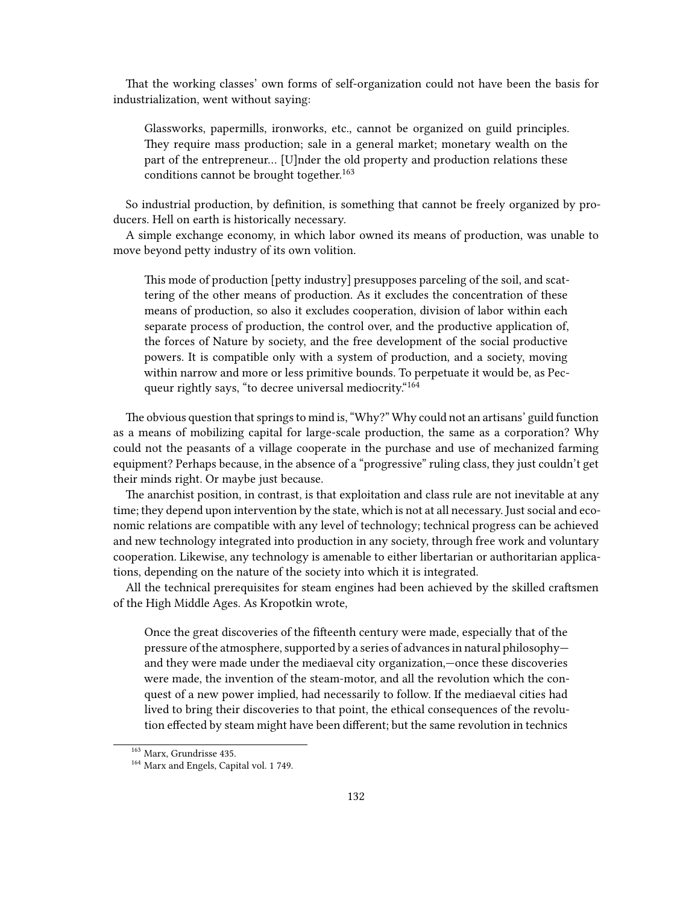That the working classes' own forms of self-organization could not have been the basis for industrialization, went without saying:

> Glassworks, papermills, ironworks, etc., cannot be organized on guild principles. They require mass production; sale in a general market; monetary wealth on the part of the entrepreneur… [U]nder the old property and production relations these conditions cannot be brought together.[163]

So industrial production, by definition, is something that cannot be freely organized by producers. Hell on earth is historically necessary.

A simple exchange economy, in which labor owned its means of production, was unable to move beyond petty industry of its own volition.

> This mode of production [petty industry] presupposes parceling of the soil, and scattering of the other means of production. As it excludes the concentration of these means of production, so also it excludes cooperation, division of labor within each separate process of production, the control over, and the productive application of, the forces of Nature by society, and the free development of the social productive powers. It is compatible only with a system of production, and a society, moving within narrow and more or less primitive bounds. To perpetuate it would be, as Pecqueur rightly says, "to decree universal mediocrity."[164]

The obvious question that springs to mind is, "Why?" Why could not an artisans' guild function as a means of mobilizing capital for large-scale production, the same as a corporation? Why could not the peasants of a village cooperate in the purchase and use of mechanized farming equipment? Perhaps because, in the absence of a "progressive" ruling class, they just couldn't get their minds right. Or maybe just because.

The anarchist position, in contrast, is that exploitation and class rule are not inevitable at any time; they depend upon intervention by the state, which is not at all necessary. Just social and economic relations are compatible with any level of technology; technical progress can be achieved and new technology integrated into production in any society, through free work and voluntary cooperation. Likewise, any technology is amenable to either libertarian or authoritarian applications, depending on the nature of the society into which it is integrated.

All the technical prerequisites for steam engines had been achieved by the skilled craftsmen of the High Middle Ages. As Kropotkin wrote,

> Once the great discoveries of the fifteenth century were made, especially that of the pressure of the atmosphere, supported by a series of advances in natural philosophy—and they were made under the mediaeval city organization,—once these discoveries were made, the invention of the steam-motor, and all the revolution which the conquest of a new power implied, had necessarily to follow. If the mediaeval cities had lived to bring their discoveries to that point, the ethical consequences of the revolution effected by steam might have been different; but the same revolution in technics

---

[163] Marx, Grundrisse 435.

[164] Marx and Engels, Capital vol. 1 749.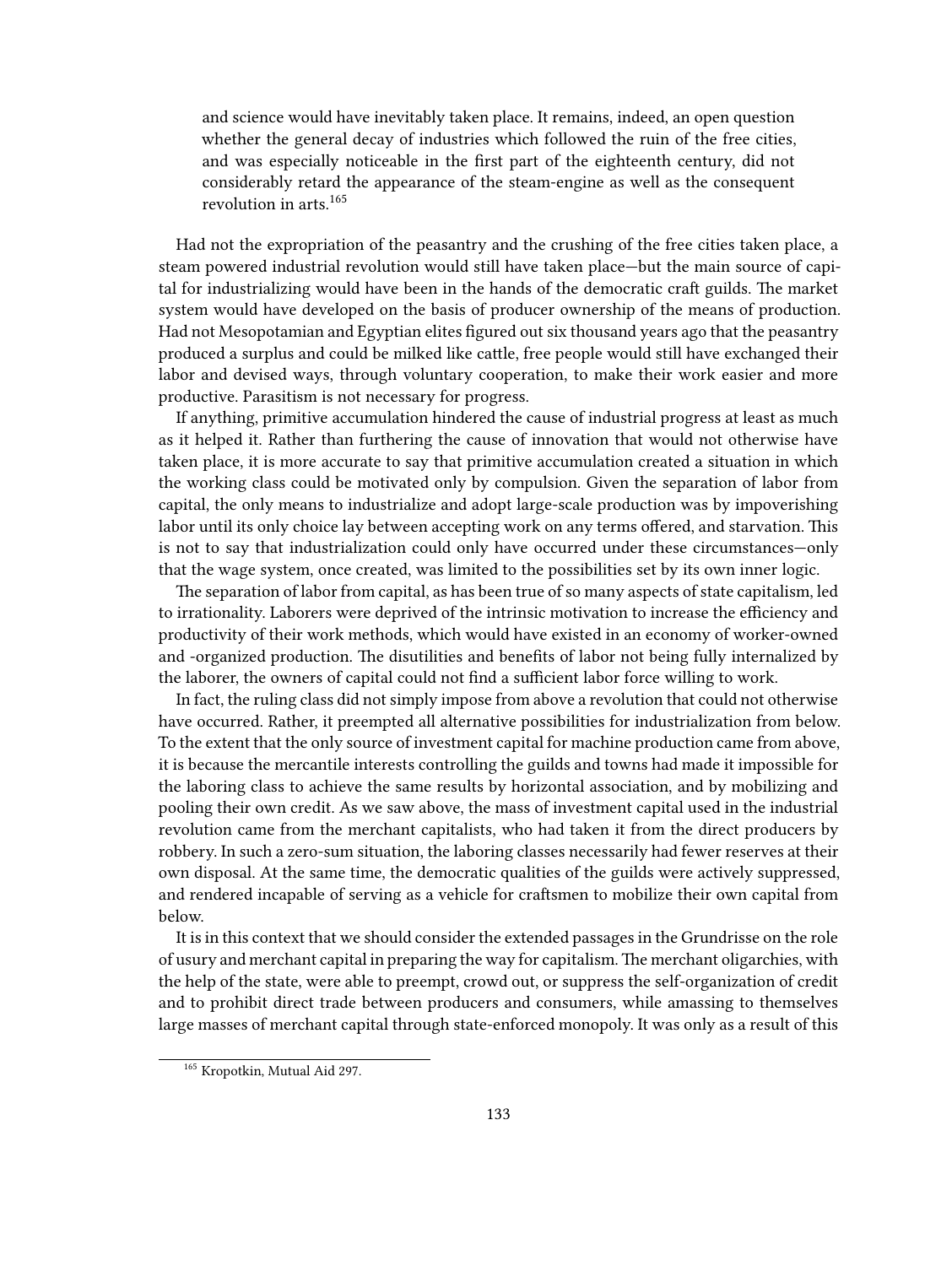> and science would have inevitably taken place. It remains, indeed, an open question whether the general decay of industries which followed the ruin of the free cities, and was especially noticeable in the first part of the eighteenth century, did not considerably retard the appearance of the steam-engine as well as the consequent revolution in arts.[165]

Had not the expropriation of the peasantry and the crushing of the free cities taken place, a steam powered industrial revolution would still have taken place—but the main source of capital for industrializing would have been in the hands of the democratic craft guilds. The market system would have developed on the basis of producer ownership of the means of production. Had not Mesopotamian and Egyptian elites figured out six thousand years ago that the peasantry produced a surplus and could be milked like cattle, free people would still have exchanged their labor and devised ways, through voluntary cooperation, to make their work easier and more productive. Parasitism is not necessary for progress.

If anything, primitive accumulation hindered the cause of industrial progress at least as much as it helped it. Rather than furthering the cause of innovation that would not otherwise have taken place, it is more accurate to say that primitive accumulation created a situation in which the working class could be motivated only by compulsion. Given the separation of labor from capital, the only means to industrialize and adopt large-scale production was by impoverishing labor until its only choice lay between accepting work on any terms offered, and starvation. This is not to say that industrialization could only have occurred under these circumstances—only that the wage system, once created, was limited to the possibilities set by its own inner logic.

The separation of labor from capital, as has been true of so many aspects of state capitalism, led to irrationality. Laborers were deprived of the intrinsic motivation to increase the efficiency and productivity of their work methods, which would have existed in an economy of worker-owned and -organized production. The disutilities and benefits of labor not being fully internalized by the laborer, the owners of capital could not find a sufficient labor force willing to work.

In fact, the ruling class did not simply impose from above a revolution that could not otherwise have occurred. Rather, it preempted all alternative possibilities for industrialization from below. To the extent that the only source of investment capital for machine production came from above, it is because the mercantile interests controlling the guilds and towns had made it impossible for the laboring class to achieve the same results by horizontal association, and by mobilizing and pooling their own credit. As we saw above, the mass of investment capital used in the industrial revolution came from the merchant capitalists, who had taken it from the direct producers by robbery. In such a zero-sum situation, the laboring classes necessarily had fewer reserves at their own disposal. At the same time, the democratic qualities of the guilds were actively suppressed, and rendered incapable of serving as a vehicle for craftsmen to mobilize their own capital from below.

It is in this context that we should consider the extended passages in the Grundrisse on the role of usury and merchant capital in preparing the way for capitalism. The merchant oligarchies, with the help of the state, were able to preempt, crowd out, or suppress the self-organization of credit and to prohibit direct trade between producers and consumers, while amassing to themselves large masses of merchant capital through state-enforced monopoly. It was only as a result of this

[165] Kropotkin, Mutual Aid 297.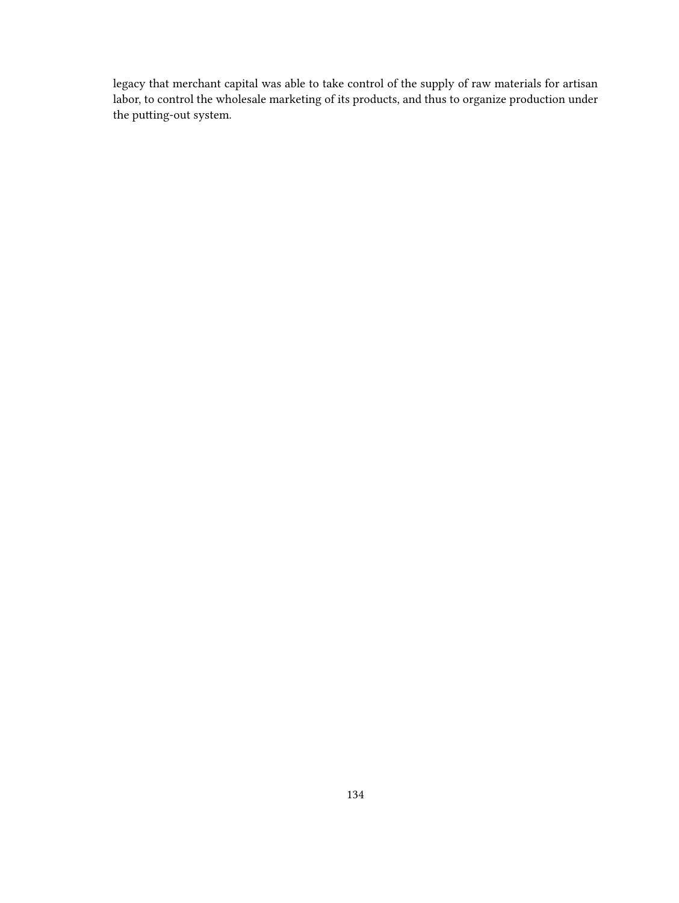legacy that merchant capital was able to take control of the supply of raw materials for artisan labor, to control the wholesale marketing of its products, and thus to organize production under the putting-out system.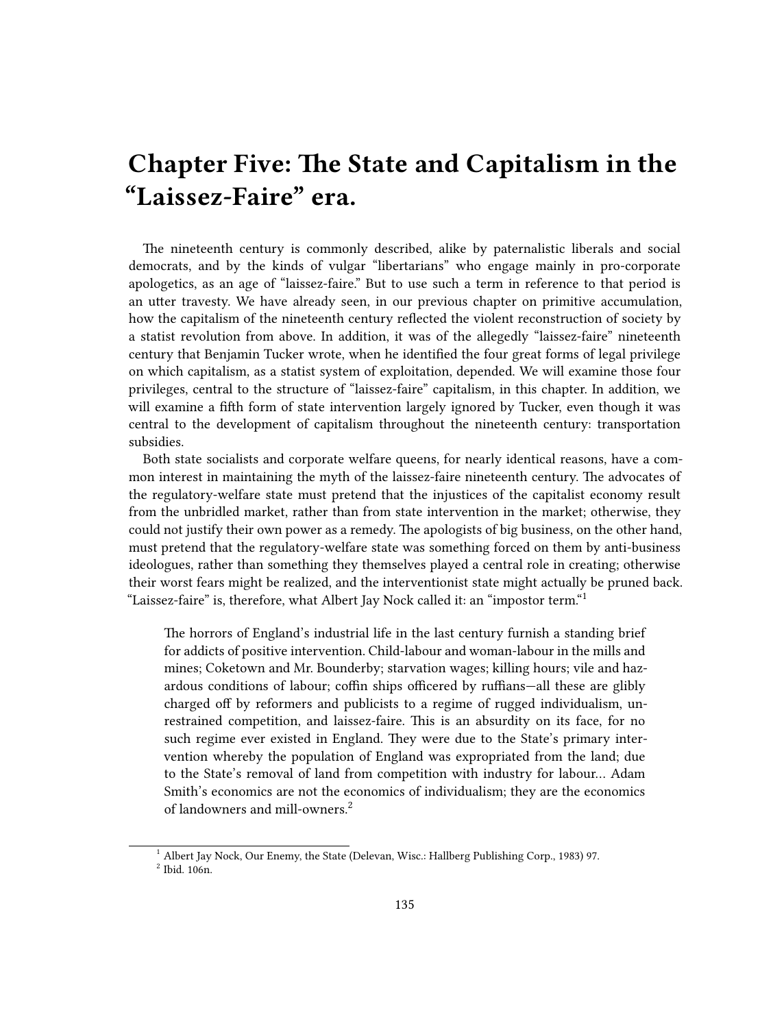# Chapter Five: The State and Capitalism in the "Laissez-Faire" era.

The nineteenth century is commonly described, alike by paternalistic liberals and social democrats, and by the kinds of vulgar "libertarians" who engage mainly in pro-corporate apologetics, as an age of "laissez-faire." But to use such a term in reference to that period is an utter travesty. We have already seen, in our previous chapter on primitive accumulation, how the capitalism of the nineteenth century reflected the violent reconstruction of society by a statist revolution from above. In addition, it was of the allegedly "laissez-faire" nineteenth century that Benjamin Tucker wrote, when he identified the four great forms of legal privilege on which capitalism, as a statist system of exploitation, depended. We will examine those four privileges, central to the structure of "laissez-faire" capitalism, in this chapter. In addition, we will examine a fifth form of state intervention largely ignored by Tucker, even though it was central to the development of capitalism throughout the nineteenth century: transportation subsidies.

Both state socialists and corporate welfare queens, for nearly identical reasons, have a common interest in maintaining the myth of the laissez-faire nineteenth century. The advocates of the regulatory-welfare state must pretend that the injustices of the capitalist economy result from the unbridled market, rather than from state intervention in the market; otherwise, they could not justify their own power as a remedy. The apologists of big business, on the other hand, must pretend that the regulatory-welfare state was something forced on them by anti-business ideologues, rather than something they themselves played a central role in creating; otherwise their worst fears might be realized, and the interventionist state might actually be pruned back. "Laissez-faire" is, therefore, what Albert Jay Nock called it: an "impostor term."[1]

> The horrors of England's industrial life in the last century furnish a standing brief for addicts of positive intervention. Child-labour and woman-labour in the mills and mines; Coketown and Mr. Bounderby; starvation wages; killing hours; vile and hazardous conditions of labour; coffin ships officered by ruffians—all these are glibly charged off by reformers and publicists to a regime of rugged individualism, unrestrained competition, and laissez-faire. This is an absurdity on its face, for no such regime ever existed in England. They were due to the State's primary intervention whereby the population of England was expropriated from the land; due to the State's removal of land from competition with industry for labour… Adam Smith's economics are not the economics of individualism; they are the economics of landowners and mill-owners.[2]

[1] Albert Jay Nock, Our Enemy, the State (Delevan, Wisc.: Hallberg Publishing Corp., 1983) 97.

[2] Ibid. 106n.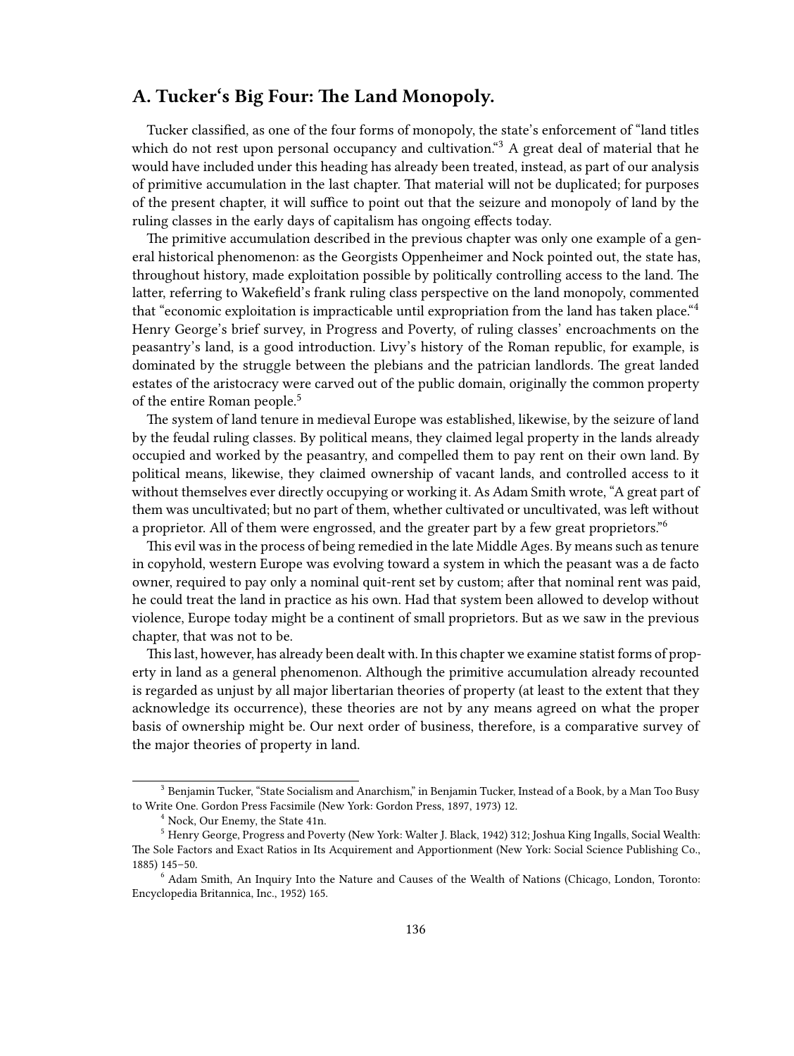## A. Tucker's Big Four: The Land Monopoly.

Tucker classified, as one of the four forms of monopoly, the state's enforcement of "land titles which do not rest upon personal occupancy and cultivation."[3] A great deal of material that he would have included under this heading has already been treated, instead, as part of our analysis of primitive accumulation in the last chapter. That material will not be duplicated; for purposes of the present chapter, it will suffice to point out that the seizure and monopoly of land by the ruling classes in the early days of capitalism has ongoing effects today.

The primitive accumulation described in the previous chapter was only one example of a general historical phenomenon: as the Georgists Oppenheimer and Nock pointed out, the state has, throughout history, made exploitation possible by politically controlling access to the land. The latter, referring to Wakefield's frank ruling class perspective on the land monopoly, commented that "economic exploitation is impracticable until expropriation from the land has taken place."[4] Henry George's brief survey, in Progress and Poverty, of ruling classes' encroachments on the peasantry's land, is a good introduction. Livy's history of the Roman republic, for example, is dominated by the struggle between the plebians and the patrician landlords. The great landed estates of the aristocracy were carved out of the public domain, originally the common property of the entire Roman people.[5]

The system of land tenure in medieval Europe was established, likewise, by the seizure of land by the feudal ruling classes. By political means, they claimed legal property in the lands already occupied and worked by the peasantry, and compelled them to pay rent on their own land. By political means, likewise, they claimed ownership of vacant lands, and controlled access to it without themselves ever directly occupying or working it. As Adam Smith wrote, "A great part of them was uncultivated; but no part of them, whether cultivated or uncultivated, was left without a proprietor. All of them were engrossed, and the greater part by a few great proprietors."[6]

This evil was in the process of being remedied in the late Middle Ages. By means such as tenure in copyhold, western Europe was evolving toward a system in which the peasant was a de facto owner, required to pay only a nominal quit-rent set by custom; after that nominal rent was paid, he could treat the land in practice as his own. Had that system been allowed to develop without violence, Europe today might be a continent of small proprietors. But as we saw in the previous chapter, that was not to be.

This last, however, has already been dealt with. In this chapter we examine statist forms of property in land as a general phenomenon. Although the primitive accumulation already recounted is regarded as unjust by all major libertarian theories of property (at least to the extent that they acknowledge its occurrence), these theories are not by any means agreed on what the proper basis of ownership might be. Our next order of business, therefore, is a comparative survey of the major theories of property in land.

---

[3] Benjamin Tucker, "State Socialism and Anarchism," in Benjamin Tucker, Instead of a Book, by a Man Too Busy to Write One. Gordon Press Facsimile (New York: Gordon Press, 1897, 1973) 12.

[4] Nock, Our Enemy, the State 41n.

[5] Henry George, Progress and Poverty (New York: Walter J. Black, 1942) 312; Joshua King Ingalls, Social Wealth: The Sole Factors and Exact Ratios in Its Acquirement and Apportionment (New York: Social Science Publishing Co., 1885) 145–50.

[6] Adam Smith, An Inquiry Into the Nature and Causes of the Wealth of Nations (Chicago, London, Toronto: Encyclopedia Britannica, Inc., 1952) 165.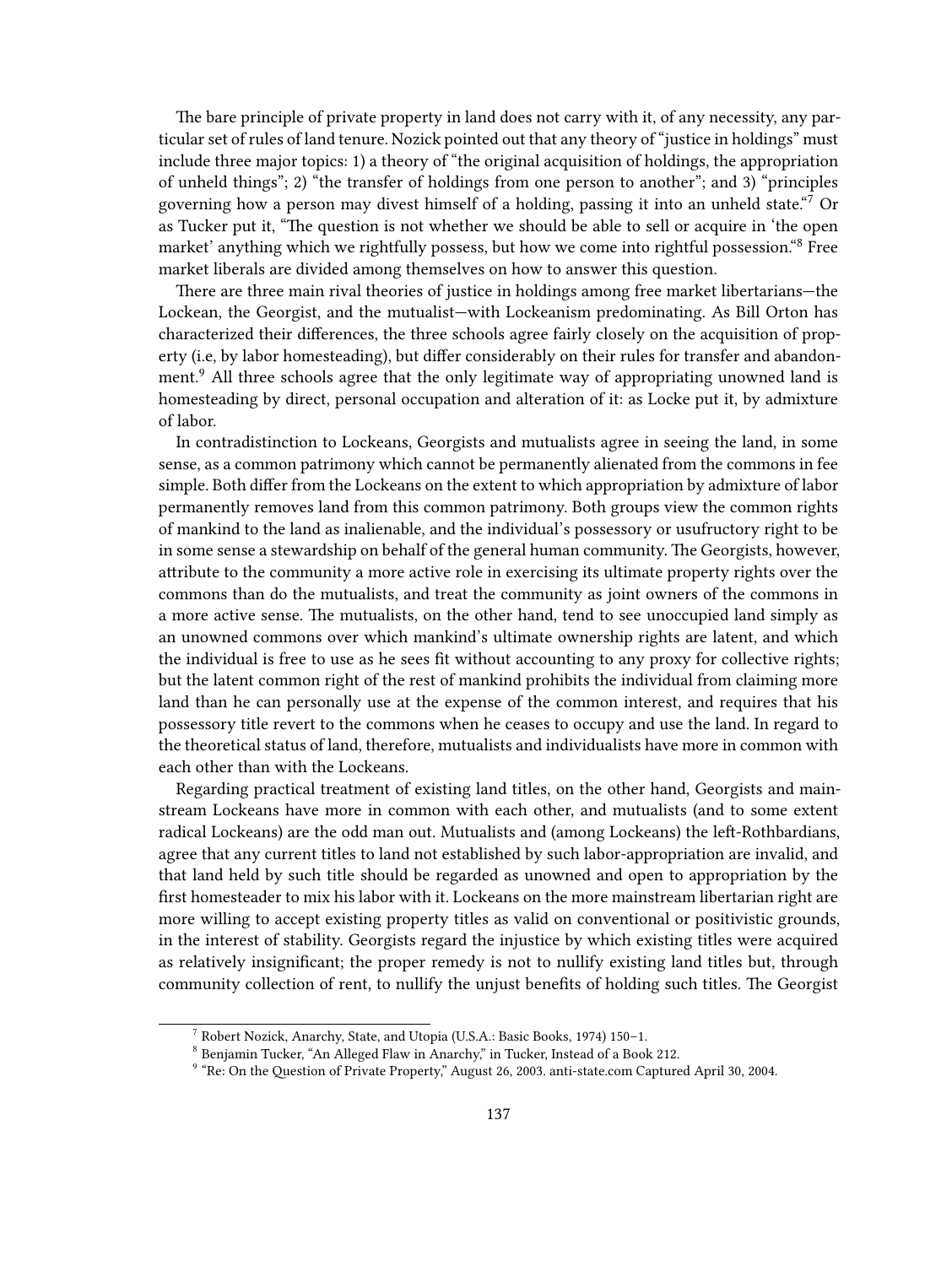The bare principle of private property in land does not carry with it, of any necessity, any particular set of rules of land tenure. Nozick pointed out that any theory of "justice in holdings" must include three major topics: 1) a theory of "the original acquisition of holdings, the appropriation of unheld things"; 2) "the transfer of holdings from one person to another"; and 3) "principles governing how a person may divest himself of a holding, passing it into an unheld state."[7] Or as Tucker put it, "The question is not whether we should be able to sell or acquire in 'the open market' anything which we rightfully possess, but how we come into rightful possession."[8] Free market liberals are divided among themselves on how to answer this question.

There are three main rival theories of justice in holdings among free market libertarians—the Lockean, the Georgist, and the mutualist—with Lockeanism predominating. As Bill Orton has characterized their differences, the three schools agree fairly closely on the acquisition of property (i.e, by labor homesteading), but differ considerably on their rules for transfer and abandonment.[9] All three schools agree that the only legitimate way of appropriating unowned land is homesteading by direct, personal occupation and alteration of it: as Locke put it, by admixture of labor.

In contradistinction to Lockeans, Georgists and mutualists agree in seeing the land, in some sense, as a common patrimony which cannot be permanently alienated from the commons in fee simple. Both differ from the Lockeans on the extent to which appropriation by admixture of labor permanently removes land from this common patrimony. Both groups view the common rights of mankind to the land as inalienable, and the individual's possessory or usufructory right to be in some sense a stewardship on behalf of the general human community. The Georgists, however, attribute to the community a more active role in exercising its ultimate property rights over the commons than do the mutualists, and treat the community as joint owners of the commons in a more active sense. The mutualists, on the other hand, tend to see unoccupied land simply as an unowned commons over which mankind's ultimate ownership rights are latent, and which the individual is free to use as he sees fit without accounting to any proxy for collective rights; but the latent common right of the rest of mankind prohibits the individual from claiming more land than he can personally use at the expense of the common interest, and requires that his possessory title revert to the commons when he ceases to occupy and use the land. In regard to the theoretical status of land, therefore, mutualists and individualists have more in common with each other than with the Lockeans.

Regarding practical treatment of existing land titles, on the other hand, Georgists and mainstream Lockeans have more in common with each other, and mutualists (and to some extent radical Lockeans) are the odd man out. Mutualists and (among Lockeans) the left-Rothbardians, agree that any current titles to land not established by such labor-appropriation are invalid, and that land held by such title should be regarded as unowned and open to appropriation by the first homesteader to mix his labor with it. Lockeans on the more mainstream libertarian right are more willing to accept existing property titles as valid on conventional or positivistic grounds, in the interest of stability. Georgists regard the injustice by which existing titles were acquired as relatively insignificant; the proper remedy is not to nullify existing land titles but, through community collection of rent, to nullify the unjust benefits of holding such titles. The Georgist

[7] Robert Nozick, Anarchy, State, and Utopia (U.S.A.: Basic Books, 1974) 150–1.

[8] Benjamin Tucker, "An Alleged Flaw in Anarchy," in Tucker, Instead of a Book 212.

[9] "Re: On the Question of Private Property," August 26, 2003. anti-state.com Captured April 30, 2004.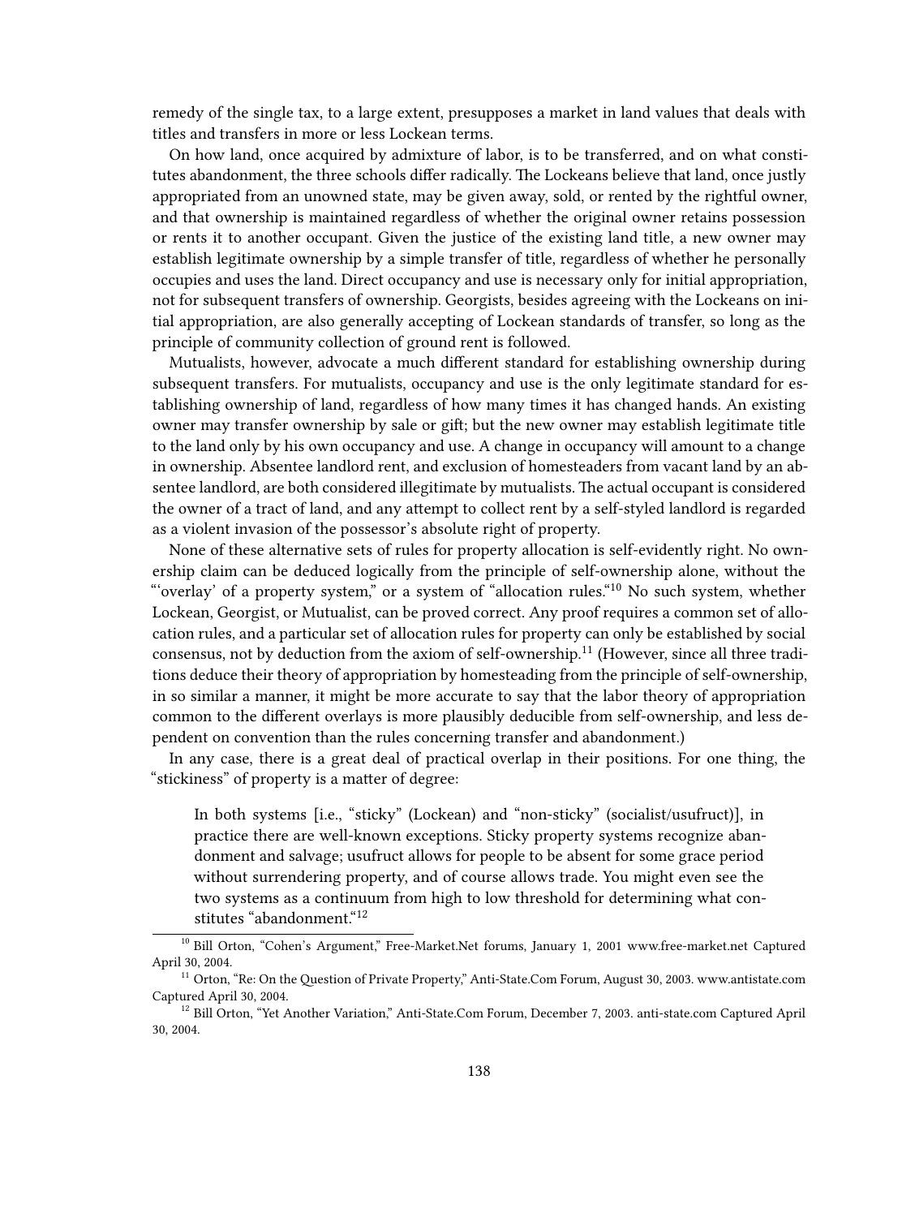remedy of the single tax, to a large extent, presupposes a market in land values that deals with titles and transfers in more or less Lockean terms.

On how land, once acquired by admixture of labor, is to be transferred, and on what constitutes abandonment, the three schools differ radically. The Lockeans believe that land, once justly appropriated from an unowned state, may be given away, sold, or rented by the rightful owner, and that ownership is maintained regardless of whether the original owner retains possession or rents it to another occupant. Given the justice of the existing land title, a new owner may establish legitimate ownership by a simple transfer of title, regardless of whether he personally occupies and uses the land. Direct occupancy and use is necessary only for initial appropriation, not for subsequent transfers of ownership. Georgists, besides agreeing with the Lockeans on initial appropriation, are also generally accepting of Lockean standards of transfer, so long as the principle of community collection of ground rent is followed.

Mutualists, however, advocate a much different standard for establishing ownership during subsequent transfers. For mutualists, occupancy and use is the only legitimate standard for establishing ownership of land, regardless of how many times it has changed hands. An existing owner may transfer ownership by sale or gift; but the new owner may establish legitimate title to the land only by his own occupancy and use. A change in occupancy will amount to a change in ownership. Absentee landlord rent, and exclusion of homesteaders from vacant land by an absentee landlord, are both considered illegitimate by mutualists. The actual occupant is considered the owner of a tract of land, and any attempt to collect rent by a self-styled landlord is regarded as a violent invasion of the possessor's absolute right of property.

None of these alternative sets of rules for property allocation is self-evidently right. No ownership claim can be deduced logically from the principle of self-ownership alone, without the "'overlay' of a property system," or a system of "allocation rules."[10] No such system, whether Lockean, Georgist, or Mutualist, can be proved correct. Any proof requires a common set of allocation rules, and a particular set of allocation rules for property can only be established by social consensus, not by deduction from the axiom of self-ownership.[11] (However, since all three traditions deduce their theory of appropriation by homesteading from the principle of self-ownership, in so similar a manner, it might be more accurate to say that the labor theory of appropriation common to the different overlays is more plausibly deducible from self-ownership, and less dependent on convention than the rules concerning transfer and abandonment.)

In any case, there is a great deal of practical overlap in their positions. For one thing, the "stickiness" of property is a matter of degree:

> In both systems [i.e., "sticky" (Lockean) and "non-sticky" (socialist/usufruct)], in practice there are well-known exceptions. Sticky property systems recognize abandonment and salvage; usufruct allows for people to be absent for some grace period without surrendering property, and of course allows trade. You might even see the two systems as a continuum from high to low threshold for determining what constitutes "abandonment."[12]

---

[10] Bill Orton, "Cohen's Argument," Free-Market.Net forums, January 1, 2001 www.free-market.net Captured April 30, 2004.

[11] Orton, "Re: On the Question of Private Property," Anti-State.Com Forum, August 30, 2003. www.antistate.com Captured April 30, 2004.

[12] Bill Orton, "Yet Another Variation," Anti-State.Com Forum, December 7, 2003. anti-state.com Captured April 30, 2004.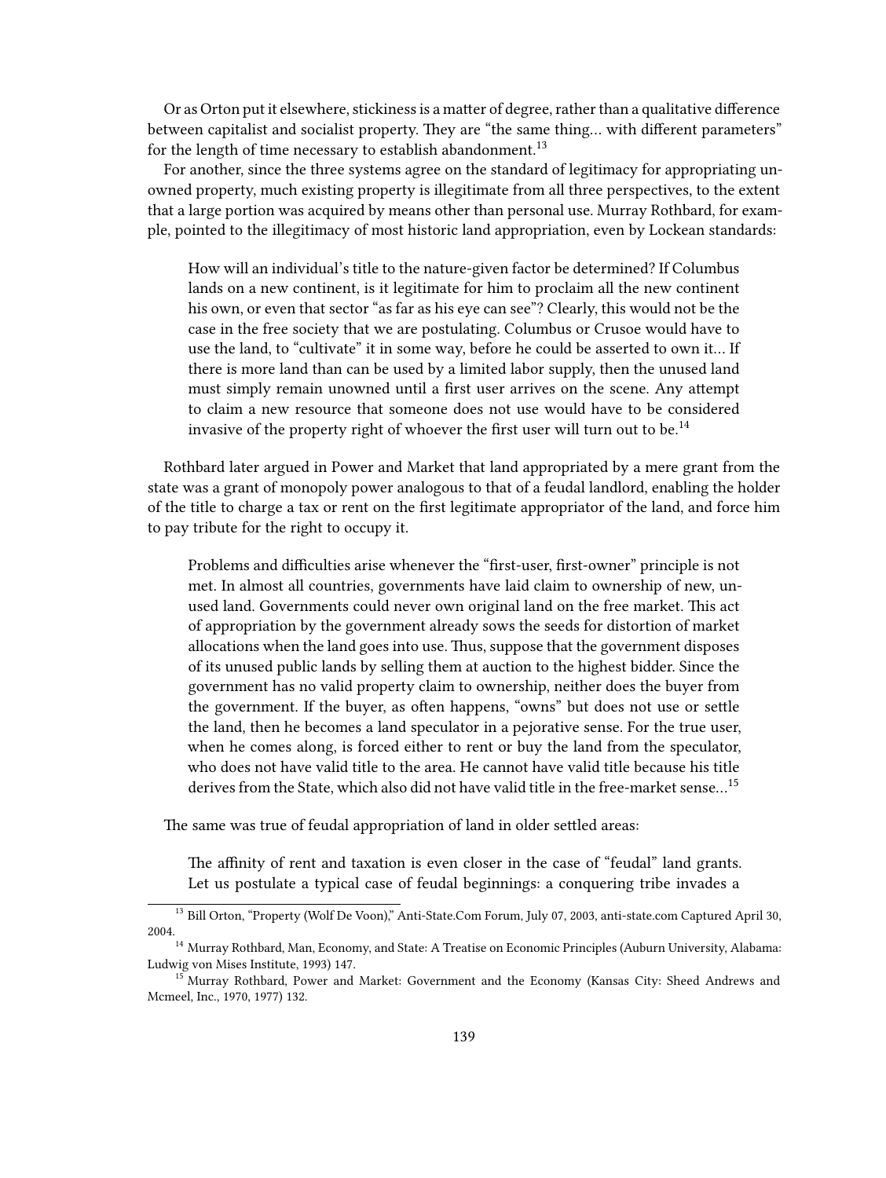Or as Orton put it elsewhere, stickiness is a matter of degree, rather than a qualitative difference between capitalist and socialist property. They are "the same thing… with different parameters" for the length of time necessary to establish abandonment.[13]

For another, since the three systems agree on the standard of legitimacy for appropriating unowned property, much existing property is illegitimate from all three perspectives, to the extent that a large portion was acquired by means other than personal use. Murray Rothbard, for example, pointed to the illegitimacy of most historic land appropriation, even by Lockean standards:

> How will an individual's title to the nature-given factor be determined? If Columbus lands on a new continent, is it legitimate for him to proclaim all the new continent his own, or even that sector "as far as his eye can see"? Clearly, this would not be the case in the free society that we are postulating. Columbus or Crusoe would have to use the land, to "cultivate" it in some way, before he could be asserted to own it… If there is more land than can be used by a limited labor supply, then the unused land must simply remain unowned until a first user arrives on the scene. Any attempt to claim a new resource that someone does not use would have to be considered invasive of the property right of whoever the first user will turn out to be.[14]

Rothbard later argued in Power and Market that land appropriated by a mere grant from the state was a grant of monopoly power analogous to that of a feudal landlord, enabling the holder of the title to charge a tax or rent on the first legitimate appropriator of the land, and force him to pay tribute for the right to occupy it.

> Problems and difficulties arise whenever the "first-user, first-owner" principle is not met. In almost all countries, governments have laid claim to ownership of new, unused land. Governments could never own original land on the free market. This act of appropriation by the government already sows the seeds for distortion of market allocations when the land goes into use. Thus, suppose that the government disposes of its unused public lands by selling them at auction to the highest bidder. Since the government has no valid property claim to ownership, neither does the buyer from the government. If the buyer, as often happens, "owns" but does not use or settle the land, then he becomes a land speculator in a pejorative sense. For the true user, when he comes along, is forced either to rent or buy the land from the speculator, who does not have valid title to the area. He cannot have valid title because his title derives from the State, which also did not have valid title in the free-market sense…[15]

The same was true of feudal appropriation of land in older settled areas:

> The affinity of rent and taxation is even closer in the case of "feudal" land grants. Let us postulate a typical case of feudal beginnings: a conquering tribe invades a

---

[13] Bill Orton, "Property (Wolf De Voon)," Anti-State.Com Forum, July 07, 2003, anti-state.com Captured April 30, 2004.

[14] Murray Rothbard, Man, Economy, and State: A Treatise on Economic Principles (Auburn University, Alabama: Ludwig von Mises Institute, 1993) 147.

[15] Murray Rothbard, Power and Market: Government and the Economy (Kansas City: Sheed Andrews and Mcmeel, Inc., 1970, 1977) 132.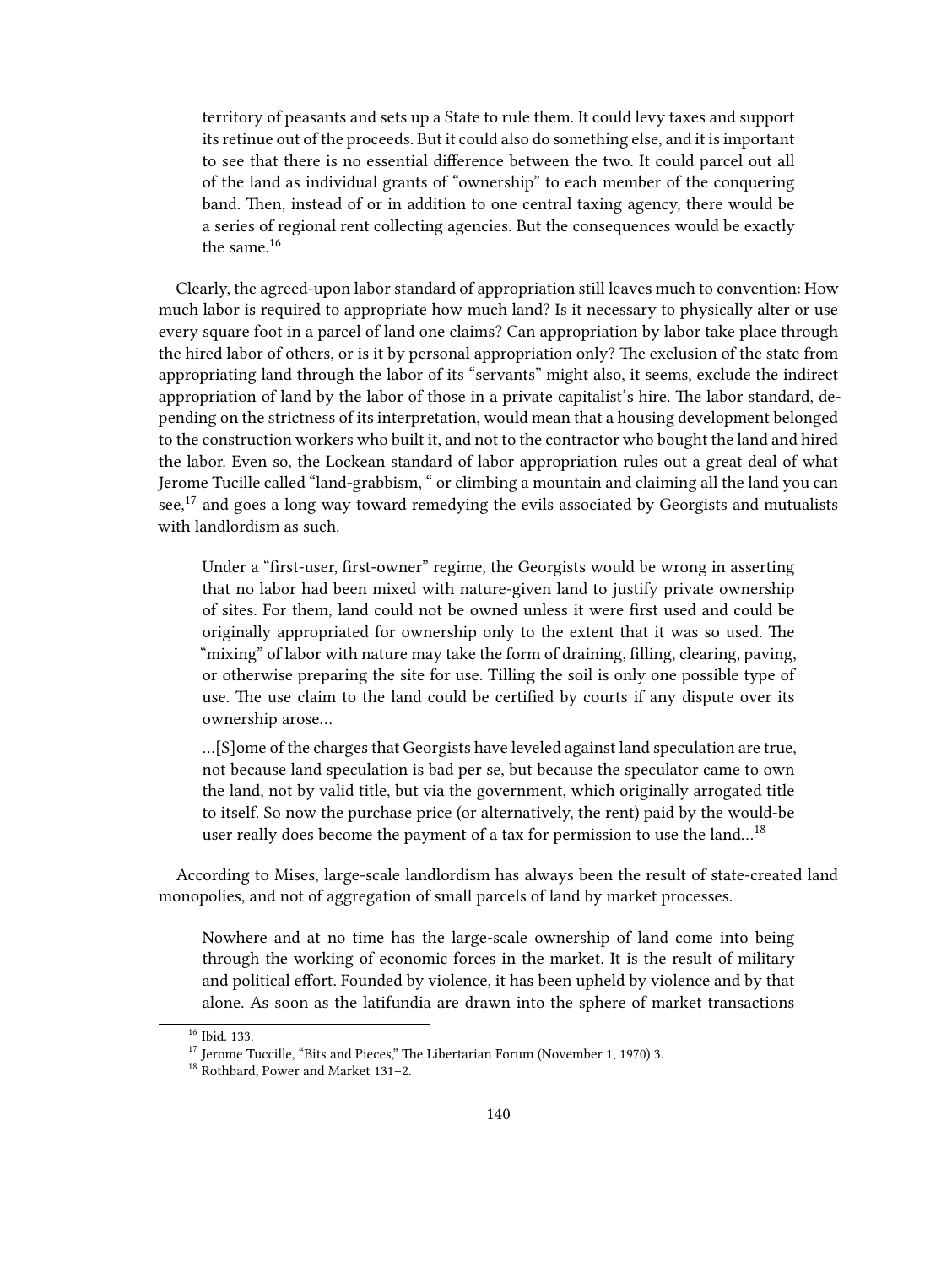> territory of peasants and sets up a State to rule them. It could levy taxes and support its retinue out of the proceeds. But it could also do something else, and it is important to see that there is no essential difference between the two. It could parcel out all of the land as individual grants of "ownership" to each member of the conquering band. Then, instead of or in addition to one central taxing agency, there would be a series of regional rent collecting agencies. But the consequences would be exactly the same.[16]

Clearly, the agreed-upon labor standard of appropriation still leaves much to convention: How much labor is required to appropriate how much land? Is it necessary to physically alter or use every square foot in a parcel of land one claims? Can appropriation by labor take place through the hired labor of others, or is it by personal appropriation only? The exclusion of the state from appropriating land through the labor of its "servants" might also, it seems, exclude the indirect appropriation of land by the labor of those in a private capitalist's hire. The labor standard, depending on the strictness of its interpretation, would mean that a housing development belonged to the construction workers who built it, and not to the contractor who bought the land and hired the labor. Even so, the Lockean standard of labor appropriation rules out a great deal of what Jerome Tucille called "land-grabbism, " or climbing a mountain and claiming all the land you can see,[17] and goes a long way toward remedying the evils associated by Georgists and mutualists with landlordism as such.

> Under a "first-user, first-owner" regime, the Georgists would be wrong in asserting that no labor had been mixed with nature-given land to justify private ownership of sites. For them, land could not be owned unless it were first used and could be originally appropriated for ownership only to the extent that it was so used. The "mixing" of labor with nature may take the form of draining, filling, clearing, paving, or otherwise preparing the site for use. Tilling the soil is only one possible type of use. The use claim to the land could be certified by courts if any dispute over its ownership arose…
>
> …[S]ome of the charges that Georgists have leveled against land speculation are true, not because land speculation is bad per se, but because the speculator came to own the land, not by valid title, but via the government, which originally arrogated title to itself. So now the purchase price (or alternatively, the rent) paid by the would-be user really does become the payment of a tax for permission to use the land…[18]

According to Mises, large-scale landlordism has always been the result of state-created land monopolies, and not of aggregation of small parcels of land by market processes.

> Nowhere and at no time has the large-scale ownership of land come into being through the working of economic forces in the market. It is the result of military and political effort. Founded by violence, it has been upheld by violence and by that alone. As soon as the latifundia are drawn into the sphere of market transactions

[16] Ibid. 133.

[17] Jerome Tuccille, "Bits and Pieces," The Libertarian Forum (November 1, 1970) 3.

[18] Rothbard, Power and Market 131–2.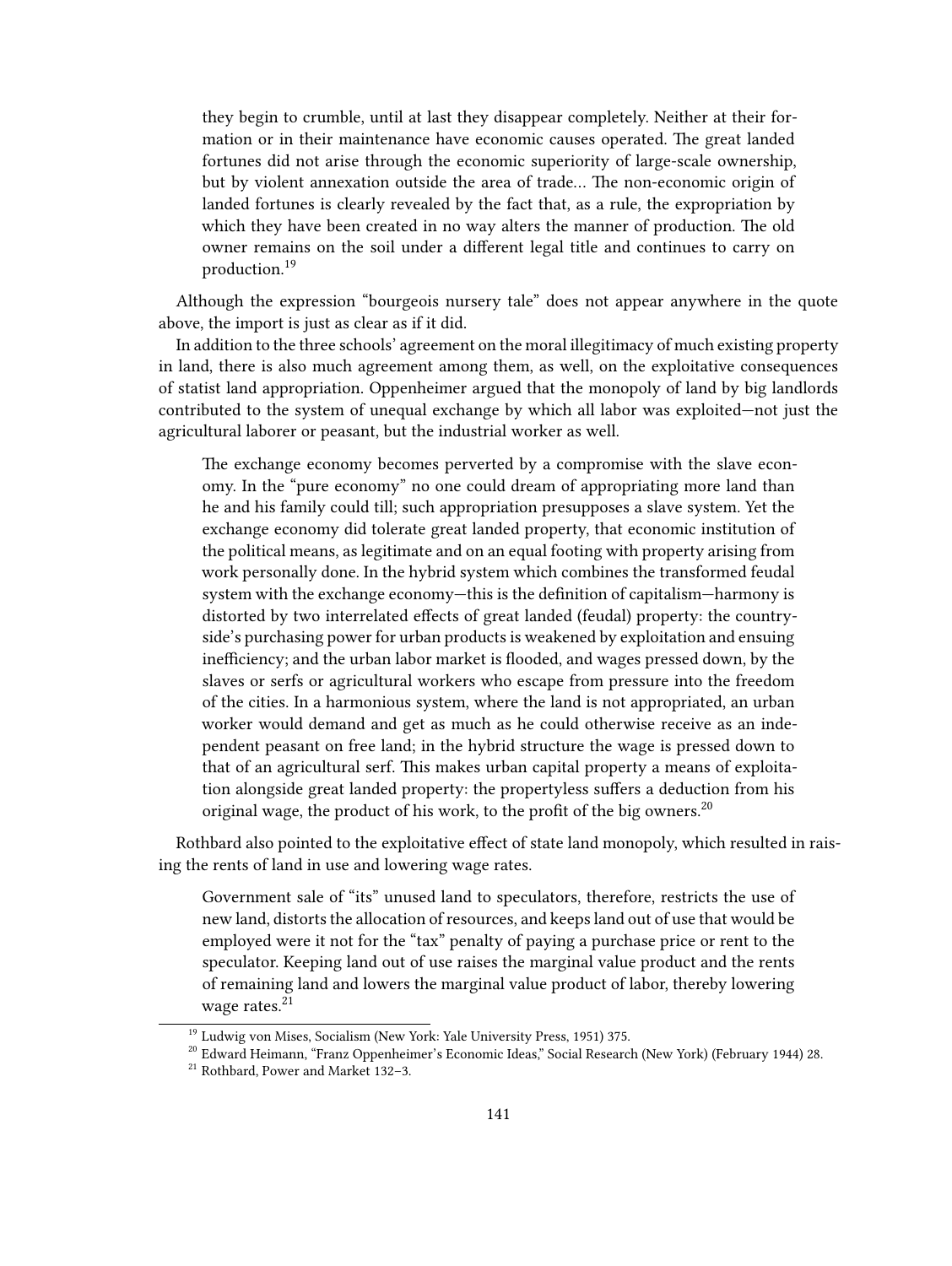> they begin to crumble, until at last they disappear completely. Neither at their formation or in their maintenance have economic causes operated. The great landed fortunes did not arise through the economic superiority of large-scale ownership, but by violent annexation outside the area of trade… The non-economic origin of landed fortunes is clearly revealed by the fact that, as a rule, the expropriation by which they have been created in no way alters the manner of production. The old owner remains on the soil under a different legal title and continues to carry on production.[19]

Although the expression "bourgeois nursery tale" does not appear anywhere in the quote above, the import is just as clear as if it did.

In addition to the three schools' agreement on the moral illegitimacy of much existing property in land, there is also much agreement among them, as well, on the exploitative consequences of statist land appropriation. Oppenheimer argued that the monopoly of land by big landlords contributed to the system of unequal exchange by which all labor was exploited—not just the agricultural laborer or peasant, but the industrial worker as well.

> The exchange economy becomes perverted by a compromise with the slave economy. In the "pure economy" no one could dream of appropriating more land than he and his family could till; such appropriation presupposes a slave system. Yet the exchange economy did tolerate great landed property, that economic institution of the political means, as legitimate and on an equal footing with property arising from work personally done. In the hybrid system which combines the transformed feudal system with the exchange economy—this is the definition of capitalism—harmony is distorted by two interrelated effects of great landed (feudal) property: the countryside's purchasing power for urban products is weakened by exploitation and ensuing inefficiency; and the urban labor market is flooded, and wages pressed down, by the slaves or serfs or agricultural workers who escape from pressure into the freedom of the cities. In a harmonious system, where the land is not appropriated, an urban worker would demand and get as much as he could otherwise receive as an independent peasant on free land; in the hybrid structure the wage is pressed down to that of an agricultural serf. This makes urban capital property a means of exploitation alongside great landed property: the propertyless suffers a deduction from his original wage, the product of his work, to the profit of the big owners.[20]

Rothbard also pointed to the exploitative effect of state land monopoly, which resulted in raising the rents of land in use and lowering wage rates.

> Government sale of "its" unused land to speculators, therefore, restricts the use of new land, distorts the allocation of resources, and keeps land out of use that would be employed were it not for the "tax" penalty of paying a purchase price or rent to the speculator. Keeping land out of use raises the marginal value product and the rents of remaining land and lowers the marginal value product of labor, thereby lowering wage rates.[21]

[19] Ludwig von Mises, Socialism (New York: Yale University Press, 1951) 375.

[20] Edward Heimann, "Franz Oppenheimer's Economic Ideas," Social Research (New York) (February 1944) 28.

[21] Rothbard, Power and Market 132–3.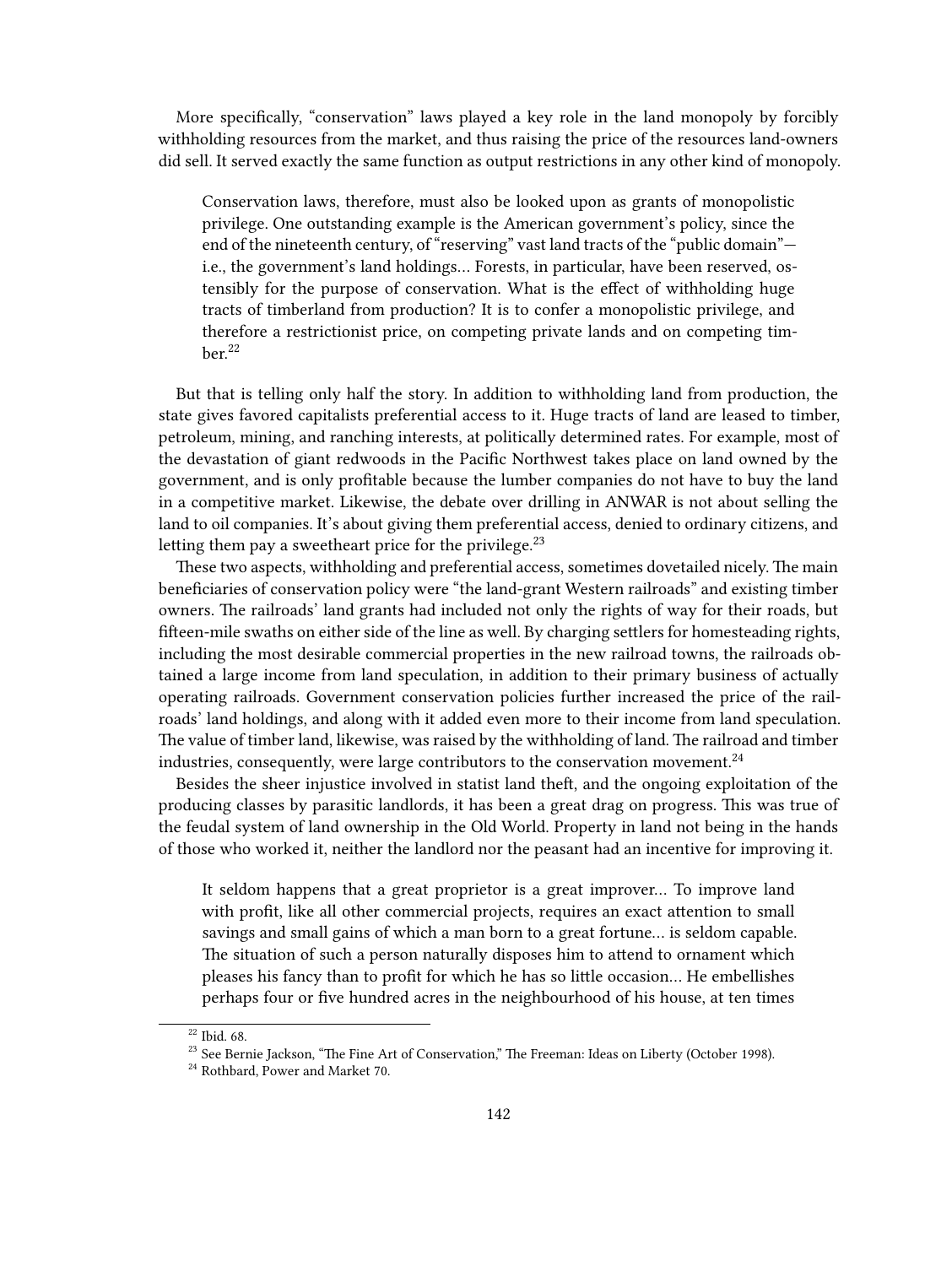More specifically, "conservation" laws played a key role in the land monopoly by forcibly withholding resources from the market, and thus raising the price of the resources land-owners did sell. It served exactly the same function as output restrictions in any other kind of monopoly.

> Conservation laws, therefore, must also be looked upon as grants of monopolistic privilege. One outstanding example is the American government's policy, since the end of the nineteenth century, of "reserving" vast land tracts of the "public domain"—i.e., the government's land holdings... Forests, in particular, have been reserved, ostensibly for the purpose of conservation. What is the effect of withholding huge tracts of timberland from production? It is to confer a monopolistic privilege, and therefore a restrictionist price, on competing private lands and on competing timber.[22]

But that is telling only half the story. In addition to withholding land from production, the state gives favored capitalists preferential access to it. Huge tracts of land are leased to timber, petroleum, mining, and ranching interests, at politically determined rates. For example, most of the devastation of giant redwoods in the Pacific Northwest takes place on land owned by the government, and is only profitable because the lumber companies do not have to buy the land in a competitive market. Likewise, the debate over drilling in ANWAR is not about selling the land to oil companies. It's about giving them preferential access, denied to ordinary citizens, and letting them pay a sweetheart price for the privilege.[23]

These two aspects, withholding and preferential access, sometimes dovetailed nicely. The main beneficiaries of conservation policy were "the land-grant Western railroads" and existing timber owners. The railroads' land grants had included not only the rights of way for their roads, but fifteen-mile swaths on either side of the line as well. By charging settlers for homesteading rights, including the most desirable commercial properties in the new railroad towns, the railroads obtained a large income from land speculation, in addition to their primary business of actually operating railroads. Government conservation policies further increased the price of the railroads' land holdings, and along with it added even more to their income from land speculation. The value of timber land, likewise, was raised by the withholding of land. The railroad and timber industries, consequently, were large contributors to the conservation movement.[24]

Besides the sheer injustice involved in statist land theft, and the ongoing exploitation of the producing classes by parasitic landlords, it has been a great drag on progress. This was true of the feudal system of land ownership in the Old World. Property in land not being in the hands of those who worked it, neither the landlord nor the peasant had an incentive for improving it.

> It seldom happens that a great proprietor is a great improver... To improve land with profit, like all other commercial projects, requires an exact attention to small savings and small gains of which a man born to a great fortune... is seldom capable. The situation of such a person naturally disposes him to attend to ornament which pleases his fancy than to profit for which he has so little occasion... He embellishes perhaps four or five hundred acres in the neighbourhood of his house, at ten times

[22] Ibid. 68.

[23] See Bernie Jackson, "The Fine Art of Conservation," The Freeman: Ideas on Liberty (October 1998).

[24] Rothbard, Power and Market 70.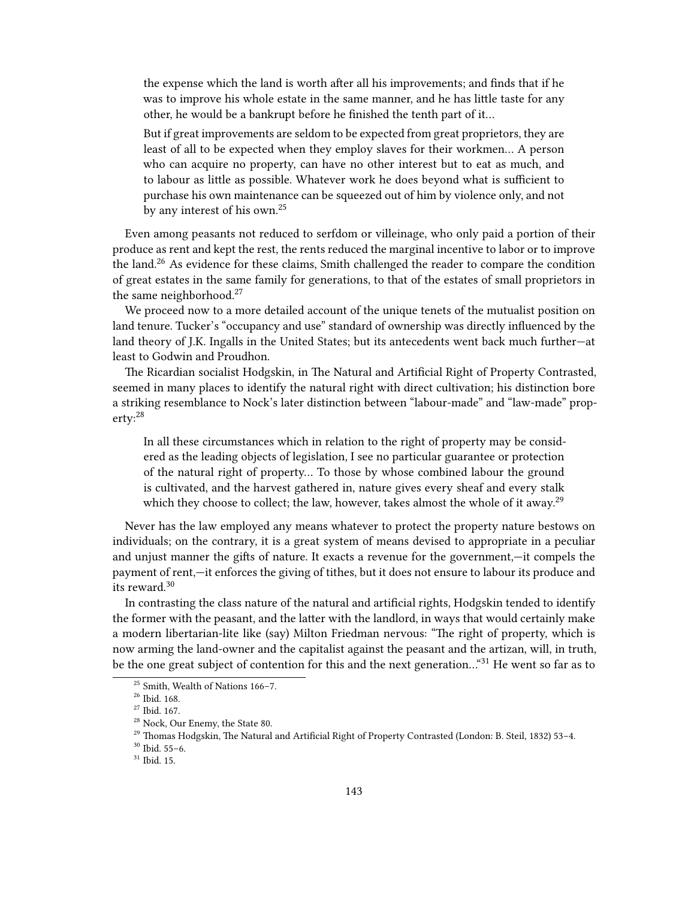> the expense which the land is worth after all his improvements; and finds that if he was to improve his whole estate in the same manner, and he has little taste for any other, he would be a bankrupt before he finished the tenth part of it…
>
> But if great improvements are seldom to be expected from great proprietors, they are least of all to be expected when they employ slaves for their workmen… A person who can acquire no property, can have no other interest but to eat as much, and to labour as little as possible. Whatever work he does beyond what is sufficient to purchase his own maintenance can be squeezed out of him by violence only, and not by any interest of his own.[25]

Even among peasants not reduced to serfdom or villeinage, who only paid a portion of their produce as rent and kept the rest, the rents reduced the marginal incentive to labor or to improve the land.[26] As evidence for these claims, Smith challenged the reader to compare the condition of great estates in the same family for generations, to that of the estates of small proprietors in the same neighborhood.[27]

We proceed now to a more detailed account of the unique tenets of the mutualist position on land tenure. Tucker's "occupancy and use" standard of ownership was directly influenced by the land theory of J.K. Ingalls in the United States; but its antecedents went back much further—at least to Godwin and Proudhon.

The Ricardian socialist Hodgskin, in The Natural and Artificial Right of Property Contrasted, seemed in many places to identify the natural right with direct cultivation; his distinction bore a striking resemblance to Nock's later distinction between "labour-made" and "law-made" property:[28]

> In all these circumstances which in relation to the right of property may be considered as the leading objects of legislation, I see no particular guarantee or protection of the natural right of property… To those by whose combined labour the ground is cultivated, and the harvest gathered in, nature gives every sheaf and every stalk which they choose to collect; the law, however, takes almost the whole of it away.[29]

Never has the law employed any means whatever to protect the property nature bestows on individuals; on the contrary, it is a great system of means devised to appropriate in a peculiar and unjust manner the gifts of nature. It exacts a revenue for the government,—it compels the payment of rent,—it enforces the giving of tithes, but it does not ensure to labour its produce and its reward.[30]

In contrasting the class nature of the natural and artificial rights, Hodgskin tended to identify the former with the peasant, and the latter with the landlord, in ways that would certainly make a modern libertarian-lite like (say) Milton Friedman nervous: "The right of property, which is now arming the land-owner and the capitalist against the peasant and the artizan, will, in truth, be the one great subject of contention for this and the next generation…"[31] He went so far as to

---

[25] Smith, Wealth of Nations 166–7.

[26] Ibid. 168.

[27] Ibid. 167.

[28] Nock, Our Enemy, the State 80.

[29] Thomas Hodgskin, The Natural and Artificial Right of Property Contrasted (London: B. Steil, 1832) 53–4.

[30] Ibid. 55–6.

[31] Ibid. 15.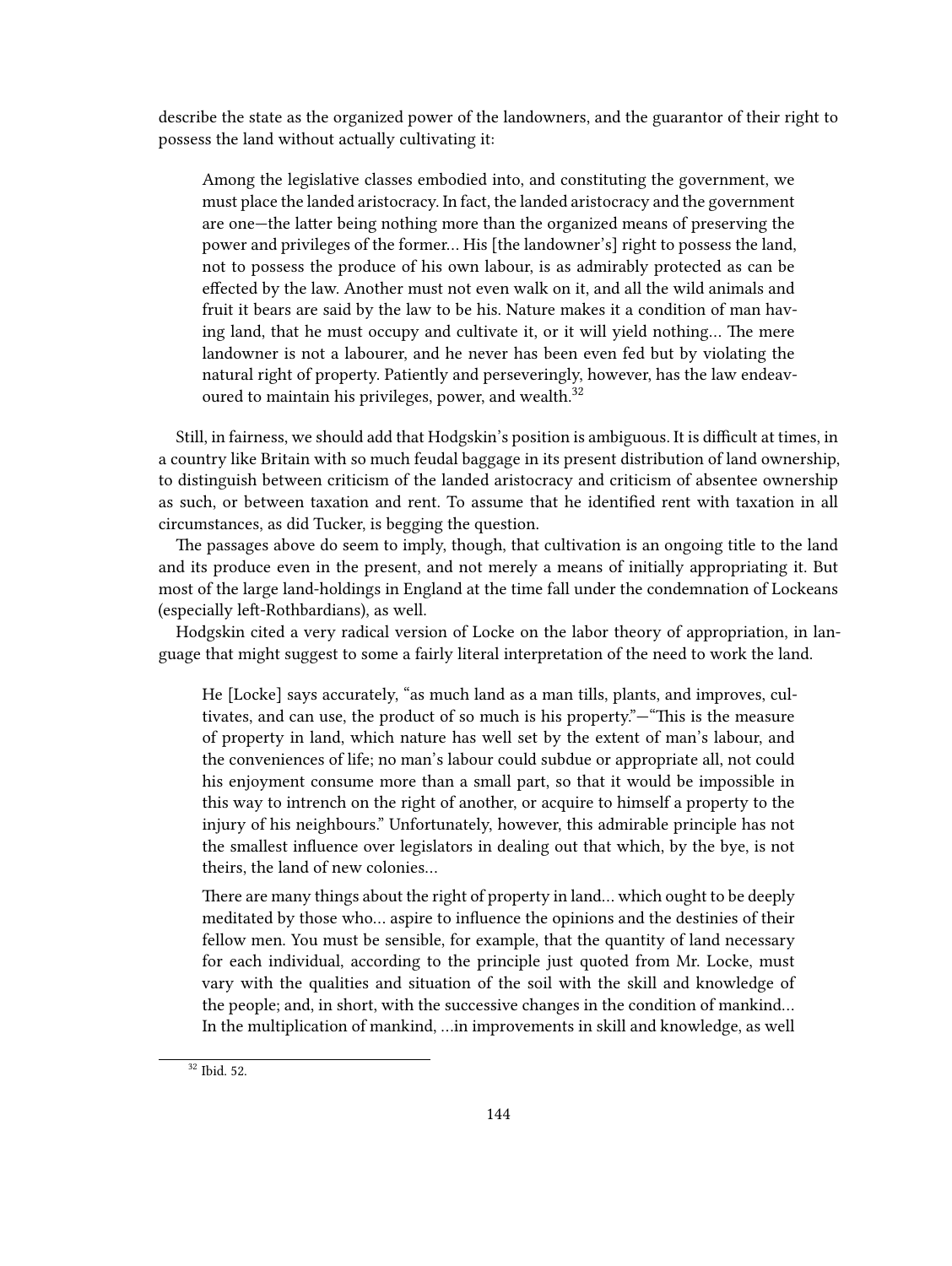describe the state as the organized power of the landowners, and the guarantor of their right to possess the land without actually cultivating it:

> Among the legislative classes embodied into, and constituting the government, we must place the landed aristocracy. In fact, the landed aristocracy and the government are one—the latter being nothing more than the organized means of preserving the power and privileges of the former… His [the landowner's] right to possess the land, not to possess the produce of his own labour, is as admirably protected as can be effected by the law. Another must not even walk on it, and all the wild animals and fruit it bears are said by the law to be his. Nature makes it a condition of man having land, that he must occupy and cultivate it, or it will yield nothing… The mere landowner is not a labourer, and he never has been even fed but by violating the natural right of property. Patiently and perseveringly, however, has the law endeavoured to maintain his privileges, power, and wealth.[32]

Still, in fairness, we should add that Hodgskin's position is ambiguous. It is difficult at times, in a country like Britain with so much feudal baggage in its present distribution of land ownership, to distinguish between criticism of the landed aristocracy and criticism of absentee ownership as such, or between taxation and rent. To assume that he identified rent with taxation in all circumstances, as did Tucker, is begging the question.

The passages above do seem to imply, though, that cultivation is an ongoing title to the land and its produce even in the present, and not merely a means of initially appropriating it. But most of the large land-holdings in England at the time fall under the condemnation of Lockeans (especially left-Rothbardians), as well.

Hodgskin cited a very radical version of Locke on the labor theory of appropriation, in language that might suggest to some a fairly literal interpretation of the need to work the land.

> He [Locke] says accurately, "as much land as a man tills, plants, and improves, cultivates, and can use, the product of so much is his property."—"This is the measure of property in land, which nature has well set by the extent of man's labour, and the conveniences of life; no man's labour could subdue or appropriate all, not could his enjoyment consume more than a small part, so that it would be impossible in this way to intrench on the right of another, or acquire to himself a property to the injury of his neighbours." Unfortunately, however, this admirable principle has not the smallest influence over legislators in dealing out that which, by the bye, is not theirs, the land of new colonies…
>
> There are many things about the right of property in land… which ought to be deeply meditated by those who… aspire to influence the opinions and the destinies of their fellow men. You must be sensible, for example, that the quantity of land necessary for each individual, according to the principle just quoted from Mr. Locke, must vary with the qualities and situation of the soil with the skill and knowledge of the people; and, in short, with the successive changes in the condition of mankind… In the multiplication of mankind, …in improvements in skill and knowledge, as well

[32] Ibid. 52.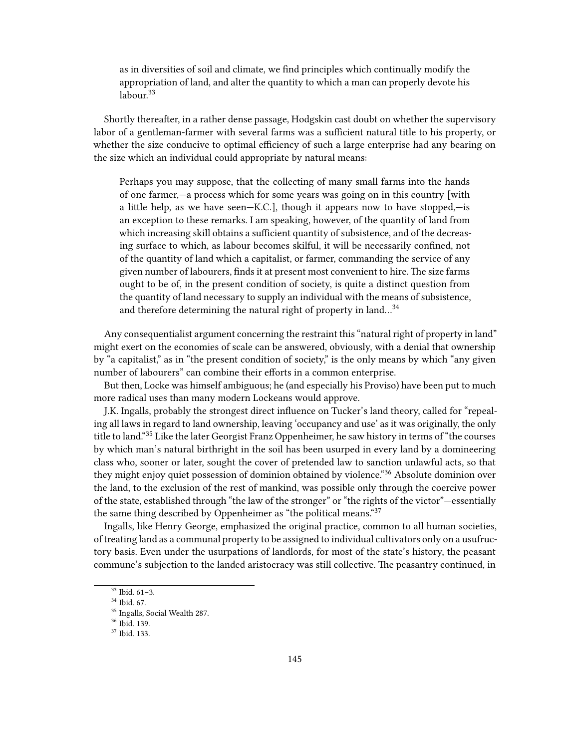> as in diversities of soil and climate, we find principles which continually modify the appropriation of land, and alter the quantity to which a man can properly devote his labour.[33]

Shortly thereafter, in a rather dense passage, Hodgskin cast doubt on whether the supervisory labor of a gentleman-farmer with several farms was a sufficient natural title to his property, or whether the size conducive to optimal efficiency of such a large enterprise had any bearing on the size which an individual could appropriate by natural means:

> Perhaps you may suppose, that the collecting of many small farms into the hands of one farmer,—a process which for some years was going on in this country [with a little help, as we have seen—K.C.], though it appears now to have stopped,—is an exception to these remarks. I am speaking, however, of the quantity of land from which increasing skill obtains a sufficient quantity of subsistence, and of the decreasing surface to which, as labour becomes skilful, it will be necessarily confined, not of the quantity of land which a capitalist, or farmer, commanding the service of any given number of labourers, finds it at present most convenient to hire. The size farms ought to be of, in the present condition of society, is quite a distinct question from the quantity of land necessary to supply an individual with the means of subsistence, and therefore determining the natural right of property in land…[34]

Any consequentialist argument concerning the restraint this "natural right of property in land" might exert on the economies of scale can be answered, obviously, with a denial that ownership by "a capitalist," as in "the present condition of society," is the only means by which "any given number of labourers" can combine their efforts in a common enterprise.

But then, Locke was himself ambiguous; he (and especially his Proviso) have been put to much more radical uses than many modern Lockeans would approve.

J.K. Ingalls, probably the strongest direct influence on Tucker's land theory, called for "repealing all laws in regard to land ownership, leaving 'occupancy and use' as it was originally, the only title to land."[35] Like the later Georgist Franz Oppenheimer, he saw history in terms of "the courses by which man's natural birthright in the soil has been usurped in every land by a domineering class who, sooner or later, sought the cover of pretended law to sanction unlawful acts, so that they might enjoy quiet possession of dominion obtained by violence."[36] Absolute dominion over the land, to the exclusion of the rest of mankind, was possible only through the coercive power of the state, established through "the law of the stronger" or "the rights of the victor"—essentially the same thing described by Oppenheimer as "the political means."[37]

Ingalls, like Henry George, emphasized the original practice, common to all human societies, of treating land as a communal property to be assigned to individual cultivators only on a usufructory basis. Even under the usurpations of landlords, for most of the state's history, the peasant commune's subjection to the landed aristocracy was still collective. The peasantry continued, in

[33] Ibid. 61–3.

[34] Ibid. 67.

[35] Ingalls, Social Wealth 287.

[36] Ibid. 139.

[37] Ibid. 133.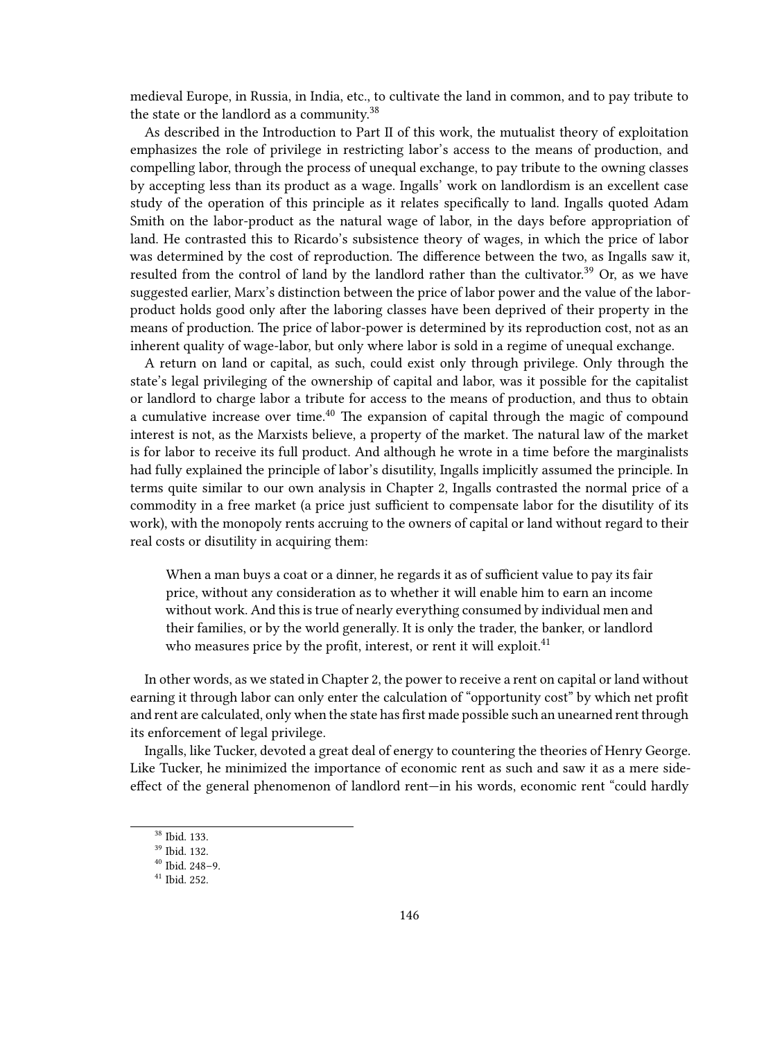medieval Europe, in Russia, in India, etc., to cultivate the land in common, and to pay tribute to the state or the landlord as a community.[38]

As described in the Introduction to Part II of this work, the mutualist theory of exploitation emphasizes the role of privilege in restricting labor's access to the means of production, and compelling labor, through the process of unequal exchange, to pay tribute to the owning classes by accepting less than its product as a wage. Ingalls' work on landlordism is an excellent case study of the operation of this principle as it relates specifically to land. Ingalls quoted Adam Smith on the labor-product as the natural wage of labor, in the days before appropriation of land. He contrasted this to Ricardo's subsistence theory of wages, in which the price of labor was determined by the cost of reproduction. The difference between the two, as Ingalls saw it, resulted from the control of land by the landlord rather than the cultivator.[39] Or, as we have suggested earlier, Marx's distinction between the price of labor power and the value of the labor-product holds good only after the laboring classes have been deprived of their property in the means of production. The price of labor-power is determined by its reproduction cost, not as an inherent quality of wage-labor, but only where labor is sold in a regime of unequal exchange.

A return on land or capital, as such, could exist only through privilege. Only through the state's legal privileging of the ownership of capital and labor, was it possible for the capitalist or landlord to charge labor a tribute for access to the means of production, and thus to obtain a cumulative increase over time.[40] The expansion of capital through the magic of compound interest is not, as the Marxists believe, a property of the market. The natural law of the market is for labor to receive its full product. And although he wrote in a time before the marginalists had fully explained the principle of labor's disutility, Ingalls implicitly assumed the principle. In terms quite similar to our own analysis in Chapter 2, Ingalls contrasted the normal price of a commodity in a free market (a price just sufficient to compensate labor for the disutility of its work), with the monopoly rents accruing to the owners of capital or land without regard to their real costs or disutility in acquiring them:

> When a man buys a coat or a dinner, he regards it as of sufficient value to pay its fair price, without any consideration as to whether it will enable him to earn an income without work. And this is true of nearly everything consumed by individual men and their families, or by the world generally. It is only the trader, the banker, or landlord who measures price by the profit, interest, or rent it will exploit.[41]

In other words, as we stated in Chapter 2, the power to receive a rent on capital or land without earning it through labor can only enter the calculation of "opportunity cost" by which net profit and rent are calculated, only when the state has first made possible such an unearned rent through its enforcement of legal privilege.

Ingalls, like Tucker, devoted a great deal of energy to countering the theories of Henry George. Like Tucker, he minimized the importance of economic rent as such and saw it as a mere side-effect of the general phenomenon of landlord rent—in his words, economic rent "could hardly

[38] Ibid. 133.
[39] Ibid. 132.
[40] Ibid. 248–9.
[41] Ibid. 252.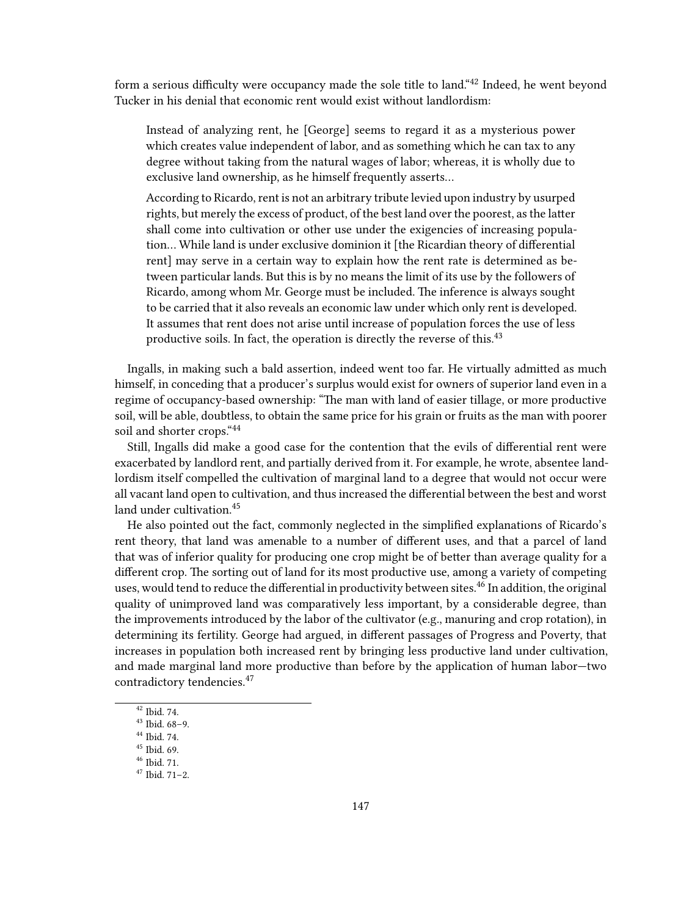form a serious difficulty were occupancy made the sole title to land."[42] Indeed, he went beyond Tucker in his denial that economic rent would exist without landlordism:

> Instead of analyzing rent, he [George] seems to regard it as a mysterious power which creates value independent of labor, and as something which he can tax to any degree without taking from the natural wages of labor; whereas, it is wholly due to exclusive land ownership, as he himself frequently asserts…
>
> According to Ricardo, rent is not an arbitrary tribute levied upon industry by usurped rights, but merely the excess of product, of the best land over the poorest, as the latter shall come into cultivation or other use under the exigencies of increasing population… While land is under exclusive dominion it [the Ricardian theory of differential rent] may serve in a certain way to explain how the rent rate is determined as between particular lands. But this is by no means the limit of its use by the followers of Ricardo, among whom Mr. George must be included. The inference is always sought to be carried that it also reveals an economic law under which only rent is developed. It assumes that rent does not arise until increase of population forces the use of less productive soils. In fact, the operation is directly the reverse of this.[43]

Ingalls, in making such a bald assertion, indeed went too far. He virtually admitted as much himself, in conceding that a producer's surplus would exist for owners of superior land even in a regime of occupancy-based ownership: "The man with land of easier tillage, or more productive soil, will be able, doubtless, to obtain the same price for his grain or fruits as the man with poorer soil and shorter crops."[44]

Still, Ingalls did make a good case for the contention that the evils of differential rent were exacerbated by landlord rent, and partially derived from it. For example, he wrote, absentee landlordism itself compelled the cultivation of marginal land to a degree that would not occur were all vacant land open to cultivation, and thus increased the differential between the best and worst land under cultivation.[45]

He also pointed out the fact, commonly neglected in the simplified explanations of Ricardo's rent theory, that land was amenable to a number of different uses, and that a parcel of land that was of inferior quality for producing one crop might be of better than average quality for a different crop. The sorting out of land for its most productive use, among a variety of competing uses, would tend to reduce the differential in productivity between sites.[46] In addition, the original quality of unimproved land was comparatively less important, by a considerable degree, than the improvements introduced by the labor of the cultivator (e.g., manuring and crop rotation), in determining its fertility. George had argued, in different passages of Progress and Poverty, that increases in population both increased rent by bringing less productive land under cultivation, and made marginal land more productive than before by the application of human labor—two contradictory tendencies.[47]

---

[42] Ibid. 74.
[43] Ibid. 68–9.
[44] Ibid. 74.
[45] Ibid. 69.
[46] Ibid. 71.
[47] Ibid. 71–2.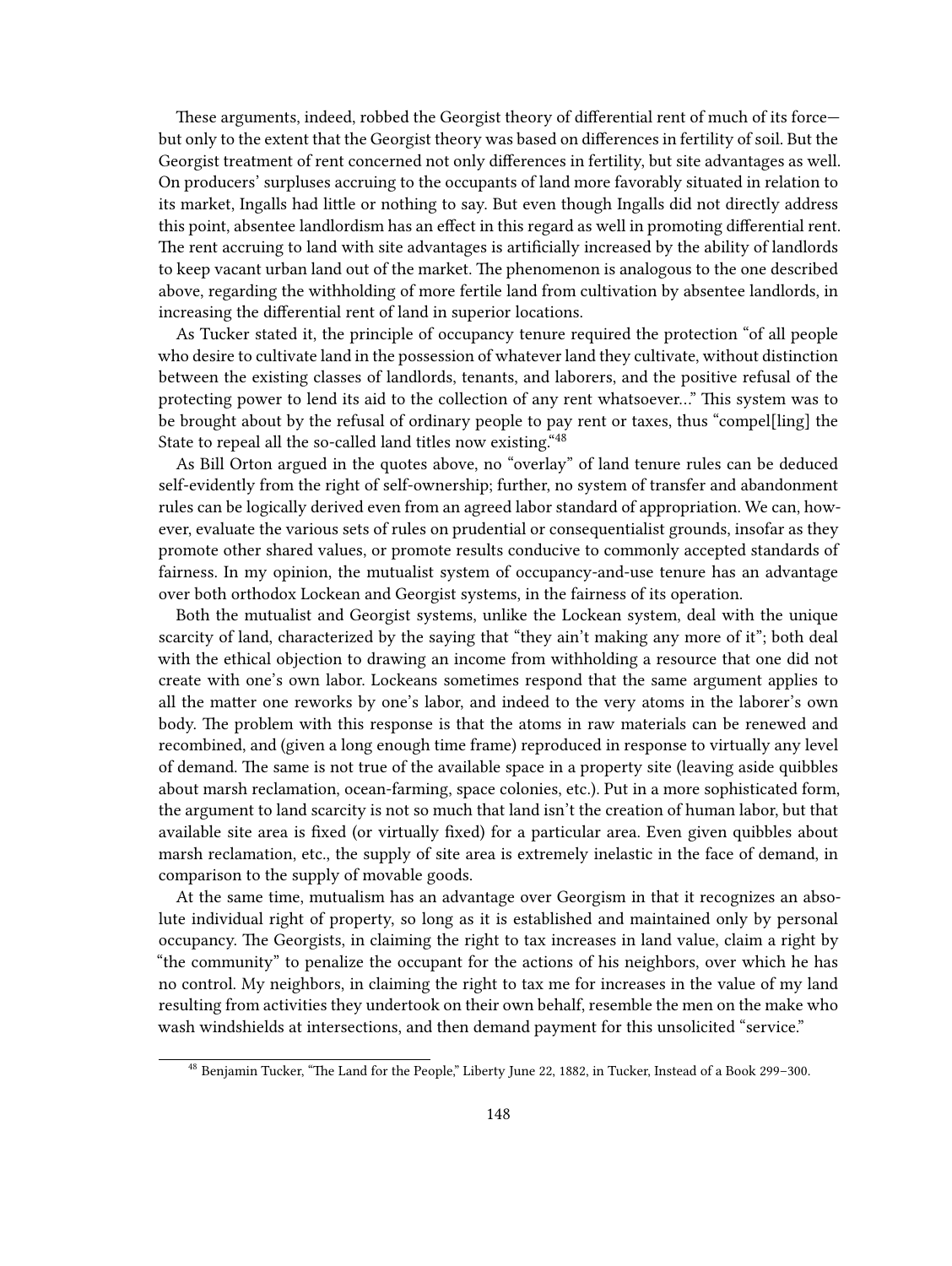These arguments, indeed, robbed the Georgist theory of differential rent of much of its force—but only to the extent that the Georgist theory was based on differences in fertility of soil. But the Georgist treatment of rent concerned not only differences in fertility, but site advantages as well. On producers' surpluses accruing to the occupants of land more favorably situated in relation to its market, Ingalls had little or nothing to say. But even though Ingalls did not directly address this point, absentee landlordism has an effect in this regard as well in promoting differential rent. The rent accruing to land with site advantages is artificially increased by the ability of landlords to keep vacant urban land out of the market. The phenomenon is analogous to the one described above, regarding the withholding of more fertile land from cultivation by absentee landlords, in increasing the differential rent of land in superior locations.

As Tucker stated it, the principle of occupancy tenure required the protection "of all people who desire to cultivate land in the possession of whatever land they cultivate, without distinction between the existing classes of landlords, tenants, and laborers, and the positive refusal of the protecting power to lend its aid to the collection of any rent whatsoever..." This system was to be brought about by the refusal of ordinary people to pay rent or taxes, thus "compel[ling] the State to repeal all the so-called land titles now existing."[48]

As Bill Orton argued in the quotes above, no "overlay" of land tenure rules can be deduced self-evidently from the right of self-ownership; further, no system of transfer and abandonment rules can be logically derived even from an agreed labor standard of appropriation. We can, however, evaluate the various sets of rules on prudential or consequentialist grounds, insofar as they promote other shared values, or promote results conducive to commonly accepted standards of fairness. In my opinion, the mutualist system of occupancy-and-use tenure has an advantage over both orthodox Lockean and Georgist systems, in the fairness of its operation.

Both the mutualist and Georgist systems, unlike the Lockean system, deal with the unique scarcity of land, characterized by the saying that "they ain't making any more of it"; both deal with the ethical objection to drawing an income from withholding a resource that one did not create with one's own labor. Lockeans sometimes respond that the same argument applies to all the matter one reworks by one's labor, and indeed to the very atoms in the laborer's own body. The problem with this response is that the atoms in raw materials can be renewed and recombined, and (given a long enough time frame) reproduced in response to virtually any level of demand. The same is not true of the available space in a property site (leaving aside quibbles about marsh reclamation, ocean-farming, space colonies, etc.). Put in a more sophisticated form, the argument to land scarcity is not so much that land isn't the creation of human labor, but that available site area is fixed (or virtually fixed) for a particular area. Even given quibbles about marsh reclamation, etc., the supply of site area is extremely inelastic in the face of demand, in comparison to the supply of movable goods.

At the same time, mutualism has an advantage over Georgism in that it recognizes an absolute individual right of property, so long as it is established and maintained only by personal occupancy. The Georgists, in claiming the right to tax increases in land value, claim a right by "the community" to penalize the occupant for the actions of his neighbors, over which he has no control. My neighbors, in claiming the right to tax me for increases in the value of my land resulting from activities they undertook on their own behalf, resemble the men on the make who wash windshields at intersections, and then demand payment for this unsolicited "service."

---

[48] Benjamin Tucker, "The Land for the People," Liberty June 22, 1882, in Tucker, Instead of a Book 299–300.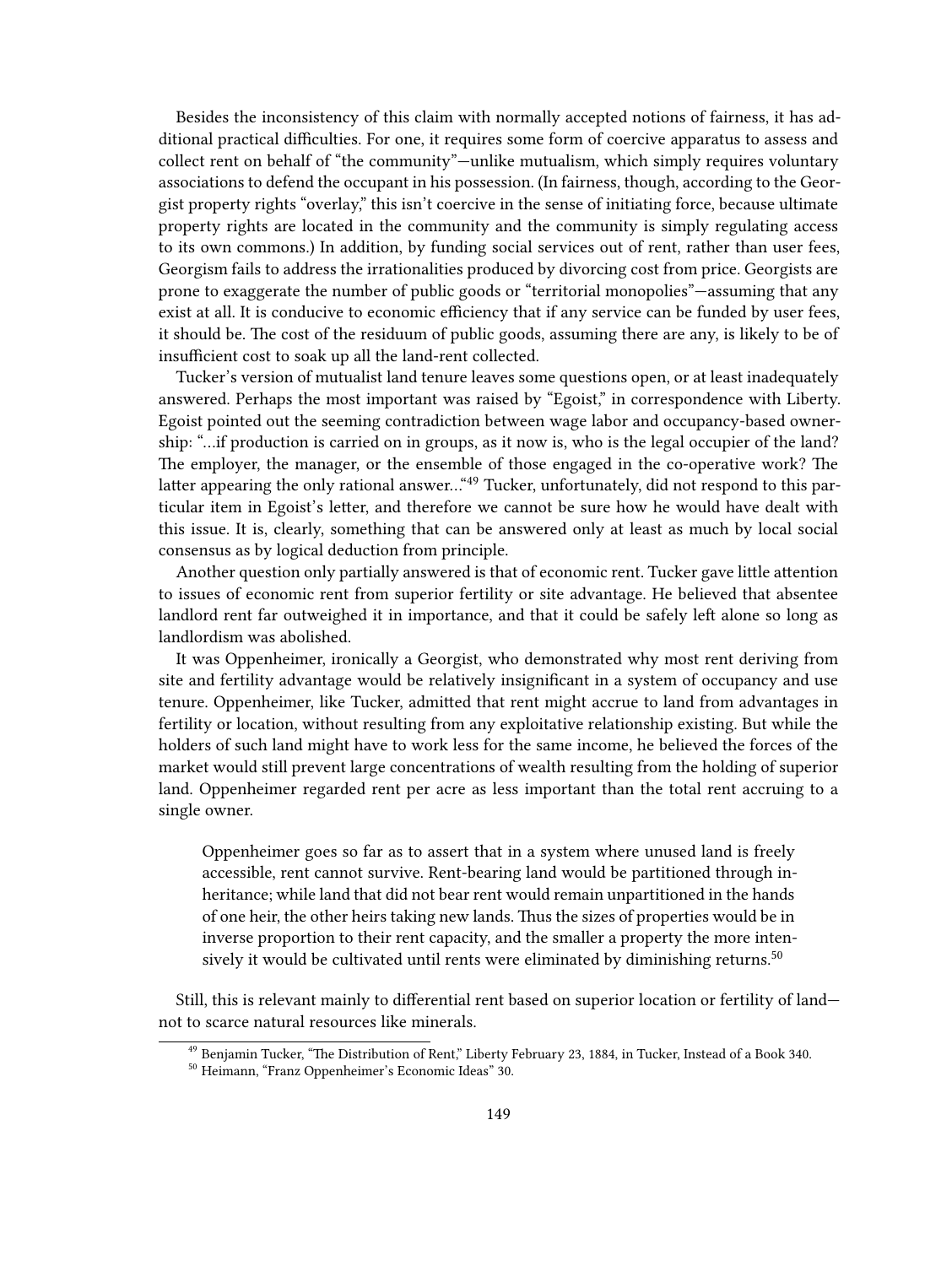Besides the inconsistency of this claim with normally accepted notions of fairness, it has additional practical difficulties. For one, it requires some form of coercive apparatus to assess and collect rent on behalf of "the community"—unlike mutualism, which simply requires voluntary associations to defend the occupant in his possession. (In fairness, though, according to the Georgist property rights "overlay," this isn't coercive in the sense of initiating force, because ultimate property rights are located in the community and the community is simply regulating access to its own commons.) In addition, by funding social services out of rent, rather than user fees, Georgism fails to address the irrationalities produced by divorcing cost from price. Georgists are prone to exaggerate the number of public goods or "territorial monopolies"—assuming that any exist at all. It is conducive to economic efficiency that if any service can be funded by user fees, it should be. The cost of the residuum of public goods, assuming there are any, is likely to be of insufficient cost to soak up all the land-rent collected.

Tucker's version of mutualist land tenure leaves some questions open, or at least inadequately answered. Perhaps the most important was raised by "Egoist," in correspondence with Liberty. Egoist pointed out the seeming contradiction between wage labor and occupancy-based ownership: "…if production is carried on in groups, as it now is, who is the legal occupier of the land? The employer, the manager, or the ensemble of those engaged in the co-operative work? The latter appearing the only rational answer…"[49] Tucker, unfortunately, did not respond to this particular item in Egoist's letter, and therefore we cannot be sure how he would have dealt with this issue. It is, clearly, something that can be answered only at least as much by local social consensus as by logical deduction from principle.

Another question only partially answered is that of economic rent. Tucker gave little attention to issues of economic rent from superior fertility or site advantage. He believed that absentee landlord rent far outweighed it in importance, and that it could be safely left alone so long as landlordism was abolished.

It was Oppenheimer, ironically a Georgist, who demonstrated why most rent deriving from site and fertility advantage would be relatively insignificant in a system of occupancy and use tenure. Oppenheimer, like Tucker, admitted that rent might accrue to land from advantages in fertility or location, without resulting from any exploitative relationship existing. But while the holders of such land might have to work less for the same income, he believed the forces of the market would still prevent large concentrations of wealth resulting from the holding of superior land. Oppenheimer regarded rent per acre as less important than the total rent accruing to a single owner.

> Oppenheimer goes so far as to assert that in a system where unused land is freely accessible, rent cannot survive. Rent-bearing land would be partitioned through inheritance; while land that did not bear rent would remain unpartitioned in the hands of one heir, the other heirs taking new lands. Thus the sizes of properties would be in inverse proportion to their rent capacity, and the smaller a property the more intensively it would be cultivated until rents were eliminated by diminishing returns.[50]

Still, this is relevant mainly to differential rent based on superior location or fertility of land—not to scarce natural resources like minerals.

[49] Benjamin Tucker, "The Distribution of Rent," Liberty February 23, 1884, in Tucker, Instead of a Book 340.

[50] Heimann, "Franz Oppenheimer's Economic Ideas" 30.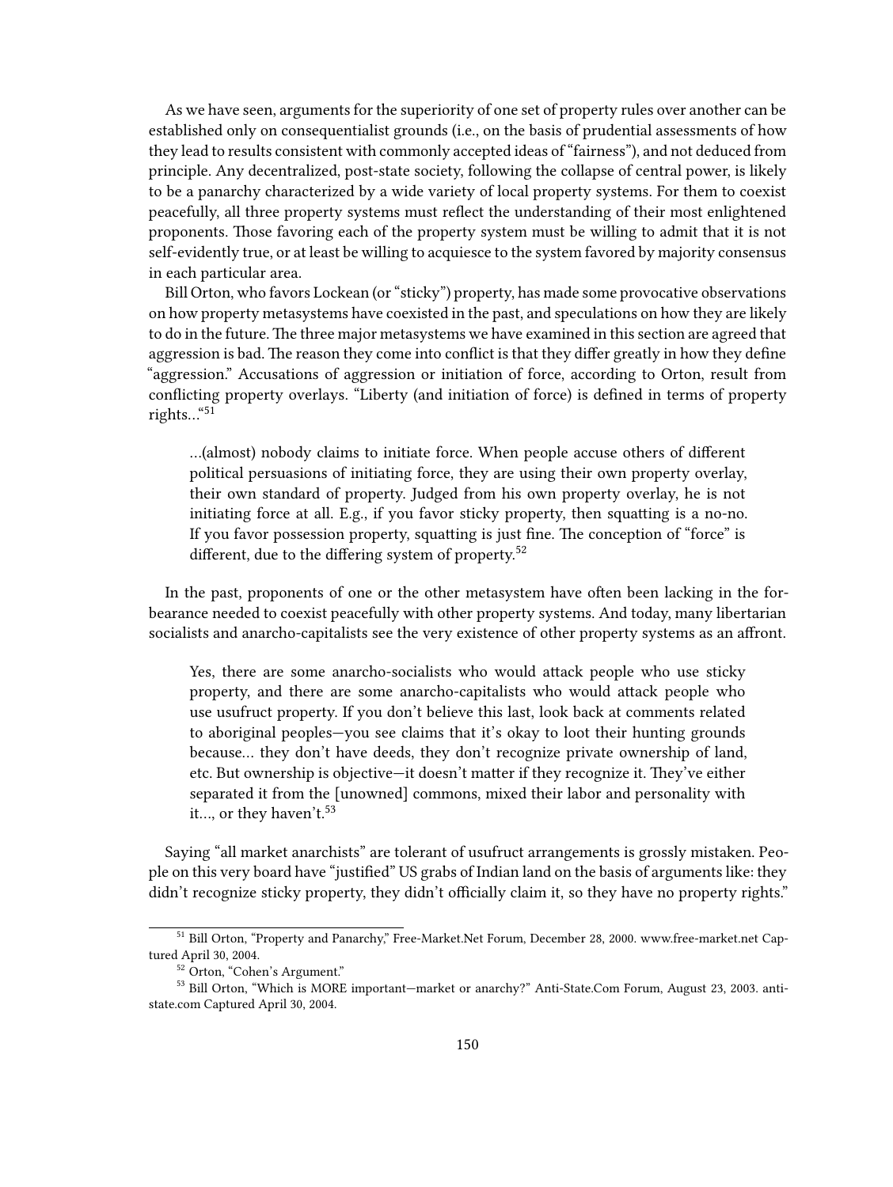As we have seen, arguments for the superiority of one set of property rules over another can be established only on consequentialist grounds (i.e., on the basis of prudential assessments of how they lead to results consistent with commonly accepted ideas of "fairness"), and not deduced from principle. Any decentralized, post-state society, following the collapse of central power, is likely to be a panarchy characterized by a wide variety of local property systems. For them to coexist peacefully, all three property systems must reflect the understanding of their most enlightened proponents. Those favoring each of the property system must be willing to admit that it is not self-evidently true, or at least be willing to acquiesce to the system favored by majority consensus in each particular area.

Bill Orton, who favors Lockean (or "sticky") property, has made some provocative observations on how property metasystems have coexisted in the past, and speculations on how they are likely to do in the future. The three major metasystems we have examined in this section are agreed that aggression is bad. The reason they come into conflict is that they differ greatly in how they define "aggression." Accusations of aggression or initiation of force, according to Orton, result from conflicting property overlays. "Liberty (and initiation of force) is defined in terms of property rights…"[51]

> …(almost) nobody claims to initiate force. When people accuse others of different political persuasions of initiating force, they are using their own property overlay, their own standard of property. Judged from his own property overlay, he is not initiating force at all. E.g., if you favor sticky property, then squatting is a no-no. If you favor possession property, squatting is just fine. The conception of "force" is different, due to the differing system of property.[52]

In the past, proponents of one or the other metasystem have often been lacking in the forbearance needed to coexist peacefully with other property systems. And today, many libertarian socialists and anarcho-capitalists see the very existence of other property systems as an affront.

> Yes, there are some anarcho-socialists who would attack people who use sticky property, and there are some anarcho-capitalists who would attack people who use usufruct property. If you don't believe this last, look back at comments related to aboriginal peoples—you see claims that it's okay to loot their hunting grounds because… they don't have deeds, they don't recognize private ownership of land, etc. But ownership is objective—it doesn't matter if they recognize it. They've either separated it from the [unowned] commons, mixed their labor and personality with it…, or they haven't.[53]

Saying "all market anarchists" are tolerant of usufruct arrangements is grossly mistaken. People on this very board have "justified" US grabs of Indian land on the basis of arguments like: they didn't recognize sticky property, they didn't officially claim it, so they have no property rights."

---

[51] Bill Orton, "Property and Panarchy," Free-Market.Net Forum, December 28, 2000. www.free-market.net Captured April 30, 2004.

[52] Orton, "Cohen's Argument."

[53] Bill Orton, "Which is MORE important—market or anarchy?" Anti-State.Com Forum, August 23, 2003. anti-state.com Captured April 30, 2004.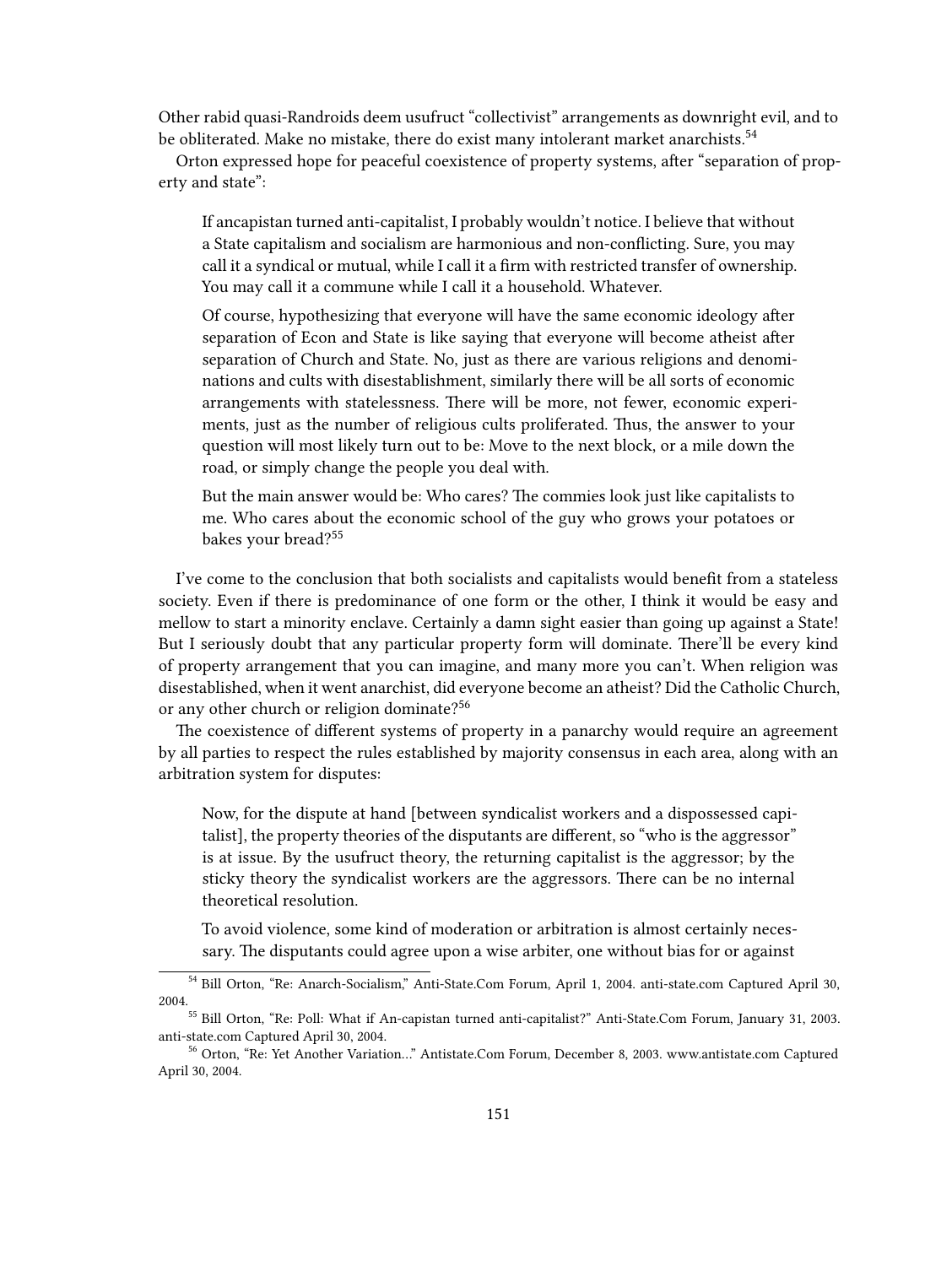Other rabid quasi-Randroids deem usufruct "collectivist" arrangements as downright evil, and to be obliterated. Make no mistake, there do exist many intolerant market anarchists.[54]

Orton expressed hope for peaceful coexistence of property systems, after "separation of property and state":

> If ancapistan turned anti-capitalist, I probably wouldn't notice. I believe that without a State capitalism and socialism are harmonious and non-conflicting. Sure, you may call it a syndical or mutual, while I call it a firm with restricted transfer of ownership. You may call it a commune while I call it a household. Whatever.
>
> Of course, hypothesizing that everyone will have the same economic ideology after separation of Econ and State is like saying that everyone will become atheist after separation of Church and State. No, just as there are various religions and denominations and cults with disestablishment, similarly there will be all sorts of economic arrangements with statelessness. There will be more, not fewer, economic experiments, just as the number of religious cults proliferated. Thus, the answer to your question will most likely turn out to be: Move to the next block, or a mile down the road, or simply change the people you deal with.
>
> But the main answer would be: Who cares? The commies look just like capitalists to me. Who cares about the economic school of the guy who grows your potatoes or bakes your bread?[55]

I've come to the conclusion that both socialists and capitalists would benefit from a stateless society. Even if there is predominance of one form or the other, I think it would be easy and mellow to start a minority enclave. Certainly a damn sight easier than going up against a State! But I seriously doubt that any particular property form will dominate. There'll be every kind of property arrangement that you can imagine, and many more you can't. When religion was disestablished, when it went anarchist, did everyone become an atheist? Did the Catholic Church, or any other church or religion dominate?[56]

The coexistence of different systems of property in a panarchy would require an agreement by all parties to respect the rules established by majority consensus in each area, along with an arbitration system for disputes:

> Now, for the dispute at hand [between syndicalist workers and a dispossessed capitalist], the property theories of the disputants are different, so "who is the aggressor" is at issue. By the usufruct theory, the returning capitalist is the aggressor; by the sticky theory the syndicalist workers are the aggressors. There can be no internal theoretical resolution.
>
> To avoid violence, some kind of moderation or arbitration is almost certainly necessary. The disputants could agree upon a wise arbiter, one without bias for or against

---

[54] Bill Orton, "Re: Anarch-Socialism," Anti-State.Com Forum, April 1, 2004. anti-state.com Captured April 30, 2004.

[55] Bill Orton, "Re: Poll: What if An-capistan turned anti-capitalist?" Anti-State.Com Forum, January 31, 2003. anti-state.com Captured April 30, 2004.

[56] Orton, "Re: Yet Another Variation…" Antistate.Com Forum, December 8, 2003. www.antistate.com Captured April 30, 2004.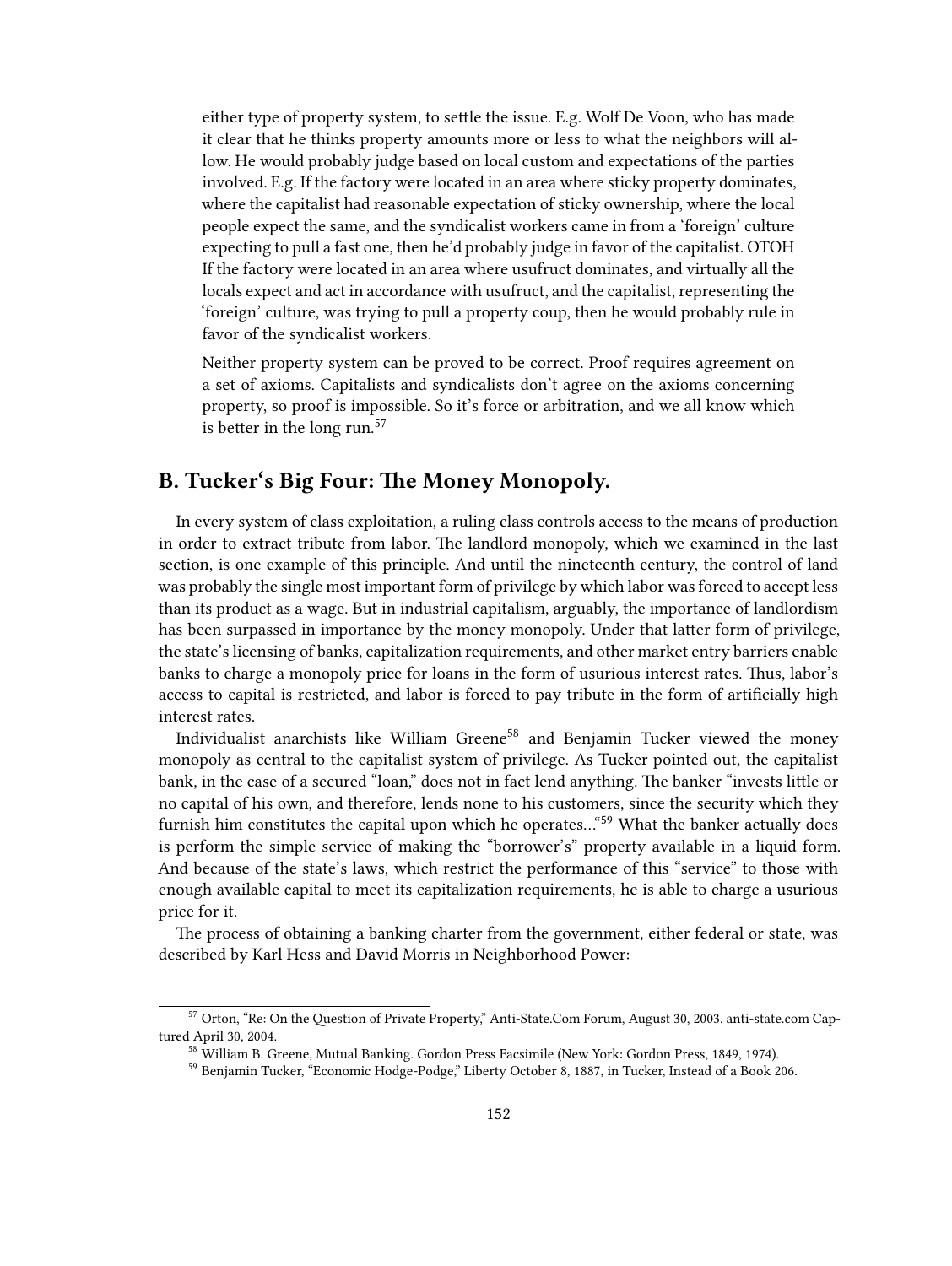> either type of property system, to settle the issue. E.g. Wolf De Voon, who has made it clear that he thinks property amounts more or less to what the neighbors will allow. He would probably judge based on local custom and expectations of the parties involved. E.g. If the factory were located in an area where sticky property dominates, where the capitalist had reasonable expectation of sticky ownership, where the local people expect the same, and the syndicalist workers came in from a 'foreign' culture expecting to pull a fast one, then he'd probably judge in favor of the capitalist. OTOH If the factory were located in an area where usufruct dominates, and virtually all the locals expect and act in accordance with usufruct, and the capitalist, representing the 'foreign' culture, was trying to pull a property coup, then he would probably rule in favor of the syndicalist workers.
>
> Neither property system can be proved to be correct. Proof requires agreement on a set of axioms. Capitalists and syndicalists don't agree on the axioms concerning property, so proof is impossible. So it's force or arbitration, and we all know which is better in the long run.[57]

## B. Tucker's Big Four: The Money Monopoly.

In every system of class exploitation, a ruling class controls access to the means of production in order to extract tribute from labor. The landlord monopoly, which we examined in the last section, is one example of this principle. And until the nineteenth century, the control of land was probably the single most important form of privilege by which labor was forced to accept less than its product as a wage. But in industrial capitalism, arguably, the importance of landlordism has been surpassed in importance by the money monopoly. Under that latter form of privilege, the state's licensing of banks, capitalization requirements, and other market entry barriers enable banks to charge a monopoly price for loans in the form of usurious interest rates. Thus, labor's access to capital is restricted, and labor is forced to pay tribute in the form of artificially high interest rates.

Individualist anarchists like William Greene[58] and Benjamin Tucker viewed the money monopoly as central to the capitalist system of privilege. As Tucker pointed out, the capitalist bank, in the case of a secured "loan," does not in fact lend anything. The banker "invests little or no capital of his own, and therefore, lends none to his customers, since the security which they furnish him constitutes the capital upon which he operates..."[59] What the banker actually does is perform the simple service of making the "borrower's" property available in a liquid form. And because of the state's laws, which restrict the performance of this "service" to those with enough available capital to meet its capitalization requirements, he is able to charge a usurious price for it.

The process of obtaining a banking charter from the government, either federal or state, was described by Karl Hess and David Morris in Neighborhood Power:

---

[57] Orton, "Re: On the Question of Private Property," Anti-State.Com Forum, August 30, 2003. anti-state.com Captured April 30, 2004.

[58] William B. Greene, Mutual Banking. Gordon Press Facsimile (New York: Gordon Press, 1849, 1974).

[59] Benjamin Tucker, "Economic Hodge-Podge," Liberty October 8, 1887, in Tucker, Instead of a Book 206.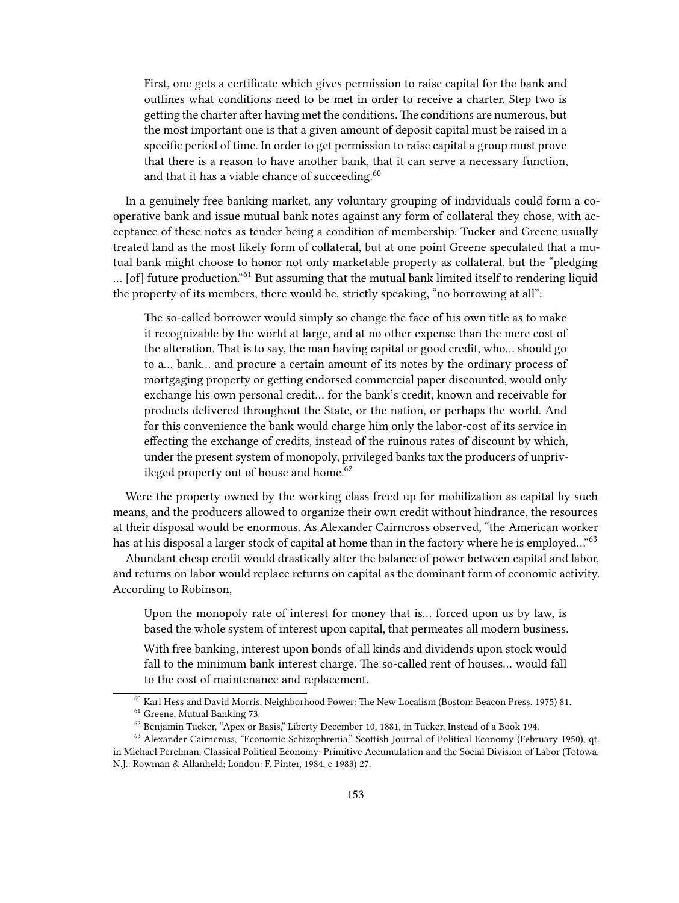> First, one gets a certificate which gives permission to raise capital for the bank and outlines what conditions need to be met in order to receive a charter. Step two is getting the charter after having met the conditions. The conditions are numerous, but the most important one is that a given amount of deposit capital must be raised in a specific period of time. In order to get permission to raise capital a group must prove that there is a reason to have another bank, that it can serve a necessary function, and that it has a viable chance of succeeding.[60]

In a genuinely free banking market, any voluntary grouping of individuals could form a cooperative bank and issue mutual bank notes against any form of collateral they chose, with acceptance of these notes as tender being a condition of membership. Tucker and Greene usually treated land as the most likely form of collateral, but at one point Greene speculated that a mutual bank might choose to honor not only marketable property as collateral, but the "pledging … [of] future production."[61] But assuming that the mutual bank limited itself to rendering liquid the property of its members, there would be, strictly speaking, "no borrowing at all":

> The so-called borrower would simply so change the face of his own title as to make it recognizable by the world at large, and at no other expense than the mere cost of the alteration. That is to say, the man having capital or good credit, who… should go to a… bank… and procure a certain amount of its notes by the ordinary process of mortgaging property or getting endorsed commercial paper discounted, would only exchange his own personal credit… for the bank's credit, known and receivable for products delivered throughout the State, or the nation, or perhaps the world. And for this convenience the bank would charge him only the labor-cost of its service in effecting the exchange of credits, instead of the ruinous rates of discount by which, under the present system of monopoly, privileged banks tax the producers of unprivileged property out of house and home.[62]

Were the property owned by the working class freed up for mobilization as capital by such means, and the producers allowed to organize their own credit without hindrance, the resources at their disposal would be enormous. As Alexander Cairncross observed, "the American worker has at his disposal a larger stock of capital at home than in the factory where he is employed…"[63]

Abundant cheap credit would drastically alter the balance of power between capital and labor, and returns on labor would replace returns on capital as the dominant form of economic activity. According to Robinson,

> Upon the monopoly rate of interest for money that is… forced upon us by law, is based the whole system of interest upon capital, that permeates all modern business.
>
> With free banking, interest upon bonds of all kinds and dividends upon stock would fall to the minimum bank interest charge. The so-called rent of houses… would fall to the cost of maintenance and replacement.

[60] Karl Hess and David Morris, Neighborhood Power: The New Localism (Boston: Beacon Press, 1975) 81.

[61] Greene, Mutual Banking 73.

[62] Benjamin Tucker, "Apex or Basis," Liberty December 10, 1881, in Tucker, Instead of a Book 194.

[63] Alexander Cairncross, "Economic Schizophrenia," Scottish Journal of Political Economy (February 1950), qt. in Michael Perelman, Classical Political Economy: Primitive Accumulation and the Social Division of Labor (Totowa, N.J.: Rowman & Allanheld; London: F. Pinter, 1984, c 1983) 27.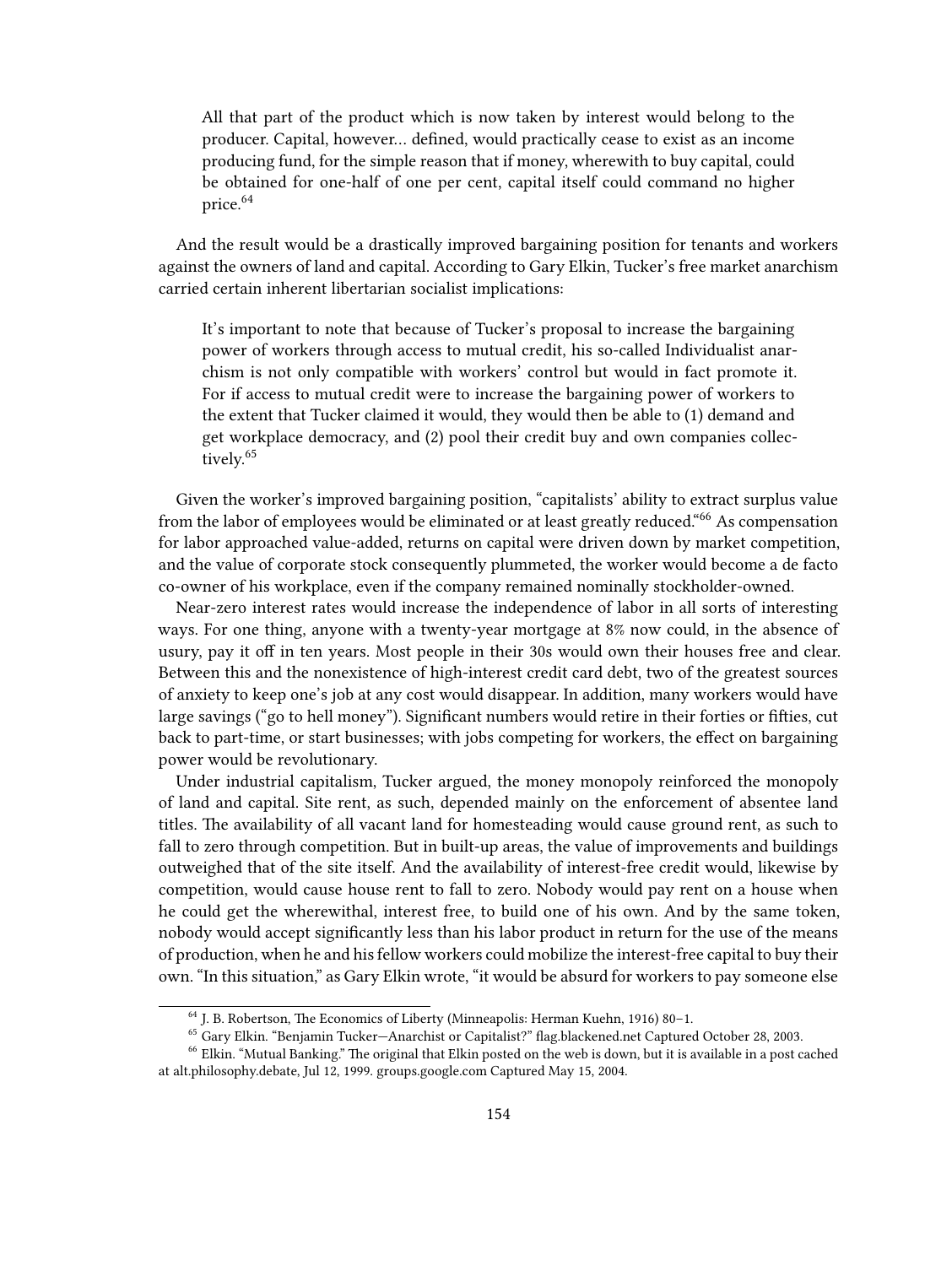> All that part of the product which is now taken by interest would belong to the producer. Capital, however… defined, would practically cease to exist as an income producing fund, for the simple reason that if money, wherewith to buy capital, could be obtained for one-half of one per cent, capital itself could command no higher price.[64]

And the result would be a drastically improved bargaining position for tenants and workers against the owners of land and capital. According to Gary Elkin, Tucker's free market anarchism carried certain inherent libertarian socialist implications:

> It's important to note that because of Tucker's proposal to increase the bargaining power of workers through access to mutual credit, his so-called Individualist anarchism is not only compatible with workers' control but would in fact promote it. For if access to mutual credit were to increase the bargaining power of workers to the extent that Tucker claimed it would, they would then be able to (1) demand and get workplace democracy, and (2) pool their credit buy and own companies collectively.[65]

Given the worker's improved bargaining position, "capitalists' ability to extract surplus value from the labor of employees would be eliminated or at least greatly reduced."[66] As compensation for labor approached value-added, returns on capital were driven down by market competition, and the value of corporate stock consequently plummeted, the worker would become a de facto co-owner of his workplace, even if the company remained nominally stockholder-owned.

Near-zero interest rates would increase the independence of labor in all sorts of interesting ways. For one thing, anyone with a twenty-year mortgage at 8% now could, in the absence of usury, pay it off in ten years. Most people in their 30s would own their houses free and clear. Between this and the nonexistence of high-interest credit card debt, two of the greatest sources of anxiety to keep one's job at any cost would disappear. In addition, many workers would have large savings ("go to hell money"). Significant numbers would retire in their forties or fifties, cut back to part-time, or start businesses; with jobs competing for workers, the effect on bargaining power would be revolutionary.

Under industrial capitalism, Tucker argued, the money monopoly reinforced the monopoly of land and capital. Site rent, as such, depended mainly on the enforcement of absentee land titles. The availability of all vacant land for homesteading would cause ground rent, as such to fall to zero through competition. But in built-up areas, the value of improvements and buildings outweighed that of the site itself. And the availability of interest-free credit would, likewise by competition, would cause house rent to fall to zero. Nobody would pay rent on a house when he could get the wherewithal, interest free, to build one of his own. And by the same token, nobody would accept significantly less than his labor product in return for the use of the means of production, when he and his fellow workers could mobilize the interest-free capital to buy their own. "In this situation," as Gary Elkin wrote, "it would be absurd for workers to pay someone else

[64] J. B. Robertson, The Economics of Liberty (Minneapolis: Herman Kuehn, 1916) 80–1.

[65] Gary Elkin. "Benjamin Tucker—Anarchist or Capitalist?" flag.blackened.net Captured October 28, 2003.

[66] Elkin. "Mutual Banking." The original that Elkin posted on the web is down, but it is available in a post cached at alt.philosophy.debate, Jul 12, 1999. groups.google.com Captured May 15, 2004.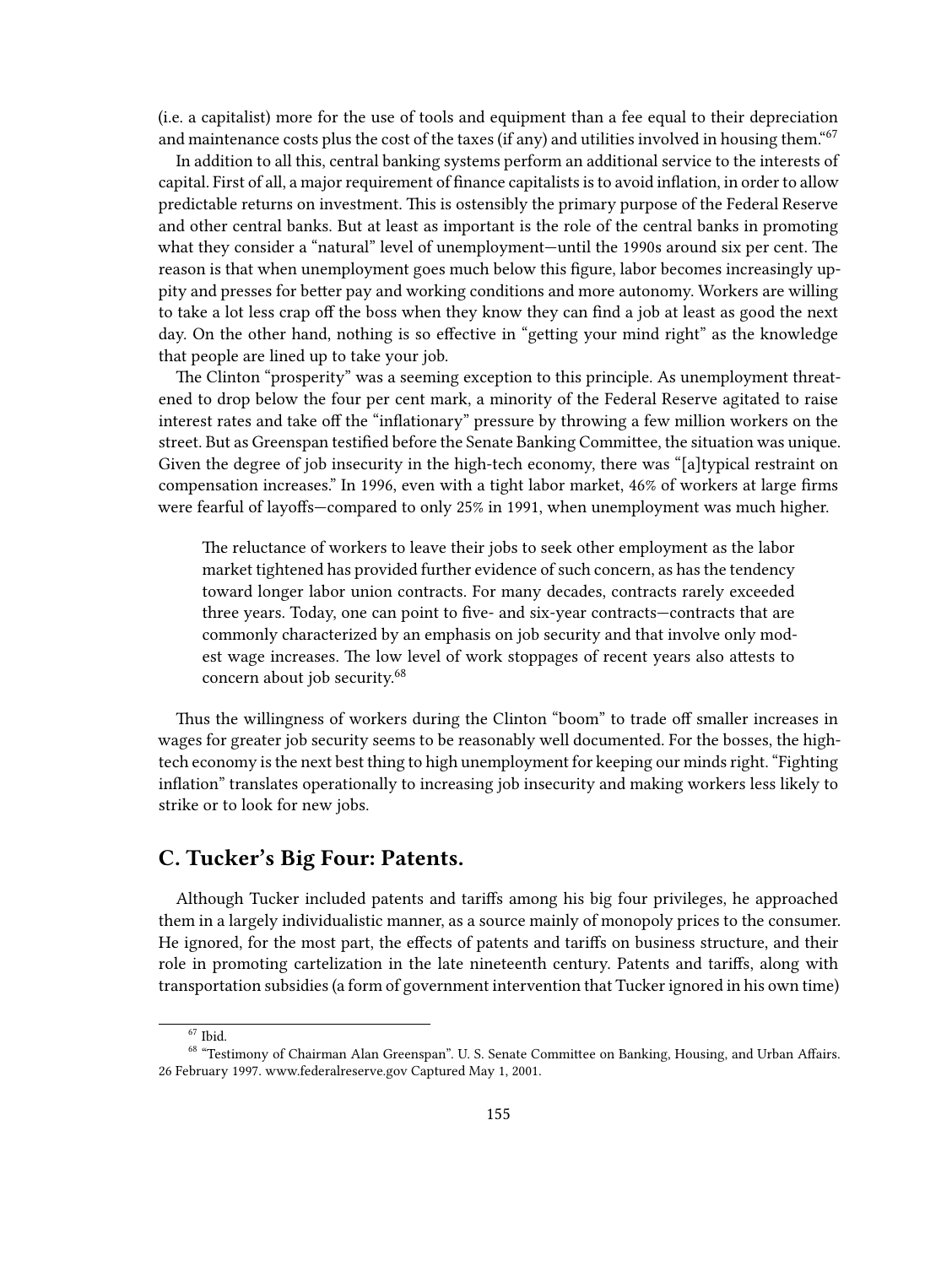(i.e. a capitalist) more for the use of tools and equipment than a fee equal to their depreciation and maintenance costs plus the cost of the taxes (if any) and utilities involved in housing them."[67]

In addition to all this, central banking systems perform an additional service to the interests of capital. First of all, a major requirement of finance capitalists is to avoid inflation, in order to allow predictable returns on investment. This is ostensibly the primary purpose of the Federal Reserve and other central banks. But at least as important is the role of the central banks in promoting what they consider a "natural" level of unemployment—until the 1990s around six per cent. The reason is that when unemployment goes much below this figure, labor becomes increasingly uppity and presses for better pay and working conditions and more autonomy. Workers are willing to take a lot less crap off the boss when they know they can find a job at least as good the next day. On the other hand, nothing is so effective in "getting your mind right" as the knowledge that people are lined up to take your job.

The Clinton "prosperity" was a seeming exception to this principle. As unemployment threatened to drop below the four per cent mark, a minority of the Federal Reserve agitated to raise interest rates and take off the "inflationary" pressure by throwing a few million workers on the street. But as Greenspan testified before the Senate Banking Committee, the situation was unique. Given the degree of job insecurity in the high-tech economy, there was "[a]typical restraint on compensation increases." In 1996, even with a tight labor market, 46% of workers at large firms were fearful of layoffs—compared to only 25% in 1991, when unemployment was much higher.

> The reluctance of workers to leave their jobs to seek other employment as the labor market tightened has provided further evidence of such concern, as has the tendency toward longer labor union contracts. For many decades, contracts rarely exceeded three years. Today, one can point to five- and six-year contracts—contracts that are commonly characterized by an emphasis on job security and that involve only modest wage increases. The low level of work stoppages of recent years also attests to concern about job security.[68]

Thus the willingness of workers during the Clinton "boom" to trade off smaller increases in wages for greater job security seems to be reasonably well documented. For the bosses, the high-tech economy is the next best thing to high unemployment for keeping our minds right. "Fighting inflation" translates operationally to increasing job insecurity and making workers less likely to strike or to look for new jobs.

## C. Tucker's Big Four: Patents.

Although Tucker included patents and tariffs among his big four privileges, he approached them in a largely individualistic manner, as a source mainly of monopoly prices to the consumer. He ignored, for the most part, the effects of patents and tariffs on business structure, and their role in promoting cartelization in the late nineteenth century. Patents and tariffs, along with transportation subsidies (a form of government intervention that Tucker ignored in his own time)

---

[67] Ibid.

[68] "Testimony of Chairman Alan Greenspan". U. S. Senate Committee on Banking, Housing, and Urban Affairs. 26 February 1997. www.federalreserve.gov Captured May 1, 2001.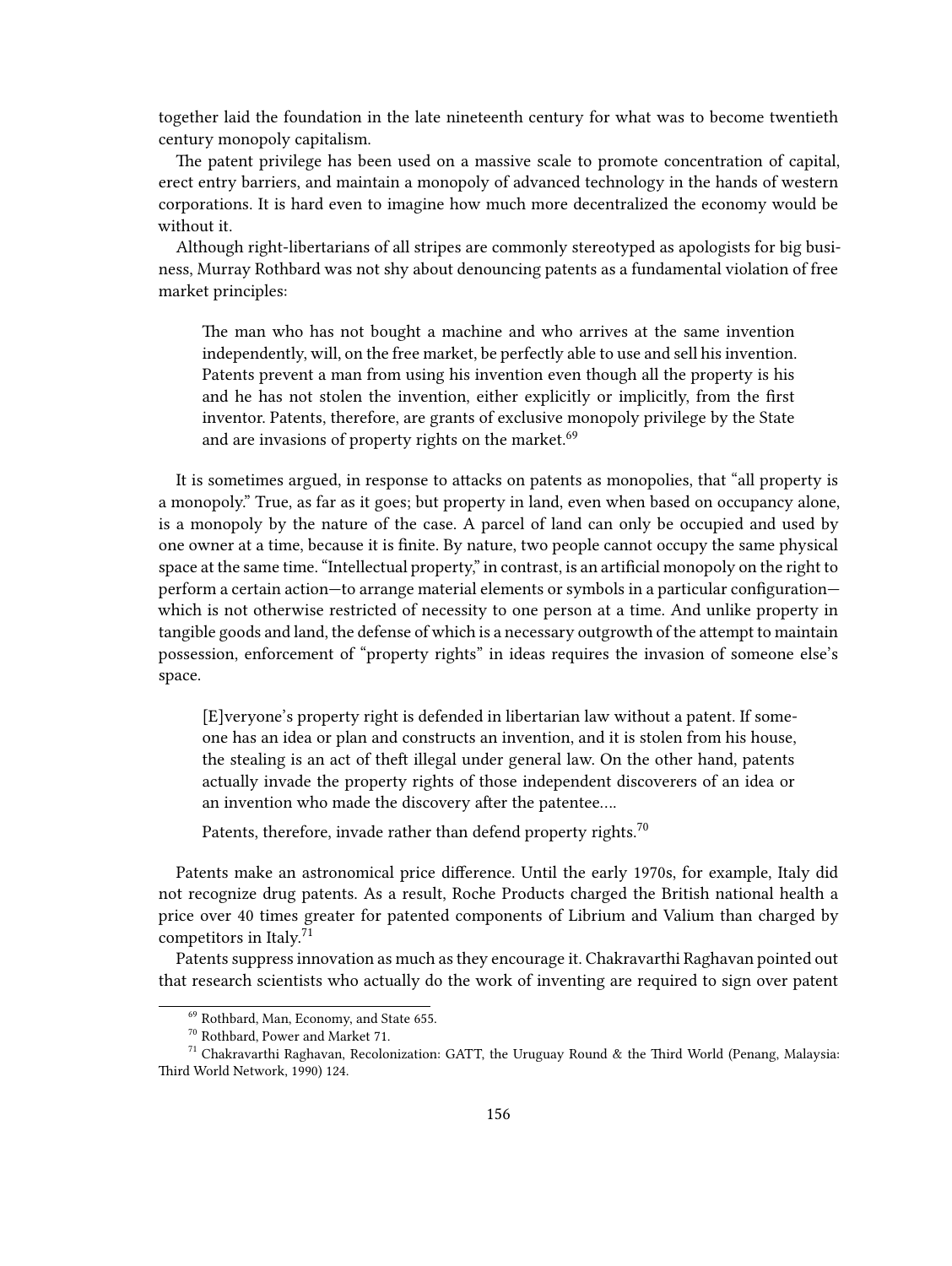together laid the foundation in the late nineteenth century for what was to become twentieth century monopoly capitalism.

The patent privilege has been used on a massive scale to promote concentration of capital, erect entry barriers, and maintain a monopoly of advanced technology in the hands of western corporations. It is hard even to imagine how much more decentralized the economy would be without it.

Although right-libertarians of all stripes are commonly stereotyped as apologists for big business, Murray Rothbard was not shy about denouncing patents as a fundamental violation of free market principles:

> The man who has not bought a machine and who arrives at the same invention independently, will, on the free market, be perfectly able to use and sell his invention. Patents prevent a man from using his invention even though all the property is his and he has not stolen the invention, either explicitly or implicitly, from the first inventor. Patents, therefore, are grants of exclusive monopoly privilege by the State and are invasions of property rights on the market.[69]

It is sometimes argued, in response to attacks on patents as monopolies, that "all property is a monopoly." True, as far as it goes; but property in land, even when based on occupancy alone, is a monopoly by the nature of the case. A parcel of land can only be occupied and used by one owner at a time, because it is finite. By nature, two people cannot occupy the same physical space at the same time. "Intellectual property," in contrast, is an artificial monopoly on the right to perform a certain action—to arrange material elements or symbols in a particular configuration—which is not otherwise restricted of necessity to one person at a time. And unlike property in tangible goods and land, the defense of which is a necessary outgrowth of the attempt to maintain possession, enforcement of "property rights" in ideas requires the invasion of someone else's space.

> [E]veryone's property right is defended in libertarian law without a patent. If someone has an idea or plan and constructs an invention, and it is stolen from his house, the stealing is an act of theft illegal under general law. On the other hand, patents actually invade the property rights of those independent discoverers of an idea or an invention who made the discovery after the patentee….
>
> Patents, therefore, invade rather than defend property rights.[70]

Patents make an astronomical price difference. Until the early 1970s, for example, Italy did not recognize drug patents. As a result, Roche Products charged the British national health a price over 40 times greater for patented components of Librium and Valium than charged by competitors in Italy.[71]

Patents suppress innovation as much as they encourage it. Chakravarthi Raghavan pointed out that research scientists who actually do the work of inventing are required to sign over patent

---

[69] Rothbard, Man, Economy, and State 655.

[70] Rothbard, Power and Market 71.

[71] Chakravarthi Raghavan, Recolonization: GATT, the Uruguay Round & the Third World (Penang, Malaysia: Third World Network, 1990) 124.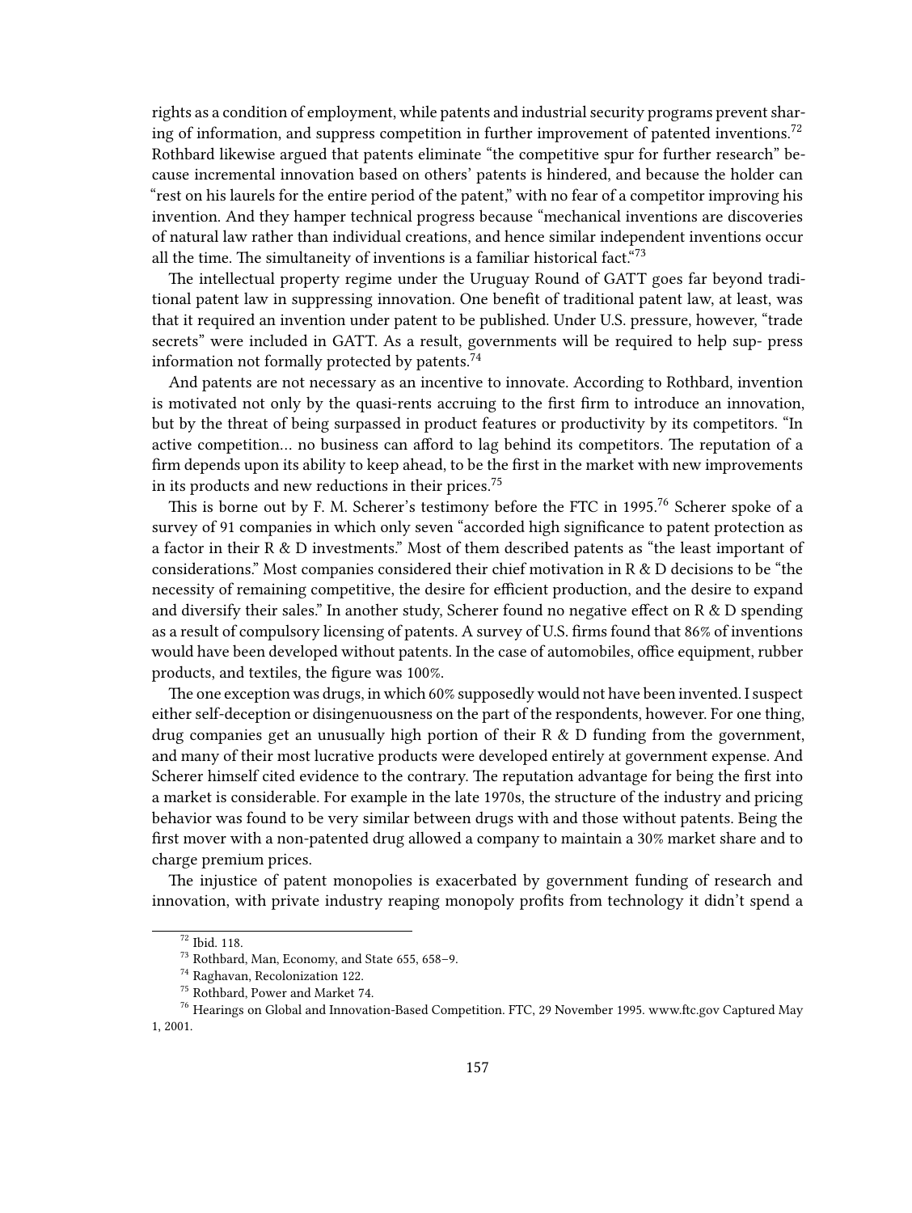rights as a condition of employment, while patents and industrial security programs prevent sharing of information, and suppress competition in further improvement of patented inventions.[72] Rothbard likewise argued that patents eliminate "the competitive spur for further research" because incremental innovation based on others' patents is hindered, and because the holder can "rest on his laurels for the entire period of the patent," with no fear of a competitor improving his invention. And they hamper technical progress because "mechanical inventions are discoveries of natural law rather than individual creations, and hence similar independent inventions occur all the time. The simultaneity of inventions is a familiar historical fact."[73]

The intellectual property regime under the Uruguay Round of GATT goes far beyond traditional patent law in suppressing innovation. One benefit of traditional patent law, at least, was that it required an invention under patent to be published. Under U.S. pressure, however, "trade secrets" were included in GATT. As a result, governments will be required to help sup- press information not formally protected by patents.[74]

And patents are not necessary as an incentive to innovate. According to Rothbard, invention is motivated not only by the quasi-rents accruing to the first firm to introduce an innovation, but by the threat of being surpassed in product features or productivity by its competitors. "In active competition… no business can afford to lag behind its competitors. The reputation of a firm depends upon its ability to keep ahead, to be the first in the market with new improvements in its products and new reductions in their prices.[75]

This is borne out by F. M. Scherer's testimony before the FTC in 1995.[76] Scherer spoke of a survey of 91 companies in which only seven "accorded high significance to patent protection as a factor in their R & D investments." Most of them described patents as "the least important of considerations." Most companies considered their chief motivation in R & D decisions to be "the necessity of remaining competitive, the desire for efficient production, and the desire to expand and diversify their sales." In another study, Scherer found no negative effect on R & D spending as a result of compulsory licensing of patents. A survey of U.S. firms found that 86% of inventions would have been developed without patents. In the case of automobiles, office equipment, rubber products, and textiles, the figure was 100%.

The one exception was drugs, in which 60% supposedly would not have been invented. I suspect either self-deception or disingenuousness on the part of the respondents, however. For one thing, drug companies get an unusually high portion of their R & D funding from the government, and many of their most lucrative products were developed entirely at government expense. And Scherer himself cited evidence to the contrary. The reputation advantage for being the first into a market is considerable. For example in the late 1970s, the structure of the industry and pricing behavior was found to be very similar between drugs with and those without patents. Being the first mover with a non-patented drug allowed a company to maintain a 30% market share and to charge premium prices.

The injustice of patent monopolies is exacerbated by government funding of research and innovation, with private industry reaping monopoly profits from technology it didn't spend a

---

[72] Ibid. 118.

[73] Rothbard, Man, Economy, and State 655, 658–9.

[74] Raghavan, Recolonization 122.

[75] Rothbard, Power and Market 74.

[76] Hearings on Global and Innovation-Based Competition. FTC, 29 November 1995. www.ftc.gov Captured May 1, 2001.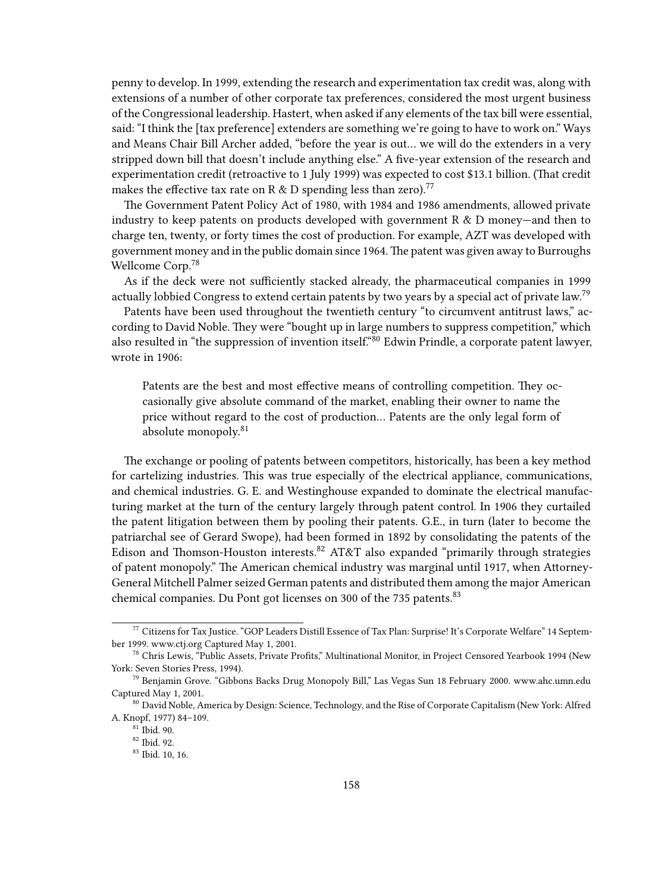penny to develop. In 1999, extending the research and experimentation tax credit was, along with extensions of a number of other corporate tax preferences, considered the most urgent business of the Congressional leadership. Hastert, when asked if any elements of the tax bill were essential, said: "I think the [tax preference] extenders are something we're going to have to work on." Ways and Means Chair Bill Archer added, "before the year is out… we will do the extenders in a very stripped down bill that doesn't include anything else." A five-year extension of the research and experimentation credit (retroactive to 1 July 1999) was expected to cost $13.1 billion. (That credit makes the effective tax rate on R & D spending less than zero).[77]

The Government Patent Policy Act of 1980, with 1984 and 1986 amendments, allowed private industry to keep patents on products developed with government R & D money—and then to charge ten, twenty, or forty times the cost of production. For example, AZT was developed with government money and in the public domain since 1964. The patent was given away to Burroughs Wellcome Corp.[78]

As if the deck were not sufficiently stacked already, the pharmaceutical companies in 1999 actually lobbied Congress to extend certain patents by two years by a special act of private law.[79]

Patents have been used throughout the twentieth century "to circumvent antitrust laws," according to David Noble. They were "bought up in large numbers to suppress competition," which also resulted in "the suppression of invention itself."[80] Edwin Prindle, a corporate patent lawyer, wrote in 1906:

> Patents are the best and most effective means of controlling competition. They occasionally give absolute command of the market, enabling their owner to name the price without regard to the cost of production… Patents are the only legal form of absolute monopoly.[81]

The exchange or pooling of patents between competitors, historically, has been a key method for cartelizing industries. This was true especially of the electrical appliance, communications, and chemical industries. G. E. and Westinghouse expanded to dominate the electrical manufacturing market at the turn of the century largely through patent control. In 1906 they curtailed the patent litigation between them by pooling their patents. G.E., in turn (later to become the patriarchal see of Gerard Swope), had been formed in 1892 by consolidating the patents of the Edison and Thomson-Houston interests.[82] AT&T also expanded "primarily through strategies of patent monopoly." The American chemical industry was marginal until 1917, when Attorney-General Mitchell Palmer seized German patents and distributed them among the major American chemical companies. Du Pont got licenses on 300 of the 735 patents.[83]

---

[77] Citizens for Tax Justice. "GOP Leaders Distill Essence of Tax Plan: Surprise! It's Corporate Welfare" 14 September 1999. www.ctj.org Captured May 1, 2001.

[78] Chris Lewis, "Public Assets, Private Profits," Multinational Monitor, in Project Censored Yearbook 1994 (New York: Seven Stories Press, 1994).

[79] Benjamin Grove. "Gibbons Backs Drug Monopoly Bill," Las Vegas Sun 18 February 2000. www.ahc.umn.edu Captured May 1, 2001.

[80] David Noble, America by Design: Science, Technology, and the Rise of Corporate Capitalism (New York: Alfred A. Knopf, 1977) 84–109.

[81] Ibid. 90.

[82] Ibid. 92.

[83] Ibid. 10, 16.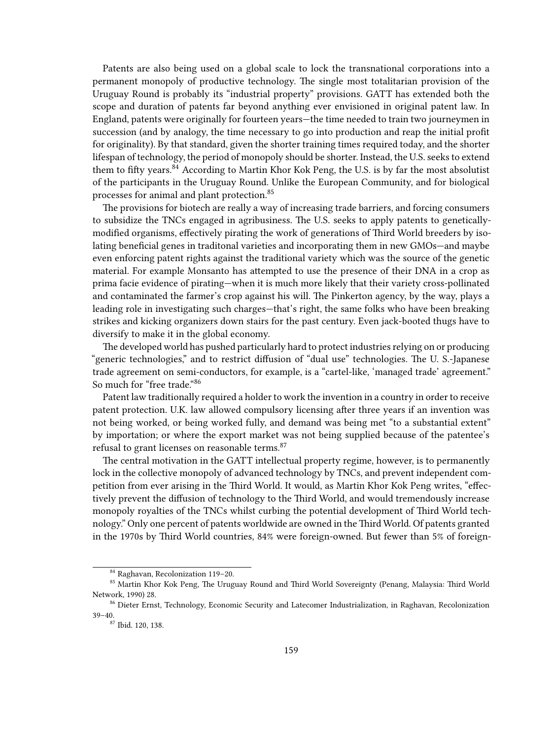Patents are also being used on a global scale to lock the transnational corporations into a permanent monopoly of productive technology. The single most totalitarian provision of the Uruguay Round is probably its "industrial property" provisions. GATT has extended both the scope and duration of patents far beyond anything ever envisioned in original patent law. In England, patents were originally for fourteen years—the time needed to train two journeymen in succession (and by analogy, the time necessary to go into production and reap the initial profit for originality). By that standard, given the shorter training times required today, and the shorter lifespan of technology, the period of monopoly should be shorter. Instead, the U.S. seeks to extend them to fifty years.[84] According to Martin Khor Kok Peng, the U.S. is by far the most absolutist of the participants in the Uruguay Round. Unlike the European Community, and for biological processes for animal and plant protection.[85]

The provisions for biotech are really a way of increasing trade barriers, and forcing consumers to subsidize the TNCs engaged in agribusiness. The U.S. seeks to apply patents to genetically-modified organisms, effectively pirating the work of generations of Third World breeders by isolating beneficial genes in traditonal varieties and incorporating them in new GMOs—and maybe even enforcing patent rights against the traditional variety which was the source of the genetic material. For example Monsanto has attempted to use the presence of their DNA in a crop as prima facie evidence of pirating—when it is much more likely that their variety cross-pollinated and contaminated the farmer's crop against his will. The Pinkerton agency, by the way, plays a leading role in investigating such charges—that's right, the same folks who have been breaking strikes and kicking organizers down stairs for the past century. Even jack-booted thugs have to diversify to make it in the global economy.

The developed world has pushed particularly hard to protect industries relying on or producing "generic technologies," and to restrict diffusion of "dual use" technologies. The U. S.-Japanese trade agreement on semi-conductors, for example, is a "cartel-like, 'managed trade' agreement." So much for "free trade."[86]

Patent law traditionally required a holder to work the invention in a country in order to receive patent protection. U.K. law allowed compulsory licensing after three years if an invention was not being worked, or being worked fully, and demand was being met "to a substantial extent" by importation; or where the export market was not being supplied because of the patentee's refusal to grant licenses on reasonable terms.[87]

The central motivation in the GATT intellectual property regime, however, is to permanently lock in the collective monopoly of advanced technology by TNCs, and prevent independent competition from ever arising in the Third World. It would, as Martin Khor Kok Peng writes, "effectively prevent the diffusion of technology to the Third World, and would tremendously increase monopoly royalties of the TNCs whilst curbing the potential development of Third World technology." Only one percent of patents worldwide are owned in the Third World. Of patents granted in the 1970s by Third World countries, 84% were foreign-owned. But fewer than 5% of foreign-

---

[84] Raghavan, Recolonization 119–20.

[85] Martin Khor Kok Peng, The Uruguay Round and Third World Sovereignty (Penang, Malaysia: Third World Network, 1990) 28.

[86] Dieter Ernst, Technology, Economic Security and Latecomer Industrialization, in Raghavan, Recolonization 39–40.

[87] Ibid. 120, 138.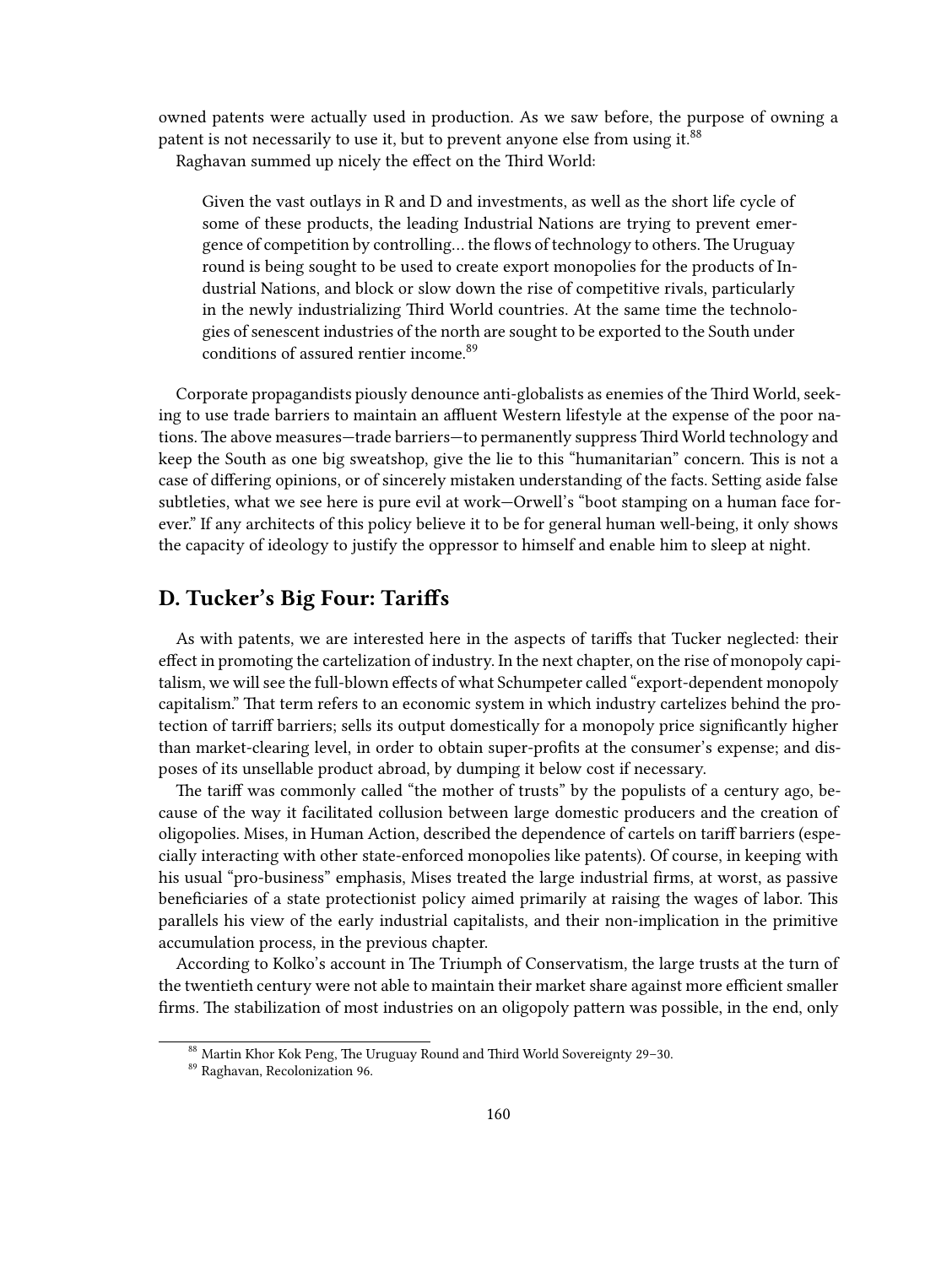owned patents were actually used in production. As we saw before, the purpose of owning a patent is not necessarily to use it, but to prevent anyone else from using it.[88]

Raghavan summed up nicely the effect on the Third World:

> Given the vast outlays in R and D and investments, as well as the short life cycle of some of these products, the leading Industrial Nations are trying to prevent emergence of competition by controlling… the flows of technology to others. The Uruguay round is being sought to be used to create export monopolies for the products of Industrial Nations, and block or slow down the rise of competitive rivals, particularly in the newly industrializing Third World countries. At the same time the technologies of senescent industries of the north are sought to be exported to the South under conditions of assured rentier income.[89]

Corporate propagandists piously denounce anti-globalists as enemies of the Third World, seeking to use trade barriers to maintain an affluent Western lifestyle at the expense of the poor nations. The above measures—trade barriers—to permanently suppress Third World technology and keep the South as one big sweatshop, give the lie to this "humanitarian" concern. This is not a case of differing opinions, or of sincerely mistaken understanding of the facts. Setting aside false subtleties, what we see here is pure evil at work—Orwell's "boot stamping on a human face forever." If any architects of this policy believe it to be for general human well-being, it only shows the capacity of ideology to justify the oppressor to himself and enable him to sleep at night.

## D. Tucker's Big Four: Tariffs

As with patents, we are interested here in the aspects of tariffs that Tucker neglected: their effect in promoting the cartelization of industry. In the next chapter, on the rise of monopoly capitalism, we will see the full-blown effects of what Schumpeter called "export-dependent monopoly capitalism." That term refers to an economic system in which industry cartelizes behind the protection of tarriff barriers; sells its output domestically for a monopoly price significantly higher than market-clearing level, in order to obtain super-profits at the consumer's expense; and disposes of its unsellable product abroad, by dumping it below cost if necessary.

The tariff was commonly called "the mother of trusts" by the populists of a century ago, because of the way it facilitated collusion between large domestic producers and the creation of oligopolies. Mises, in Human Action, described the dependence of cartels on tariff barriers (especially interacting with other state-enforced monopolies like patents). Of course, in keeping with his usual "pro-business" emphasis, Mises treated the large industrial firms, at worst, as passive beneficiaries of a state protectionist policy aimed primarily at raising the wages of labor. This parallels his view of the early industrial capitalists, and their non-implication in the primitive accumulation process, in the previous chapter.

According to Kolko's account in The Triumph of Conservatism, the large trusts at the turn of the twentieth century were not able to maintain their market share against more efficient smaller firms. The stabilization of most industries on an oligopoly pattern was possible, in the end, only

---

[88] Martin Khor Kok Peng, The Uruguay Round and Third World Sovereignty 29–30.

[89] Raghavan, Recolonization 96.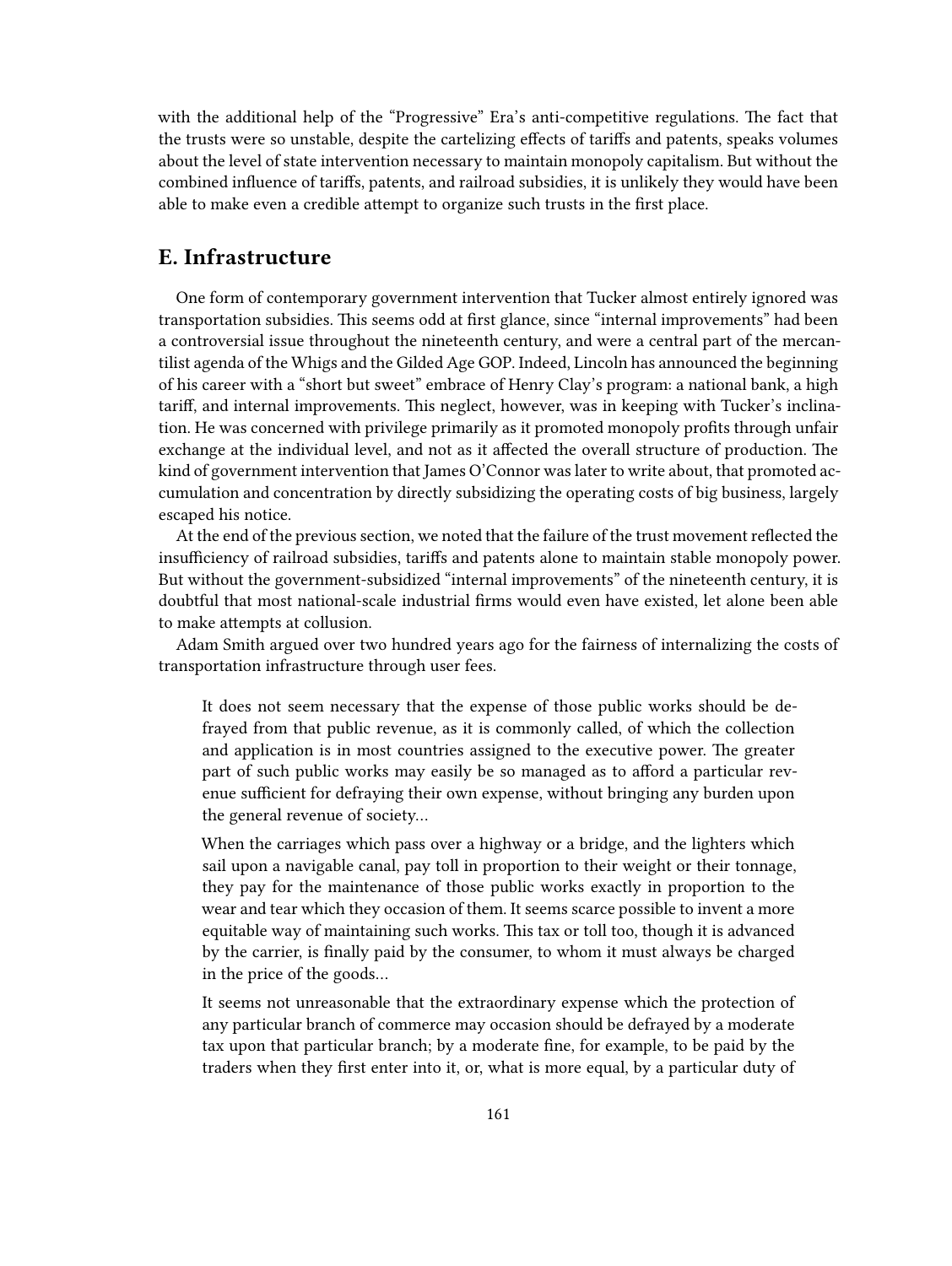with the additional help of the "Progressive" Era's anti-competitive regulations. The fact that the trusts were so unstable, despite the cartelizing effects of tariffs and patents, speaks volumes about the level of state intervention necessary to maintain monopoly capitalism. But without the combined influence of tariffs, patents, and railroad subsidies, it is unlikely they would have been able to make even a credible attempt to organize such trusts in the first place.

## E. Infrastructure

One form of contemporary government intervention that Tucker almost entirely ignored was transportation subsidies. This seems odd at first glance, since "internal improvements" had been a controversial issue throughout the nineteenth century, and were a central part of the mercantilist agenda of the Whigs and the Gilded Age GOP. Indeed, Lincoln has announced the beginning of his career with a "short but sweet" embrace of Henry Clay's program: a national bank, a high tariff, and internal improvements. This neglect, however, was in keeping with Tucker's inclination. He was concerned with privilege primarily as it promoted monopoly profits through unfair exchange at the individual level, and not as it affected the overall structure of production. The kind of government intervention that James O'Connor was later to write about, that promoted accumulation and concentration by directly subsidizing the operating costs of big business, largely escaped his notice.

At the end of the previous section, we noted that the failure of the trust movement reflected the insufficiency of railroad subsidies, tariffs and patents alone to maintain stable monopoly power. But without the government-subsidized "internal improvements" of the nineteenth century, it is doubtful that most national-scale industrial firms would even have existed, let alone been able to make attempts at collusion.

Adam Smith argued over two hundred years ago for the fairness of internalizing the costs of transportation infrastructure through user fees.

> It does not seem necessary that the expense of those public works should be defrayed from that public revenue, as it is commonly called, of which the collection and application is in most countries assigned to the executive power. The greater part of such public works may easily be so managed as to afford a particular revenue sufficient for defraying their own expense, without bringing any burden upon the general revenue of society…
>
> When the carriages which pass over a highway or a bridge, and the lighters which sail upon a navigable canal, pay toll in proportion to their weight or their tonnage, they pay for the maintenance of those public works exactly in proportion to the wear and tear which they occasion of them. It seems scarce possible to invent a more equitable way of maintaining such works. This tax or toll too, though it is advanced by the carrier, is finally paid by the consumer, to whom it must always be charged in the price of the goods…
>
> It seems not unreasonable that the extraordinary expense which the protection of any particular branch of commerce may occasion should be defrayed by a moderate tax upon that particular branch; by a moderate fine, for example, to be paid by the traders when they first enter into it, or, what is more equal, by a particular duty of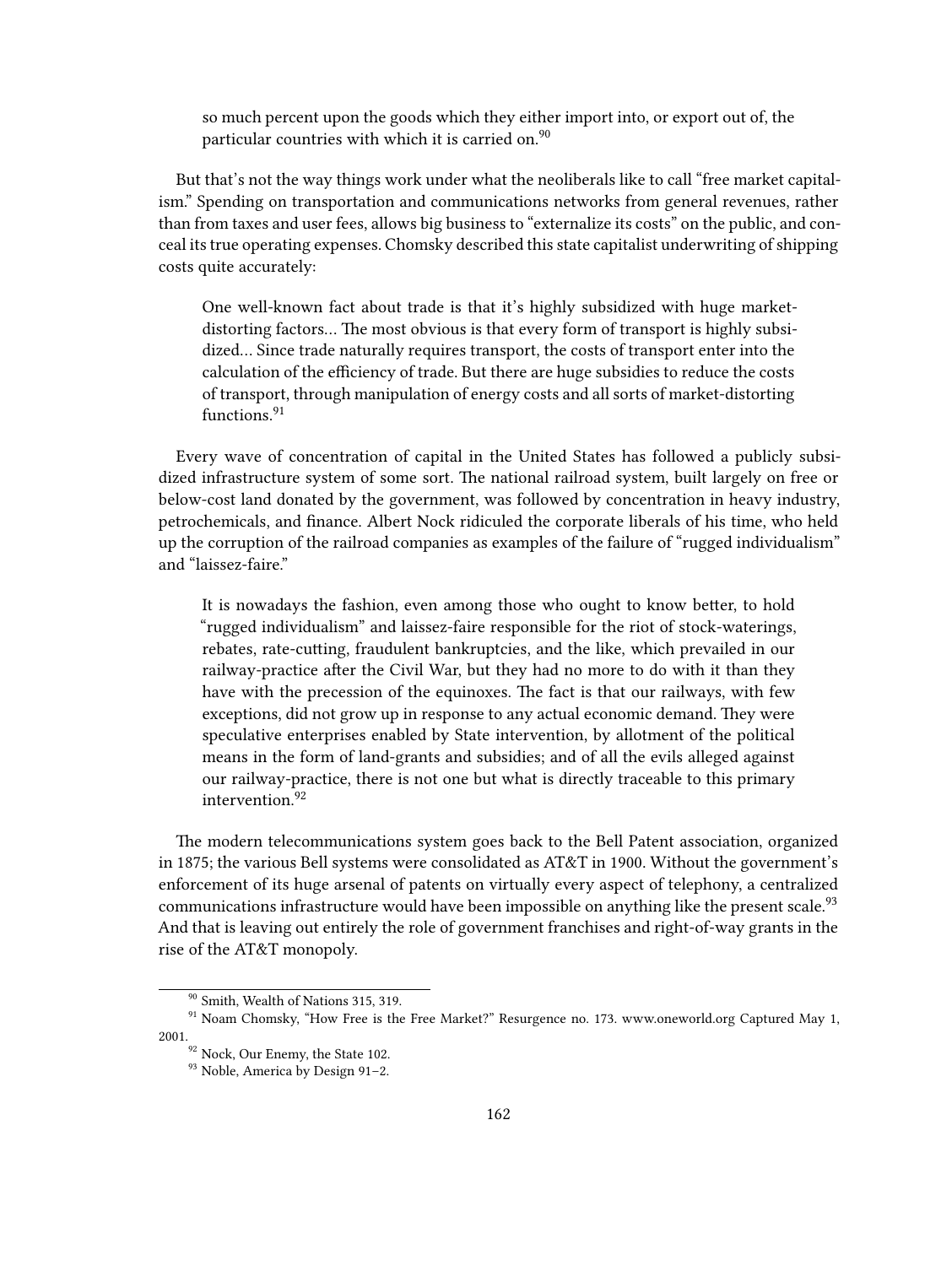> so much percent upon the goods which they either import into, or export out of, the particular countries with which it is carried on.[90]

But that's not the way things work under what the neoliberals like to call "free market capitalism." Spending on transportation and communications networks from general revenues, rather than from taxes and user fees, allows big business to "externalize its costs" on the public, and conceal its true operating expenses. Chomsky described this state capitalist underwriting of shipping costs quite accurately:

> One well-known fact about trade is that it's highly subsidized with huge market-distorting factors… The most obvious is that every form of transport is highly subsidized… Since trade naturally requires transport, the costs of transport enter into the calculation of the efficiency of trade. But there are huge subsidies to reduce the costs of transport, through manipulation of energy costs and all sorts of market-distorting functions.[91]

Every wave of concentration of capital in the United States has followed a publicly subsidized infrastructure system of some sort. The national railroad system, built largely on free or below-cost land donated by the government, was followed by concentration in heavy industry, petrochemicals, and finance. Albert Nock ridiculed the corporate liberals of his time, who held up the corruption of the railroad companies as examples of the failure of "rugged individualism" and "laissez-faire."

> It is nowadays the fashion, even among those who ought to know better, to hold "rugged individualism" and laissez-faire responsible for the riot of stock-waterings, rebates, rate-cutting, fraudulent bankruptcies, and the like, which prevailed in our railway-practice after the Civil War, but they had no more to do with it than they have with the precession of the equinoxes. The fact is that our railways, with few exceptions, did not grow up in response to any actual economic demand. They were speculative enterprises enabled by State intervention, by allotment of the political means in the form of land-grants and subsidies; and of all the evils alleged against our railway-practice, there is not one but what is directly traceable to this primary intervention.[92]

The modern telecommunications system goes back to the Bell Patent association, organized in 1875; the various Bell systems were consolidated as AT&T in 1900. Without the government's enforcement of its huge arsenal of patents on virtually every aspect of telephony, a centralized communications infrastructure would have been impossible on anything like the present scale.[93] And that is leaving out entirely the role of government franchises and right-of-way grants in the rise of the AT&T monopoly.

---

[90] Smith, Wealth of Nations 315, 319.

[91] Noam Chomsky, "How Free is the Free Market?" Resurgence no. 173. www.oneworld.org Captured May 1, 2001.

[92] Nock, Our Enemy, the State 102.

[93] Noble, America by Design 91–2.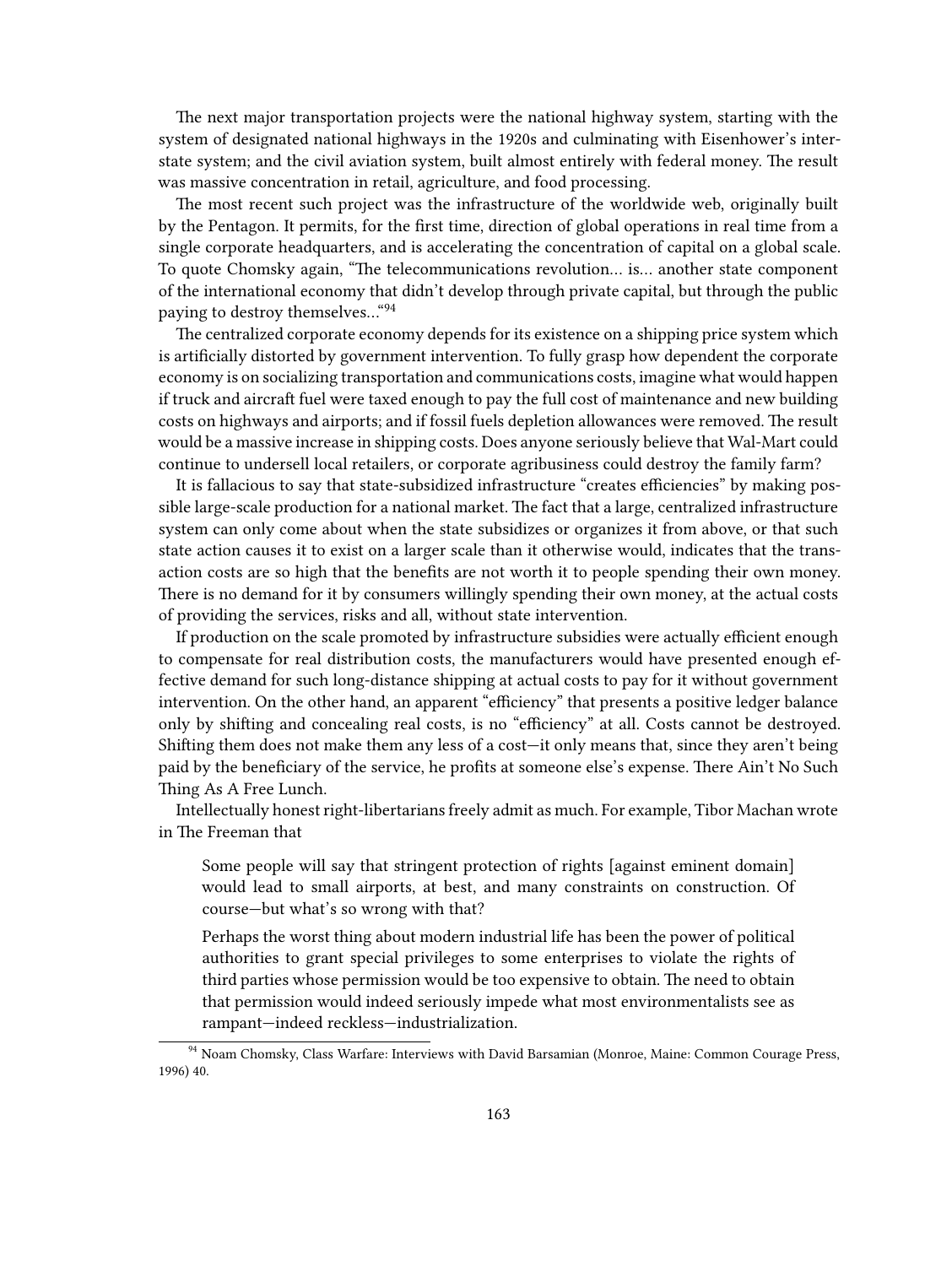The next major transportation projects were the national highway system, starting with the system of designated national highways in the 1920s and culminating with Eisenhower's interstate system; and the civil aviation system, built almost entirely with federal money. The result was massive concentration in retail, agriculture, and food processing.

The most recent such project was the infrastructure of the worldwide web, originally built by the Pentagon. It permits, for the first time, direction of global operations in real time from a single corporate headquarters, and is accelerating the concentration of capital on a global scale. To quote Chomsky again, "The telecommunications revolution… is… another state component of the international economy that didn't develop through private capital, but through the public paying to destroy themselves…"[94]

The centralized corporate economy depends for its existence on a shipping price system which is artificially distorted by government intervention. To fully grasp how dependent the corporate economy is on socializing transportation and communications costs, imagine what would happen if truck and aircraft fuel were taxed enough to pay the full cost of maintenance and new building costs on highways and airports; and if fossil fuels depletion allowances were removed. The result would be a massive increase in shipping costs. Does anyone seriously believe that Wal-Mart could continue to undersell local retailers, or corporate agribusiness could destroy the family farm?

It is fallacious to say that state-subsidized infrastructure "creates efficiencies" by making possible large-scale production for a national market. The fact that a large, centralized infrastructure system can only come about when the state subsidizes or organizes it from above, or that such state action causes it to exist on a larger scale than it otherwise would, indicates that the transaction costs are so high that the benefits are not worth it to people spending their own money. There is no demand for it by consumers willingly spending their own money, at the actual costs of providing the services, risks and all, without state intervention.

If production on the scale promoted by infrastructure subsidies were actually efficient enough to compensate for real distribution costs, the manufacturers would have presented enough effective demand for such long-distance shipping at actual costs to pay for it without government intervention. On the other hand, an apparent "efficiency" that presents a positive ledger balance only by shifting and concealing real costs, is no "efficiency" at all. Costs cannot be destroyed. Shifting them does not make them any less of a cost—it only means that, since they aren't being paid by the beneficiary of the service, he profits at someone else's expense. There Ain't No Such Thing As A Free Lunch.

Intellectually honest right-libertarians freely admit as much. For example, Tibor Machan wrote in The Freeman that

> Some people will say that stringent protection of rights [against eminent domain] would lead to small airports, at best, and many constraints on construction. Of course—but what's so wrong with that?
>
> Perhaps the worst thing about modern industrial life has been the power of political authorities to grant special privileges to some enterprises to violate the rights of third parties whose permission would be too expensive to obtain. The need to obtain that permission would indeed seriously impede what most environmentalists see as rampant—indeed reckless—industrialization.

[94] Noam Chomsky, Class Warfare: Interviews with David Barsamian (Monroe, Maine: Common Courage Press, 1996) 40.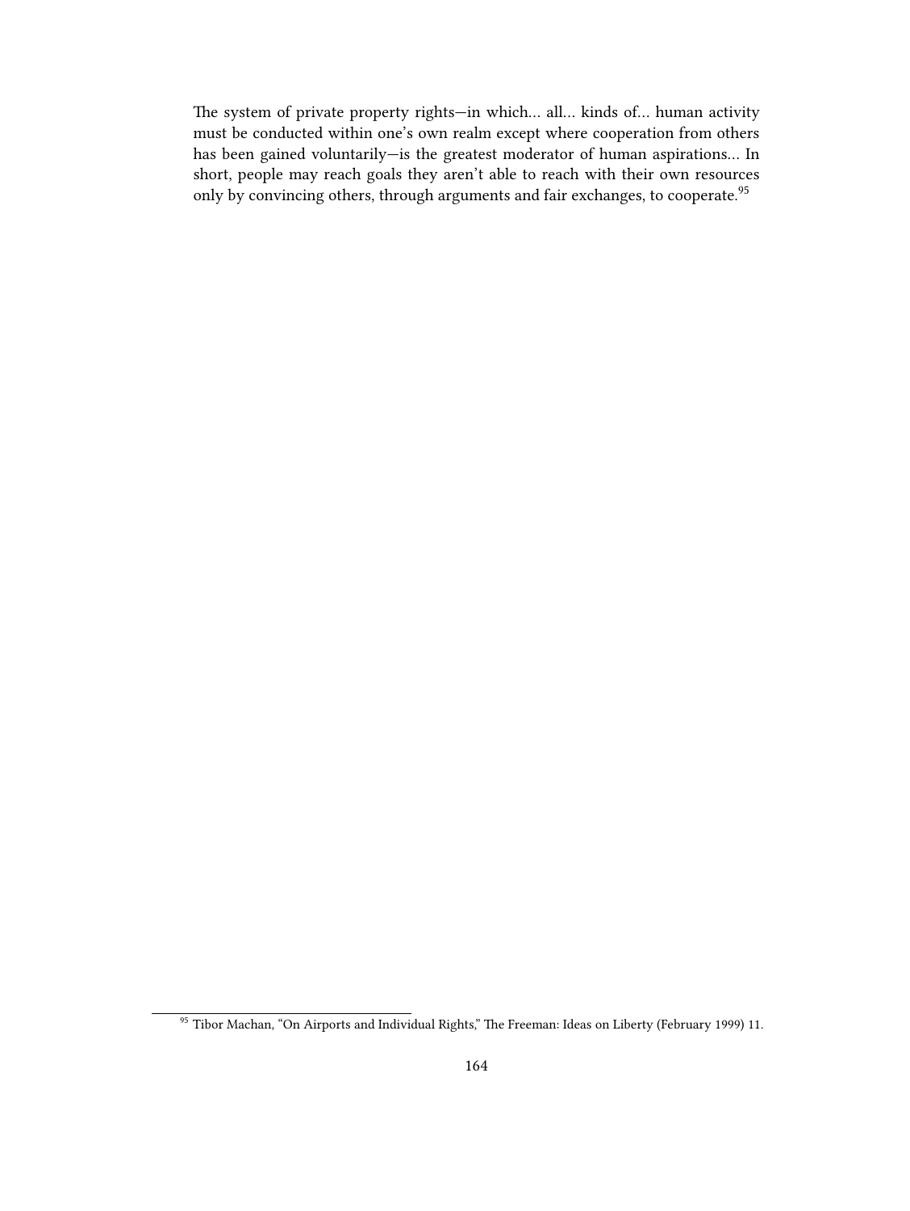> The system of private property rights—in which… all… kinds of… human activity must be conducted within one's own realm except where cooperation from others has been gained voluntarily—is the greatest moderator of human aspirations… In short, people may reach goals they aren't able to reach with their own resources only by convincing others, through arguments and fair exchanges, to cooperate.[95]

[95] Tibor Machan, "On Airports and Individual Rights," The Freeman: Ideas on Liberty (February 1999) 11.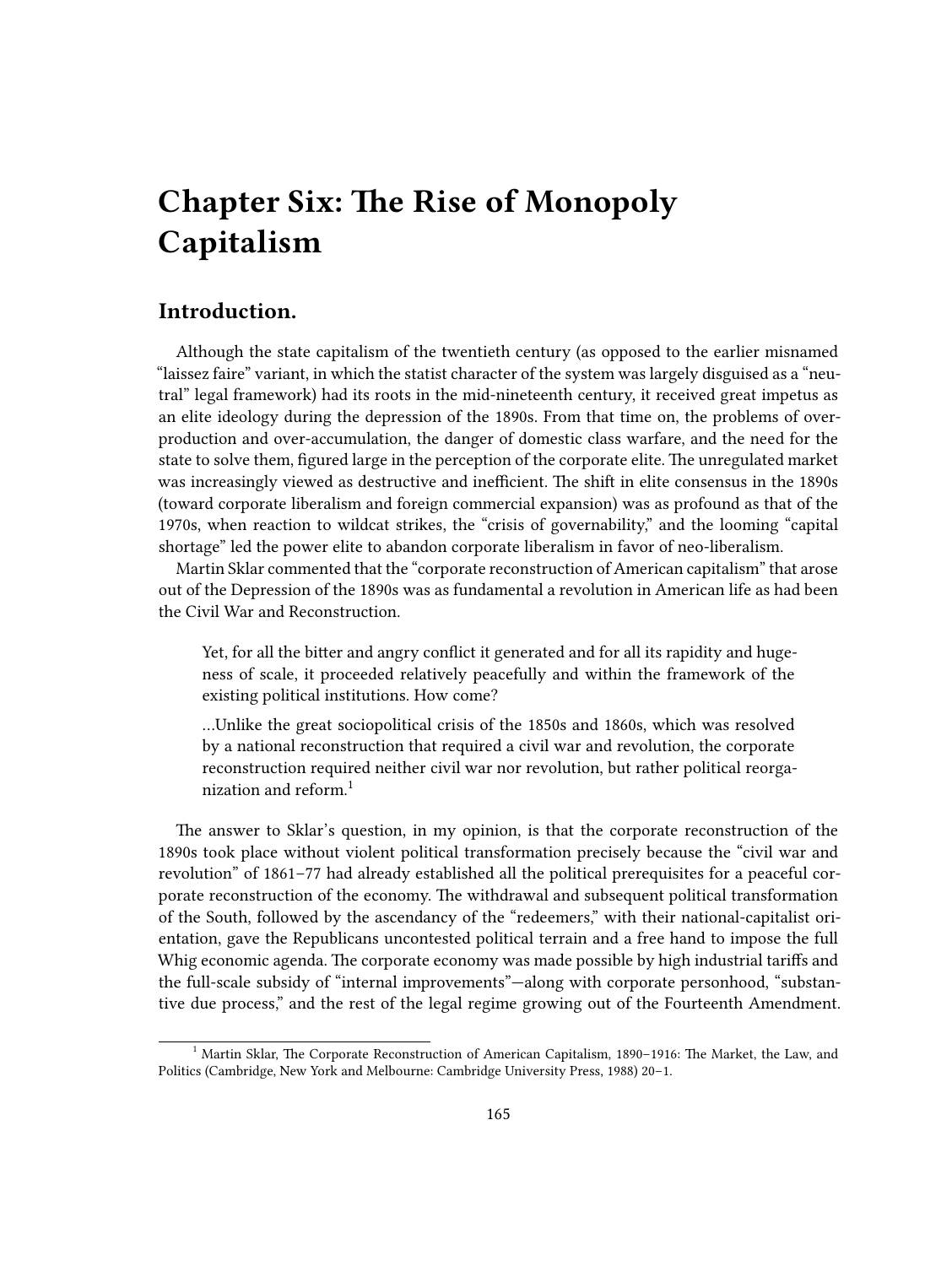# Chapter Six: The Rise of Monopoly Capitalism

## Introduction.

Although the state capitalism of the twentieth century (as opposed to the earlier misnamed "laissez faire" variant, in which the statist character of the system was largely disguised as a "neutral" legal framework) had its roots in the mid-nineteenth century, it received great impetus as an elite ideology during the depression of the 1890s. From that time on, the problems of overproduction and over-accumulation, the danger of domestic class warfare, and the need for the state to solve them, figured large in the perception of the corporate elite. The unregulated market was increasingly viewed as destructive and inefficient. The shift in elite consensus in the 1890s (toward corporate liberalism and foreign commercial expansion) was as profound as that of the 1970s, when reaction to wildcat strikes, the "crisis of governability," and the looming "capital shortage" led the power elite to abandon corporate liberalism in favor of neo-liberalism.

Martin Sklar commented that the "corporate reconstruction of American capitalism" that arose out of the Depression of the 1890s was as fundamental a revolution in American life as had been the Civil War and Reconstruction.

> Yet, for all the bitter and angry conflict it generated and for all its rapidity and hugeness of scale, it proceeded relatively peacefully and within the framework of the existing political institutions. How come?
>
> …Unlike the great sociopolitical crisis of the 1850s and 1860s, which was resolved by a national reconstruction that required a civil war and revolution, the corporate reconstruction required neither civil war nor revolution, but rather political reorganization and reform.[1]

The answer to Sklar's question, in my opinion, is that the corporate reconstruction of the 1890s took place without violent political transformation precisely because the "civil war and revolution" of 1861–77 had already established all the political prerequisites for a peaceful corporate reconstruction of the economy. The withdrawal and subsequent political transformation of the South, followed by the ascendancy of the "redeemers," with their national-capitalist orientation, gave the Republicans uncontested political terrain and a free hand to impose the full Whig economic agenda. The corporate economy was made possible by high industrial tariffs and the full-scale subsidy of "internal improvements"—along with corporate personhood, "substantive due process," and the rest of the legal regime growing out of the Fourteenth Amendment.

---

[1] Martin Sklar, The Corporate Reconstruction of American Capitalism, 1890–1916: The Market, the Law, and Politics (Cambridge, New York and Melbourne: Cambridge University Press, 1988) 20–1.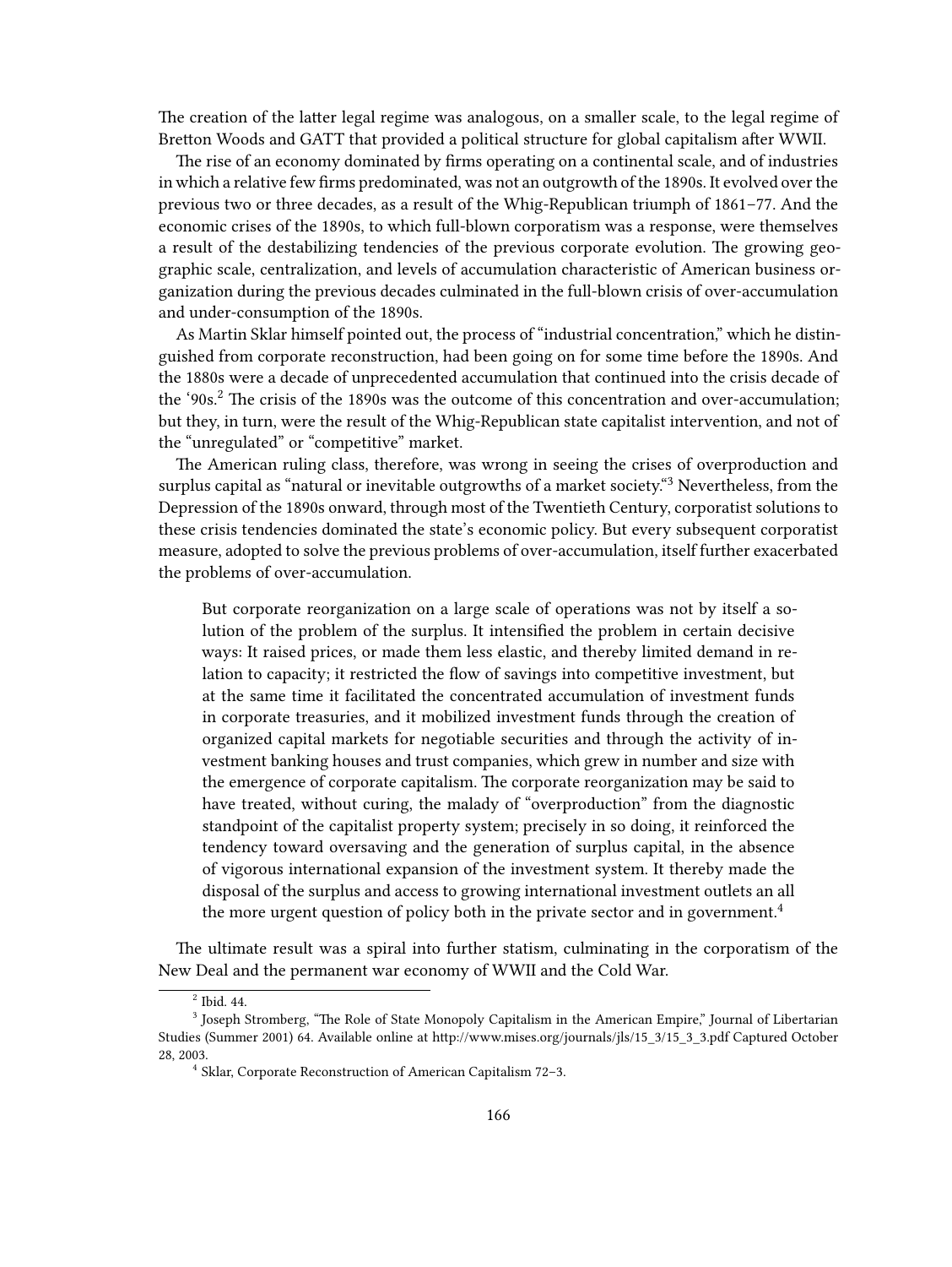The creation of the latter legal regime was analogous, on a smaller scale, to the legal regime of Bretton Woods and GATT that provided a political structure for global capitalism after WWII.

The rise of an economy dominated by firms operating on a continental scale, and of industries in which a relative few firms predominated, was not an outgrowth of the 1890s. It evolved over the previous two or three decades, as a result of the Whig-Republican triumph of 1861–77. And the economic crises of the 1890s, to which full-blown corporatism was a response, were themselves a result of the destabilizing tendencies of the previous corporate evolution. The growing geographic scale, centralization, and levels of accumulation characteristic of American business organization during the previous decades culminated in the full-blown crisis of over-accumulation and under-consumption of the 1890s.

As Martin Sklar himself pointed out, the process of "industrial concentration," which he distinguished from corporate reconstruction, had been going on for some time before the 1890s. And the 1880s were a decade of unprecedented accumulation that continued into the crisis decade of the '90s.[2] The crisis of the 1890s was the outcome of this concentration and over-accumulation; but they, in turn, were the result of the Whig-Republican state capitalist intervention, and not of the "unregulated" or "competitive" market.

The American ruling class, therefore, was wrong in seeing the crises of overproduction and surplus capital as "natural or inevitable outgrowths of a market society."[3] Nevertheless, from the Depression of the 1890s onward, through most of the Twentieth Century, corporatist solutions to these crisis tendencies dominated the state's economic policy. But every subsequent corporatist measure, adopted to solve the previous problems of over-accumulation, itself further exacerbated the problems of over-accumulation.

> But corporate reorganization on a large scale of operations was not by itself a solution of the problem of the surplus. It intensified the problem in certain decisive ways: It raised prices, or made them less elastic, and thereby limited demand in relation to capacity; it restricted the flow of savings into competitive investment, but at the same time it facilitated the concentrated accumulation of investment funds in corporate treasuries, and it mobilized investment funds through the creation of organized capital markets for negotiable securities and through the activity of investment banking houses and trust companies, which grew in number and size with the emergence of corporate capitalism. The corporate reorganization may be said to have treated, without curing, the malady of "overproduction" from the diagnostic standpoint of the capitalist property system; precisely in so doing, it reinforced the tendency toward oversaving and the generation of surplus capital, in the absence of vigorous international expansion of the investment system. It thereby made the disposal of the surplus and access to growing international investment outlets an all the more urgent question of policy both in the private sector and in government.[4]

The ultimate result was a spiral into further statism, culminating in the corporatism of the New Deal and the permanent war economy of WWII and the Cold War.

[2] Ibid. 44.

[3] Joseph Stromberg, "The Role of State Monopoly Capitalism in the American Empire," Journal of Libertarian Studies (Summer 2001) 64. Available online at http://www.mises.org/journals/jls/15_3/15_3_3.pdf Captured October 28, 2003.

[4] Sklar, Corporate Reconstruction of American Capitalism 72–3.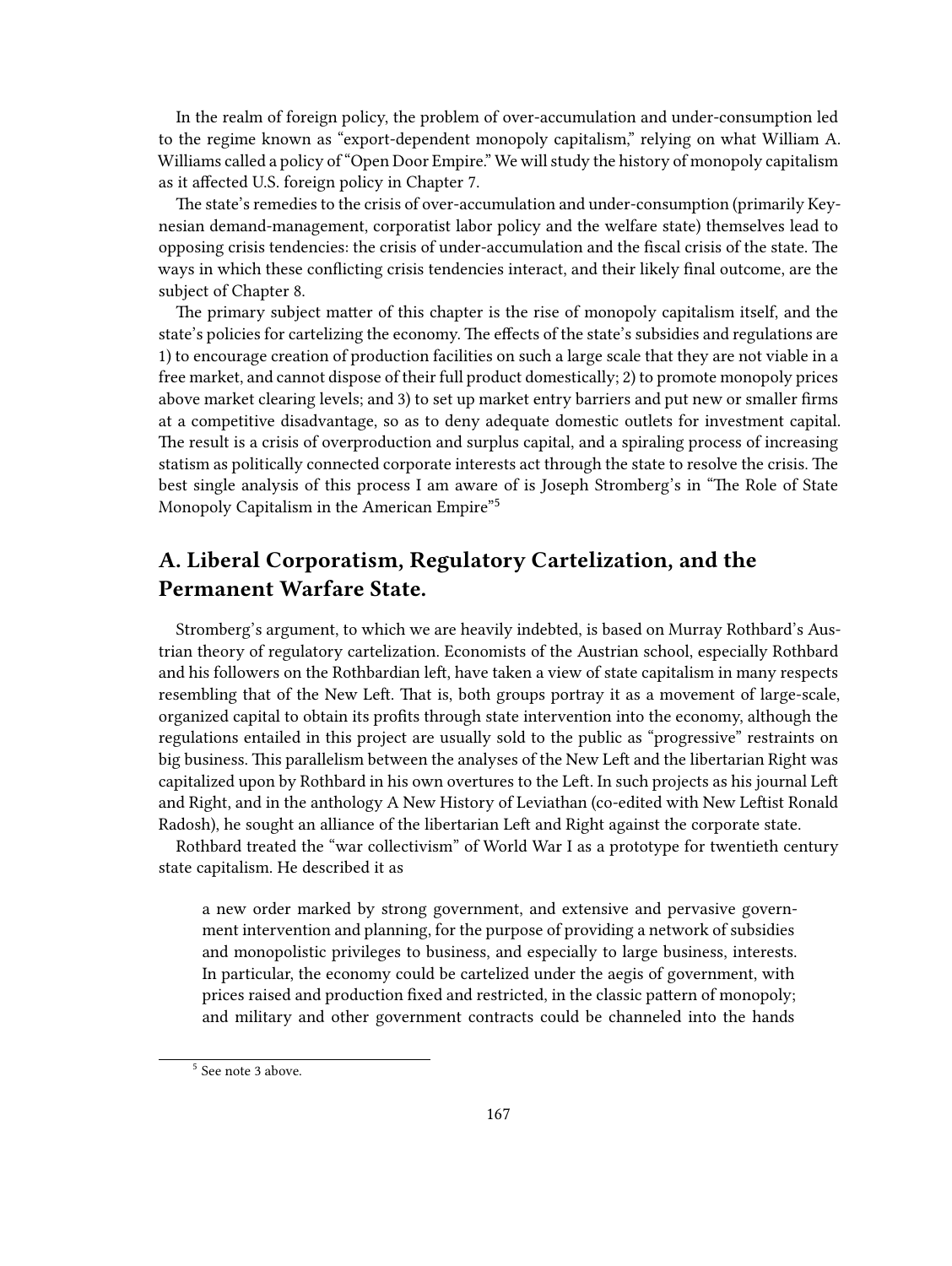In the realm of foreign policy, the problem of over-accumulation and under-consumption led to the regime known as "export-dependent monopoly capitalism," relying on what William A. Williams called a policy of "Open Door Empire." We will study the history of monopoly capitalism as it affected U.S. foreign policy in Chapter 7.

The state's remedies to the crisis of over-accumulation and under-consumption (primarily Keynesian demand-management, corporatist labor policy and the welfare state) themselves lead to opposing crisis tendencies: the crisis of under-accumulation and the fiscal crisis of the state. The ways in which these conflicting crisis tendencies interact, and their likely final outcome, are the subject of Chapter 8.

The primary subject matter of this chapter is the rise of monopoly capitalism itself, and the state's policies for cartelizing the economy. The effects of the state's subsidies and regulations are 1) to encourage creation of production facilities on such a large scale that they are not viable in a free market, and cannot dispose of their full product domestically; 2) to promote monopoly prices above market clearing levels; and 3) to set up market entry barriers and put new or smaller firms at a competitive disadvantage, so as to deny adequate domestic outlets for investment capital. The result is a crisis of overproduction and surplus capital, and a spiraling process of increasing statism as politically connected corporate interests act through the state to resolve the crisis. The best single analysis of this process I am aware of is Joseph Stromberg's in "The Role of State Monopoly Capitalism in the American Empire"[5]

## A. Liberal Corporatism, Regulatory Cartelization, and the Permanent Warfare State.

Stromberg's argument, to which we are heavily indebted, is based on Murray Rothbard's Austrian theory of regulatory cartelization. Economists of the Austrian school, especially Rothbard and his followers on the Rothbardian left, have taken a view of state capitalism in many respects resembling that of the New Left. That is, both groups portray it as a movement of large-scale, organized capital to obtain its profits through state intervention into the economy, although the regulations entailed in this project are usually sold to the public as "progressive" restraints on big business. This parallelism between the analyses of the New Left and the libertarian Right was capitalized upon by Rothbard in his own overtures to the Left. In such projects as his journal Left and Right, and in the anthology A New History of Leviathan (co-edited with New Leftist Ronald Radosh), he sought an alliance of the libertarian Left and Right against the corporate state.

Rothbard treated the "war collectivism" of World War I as a prototype for twentieth century state capitalism. He described it as

> a new order marked by strong government, and extensive and pervasive government intervention and planning, for the purpose of providing a network of subsidies and monopolistic privileges to business, and especially to large business, interests. In particular, the economy could be cartelized under the aegis of government, with prices raised and production fixed and restricted, in the classic pattern of monopoly; and military and other government contracts could be channeled into the hands

[5] See note 3 above.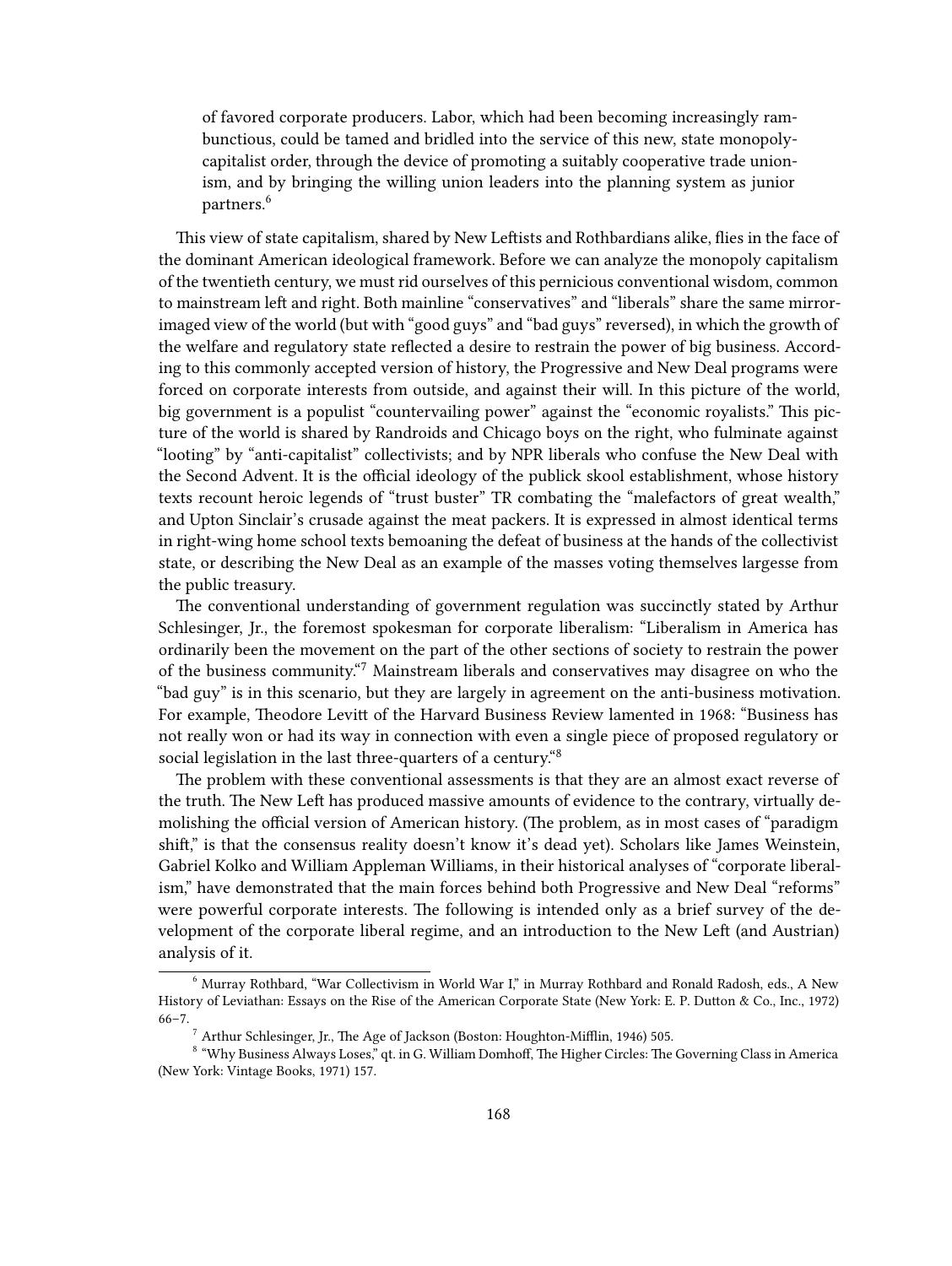> of favored corporate producers. Labor, which had been becoming increasingly rambunctious, could be tamed and bridled into the service of this new, state monopoly-capitalist order, through the device of promoting a suitably cooperative trade unionism, and by bringing the willing union leaders into the planning system as junior partners.[6]

This view of state capitalism, shared by New Leftists and Rothbardians alike, flies in the face of the dominant American ideological framework. Before we can analyze the monopoly capitalism of the twentieth century, we must rid ourselves of this pernicious conventional wisdom, common to mainstream left and right. Both mainline "conservatives" and "liberals" share the same mirror-imaged view of the world (but with "good guys" and "bad guys" reversed), in which the growth of the welfare and regulatory state reflected a desire to restrain the power of big business. According to this commonly accepted version of history, the Progressive and New Deal programs were forced on corporate interests from outside, and against their will. In this picture of the world, big government is a populist "countervailing power" against the "economic royalists." This picture of the world is shared by Randroids and Chicago boys on the right, who fulminate against "looting" by "anti-capitalist" collectivists; and by NPR liberals who confuse the New Deal with the Second Advent. It is the official ideology of the publick skool establishment, whose history texts recount heroic legends of "trust buster" TR combating the "malefactors of great wealth," and Upton Sinclair's crusade against the meat packers. It is expressed in almost identical terms in right-wing home school texts bemoaning the defeat of business at the hands of the collectivist state, or describing the New Deal as an example of the masses voting themselves largesse from the public treasury.

The conventional understanding of government regulation was succinctly stated by Arthur Schlesinger, Jr., the foremost spokesman for corporate liberalism: "Liberalism in America has ordinarily been the movement on the part of the other sections of society to restrain the power of the business community."[7] Mainstream liberals and conservatives may disagree on who the "bad guy" is in this scenario, but they are largely in agreement on the anti-business motivation. For example, Theodore Levitt of the Harvard Business Review lamented in 1968: "Business has not really won or had its way in connection with even a single piece of proposed regulatory or social legislation in the last three-quarters of a century."[8]

The problem with these conventional assessments is that they are an almost exact reverse of the truth. The New Left has produced massive amounts of evidence to the contrary, virtually demolishing the official version of American history. (The problem, as in most cases of "paradigm shift," is that the consensus reality doesn't know it's dead yet). Scholars like James Weinstein, Gabriel Kolko and William Appleman Williams, in their historical analyses of "corporate liberalism," have demonstrated that the main forces behind both Progressive and New Deal "reforms" were powerful corporate interests. The following is intended only as a brief survey of the development of the corporate liberal regime, and an introduction to the New Left (and Austrian) analysis of it.

---

[6] Murray Rothbard, "War Collectivism in World War I," in Murray Rothbard and Ronald Radosh, eds., A New History of Leviathan: Essays on the Rise of the American Corporate State (New York: E. P. Dutton & Co., Inc., 1972) 66–7.

[7] Arthur Schlesinger, Jr., The Age of Jackson (Boston: Houghton-Mifflin, 1946) 505.

[8] "Why Business Always Loses," qt. in G. William Domhoff, The Higher Circles: The Governing Class in America (New York: Vintage Books, 1971) 157.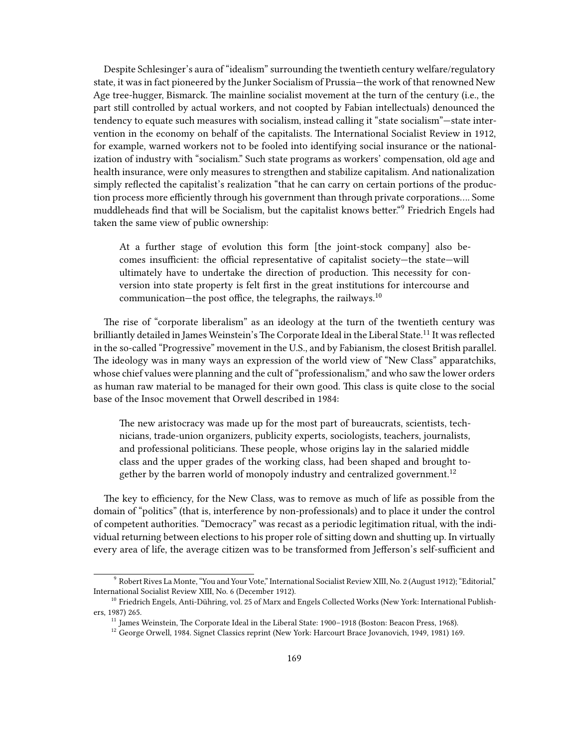Despite Schlesinger's aura of "idealism" surrounding the twentieth century welfare/regulatory state, it was in fact pioneered by the Junker Socialism of Prussia—the work of that renowned New Age tree-hugger, Bismarck. The mainline socialist movement at the turn of the century (i.e., the part still controlled by actual workers, and not coopted by Fabian intellectuals) denounced the tendency to equate such measures with socialism, instead calling it "state socialism"—state intervention in the economy on behalf of the capitalists. The International Socialist Review in 1912, for example, warned workers not to be fooled into identifying social insurance or the nationalization of industry with "socialism." Such state programs as workers' compensation, old age and health insurance, were only measures to strengthen and stabilize capitalism. And nationalization simply reflected the capitalist's realization "that he can carry on certain portions of the production process more efficiently through his government than through private corporations…. Some muddleheads find that will be Socialism, but the capitalist knows better."[9] Friedrich Engels had taken the same view of public ownership:

> At a further stage of evolution this form [the joint-stock company] also becomes insufficient: the official representative of capitalist society—the state—will ultimately have to undertake the direction of production. This necessity for conversion into state property is felt first in the great institutions for intercourse and communication—the post office, the telegraphs, the railways.[10]

The rise of "corporate liberalism" as an ideology at the turn of the twentieth century was brilliantly detailed in James Weinstein's The Corporate Ideal in the Liberal State.[11] It was reflected in the so-called "Progressive" movement in the U.S., and by Fabianism, the closest British parallel. The ideology was in many ways an expression of the world view of "New Class" apparatchiks, whose chief values were planning and the cult of "professionalism," and who saw the lower orders as human raw material to be managed for their own good. This class is quite close to the social base of the Insoc movement that Orwell described in 1984:

> The new aristocracy was made up for the most part of bureaucrats, scientists, technicians, trade-union organizers, publicity experts, sociologists, teachers, journalists, and professional politicians. These people, whose origins lay in the salaried middle class and the upper grades of the working class, had been shaped and brought together by the barren world of monopoly industry and centralized government.[12]

The key to efficiency, for the New Class, was to remove as much of life as possible from the domain of "politics" (that is, interference by non-professionals) and to place it under the control of competent authorities. "Democracy" was recast as a periodic legitimation ritual, with the individual returning between elections to his proper role of sitting down and shutting up. In virtually every area of life, the average citizen was to be transformed from Jefferson's self-sufficient and

---

[9] Robert Rives La Monte, "You and Your Vote," International Socialist Review XIII, No. 2 (August 1912); "Editorial," International Socialist Review XIII, No. 6 (December 1912).

[10] Friedrich Engels, Anti-Dühring, vol. 25 of Marx and Engels Collected Works (New York: International Publishers, 1987) 265.

[11] James Weinstein, The Corporate Ideal in the Liberal State: 1900–1918 (Boston: Beacon Press, 1968).

[12] George Orwell, 1984. Signet Classics reprint (New York: Harcourt Brace Jovanovich, 1949, 1981) 169.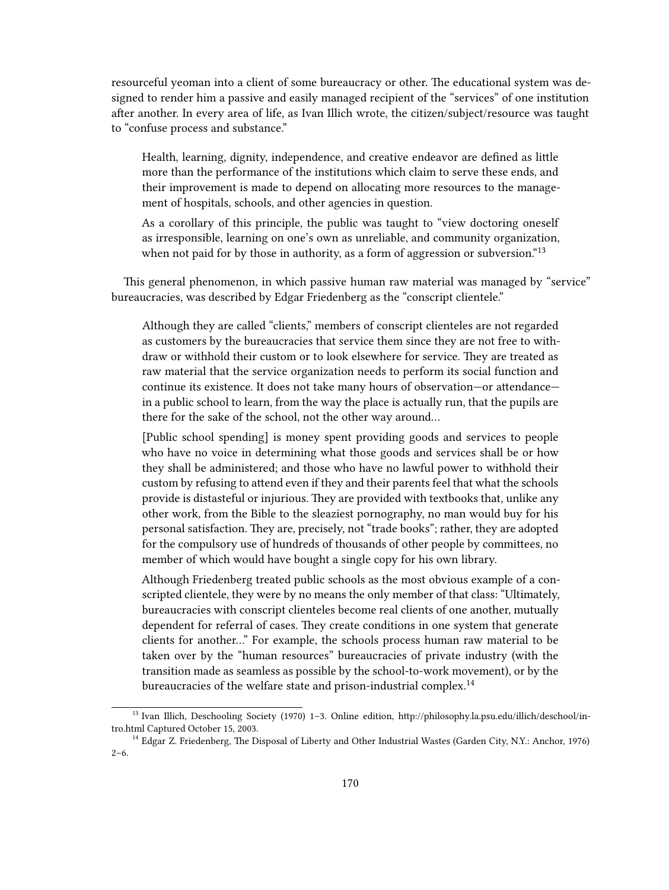resourceful yeoman into a client of some bureaucracy or other. The educational system was designed to render him a passive and easily managed recipient of the "services" of one institution after another. In every area of life, as Ivan Illich wrote, the citizen/subject/resource was taught to "confuse process and substance."

> Health, learning, dignity, independence, and creative endeavor are defined as little more than the performance of the institutions which claim to serve these ends, and their improvement is made to depend on allocating more resources to the management of hospitals, schools, and other agencies in question.
>
> As a corollary of this principle, the public was taught to "view doctoring oneself as irresponsible, learning on one's own as unreliable, and community organization, when not paid for by those in authority, as a form of aggression or subversion."[13]

This general phenomenon, in which passive human raw material was managed by "service" bureaucracies, was described by Edgar Friedenberg as the "conscript clientele."

> Although they are called "clients," members of conscript clienteles are not regarded as customers by the bureaucracies that service them since they are not free to withdraw or withhold their custom or to look elsewhere for service. They are treated as raw material that the service organization needs to perform its social function and continue its existence. It does not take many hours of observation—or attendance—in a public school to learn, from the way the place is actually run, that the pupils are there for the sake of the school, not the other way around…
>
> [Public school spending] is money spent providing goods and services to people who have no voice in determining what those goods and services shall be or how they shall be administered; and those who have no lawful power to withhold their custom by refusing to attend even if they and their parents feel that what the schools provide is distasteful or injurious. They are provided with textbooks that, unlike any other work, from the Bible to the sleaziest pornography, no man would buy for his personal satisfaction. They are, precisely, not "trade books"; rather, they are adopted for the compulsory use of hundreds of thousands of other people by committees, no member of which would have bought a single copy for his own library.
>
> Although Friedenberg treated public schools as the most obvious example of a conscripted clientele, they were by no means the only member of that class: "Ultimately, bureaucracies with conscript clienteles become real clients of one another, mutually dependent for referral of cases. They create conditions in one system that generate clients for another…" For example, the schools process human raw material to be taken over by the "human resources" bureaucracies of private industry (with the transition made as seamless as possible by the school-to-work movement), or by the bureaucracies of the welfare state and prison-industrial complex.[14]

---

[13] Ivan Illich, Deschooling Society (1970) 1–3. Online edition, http://philosophy.la.psu.edu/illich/deschool/intro.html Captured October 15, 2003.

[14] Edgar Z. Friedenberg, The Disposal of Liberty and Other Industrial Wastes (Garden City, N.Y.: Anchor, 1976) 2–6.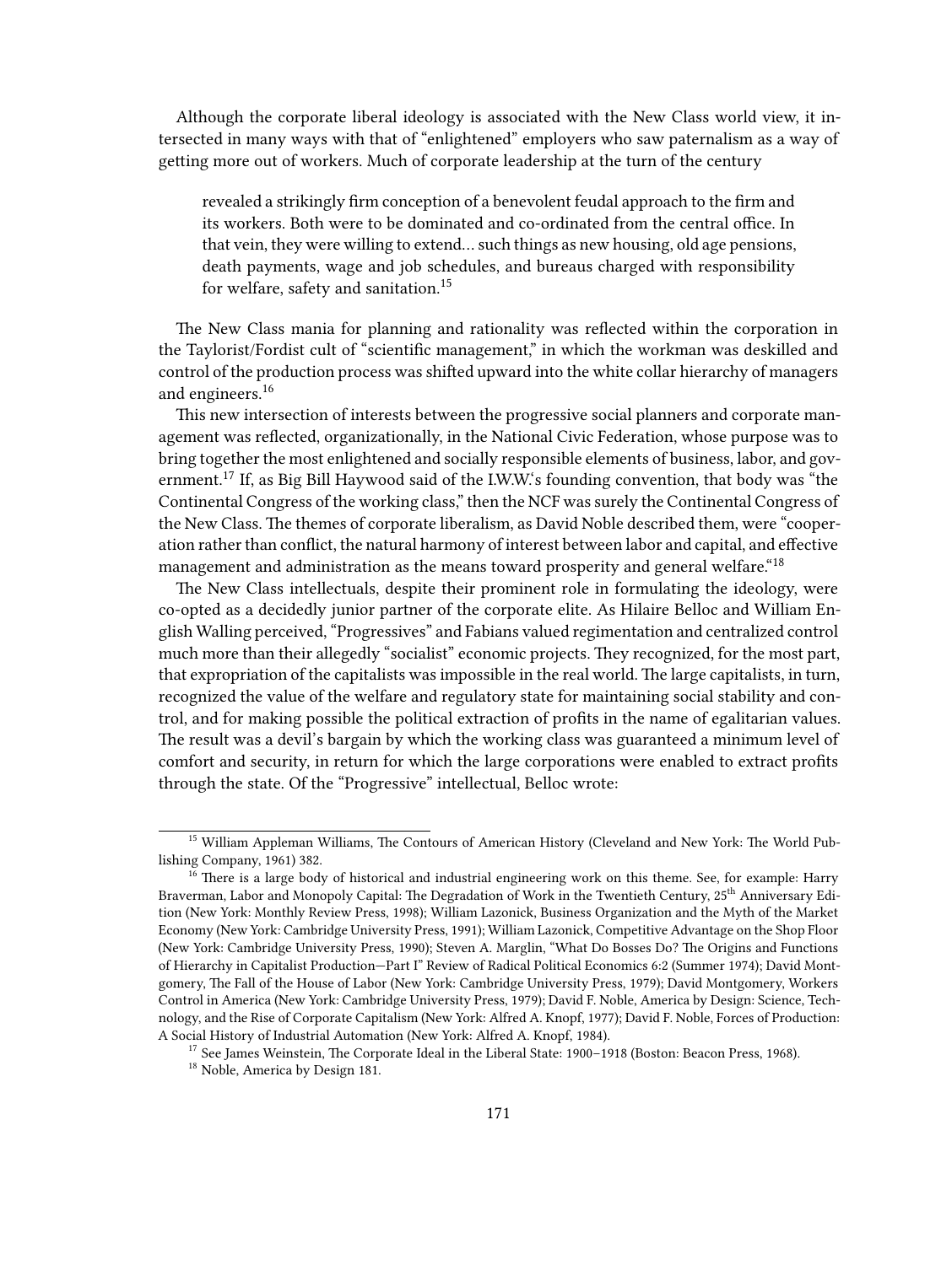Although the corporate liberal ideology is associated with the New Class world view, it intersected in many ways with that of "enlightened" employers who saw paternalism as a way of getting more out of workers. Much of corporate leadership at the turn of the century

> revealed a strikingly firm conception of a benevolent feudal approach to the firm and its workers. Both were to be dominated and co-ordinated from the central office. In that vein, they were willing to extend… such things as new housing, old age pensions, death payments, wage and job schedules, and bureaus charged with responsibility for welfare, safety and sanitation.[15]

The New Class mania for planning and rationality was reflected within the corporation in the Taylorist/Fordist cult of "scientific management," in which the workman was deskilled and control of the production process was shifted upward into the white collar hierarchy of managers and engineers.[16]

This new intersection of interests between the progressive social planners and corporate management was reflected, organizationally, in the National Civic Federation, whose purpose was to bring together the most enlightened and socially responsible elements of business, labor, and government.[17] If, as Big Bill Haywood said of the I.W.W.'s founding convention, that body was "the Continental Congress of the working class," then the NCF was surely the Continental Congress of the New Class. The themes of corporate liberalism, as David Noble described them, were "cooperation rather than conflict, the natural harmony of interest between labor and capital, and effective management and administration as the means toward prosperity and general welfare."[18]

The New Class intellectuals, despite their prominent role in formulating the ideology, were co-opted as a decidedly junior partner of the corporate elite. As Hilaire Belloc and William English Walling perceived, "Progressives" and Fabians valued regimentation and centralized control much more than their allegedly "socialist" economic projects. They recognized, for the most part, that expropriation of the capitalists was impossible in the real world. The large capitalists, in turn, recognized the value of the welfare and regulatory state for maintaining social stability and control, and for making possible the political extraction of profits in the name of egalitarian values. The result was a devil's bargain by which the working class was guaranteed a minimum level of comfort and security, in return for which the large corporations were enabled to extract profits through the state. Of the "Progressive" intellectual, Belloc wrote:

---

[15] William Appleman Williams, The Contours of American History (Cleveland and New York: The World Publishing Company, 1961) 382.

[16] There is a large body of historical and industrial engineering work on this theme. See, for example: Harry Braverman, Labor and Monopoly Capital: The Degradation of Work in the Twentieth Century, 25th Anniversary Edition (New York: Monthly Review Press, 1998); William Lazonick, Business Organization and the Myth of the Market Economy (New York: Cambridge University Press, 1991); William Lazonick, Competitive Advantage on the Shop Floor (New York: Cambridge University Press, 1990); Steven A. Marglin, "What Do Bosses Do? The Origins and Functions of Hierarchy in Capitalist Production—Part I" Review of Radical Political Economics 6:2 (Summer 1974); David Montgomery, The Fall of the House of Labor (New York: Cambridge University Press, 1979); David Montgomery, Workers Control in America (New York: Cambridge University Press, 1979); David F. Noble, America by Design: Science, Technology, and the Rise of Corporate Capitalism (New York: Alfred A. Knopf, 1977); David F. Noble, Forces of Production: A Social History of Industrial Automation (New York: Alfred A. Knopf, 1984).

[17] See James Weinstein, The Corporate Ideal in the Liberal State: 1900–1918 (Boston: Beacon Press, 1968).

[18] Noble, America by Design 181.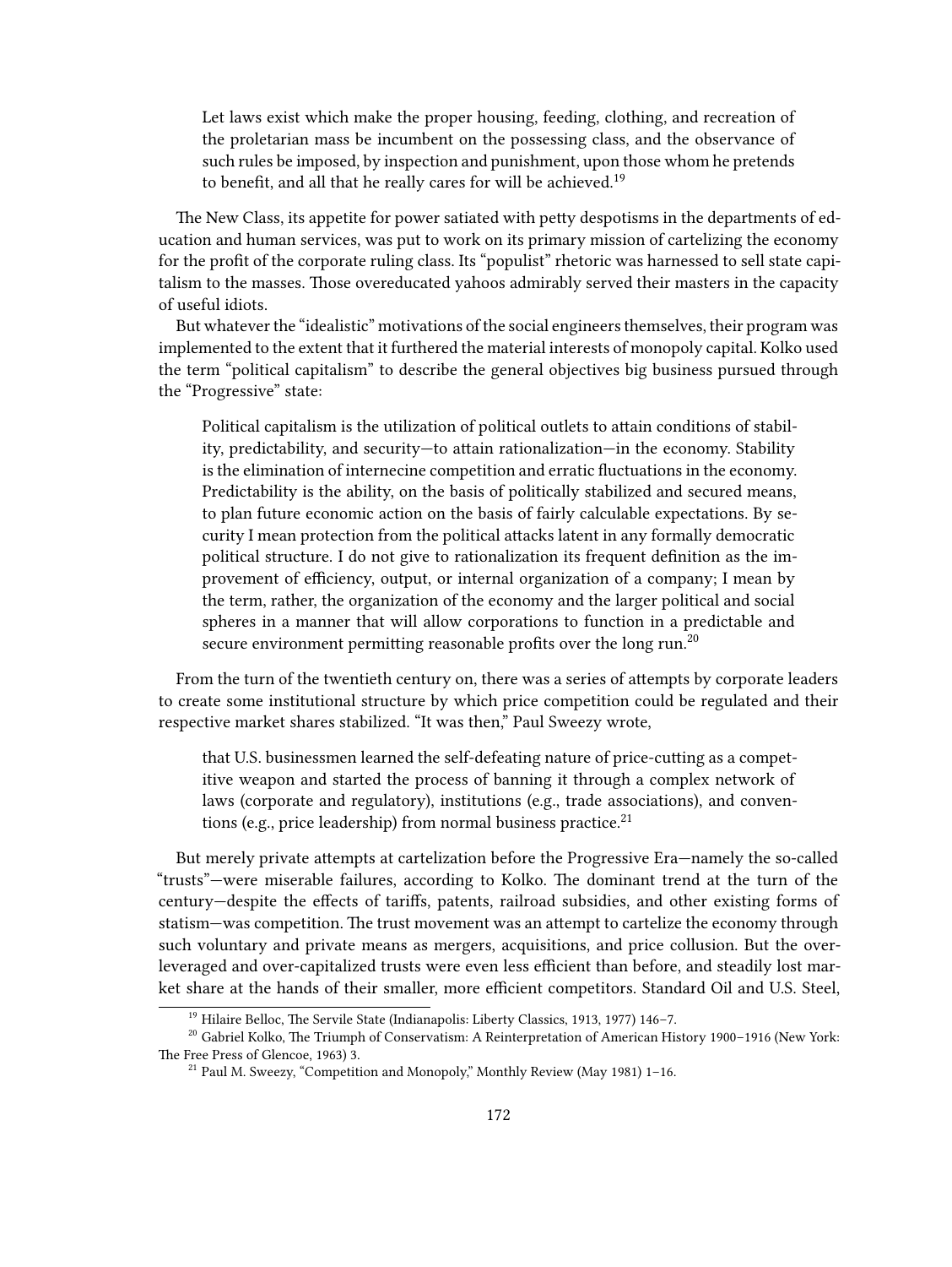> Let laws exist which make the proper housing, feeding, clothing, and recreation of the proletarian mass be incumbent on the possessing class, and the observance of such rules be imposed, by inspection and punishment, upon those whom he pretends to benefit, and all that he really cares for will be achieved.[19]

The New Class, its appetite for power satiated with petty despotisms in the departments of education and human services, was put to work on its primary mission of cartelizing the economy for the profit of the corporate ruling class. Its "populist" rhetoric was harnessed to sell state capitalism to the masses. Those overeducated yahoos admirably served their masters in the capacity of useful idiots.

But whatever the "idealistic" motivations of the social engineers themselves, their program was implemented to the extent that it furthered the material interests of monopoly capital. Kolko used the term "political capitalism" to describe the general objectives big business pursued through the "Progressive" state:

> Political capitalism is the utilization of political outlets to attain conditions of stability, predictability, and security—to attain rationalization—in the economy. Stability is the elimination of internecine competition and erratic fluctuations in the economy. Predictability is the ability, on the basis of politically stabilized and secured means, to plan future economic action on the basis of fairly calculable expectations. By security I mean protection from the political attacks latent in any formally democratic political structure. I do not give to rationalization its frequent definition as the improvement of efficiency, output, or internal organization of a company; I mean by the term, rather, the organization of the economy and the larger political and social spheres in a manner that will allow corporations to function in a predictable and secure environment permitting reasonable profits over the long run.[20]

From the turn of the twentieth century on, there was a series of attempts by corporate leaders to create some institutional structure by which price competition could be regulated and their respective market shares stabilized. "It was then," Paul Sweezy wrote,

> that U.S. businessmen learned the self-defeating nature of price-cutting as a competitive weapon and started the process of banning it through a complex network of laws (corporate and regulatory), institutions (e.g., trade associations), and conventions (e.g., price leadership) from normal business practice.[21]

But merely private attempts at cartelization before the Progressive Era—namely the so-called "trusts"—were miserable failures, according to Kolko. The dominant trend at the turn of the century—despite the effects of tariffs, patents, railroad subsidies, and other existing forms of statism—was competition. The trust movement was an attempt to cartelize the economy through such voluntary and private means as mergers, acquisitions, and price collusion. But the over-leveraged and over-capitalized trusts were even less efficient than before, and steadily lost market share at the hands of their smaller, more efficient competitors. Standard Oil and U.S. Steel,

---

[19] Hilaire Belloc, The Servile State (Indianapolis: Liberty Classics, 1913, 1977) 146–7.

[20] Gabriel Kolko, The Triumph of Conservatism: A Reinterpretation of American History 1900–1916 (New York: The Free Press of Glencoe, 1963) 3.

[21] Paul M. Sweezy, "Competition and Monopoly," Monthly Review (May 1981) 1–16.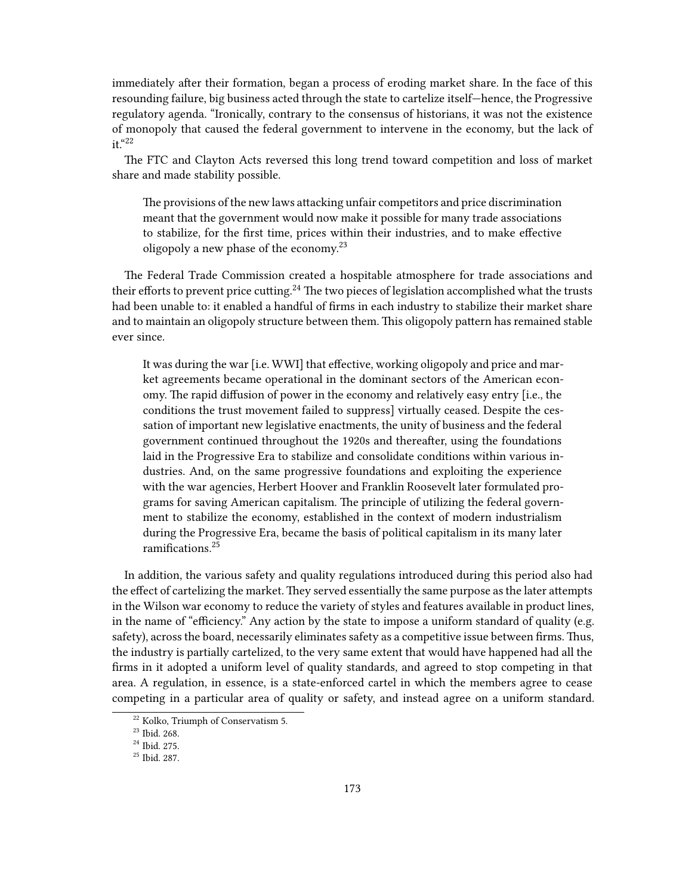immediately after their formation, began a process of eroding market share. In the face of this resounding failure, big business acted through the state to cartelize itself—hence, the Progressive regulatory agenda. "Ironically, contrary to the consensus of historians, it was not the existence of monopoly that caused the federal government to intervene in the economy, but the lack of it."[22]

The FTC and Clayton Acts reversed this long trend toward competition and loss of market share and made stability possible.

> The provisions of the new laws attacking unfair competitors and price discrimination meant that the government would now make it possible for many trade associations to stabilize, for the first time, prices within their industries, and to make effective oligopoly a new phase of the economy.[23]

The Federal Trade Commission created a hospitable atmosphere for trade associations and their efforts to prevent price cutting.[24] The two pieces of legislation accomplished what the trusts had been unable to: it enabled a handful of firms in each industry to stabilize their market share and to maintain an oligopoly structure between them. This oligopoly pattern has remained stable ever since.

> It was during the war [i.e. WWI] that effective, working oligopoly and price and market agreements became operational in the dominant sectors of the American economy. The rapid diffusion of power in the economy and relatively easy entry [i.e., the conditions the trust movement failed to suppress] virtually ceased. Despite the cessation of important new legislative enactments, the unity of business and the federal government continued throughout the 1920s and thereafter, using the foundations laid in the Progressive Era to stabilize and consolidate conditions within various industries. And, on the same progressive foundations and exploiting the experience with the war agencies, Herbert Hoover and Franklin Roosevelt later formulated programs for saving American capitalism. The principle of utilizing the federal government to stabilize the economy, established in the context of modern industrialism during the Progressive Era, became the basis of political capitalism in its many later ramifications.[25]

In addition, the various safety and quality regulations introduced during this period also had the effect of cartelizing the market. They served essentially the same purpose as the later attempts in the Wilson war economy to reduce the variety of styles and features available in product lines, in the name of "efficiency." Any action by the state to impose a uniform standard of quality (e.g. safety), across the board, necessarily eliminates safety as a competitive issue between firms. Thus, the industry is partially cartelized, to the very same extent that would have happened had all the firms in it adopted a uniform level of quality standards, and agreed to stop competing in that area. A regulation, in essence, is a state-enforced cartel in which the members agree to cease competing in a particular area of quality or safety, and instead agree on a uniform standard.

[22] Kolko, Triumph of Conservatism 5.

[23] Ibid. 268.

[24] Ibid. 275.

[25] Ibid. 287.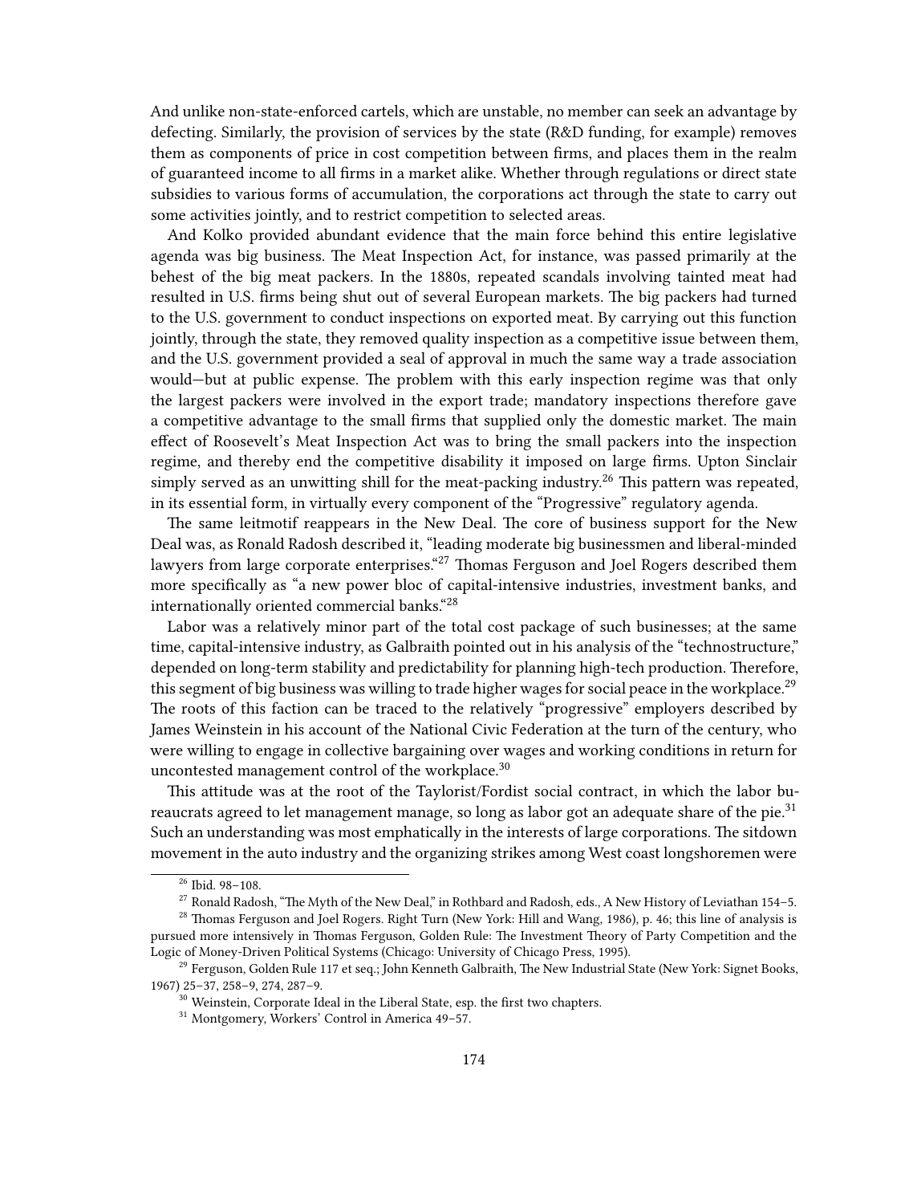And unlike non-state-enforced cartels, which are unstable, no member can seek an advantage by defecting. Similarly, the provision of services by the state (R&D funding, for example) removes them as components of price in cost competition between firms, and places them in the realm of guaranteed income to all firms in a market alike. Whether through regulations or direct state subsidies to various forms of accumulation, the corporations act through the state to carry out some activities jointly, and to restrict competition to selected areas.

And Kolko provided abundant evidence that the main force behind this entire legislative agenda was big business. The Meat Inspection Act, for instance, was passed primarily at the behest of the big meat packers. In the 1880s, repeated scandals involving tainted meat had resulted in U.S. firms being shut out of several European markets. The big packers had turned to the U.S. government to conduct inspections on exported meat. By carrying out this function jointly, through the state, they removed quality inspection as a competitive issue between them, and the U.S. government provided a seal of approval in much the same way a trade association would—but at public expense. The problem with this early inspection regime was that only the largest packers were involved in the export trade; mandatory inspections therefore gave a competitive advantage to the small firms that supplied only the domestic market. The main effect of Roosevelt's Meat Inspection Act was to bring the small packers into the inspection regime, and thereby end the competitive disability it imposed on large firms. Upton Sinclair simply served as an unwitting shill for the meat-packing industry.[26] This pattern was repeated, in its essential form, in virtually every component of the "Progressive" regulatory agenda.

The same leitmotif reappears in the New Deal. The core of business support for the New Deal was, as Ronald Radosh described it, "leading moderate big businessmen and liberal-minded lawyers from large corporate enterprises."[27] Thomas Ferguson and Joel Rogers described them more specifically as "a new power bloc of capital-intensive industries, investment banks, and internationally oriented commercial banks."[28]

Labor was a relatively minor part of the total cost package of such businesses; at the same time, capital-intensive industry, as Galbraith pointed out in his analysis of the "technostructure," depended on long-term stability and predictability for planning high-tech production. Therefore, this segment of big business was willing to trade higher wages for social peace in the workplace.[29] The roots of this faction can be traced to the relatively "progressive" employers described by James Weinstein in his account of the National Civic Federation at the turn of the century, who were willing to engage in collective bargaining over wages and working conditions in return for uncontested management control of the workplace.[30]

This attitude was at the root of the Taylorist/Fordist social contract, in which the labor bureaucrats agreed to let management manage, so long as labor got an adequate share of the pie.[31] Such an understanding was most emphatically in the interests of large corporations. The sitdown movement in the auto industry and the organizing strikes among West coast longshoremen were

[26] Ibid. 98–108.

[27] Ronald Radosh, "The Myth of the New Deal," in Rothbard and Radosh, eds., A New History of Leviathan 154–5.

[28] Thomas Ferguson and Joel Rogers. Right Turn (New York: Hill and Wang, 1986), p. 46; this line of analysis is pursued more intensively in Thomas Ferguson, Golden Rule: The Investment Theory of Party Competition and the Logic of Money-Driven Political Systems (Chicago: University of Chicago Press, 1995).

[29] Ferguson, Golden Rule 117 et seq.; John Kenneth Galbraith, The New Industrial State (New York: Signet Books, 1967) 25–37, 258–9, 274, 287–9.

[30] Weinstein, Corporate Ideal in the Liberal State, esp. the first two chapters.

[31] Montgomery, Workers' Control in America 49–57.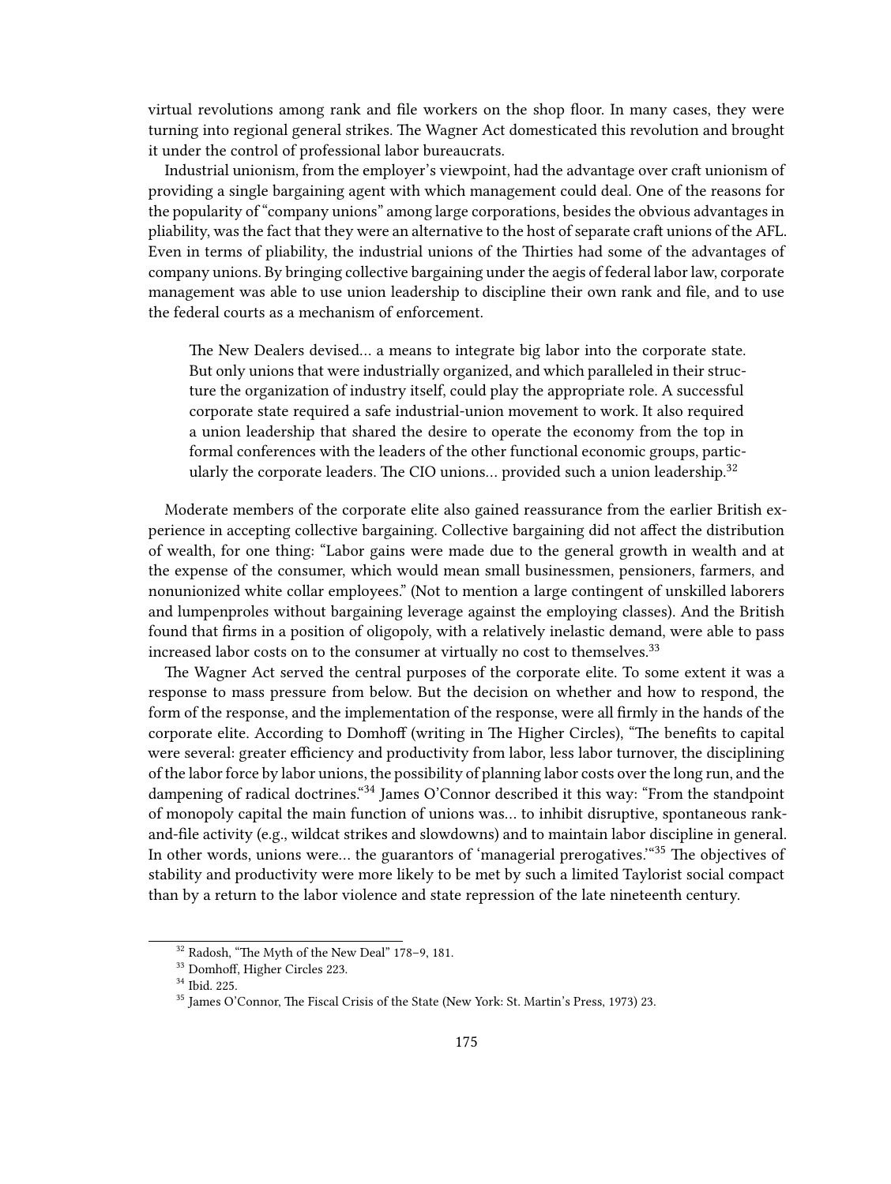virtual revolutions among rank and file workers on the shop floor. In many cases, they were turning into regional general strikes. The Wagner Act domesticated this revolution and brought it under the control of professional labor bureaucrats.

Industrial unionism, from the employer's viewpoint, had the advantage over craft unionism of providing a single bargaining agent with which management could deal. One of the reasons for the popularity of "company unions" among large corporations, besides the obvious advantages in pliability, was the fact that they were an alternative to the host of separate craft unions of the AFL. Even in terms of pliability, the industrial unions of the Thirties had some of the advantages of company unions. By bringing collective bargaining under the aegis of federal labor law, corporate management was able to use union leadership to discipline their own rank and file, and to use the federal courts as a mechanism of enforcement.

> The New Dealers devised… a means to integrate big labor into the corporate state. But only unions that were industrially organized, and which paralleled in their structure the organization of industry itself, could play the appropriate role. A successful corporate state required a safe industrial-union movement to work. It also required a union leadership that shared the desire to operate the economy from the top in formal conferences with the leaders of the other functional economic groups, particularly the corporate leaders. The CIO unions… provided such a union leadership.[32]

Moderate members of the corporate elite also gained reassurance from the earlier British experience in accepting collective bargaining. Collective bargaining did not affect the distribution of wealth, for one thing: "Labor gains were made due to the general growth in wealth and at the expense of the consumer, which would mean small businessmen, pensioners, farmers, and nonunionized white collar employees." (Not to mention a large contingent of unskilled laborers and lumpenproles without bargaining leverage against the employing classes). And the British found that firms in a position of oligopoly, with a relatively inelastic demand, were able to pass increased labor costs on to the consumer at virtually no cost to themselves.[33]

The Wagner Act served the central purposes of the corporate elite. To some extent it was a response to mass pressure from below. But the decision on whether and how to respond, the form of the response, and the implementation of the response, were all firmly in the hands of the corporate elite. According to Domhoff (writing in The Higher Circles), "The benefits to capital were several: greater efficiency and productivity from labor, less labor turnover, the disciplining of the labor force by labor unions, the possibility of planning labor costs over the long run, and the dampening of radical doctrines."[34] James O'Connor described it this way: "From the standpoint of monopoly capital the main function of unions was… to inhibit disruptive, spontaneous rank-and-file activity (e.g., wildcat strikes and slowdowns) and to maintain labor discipline in general. In other words, unions were… the guarantors of 'managerial prerogatives.'"[35] The objectives of stability and productivity were more likely to be met by such a limited Taylorist social compact than by a return to the labor violence and state repression of the late nineteenth century.

---

[32] Radosh, "The Myth of the New Deal" 178–9, 181.

[33] Domhoff, Higher Circles 223.

[34] Ibid. 225.

[35] James O'Connor, The Fiscal Crisis of the State (New York: St. Martin's Press, 1973) 23.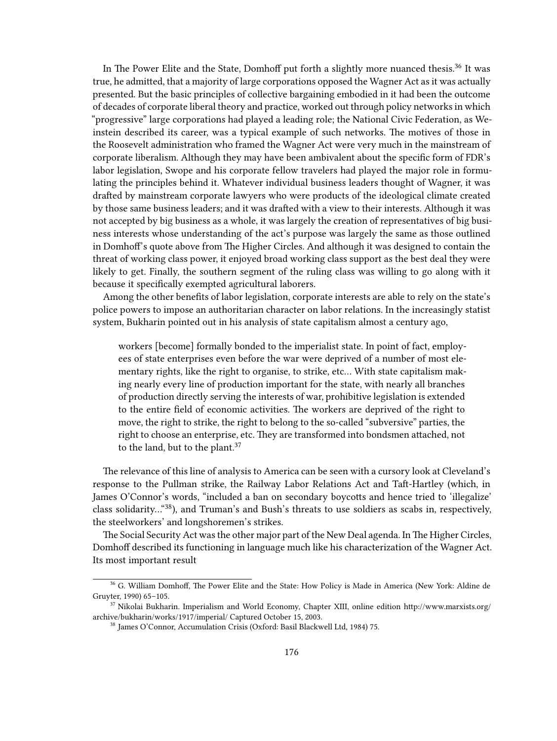In The Power Elite and the State, Domhoff put forth a slightly more nuanced thesis.[36] It was true, he admitted, that a majority of large corporations opposed the Wagner Act as it was actually presented. But the basic principles of collective bargaining embodied in it had been the outcome of decades of corporate liberal theory and practice, worked out through policy networks in which "progressive" large corporations had played a leading role; the National Civic Federation, as Weinstein described its career, was a typical example of such networks. The motives of those in the Roosevelt administration who framed the Wagner Act were very much in the mainstream of corporate liberalism. Although they may have been ambivalent about the specific form of FDR's labor legislation, Swope and his corporate fellow travelers had played the major role in formulating the principles behind it. Whatever individual business leaders thought of Wagner, it was drafted by mainstream corporate lawyers who were products of the ideological climate created by those same business leaders; and it was drafted with a view to their interests. Although it was not accepted by big business as a whole, it was largely the creation of representatives of big business interests whose understanding of the act's purpose was largely the same as those outlined in Domhoff's quote above from The Higher Circles. And although it was designed to contain the threat of working class power, it enjoyed broad working class support as the best deal they were likely to get. Finally, the southern segment of the ruling class was willing to go along with it because it specifically exempted agricultural laborers.

Among the other benefits of labor legislation, corporate interests are able to rely on the state's police powers to impose an authoritarian character on labor relations. In the increasingly statist system, Bukharin pointed out in his analysis of state capitalism almost a century ago,

> workers [become] formally bonded to the imperialist state. In point of fact, employees of state enterprises even before the war were deprived of a number of most elementary rights, like the right to organise, to strike, etc… With state capitalism making nearly every line of production important for the state, with nearly all branches of production directly serving the interests of war, prohibitive legislation is extended to the entire field of economic activities. The workers are deprived of the right to move, the right to strike, the right to belong to the so-called "subversive" parties, the right to choose an enterprise, etc. They are transformed into bondsmen attached, not to the land, but to the plant.[37]

The relevance of this line of analysis to America can be seen with a cursory look at Cleveland's response to the Pullman strike, the Railway Labor Relations Act and Taft-Hartley (which, in James O'Connor's words, "included a ban on secondary boycotts and hence tried to 'illegalize' class solidarity…"[38]), and Truman's and Bush's threats to use soldiers as scabs in, respectively, the steelworkers' and longshoremen's strikes.

The Social Security Act was the other major part of the New Deal agenda. In The Higher Circles, Domhoff described its functioning in language much like his characterization of the Wagner Act. Its most important result

---

[36] G. William Domhoff, The Power Elite and the State: How Policy is Made in America (New York: Aldine de Gruyter, 1990) 65–105.

[37] Nikolai Bukharin. Imperialism and World Economy, Chapter XIII, online edition http://www.marxists.org/archive/bukharin/works/1917/imperial/ Captured October 15, 2003.

[38] James O'Connor, Accumulation Crisis (Oxford: Basil Blackwell Ltd, 1984) 75.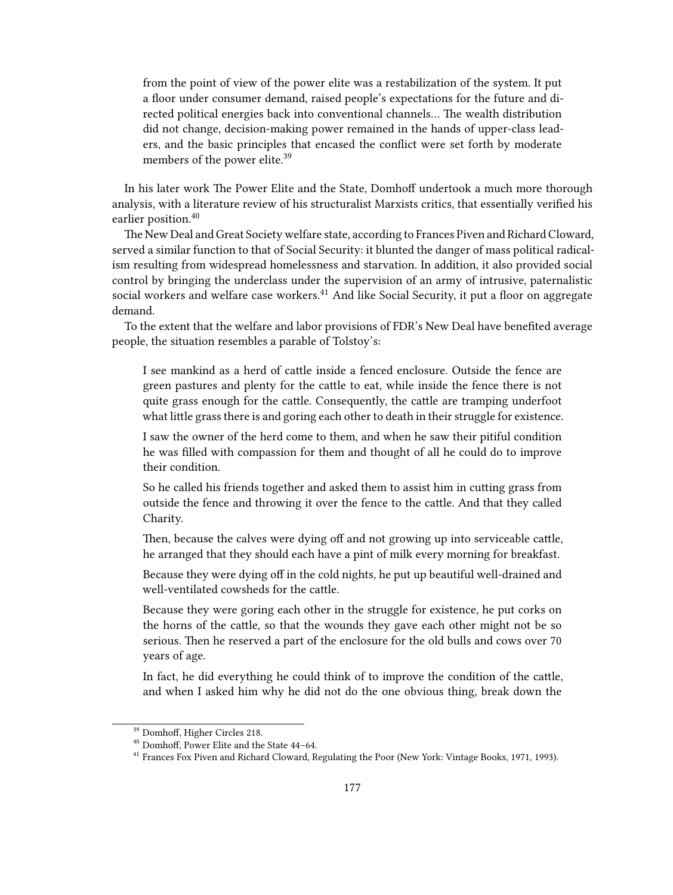> from the point of view of the power elite was a restabilization of the system. It put a floor under consumer demand, raised people's expectations for the future and directed political energies back into conventional channels… The wealth distribution did not change, decision-making power remained in the hands of upper-class leaders, and the basic principles that encased the conflict were set forth by moderate members of the power elite.[39]

In his later work The Power Elite and the State, Domhoff undertook a much more thorough analysis, with a literature review of his structuralist Marxists critics, that essentially verified his earlier position.[40]

The New Deal and Great Society welfare state, according to Frances Piven and Richard Cloward, served a similar function to that of Social Security: it blunted the danger of mass political radicalism resulting from widespread homelessness and starvation. In addition, it also provided social control by bringing the underclass under the supervision of an army of intrusive, paternalistic social workers and welfare case workers.[41] And like Social Security, it put a floor on aggregate demand.

To the extent that the welfare and labor provisions of FDR's New Deal have benefited average people, the situation resembles a parable of Tolstoy's:

> I see mankind as a herd of cattle inside a fenced enclosure. Outside the fence are green pastures and plenty for the cattle to eat, while inside the fence there is not quite grass enough for the cattle. Consequently, the cattle are tramping underfoot what little grass there is and goring each other to death in their struggle for existence.
>
> I saw the owner of the herd come to them, and when he saw their pitiful condition he was filled with compassion for them and thought of all he could do to improve their condition.
>
> So he called his friends together and asked them to assist him in cutting grass from outside the fence and throwing it over the fence to the cattle. And that they called Charity.
>
> Then, because the calves were dying off and not growing up into serviceable cattle, he arranged that they should each have a pint of milk every morning for breakfast.
>
> Because they were dying off in the cold nights, he put up beautiful well-drained and well-ventilated cowsheds for the cattle.
>
> Because they were goring each other in the struggle for existence, he put corks on the horns of the cattle, so that the wounds they gave each other might not be so serious. Then he reserved a part of the enclosure for the old bulls and cows over 70 years of age.
>
> In fact, he did everything he could think of to improve the condition of the cattle, and when I asked him why he did not do the one obvious thing, break down the

[39] Domhoff, Higher Circles 218.

[40] Domhoff, Power Elite and the State 44–64.

[41] Frances Fox Piven and Richard Cloward, Regulating the Poor (New York: Vintage Books, 1971, 1993).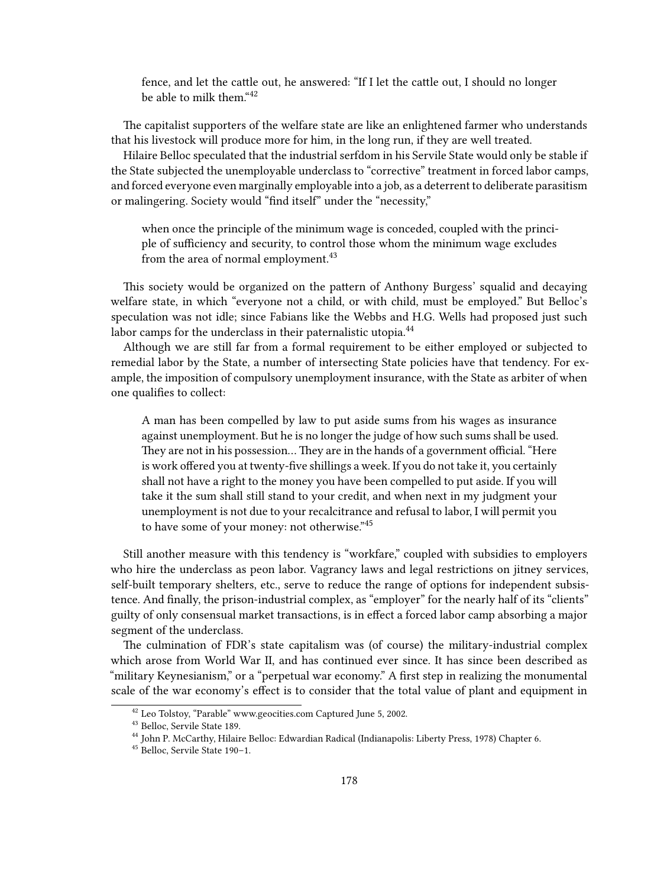> fence, and let the cattle out, he answered: "If I let the cattle out, I should no longer be able to milk them."[42]

The capitalist supporters of the welfare state are like an enlightened farmer who understands that his livestock will produce more for him, in the long run, if they are well treated.

Hilaire Belloc speculated that the industrial serfdom in his Servile State would only be stable if the State subjected the unemployable underclass to "corrective" treatment in forced labor camps, and forced everyone even marginally employable into a job, as a deterrent to deliberate parasitism or malingering. Society would "find itself" under the "necessity,"

> when once the principle of the minimum wage is conceded, coupled with the principle of sufficiency and security, to control those whom the minimum wage excludes from the area of normal employment.[43]

This society would be organized on the pattern of Anthony Burgess' squalid and decaying welfare state, in which "everyone not a child, or with child, must be employed." But Belloc's speculation was not idle; since Fabians like the Webbs and H.G. Wells had proposed just such labor camps for the underclass in their paternalistic utopia.[44]

Although we are still far from a formal requirement to be either employed or subjected to remedial labor by the State, a number of intersecting State policies have that tendency. For example, the imposition of compulsory unemployment insurance, with the State as arbiter of when one qualifies to collect:

> A man has been compelled by law to put aside sums from his wages as insurance against unemployment. But he is no longer the judge of how such sums shall be used. They are not in his possession… They are in the hands of a government official. "Here is work offered you at twenty-five shillings a week. If you do not take it, you certainly shall not have a right to the money you have been compelled to put aside. If you will take it the sum shall still stand to your credit, and when next in my judgment your unemployment is not due to your recalcitrance and refusal to labor, I will permit you to have some of your money: not otherwise."[45]

Still another measure with this tendency is "workfare," coupled with subsidies to employers who hire the underclass as peon labor. Vagrancy laws and legal restrictions on jitney services, self-built temporary shelters, etc., serve to reduce the range of options for independent subsistence. And finally, the prison-industrial complex, as "employer" for the nearly half of its "clients" guilty of only consensual market transactions, is in effect a forced labor camp absorbing a major segment of the underclass.

The culmination of FDR's state capitalism was (of course) the military-industrial complex which arose from World War II, and has continued ever since. It has since been described as "military Keynesianism," or a "perpetual war economy." A first step in realizing the monumental scale of the war economy's effect is to consider that the total value of plant and equipment in

---

[42] Leo Tolstoy, "Parable" www.geocities.com Captured June 5, 2002.

[43] Belloc, Servile State 189.

[44] John P. McCarthy, Hilaire Belloc: Edwardian Radical (Indianapolis: Liberty Press, 1978) Chapter 6.

[45] Belloc, Servile State 190–1.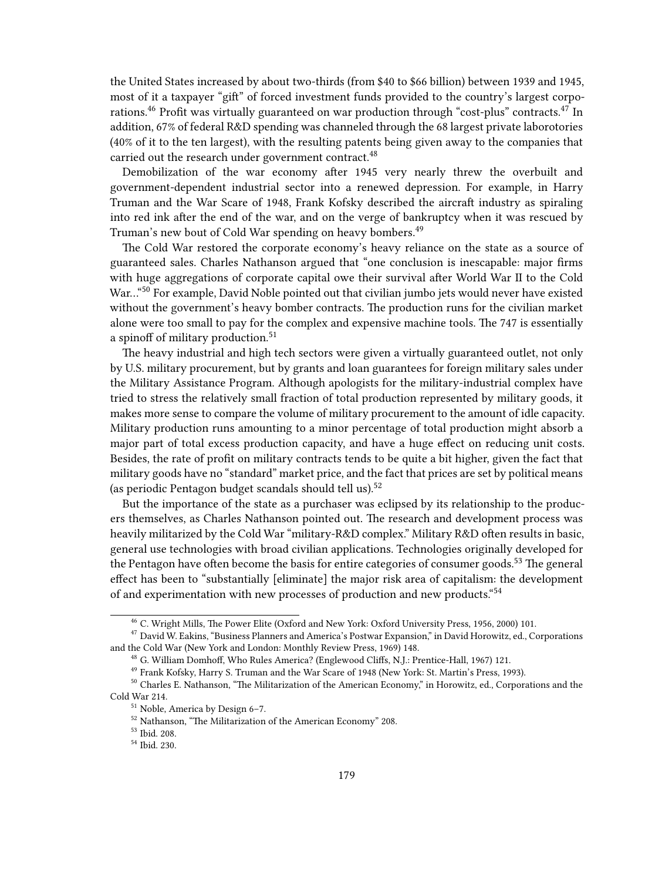the United States increased by about two-thirds (from $40 to $66 billion) between 1939 and 1945, most of it a taxpayer "gift" of forced investment funds provided to the country's largest corporations.[46] Profit was virtually guaranteed on war production through "cost-plus" contracts.[47] In addition, 67% of federal R&D spending was channeled through the 68 largest private laborotories (40% of it to the ten largest), with the resulting patents being given away to the companies that carried out the research under government contract.[48]

Demobilization of the war economy after 1945 very nearly threw the overbuilt and government-dependent industrial sector into a renewed depression. For example, in Harry Truman and the War Scare of 1948, Frank Kofsky described the aircraft industry as spiraling into red ink after the end of the war, and on the verge of bankruptcy when it was rescued by Truman's new bout of Cold War spending on heavy bombers.[49]

The Cold War restored the corporate economy's heavy reliance on the state as a source of guaranteed sales. Charles Nathanson argued that "one conclusion is inescapable: major firms with huge aggregations of corporate capital owe their survival after World War II to the Cold War…"[50] For example, David Noble pointed out that civilian jumbo jets would never have existed without the government's heavy bomber contracts. The production runs for the civilian market alone were too small to pay for the complex and expensive machine tools. The 747 is essentially a spinoff of military production.[51]

The heavy industrial and high tech sectors were given a virtually guaranteed outlet, not only by U.S. military procurement, but by grants and loan guarantees for foreign military sales under the Military Assistance Program. Although apologists for the military-industrial complex have tried to stress the relatively small fraction of total production represented by military goods, it makes more sense to compare the volume of military procurement to the amount of idle capacity. Military production runs amounting to a minor percentage of total production might absorb a major part of total excess production capacity, and have a huge effect on reducing unit costs. Besides, the rate of profit on military contracts tends to be quite a bit higher, given the fact that military goods have no "standard" market price, and the fact that prices are set by political means (as periodic Pentagon budget scandals should tell us).[52]

But the importance of the state as a purchaser was eclipsed by its relationship to the producers themselves, as Charles Nathanson pointed out. The research and development process was heavily militarized by the Cold War "military-R&D complex." Military R&D often results in basic, general use technologies with broad civilian applications. Technologies originally developed for the Pentagon have often become the basis for entire categories of consumer goods.[53] The general effect has been to "substantially [eliminate] the major risk area of capitalism: the development of and experimentation with new processes of production and new products."[54]

---

[46] C. Wright Mills, The Power Elite (Oxford and New York: Oxford University Press, 1956, 2000) 101.

[47] David W. Eakins, "Business Planners and America's Postwar Expansion," in David Horowitz, ed., Corporations and the Cold War (New York and London: Monthly Review Press, 1969) 148.

[48] G. William Domhoff, Who Rules America? (Englewood Cliffs, N.J.: Prentice-Hall, 1967) 121.

[49] Frank Kofsky, Harry S. Truman and the War Scare of 1948 (New York: St. Martin's Press, 1993).

[50] Charles E. Nathanson, "The Militarization of the American Economy," in Horowitz, ed., Corporations and the Cold War 214.

[51] Noble, America by Design 6–7.

[52] Nathanson, "The Militarization of the American Economy" 208.

[53] Ibid. 208.

[54] Ibid. 230.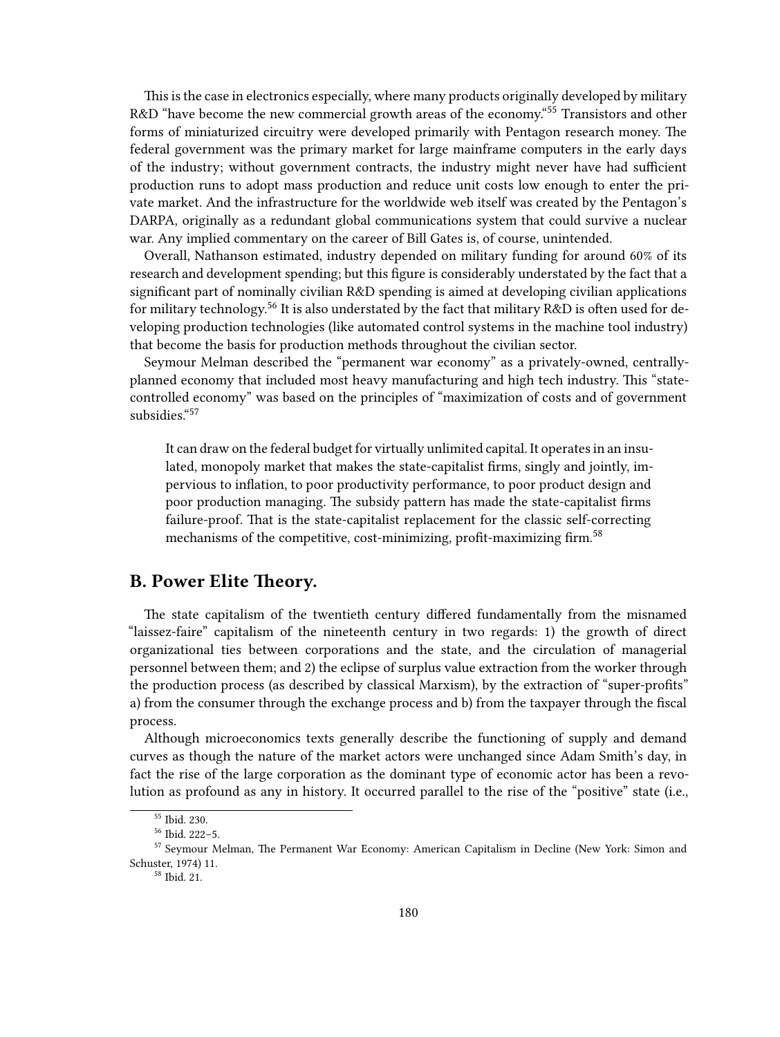This is the case in electronics especially, where many products originally developed by military R&D "have become the new commercial growth areas of the economy."[55] Transistors and other forms of miniaturized circuitry were developed primarily with Pentagon research money. The federal government was the primary market for large mainframe computers in the early days of the industry; without government contracts, the industry might never have had sufficient production runs to adopt mass production and reduce unit costs low enough to enter the private market. And the infrastructure for the worldwide web itself was created by the Pentagon's DARPA, originally as a redundant global communications system that could survive a nuclear war. Any implied commentary on the career of Bill Gates is, of course, unintended.

Overall, Nathanson estimated, industry depended on military funding for around 60% of its research and development spending; but this figure is considerably understated by the fact that a significant part of nominally civilian R&D spending is aimed at developing civilian applications for military technology.[56] It is also understated by the fact that military R&D is often used for developing production technologies (like automated control systems in the machine tool industry) that become the basis for production methods throughout the civilian sector.

Seymour Melman described the "permanent war economy" as a privately-owned, centrally-planned economy that included most heavy manufacturing and high tech industry. This "state-controlled economy" was based on the principles of "maximization of costs and of government subsidies."[57]

> It can draw on the federal budget for virtually unlimited capital. It operates in an insulated, monopoly market that makes the state-capitalist firms, singly and jointly, impervious to inflation, to poor productivity performance, to poor product design and poor production managing. The subsidy pattern has made the state-capitalist firms failure-proof. That is the state-capitalist replacement for the classic self-correcting mechanisms of the competitive, cost-minimizing, profit-maximizing firm.[58]

## B. Power Elite Theory.

The state capitalism of the twentieth century differed fundamentally from the misnamed "laissez-faire" capitalism of the nineteenth century in two regards: 1) the growth of direct organizational ties between corporations and the state, and the circulation of managerial personnel between them; and 2) the eclipse of surplus value extraction from the worker through the production process (as described by classical Marxism), by the extraction of "super-profits" a) from the consumer through the exchange process and b) from the taxpayer through the fiscal process.

Although microeconomics texts generally describe the functioning of supply and demand curves as though the nature of the market actors were unchanged since Adam Smith's day, in fact the rise of the large corporation as the dominant type of economic actor has been a revolution as profound as any in history. It occurred parallel to the rise of the "positive" state (i.e.,

---

[55] Ibid. 230.

[56] Ibid. 222–5.

[57] Seymour Melman, The Permanent War Economy: American Capitalism in Decline (New York: Simon and Schuster, 1974) 11.

[58] Ibid. 21.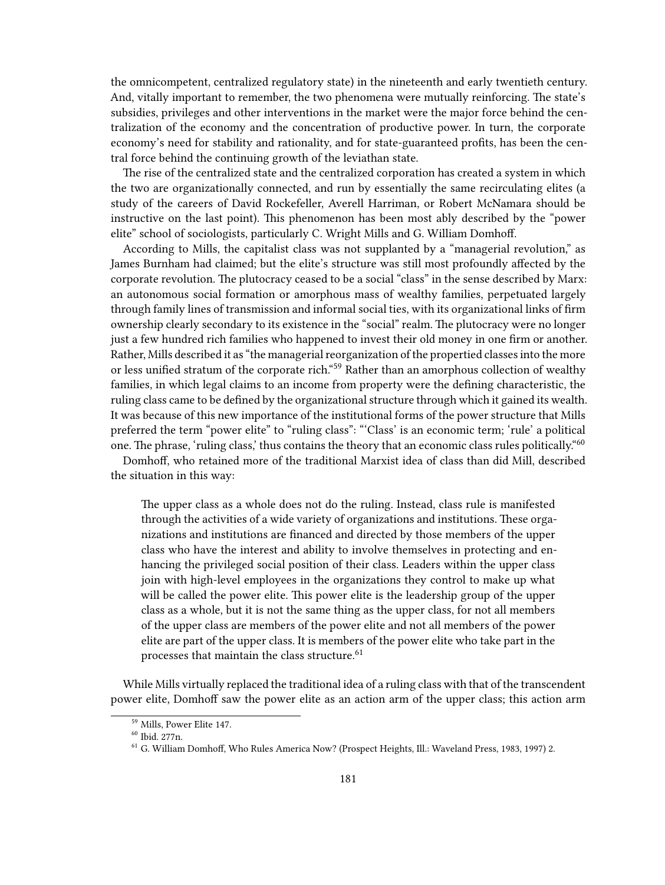the omnicompetent, centralized regulatory state) in the nineteenth and early twentieth century. And, vitally important to remember, the two phenomena were mutually reinforcing. The state's subsidies, privileges and other interventions in the market were the major force behind the centralization of the economy and the concentration of productive power. In turn, the corporate economy's need for stability and rationality, and for state-guaranteed profits, has been the central force behind the continuing growth of the leviathan state.

The rise of the centralized state and the centralized corporation has created a system in which the two are organizationally connected, and run by essentially the same recirculating elites (a study of the careers of David Rockefeller, Averell Harriman, or Robert McNamara should be instructive on the last point). This phenomenon has been most ably described by the "power elite" school of sociologists, particularly C. Wright Mills and G. William Domhoff.

According to Mills, the capitalist class was not supplanted by a "managerial revolution," as James Burnham had claimed; but the elite's structure was still most profoundly affected by the corporate revolution. The plutocracy ceased to be a social "class" in the sense described by Marx: an autonomous social formation or amorphous mass of wealthy families, perpetuated largely through family lines of transmission and informal social ties, with its organizational links of firm ownership clearly secondary to its existence in the "social" realm. The plutocracy were no longer just a few hundred rich families who happened to invest their old money in one firm or another. Rather, Mills described it as "the managerial reorganization of the propertied classes into the more or less unified stratum of the corporate rich."[59] Rather than an amorphous collection of wealthy families, in which legal claims to an income from property were the defining characteristic, the ruling class came to be defined by the organizational structure through which it gained its wealth. It was because of this new importance of the institutional forms of the power structure that Mills preferred the term "power elite" to "ruling class": "'Class' is an economic term; 'rule' a political one. The phrase, 'ruling class,' thus contains the theory that an economic class rules politically."[60]

Domhoff, who retained more of the traditional Marxist idea of class than did Mill, described the situation in this way:

> The upper class as a whole does not do the ruling. Instead, class rule is manifested through the activities of a wide variety of organizations and institutions. These organizations and institutions are financed and directed by those members of the upper class who have the interest and ability to involve themselves in protecting and enhancing the privileged social position of their class. Leaders within the upper class join with high-level employees in the organizations they control to make up what will be called the power elite. This power elite is the leadership group of the upper class as a whole, but it is not the same thing as the upper class, for not all members of the upper class are members of the power elite and not all members of the power elite are part of the upper class. It is members of the power elite who take part in the processes that maintain the class structure.[61]

While Mills virtually replaced the traditional idea of a ruling class with that of the transcendent power elite, Domhoff saw the power elite as an action arm of the upper class; this action arm

[59] Mills, Power Elite 147.

[60] Ibid. 277n.

[61] G. William Domhoff, Who Rules America Now? (Prospect Heights, Ill.: Waveland Press, 1983, 1997) 2.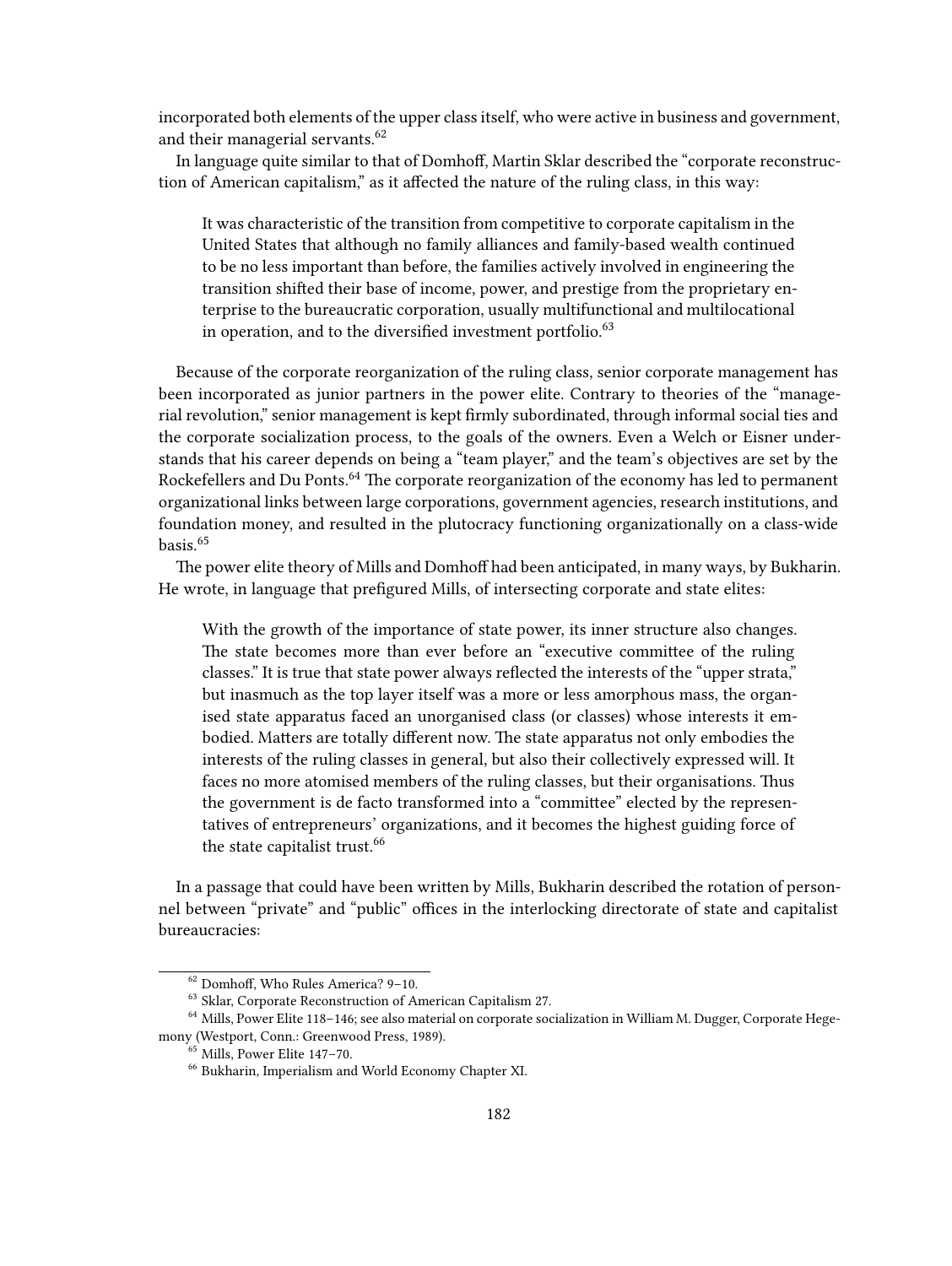incorporated both elements of the upper class itself, who were active in business and government, and their managerial servants.[62]

In language quite similar to that of Domhoff, Martin Sklar described the "corporate reconstruction of American capitalism," as it affected the nature of the ruling class, in this way:

> It was characteristic of the transition from competitive to corporate capitalism in the United States that although no family alliances and family-based wealth continued to be no less important than before, the families actively involved in engineering the transition shifted their base of income, power, and prestige from the proprietary enterprise to the bureaucratic corporation, usually multifunctional and multilocational in operation, and to the diversified investment portfolio.[63]

Because of the corporate reorganization of the ruling class, senior corporate management has been incorporated as junior partners in the power elite. Contrary to theories of the "managerial revolution," senior management is kept firmly subordinated, through informal social ties and the corporate socialization process, to the goals of the owners. Even a Welch or Eisner understands that his career depends on being a "team player," and the team's objectives are set by the Rockefellers and Du Ponts.[64] The corporate reorganization of the economy has led to permanent organizational links between large corporations, government agencies, research institutions, and foundation money, and resulted in the plutocracy functioning organizationally on a class-wide basis.[65]

The power elite theory of Mills and Domhoff had been anticipated, in many ways, by Bukharin. He wrote, in language that prefigured Mills, of intersecting corporate and state elites:

> With the growth of the importance of state power, its inner structure also changes. The state becomes more than ever before an "executive committee of the ruling classes." It is true that state power always reflected the interests of the "upper strata," but inasmuch as the top layer itself was a more or less amorphous mass, the organised state apparatus faced an unorganised class (or classes) whose interests it embodied. Matters are totally different now. The state apparatus not only embodies the interests of the ruling classes in general, but also their collectively expressed will. It faces no more atomised members of the ruling classes, but their organisations. Thus the government is de facto transformed into a "committee" elected by the representatives of entrepreneurs' organizations, and it becomes the highest guiding force of the state capitalist trust.[66]

In a passage that could have been written by Mills, Bukharin described the rotation of personnel between "private" and "public" offices in the interlocking directorate of state and capitalist bureaucracies:

---

[62] Domhoff, Who Rules America? 9–10.

[63] Sklar, Corporate Reconstruction of American Capitalism 27.

[64] Mills, Power Elite 118–146; see also material on corporate socialization in William M. Dugger, Corporate Hegemony (Westport, Conn.: Greenwood Press, 1989).

[65] Mills, Power Elite 147–70.

[66] Bukharin, Imperialism and World Economy Chapter XI.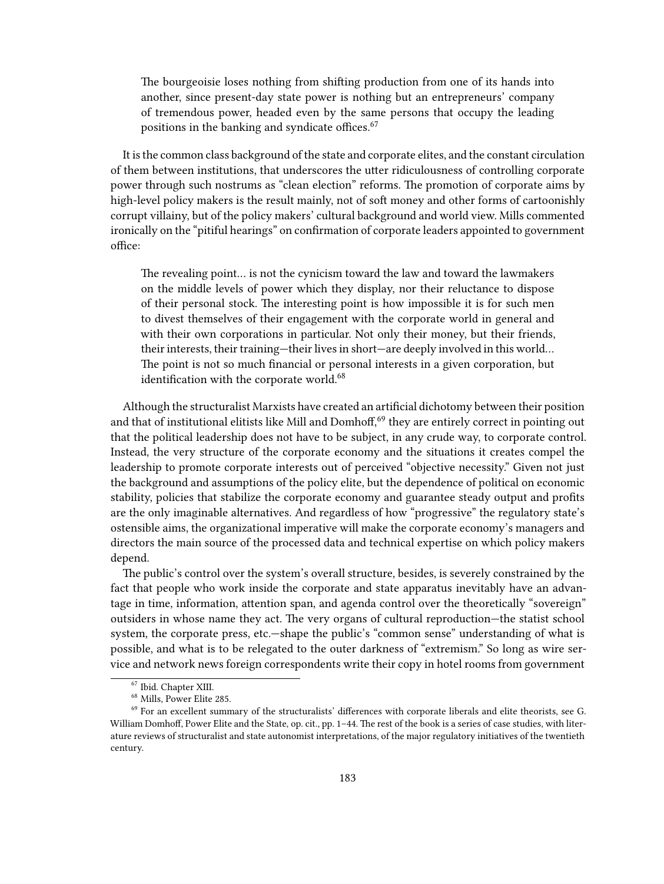> The bourgeoisie loses nothing from shifting production from one of its hands into another, since present-day state power is nothing but an entrepreneurs' company of tremendous power, headed even by the same persons that occupy the leading positions in the banking and syndicate offices.[67]

It is the common class background of the state and corporate elites, and the constant circulation of them between institutions, that underscores the utter ridiculousness of controlling corporate power through such nostrums as "clean election" reforms. The promotion of corporate aims by high-level policy makers is the result mainly, not of soft money and other forms of cartoonishly corrupt villainy, but of the policy makers' cultural background and world view. Mills commented ironically on the "pitiful hearings" on confirmation of corporate leaders appointed to government office:

> The revealing point… is not the cynicism toward the law and toward the lawmakers on the middle levels of power which they display, nor their reluctance to dispose of their personal stock. The interesting point is how impossible it is for such men to divest themselves of their engagement with the corporate world in general and with their own corporations in particular. Not only their money, but their friends, their interests, their training—their lives in short—are deeply involved in this world… The point is not so much financial or personal interests in a given corporation, but identification with the corporate world.[68]

Although the structuralist Marxists have created an artificial dichotomy between their position and that of institutional elitists like Mill and Domhoff,[69] they are entirely correct in pointing out that the political leadership does not have to be subject, in any crude way, to corporate control. Instead, the very structure of the corporate economy and the situations it creates compel the leadership to promote corporate interests out of perceived "objective necessity." Given not just the background and assumptions of the policy elite, but the dependence of political on economic stability, policies that stabilize the corporate economy and guarantee steady output and profits are the only imaginable alternatives. And regardless of how "progressive" the regulatory state's ostensible aims, the organizational imperative will make the corporate economy's managers and directors the main source of the processed data and technical expertise on which policy makers depend.

The public's control over the system's overall structure, besides, is severely constrained by the fact that people who work inside the corporate and state apparatus inevitably have an advantage in time, information, attention span, and agenda control over the theoretically "sovereign" outsiders in whose name they act. The very organs of cultural reproduction—the statist school system, the corporate press, etc.—shape the public's "common sense" understanding of what is possible, and what is to be relegated to the outer darkness of "extremism." So long as wire service and network news foreign correspondents write their copy in hotel rooms from government

[67] Ibid. Chapter XIII.

[68] Mills, Power Elite 285.

[69] For an excellent summary of the structuralists' differences with corporate liberals and elite theorists, see G. William Domhoff, Power Elite and the State, op. cit., pp. 1–44. The rest of the book is a series of case studies, with literature reviews of structuralist and state autonomist interpretations, of the major regulatory initiatives of the twentieth century.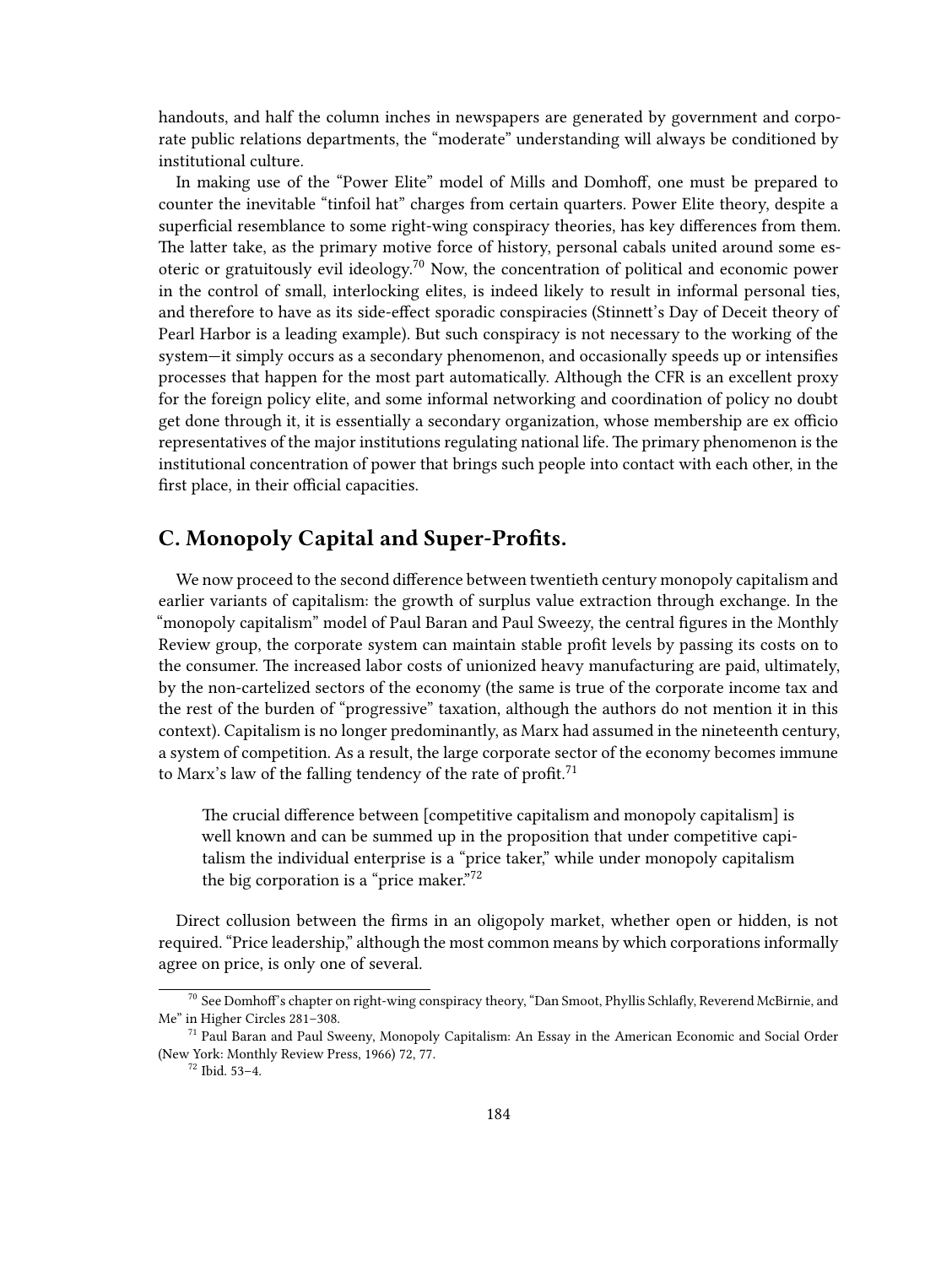handouts, and half the column inches in newspapers are generated by government and corporate public relations departments, the "moderate" understanding will always be conditioned by institutional culture.

In making use of the "Power Elite" model of Mills and Domhoff, one must be prepared to counter the inevitable "tinfoil hat" charges from certain quarters. Power Elite theory, despite a superficial resemblance to some right-wing conspiracy theories, has key differences from them. The latter take, as the primary motive force of history, personal cabals united around some esoteric or gratuitously evil ideology.[70] Now, the concentration of political and economic power in the control of small, interlocking elites, is indeed likely to result in informal personal ties, and therefore to have as its side-effect sporadic conspiracies (Stinnett's Day of Deceit theory of Pearl Harbor is a leading example). But such conspiracy is not necessary to the working of the system—it simply occurs as a secondary phenomenon, and occasionally speeds up or intensifies processes that happen for the most part automatically. Although the CFR is an excellent proxy for the foreign policy elite, and some informal networking and coordination of policy no doubt get done through it, it is essentially a secondary organization, whose membership are ex officio representatives of the major institutions regulating national life. The primary phenomenon is the institutional concentration of power that brings such people into contact with each other, in the first place, in their official capacities.

## C. Monopoly Capital and Super-Profits.

We now proceed to the second difference between twentieth century monopoly capitalism and earlier variants of capitalism: the growth of surplus value extraction through exchange. In the "monopoly capitalism" model of Paul Baran and Paul Sweezy, the central figures in the Monthly Review group, the corporate system can maintain stable profit levels by passing its costs on to the consumer. The increased labor costs of unionized heavy manufacturing are paid, ultimately, by the non-cartelized sectors of the economy (the same is true of the corporate income tax and the rest of the burden of "progressive" taxation, although the authors do not mention it in this context). Capitalism is no longer predominantly, as Marx had assumed in the nineteenth century, a system of competition. As a result, the large corporate sector of the economy becomes immune to Marx's law of the falling tendency of the rate of profit.[71]

> The crucial difference between [competitive capitalism and monopoly capitalism] is well known and can be summed up in the proposition that under competitive capitalism the individual enterprise is a "price taker," while under monopoly capitalism the big corporation is a "price maker."[72]

Direct collusion between the firms in an oligopoly market, whether open or hidden, is not required. "Price leadership," although the most common means by which corporations informally agree on price, is only one of several.

[70] See Domhoff's chapter on right-wing conspiracy theory, "Dan Smoot, Phyllis Schlafly, Reverend McBirnie, and Me" in Higher Circles 281–308.

[71] Paul Baran and Paul Sweeny, Monopoly Capitalism: An Essay in the American Economic and Social Order (New York: Monthly Review Press, 1966) 72, 77.

[72] Ibid. 53–4.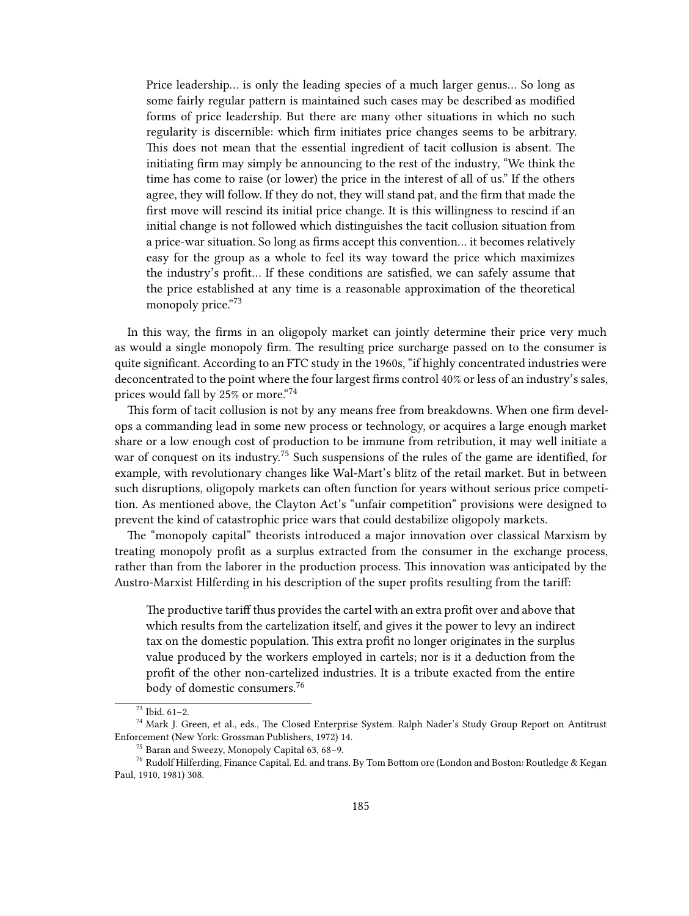> Price leadership… is only the leading species of a much larger genus… So long as some fairly regular pattern is maintained such cases may be described as modified forms of price leadership. But there are many other situations in which no such regularity is discernible: which firm initiates price changes seems to be arbitrary. This does not mean that the essential ingredient of tacit collusion is absent. The initiating firm may simply be announcing to the rest of the industry, "We think the time has come to raise (or lower) the price in the interest of all of us." If the others agree, they will follow. If they do not, they will stand pat, and the firm that made the first move will rescind its initial price change. It is this willingness to rescind if an initial change is not followed which distinguishes the tacit collusion situation from a price-war situation. So long as firms accept this convention… it becomes relatively easy for the group as a whole to feel its way toward the price which maximizes the industry's profit… If these conditions are satisfied, we can safely assume that the price established at any time is a reasonable approximation of the theoretical monopoly price."[73]

In this way, the firms in an oligopoly market can jointly determine their price very much as would a single monopoly firm. The resulting price surcharge passed on to the consumer is quite significant. According to an FTC study in the 1960s, "if highly concentrated industries were deconcentrated to the point where the four largest firms control 40% or less of an industry's sales, prices would fall by 25% or more."[74]

This form of tacit collusion is not by any means free from breakdowns. When one firm develops a commanding lead in some new process or technology, or acquires a large enough market share or a low enough cost of production to be immune from retribution, it may well initiate a war of conquest on its industry.[75] Such suspensions of the rules of the game are identified, for example, with revolutionary changes like Wal-Mart's blitz of the retail market. But in between such disruptions, oligopoly markets can often function for years without serious price competition. As mentioned above, the Clayton Act's "unfair competition" provisions were designed to prevent the kind of catastrophic price wars that could destabilize oligopoly markets.

The "monopoly capital" theorists introduced a major innovation over classical Marxism by treating monopoly profit as a surplus extracted from the consumer in the exchange process, rather than from the laborer in the production process. This innovation was anticipated by the Austro-Marxist Hilferding in his description of the super profits resulting from the tariff:

> The productive tariff thus provides the cartel with an extra profit over and above that which results from the cartelization itself, and gives it the power to levy an indirect tax on the domestic population. This extra profit no longer originates in the surplus value produced by the workers employed in cartels; nor is it a deduction from the profit of the other non-cartelized industries. It is a tribute exacted from the entire body of domestic consumers.[76]

---

[73] Ibid. 61–2.

[74] Mark J. Green, et al., eds., The Closed Enterprise System. Ralph Nader's Study Group Report on Antitrust Enforcement (New York: Grossman Publishers, 1972) 14.

[75] Baran and Sweezy, Monopoly Capital 63, 68–9.

[76] Rudolf Hilferding, Finance Capital. Ed. and trans. By Tom Bottom ore (London and Boston: Routledge & Kegan Paul, 1910, 1981) 308.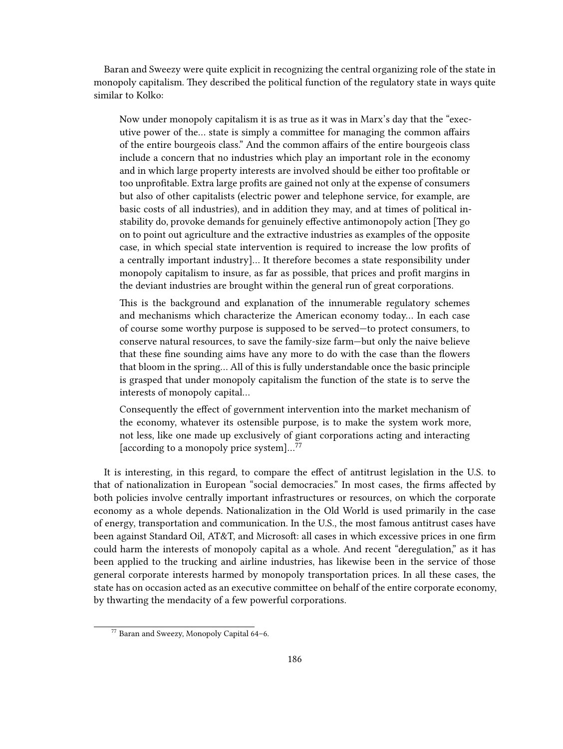Baran and Sweezy were quite explicit in recognizing the central organizing role of the state in monopoly capitalism. They described the political function of the regulatory state in ways quite similar to Kolko:

> Now under monopoly capitalism it is as true as it was in Marx's day that the "executive power of the… state is simply a committee for managing the common affairs of the entire bourgeois class." And the common affairs of the entire bourgeois class include a concern that no industries which play an important role in the economy and in which large property interests are involved should be either too profitable or too unprofitable. Extra large profits are gained not only at the expense of consumers but also of other capitalists (electric power and telephone service, for example, are basic costs of all industries), and in addition they may, and at times of political instability do, provoke demands for genuinely effective antimonopoly action [They go on to point out agriculture and the extractive industries as examples of the opposite case, in which special state intervention is required to increase the low profits of a centrally important industry]… It therefore becomes a state responsibility under monopoly capitalism to insure, as far as possible, that prices and profit margins in the deviant industries are brought within the general run of great corporations.
>
> This is the background and explanation of the innumerable regulatory schemes and mechanisms which characterize the American economy today… In each case of course some worthy purpose is supposed to be served—to protect consumers, to conserve natural resources, to save the family-size farm—but only the naive believe that these fine sounding aims have any more to do with the case than the flowers that bloom in the spring… All of this is fully understandable once the basic principle is grasped that under monopoly capitalism the function of the state is to serve the interests of monopoly capital…
>
> Consequently the effect of government intervention into the market mechanism of the economy, whatever its ostensible purpose, is to make the system work more, not less, like one made up exclusively of giant corporations acting and interacting [according to a monopoly price system]…[77]

It is interesting, in this regard, to compare the effect of antitrust legislation in the U.S. to that of nationalization in European "social democracies." In most cases, the firms affected by both policies involve centrally important infrastructures or resources, on which the corporate economy as a whole depends. Nationalization in the Old World is used primarily in the case of energy, transportation and communication. In the U.S., the most famous antitrust cases have been against Standard Oil, AT&T, and Microsoft: all cases in which excessive prices in one firm could harm the interests of monopoly capital as a whole. And recent "deregulation," as it has been applied to the trucking and airline industries, has likewise been in the service of those general corporate interests harmed by monopoly transportation prices. In all these cases, the state has on occasion acted as an executive committee on behalf of the entire corporate economy, by thwarting the mendacity of a few powerful corporations.

[77] Baran and Sweezy, Monopoly Capital 64–6.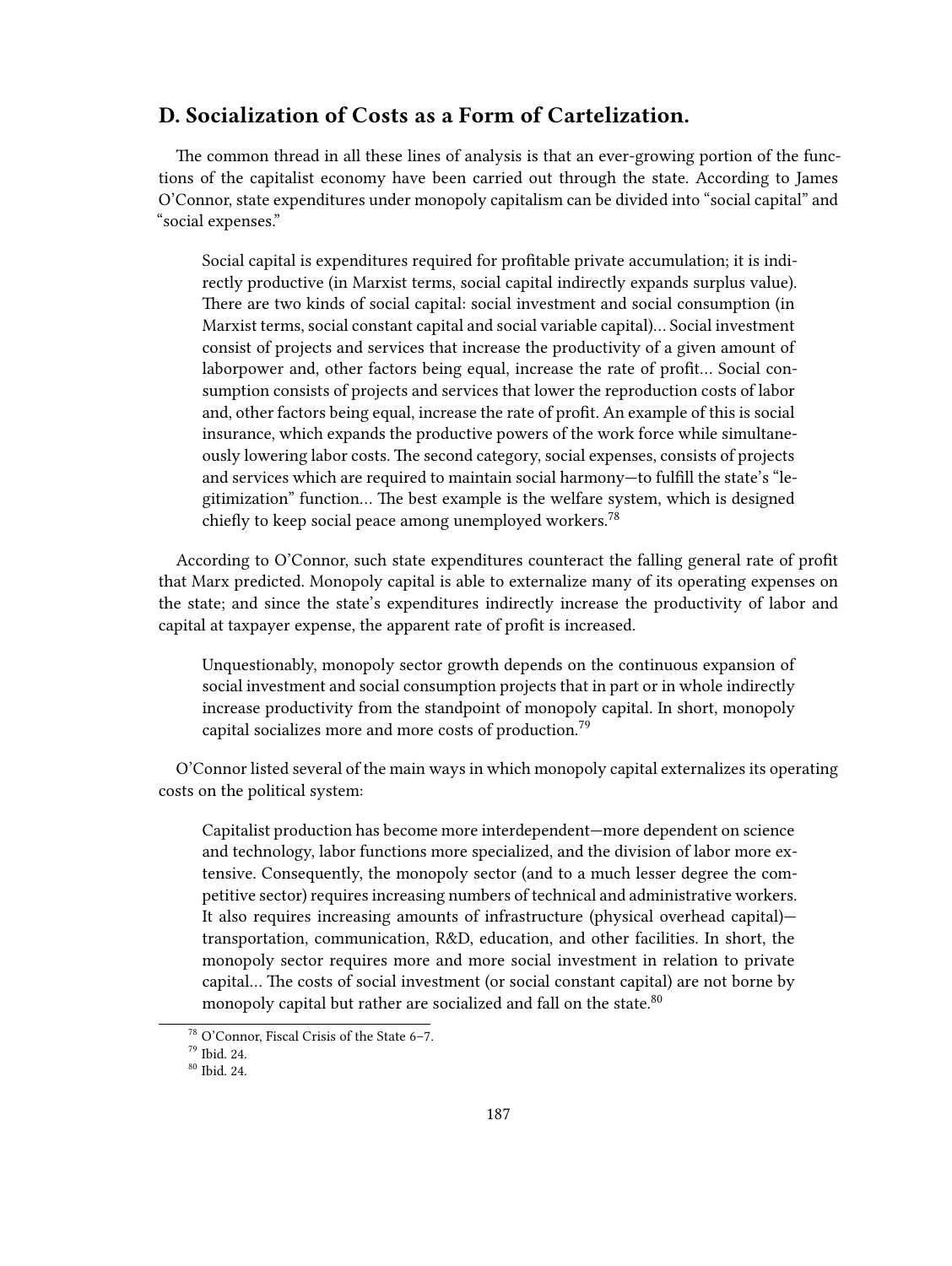## D. Socialization of Costs as a Form of Cartelization.

The common thread in all these lines of analysis is that an ever-growing portion of the functions of the capitalist economy have been carried out through the state. According to James O'Connor, state expenditures under monopoly capitalism can be divided into "social capital" and "social expenses."

> Social capital is expenditures required for profitable private accumulation; it is indirectly productive (in Marxist terms, social capital indirectly expands surplus value). There are two kinds of social capital: social investment and social consumption (in Marxist terms, social constant capital and social variable capital)... Social investment consist of projects and services that increase the productivity of a given amount of laborpower and, other factors being equal, increase the rate of profit... Social consumption consists of projects and services that lower the reproduction costs of labor and, other factors being equal, increase the rate of profit. An example of this is social insurance, which expands the productive powers of the work force while simultaneously lowering labor costs. The second category, social expenses, consists of projects and services which are required to maintain social harmony—to fulfill the state's "legitimization" function... The best example is the welfare system, which is designed chiefly to keep social peace among unemployed workers.[78]

According to O'Connor, such state expenditures counteract the falling general rate of profit that Marx predicted. Monopoly capital is able to externalize many of its operating expenses on the state; and since the state's expenditures indirectly increase the productivity of labor and capital at taxpayer expense, the apparent rate of profit is increased.

> Unquestionably, monopoly sector growth depends on the continuous expansion of social investment and social consumption projects that in part or in whole indirectly increase productivity from the standpoint of monopoly capital. In short, monopoly capital socializes more and more costs of production.[79]

O'Connor listed several of the main ways in which monopoly capital externalizes its operating costs on the political system:

> Capitalist production has become more interdependent—more dependent on science and technology, labor functions more specialized, and the division of labor more extensive. Consequently, the monopoly sector (and to a much lesser degree the competitive sector) requires increasing numbers of technical and administrative workers. It also requires increasing amounts of infrastructure (physical overhead capital)—transportation, communication, R&D, education, and other facilities. In short, the monopoly sector requires more and more social investment in relation to private capital... The costs of social investment (or social constant capital) are not borne by monopoly capital but rather are socialized and fall on the state.[80]

[78] O'Connor, Fiscal Crisis of the State 6–7.

[79] Ibid. 24.

[80] Ibid. 24.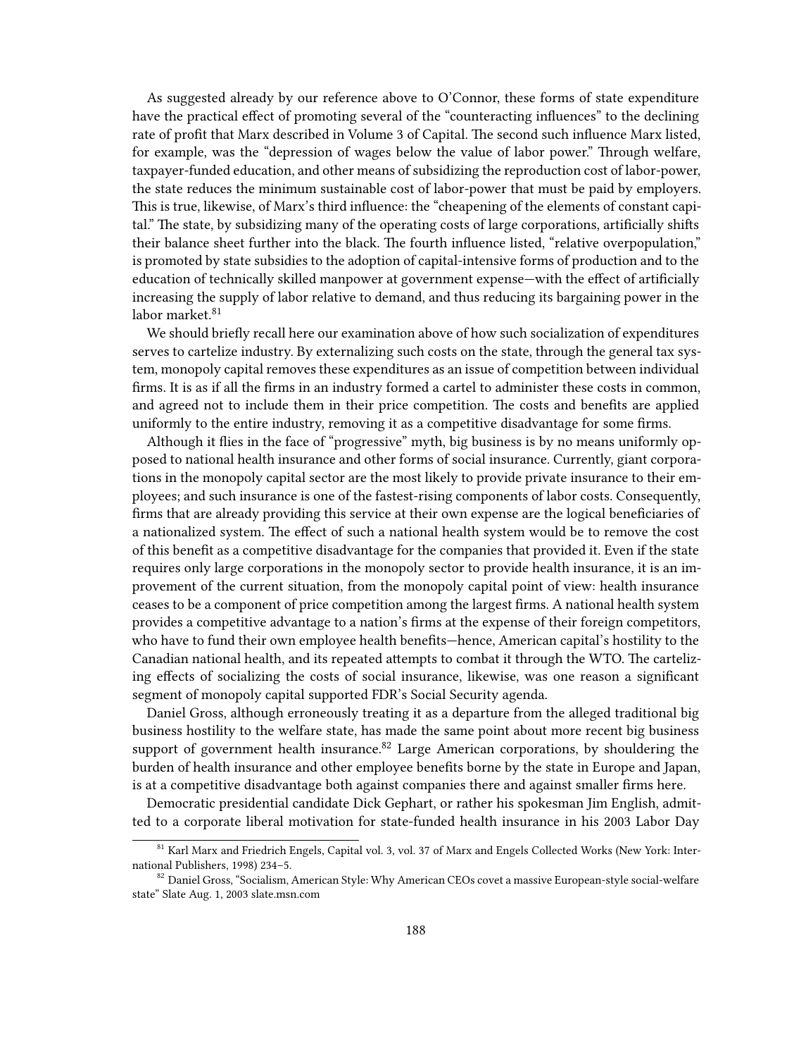As suggested already by our reference above to O'Connor, these forms of state expenditure have the practical effect of promoting several of the "counteracting influences" to the declining rate of profit that Marx described in Volume 3 of Capital. The second such influence Marx listed, for example, was the "depression of wages below the value of labor power." Through welfare, taxpayer-funded education, and other means of subsidizing the reproduction cost of labor-power, the state reduces the minimum sustainable cost of labor-power that must be paid by employers. This is true, likewise, of Marx's third influence: the "cheapening of the elements of constant capital." The state, by subsidizing many of the operating costs of large corporations, artificially shifts their balance sheet further into the black. The fourth influence listed, "relative overpopulation," is promoted by state subsidies to the adoption of capital-intensive forms of production and to the education of technically skilled manpower at government expense—with the effect of artificially increasing the supply of labor relative to demand, and thus reducing its bargaining power in the labor market.[81]

We should briefly recall here our examination above of how such socialization of expenditures serves to cartelize industry. By externalizing such costs on the state, through the general tax system, monopoly capital removes these expenditures as an issue of competition between individual firms. It is as if all the firms in an industry formed a cartel to administer these costs in common, and agreed not to include them in their price competition. The costs and benefits are applied uniformly to the entire industry, removing it as a competitive disadvantage for some firms.

Although it flies in the face of "progressive" myth, big business is by no means uniformly opposed to national health insurance and other forms of social insurance. Currently, giant corporations in the monopoly capital sector are the most likely to provide private insurance to their employees; and such insurance is one of the fastest-rising components of labor costs. Consequently, firms that are already providing this service at their own expense are the logical beneficiaries of a nationalized system. The effect of such a national health system would be to remove the cost of this benefit as a competitive disadvantage for the companies that provided it. Even if the state requires only large corporations in the monopoly sector to provide health insurance, it is an improvement of the current situation, from the monopoly capital point of view: health insurance ceases to be a component of price competition among the largest firms. A national health system provides a competitive advantage to a nation's firms at the expense of their foreign competitors, who have to fund their own employee health benefits—hence, American capital's hostility to the Canadian national health, and its repeated attempts to combat it through the WTO. The cartelizing effects of socializing the costs of social insurance, likewise, was one reason a significant segment of monopoly capital supported FDR's Social Security agenda.

Daniel Gross, although erroneously treating it as a departure from the alleged traditional big business hostility to the welfare state, has made the same point about more recent big business support of government health insurance.[82] Large American corporations, by shouldering the burden of health insurance and other employee benefits borne by the state in Europe and Japan, is at a competitive disadvantage both against companies there and against smaller firms here.

Democratic presidential candidate Dick Gephart, or rather his spokesman Jim English, admitted to a corporate liberal motivation for state-funded health insurance in his 2003 Labor Day

[81] Karl Marx and Friedrich Engels, Capital vol. 3, vol. 37 of Marx and Engels Collected Works (New York: International Publishers, 1998) 234–5.

[82] Daniel Gross, "Socialism, American Style: Why American CEOs covet a massive European-style social-welfare state" Slate Aug. 1, 2003 slate.msn.com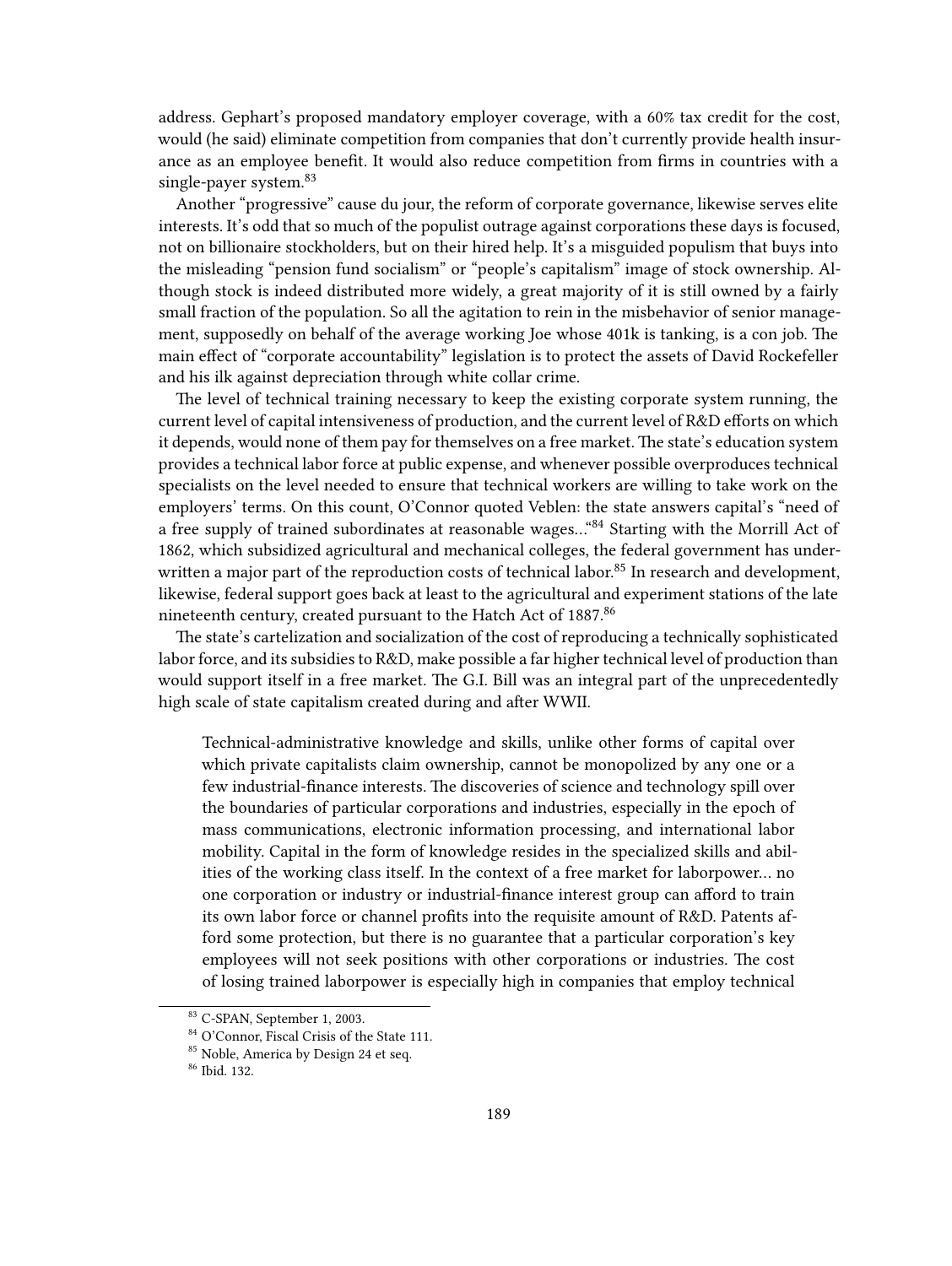address. Gephart's proposed mandatory employer coverage, with a 60% tax credit for the cost, would (he said) eliminate competition from companies that don't currently provide health insurance as an employee benefit. It would also reduce competition from firms in countries with a single-payer system.[83]

Another "progressive" cause du jour, the reform of corporate governance, likewise serves elite interests. It's odd that so much of the populist outrage against corporations these days is focused, not on billionaire stockholders, but on their hired help. It's a misguided populism that buys into the misleading "pension fund socialism" or "people's capitalism" image of stock ownership. Although stock is indeed distributed more widely, a great majority of it is still owned by a fairly small fraction of the population. So all the agitation to rein in the misbehavior of senior management, supposedly on behalf of the average working Joe whose 401k is tanking, is a con job. The main effect of "corporate accountability" legislation is to protect the assets of David Rockefeller and his ilk against depreciation through white collar crime.

The level of technical training necessary to keep the existing corporate system running, the current level of capital intensiveness of production, and the current level of R&D efforts on which it depends, would none of them pay for themselves on a free market. The state's education system provides a technical labor force at public expense, and whenever possible overproduces technical specialists on the level needed to ensure that technical workers are willing to take work on the employers' terms. On this count, O'Connor quoted Veblen: the state answers capital's "need of a free supply of trained subordinates at reasonable wages…"[84] Starting with the Morrill Act of 1862, which subsidized agricultural and mechanical colleges, the federal government has underwritten a major part of the reproduction costs of technical labor.[85] In research and development, likewise, federal support goes back at least to the agricultural and experiment stations of the late nineteenth century, created pursuant to the Hatch Act of 1887.[86]

The state's cartelization and socialization of the cost of reproducing a technically sophisticated labor force, and its subsidies to R&D, make possible a far higher technical level of production than would support itself in a free market. The G.I. Bill was an integral part of the unprecedentedly high scale of state capitalism created during and after WWII.

> Technical-administrative knowledge and skills, unlike other forms of capital over which private capitalists claim ownership, cannot be monopolized by any one or a few industrial-finance interests. The discoveries of science and technology spill over the boundaries of particular corporations and industries, especially in the epoch of mass communications, electronic information processing, and international labor mobility. Capital in the form of knowledge resides in the specialized skills and abilities of the working class itself. In the context of a free market for laborpower… no one corporation or industry or industrial-finance interest group can afford to train its own labor force or channel profits into the requisite amount of R&D. Patents afford some protection, but there is no guarantee that a particular corporation's key employees will not seek positions with other corporations or industries. The cost of losing trained laborpower is especially high in companies that employ technical

---

[83] C-SPAN, September 1, 2003.

[84] O'Connor, Fiscal Crisis of the State 111.

[85] Noble, America by Design 24 et seq.

[86] Ibid. 132.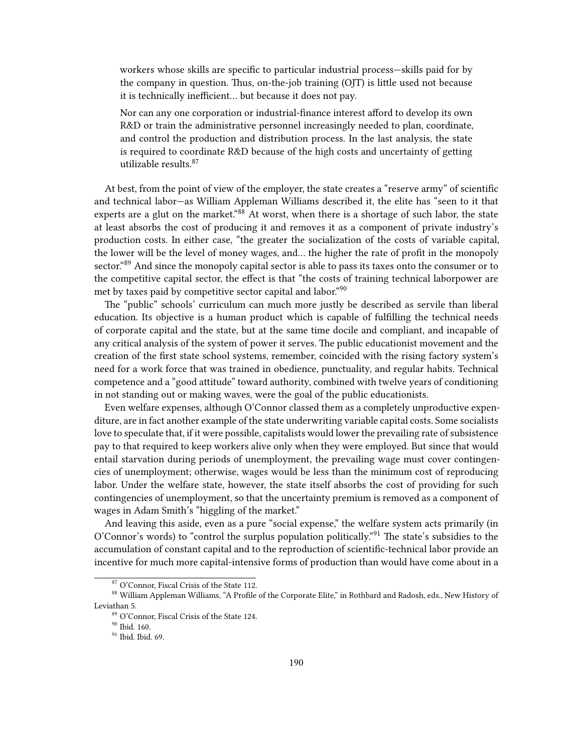> workers whose skills are specific to particular industrial process—skills paid for by the company in question. Thus, on-the-job training (OJT) is little used not because it is technically inefficient… but because it does not pay.
>
> Nor can any one corporation or industrial-finance interest afford to develop its own R&D or train the administrative personnel increasingly needed to plan, coordinate, and control the production and distribution process. In the last analysis, the state is required to coordinate R&D because of the high costs and uncertainty of getting utilizable results.[87]

At best, from the point of view of the employer, the state creates a "reserve army" of scientific and technical labor—as William Appleman Williams described it, the elite has "seen to it that experts are a glut on the market."[88] At worst, when there is a shortage of such labor, the state at least absorbs the cost of producing it and removes it as a component of private industry's production costs. In either case, "the greater the socialization of the costs of variable capital, the lower will be the level of money wages, and… the higher the rate of profit in the monopoly sector."[89] And since the monopoly capital sector is able to pass its taxes onto the consumer or to the competitive capital sector, the effect is that "the costs of training technical laborpower are met by taxes paid by competitive sector capital and labor."[90]

The "public" schools' curriculum can much more justly be described as servile than liberal education. Its objective is a human product which is capable of fulfilling the technical needs of corporate capital and the state, but at the same time docile and compliant, and incapable of any critical analysis of the system of power it serves. The public educationist movement and the creation of the first state school systems, remember, coincided with the rising factory system's need for a work force that was trained in obedience, punctuality, and regular habits. Technical competence and a "good attitude" toward authority, combined with twelve years of conditioning in not standing out or making waves, were the goal of the public educationists.

Even welfare expenses, although O'Connor classed them as a completely unproductive expenditure, are in fact another example of the state underwriting variable capital costs. Some socialists love to speculate that, if it were possible, capitalists would lower the prevailing rate of subsistence pay to that required to keep workers alive only when they were employed. But since that would entail starvation during periods of unemployment, the prevailing wage must cover contingencies of unemployment; otherwise, wages would be less than the minimum cost of reproducing labor. Under the welfare state, however, the state itself absorbs the cost of providing for such contingencies of unemployment, so that the uncertainty premium is removed as a component of wages in Adam Smith's "higgling of the market."

And leaving this aside, even as a pure "social expense," the welfare system acts primarily (in O'Connor's words) to "control the surplus population politically."[91] The state's subsidies to the accumulation of constant capital and to the reproduction of scientific-technical labor provide an incentive for much more capital-intensive forms of production than would have come about in a

---

[87] O'Connor, Fiscal Crisis of the State 112.

[88] William Appleman Williams, "A Profile of the Corporate Elite," in Rothbard and Radosh, eds., New History of Leviathan 5.

[89] O'Connor, Fiscal Crisis of the State 124.

[90] Ibid. 160.

[91] Ibid. Ibid. 69.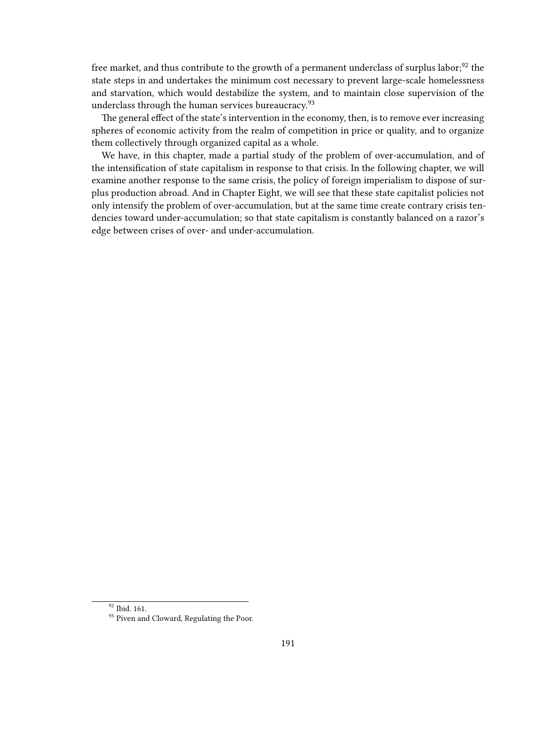free market, and thus contribute to the growth of a permanent underclass of surplus labor;[92] the state steps in and undertakes the minimum cost necessary to prevent large-scale homelessness and starvation, which would destabilize the system, and to maintain close supervision of the underclass through the human services bureaucracy.[93]

The general effect of the state's intervention in the economy, then, is to remove ever increasing spheres of economic activity from the realm of competition in price or quality, and to organize them collectively through organized capital as a whole.

We have, in this chapter, made a partial study of the problem of over-accumulation, and of the intensification of state capitalism in response to that crisis. In the following chapter, we will examine another response to the same crisis, the policy of foreign imperialism to dispose of surplus production abroad. And in Chapter Eight, we will see that these state capitalist policies not only intensify the problem of over-accumulation, but at the same time create contrary crisis tendencies toward under-accumulation; so that state capitalism is constantly balanced on a razor's edge between crises of over- and under-accumulation.

---

[92] Ibid. 161.

[93] Piven and Cloward, Regulating the Poor.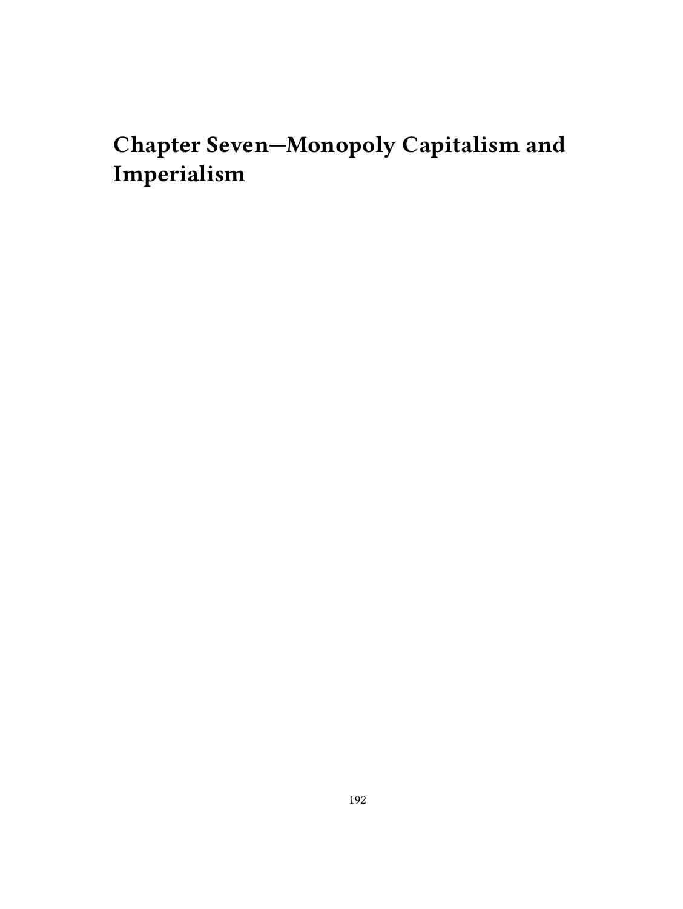# Chapter Seven—Monopoly Capitalism and Imperialism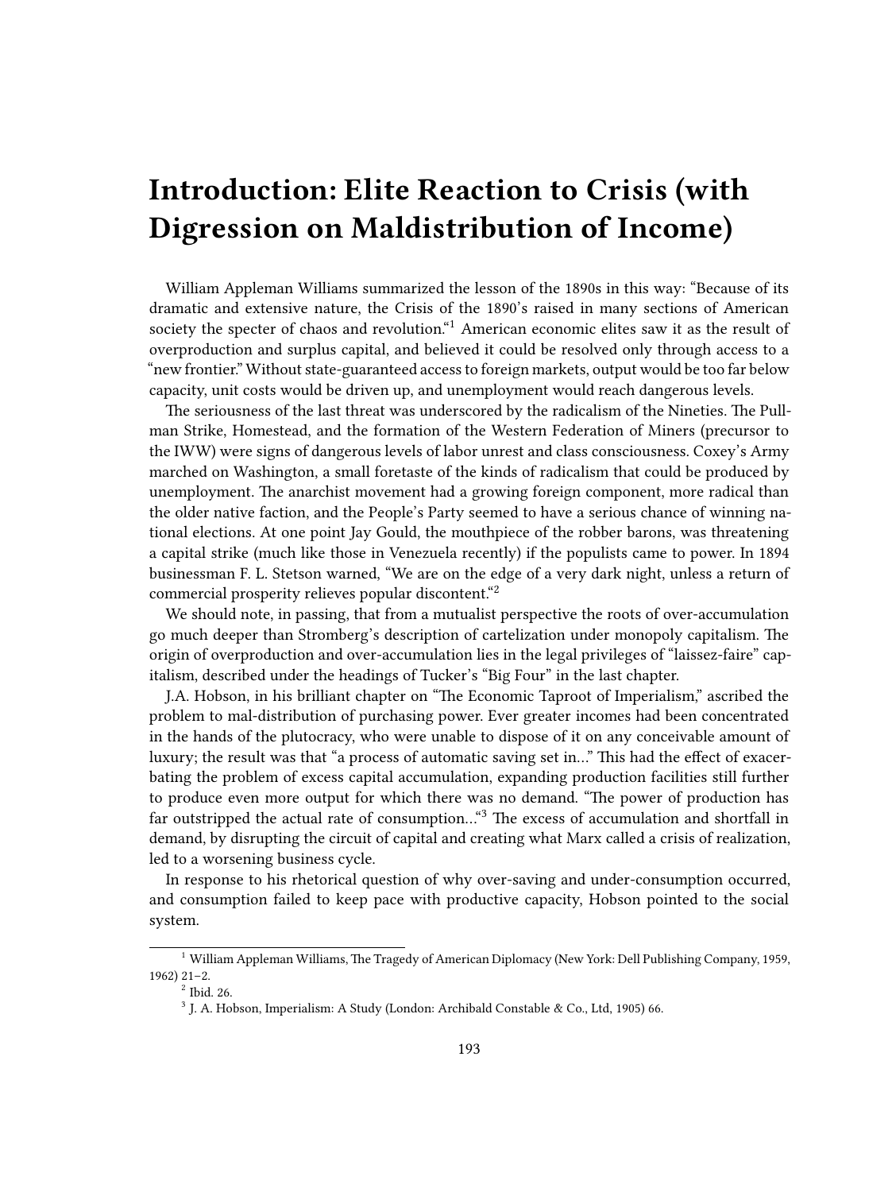# Introduction: Elite Reaction to Crisis (with Digression on Maldistribution of Income)

William Appleman Williams summarized the lesson of the 1890s in this way: "Because of its dramatic and extensive nature, the Crisis of the 1890's raised in many sections of American society the specter of chaos and revolution."[1] American economic elites saw it as the result of overproduction and surplus capital, and believed it could be resolved only through access to a "new frontier." Without state-guaranteed access to foreign markets, output would be too far below capacity, unit costs would be driven up, and unemployment would reach dangerous levels.

The seriousness of the last threat was underscored by the radicalism of the Nineties. The Pullman Strike, Homestead, and the formation of the Western Federation of Miners (precursor to the IWW) were signs of dangerous levels of labor unrest and class consciousness. Coxey's Army marched on Washington, a small foretaste of the kinds of radicalism that could be produced by unemployment. The anarchist movement had a growing foreign component, more radical than the older native faction, and the People's Party seemed to have a serious chance of winning national elections. At one point Jay Gould, the mouthpiece of the robber barons, was threatening a capital strike (much like those in Venezuela recently) if the populists came to power. In 1894 businessman F. L. Stetson warned, "We are on the edge of a very dark night, unless a return of commercial prosperity relieves popular discontent."[2]

We should note, in passing, that from a mutualist perspective the roots of over-accumulation go much deeper than Stromberg's description of cartelization under monopoly capitalism. The origin of overproduction and over-accumulation lies in the legal privileges of "laissez-faire" capitalism, described under the headings of Tucker's "Big Four" in the last chapter.

J.A. Hobson, in his brilliant chapter on "The Economic Taproot of Imperialism," ascribed the problem to mal-distribution of purchasing power. Ever greater incomes had been concentrated in the hands of the plutocracy, who were unable to dispose of it on any conceivable amount of luxury; the result was that "a process of automatic saving set in…" This had the effect of exacerbating the problem of excess capital accumulation, expanding production facilities still further to produce even more output for which there was no demand. "The power of production has far outstripped the actual rate of consumption…"[3] The excess of accumulation and shortfall in demand, by disrupting the circuit of capital and creating what Marx called a crisis of realization, led to a worsening business cycle.

In response to his rhetorical question of why over-saving and under-consumption occurred, and consumption failed to keep pace with productive capacity, Hobson pointed to the social system.

[1] William Appleman Williams, The Tragedy of American Diplomacy (New York: Dell Publishing Company, 1959, 1962) 21–2.

[2] Ibid. 26.

[3] J. A. Hobson, Imperialism: A Study (London: Archibald Constable & Co., Ltd, 1905) 66.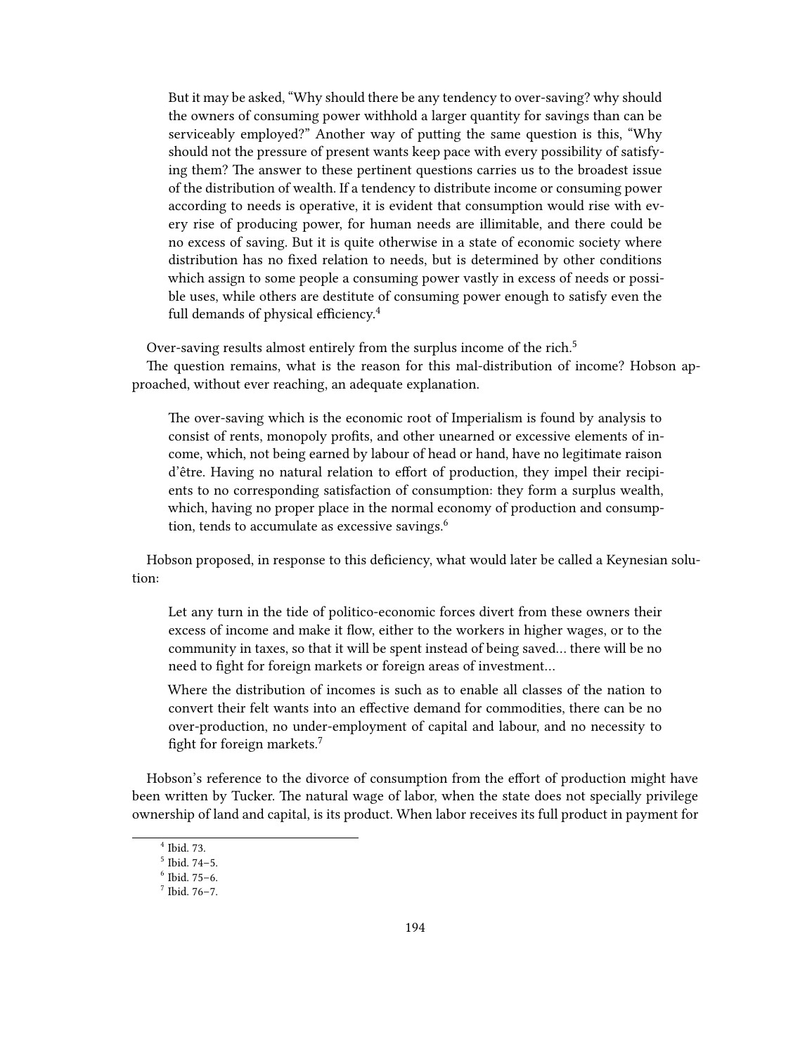> But it may be asked, "Why should there be any tendency to over-saving? why should the owners of consuming power withhold a larger quantity for savings than can be serviceably employed?" Another way of putting the same question is this, "Why should not the pressure of present wants keep pace with every possibility of satisfying them? The answer to these pertinent questions carries us to the broadest issue of the distribution of wealth. If a tendency to distribute income or consuming power according to needs is operative, it is evident that consumption would rise with every rise of producing power, for human needs are illimitable, and there could be no excess of saving. But it is quite otherwise in a state of economic society where distribution has no fixed relation to needs, but is determined by other conditions which assign to some people a consuming power vastly in excess of needs or possible uses, while others are destitute of consuming power enough to satisfy even the full demands of physical efficiency.[4]

Over-saving results almost entirely from the surplus income of the rich.[5]

The question remains, what is the reason for this mal-distribution of income? Hobson approached, without ever reaching, an adequate explanation.

> The over-saving which is the economic root of Imperialism is found by analysis to consist of rents, monopoly profits, and other unearned or excessive elements of income, which, not being earned by labour of head or hand, have no legitimate raison d'être. Having no natural relation to effort of production, they impel their recipients to no corresponding satisfaction of consumption: they form a surplus wealth, which, having no proper place in the normal economy of production and consumption, tends to accumulate as excessive savings.[6]

Hobson proposed, in response to this deficiency, what would later be called a Keynesian solution:

> Let any turn in the tide of politico-economic forces divert from these owners their excess of income and make it flow, either to the workers in higher wages, or to the community in taxes, so that it will be spent instead of being saved… there will be no need to fight for foreign markets or foreign areas of investment…
>
> Where the distribution of incomes is such as to enable all classes of the nation to convert their felt wants into an effective demand for commodities, there can be no over-production, no under-employment of capital and labour, and no necessity to fight for foreign markets.[7]

Hobson's reference to the divorce of consumption from the effort of production might have been written by Tucker. The natural wage of labor, when the state does not specially privilege ownership of land and capital, is its product. When labor receives its full product in payment for

---

[4] Ibid. 73.

[5] Ibid. 74–5.

[6] Ibid. 75–6.

[7] Ibid. 76–7.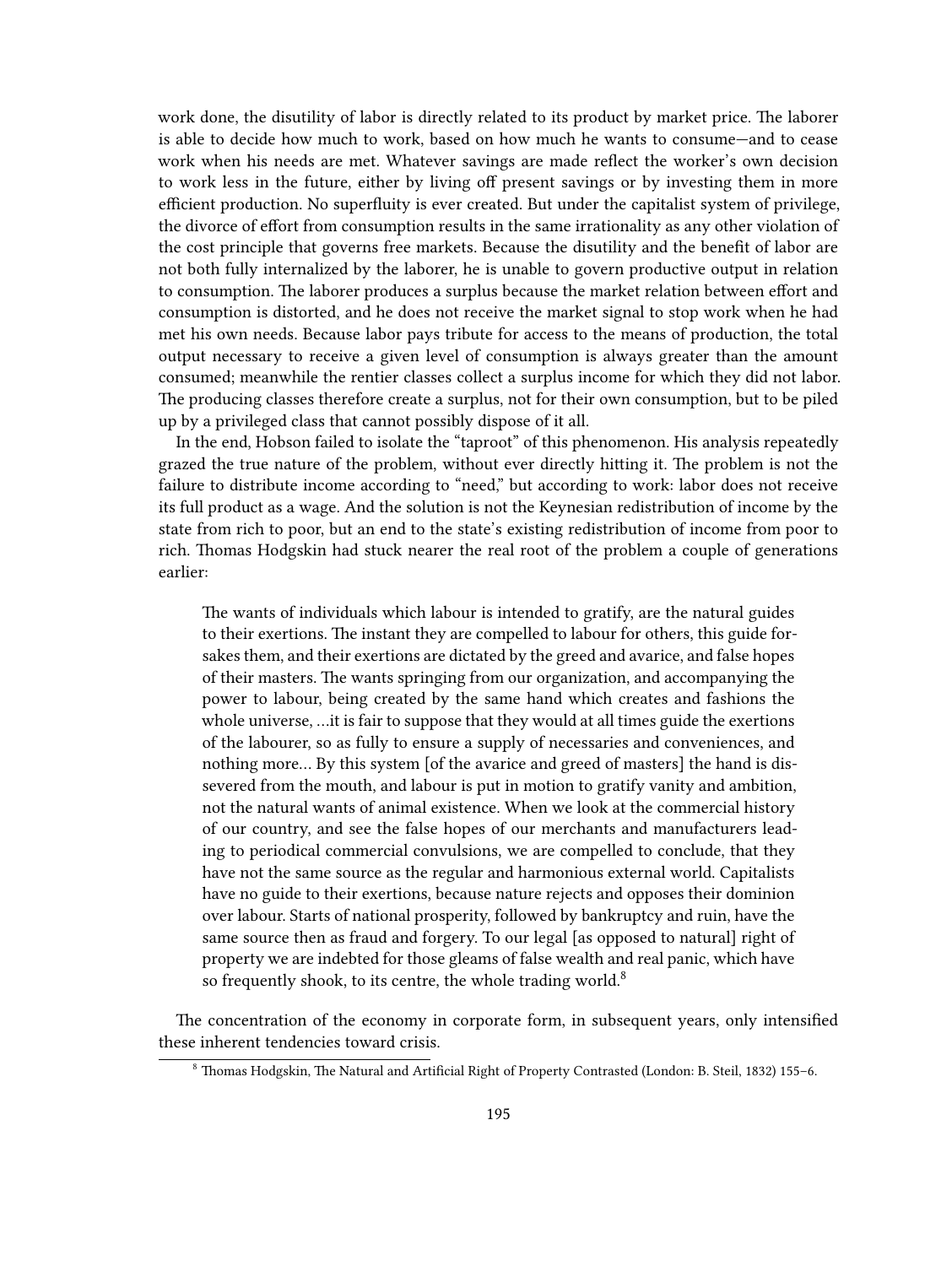work done, the disutility of labor is directly related to its product by market price. The laborer is able to decide how much to work, based on how much he wants to consume—and to cease work when his needs are met. Whatever savings are made reflect the worker's own decision to work less in the future, either by living off present savings or by investing them in more efficient production. No superfluity is ever created. But under the capitalist system of privilege, the divorce of effort from consumption results in the same irrationality as any other violation of the cost principle that governs free markets. Because the disutility and the benefit of labor are not both fully internalized by the laborer, he is unable to govern productive output in relation to consumption. The laborer produces a surplus because the market relation between effort and consumption is distorted, and he does not receive the market signal to stop work when he had met his own needs. Because labor pays tribute for access to the means of production, the total output necessary to receive a given level of consumption is always greater than the amount consumed; meanwhile the rentier classes collect a surplus income for which they did not labor. The producing classes therefore create a surplus, not for their own consumption, but to be piled up by a privileged class that cannot possibly dispose of it all.

In the end, Hobson failed to isolate the "taproot" of this phenomenon. His analysis repeatedly grazed the true nature of the problem, without ever directly hitting it. The problem is not the failure to distribute income according to "need," but according to work: labor does not receive its full product as a wage. And the solution is not the Keynesian redistribution of income by the state from rich to poor, but an end to the state's existing redistribution of income from poor to rich. Thomas Hodgskin had stuck nearer the real root of the problem a couple of generations earlier:

> The wants of individuals which labour is intended to gratify, are the natural guides to their exertions. The instant they are compelled to labour for others, this guide forsakes them, and their exertions are dictated by the greed and avarice, and false hopes of their masters. The wants springing from our organization, and accompanying the power to labour, being created by the same hand which creates and fashions the whole universe, …it is fair to suppose that they would at all times guide the exertions of the labourer, so as fully to ensure a supply of necessaries and conveniences, and nothing more… By this system [of the avarice and greed of masters] the hand is dissevered from the mouth, and labour is put in motion to gratify vanity and ambition, not the natural wants of animal existence. When we look at the commercial history of our country, and see the false hopes of our merchants and manufacturers leading to periodical commercial convulsions, we are compelled to conclude, that they have not the same source as the regular and harmonious external world. Capitalists have no guide to their exertions, because nature rejects and opposes their dominion over labour. Starts of national prosperity, followed by bankruptcy and ruin, have the same source then as fraud and forgery. To our legal [as opposed to natural] right of property we are indebted for those gleams of false wealth and real panic, which have so frequently shook, to its centre, the whole trading world.[8]

The concentration of the economy in corporate form, in subsequent years, only intensified these inherent tendencies toward crisis.

[8] Thomas Hodgskin, The Natural and Artificial Right of Property Contrasted (London: B. Steil, 1832) 155–6.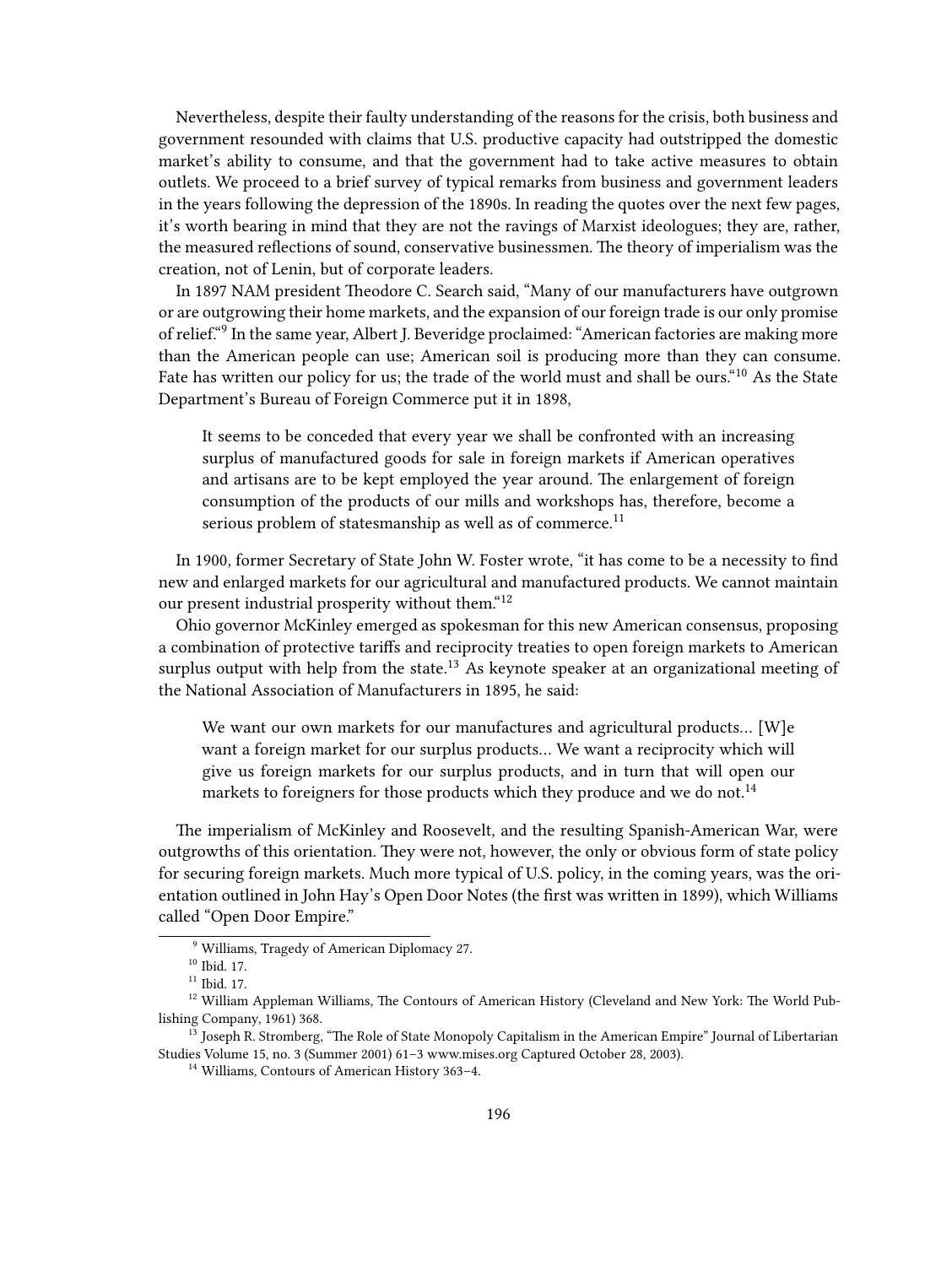Nevertheless, despite their faulty understanding of the reasons for the crisis, both business and government resounded with claims that U.S. productive capacity had outstripped the domestic market's ability to consume, and that the government had to take active measures to obtain outlets. We proceed to a brief survey of typical remarks from business and government leaders in the years following the depression of the 1890s. In reading the quotes over the next few pages, it's worth bearing in mind that they are not the ravings of Marxist ideologues; they are, rather, the measured reflections of sound, conservative businessmen. The theory of imperialism was the creation, not of Lenin, but of corporate leaders.

In 1897 NAM president Theodore C. Search said, "Many of our manufacturers have outgrown or are outgrowing their home markets, and the expansion of our foreign trade is our only promise of relief."[9] In the same year, Albert J. Beveridge proclaimed: "American factories are making more than the American people can use; American soil is producing more than they can consume. Fate has written our policy for us; the trade of the world must and shall be ours."[10] As the State Department's Bureau of Foreign Commerce put it in 1898,

> It seems to be conceded that every year we shall be confronted with an increasing surplus of manufactured goods for sale in foreign markets if American operatives and artisans are to be kept employed the year around. The enlargement of foreign consumption of the products of our mills and workshops has, therefore, become a serious problem of statesmanship as well as of commerce.[11]

In 1900, former Secretary of State John W. Foster wrote, "it has come to be a necessity to find new and enlarged markets for our agricultural and manufactured products. We cannot maintain our present industrial prosperity without them."[12]

Ohio governor McKinley emerged as spokesman for this new American consensus, proposing a combination of protective tariffs and reciprocity treaties to open foreign markets to American surplus output with help from the state.[13] As keynote speaker at an organizational meeting of the National Association of Manufacturers in 1895, he said:

> We want our own markets for our manufactures and agricultural products… [W]e want a foreign market for our surplus products… We want a reciprocity which will give us foreign markets for our surplus products, and in turn that will open our markets to foreigners for those products which they produce and we do not.[14]

The imperialism of McKinley and Roosevelt, and the resulting Spanish-American War, were outgrowths of this orientation. They were not, however, the only or obvious form of state policy for securing foreign markets. Much more typical of U.S. policy, in the coming years, was the orientation outlined in John Hay's Open Door Notes (the first was written in 1899), which Williams called "Open Door Empire."

---

[9] Williams, Tragedy of American Diplomacy 27.

[10] Ibid. 17.

[11] Ibid. 17.

[12] William Appleman Williams, The Contours of American History (Cleveland and New York: The World Publishing Company, 1961) 368.

[13] Joseph R. Stromberg, "The Role of State Monopoly Capitalism in the American Empire" Journal of Libertarian Studies Volume 15, no. 3 (Summer 2001) 61–3 www.mises.org Captured October 28, 2003).

[14] Williams, Contours of American History 363–4.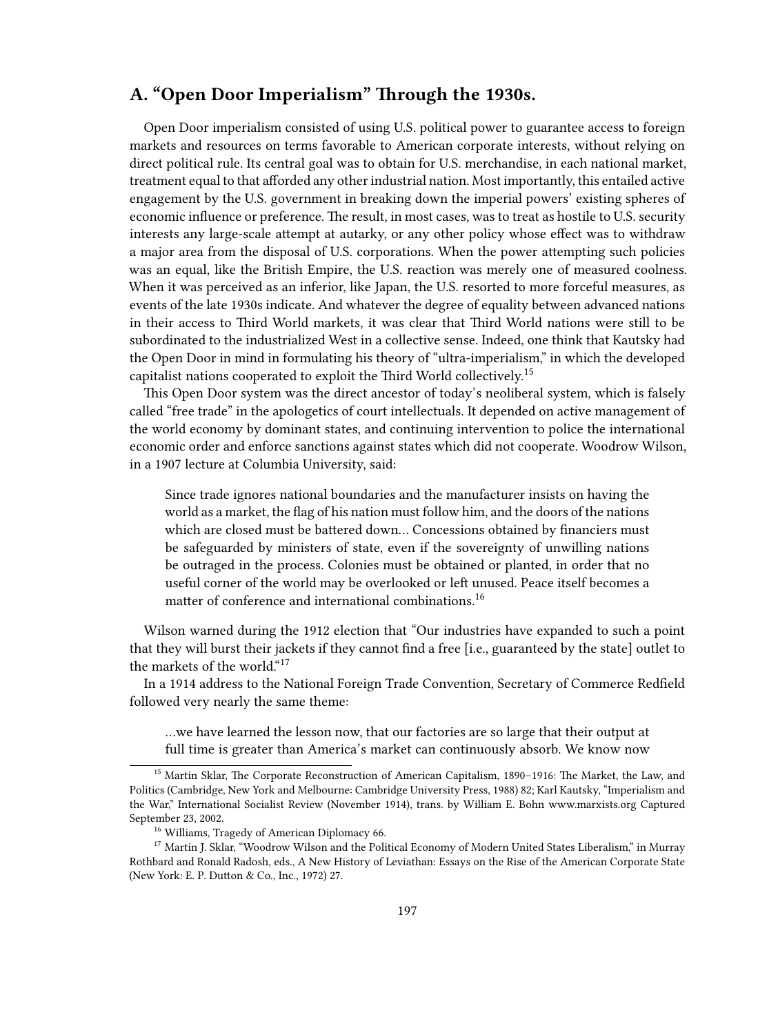## A. "Open Door Imperialism" Through the 1930s.

Open Door imperialism consisted of using U.S. political power to guarantee access to foreign markets and resources on terms favorable to American corporate interests, without relying on direct political rule. Its central goal was to obtain for U.S. merchandise, in each national market, treatment equal to that afforded any other industrial nation. Most importantly, this entailed active engagement by the U.S. government in breaking down the imperial powers' existing spheres of economic influence or preference. The result, in most cases, was to treat as hostile to U.S. security interests any large-scale attempt at autarky, or any other policy whose effect was to withdraw a major area from the disposal of U.S. corporations. When the power attempting such policies was an equal, like the British Empire, the U.S. reaction was merely one of measured coolness. When it was perceived as an inferior, like Japan, the U.S. resorted to more forceful measures, as events of the late 1930s indicate. And whatever the degree of equality between advanced nations in their access to Third World markets, it was clear that Third World nations were still to be subordinated to the industrialized West in a collective sense. Indeed, one think that Kautsky had the Open Door in mind in formulating his theory of "ultra-imperialism," in which the developed capitalist nations cooperated to exploit the Third World collectively.[15]

This Open Door system was the direct ancestor of today's neoliberal system, which is falsely called "free trade" in the apologetics of court intellectuals. It depended on active management of the world economy by dominant states, and continuing intervention to police the international economic order and enforce sanctions against states which did not cooperate. Woodrow Wilson, in a 1907 lecture at Columbia University, said:

> Since trade ignores national boundaries and the manufacturer insists on having the world as a market, the flag of his nation must follow him, and the doors of the nations which are closed must be battered down… Concessions obtained by financiers must be safeguarded by ministers of state, even if the sovereignty of unwilling nations be outraged in the process. Colonies must be obtained or planted, in order that no useful corner of the world may be overlooked or left unused. Peace itself becomes a matter of conference and international combinations.[16]

Wilson warned during the 1912 election that "Our industries have expanded to such a point that they will burst their jackets if they cannot find a free [i.e., guaranteed by the state] outlet to the markets of the world."[17]

In a 1914 address to the National Foreign Trade Convention, Secretary of Commerce Redfield followed very nearly the same theme:

> …we have learned the lesson now, that our factories are so large that their output at full time is greater than America's market can continuously absorb. We know now

---

[15] Martin Sklar, The Corporate Reconstruction of American Capitalism, 1890–1916: The Market, the Law, and Politics (Cambridge, New York and Melbourne: Cambridge University Press, 1988) 82; Karl Kautsky, "Imperialism and the War," International Socialist Review (November 1914), trans. by William E. Bohn www.marxists.org Captured September 23, 2002.

[16] Williams, Tragedy of American Diplomacy 66.

[17] Martin J. Sklar, "Woodrow Wilson and the Political Economy of Modern United States Liberalism," in Murray Rothbard and Ronald Radosh, eds., A New History of Leviathan: Essays on the Rise of the American Corporate State (New York: E. P. Dutton & Co., Inc., 1972) 27.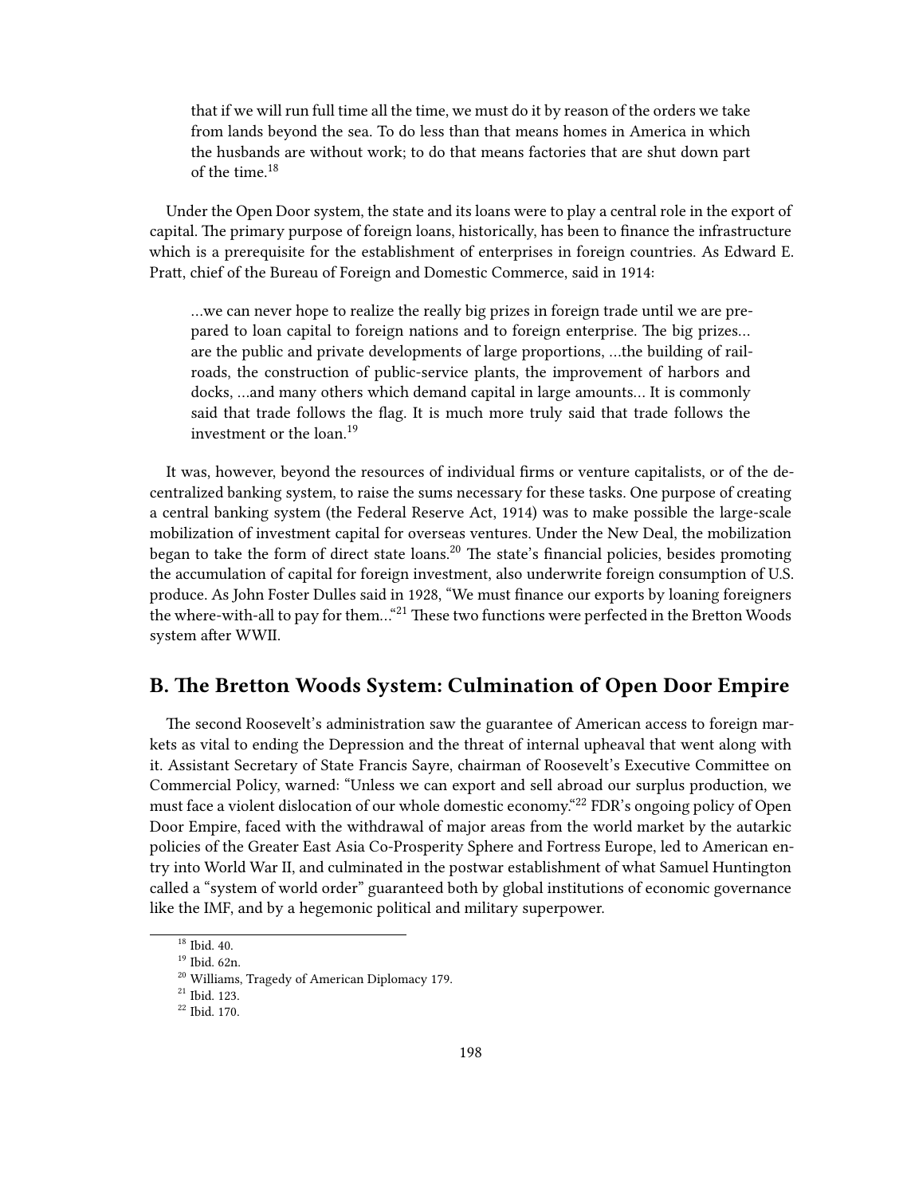> that if we will run full time all the time, we must do it by reason of the orders we take from lands beyond the sea. To do less than that means homes in America in which the husbands are without work; to do that means factories that are shut down part of the time.[18]

Under the Open Door system, the state and its loans were to play a central role in the export of capital. The primary purpose of foreign loans, historically, has been to finance the infrastructure which is a prerequisite for the establishment of enterprises in foreign countries. As Edward E. Pratt, chief of the Bureau of Foreign and Domestic Commerce, said in 1914:

> …we can never hope to realize the really big prizes in foreign trade until we are prepared to loan capital to foreign nations and to foreign enterprise. The big prizes… are the public and private developments of large proportions, …the building of railroads, the construction of public-service plants, the improvement of harbors and docks, …and many others which demand capital in large amounts… It is commonly said that trade follows the flag. It is much more truly said that trade follows the investment or the loan.[19]

It was, however, beyond the resources of individual firms or venture capitalists, or of the decentralized banking system, to raise the sums necessary for these tasks. One purpose of creating a central banking system (the Federal Reserve Act, 1914) was to make possible the large-scale mobilization of investment capital for overseas ventures. Under the New Deal, the mobilization began to take the form of direct state loans.[20] The state's financial policies, besides promoting the accumulation of capital for foreign investment, also underwrite foreign consumption of U.S. produce. As John Foster Dulles said in 1928, "We must finance our exports by loaning foreigners the where-with-all to pay for them…"[21] These two functions were perfected in the Bretton Woods system after WWII.

## B. The Bretton Woods System: Culmination of Open Door Empire

The second Roosevelt's administration saw the guarantee of American access to foreign markets as vital to ending the Depression and the threat of internal upheaval that went along with it. Assistant Secretary of State Francis Sayre, chairman of Roosevelt's Executive Committee on Commercial Policy, warned: "Unless we can export and sell abroad our surplus production, we must face a violent dislocation of our whole domestic economy."[22] FDR's ongoing policy of Open Door Empire, faced with the withdrawal of major areas from the world market by the autarkic policies of the Greater East Asia Co-Prosperity Sphere and Fortress Europe, led to American entry into World War II, and culminated in the postwar establishment of what Samuel Huntington called a "system of world order" guaranteed both by global institutions of economic governance like the IMF, and by a hegemonic political and military superpower.

---

[18] Ibid. 40.
[19] Ibid. 62n.
[20] Williams, Tragedy of American Diplomacy 179.
[21] Ibid. 123.
[22] Ibid. 170.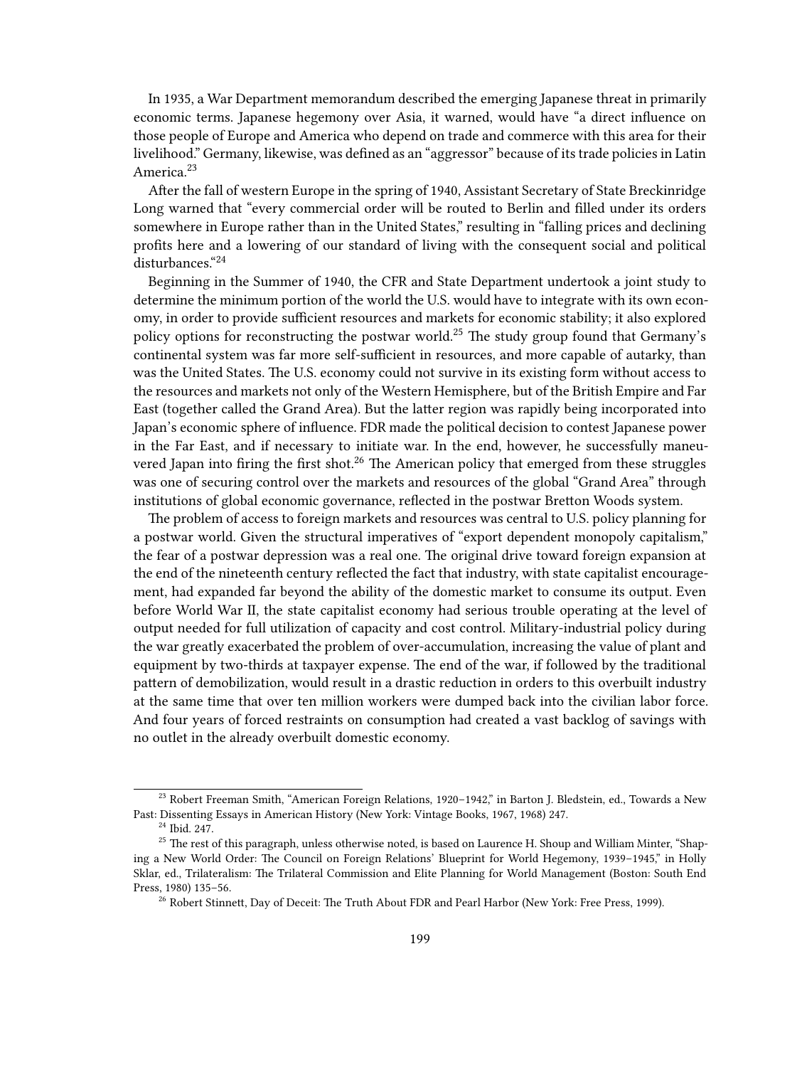In 1935, a War Department memorandum described the emerging Japanese threat in primarily economic terms. Japanese hegemony over Asia, it warned, would have "a direct influence on those people of Europe and America who depend on trade and commerce with this area for their livelihood." Germany, likewise, was defined as an "aggressor" because of its trade policies in Latin America.[23]

After the fall of western Europe in the spring of 1940, Assistant Secretary of State Breckinridge Long warned that "every commercial order will be routed to Berlin and filled under its orders somewhere in Europe rather than in the United States," resulting in "falling prices and declining profits here and a lowering of our standard of living with the consequent social and political disturbances."[24]

Beginning in the Summer of 1940, the CFR and State Department undertook a joint study to determine the minimum portion of the world the U.S. would have to integrate with its own economy, in order to provide sufficient resources and markets for economic stability; it also explored policy options for reconstructing the postwar world.[25] The study group found that Germany's continental system was far more self-sufficient in resources, and more capable of autarky, than was the United States. The U.S. economy could not survive in its existing form without access to the resources and markets not only of the Western Hemisphere, but of the British Empire and Far East (together called the Grand Area). But the latter region was rapidly being incorporated into Japan's economic sphere of influence. FDR made the political decision to contest Japanese power in the Far East, and if necessary to initiate war. In the end, however, he successfully maneuvered Japan into firing the first shot.[26] The American policy that emerged from these struggles was one of securing control over the markets and resources of the global "Grand Area" through institutions of global economic governance, reflected in the postwar Bretton Woods system.

The problem of access to foreign markets and resources was central to U.S. policy planning for a postwar world. Given the structural imperatives of "export dependent monopoly capitalism," the fear of a postwar depression was a real one. The original drive toward foreign expansion at the end of the nineteenth century reflected the fact that industry, with state capitalist encouragement, had expanded far beyond the ability of the domestic market to consume its output. Even before World War II, the state capitalist economy had serious trouble operating at the level of output needed for full utilization of capacity and cost control. Military-industrial policy during the war greatly exacerbated the problem of over-accumulation, increasing the value of plant and equipment by two-thirds at taxpayer expense. The end of the war, if followed by the traditional pattern of demobilization, would result in a drastic reduction in orders to this overbuilt industry at the same time that over ten million workers were dumped back into the civilian labor force. And four years of forced restraints on consumption had created a vast backlog of savings with no outlet in the already overbuilt domestic economy.

[23] Robert Freeman Smith, "American Foreign Relations, 1920–1942," in Barton J. Bledstein, ed., Towards a New Past: Dissenting Essays in American History (New York: Vintage Books, 1967, 1968) 247.

[24] Ibid. 247.

[25] The rest of this paragraph, unless otherwise noted, is based on Laurence H. Shoup and William Minter, "Shaping a New World Order: The Council on Foreign Relations' Blueprint for World Hegemony, 1939–1945," in Holly Sklar, ed., Trilateralism: The Trilateral Commission and Elite Planning for World Management (Boston: South End Press, 1980) 135–56.

[26] Robert Stinnett, Day of Deceit: The Truth About FDR and Pearl Harbor (New York: Free Press, 1999).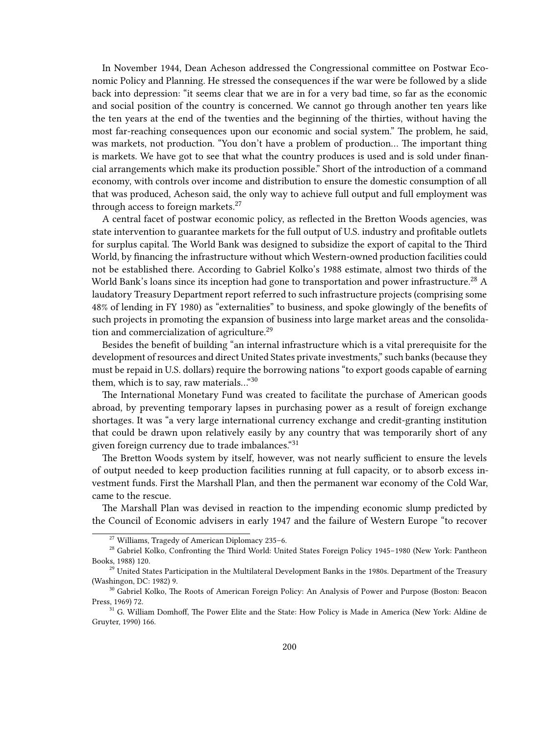In November 1944, Dean Acheson addressed the Congressional committee on Postwar Economic Policy and Planning. He stressed the consequences if the war were be followed by a slide back into depression: "it seems clear that we are in for a very bad time, so far as the economic and social position of the country is concerned. We cannot go through another ten years like the ten years at the end of the twenties and the beginning of the thirties, without having the most far-reaching consequences upon our economic and social system." The problem, he said, was markets, not production. "You don't have a problem of production… The important thing is markets. We have got to see that what the country produces is used and is sold under financial arrangements which make its production possible." Short of the introduction of a command economy, with controls over income and distribution to ensure the domestic consumption of all that was produced, Acheson said, the only way to achieve full output and full employment was through access to foreign markets.[27]

A central facet of postwar economic policy, as reflected in the Bretton Woods agencies, was state intervention to guarantee markets for the full output of U.S. industry and profitable outlets for surplus capital. The World Bank was designed to subsidize the export of capital to the Third World, by financing the infrastructure without which Western-owned production facilities could not be established there. According to Gabriel Kolko's 1988 estimate, almost two thirds of the World Bank's loans since its inception had gone to transportation and power infrastructure.[28] A laudatory Treasury Department report referred to such infrastructure projects (comprising some 48% of lending in FY 1980) as "externalities" to business, and spoke glowingly of the benefits of such projects in promoting the expansion of business into large market areas and the consolidation and commercialization of agriculture.[29]

Besides the benefit of building "an internal infrastructure which is a vital prerequisite for the development of resources and direct United States private investments," such banks (because they must be repaid in U.S. dollars) require the borrowing nations "to export goods capable of earning them, which is to say, raw materials…"[30]

The International Monetary Fund was created to facilitate the purchase of American goods abroad, by preventing temporary lapses in purchasing power as a result of foreign exchange shortages. It was "a very large international currency exchange and credit-granting institution that could be drawn upon relatively easily by any country that was temporarily short of any given foreign currency due to trade imbalances."[31]

The Bretton Woods system by itself, however, was not nearly sufficient to ensure the levels of output needed to keep production facilities running at full capacity, or to absorb excess investment funds. First the Marshall Plan, and then the permanent war economy of the Cold War, came to the rescue.

The Marshall Plan was devised in reaction to the impending economic slump predicted by the Council of Economic advisers in early 1947 and the failure of Western Europe "to recover

---

[27] Williams, Tragedy of American Diplomacy 235–6.

[28] Gabriel Kolko, Confronting the Third World: United States Foreign Policy 1945–1980 (New York: Pantheon Books, 1988) 120.

[29] United States Participation in the Multilateral Development Banks in the 1980s. Department of the Treasury (Washingon, DC: 1982) 9.

[30] Gabriel Kolko, The Roots of American Foreign Policy: An Analysis of Power and Purpose (Boston: Beacon Press, 1969) 72.

[31] G. William Domhoff, The Power Elite and the State: How Policy is Made in America (New York: Aldine de Gruyter, 1990) 166.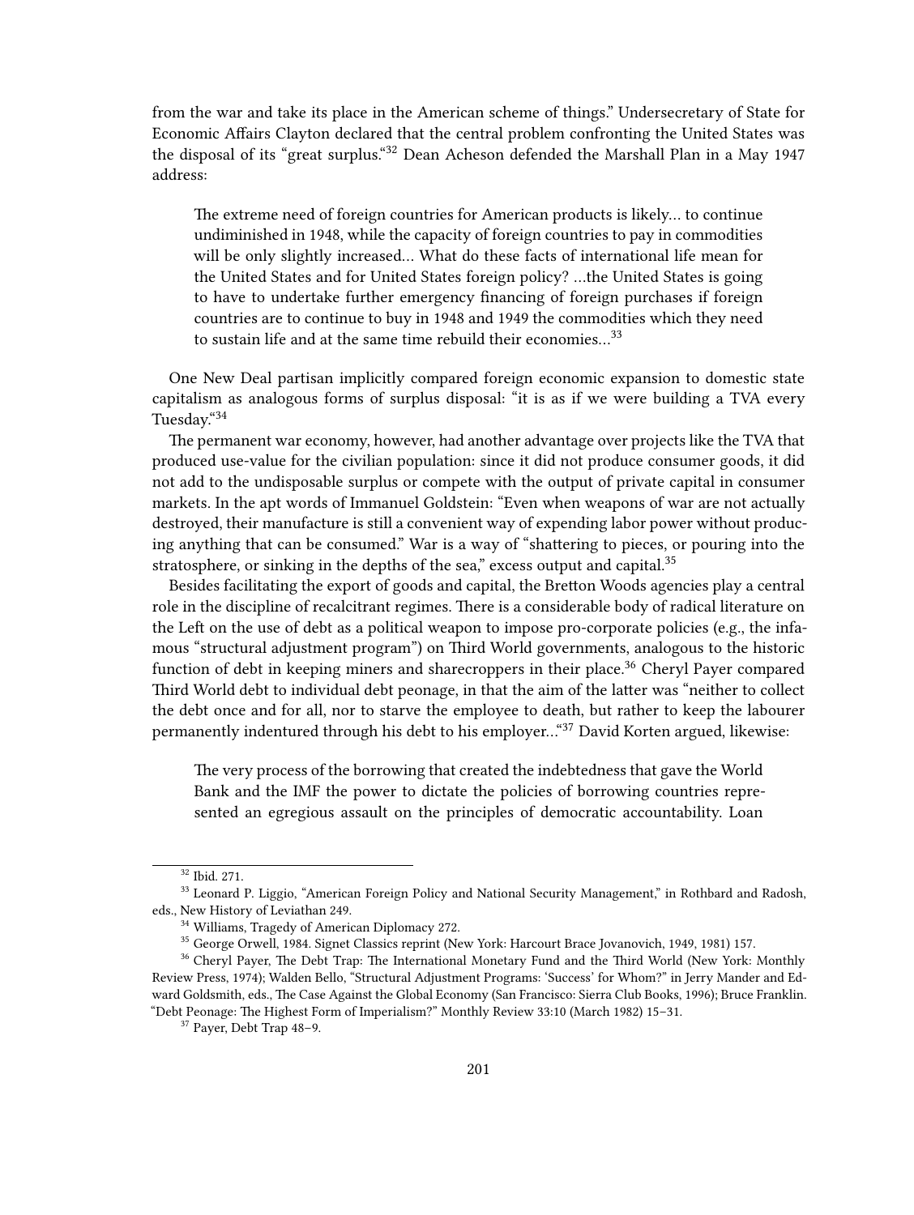from the war and take its place in the American scheme of things." Undersecretary of State for Economic Affairs Clayton declared that the central problem confronting the United States was the disposal of its "great surplus."[32] Dean Acheson defended the Marshall Plan in a May 1947 address:

> The extreme need of foreign countries for American products is likely… to continue undiminished in 1948, while the capacity of foreign countries to pay in commodities will be only slightly increased… What do these facts of international life mean for the United States and for United States foreign policy? …the United States is going to have to undertake further emergency financing of foreign purchases if foreign countries are to continue to buy in 1948 and 1949 the commodities which they need to sustain life and at the same time rebuild their economies…[33]

One New Deal partisan implicitly compared foreign economic expansion to domestic state capitalism as analogous forms of surplus disposal: "it is as if we were building a TVA every Tuesday."[34]

The permanent war economy, however, had another advantage over projects like the TVA that produced use-value for the civilian population: since it did not produce consumer goods, it did not add to the undisposable surplus or compete with the output of private capital in consumer markets. In the apt words of Immanuel Goldstein: "Even when weapons of war are not actually destroyed, their manufacture is still a convenient way of expending labor power without producing anything that can be consumed." War is a way of "shattering to pieces, or pouring into the stratosphere, or sinking in the depths of the sea," excess output and capital.[35]

Besides facilitating the export of goods and capital, the Bretton Woods agencies play a central role in the discipline of recalcitrant regimes. There is a considerable body of radical literature on the Left on the use of debt as a political weapon to impose pro-corporate policies (e.g., the infamous "structural adjustment program") on Third World governments, analogous to the historic function of debt in keeping miners and sharecroppers in their place.[36] Cheryl Payer compared Third World debt to individual debt peonage, in that the aim of the latter was "neither to collect the debt once and for all, nor to starve the employee to death, but rather to keep the labourer permanently indentured through his debt to his employer…"[37] David Korten argued, likewise:

> The very process of the borrowing that created the indebtedness that gave the World Bank and the IMF the power to dictate the policies of borrowing countries represented an egregious assault on the principles of democratic accountability. Loan

---

[32] Ibid. 271.

[33] Leonard P. Liggio, "American Foreign Policy and National Security Management," in Rothbard and Radosh, eds., New History of Leviathan 249.

[34] Williams, Tragedy of American Diplomacy 272.

[35] George Orwell, 1984. Signet Classics reprint (New York: Harcourt Brace Jovanovich, 1949, 1981) 157.

[36] Cheryl Payer, The Debt Trap: The International Monetary Fund and the Third World (New York: Monthly Review Press, 1974); Walden Bello, "Structural Adjustment Programs: 'Success' for Whom?" in Jerry Mander and Edward Goldsmith, eds., The Case Against the Global Economy (San Francisco: Sierra Club Books, 1996); Bruce Franklin. "Debt Peonage: The Highest Form of Imperialism?" Monthly Review 33:10 (March 1982) 15–31.

[37] Payer, Debt Trap 48–9.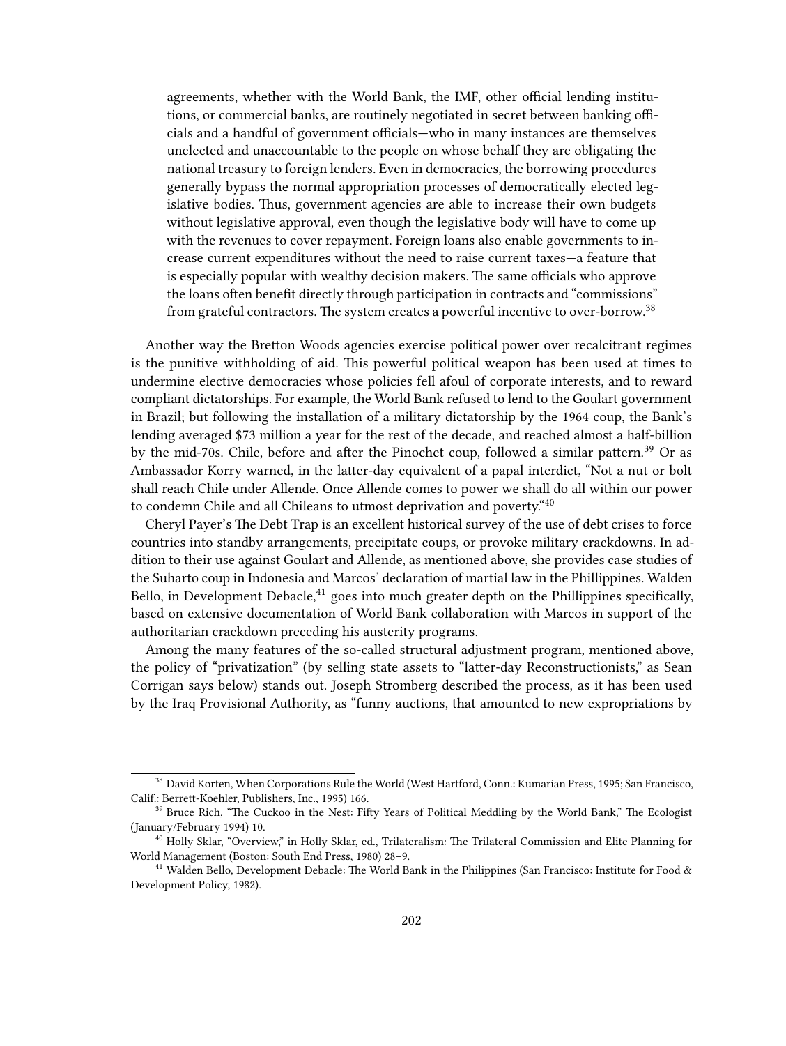> agreements, whether with the World Bank, the IMF, other official lending institutions, or commercial banks, are routinely negotiated in secret between banking officials and a handful of government officials—who in many instances are themselves unelected and unaccountable to the people on whose behalf they are obligating the national treasury to foreign lenders. Even in democracies, the borrowing procedures generally bypass the normal appropriation processes of democratically elected legislative bodies. Thus, government agencies are able to increase their own budgets without legislative approval, even though the legislative body will have to come up with the revenues to cover repayment. Foreign loans also enable governments to increase current expenditures without the need to raise current taxes—a feature that is especially popular with wealthy decision makers. The same officials who approve the loans often benefit directly through participation in contracts and "commissions" from grateful contractors. The system creates a powerful incentive to over-borrow.[38]

Another way the Bretton Woods agencies exercise political power over recalcitrant regimes is the punitive withholding of aid. This powerful political weapon has been used at times to undermine elective democracies whose policies fell afoul of corporate interests, and to reward compliant dictatorships. For example, the World Bank refused to lend to the Goulart government in Brazil; but following the installation of a military dictatorship by the 1964 coup, the Bank's lending averaged $73 million a year for the rest of the decade, and reached almost a half-billion by the mid-70s. Chile, before and after the Pinochet coup, followed a similar pattern.[39] Or as Ambassador Korry warned, in the latter-day equivalent of a papal interdict, "Not a nut or bolt shall reach Chile under Allende. Once Allende comes to power we shall do all within our power to condemn Chile and all Chileans to utmost deprivation and poverty."[40]

Cheryl Payer's The Debt Trap is an excellent historical survey of the use of debt crises to force countries into standby arrangements, precipitate coups, or provoke military crackdowns. In addition to their use against Goulart and Allende, as mentioned above, she provides case studies of the Suharto coup in Indonesia and Marcos' declaration of martial law in the Phillippines. Walden Bello, in Development Debacle,[41] goes into much greater depth on the Phillippines specifically, based on extensive documentation of World Bank collaboration with Marcos in support of the authoritarian crackdown preceding his austerity programs.

Among the many features of the so-called structural adjustment program, mentioned above, the policy of "privatization" (by selling state assets to "latter-day Reconstructionists," as Sean Corrigan says below) stands out. Joseph Stromberg described the process, as it has been used by the Iraq Provisional Authority, as "funny auctions, that amounted to new expropriations by

---

[38] David Korten, When Corporations Rule the World (West Hartford, Conn.: Kumarian Press, 1995; San Francisco, Calif.: Berrett-Koehler, Publishers, Inc., 1995) 166.

[39] Bruce Rich, "The Cuckoo in the Nest: Fifty Years of Political Meddling by the World Bank," The Ecologist (January/February 1994) 10.

[40] Holly Sklar, "Overview," in Holly Sklar, ed., Trilateralism: The Trilateral Commission and Elite Planning for World Management (Boston: South End Press, 1980) 28–9.

[41] Walden Bello, Development Debacle: The World Bank in the Philippines (San Francisco: Institute for Food & Development Policy, 1982).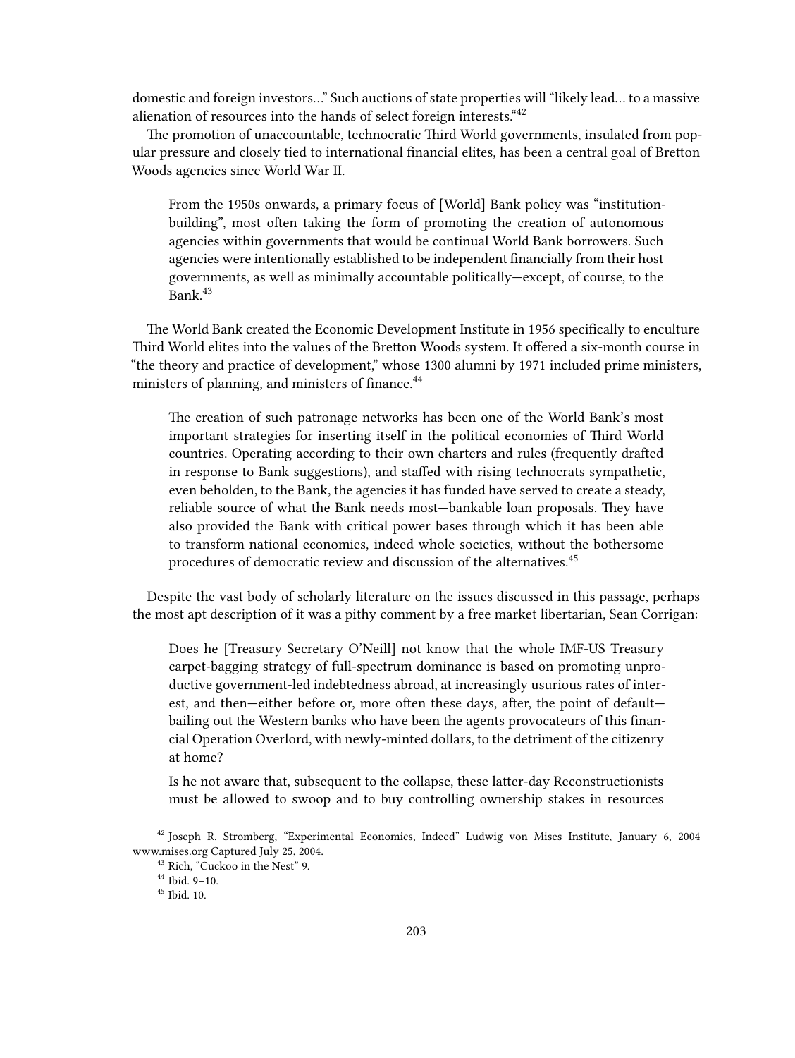domestic and foreign investors…" Such auctions of state properties will "likely lead… to a massive alienation of resources into the hands of select foreign interests."[42]

The promotion of unaccountable, technocratic Third World governments, insulated from popular pressure and closely tied to international financial elites, has been a central goal of Bretton Woods agencies since World War II.

> From the 1950s onwards, a primary focus of [World] Bank policy was "institution-building", most often taking the form of promoting the creation of autonomous agencies within governments that would be continual World Bank borrowers. Such agencies were intentionally established to be independent financially from their host governments, as well as minimally accountable politically—except, of course, to the Bank.[43]

The World Bank created the Economic Development Institute in 1956 specifically to enculture Third World elites into the values of the Bretton Woods system. It offered a six-month course in "the theory and practice of development," whose 1300 alumni by 1971 included prime ministers, ministers of planning, and ministers of finance.[44]

> The creation of such patronage networks has been one of the World Bank's most important strategies for inserting itself in the political economies of Third World countries. Operating according to their own charters and rules (frequently drafted in response to Bank suggestions), and staffed with rising technocrats sympathetic, even beholden, to the Bank, the agencies it has funded have served to create a steady, reliable source of what the Bank needs most—bankable loan proposals. They have also provided the Bank with critical power bases through which it has been able to transform national economies, indeed whole societies, without the bothersome procedures of democratic review and discussion of the alternatives.[45]

Despite the vast body of scholarly literature on the issues discussed in this passage, perhaps the most apt description of it was a pithy comment by a free market libertarian, Sean Corrigan:

> Does he [Treasury Secretary O'Neill] not know that the whole IMF-US Treasury carpet-bagging strategy of full-spectrum dominance is based on promoting unproductive government-led indebtedness abroad, at increasingly usurious rates of interest, and then—either before or, more often these days, after, the point of default—bailing out the Western banks who have been the agents provocateurs of this financial Operation Overlord, with newly-minted dollars, to the detriment of the citizenry at home?
>
> Is he not aware that, subsequent to the collapse, these latter-day Reconstructionists must be allowed to swoop and to buy controlling ownership stakes in resources

---

[42] Joseph R. Stromberg, "Experimental Economics, Indeed" Ludwig von Mises Institute, January 6, 2004 www.mises.org Captured July 25, 2004.

[43] Rich, "Cuckoo in the Nest" 9.

[44] Ibid. 9–10.

[45] Ibid. 10.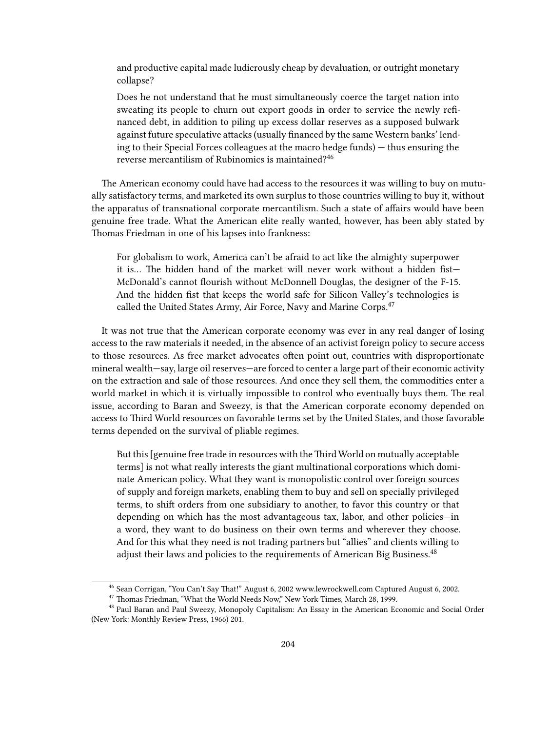> and productive capital made ludicrously cheap by devaluation, or outright monetary collapse?
>
> Does he not understand that he must simultaneously coerce the target nation into sweating its people to churn out export goods in order to service the newly refinanced debt, in addition to piling up excess dollar reserves as a supposed bulwark against future speculative attacks (usually financed by the same Western banks' lending to their Special Forces colleagues at the macro hedge funds) — thus ensuring the reverse mercantilism of Rubinomics is maintained?[46]

The American economy could have had access to the resources it was willing to buy on mutually satisfactory terms, and marketed its own surplus to those countries willing to buy it, without the apparatus of transnational corporate mercantilism. Such a state of affairs would have been genuine free trade. What the American elite really wanted, however, has been ably stated by Thomas Friedman in one of his lapses into frankness:

> For globalism to work, America can't be afraid to act like the almighty superpower it is… The hidden hand of the market will never work without a hidden fist—McDonald's cannot flourish without McDonnell Douglas, the designer of the F-15. And the hidden fist that keeps the world safe for Silicon Valley's technologies is called the United States Army, Air Force, Navy and Marine Corps.[47]

It was not true that the American corporate economy was ever in any real danger of losing access to the raw materials it needed, in the absence of an activist foreign policy to secure access to those resources. As free market advocates often point out, countries with disproportionate mineral wealth—say, large oil reserves—are forced to center a large part of their economic activity on the extraction and sale of those resources. And once they sell them, the commodities enter a world market in which it is virtually impossible to control who eventually buys them. The real issue, according to Baran and Sweezy, is that the American corporate economy depended on access to Third World resources on favorable terms set by the United States, and those favorable terms depended on the survival of pliable regimes.

> But this [genuine free trade in resources with the Third World on mutually acceptable terms] is not what really interests the giant multinational corporations which dominate American policy. What they want is monopolistic control over foreign sources of supply and foreign markets, enabling them to buy and sell on specially privileged terms, to shift orders from one subsidiary to another, to favor this country or that depending on which has the most advantageous tax, labor, and other policies—in a word, they want to do business on their own terms and wherever they choose. And for this what they need is not trading partners but "allies" and clients willing to adjust their laws and policies to the requirements of American Big Business.[48]

---

[46] Sean Corrigan, "You Can't Say That!" August 6, 2002 www.lewrockwell.com Captured August 6, 2002.

[47] Thomas Friedman, "What the World Needs Now," New York Times, March 28, 1999.

[48] Paul Baran and Paul Sweezy, Monopoly Capitalism: An Essay in the American Economic and Social Order (New York: Monthly Review Press, 1966) 201.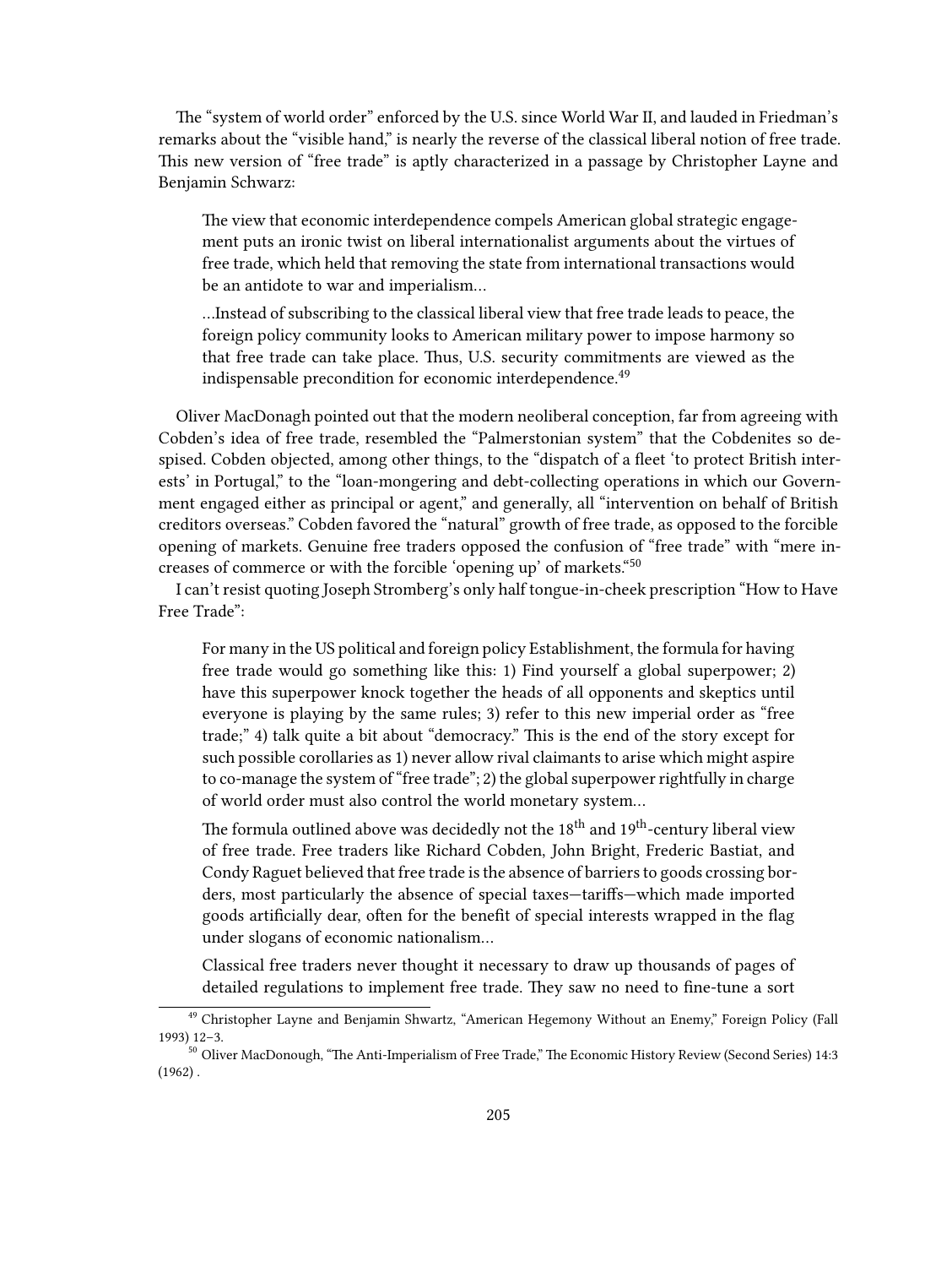The "system of world order" enforced by the U.S. since World War II, and lauded in Friedman's remarks about the "visible hand," is nearly the reverse of the classical liberal notion of free trade. This new version of "free trade" is aptly characterized in a passage by Christopher Layne and Benjamin Schwarz:

> The view that economic interdependence compels American global strategic engagement puts an ironic twist on liberal internationalist arguments about the virtues of free trade, which held that removing the state from international transactions would be an antidote to war and imperialism…
>
> …Instead of subscribing to the classical liberal view that free trade leads to peace, the foreign policy community looks to American military power to impose harmony so that free trade can take place. Thus, U.S. security commitments are viewed as the indispensable precondition for economic interdependence.[49]

Oliver MacDonagh pointed out that the modern neoliberal conception, far from agreeing with Cobden's idea of free trade, resembled the "Palmerstonian system" that the Cobdenites so despised. Cobden objected, among other things, to the "dispatch of a fleet 'to protect British interests' in Portugal," to the "loan-mongering and debt-collecting operations in which our Government engaged either as principal or agent," and generally, all "intervention on behalf of British creditors overseas." Cobden favored the "natural" growth of free trade, as opposed to the forcible opening of markets. Genuine free traders opposed the confusion of "free trade" with "mere increases of commerce or with the forcible 'opening up' of markets."[50]

I can't resist quoting Joseph Stromberg's only half tongue-in-cheek prescription "How to Have Free Trade":

> For many in the US political and foreign policy Establishment, the formula for having free trade would go something like this: 1) Find yourself a global superpower; 2) have this superpower knock together the heads of all opponents and skeptics until everyone is playing by the same rules; 3) refer to this new imperial order as "free trade;" 4) talk quite a bit about "democracy." This is the end of the story except for such possible corollaries as 1) never allow rival claimants to arise which might aspire to co-manage the system of "free trade"; 2) the global superpower rightfully in charge of world order must also control the world monetary system…
>
> The formula outlined above was decidedly not the 18th and 19th-century liberal view of free trade. Free traders like Richard Cobden, John Bright, Frederic Bastiat, and Condy Raguet believed that free trade is the absence of barriers to goods crossing borders, most particularly the absence of special taxes—tariffs—which made imported goods artificially dear, often for the benefit of special interests wrapped in the flag under slogans of economic nationalism…
>
> Classical free traders never thought it necessary to draw up thousands of pages of detailed regulations to implement free trade. They saw no need to fine-tune a sort

[49] Christopher Layne and Benjamin Shwartz, "American Hegemony Without an Enemy," Foreign Policy (Fall 1993) 12–3.

[50] Oliver MacDonough, "The Anti-Imperialism of Free Trade," The Economic History Review (Second Series) 14:3 (1962) .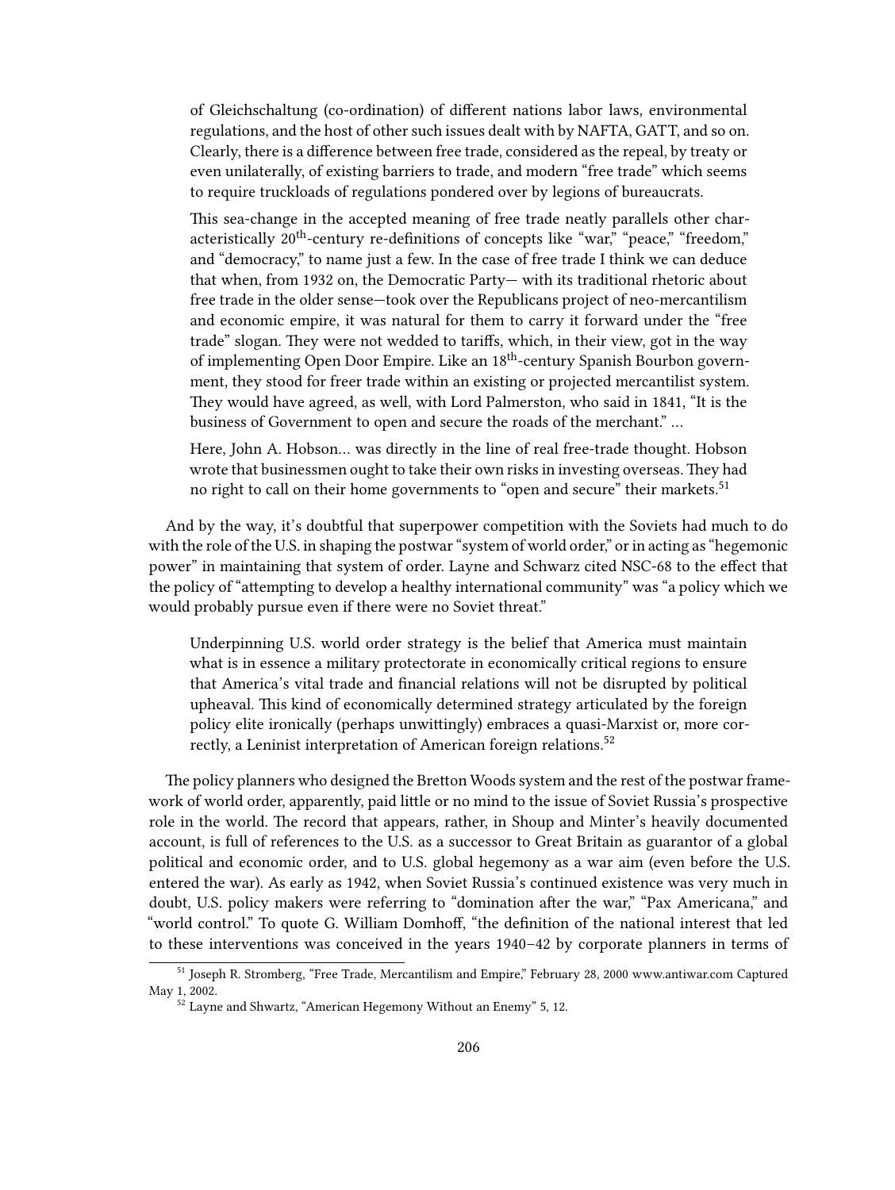> of Gleichschaltung (co-ordination) of different nations labor laws, environmental regulations, and the host of other such issues dealt with by NAFTA, GATT, and so on. Clearly, there is a difference between free trade, considered as the repeal, by treaty or even unilaterally, of existing barriers to trade, and modern "free trade" which seems to require truckloads of regulations pondered over by legions of bureaucrats.
>
> This sea-change in the accepted meaning of free trade neatly parallels other characteristically 20th-century re-definitions of concepts like "war," "peace," "freedom," and "democracy," to name just a few. In the case of free trade I think we can deduce that when, from 1932 on, the Democratic Party— with its traditional rhetoric about free trade in the older sense—took over the Republicans project of neo-mercantilism and economic empire, it was natural for them to carry it forward under the "free trade" slogan. They were not wedded to tariffs, which, in their view, got in the way of implementing Open Door Empire. Like an 18th-century Spanish Bourbon government, they stood for freer trade within an existing or projected mercantilist system. They would have agreed, as well, with Lord Palmerston, who said in 1841, "It is the business of Government to open and secure the roads of the merchant." …
>
> Here, John A. Hobson… was directly in the line of real free-trade thought. Hobson wrote that businessmen ought to take their own risks in investing overseas. They had no right to call on their home governments to "open and secure" their markets.[51]

And by the way, it's doubtful that superpower competition with the Soviets had much to do with the role of the U.S. in shaping the postwar "system of world order," or in acting as "hegemonic power" in maintaining that system of order. Layne and Schwarz cited NSC-68 to the effect that the policy of "attempting to develop a healthy international community" was "a policy which we would probably pursue even if there were no Soviet threat."

> Underpinning U.S. world order strategy is the belief that America must maintain what is in essence a military protectorate in economically critical regions to ensure that America's vital trade and financial relations will not be disrupted by political upheaval. This kind of economically determined strategy articulated by the foreign policy elite ironically (perhaps unwittingly) embraces a quasi-Marxist or, more correctly, a Leninist interpretation of American foreign relations.[52]

The policy planners who designed the Bretton Woods system and the rest of the postwar framework of world order, apparently, paid little or no mind to the issue of Soviet Russia's prospective role in the world. The record that appears, rather, in Shoup and Minter's heavily documented account, is full of references to the U.S. as a successor to Great Britain as guarantor of a global political and economic order, and to U.S. global hegemony as a war aim (even before the U.S. entered the war). As early as 1942, when Soviet Russia's continued existence was very much in doubt, U.S. policy makers were referring to "domination after the war," "Pax Americana," and "world control." To quote G. William Domhoff, "the definition of the national interest that led to these interventions was conceived in the years 1940–42 by corporate planners in terms of

---

[51] Joseph R. Stromberg, "Free Trade, Mercantilism and Empire," February 28, 2000 www.antiwar.com Captured May 1, 2002.

[52] Layne and Shwartz, "American Hegemony Without an Enemy" 5, 12.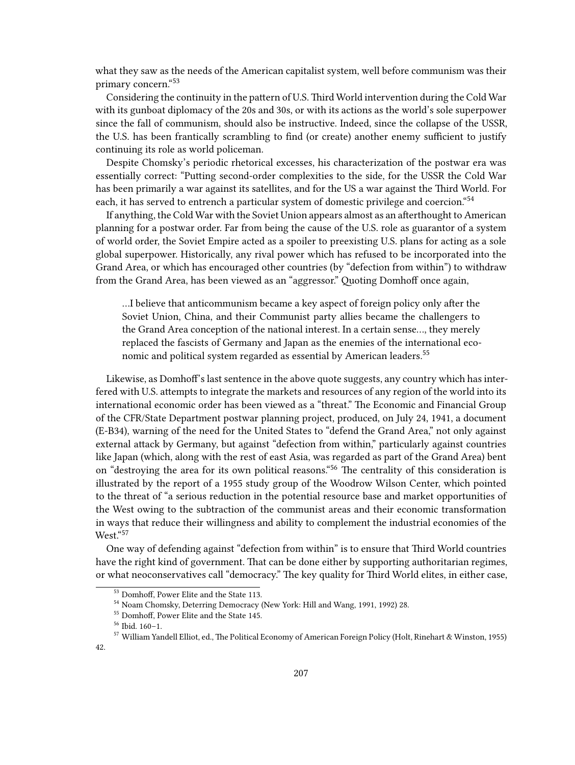what they saw as the needs of the American capitalist system, well before communism was their primary concern."[53]

Considering the continuity in the pattern of U.S. Third World intervention during the Cold War with its gunboat diplomacy of the 20s and 30s, or with its actions as the world's sole superpower since the fall of communism, should also be instructive. Indeed, since the collapse of the USSR, the U.S. has been frantically scrambling to find (or create) another enemy sufficient to justify continuing its role as world policeman.

Despite Chomsky's periodic rhetorical excesses, his characterization of the postwar era was essentially correct: "Putting second-order complexities to the side, for the USSR the Cold War has been primarily a war against its satellites, and for the US a war against the Third World. For each, it has served to entrench a particular system of domestic privilege and coercion."[54]

If anything, the Cold War with the Soviet Union appears almost as an afterthought to American planning for a postwar order. Far from being the cause of the U.S. role as guarantor of a system of world order, the Soviet Empire acted as a spoiler to preexisting U.S. plans for acting as a sole global superpower. Historically, any rival power which has refused to be incorporated into the Grand Area, or which has encouraged other countries (by "defection from within") to withdraw from the Grand Area, has been viewed as an "aggressor." Quoting Domhoff once again,

> …I believe that anticommunism became a key aspect of foreign policy only after the Soviet Union, China, and their Communist party allies became the challengers to the Grand Area conception of the national interest. In a certain sense…, they merely replaced the fascists of Germany and Japan as the enemies of the international economic and political system regarded as essential by American leaders.[55]

Likewise, as Domhoff's last sentence in the above quote suggests, any country which has interfered with U.S. attempts to integrate the markets and resources of any region of the world into its international economic order has been viewed as a "threat." The Economic and Financial Group of the CFR/State Department postwar planning project, produced, on July 24, 1941, a document (E-B34), warning of the need for the United States to "defend the Grand Area," not only against external attack by Germany, but against "defection from within," particularly against countries like Japan (which, along with the rest of east Asia, was regarded as part of the Grand Area) bent on "destroying the area for its own political reasons."[56] The centrality of this consideration is illustrated by the report of a 1955 study group of the Woodrow Wilson Center, which pointed to the threat of "a serious reduction in the potential resource base and market opportunities of the West owing to the subtraction of the communist areas and their economic transformation in ways that reduce their willingness and ability to complement the industrial economies of the West."[57]

One way of defending against "defection from within" is to ensure that Third World countries have the right kind of government. That can be done either by supporting authoritarian regimes, or what neoconservatives call "democracy." The key quality for Third World elites, in either case,

---

[53] Domhoff, Power Elite and the State 113.

[54] Noam Chomsky, Deterring Democracy (New York: Hill and Wang, 1991, 1992) 28.

[55] Domhoff, Power Elite and the State 145.

[56] Ibid. 160–1.

[57] William Yandell Elliot, ed., The Political Economy of American Foreign Policy (Holt, Rinehart & Winston, 1955) 42.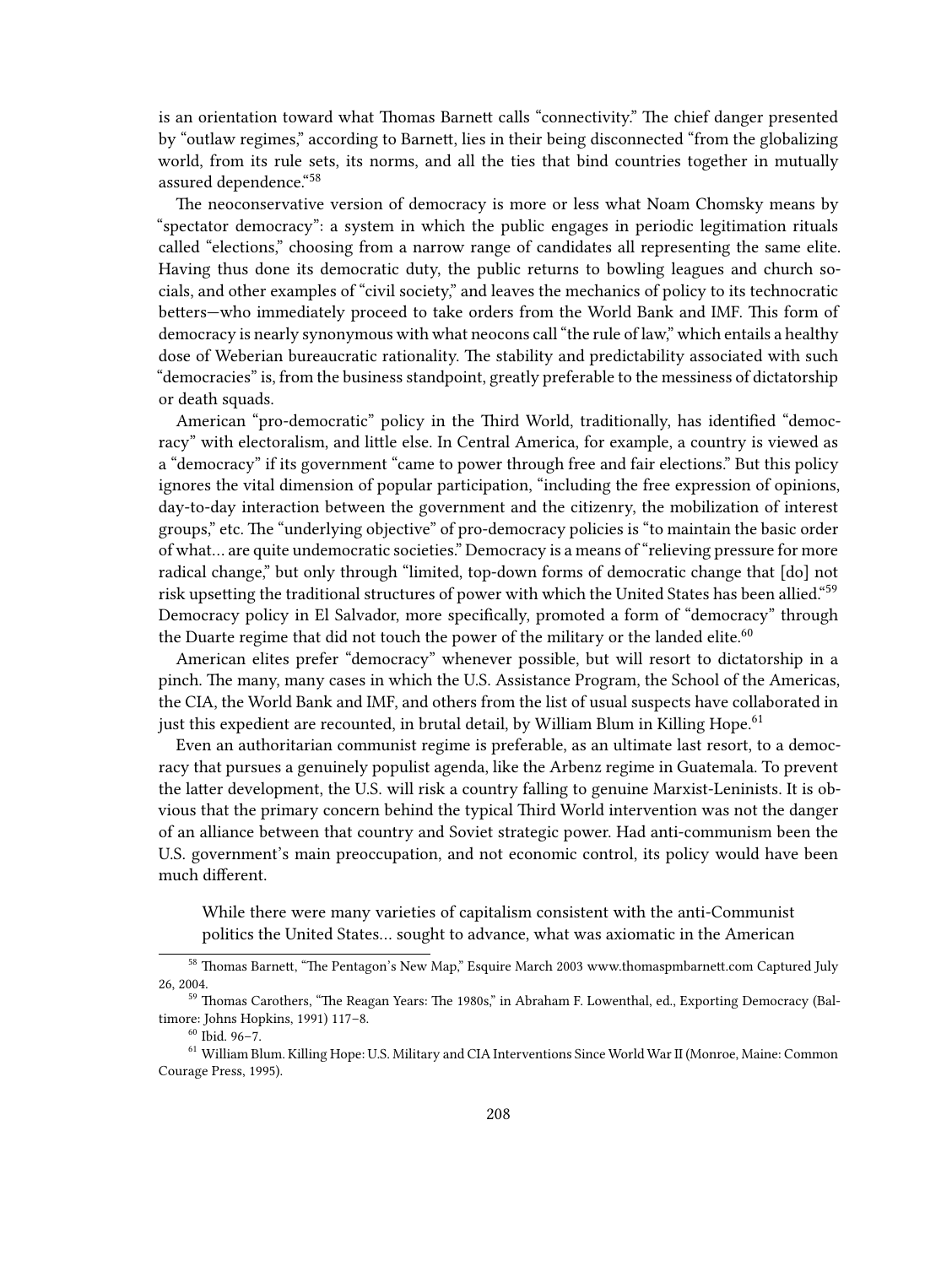is an orientation toward what Thomas Barnett calls "connectivity." The chief danger presented by "outlaw regimes," according to Barnett, lies in their being disconnected "from the globalizing world, from its rule sets, its norms, and all the ties that bind countries together in mutually assured dependence."[58]

The neoconservative version of democracy is more or less what Noam Chomsky means by "spectator democracy": a system in which the public engages in periodic legitimation rituals called "elections," choosing from a narrow range of candidates all representing the same elite. Having thus done its democratic duty, the public returns to bowling leagues and church socials, and other examples of "civil society," and leaves the mechanics of policy to its technocratic betters—who immediately proceed to take orders from the World Bank and IMF. This form of democracy is nearly synonymous with what neocons call "the rule of law," which entails a healthy dose of Weberian bureaucratic rationality. The stability and predictability associated with such "democracies" is, from the business standpoint, greatly preferable to the messiness of dictatorship or death squads.

American "pro-democratic" policy in the Third World, traditionally, has identified "democracy" with electoralism, and little else. In Central America, for example, a country is viewed as a "democracy" if its government "came to power through free and fair elections." But this policy ignores the vital dimension of popular participation, "including the free expression of opinions, day-to-day interaction between the government and the citizenry, the mobilization of interest groups," etc. The "underlying objective" of pro-democracy policies is "to maintain the basic order of what… are quite undemocratic societies." Democracy is a means of "relieving pressure for more radical change," but only through "limited, top-down forms of democratic change that [do] not risk upsetting the traditional structures of power with which the United States has been allied."[59] Democracy policy in El Salvador, more specifically, promoted a form of "democracy" through the Duarte regime that did not touch the power of the military or the landed elite.[60]

American elites prefer "democracy" whenever possible, but will resort to dictatorship in a pinch. The many, many cases in which the U.S. Assistance Program, the School of the Americas, the CIA, the World Bank and IMF, and others from the list of usual suspects have collaborated in just this expedient are recounted, in brutal detail, by William Blum in Killing Hope.[61]

Even an authoritarian communist regime is preferable, as an ultimate last resort, to a democracy that pursues a genuinely populist agenda, like the Arbenz regime in Guatemala. To prevent the latter development, the U.S. will risk a country falling to genuine Marxist-Leninists. It is obvious that the primary concern behind the typical Third World intervention was not the danger of an alliance between that country and Soviet strategic power. Had anti-communism been the U.S. government's main preoccupation, and not economic control, its policy would have been much different.

> While there were many varieties of capitalism consistent with the anti-Communist politics the United States… sought to advance, what was axiomatic in the American

[58] Thomas Barnett, "The Pentagon's New Map," Esquire March 2003 www.thomaspmbarnett.com Captured July 26, 2004.

[59] Thomas Carothers, "The Reagan Years: The 1980s," in Abraham F. Lowenthal, ed., Exporting Democracy (Baltimore: Johns Hopkins, 1991) 117–8.

[60] Ibid. 96–7.

[61] William Blum. Killing Hope: U.S. Military and CIA Interventions Since World War II (Monroe, Maine: Common Courage Press, 1995).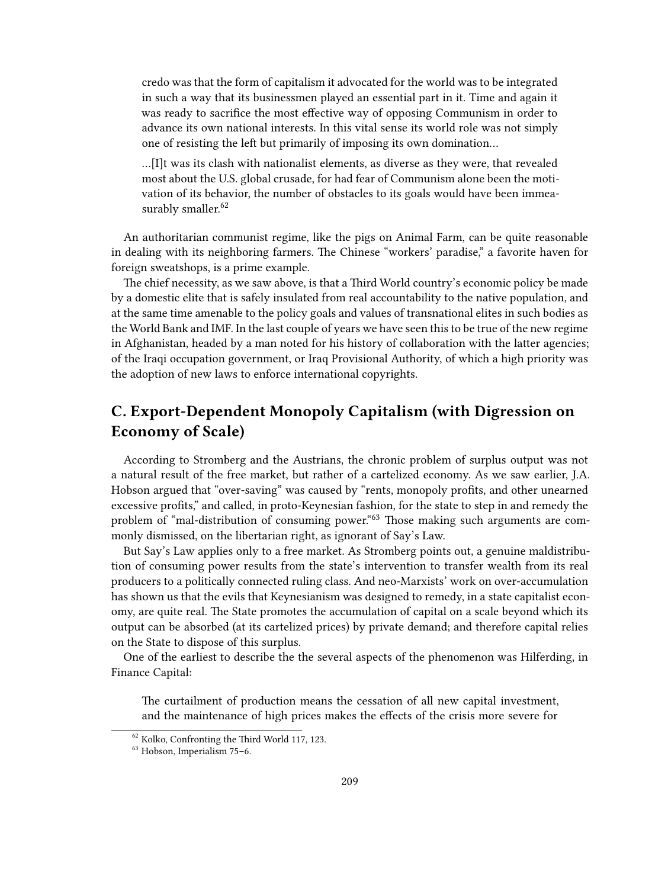> credo was that the form of capitalism it advocated for the world was to be integrated in such a way that its businessmen played an essential part in it. Time and again it was ready to sacrifice the most effective way of opposing Communism in order to advance its own national interests. In this vital sense its world role was not simply one of resisting the left but primarily of imposing its own domination…
>
> …[I]t was its clash with nationalist elements, as diverse as they were, that revealed most about the U.S. global crusade, for had fear of Communism alone been the motivation of its behavior, the number of obstacles to its goals would have been immeasurably smaller.[62]

An authoritarian communist regime, like the pigs on Animal Farm, can be quite reasonable in dealing with its neighboring farmers. The Chinese "workers' paradise," a favorite haven for foreign sweatshops, is a prime example.

The chief necessity, as we saw above, is that a Third World country's economic policy be made by a domestic elite that is safely insulated from real accountability to the native population, and at the same time amenable to the policy goals and values of transnational elites in such bodies as the World Bank and IMF. In the last couple of years we have seen this to be true of the new regime in Afghanistan, headed by a man noted for his history of collaboration with the latter agencies; of the Iraqi occupation government, or Iraq Provisional Authority, of which a high priority was the adoption of new laws to enforce international copyrights.

## C. Export-Dependent Monopoly Capitalism (with Digression on Economy of Scale)

According to Stromberg and the Austrians, the chronic problem of surplus output was not a natural result of the free market, but rather of a cartelized economy. As we saw earlier, J.A. Hobson argued that "over-saving" was caused by "rents, monopoly profits, and other unearned excessive profits," and called, in proto-Keynesian fashion, for the state to step in and remedy the problem of "mal-distribution of consuming power."[63] Those making such arguments are commonly dismissed, on the libertarian right, as ignorant of Say's Law.

But Say's Law applies only to a free market. As Stromberg points out, a genuine maldistribution of consuming power results from the state's intervention to transfer wealth from its real producers to a politically connected ruling class. And neo-Marxists' work on over-accumulation has shown us that the evils that Keynesianism was designed to remedy, in a state capitalist economy, are quite real. The State promotes the accumulation of capital on a scale beyond which its output can be absorbed (at its cartelized prices) by private demand; and therefore capital relies on the State to dispose of this surplus.

One of the earliest to describe the the several aspects of the phenomenon was Hilferding, in Finance Capital:

> The curtailment of production means the cessation of all new capital investment, and the maintenance of high prices makes the effects of the crisis more severe for

[62] Kolko, Confronting the Third World 117, 123.

[63] Hobson, Imperialism 75–6.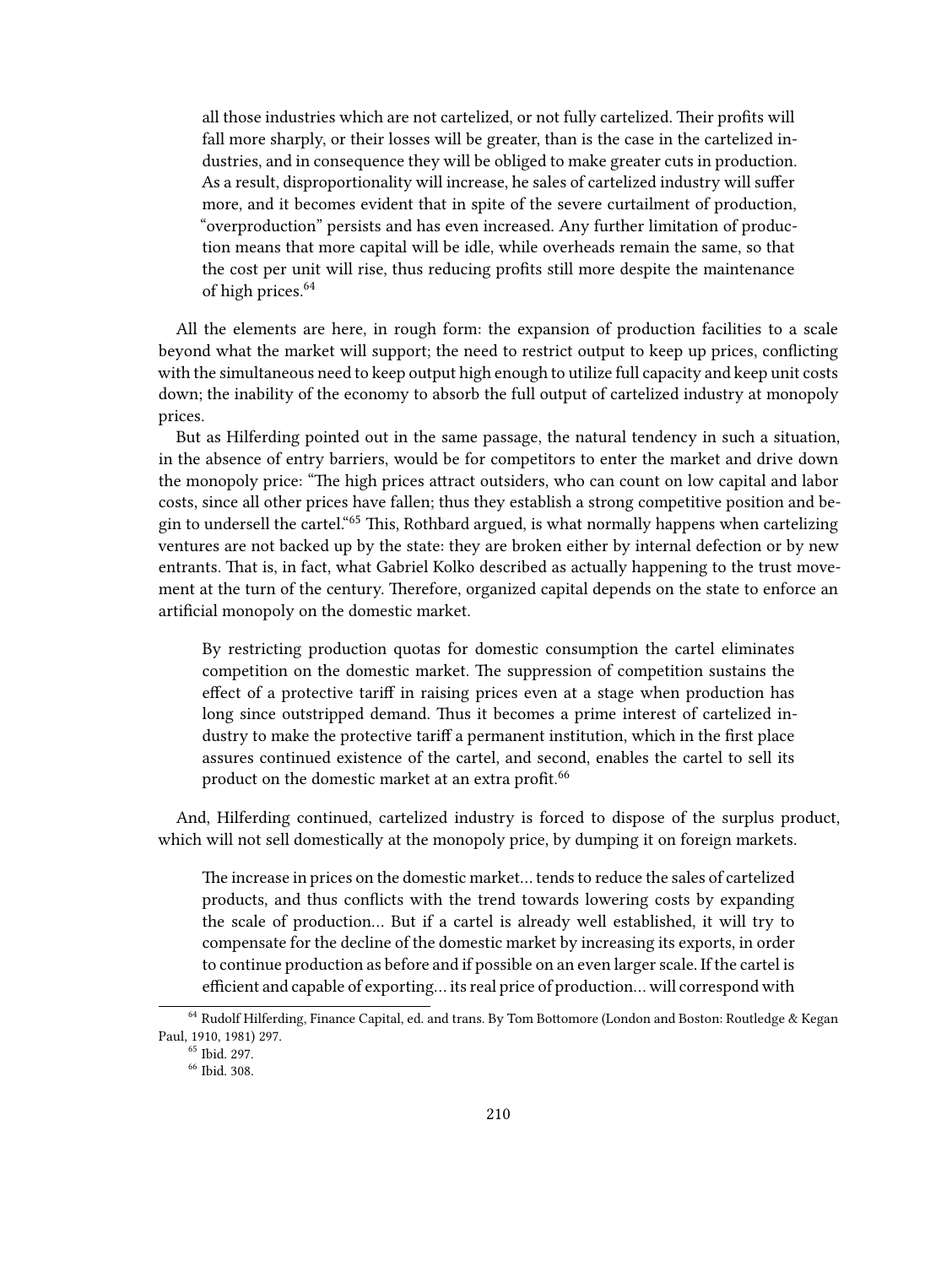> all those industries which are not cartelized, or not fully cartelized. Their profits will fall more sharply, or their losses will be greater, than is the case in the cartelized industries, and in consequence they will be obliged to make greater cuts in production. As a result, disproportionality will increase, he sales of cartelized industry will suffer more, and it becomes evident that in spite of the severe curtailment of production, "overproduction" persists and has even increased. Any further limitation of production means that more capital will be idle, while overheads remain the same, so that the cost per unit will rise, thus reducing profits still more despite the maintenance of high prices.[64]

All the elements are here, in rough form: the expansion of production facilities to a scale beyond what the market will support; the need to restrict output to keep up prices, conflicting with the simultaneous need to keep output high enough to utilize full capacity and keep unit costs down; the inability of the economy to absorb the full output of cartelized industry at monopoly prices.

But as Hilferding pointed out in the same passage, the natural tendency in such a situation, in the absence of entry barriers, would be for competitors to enter the market and drive down the monopoly price: "The high prices attract outsiders, who can count on low capital and labor costs, since all other prices have fallen; thus they establish a strong competitive position and begin to undersell the cartel."[65] This, Rothbard argued, is what normally happens when cartelizing ventures are not backed up by the state: they are broken either by internal defection or by new entrants. That is, in fact, what Gabriel Kolko described as actually happening to the trust movement at the turn of the century. Therefore, organized capital depends on the state to enforce an artificial monopoly on the domestic market.

> By restricting production quotas for domestic consumption the cartel eliminates competition on the domestic market. The suppression of competition sustains the effect of a protective tariff in raising prices even at a stage when production has long since outstripped demand. Thus it becomes a prime interest of cartelized industry to make the protective tariff a permanent institution, which in the first place assures continued existence of the cartel, and second, enables the cartel to sell its product on the domestic market at an extra profit.[66]

And, Hilferding continued, cartelized industry is forced to dispose of the surplus product, which will not sell domestically at the monopoly price, by dumping it on foreign markets.

> The increase in prices on the domestic market… tends to reduce the sales of cartelized products, and thus conflicts with the trend towards lowering costs by expanding the scale of production… But if a cartel is already well established, it will try to compensate for the decline of the domestic market by increasing its exports, in order to continue production as before and if possible on an even larger scale. If the cartel is efficient and capable of exporting… its real price of production… will correspond with

[64] Rudolf Hilferding, Finance Capital, ed. and trans. By Tom Bottomore (London and Boston: Routledge & Kegan Paul, 1910, 1981) 297.

[65] Ibid. 297.

[66] Ibid. 308.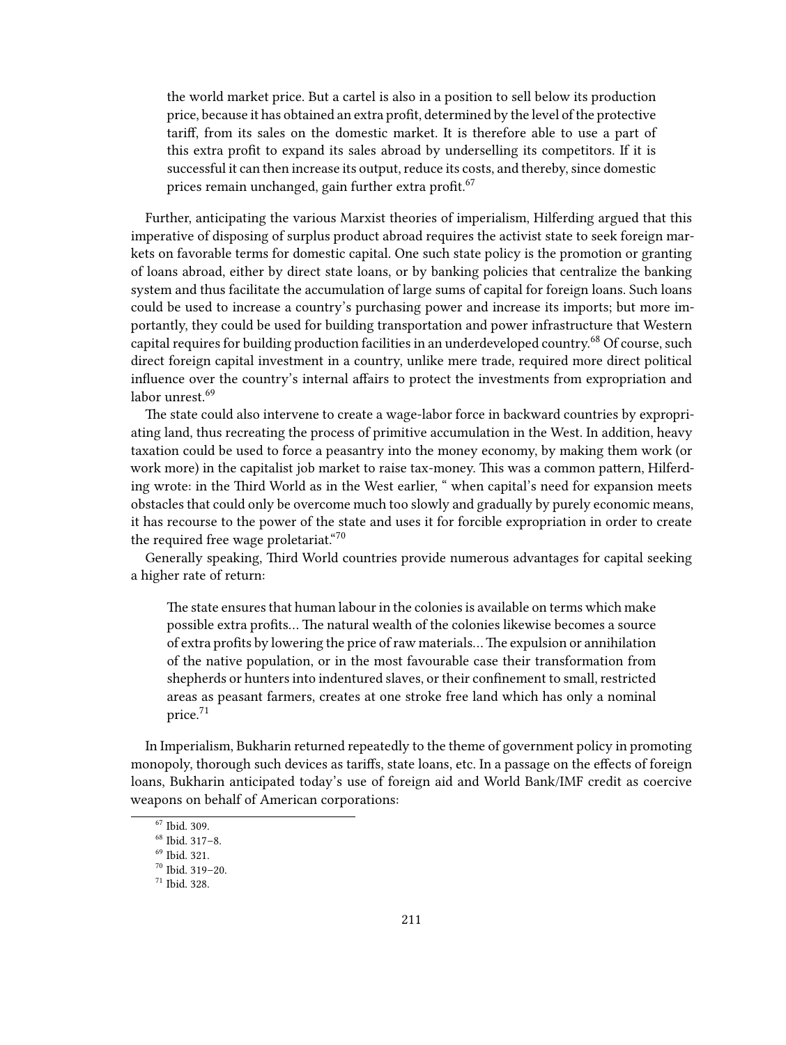> the world market price. But a cartel is also in a position to sell below its production price, because it has obtained an extra profit, determined by the level of the protective tariff, from its sales on the domestic market. It is therefore able to use a part of this extra profit to expand its sales abroad by underselling its competitors. If it is successful it can then increase its output, reduce its costs, and thereby, since domestic prices remain unchanged, gain further extra profit.[67]

Further, anticipating the various Marxist theories of imperialism, Hilferding argued that this imperative of disposing of surplus product abroad requires the activist state to seek foreign markets on favorable terms for domestic capital. One such state policy is the promotion or granting of loans abroad, either by direct state loans, or by banking policies that centralize the banking system and thus facilitate the accumulation of large sums of capital for foreign loans. Such loans could be used to increase a country's purchasing power and increase its imports; but more importantly, they could be used for building transportation and power infrastructure that Western capital requires for building production facilities in an underdeveloped country.[68] Of course, such direct foreign capital investment in a country, unlike mere trade, required more direct political influence over the country's internal affairs to protect the investments from expropriation and labor unrest.[69]

The state could also intervene to create a wage-labor force in backward countries by expropriating land, thus recreating the process of primitive accumulation in the West. In addition, heavy taxation could be used to force a peasantry into the money economy, by making them work (or work more) in the capitalist job market to raise tax-money. This was a common pattern, Hilferding wrote: in the Third World as in the West earlier, " when capital's need for expansion meets obstacles that could only be overcome much too slowly and gradually by purely economic means, it has recourse to the power of the state and uses it for forcible expropriation in order to create the required free wage proletariat."[70]

Generally speaking, Third World countries provide numerous advantages for capital seeking a higher rate of return:

> The state ensures that human labour in the colonies is available on terms which make possible extra profits… The natural wealth of the colonies likewise becomes a source of extra profits by lowering the price of raw materials… The expulsion or annihilation of the native population, or in the most favourable case their transformation from shepherds or hunters into indentured slaves, or their confinement to small, restricted areas as peasant farmers, creates at one stroke free land which has only a nominal price.[71]

In Imperialism, Bukharin returned repeatedly to the theme of government policy in promoting monopoly, thorough such devices as tariffs, state loans, etc. In a passage on the effects of foreign loans, Bukharin anticipated today's use of foreign aid and World Bank/IMF credit as coercive weapons on behalf of American corporations:

---

[67] Ibid. 309.
[68] Ibid. 317–8.
[69] Ibid. 321.
[70] Ibid. 319–20.
[71] Ibid. 328.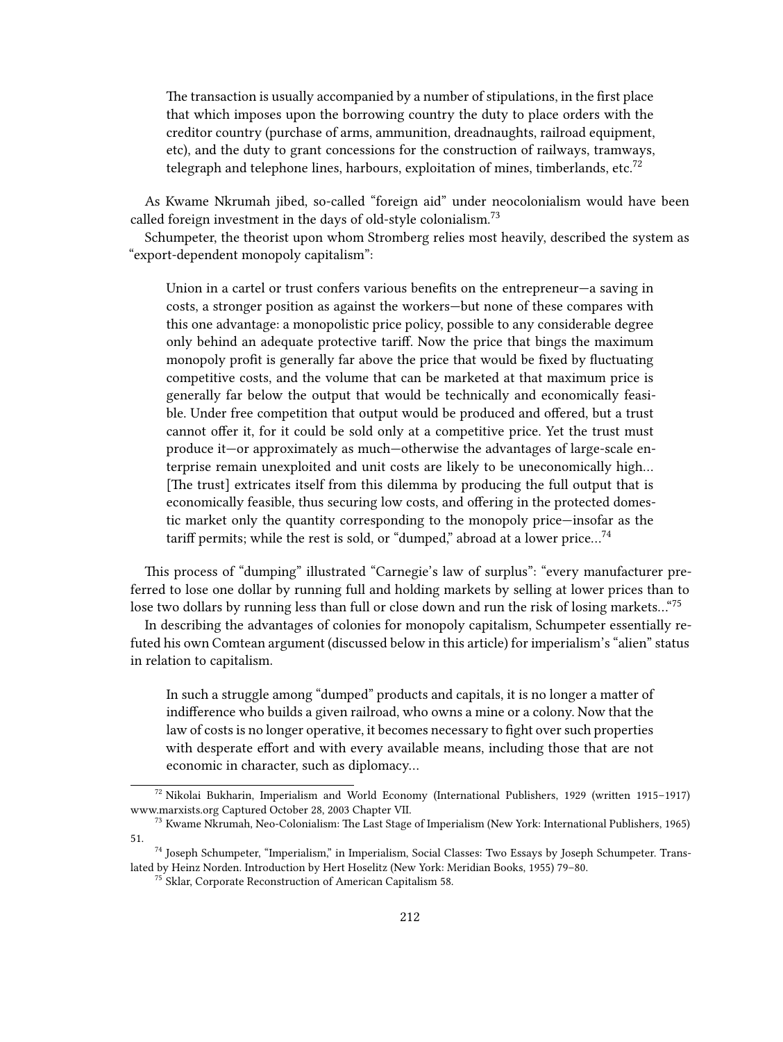> The transaction is usually accompanied by a number of stipulations, in the first place that which imposes upon the borrowing country the duty to place orders with the creditor country (purchase of arms, ammunition, dreadnaughts, railroad equipment, etc), and the duty to grant concessions for the construction of railways, tramways, telegraph and telephone lines, harbours, exploitation of mines, timberlands, etc.[72]

As Kwame Nkrumah jibed, so-called "foreign aid" under neocolonialism would have been called foreign investment in the days of old-style colonialism.[73]

Schumpeter, the theorist upon whom Stromberg relies most heavily, described the system as "export-dependent monopoly capitalism":

> Union in a cartel or trust confers various benefits on the entrepreneur—a saving in costs, a stronger position as against the workers—but none of these compares with this one advantage: a monopolistic price policy, possible to any considerable degree only behind an adequate protective tariff. Now the price that bings the maximum monopoly profit is generally far above the price that would be fixed by fluctuating competitive costs, and the volume that can be marketed at that maximum price is generally far below the output that would be technically and economically feasible. Under free competition that output would be produced and offered, but a trust cannot offer it, for it could be sold only at a competitive price. Yet the trust must produce it—or approximately as much—otherwise the advantages of large-scale enterprise remain unexploited and unit costs are likely to be uneconomically high… [The trust] extricates itself from this dilemma by producing the full output that is economically feasible, thus securing low costs, and offering in the protected domestic market only the quantity corresponding to the monopoly price—insofar as the tariff permits; while the rest is sold, or "dumped," abroad at a lower price…[74]

This process of "dumping" illustrated "Carnegie's law of surplus": "every manufacturer preferred to lose one dollar by running full and holding markets by selling at lower prices than to lose two dollars by running less than full or close down and run the risk of losing markets…"[75]

In describing the advantages of colonies for monopoly capitalism, Schumpeter essentially refuted his own Comtean argument (discussed below in this article) for imperialism's "alien" status in relation to capitalism.

> In such a struggle among "dumped" products and capitals, it is no longer a matter of indifference who builds a given railroad, who owns a mine or a colony. Now that the law of costs is no longer operative, it becomes necessary to fight over such properties with desperate effort and with every available means, including those that are not economic in character, such as diplomacy…

---

[72] Nikolai Bukharin, Imperialism and World Economy (International Publishers, 1929 (written 1915–1917) www.marxists.org Captured October 28, 2003 Chapter VII.

[73] Kwame Nkrumah, Neo-Colonialism: The Last Stage of Imperialism (New York: International Publishers, 1965) 51.

[74] Joseph Schumpeter, "Imperialism," in Imperialism, Social Classes: Two Essays by Joseph Schumpeter. Translated by Heinz Norden. Introduction by Hert Hoselitz (New York: Meridian Books, 1955) 79–80.

[75] Sklar, Corporate Reconstruction of American Capitalism 58.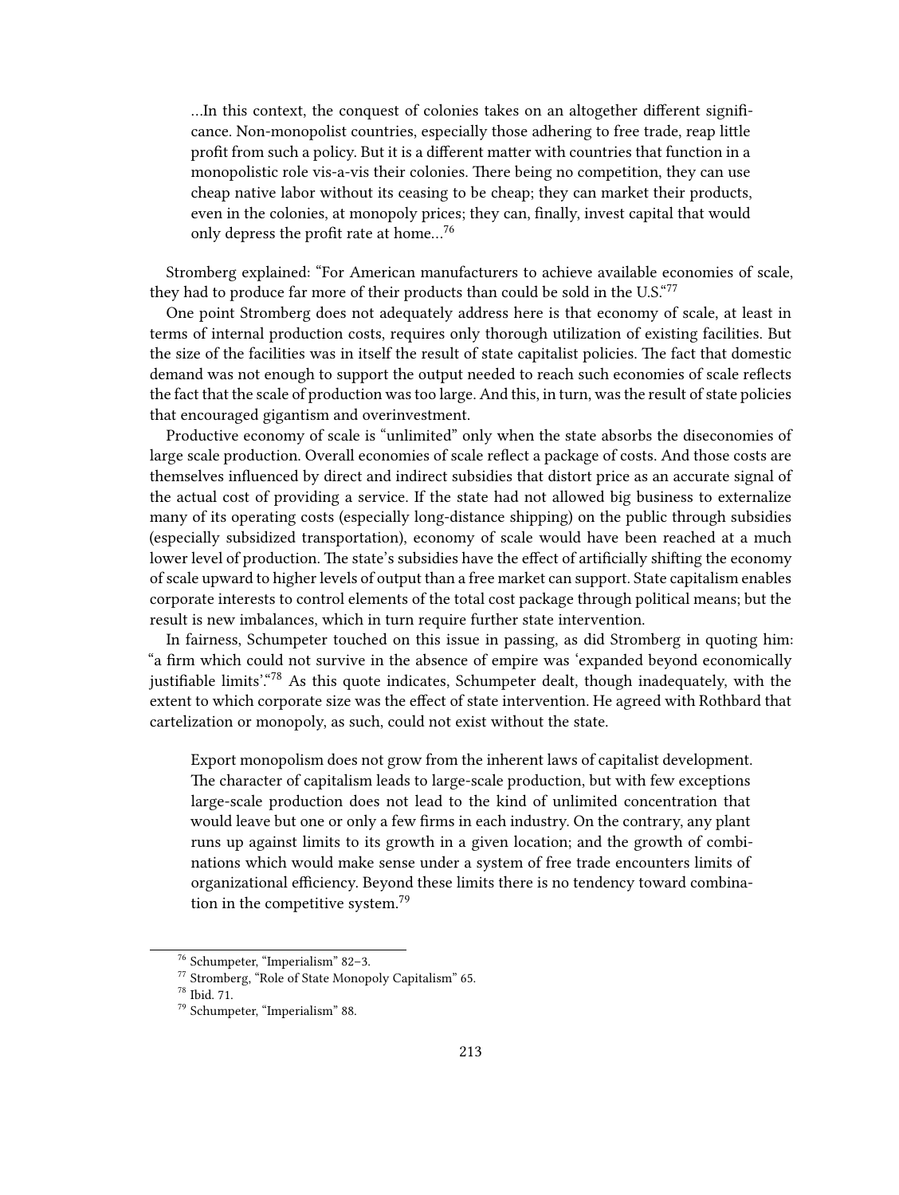> …In this context, the conquest of colonies takes on an altogether different significance. Non-monopolist countries, especially those adhering to free trade, reap little profit from such a policy. But it is a different matter with countries that function in a monopolistic role vis-a-vis their colonies. There being no competition, they can use cheap native labor without its ceasing to be cheap; they can market their products, even in the colonies, at monopoly prices; they can, finally, invest capital that would only depress the profit rate at home…[76]

Stromberg explained: "For American manufacturers to achieve available economies of scale, they had to produce far more of their products than could be sold in the U.S."[77]

One point Stromberg does not adequately address here is that economy of scale, at least in terms of internal production costs, requires only thorough utilization of existing facilities. But the size of the facilities was in itself the result of state capitalist policies. The fact that domestic demand was not enough to support the output needed to reach such economies of scale reflects the fact that the scale of production was too large. And this, in turn, was the result of state policies that encouraged gigantism and overinvestment.

Productive economy of scale is "unlimited" only when the state absorbs the diseconomies of large scale production. Overall economies of scale reflect a package of costs. And those costs are themselves influenced by direct and indirect subsidies that distort price as an accurate signal of the actual cost of providing a service. If the state had not allowed big business to externalize many of its operating costs (especially long-distance shipping) on the public through subsidies (especially subsidized transportation), economy of scale would have been reached at a much lower level of production. The state's subsidies have the effect of artificially shifting the economy of scale upward to higher levels of output than a free market can support. State capitalism enables corporate interests to control elements of the total cost package through political means; but the result is new imbalances, which in turn require further state intervention.

In fairness, Schumpeter touched on this issue in passing, as did Stromberg in quoting him: "a firm which could not survive in the absence of empire was 'expanded beyond economically justifiable limits'."[78] As this quote indicates, Schumpeter dealt, though inadequately, with the extent to which corporate size was the effect of state intervention. He agreed with Rothbard that cartelization or monopoly, as such, could not exist without the state.

> Export monopolism does not grow from the inherent laws of capitalist development. The character of capitalism leads to large-scale production, but with few exceptions large-scale production does not lead to the kind of unlimited concentration that would leave but one or only a few firms in each industry. On the contrary, any plant runs up against limits to its growth in a given location; and the growth of combinations which would make sense under a system of free trade encounters limits of organizational efficiency. Beyond these limits there is no tendency toward combination in the competitive system.[79]

---

[76] Schumpeter, "Imperialism" 82–3.

[77] Stromberg, "Role of State Monopoly Capitalism" 65.

[78] Ibid. 71.

[79] Schumpeter, "Imperialism" 88.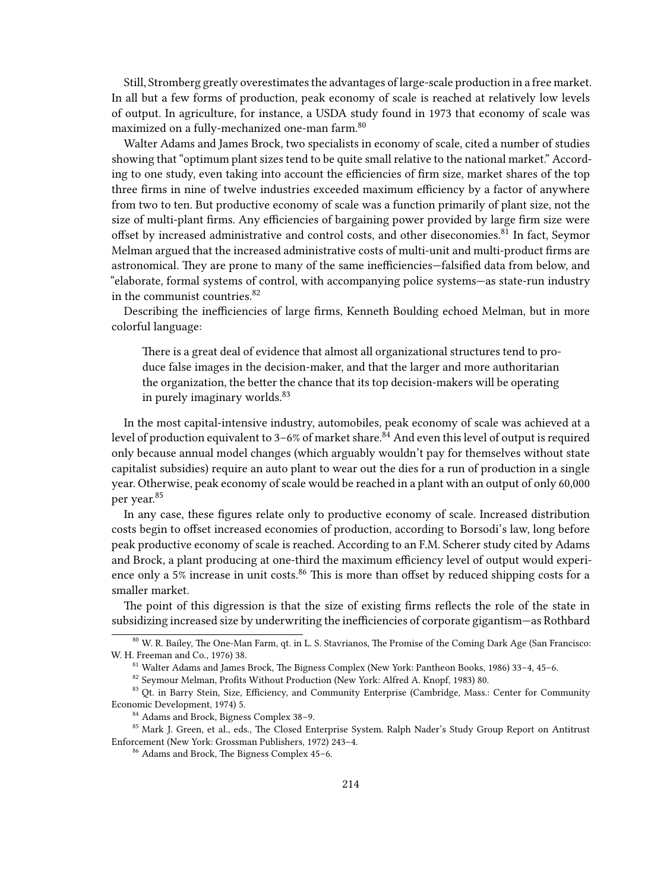Still, Stromberg greatly overestimates the advantages of large-scale production in a free market. In all but a few forms of production, peak economy of scale is reached at relatively low levels of output. In agriculture, for instance, a USDA study found in 1973 that economy of scale was maximized on a fully-mechanized one-man farm.[80]

Walter Adams and James Brock, two specialists in economy of scale, cited a number of studies showing that "optimum plant sizes tend to be quite small relative to the national market." According to one study, even taking into account the efficiencies of firm size, market shares of the top three firms in nine of twelve industries exceeded maximum efficiency by a factor of anywhere from two to ten. But productive economy of scale was a function primarily of plant size, not the size of multi-plant firms. Any efficiencies of bargaining power provided by large firm size were offset by increased administrative and control costs, and other diseconomies.[81] In fact, Seymor Melman argued that the increased administrative costs of multi-unit and multi-product firms are astronomical. They are prone to many of the same inefficiencies—falsified data from below, and "elaborate, formal systems of control, with accompanying police systems—as state-run industry in the communist countries.[82]

Describing the inefficiencies of large firms, Kenneth Boulding echoed Melman, but in more colorful language:

> There is a great deal of evidence that almost all organizational structures tend to produce false images in the decision-maker, and that the larger and more authoritarian the organization, the better the chance that its top decision-makers will be operating in purely imaginary worlds.[83]

In the most capital-intensive industry, automobiles, peak economy of scale was achieved at a level of production equivalent to 3–6% of market share.[84] And even this level of output is required only because annual model changes (which arguably wouldn't pay for themselves without state capitalist subsidies) require an auto plant to wear out the dies for a run of production in a single year. Otherwise, peak economy of scale would be reached in a plant with an output of only 60,000 per year.[85]

In any case, these figures relate only to productive economy of scale. Increased distribution costs begin to offset increased economies of production, according to Borsodi's law, long before peak productive economy of scale is reached. According to an F.M. Scherer study cited by Adams and Brock, a plant producing at one-third the maximum efficiency level of output would experience only a 5% increase in unit costs.[86] This is more than offset by reduced shipping costs for a smaller market.

The point of this digression is that the size of existing firms reflects the role of the state in subsidizing increased size by underwriting the inefficiencies of corporate gigantism—as Rothbard

---

[80] W. R. Bailey, The One-Man Farm, qt. in L. S. Stavrianos, The Promise of the Coming Dark Age (San Francisco: W. H. Freeman and Co., 1976) 38.

[81] Walter Adams and James Brock, The Bigness Complex (New York: Pantheon Books, 1986) 33–4, 45–6.

[82] Seymour Melman, Profits Without Production (New York: Alfred A. Knopf, 1983) 80.

[83] Qt. in Barry Stein, Size, Efficiency, and Community Enterprise (Cambridge, Mass.: Center for Community Economic Development, 1974) 5.

[84] Adams and Brock, Bigness Complex 38–9.

[85] Mark J. Green, et al., eds., The Closed Enterprise System. Ralph Nader's Study Group Report on Antitrust Enforcement (New York: Grossman Publishers, 1972) 243–4.

[86] Adams and Brock, The Bigness Complex 45–6.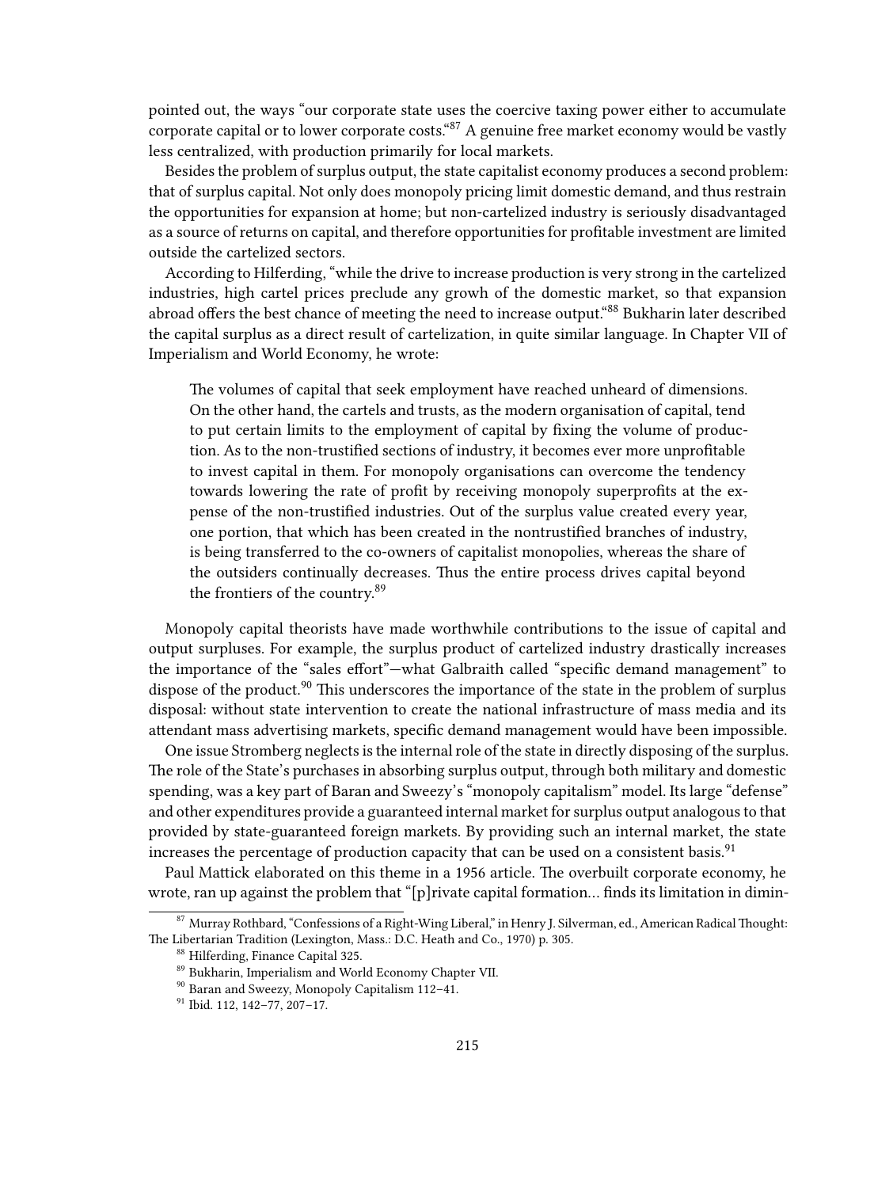pointed out, the ways "our corporate state uses the coercive taxing power either to accumulate corporate capital or to lower corporate costs."[87] A genuine free market economy would be vastly less centralized, with production primarily for local markets.

Besides the problem of surplus output, the state capitalist economy produces a second problem: that of surplus capital. Not only does monopoly pricing limit domestic demand, and thus restrain the opportunities for expansion at home; but non-cartelized industry is seriously disadvantaged as a source of returns on capital, and therefore opportunities for profitable investment are limited outside the cartelized sectors.

According to Hilferding, "while the drive to increase production is very strong in the cartelized industries, high cartel prices preclude any growth of the domestic market, so that expansion abroad offers the best chance of meeting the need to increase output."[88] Bukharin later described the capital surplus as a direct result of cartelization, in quite similar language. In Chapter VII of Imperialism and World Economy, he wrote:

> The volumes of capital that seek employment have reached unheard of dimensions. On the other hand, the cartels and trusts, as the modern organisation of capital, tend to put certain limits to the employment of capital by fixing the volume of production. As to the non-trustified sections of industry, it becomes ever more unprofitable to invest capital in them. For monopoly organisations can overcome the tendency towards lowering the rate of profit by receiving monopoly superprofits at the expense of the non-trustified industries. Out of the surplus value created every year, one portion, that which has been created in the nontrustified branches of industry, is being transferred to the co-owners of capitalist monopolies, whereas the share of the outsiders continually decreases. Thus the entire process drives capital beyond the frontiers of the country.[89]

Monopoly capital theorists have made worthwhile contributions to the issue of capital and output surpluses. For example, the surplus product of cartelized industry drastically increases the importance of the "sales effort"—what Galbraith called "specific demand management" to dispose of the product.[90] This underscores the importance of the state in the problem of surplus disposal: without state intervention to create the national infrastructure of mass media and its attendant mass advertising markets, specific demand management would have been impossible.

One issue Stromberg neglects is the internal role of the state in directly disposing of the surplus. The role of the State's purchases in absorbing surplus output, through both military and domestic spending, was a key part of Baran and Sweezy's "monopoly capitalism" model. Its large "defense" and other expenditures provide a guaranteed internal market for surplus output analogous to that provided by state-guaranteed foreign markets. By providing such an internal market, the state increases the percentage of production capacity that can be used on a consistent basis.[91]

Paul Mattick elaborated on this theme in a 1956 article. The overbuilt corporate economy, he wrote, ran up against the problem that "[p]rivate capital formation… finds its limitation in dimin-

---

[87] Murray Rothbard, "Confessions of a Right-Wing Liberal," in Henry J. Silverman, ed., American Radical Thought: The Libertarian Tradition (Lexington, Mass.: D.C. Heath and Co., 1970) p. 305.

[88] Hilferding, Finance Capital 325.

[89] Bukharin, Imperialism and World Economy Chapter VII.

[90] Baran and Sweezy, Monopoly Capitalism 112–41.

[91] Ibid. 112, 142–77, 207–17.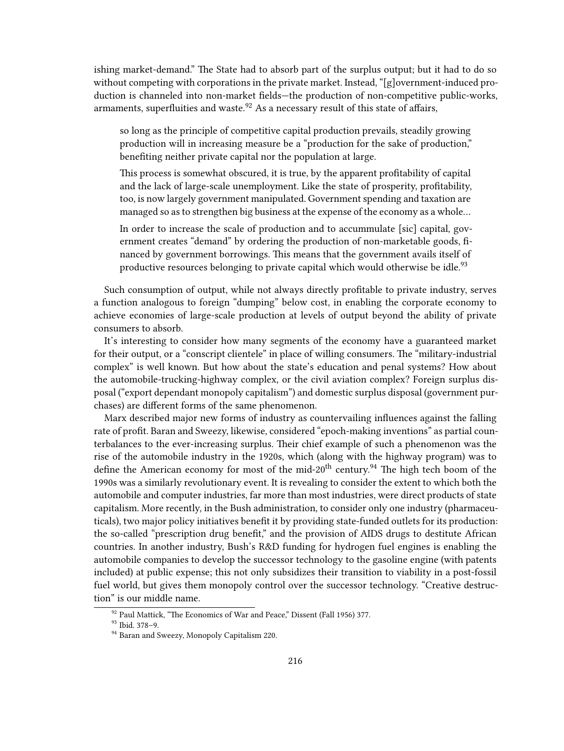ishing market-demand." The State had to absorb part of the surplus output; but it had to do so without competing with corporations in the private market. Instead, "[g]overnment-induced production is channeled into non-market fields—the production of non-competitive public-works, armaments, superfluities and waste.[92] As a necessary result of this state of affairs,

> so long as the principle of competitive capital production prevails, steadily growing production will in increasing measure be a "production for the sake of production," benefiting neither private capital nor the population at large.
>
> This process is somewhat obscured, it is true, by the apparent profitability of capital and the lack of large-scale unemployment. Like the state of prosperity, profitability, too, is now largely government manipulated. Government spending and taxation are managed so as to strengthen big business at the expense of the economy as a whole…
>
> In order to increase the scale of production and to accummulate [sic] capital, government creates "demand" by ordering the production of non-marketable goods, financed by government borrowings. This means that the government avails itself of productive resources belonging to private capital which would otherwise be idle.[93]

Such consumption of output, while not always directly profitable to private industry, serves a function analogous to foreign "dumping" below cost, in enabling the corporate economy to achieve economies of large-scale production at levels of output beyond the ability of private consumers to absorb.

It's interesting to consider how many segments of the economy have a guaranteed market for their output, or a "conscript clientele" in place of willing consumers. The "military-industrial complex" is well known. But how about the state's education and penal systems? How about the automobile-trucking-highway complex, or the civil aviation complex? Foreign surplus disposal ("export dependant monopoly capitalism") and domestic surplus disposal (government purchases) are different forms of the same phenomenon.

Marx described major new forms of industry as countervailing influences against the falling rate of profit. Baran and Sweezy, likewise, considered "epoch-making inventions" as partial counterbalances to the ever-increasing surplus. Their chief example of such a phenomenon was the rise of the automobile industry in the 1920s, which (along with the highway program) was to define the American economy for most of the mid-20th century.[94] The high tech boom of the 1990s was a similarly revolutionary event. It is revealing to consider the extent to which both the automobile and computer industries, far more than most industries, were direct products of state capitalism. More recently, in the Bush administration, to consider only one industry (pharmaceuticals), two major policy initiatives benefit it by providing state-funded outlets for its production: the so-called "prescription drug benefit," and the provision of AIDS drugs to destitute African countries. In another industry, Bush's R&D funding for hydrogen fuel engines is enabling the automobile companies to develop the successor technology to the gasoline engine (with patents included) at public expense; this not only subsidizes their transition to viability in a post-fossil fuel world, but gives them monopoly control over the successor technology. "Creative destruction" is our middle name.

---

[92] Paul Mattick, "The Economics of War and Peace," Dissent (Fall 1956) 377.

[93] Ibid. 378–9.

[94] Baran and Sweezy, Monopoly Capitalism 220.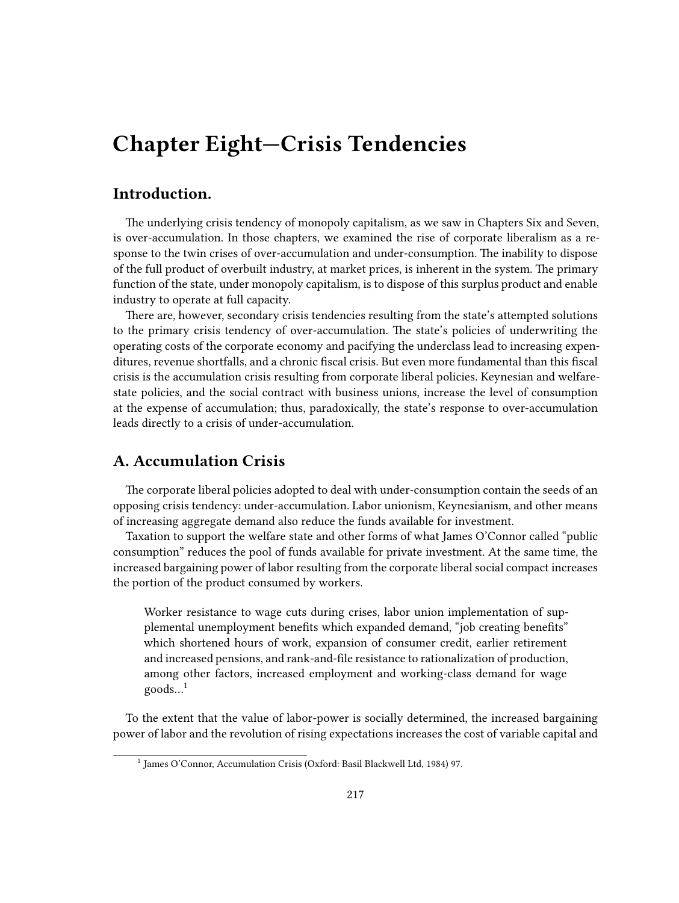# Chapter Eight—Crisis Tendencies

## Introduction.

The underlying crisis tendency of monopoly capitalism, as we saw in Chapters Six and Seven, is over-accumulation. In those chapters, we examined the rise of corporate liberalism as a response to the twin crises of over-accumulation and under-consumption. The inability to dispose of the full product of overbuilt industry, at market prices, is inherent in the system. The primary function of the state, under monopoly capitalism, is to dispose of this surplus product and enable industry to operate at full capacity.

There are, however, secondary crisis tendencies resulting from the state's attempted solutions to the primary crisis tendency of over-accumulation. The state's policies of underwriting the operating costs of the corporate economy and pacifying the underclass lead to increasing expenditures, revenue shortfalls, and a chronic fiscal crisis. But even more fundamental than this fiscal crisis is the accumulation crisis resulting from corporate liberal policies. Keynesian and welfare-state policies, and the social contract with business unions, increase the level of consumption at the expense of accumulation; thus, paradoxically, the state's response to over-accumulation leads directly to a crisis of under-accumulation.

## A. Accumulation Crisis

The corporate liberal policies adopted to deal with under-consumption contain the seeds of an opposing crisis tendency: under-accumulation. Labor unionism, Keynesianism, and other means of increasing aggregate demand also reduce the funds available for investment.

Taxation to support the welfare state and other forms of what James O'Connor called "public consumption" reduces the pool of funds available for private investment. At the same time, the increased bargaining power of labor resulting from the corporate liberal social compact increases the portion of the product consumed by workers.

> Worker resistance to wage cuts during crises, labor union implementation of supplemental unemployment benefits which expanded demand, "job creating benefits" which shortened hours of work, expansion of consumer credit, earlier retirement and increased pensions, and rank-and-file resistance to rationalization of production, among other factors, increased employment and working-class demand for wage goods...[1]

To the extent that the value of labor-power is socially determined, the increased bargaining power of labor and the revolution of rising expectations increases the cost of variable capital and

[1] James O'Connor, Accumulation Crisis (Oxford: Basil Blackwell Ltd, 1984) 97.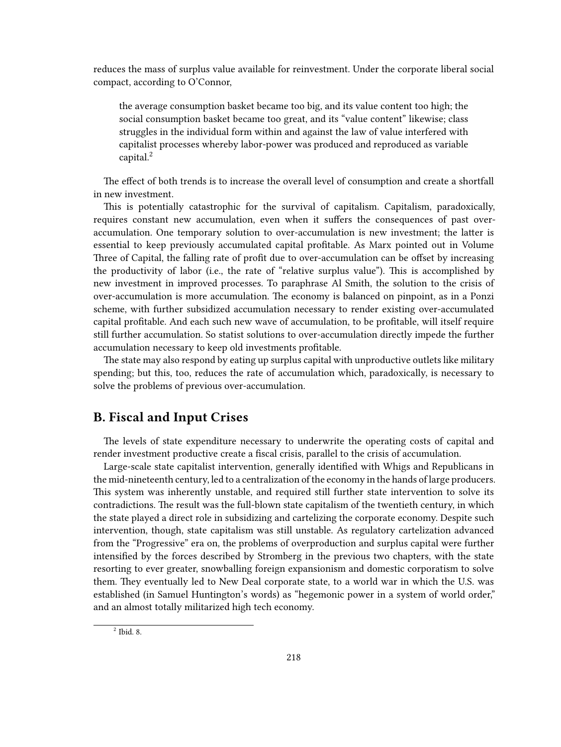reduces the mass of surplus value available for reinvestment. Under the corporate liberal social compact, according to O'Connor,

> the average consumption basket became too big, and its value content too high; the social consumption basket became too great, and its "value content" likewise; class struggles in the individual form within and against the law of value interfered with capitalist processes whereby labor-power was produced and reproduced as variable capital.[2]

The effect of both trends is to increase the overall level of consumption and create a shortfall in new investment.

This is potentially catastrophic for the survival of capitalism. Capitalism, paradoxically, requires constant new accumulation, even when it suffers the consequences of past over-accumulation. One temporary solution to over-accumulation is new investment; the latter is essential to keep previously accumulated capital profitable. As Marx pointed out in Volume Three of Capital, the falling rate of profit due to over-accumulation can be offset by increasing the productivity of labor (i.e., the rate of "relative surplus value"). This is accomplished by new investment in improved processes. To paraphrase Al Smith, the solution to the crisis of over-accumulation is more accumulation. The economy is balanced on pinpoint, as in a Ponzi scheme, with further subsidized accumulation necessary to render existing over-accumulated capital profitable. And each such new wave of accumulation, to be profitable, will itself require still further accumulation. So statist solutions to over-accumulation directly impede the further accumulation necessary to keep old investments profitable.

The state may also respond by eating up surplus capital with unproductive outlets like military spending; but this, too, reduces the rate of accumulation which, paradoxically, is necessary to solve the problems of previous over-accumulation.

## B. Fiscal and Input Crises

The levels of state expenditure necessary to underwrite the operating costs of capital and render investment productive create a fiscal crisis, parallel to the crisis of accumulation.

Large-scale state capitalist intervention, generally identified with Whigs and Republicans in the mid-nineteenth century, led to a centralization of the economy in the hands of large producers. This system was inherently unstable, and required still further state intervention to solve its contradictions. The result was the full-blown state capitalism of the twentieth century, in which the state played a direct role in subsidizing and cartelizing the corporate economy. Despite such intervention, though, state capitalism was still unstable. As regulatory cartelization advanced from the "Progressive" era on, the problems of overproduction and surplus capital were further intensified by the forces described by Stromberg in the previous two chapters, with the state resorting to ever greater, snowballing foreign expansionism and domestic corporatism to solve them. They eventually led to New Deal corporate state, to a world war in which the U.S. was established (in Samuel Huntington's words) as "hegemonic power in a system of world order," and an almost totally militarized high tech economy.

[2] Ibid. 8.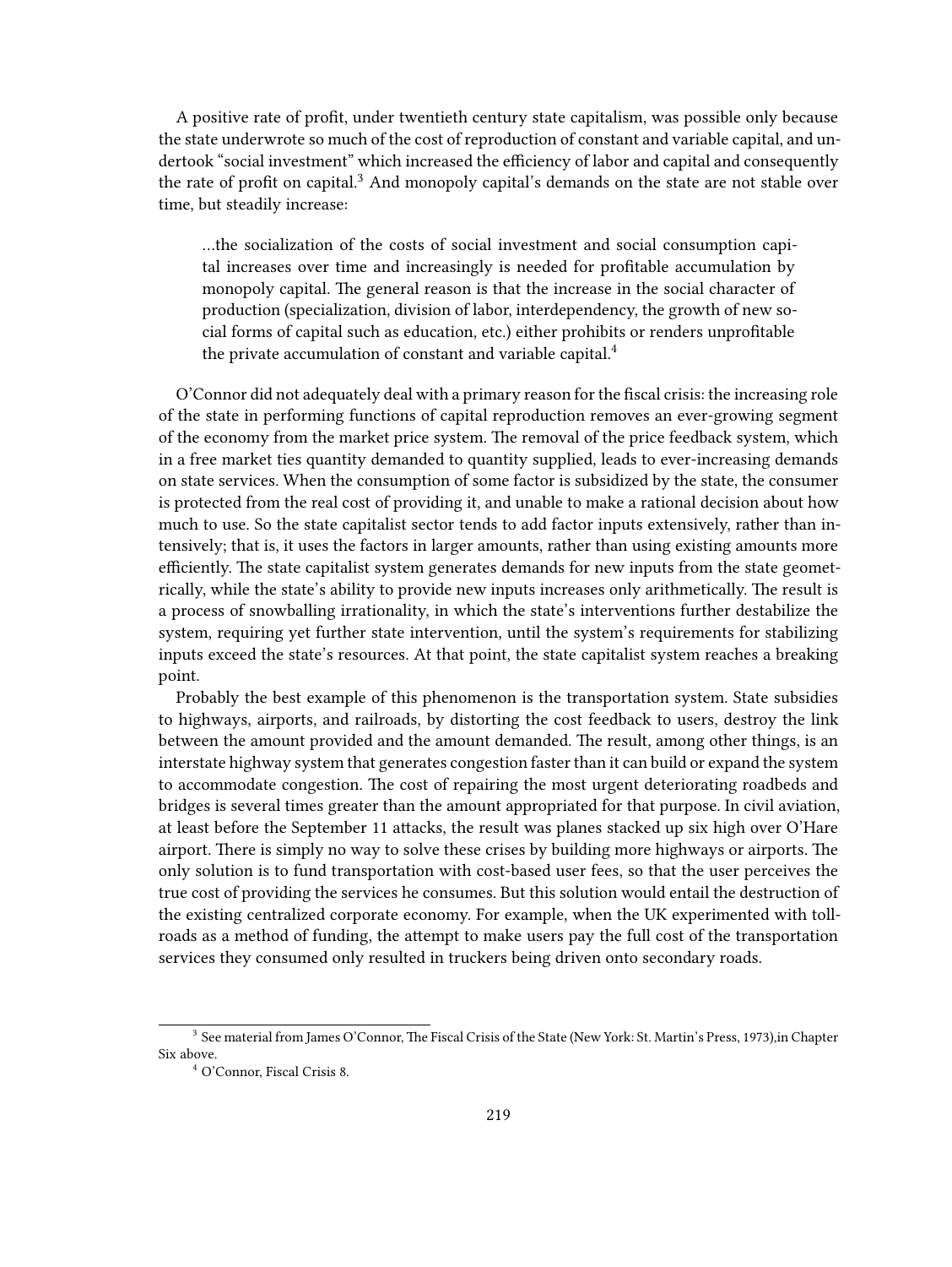A positive rate of profit, under twentieth century state capitalism, was possible only because the state underwrote so much of the cost of reproduction of constant and variable capital, and undertook "social investment" which increased the efficiency of labor and capital and consequently the rate of profit on capital.[3] And monopoly capital's demands on the state are not stable over time, but steadily increase:

> …the socialization of the costs of social investment and social consumption capital increases over time and increasingly is needed for profitable accumulation by monopoly capital. The general reason is that the increase in the social character of production (specialization, division of labor, interdependency, the growth of new social forms of capital such as education, etc.) either prohibits or renders unprofitable the private accumulation of constant and variable capital.[4]

O'Connor did not adequately deal with a primary reason for the fiscal crisis: the increasing role of the state in performing functions of capital reproduction removes an ever-growing segment of the economy from the market price system. The removal of the price feedback system, which in a free market ties quantity demanded to quantity supplied, leads to ever-increasing demands on state services. When the consumption of some factor is subsidized by the state, the consumer is protected from the real cost of providing it, and unable to make a rational decision about how much to use. So the state capitalist sector tends to add factor inputs extensively, rather than intensively; that is, it uses the factors in larger amounts, rather than using existing amounts more efficiently. The state capitalist system generates demands for new inputs from the state geometrically, while the state's ability to provide new inputs increases only arithmetically. The result is a process of snowballing irrationality, in which the state's interventions further destabilize the system, requiring yet further state intervention, until the system's requirements for stabilizing inputs exceed the state's resources. At that point, the state capitalist system reaches a breaking point.

Probably the best example of this phenomenon is the transportation system. State subsidies to highways, airports, and railroads, by distorting the cost feedback to users, destroy the link between the amount provided and the amount demanded. The result, among other things, is an interstate highway system that generates congestion faster than it can build or expand the system to accommodate congestion. The cost of repairing the most urgent deteriorating roadbeds and bridges is several times greater than the amount appropriated for that purpose. In civil aviation, at least before the September 11 attacks, the result was planes stacked up six high over O'Hare airport. There is simply no way to solve these crises by building more highways or airports. The only solution is to fund transportation with cost-based user fees, so that the user perceives the true cost of providing the services he consumes. But this solution would entail the destruction of the existing centralized corporate economy. For example, when the UK experimented with toll-roads as a method of funding, the attempt to make users pay the full cost of the transportation services they consumed only resulted in truckers being driven onto secondary roads.

---

[3] See material from James O'Connor, The Fiscal Crisis of the State (New York: St. Martin's Press, 1973),in Chapter Six above.

[4] O'Connor, Fiscal Crisis 8.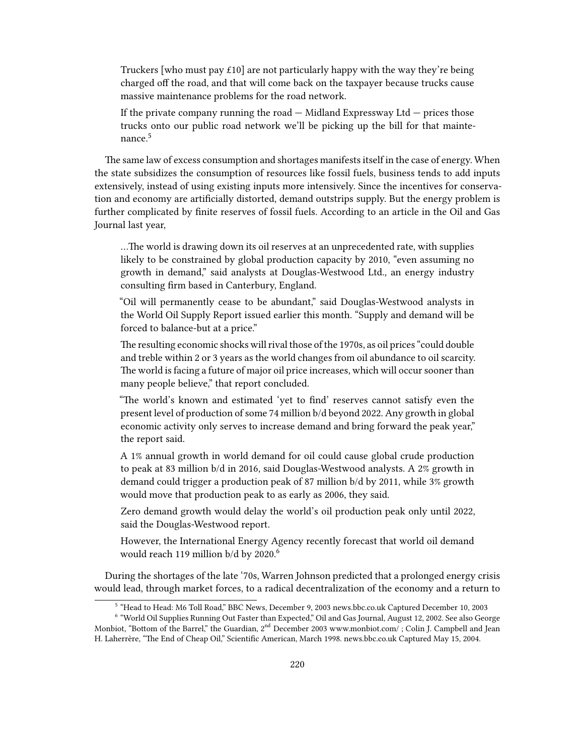> Truckers [who must pay £10] are not particularly happy with the way they're being charged off the road, and that will come back on the taxpayer because trucks cause massive maintenance problems for the road network.
>
> If the private company running the road — Midland Expressway Ltd — prices those trucks onto our public road network we'll be picking up the bill for that maintenance.[5]

The same law of excess consumption and shortages manifests itself in the case of energy. When the state subsidizes the consumption of resources like fossil fuels, business tends to add inputs extensively, instead of using existing inputs more intensively. Since the incentives for conservation and economy are artificially distorted, demand outstrips supply. But the energy problem is further complicated by finite reserves of fossil fuels. According to an article in the Oil and Gas Journal last year,

> …The world is drawing down its oil reserves at an unprecedented rate, with supplies likely to be constrained by global production capacity by 2010, "even assuming no growth in demand," said analysts at Douglas-Westwood Ltd., an energy industry consulting firm based in Canterbury, England.
>
> "Oil will permanently cease to be abundant," said Douglas-Westwood analysts in the World Oil Supply Report issued earlier this month. "Supply and demand will be forced to balance-but at a price."
>
> The resulting economic shocks will rival those of the 1970s, as oil prices "could double and treble within 2 or 3 years as the world changes from oil abundance to oil scarcity. The world is facing a future of major oil price increases, which will occur sooner than many people believe," that report concluded.
>
> "The world's known and estimated 'yet to find' reserves cannot satisfy even the present level of production of some 74 million b/d beyond 2022. Any growth in global economic activity only serves to increase demand and bring forward the peak year," the report said.
>
> A 1% annual growth in world demand for oil could cause global crude production to peak at 83 million b/d in 2016, said Douglas-Westwood analysts. A 2% growth in demand could trigger a production peak of 87 million b/d by 2011, while 3% growth would move that production peak to as early as 2006, they said.
>
> Zero demand growth would delay the world's oil production peak only until 2022, said the Douglas-Westwood report.
>
> However, the International Energy Agency recently forecast that world oil demand would reach 119 million b/d by 2020.[6]

During the shortages of the late '70s, Warren Johnson predicted that a prolonged energy crisis would lead, through market forces, to a radical decentralization of the economy and a return to

---

[5] "Head to Head: M6 Toll Road," BBC News, December 9, 2003 news.bbc.co.uk Captured December 10, 2003

[6] "World Oil Supplies Running Out Faster than Expected," Oil and Gas Journal, August 12, 2002. See also George Monbiot, "Bottom of the Barrel," the Guardian, 2nd December 2003 www.monbiot.com/ ; Colin J. Campbell and Jean H. Laherrère, "The End of Cheap Oil," Scientific American, March 1998. news.bbc.co.uk Captured May 15, 2004.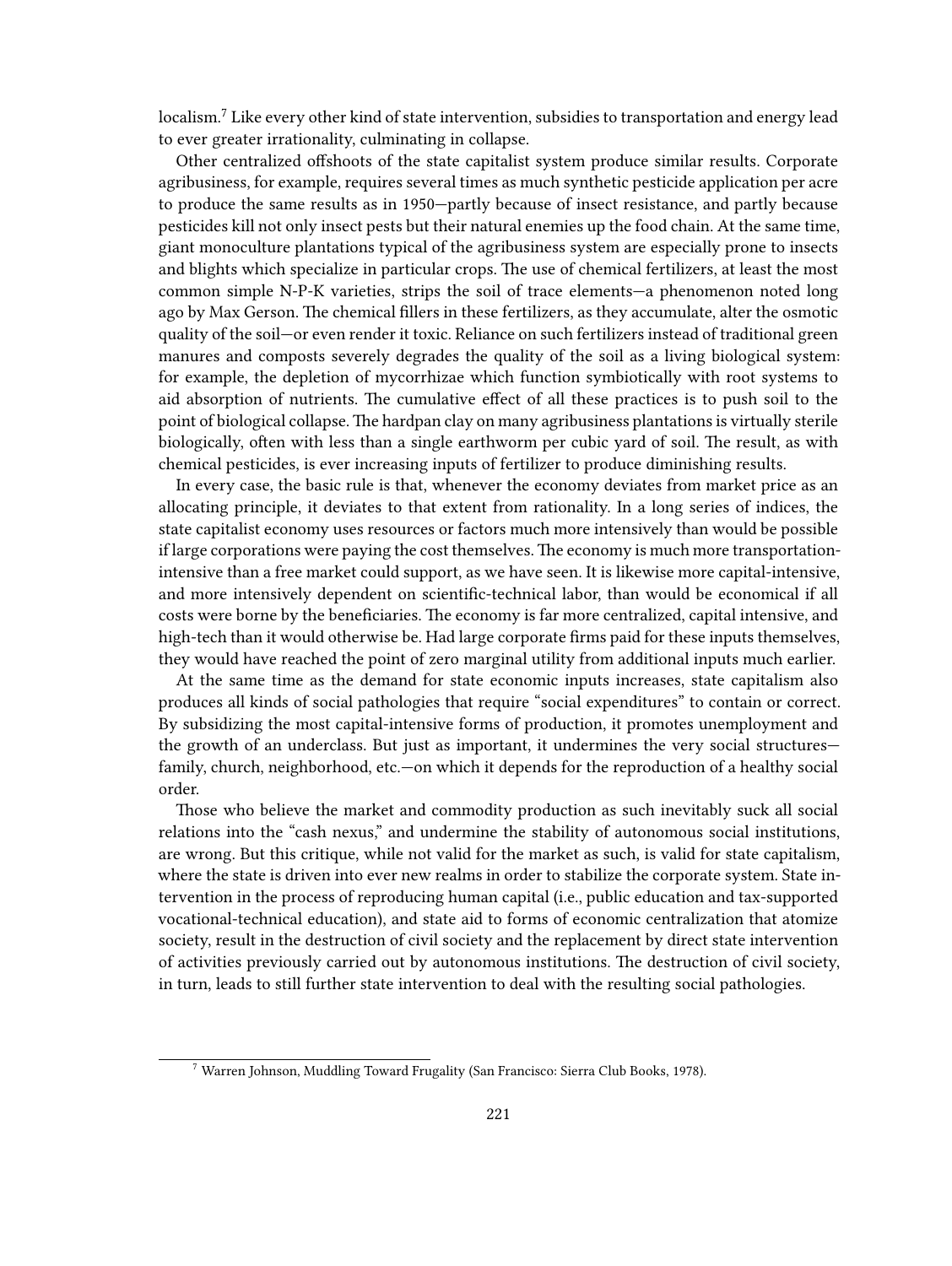localism.[7] Like every other kind of state intervention, subsidies to transportation and energy lead to ever greater irrationality, culminating in collapse.

Other centralized offshoots of the state capitalist system produce similar results. Corporate agribusiness, for example, requires several times as much synthetic pesticide application per acre to produce the same results as in 1950—partly because of insect resistance, and partly because pesticides kill not only insect pests but their natural enemies up the food chain. At the same time, giant monoculture plantations typical of the agribusiness system are especially prone to insects and blights which specialize in particular crops. The use of chemical fertilizers, at least the most common simple N-P-K varieties, strips the soil of trace elements—a phenomenon noted long ago by Max Gerson. The chemical fillers in these fertilizers, as they accumulate, alter the osmotic quality of the soil—or even render it toxic. Reliance on such fertilizers instead of traditional green manures and composts severely degrades the quality of the soil as a living biological system: for example, the depletion of mycorrhizae which function symbiotically with root systems to aid absorption of nutrients. The cumulative effect of all these practices is to push soil to the point of biological collapse. The hardpan clay on many agribusiness plantations is virtually sterile biologically, often with less than a single earthworm per cubic yard of soil. The result, as with chemical pesticides, is ever increasing inputs of fertilizer to produce diminishing results.

In every case, the basic rule is that, whenever the economy deviates from market price as an allocating principle, it deviates to that extent from rationality. In a long series of indices, the state capitalist economy uses resources or factors much more intensively than would be possible if large corporations were paying the cost themselves. The economy is much more transportation-intensive than a free market could support, as we have seen. It is likewise more capital-intensive, and more intensively dependent on scientific-technical labor, than would be economical if all costs were borne by the beneficiaries. The economy is far more centralized, capital intensive, and high-tech than it would otherwise be. Had large corporate firms paid for these inputs themselves, they would have reached the point of zero marginal utility from additional inputs much earlier.

At the same time as the demand for state economic inputs increases, state capitalism also produces all kinds of social pathologies that require "social expenditures" to contain or correct. By subsidizing the most capital-intensive forms of production, it promotes unemployment and the growth of an underclass. But just as important, it undermines the very social structures—family, church, neighborhood, etc.—on which it depends for the reproduction of a healthy social order.

Those who believe the market and commodity production as such inevitably suck all social relations into the "cash nexus," and undermine the stability of autonomous social institutions, are wrong. But this critique, while not valid for the market as such, is valid for state capitalism, where the state is driven into ever new realms in order to stabilize the corporate system. State intervention in the process of reproducing human capital (i.e., public education and tax-supported vocational-technical education), and state aid to forms of economic centralization that atomize society, result in the destruction of civil society and the replacement by direct state intervention of activities previously carried out by autonomous institutions. The destruction of civil society, in turn, leads to still further state intervention to deal with the resulting social pathologies.

[7] Warren Johnson, Muddling Toward Frugality (San Francisco: Sierra Club Books, 1978).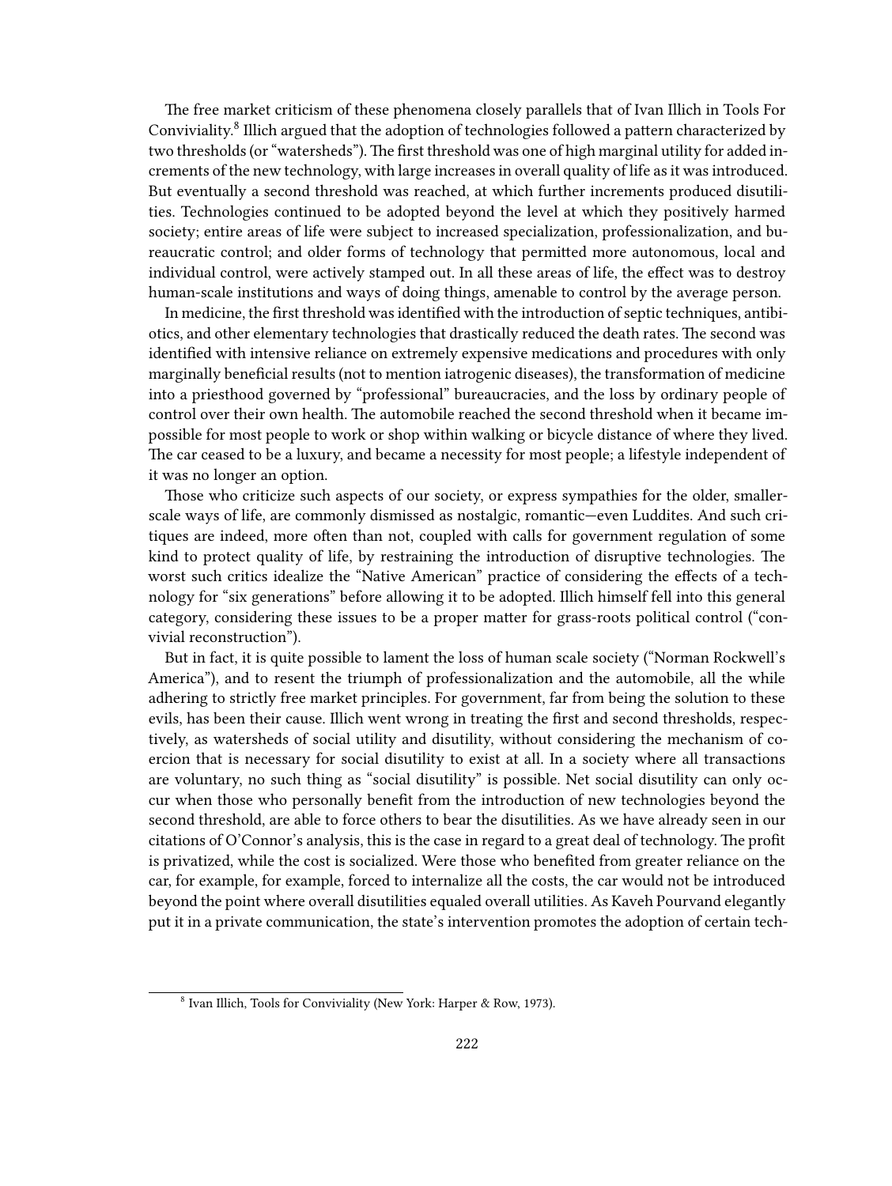The free market criticism of these phenomena closely parallels that of Ivan Illich in Tools For Conviviality.[8] Illich argued that the adoption of technologies followed a pattern characterized by two thresholds (or "watersheds"). The first threshold was one of high marginal utility for added increments of the new technology, with large increases in overall quality of life as it was introduced. But eventually a second threshold was reached, at which further increments produced disutilities. Technologies continued to be adopted beyond the level at which they positively harmed society; entire areas of life were subject to increased specialization, professionalization, and bureaucratic control; and older forms of technology that permitted more autonomous, local and individual control, were actively stamped out. In all these areas of life, the effect was to destroy human-scale institutions and ways of doing things, amenable to control by the average person.

In medicine, the first threshold was identified with the introduction of septic techniques, antibiotics, and other elementary technologies that drastically reduced the death rates. The second was identified with intensive reliance on extremely expensive medications and procedures with only marginally beneficial results (not to mention iatrogenic diseases), the transformation of medicine into a priesthood governed by "professional" bureaucracies, and the loss by ordinary people of control over their own health. The automobile reached the second threshold when it became impossible for most people to work or shop within walking or bicycle distance of where they lived. The car ceased to be a luxury, and became a necessity for most people; a lifestyle independent of it was no longer an option.

Those who criticize such aspects of our society, or express sympathies for the older, smaller-scale ways of life, are commonly dismissed as nostalgic, romantic—even Luddites. And such critiques are indeed, more often than not, coupled with calls for government regulation of some kind to protect quality of life, by restraining the introduction of disruptive technologies. The worst such critics idealize the "Native American" practice of considering the effects of a technology for "six generations" before allowing it to be adopted. Illich himself fell into this general category, considering these issues to be a proper matter for grass-roots political control ("convivial reconstruction").

But in fact, it is quite possible to lament the loss of human scale society ("Norman Rockwell's America"), and to resent the triumph of professionalization and the automobile, all the while adhering to strictly free market principles. For government, far from being the solution to these evils, has been their cause. Illich went wrong in treating the first and second thresholds, respectively, as watersheds of social utility and disutility, without considering the mechanism of coercion that is necessary for social disutility to exist at all. In a society where all transactions are voluntary, no such thing as "social disutility" is possible. Net social disutility can only occur when those who personally benefit from the introduction of new technologies beyond the second threshold, are able to force others to bear the disutilities. As we have already seen in our citations of O'Connor's analysis, this is the case in regard to a great deal of technology. The profit is privatized, while the cost is socialized. Were those who benefited from greater reliance on the car, for example, for example, forced to internalize all the costs, the car would not be introduced beyond the point where overall disutilities equaled overall utilities. As Kaveh Pourvand elegantly put it in a private communication, the state's intervention promotes the adoption of certain tech-

[8] Ivan Illich, Tools for Conviviality (New York: Harper & Row, 1973).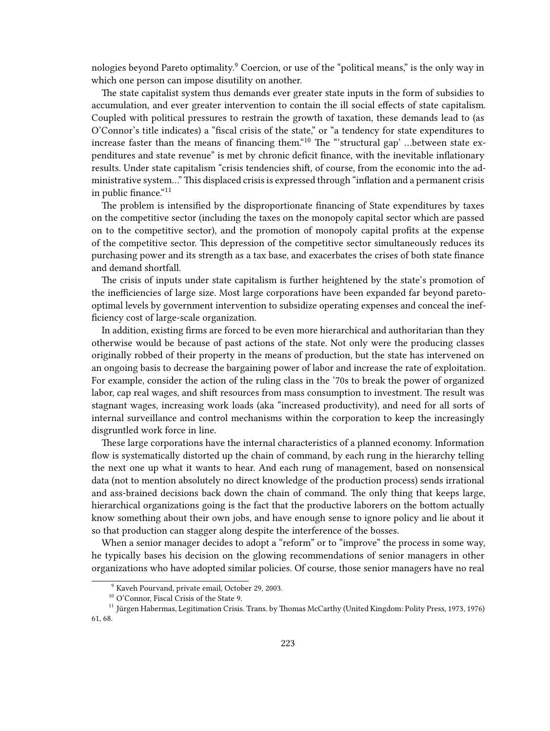nologies beyond Pareto optimality.[9] Coercion, or use of the "political means," is the only way in which one person can impose disutility on another.

The state capitalist system thus demands ever greater state inputs in the form of subsidies to accumulation, and ever greater intervention to contain the ill social effects of state capitalism. Coupled with political pressures to restrain the growth of taxation, these demands lead to (as O'Connor's title indicates) a "fiscal crisis of the state," or "a tendency for state expenditures to increase faster than the means of financing them."[10] The "'structural gap' …between state expenditures and state revenue" is met by chronic deficit finance, with the inevitable inflationary results. Under state capitalism "crisis tendencies shift, of course, from the economic into the administrative system…" This displaced crisis is expressed through "inflation and a permanent crisis in public finance."[11]

The problem is intensified by the disproportionate financing of State expenditures by taxes on the competitive sector (including the taxes on the monopoly capital sector which are passed on to the competitive sector), and the promotion of monopoly capital profits at the expense of the competitive sector. This depression of the competitive sector simultaneously reduces its purchasing power and its strength as a tax base, and exacerbates the crises of both state finance and demand shortfall.

The crisis of inputs under state capitalism is further heightened by the state's promotion of the inefficiencies of large size. Most large corporations have been expanded far beyond pareto-optimal levels by government intervention to subsidize operating expenses and conceal the inefficiency cost of large-scale organization.

In addition, existing firms are forced to be even more hierarchical and authoritarian than they otherwise would be because of past actions of the state. Not only were the producing classes originally robbed of their property in the means of production, but the state has intervened on an ongoing basis to decrease the bargaining power of labor and increase the rate of exploitation. For example, consider the action of the ruling class in the '70s to break the power of organized labor, cap real wages, and shift resources from mass consumption to investment. The result was stagnant wages, increasing work loads (aka "increased productivity), and need for all sorts of internal surveillance and control mechanisms within the corporation to keep the increasingly disgruntled work force in line.

These large corporations have the internal characteristics of a planned economy. Information flow is systematically distorted up the chain of command, by each rung in the hierarchy telling the next one up what it wants to hear. And each rung of management, based on nonsensical data (not to mention absolutely no direct knowledge of the production process) sends irrational and ass-brained decisions back down the chain of command. The only thing that keeps large, hierarchical organizations going is the fact that the productive laborers on the bottom actually know something about their own jobs, and have enough sense to ignore policy and lie about it so that production can stagger along despite the interference of the bosses.

When a senior manager decides to adopt a "reform" or to "improve" the process in some way, he typically bases his decision on the glowing recommendations of senior managers in other organizations who have adopted similar policies. Of course, those senior managers have no real

---

[9] Kaveh Pourvand, private email, October 29, 2003.

[10] O'Connor, Fiscal Crisis of the State 9.

[11] Jürgen Habermas, Legitimation Crisis. Trans. by Thomas McCarthy (United Kingdom: Polity Press, 1973, 1976) 61, 68.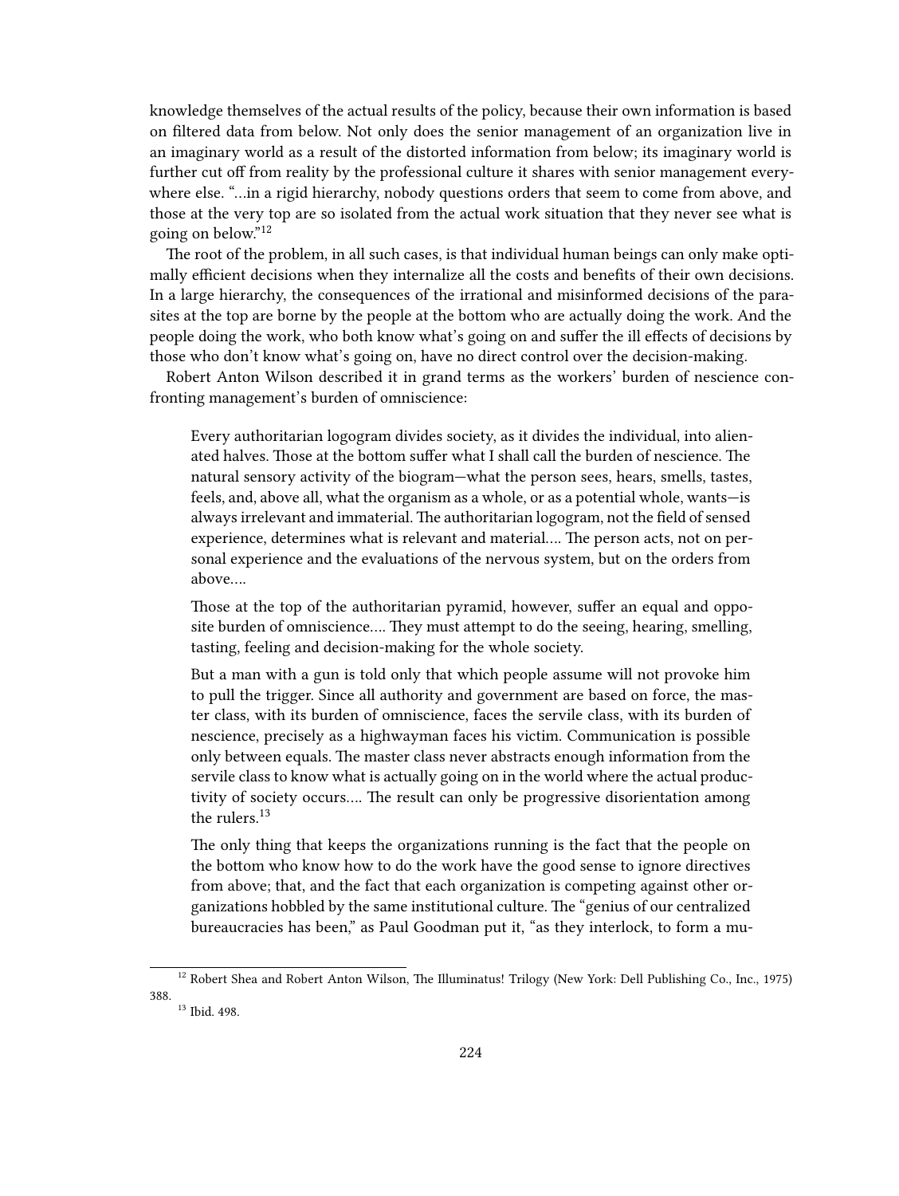knowledge themselves of the actual results of the policy, because their own information is based on filtered data from below. Not only does the senior management of an organization live in an imaginary world as a result of the distorted information from below; its imaginary world is further cut off from reality by the professional culture it shares with senior management everywhere else. "…in a rigid hierarchy, nobody questions orders that seem to come from above, and those at the very top are so isolated from the actual work situation that they never see what is going on below."[12]

The root of the problem, in all such cases, is that individual human beings can only make optimally efficient decisions when they internalize all the costs and benefits of their own decisions. In a large hierarchy, the consequences of the irrational and misinformed decisions of the parasites at the top are borne by the people at the bottom who are actually doing the work. And the people doing the work, who both know what's going on and suffer the ill effects of decisions by those who don't know what's going on, have no direct control over the decision-making.

Robert Anton Wilson described it in grand terms as the workers' burden of nescience confronting management's burden of omniscience:

> Every authoritarian logogram divides society, as it divides the individual, into alienated halves. Those at the bottom suffer what I shall call the burden of nescience. The natural sensory activity of the biogram—what the person sees, hears, smells, tastes, feels, and, above all, what the organism as a whole, or as a potential whole, wants—is always irrelevant and immaterial. The authoritarian logogram, not the field of sensed experience, determines what is relevant and material…. The person acts, not on personal experience and the evaluations of the nervous system, but on the orders from above….
>
> Those at the top of the authoritarian pyramid, however, suffer an equal and opposite burden of omniscience…. They must attempt to do the seeing, hearing, smelling, tasting, feeling and decision-making for the whole society.
>
> But a man with a gun is told only that which people assume will not provoke him to pull the trigger. Since all authority and government are based on force, the master class, with its burden of omniscience, faces the servile class, with its burden of nescience, precisely as a highwayman faces his victim. Communication is possible only between equals. The master class never abstracts enough information from the servile class to know what is actually going on in the world where the actual productivity of society occurs…. The result can only be progressive disorientation among the rulers.[13]
>
> The only thing that keeps the organizations running is the fact that the people on the bottom who know how to do the work have the good sense to ignore directives from above; that, and the fact that each organization is competing against other organizations hobbled by the same institutional culture. The "genius of our centralized bureaucracies has been," as Paul Goodman put it, "as they interlock, to form a mu-

---

[12] Robert Shea and Robert Anton Wilson, The Illuminatus! Trilogy (New York: Dell Publishing Co., Inc., 1975) 388.

[13] Ibid. 498.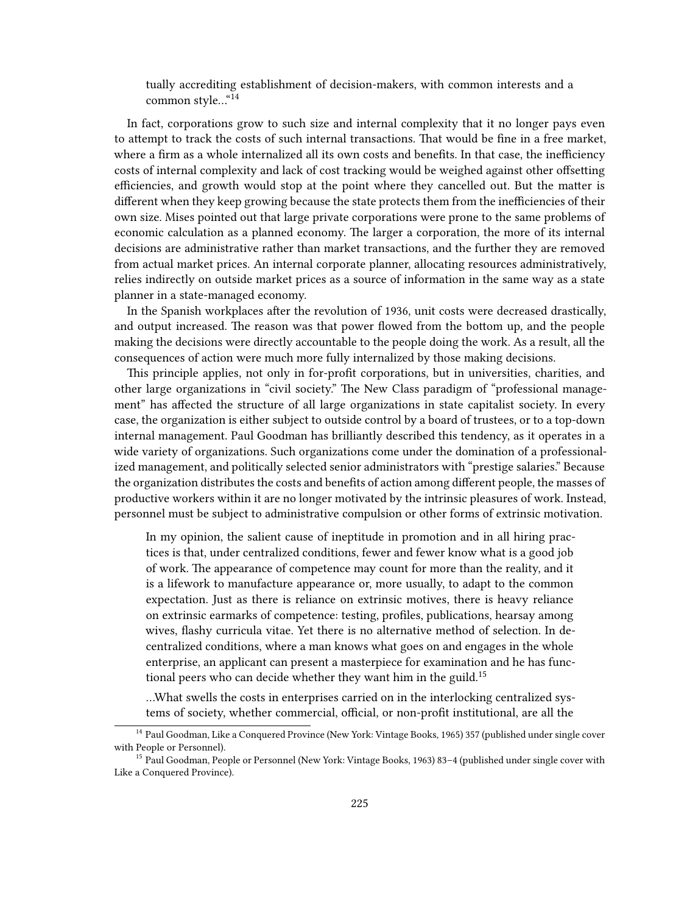> tually accrediting establishment of decision-makers, with common interests and a common style…"[14]

In fact, corporations grow to such size and internal complexity that it no longer pays even to attempt to track the costs of such internal transactions. That would be fine in a free market, where a firm as a whole internalized all its own costs and benefits. In that case, the inefficiency costs of internal complexity and lack of cost tracking would be weighed against other offsetting efficiencies, and growth would stop at the point where they cancelled out. But the matter is different when they keep growing because the state protects them from the inefficiencies of their own size. Mises pointed out that large private corporations were prone to the same problems of economic calculation as a planned economy. The larger a corporation, the more of its internal decisions are administrative rather than market transactions, and the further they are removed from actual market prices. An internal corporate planner, allocating resources administratively, relies indirectly on outside market prices as a source of information in the same way as a state planner in a state-managed economy.

In the Spanish workplaces after the revolution of 1936, unit costs were decreased drastically, and output increased. The reason was that power flowed from the bottom up, and the people making the decisions were directly accountable to the people doing the work. As a result, all the consequences of action were much more fully internalized by those making decisions.

This principle applies, not only in for-profit corporations, but in universities, charities, and other large organizations in "civil society." The New Class paradigm of "professional management" has affected the structure of all large organizations in state capitalist society. In every case, the organization is either subject to outside control by a board of trustees, or to a top-down internal management. Paul Goodman has brilliantly described this tendency, as it operates in a wide variety of organizations. Such organizations come under the domination of a professionalized management, and politically selected senior administrators with "prestige salaries." Because the organization distributes the costs and benefits of action among different people, the masses of productive workers within it are no longer motivated by the intrinsic pleasures of work. Instead, personnel must be subject to administrative compulsion or other forms of extrinsic motivation.

> In my opinion, the salient cause of ineptitude in promotion and in all hiring practices is that, under centralized conditions, fewer and fewer know what is a good job of work. The appearance of competence may count for more than the reality, and it is a lifework to manufacture appearance or, more usually, to adapt to the common expectation. Just as there is reliance on extrinsic motives, there is heavy reliance on extrinsic earmarks of competence: testing, profiles, publications, hearsay among wives, flashy curricula vitae. Yet there is no alternative method of selection. In decentralized conditions, where a man knows what goes on and engages in the whole enterprise, an applicant can present a masterpiece for examination and he has functional peers who can decide whether they want him in the guild.[15]
>
> …What swells the costs in enterprises carried on in the interlocking centralized systems of society, whether commercial, official, or non-profit institutional, are all the

---

[14] Paul Goodman, Like a Conquered Province (New York: Vintage Books, 1965) 357 (published under single cover with People or Personnel).

[15] Paul Goodman, People or Personnel (New York: Vintage Books, 1963) 83–4 (published under single cover with Like a Conquered Province).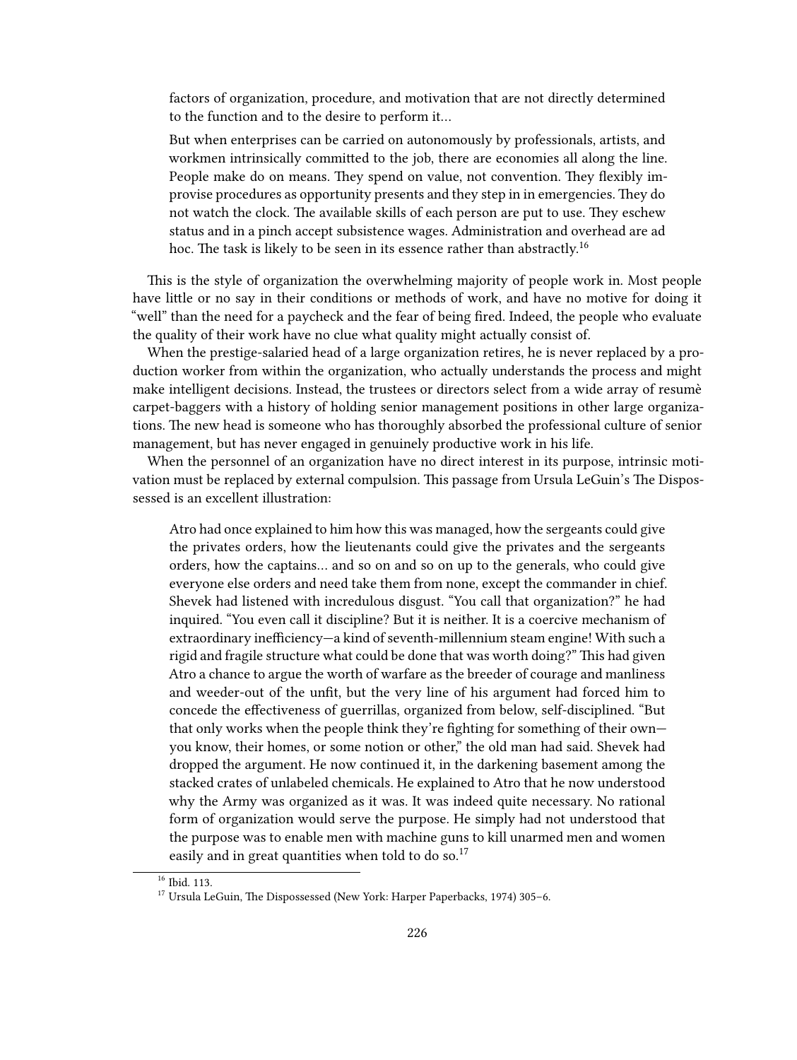> factors of organization, procedure, and motivation that are not directly determined to the function and to the desire to perform it…
>
> But when enterprises can be carried on autonomously by professionals, artists, and workmen intrinsically committed to the job, there are economies all along the line. People make do on means. They spend on value, not convention. They flexibly improvise procedures as opportunity presents and they step in in emergencies. They do not watch the clock. The available skills of each person are put to use. They eschew status and in a pinch accept subsistence wages. Administration and overhead are ad hoc. The task is likely to be seen in its essence rather than abstractly.[16]

This is the style of organization the overwhelming majority of people work in. Most people have little or no say in their conditions or methods of work, and have no motive for doing it "well" than the need for a paycheck and the fear of being fired. Indeed, the people who evaluate the quality of their work have no clue what quality might actually consist of.

When the prestige-salaried head of a large organization retires, he is never replaced by a production worker from within the organization, who actually understands the process and might make intelligent decisions. Instead, the trustees or directors select from a wide array of resumè carpet-baggers with a history of holding senior management positions in other large organizations. The new head is someone who has thoroughly absorbed the professional culture of senior management, but has never engaged in genuinely productive work in his life.

When the personnel of an organization have no direct interest in its purpose, intrinsic motivation must be replaced by external compulsion. This passage from Ursula LeGuin's The Dispossessed is an excellent illustration:

> Atro had once explained to him how this was managed, how the sergeants could give the privates orders, how the lieutenants could give the privates and the sergeants orders, how the captains… and so on and so on up to the generals, who could give everyone else orders and need take them from none, except the commander in chief. Shevek had listened with incredulous disgust. "You call that organization?" he had inquired. "You even call it discipline? But it is neither. It is a coercive mechanism of extraordinary inefficiency—a kind of seventh-millennium steam engine! With such a rigid and fragile structure what could be done that was worth doing?" This had given Atro a chance to argue the worth of warfare as the breeder of courage and manliness and weeder-out of the unfit, but the very line of his argument had forced him to concede the effectiveness of guerrillas, organized from below, self-disciplined. "But that only works when the people think they're fighting for something of their own—you know, their homes, or some notion or other," the old man had said. Shevek had dropped the argument. He now continued it, in the darkening basement among the stacked crates of unlabeled chemicals. He explained to Atro that he now understood why the Army was organized as it was. It was indeed quite necessary. No rational form of organization would serve the purpose. He simply had not understood that the purpose was to enable men with machine guns to kill unarmed men and women easily and in great quantities when told to do so.[17]

---

[16] Ibid. 113.

[17] Ursula LeGuin, The Dispossessed (New York: Harper Paperbacks, 1974) 305–6.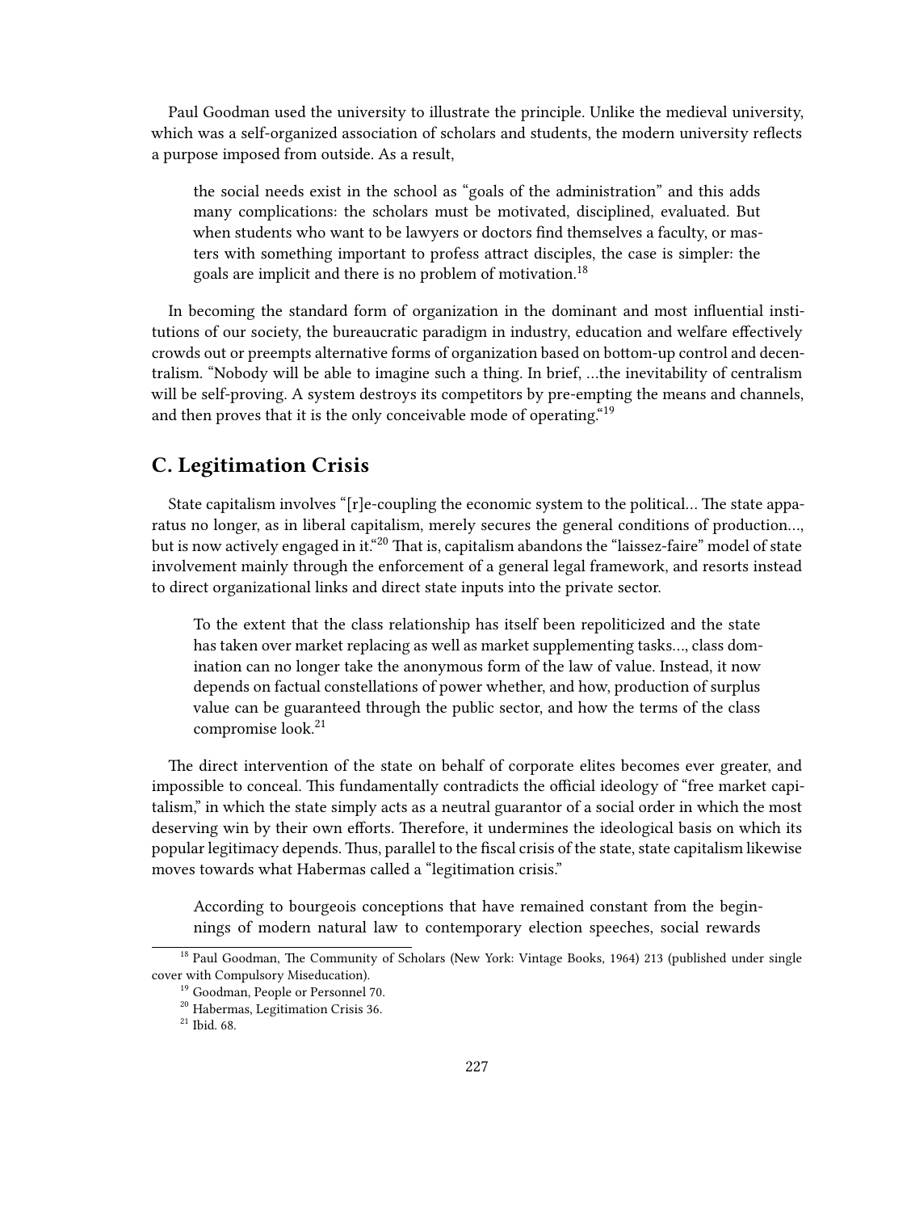Paul Goodman used the university to illustrate the principle. Unlike the medieval university, which was a self-organized association of scholars and students, the modern university reflects a purpose imposed from outside. As a result,

> the social needs exist in the school as "goals of the administration" and this adds many complications: the scholars must be motivated, disciplined, evaluated. But when students who want to be lawyers or doctors find themselves a faculty, or masters with something important to profess attract disciples, the case is simpler: the goals are implicit and there is no problem of motivation.[18]

In becoming the standard form of organization in the dominant and most influential institutions of our society, the bureaucratic paradigm in industry, education and welfare effectively crowds out or preempts alternative forms of organization based on bottom-up control and decentralism. "Nobody will be able to imagine such a thing. In brief, …the inevitability of centralism will be self-proving. A system destroys its competitors by pre-empting the means and channels, and then proves that it is the only conceivable mode of operating."[19]

## C. Legitimation Crisis

State capitalism involves "[r]e-coupling the economic system to the political… The state apparatus no longer, as in liberal capitalism, merely secures the general conditions of production…, but is now actively engaged in it."[20] That is, capitalism abandons the "laissez-faire" model of state involvement mainly through the enforcement of a general legal framework, and resorts instead to direct organizational links and direct state inputs into the private sector.

> To the extent that the class relationship has itself been repoliticized and the state has taken over market replacing as well as market supplementing tasks…, class domination can no longer take the anonymous form of the law of value. Instead, it now depends on factual constellations of power whether, and how, production of surplus value can be guaranteed through the public sector, and how the terms of the class compromise look.[21]

The direct intervention of the state on behalf of corporate elites becomes ever greater, and impossible to conceal. This fundamentally contradicts the official ideology of "free market capitalism," in which the state simply acts as a neutral guarantor of a social order in which the most deserving win by their own efforts. Therefore, it undermines the ideological basis on which its popular legitimacy depends. Thus, parallel to the fiscal crisis of the state, state capitalism likewise moves towards what Habermas called a "legitimation crisis."

> According to bourgeois conceptions that have remained constant from the beginnings of modern natural law to contemporary election speeches, social rewards

[18] Paul Goodman, The Community of Scholars (New York: Vintage Books, 1964) 213 (published under single cover with Compulsory Miseducation).

[19] Goodman, People or Personnel 70.

[20] Habermas, Legitimation Crisis 36.

[21] Ibid. 68.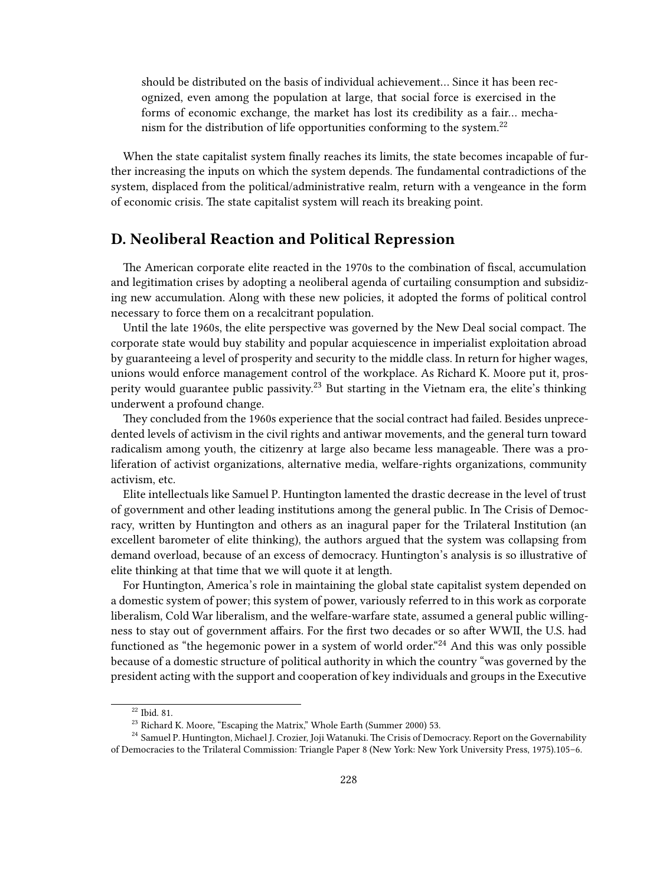> should be distributed on the basis of individual achievement… Since it has been recognized, even among the population at large, that social force is exercised in the forms of economic exchange, the market has lost its credibility as a fair… mechanism for the distribution of life opportunities conforming to the system.[22]

When the state capitalist system finally reaches its limits, the state becomes incapable of further increasing the inputs on which the system depends. The fundamental contradictions of the system, displaced from the political/administrative realm, return with a vengeance in the form of economic crisis. The state capitalist system will reach its breaking point.

## D. Neoliberal Reaction and Political Repression

The American corporate elite reacted in the 1970s to the combination of fiscal, accumulation and legitimation crises by adopting a neoliberal agenda of curtailing consumption and subsidizing new accumulation. Along with these new policies, it adopted the forms of political control necessary to force them on a recalcitrant population.

Until the late 1960s, the elite perspective was governed by the New Deal social compact. The corporate state would buy stability and popular acquiescence in imperialist exploitation abroad by guaranteeing a level of prosperity and security to the middle class. In return for higher wages, unions would enforce management control of the workplace. As Richard K. Moore put it, prosperity would guarantee public passivity.[23] But starting in the Vietnam era, the elite's thinking underwent a profound change.

They concluded from the 1960s experience that the social contract had failed. Besides unprecedented levels of activism in the civil rights and antiwar movements, and the general turn toward radicalism among youth, the citizenry at large also became less manageable. There was a proliferation of activist organizations, alternative media, welfare-rights organizations, community activism, etc.

Elite intellectuals like Samuel P. Huntington lamented the drastic decrease in the level of trust of government and other leading institutions among the general public. In The Crisis of Democracy, written by Huntington and others as an inagural paper for the Trilateral Institution (an excellent barometer of elite thinking), the authors argued that the system was collapsing from demand overload, because of an excess of democracy. Huntington's analysis is so illustrative of elite thinking at that time that we will quote it at length.

For Huntington, America's role in maintaining the global state capitalist system depended on a domestic system of power; this system of power, variously referred to in this work as corporate liberalism, Cold War liberalism, and the welfare-warfare state, assumed a general public willingness to stay out of government affairs. For the first two decades or so after WWII, the U.S. had functioned as "the hegemonic power in a system of world order."[24] And this was only possible because of a domestic structure of political authority in which the country "was governed by the president acting with the support and cooperation of key individuals and groups in the Executive

---

[22] Ibid. 81.

[23] Richard K. Moore, "Escaping the Matrix," Whole Earth (Summer 2000) 53.

[24] Samuel P. Huntington, Michael J. Crozier, Joji Watanuki. The Crisis of Democracy. Report on the Governability of Democracies to the Trilateral Commission: Triangle Paper 8 (New York: New York University Press, 1975).105–6.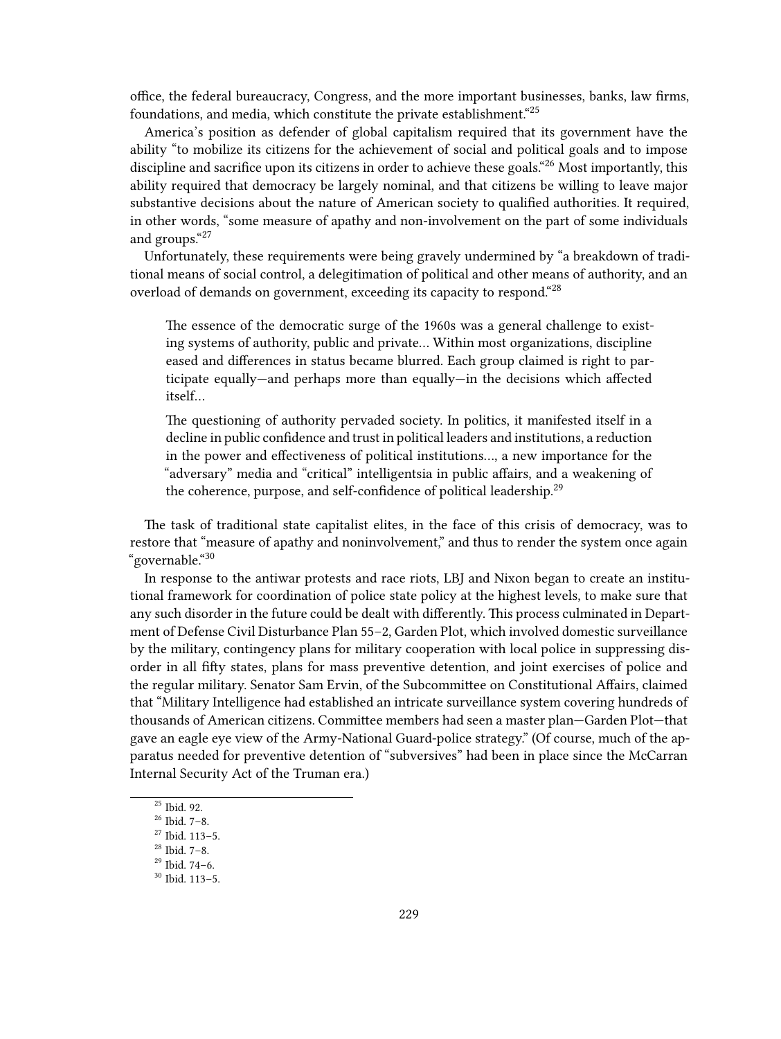office, the federal bureaucracy, Congress, and the more important businesses, banks, law firms, foundations, and media, which constitute the private establishment."[25]

America's position as defender of global capitalism required that its government have the ability "to mobilize its citizens for the achievement of social and political goals and to impose discipline and sacrifice upon its citizens in order to achieve these goals."[26] Most importantly, this ability required that democracy be largely nominal, and that citizens be willing to leave major substantive decisions about the nature of American society to qualified authorities. It required, in other words, "some measure of apathy and non-involvement on the part of some individuals and groups."[27]

Unfortunately, these requirements were being gravely undermined by "a breakdown of traditional means of social control, a delegitimation of political and other means of authority, and an overload of demands on government, exceeding its capacity to respond."[28]

> The essence of the democratic surge of the 1960s was a general challenge to existing systems of authority, public and private… Within most organizations, discipline eased and differences in status became blurred. Each group claimed is right to participate equally—and perhaps more than equally—in the decisions which affected itself…
>
> The questioning of authority pervaded society. In politics, it manifested itself in a decline in public confidence and trust in political leaders and institutions, a reduction in the power and effectiveness of political institutions…, a new importance for the "adversary" media and "critical" intelligentsia in public affairs, and a weakening of the coherence, purpose, and self-confidence of political leadership.[29]

The task of traditional state capitalist elites, in the face of this crisis of democracy, was to restore that "measure of apathy and noninvolvement," and thus to render the system once again "governable."[30]

In response to the antiwar protests and race riots, LBJ and Nixon began to create an institutional framework for coordination of police state policy at the highest levels, to make sure that any such disorder in the future could be dealt with differently. This process culminated in Department of Defense Civil Disturbance Plan 55–2, Garden Plot, which involved domestic surveillance by the military, contingency plans for military cooperation with local police in suppressing disorder in all fifty states, plans for mass preventive detention, and joint exercises of police and the regular military. Senator Sam Ervin, of the Subcommittee on Constitutional Affairs, claimed that "Military Intelligence had established an intricate surveillance system covering hundreds of thousands of American citizens. Committee members had seen a master plan—Garden Plot—that gave an eagle eye view of the Army-National Guard-police strategy." (Of course, much of the apparatus needed for preventive detention of "subversives" had been in place since the McCarran Internal Security Act of the Truman era.)

---

[25] Ibid. 92.
[26] Ibid. 7–8.
[27] Ibid. 113–5.
[28] Ibid. 7–8.
[29] Ibid. 74–6.
[30] Ibid. 113–5.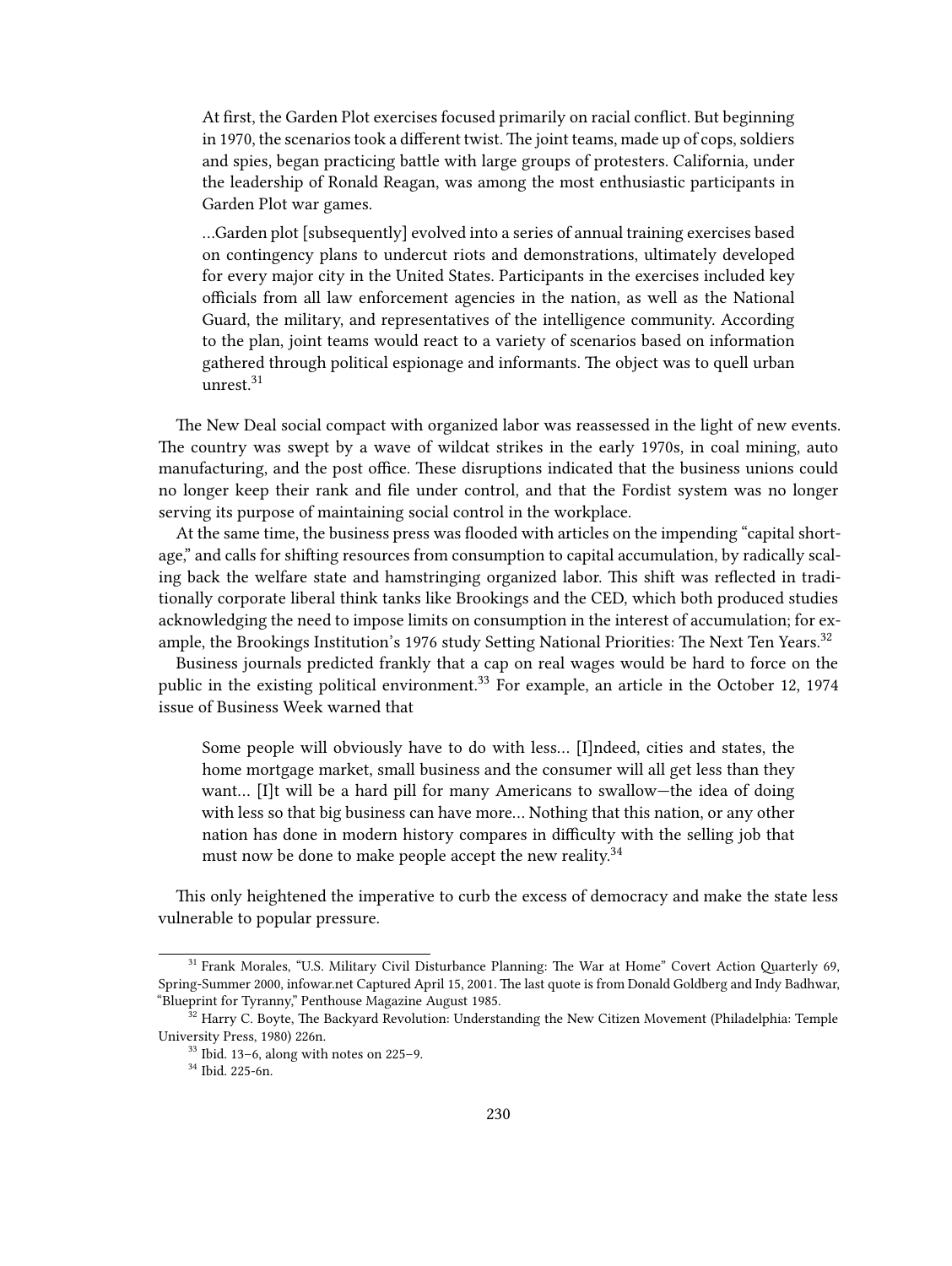> At first, the Garden Plot exercises focused primarily on racial conflict. But beginning in 1970, the scenarios took a different twist. The joint teams, made up of cops, soldiers and spies, began practicing battle with large groups of protesters. California, under the leadership of Ronald Reagan, was among the most enthusiastic participants in Garden Plot war games.
>
> …Garden plot [subsequently] evolved into a series of annual training exercises based on contingency plans to undercut riots and demonstrations, ultimately developed for every major city in the United States. Participants in the exercises included key officials from all law enforcement agencies in the nation, as well as the National Guard, the military, and representatives of the intelligence community. According to the plan, joint teams would react to a variety of scenarios based on information gathered through political espionage and informants. The object was to quell urban unrest.[31]

The New Deal social compact with organized labor was reassessed in the light of new events. The country was swept by a wave of wildcat strikes in the early 1970s, in coal mining, auto manufacturing, and the post office. These disruptions indicated that the business unions could no longer keep their rank and file under control, and that the Fordist system was no longer serving its purpose of maintaining social control in the workplace.

At the same time, the business press was flooded with articles on the impending "capital shortage," and calls for shifting resources from consumption to capital accumulation, by radically scaling back the welfare state and hamstringing organized labor. This shift was reflected in traditionally corporate liberal think tanks like Brookings and the CED, which both produced studies acknowledging the need to impose limits on consumption in the interest of accumulation; for example, the Brookings Institution's 1976 study Setting National Priorities: The Next Ten Years.[32]

Business journals predicted frankly that a cap on real wages would be hard to force on the public in the existing political environment.[33] For example, an article in the October 12, 1974 issue of Business Week warned that

> Some people will obviously have to do with less… [I]ndeed, cities and states, the home mortgage market, small business and the consumer will all get less than they want… [I]t will be a hard pill for many Americans to swallow—the idea of doing with less so that big business can have more… Nothing that this nation, or any other nation has done in modern history compares in difficulty with the selling job that must now be done to make people accept the new reality.[34]

This only heightened the imperative to curb the excess of democracy and make the state less vulnerable to popular pressure.

---

[31] Frank Morales, "U.S. Military Civil Disturbance Planning: The War at Home" Covert Action Quarterly 69, Spring-Summer 2000, infowar.net Captured April 15, 2001. The last quote is from Donald Goldberg and Indy Badhwar, "Blueprint for Tyranny," Penthouse Magazine August 1985.

[32] Harry C. Boyte, The Backyard Revolution: Understanding the New Citizen Movement (Philadelphia: Temple University Press, 1980) 226n.

[33] Ibid. 13–6, along with notes on 225–9.

[34] Ibid. 225-6n.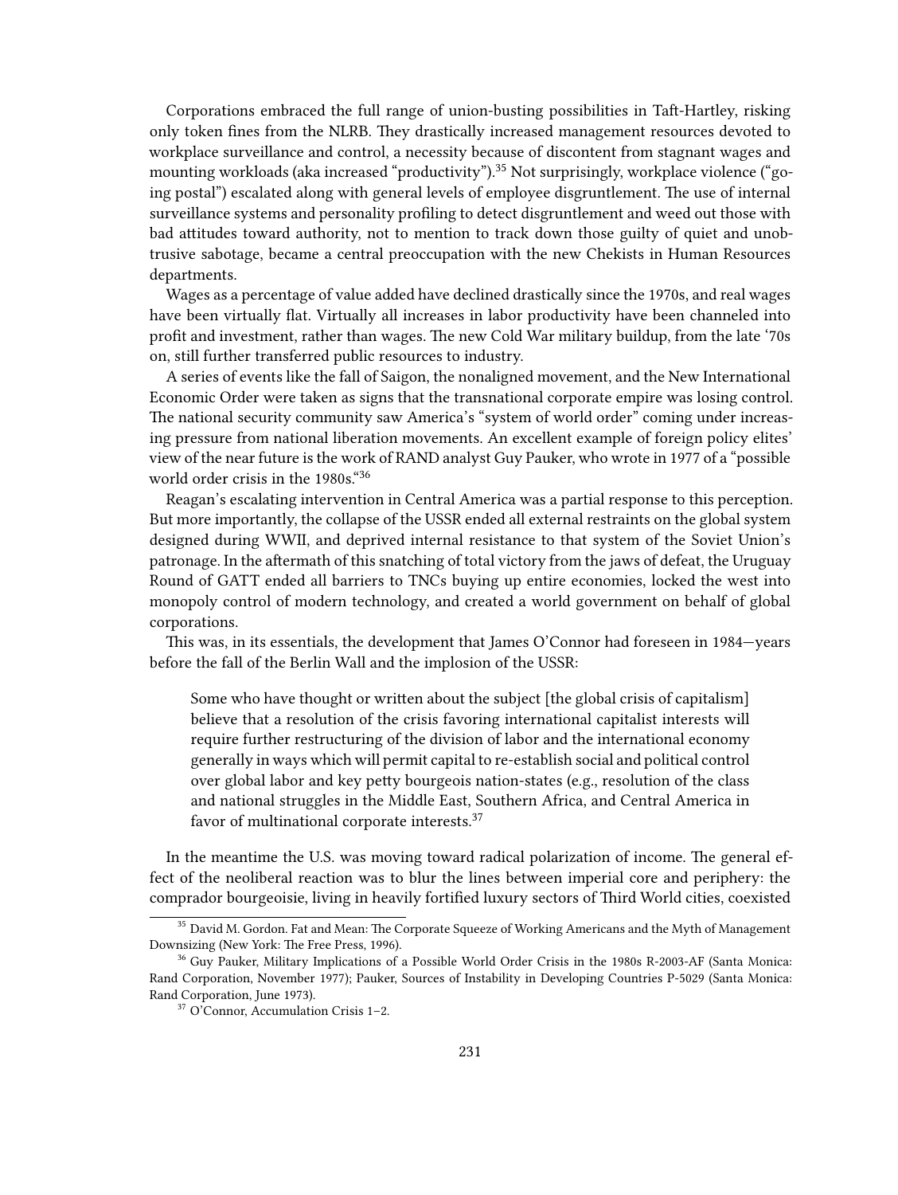Corporations embraced the full range of union-busting possibilities in Taft-Hartley, risking only token fines from the NLRB. They drastically increased management resources devoted to workplace surveillance and control, a necessity because of discontent from stagnant wages and mounting workloads (aka increased "productivity").[35] Not surprisingly, workplace violence ("going postal") escalated along with general levels of employee disgruntlement. The use of internal surveillance systems and personality profiling to detect disgruntlement and weed out those with bad attitudes toward authority, not to mention to track down those guilty of quiet and unobtrusive sabotage, became a central preoccupation with the new Chekists in Human Resources departments.

Wages as a percentage of value added have declined drastically since the 1970s, and real wages have been virtually flat. Virtually all increases in labor productivity have been channeled into profit and investment, rather than wages. The new Cold War military buildup, from the late '70s on, still further transferred public resources to industry.

A series of events like the fall of Saigon, the nonaligned movement, and the New International Economic Order were taken as signs that the transnational corporate empire was losing control. The national security community saw America's "system of world order" coming under increasing pressure from national liberation movements. An excellent example of foreign policy elites' view of the near future is the work of RAND analyst Guy Pauker, who wrote in 1977 of a "possible world order crisis in the 1980s."[36]

Reagan's escalating intervention in Central America was a partial response to this perception. But more importantly, the collapse of the USSR ended all external restraints on the global system designed during WWII, and deprived internal resistance to that system of the Soviet Union's patronage. In the aftermath of this snatching of total victory from the jaws of defeat, the Uruguay Round of GATT ended all barriers to TNCs buying up entire economies, locked the west into monopoly control of modern technology, and created a world government on behalf of global corporations.

This was, in its essentials, the development that James O'Connor had foreseen in 1984—years before the fall of the Berlin Wall and the implosion of the USSR:

> Some who have thought or written about the subject [the global crisis of capitalism] believe that a resolution of the crisis favoring international capitalist interests will require further restructuring of the division of labor and the international economy generally in ways which will permit capital to re-establish social and political control over global labor and key petty bourgeois nation-states (e.g., resolution of the class and national struggles in the Middle East, Southern Africa, and Central America in favor of multinational corporate interests.[37]

In the meantime the U.S. was moving toward radical polarization of income. The general effect of the neoliberal reaction was to blur the lines between imperial core and periphery: the comprador bourgeoisie, living in heavily fortified luxury sectors of Third World cities, coexisted

---

[35] David M. Gordon. Fat and Mean: The Corporate Squeeze of Working Americans and the Myth of Management Downsizing (New York: The Free Press, 1996).

[36] Guy Pauker, Military Implications of a Possible World Order Crisis in the 1980s R-2003-AF (Santa Monica: Rand Corporation, November 1977); Pauker, Sources of Instability in Developing Countries P-5029 (Santa Monica: Rand Corporation, June 1973).

[37] O'Connor, Accumulation Crisis 1–2.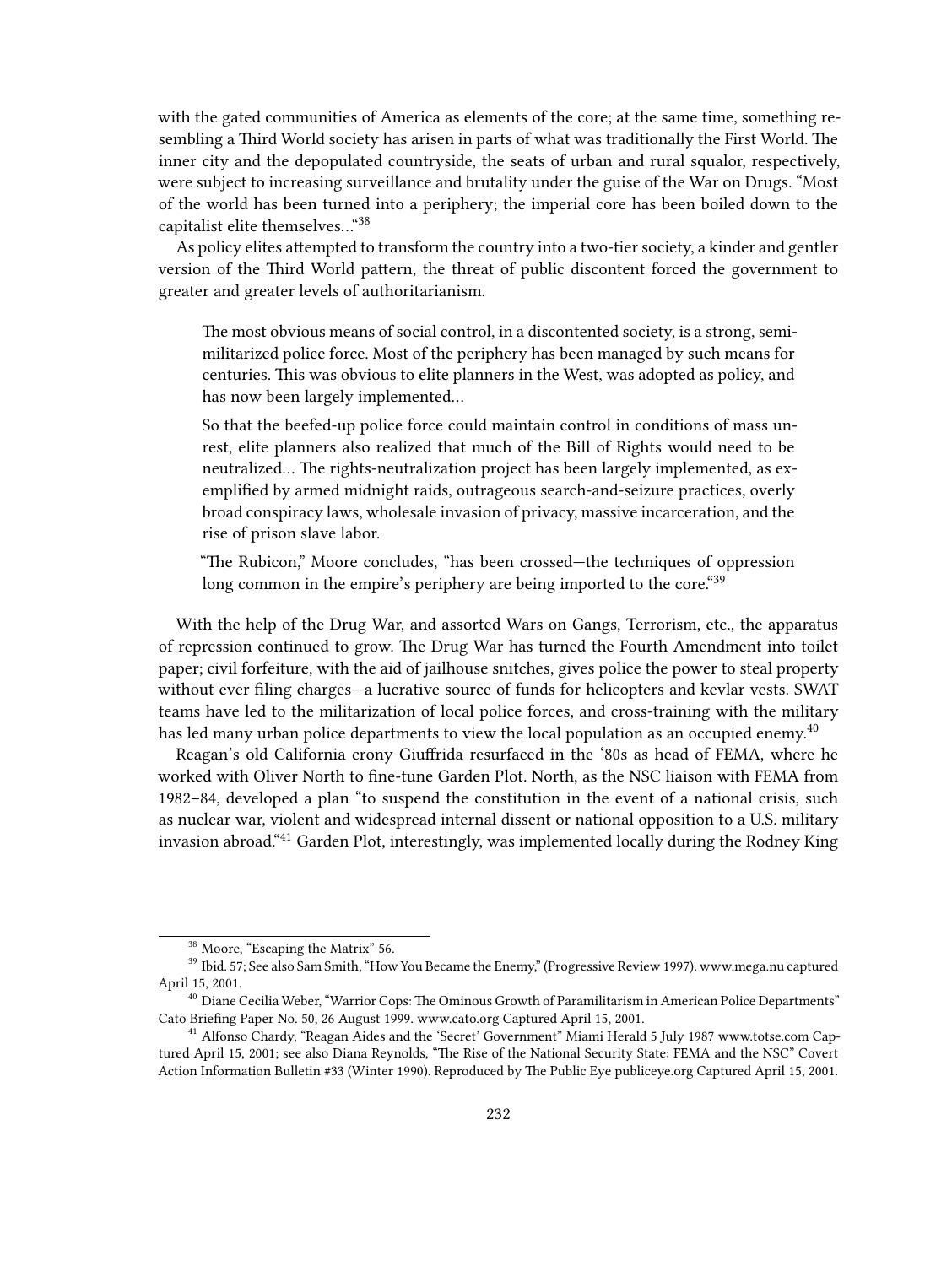with the gated communities of America as elements of the core; at the same time, something resembling a Third World society has arisen in parts of what was traditionally the First World. The inner city and the depopulated countryside, the seats of urban and rural squalor, respectively, were subject to increasing surveillance and brutality under the guise of the War on Drugs. "Most of the world has been turned into a periphery; the imperial core has been boiled down to the capitalist elite themselves…"[38]

As policy elites attempted to transform the country into a two-tier society, a kinder and gentler version of the Third World pattern, the threat of public discontent forced the government to greater and greater levels of authoritarianism.

> The most obvious means of social control, in a discontented society, is a strong, semi-militarized police force. Most of the periphery has been managed by such means for centuries. This was obvious to elite planners in the West, was adopted as policy, and has now been largely implemented…
>
> So that the beefed-up police force could maintain control in conditions of mass unrest, elite planners also realized that much of the Bill of Rights would need to be neutralized… The rights-neutralization project has been largely implemented, as exemplified by armed midnight raids, outrageous search-and-seizure practices, overly broad conspiracy laws, wholesale invasion of privacy, massive incarceration, and the rise of prison slave labor.
>
> "The Rubicon," Moore concludes, "has been crossed—the techniques of oppression long common in the empire's periphery are being imported to the core."[39]

With the help of the Drug War, and assorted Wars on Gangs, Terrorism, etc., the apparatus of repression continued to grow. The Drug War has turned the Fourth Amendment into toilet paper; civil forfeiture, with the aid of jailhouse snitches, gives police the power to steal property without ever filing charges—a lucrative source of funds for helicopters and kevlar vests. SWAT teams have led to the militarization of local police forces, and cross-training with the military has led many urban police departments to view the local population as an occupied enemy.[40]

Reagan's old California crony Giuffrida resurfaced in the '80s as head of FEMA, where he worked with Oliver North to fine-tune Garden Plot. North, as the NSC liaison with FEMA from 1982–84, developed a plan "to suspend the constitution in the event of a national crisis, such as nuclear war, violent and widespread internal dissent or national opposition to a U.S. military invasion abroad."[41] Garden Plot, interestingly, was implemented locally during the Rodney King

---

[38] Moore, "Escaping the Matrix" 56.

[39] Ibid. 57; See also Sam Smith, "How You Became the Enemy," (Progressive Review 1997). www.mega.nu captured April 15, 2001.

[40] Diane Cecilia Weber, "Warrior Cops: The Ominous Growth of Paramilitarism in American Police Departments" Cato Briefing Paper No. 50, 26 August 1999. www.cato.org Captured April 15, 2001.

[41] Alfonso Chardy, "Reagan Aides and the 'Secret' Government" Miami Herald 5 July 1987 www.totse.com Captured April 15, 2001; see also Diana Reynolds, "The Rise of the National Security State: FEMA and the NSC" Covert Action Information Bulletin #33 (Winter 1990). Reproduced by The Public Eye publiceye.org Captured April 15, 2001.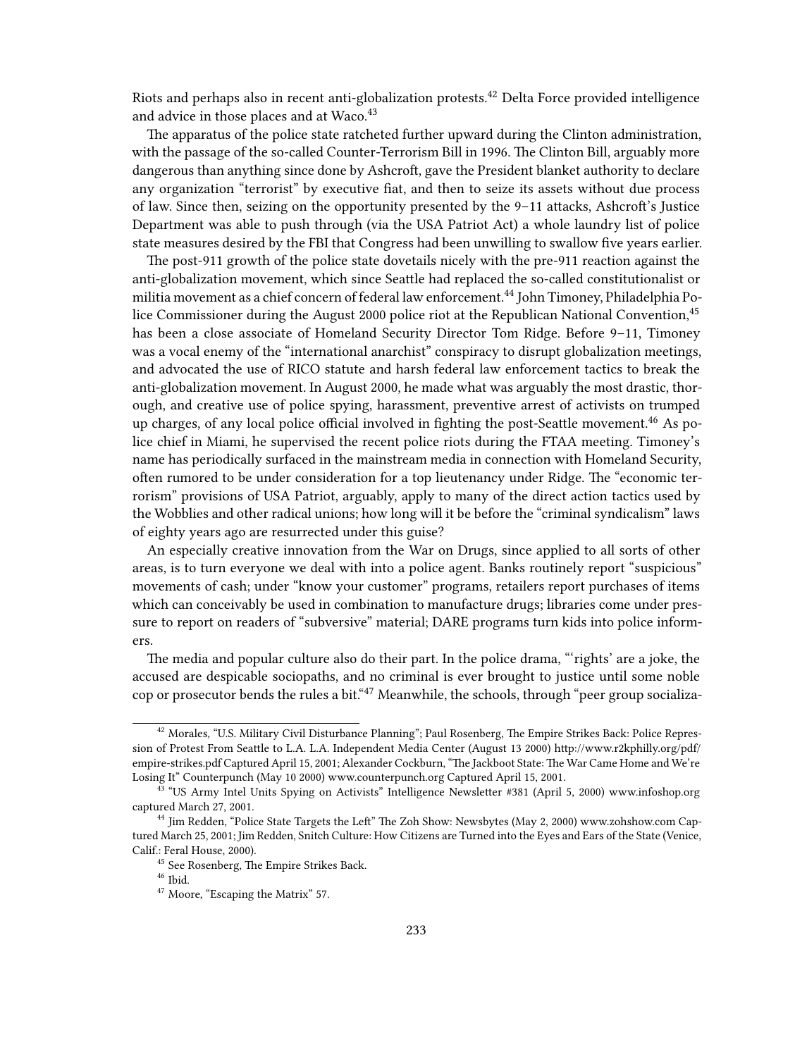Riots and perhaps also in recent anti-globalization protests.[42] Delta Force provided intelligence and advice in those places and at Waco.[43]

The apparatus of the police state ratcheted further upward during the Clinton administration, with the passage of the so-called Counter-Terrorism Bill in 1996. The Clinton Bill, arguably more dangerous than anything since done by Ashcroft, gave the President blanket authority to declare any organization "terrorist" by executive fiat, and then to seize its assets without due process of law. Since then, seizing on the opportunity presented by the 9–11 attacks, Ashcroft's Justice Department was able to push through (via the USA Patriot Act) a whole laundry list of police state measures desired by the FBI that Congress had been unwilling to swallow five years earlier.

The post-911 growth of the police state dovetails nicely with the pre-911 reaction against the anti-globalization movement, which since Seattle had replaced the so-called constitutionalist or militia movement as a chief concern of federal law enforcement.[44] John Timoney, Philadelphia Police Commissioner during the August 2000 police riot at the Republican National Convention,[45] has been a close associate of Homeland Security Director Tom Ridge. Before 9–11, Timoney was a vocal enemy of the "international anarchist" conspiracy to disrupt globalization meetings, and advocated the use of RICO statute and harsh federal law enforcement tactics to break the anti-globalization movement. In August 2000, he made what was arguably the most drastic, thorough, and creative use of police spying, harassment, preventive arrest of activists on trumped up charges, of any local police official involved in fighting the post-Seattle movement.[46] As police chief in Miami, he supervised the recent police riots during the FTAA meeting. Timoney's name has periodically surfaced in the mainstream media in connection with Homeland Security, often rumored to be under consideration for a top lieutenancy under Ridge. The "economic terrorism" provisions of USA Patriot, arguably, apply to many of the direct action tactics used by the Wobblies and other radical unions; how long will it be before the "criminal syndicalism" laws of eighty years ago are resurrected under this guise?

An especially creative innovation from the War on Drugs, since applied to all sorts of other areas, is to turn everyone we deal with into a police agent. Banks routinely report "suspicious" movements of cash; under "know your customer" programs, retailers report purchases of items which can conceivably be used in combination to manufacture drugs; libraries come under pressure to report on readers of "subversive" material; DARE programs turn kids into police informers.

The media and popular culture also do their part. In the police drama, "'rights' are a joke, the accused are despicable sociopaths, and no criminal is ever brought to justice until some noble cop or prosecutor bends the rules a bit."[47] Meanwhile, the schools, through "peer group socializa-

---

[42] Morales, "U.S. Military Civil Disturbance Planning"; Paul Rosenberg, The Empire Strikes Back: Police Repression of Protest From Seattle to L.A. L.A. Independent Media Center (August 13 2000) http://www.r2kphilly.org/pdf/empire-strikes.pdf Captured April 15, 2001; Alexander Cockburn, "The Jackboot State: The War Came Home and We're Losing It" Counterpunch (May 10 2000) www.counterpunch.org Captured April 15, 2001.

[43] "US Army Intel Units Spying on Activists" Intelligence Newsletter #381 (April 5, 2000) www.infoshop.org captured March 27, 2001.

[44] Jim Redden, "Police State Targets the Left" The Zoh Show: Newsbytes (May 2, 2000) www.zohshow.com Captured March 25, 2001; Jim Redden, Snitch Culture: How Citizens are Turned into the Eyes and Ears of the State (Venice, Calif.: Feral House, 2000).

[45] See Rosenberg, The Empire Strikes Back.

[46] Ibid.

[47] Moore, "Escaping the Matrix" 57.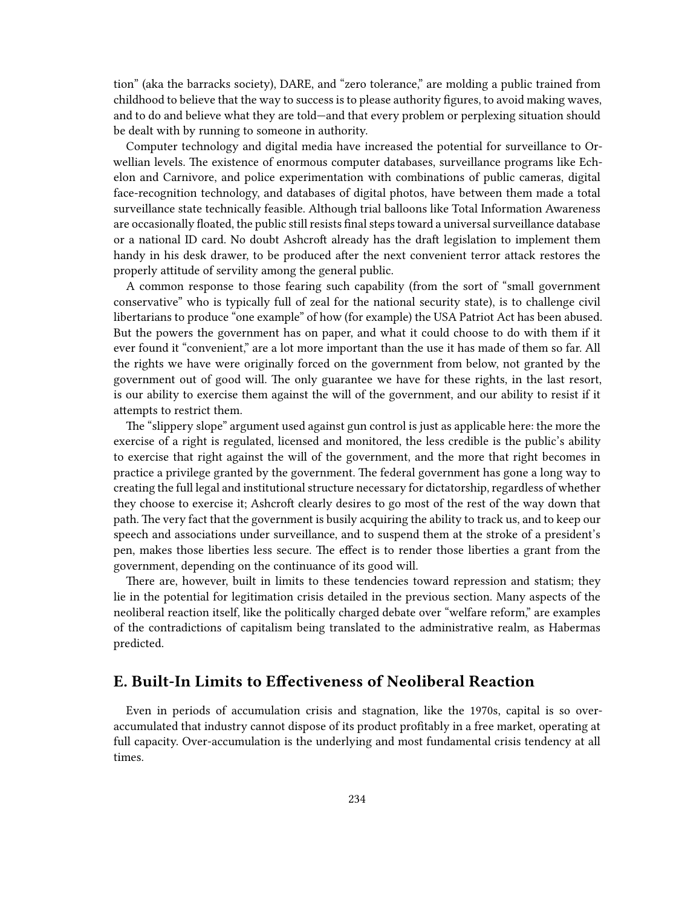tion" (aka the barracks society), DARE, and "zero tolerance," are molding a public trained from childhood to believe that the way to success is to please authority figures, to avoid making waves, and to do and believe what they are told—and that every problem or perplexing situation should be dealt with by running to someone in authority.

Computer technology and digital media have increased the potential for surveillance to Orwellian levels. The existence of enormous computer databases, surveillance programs like Echelon and Carnivore, and police experimentation with combinations of public cameras, digital face-recognition technology, and databases of digital photos, have between them made a total surveillance state technically feasible. Although trial balloons like Total Information Awareness are occasionally floated, the public still resists final steps toward a universal surveillance database or a national ID card. No doubt Ashcroft already has the draft legislation to implement them handy in his desk drawer, to be produced after the next convenient terror attack restores the properly attitude of servility among the general public.

A common response to those fearing such capability (from the sort of "small government conservative" who is typically full of zeal for the national security state), is to challenge civil libertarians to produce "one example" of how (for example) the USA Patriot Act has been abused. But the powers the government has on paper, and what it could choose to do with them if it ever found it "convenient," are a lot more important than the use it has made of them so far. All the rights we have were originally forced on the government from below, not granted by the government out of good will. The only guarantee we have for these rights, in the last resort, is our ability to exercise them against the will of the government, and our ability to resist if it attempts to restrict them.

The "slippery slope" argument used against gun control is just as applicable here: the more the exercise of a right is regulated, licensed and monitored, the less credible is the public's ability to exercise that right against the will of the government, and the more that right becomes in practice a privilege granted by the government. The federal government has gone a long way to creating the full legal and institutional structure necessary for dictatorship, regardless of whether they choose to exercise it; Ashcroft clearly desires to go most of the rest of the way down that path. The very fact that the government is busily acquiring the ability to track us, and to keep our speech and associations under surveillance, and to suspend them at the stroke of a president's pen, makes those liberties less secure. The effect is to render those liberties a grant from the government, depending on the continuance of its good will.

There are, however, built in limits to these tendencies toward repression and statism; they lie in the potential for legitimation crisis detailed in the previous section. Many aspects of the neoliberal reaction itself, like the politically charged debate over "welfare reform," are examples of the contradictions of capitalism being translated to the administrative realm, as Habermas predicted.

## E. Built-In Limits to Effectiveness of Neoliberal Reaction

Even in periods of accumulation crisis and stagnation, like the 1970s, capital is so over-accumulated that industry cannot dispose of its product profitably in a free market, operating at full capacity. Over-accumulation is the underlying and most fundamental crisis tendency at all times.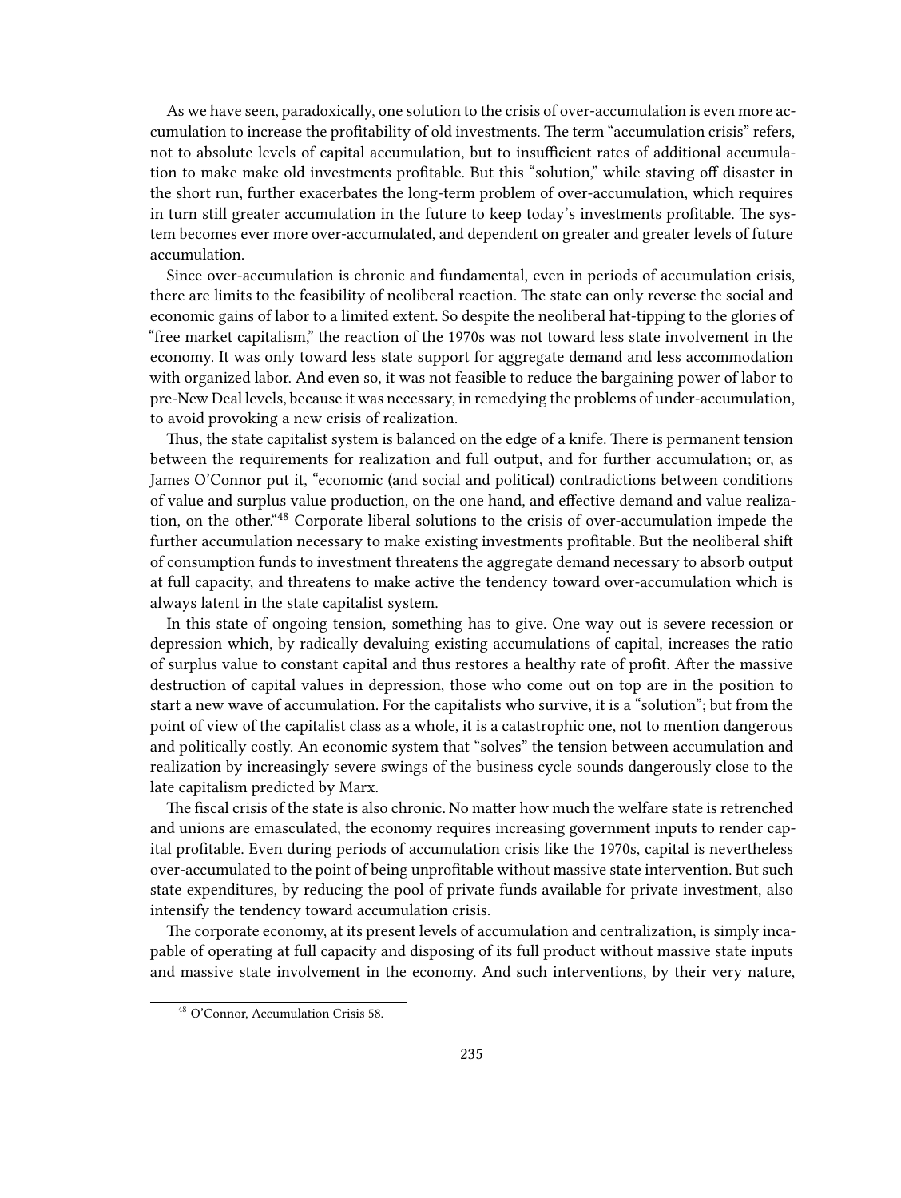As we have seen, paradoxically, one solution to the crisis of over-accumulation is even more accumulation to increase the profitability of old investments. The term "accumulation crisis" refers, not to absolute levels of capital accumulation, but to insufficient rates of additional accumulation to make make old investments profitable. But this "solution," while staving off disaster in the short run, further exacerbates the long-term problem of over-accumulation, which requires in turn still greater accumulation in the future to keep today's investments profitable. The system becomes ever more over-accumulated, and dependent on greater and greater levels of future accumulation.

Since over-accumulation is chronic and fundamental, even in periods of accumulation crisis, there are limits to the feasibility of neoliberal reaction. The state can only reverse the social and economic gains of labor to a limited extent. So despite the neoliberal hat-tipping to the glories of "free market capitalism," the reaction of the 1970s was not toward less state involvement in the economy. It was only toward less state support for aggregate demand and less accommodation with organized labor. And even so, it was not feasible to reduce the bargaining power of labor to pre-New Deal levels, because it was necessary, in remedying the problems of under-accumulation, to avoid provoking a new crisis of realization.

Thus, the state capitalist system is balanced on the edge of a knife. There is permanent tension between the requirements for realization and full output, and for further accumulation; or, as James O'Connor put it, "economic (and social and political) contradictions between conditions of value and surplus value production, on the one hand, and effective demand and value realization, on the other."[48] Corporate liberal solutions to the crisis of over-accumulation impede the further accumulation necessary to make existing investments profitable. But the neoliberal shift of consumption funds to investment threatens the aggregate demand necessary to absorb output at full capacity, and threatens to make active the tendency toward over-accumulation which is always latent in the state capitalist system.

In this state of ongoing tension, something has to give. One way out is severe recession or depression which, by radically devaluing existing accumulations of capital, increases the ratio of surplus value to constant capital and thus restores a healthy rate of profit. After the massive destruction of capital values in depression, those who come out on top are in the position to start a new wave of accumulation. For the capitalists who survive, it is a "solution"; but from the point of view of the capitalist class as a whole, it is a catastrophic one, not to mention dangerous and politically costly. An economic system that "solves" the tension between accumulation and realization by increasingly severe swings of the business cycle sounds dangerously close to the late capitalism predicted by Marx.

The fiscal crisis of the state is also chronic. No matter how much the welfare state is retrenched and unions are emasculated, the economy requires increasing government inputs to render capital profitable. Even during periods of accumulation crisis like the 1970s, capital is nevertheless over-accumulated to the point of being unprofitable without massive state intervention. But such state expenditures, by reducing the pool of private funds available for private investment, also intensify the tendency toward accumulation crisis.

The corporate economy, at its present levels of accumulation and centralization, is simply incapable of operating at full capacity and disposing of its full product without massive state inputs and massive state involvement in the economy. And such interventions, by their very nature,

[48] O'Connor, Accumulation Crisis 58.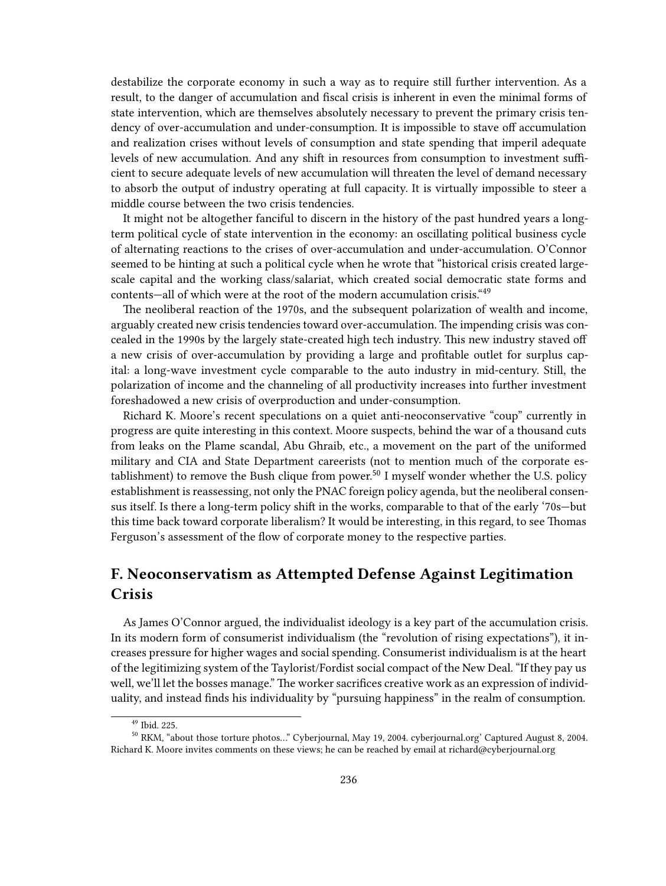destabilize the corporate economy in such a way as to require still further intervention. As a result, to the danger of accumulation and fiscal crisis is inherent in even the minimal forms of state intervention, which are themselves absolutely necessary to prevent the primary crisis tendency of over-accumulation and under-consumption. It is impossible to stave off accumulation and realization crises without levels of consumption and state spending that imperil adequate levels of new accumulation. And any shift in resources from consumption to investment sufficient to secure adequate levels of new accumulation will threaten the level of demand necessary to absorb the output of industry operating at full capacity. It is virtually impossible to steer a middle course between the two crisis tendencies.

It might not be altogether fanciful to discern in the history of the past hundred years a long-term political cycle of state intervention in the economy: an oscillating political business cycle of alternating reactions to the crises of over-accumulation and under-accumulation. O'Connor seemed to be hinting at such a political cycle when he wrote that "historical crisis created large-scale capital and the working class/salariat, which created social democratic state forms and contents—all of which were at the root of the modern accumulation crisis."[49]

The neoliberal reaction of the 1970s, and the subsequent polarization of wealth and income, arguably created new crisis tendencies toward over-accumulation. The impending crisis was concealed in the 1990s by the largely state-created high tech industry. This new industry staved off a new crisis of over-accumulation by providing a large and profitable outlet for surplus capital: a long-wave investment cycle comparable to the auto industry in mid-century. Still, the polarization of income and the channeling of all productivity increases into further investment foreshadowed a new crisis of overproduction and under-consumption.

Richard K. Moore's recent speculations on a quiet anti-neoconservative "coup" currently in progress are quite interesting in this context. Moore suspects, behind the war of a thousand cuts from leaks on the Plame scandal, Abu Ghraib, etc., a movement on the part of the uniformed military and CIA and State Department careerists (not to mention much of the corporate establishment) to remove the Bush clique from power.[50] I myself wonder whether the U.S. policy establishment is reassessing, not only the PNAC foreign policy agenda, but the neoliberal consensus itself. Is there a long-term policy shift in the works, comparable to that of the early '70s—but this time back toward corporate liberalism? It would be interesting, in this regard, to see Thomas Ferguson's assessment of the flow of corporate money to the respective parties.

## F. Neoconservatism as Attempted Defense Against Legitimation Crisis

As James O'Connor argued, the individualist ideology is a key part of the accumulation crisis. In its modern form of consumerist individualism (the "revolution of rising expectations"), it increases pressure for higher wages and social spending. Consumerist individualism is at the heart of the legitimizing system of the Taylorist/Fordist social compact of the New Deal. "If they pay us well, we'll let the bosses manage." The worker sacrifices creative work as an expression of individuality, and instead finds his individuality by "pursuing happiness" in the realm of consumption.

---

[49] Ibid. 225.

[50] RKM, "about those torture photos..." Cyberjournal, May 19, 2004. cyberjournal.org' Captured August 8, 2004. Richard K. Moore invites comments on these views; he can be reached by email at richard@cyberjournal.org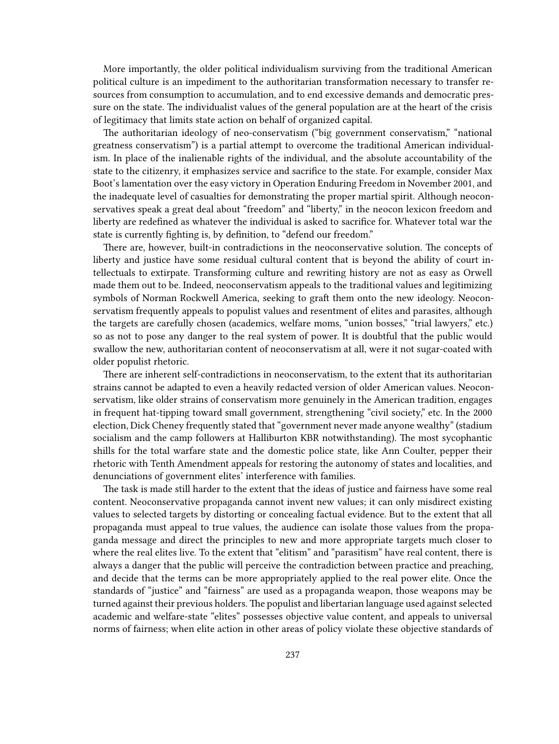More importantly, the older political individualism surviving from the traditional American political culture is an impediment to the authoritarian transformation necessary to transfer resources from consumption to accumulation, and to end excessive demands and democratic pressure on the state. The individualist values of the general population are at the heart of the crisis of legitimacy that limits state action on behalf of organized capital.

The authoritarian ideology of neo-conservatism ("big government conservatism," "national greatness conservatism") is a partial attempt to overcome the traditional American individualism. In place of the inalienable rights of the individual, and the absolute accountability of the state to the citizenry, it emphasizes service and sacrifice to the state. For example, consider Max Boot's lamentation over the easy victory in Operation Enduring Freedom in November 2001, and the inadequate level of casualties for demonstrating the proper martial spirit. Although neoconservatives speak a great deal about "freedom" and "liberty," in the neocon lexicon freedom and liberty are redefined as whatever the individual is asked to sacrifice for. Whatever total war the state is currently fighting is, by definition, to "defend our freedom."

There are, however, built-in contradictions in the neoconservative solution. The concepts of liberty and justice have some residual cultural content that is beyond the ability of court intellectuals to extirpate. Transforming culture and rewriting history are not as easy as Orwell made them out to be. Indeed, neoconservatism appeals to the traditional values and legitimizing symbols of Norman Rockwell America, seeking to graft them onto the new ideology. Neoconservatism frequently appeals to populist values and resentment of elites and parasites, although the targets are carefully chosen (academics, welfare moms, "union bosses," "trial lawyers," etc.) so as not to pose any danger to the real system of power. It is doubtful that the public would swallow the new, authoritarian content of neoconservatism at all, were it not sugar-coated with older populist rhetoric.

There are inherent self-contradictions in neoconservatism, to the extent that its authoritarian strains cannot be adapted to even a heavily redacted version of older American values. Neoconservatism, like older strains of conservatism more genuinely in the American tradition, engages in frequent hat-tipping toward small government, strengthening "civil society," etc. In the 2000 election, Dick Cheney frequently stated that "government never made anyone wealthy" (stadium socialism and the camp followers at Halliburton KBR notwithstanding). The most sycophantic shills for the total warfare state and the domestic police state, like Ann Coulter, pepper their rhetoric with Tenth Amendment appeals for restoring the autonomy of states and localities, and denunciations of government elites' interference with families.

The task is made still harder to the extent that the ideas of justice and fairness have some real content. Neoconservative propaganda cannot invent new values; it can only misdirect existing values to selected targets by distorting or concealing factual evidence. But to the extent that all propaganda must appeal to true values, the audience can isolate those values from the propaganda message and direct the principles to new and more appropriate targets much closer to where the real elites live. To the extent that "elitism" and "parasitism" have real content, there is always a danger that the public will perceive the contradiction between practice and preaching, and decide that the terms can be more appropriately applied to the real power elite. Once the standards of "justice" and "fairness" are used as a propaganda weapon, those weapons may be turned against their previous holders. The populist and libertarian language used against selected academic and welfare-state "elites" possesses objective value content, and appeals to universal norms of fairness; when elite action in other areas of policy violate these objective standards of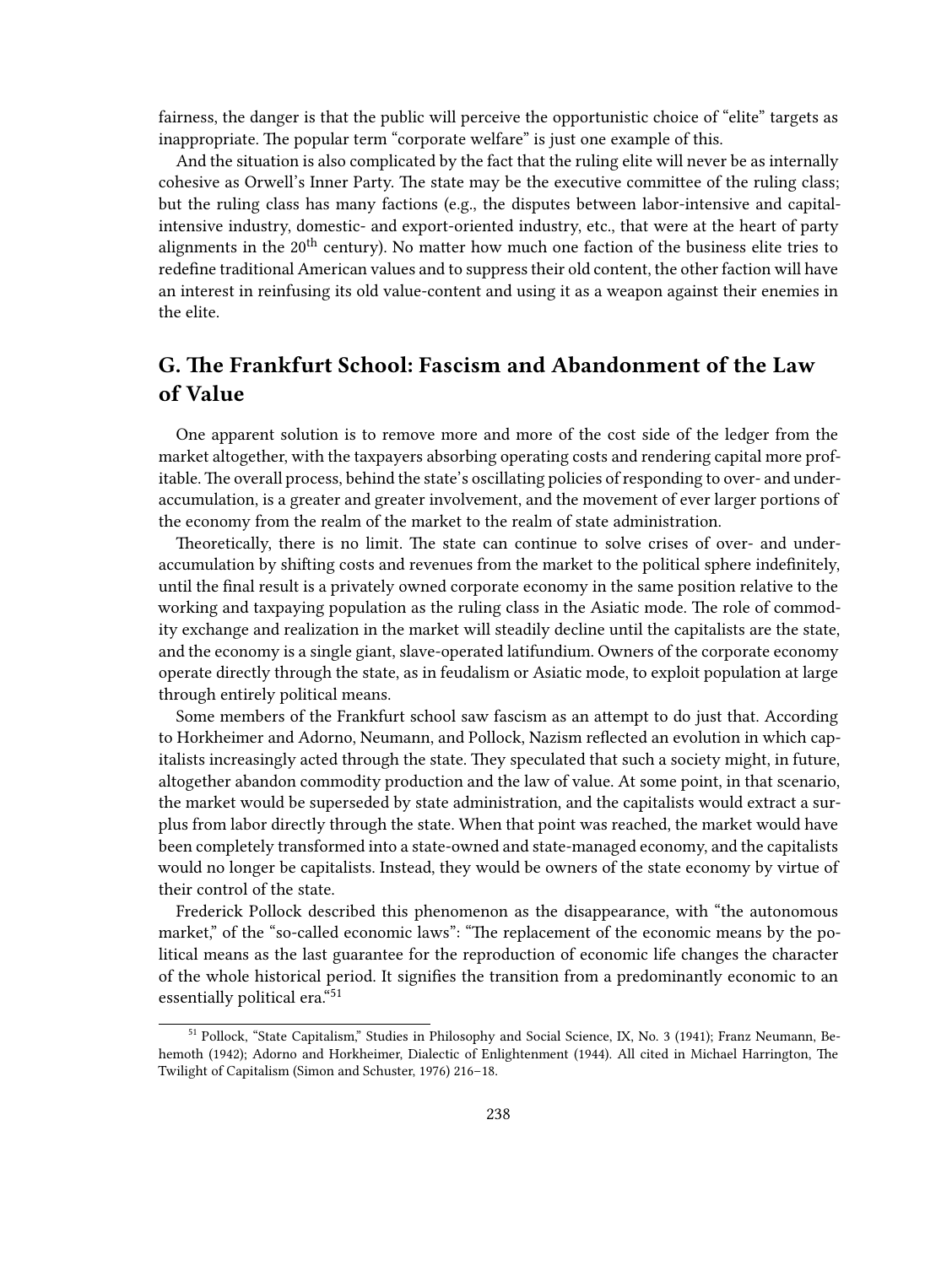fairness, the danger is that the public will perceive the opportunistic choice of "elite" targets as inappropriate. The popular term "corporate welfare" is just one example of this.

And the situation is also complicated by the fact that the ruling elite will never be as internally cohesive as Orwell's Inner Party. The state may be the executive committee of the ruling class; but the ruling class has many factions (e.g., the disputes between labor-intensive and capital-intensive industry, domestic- and export-oriented industry, etc., that were at the heart of party alignments in the 20th century). No matter how much one faction of the business elite tries to redefine traditional American values and to suppress their old content, the other faction will have an interest in reinfusing its old value-content and using it as a weapon against their enemies in the elite.

## G. The Frankfurt School: Fascism and Abandonment of the Law of Value

One apparent solution is to remove more and more of the cost side of the ledger from the market altogether, with the taxpayers absorbing operating costs and rendering capital more profitable. The overall process, behind the state's oscillating policies of responding to over- and under-accumulation, is a greater and greater involvement, and the movement of ever larger portions of the economy from the realm of the market to the realm of state administration.

Theoretically, there is no limit. The state can continue to solve crises of over- and under-accumulation by shifting costs and revenues from the market to the political sphere indefinitely, until the final result is a privately owned corporate economy in the same position relative to the working and taxpaying population as the ruling class in the Asiatic mode. The role of commodity exchange and realization in the market will steadily decline until the capitalists are the state, and the economy is a single giant, slave-operated latifundium. Owners of the corporate economy operate directly through the state, as in feudalism or Asiatic mode, to exploit population at large through entirely political means.

Some members of the Frankfurt school saw fascism as an attempt to do just that. According to Horkheimer and Adorno, Neumann, and Pollock, Nazism reflected an evolution in which capitalists increasingly acted through the state. They speculated that such a society might, in future, altogether abandon commodity production and the law of value. At some point, in that scenario, the market would be superseded by state administration, and the capitalists would extract a surplus from labor directly through the state. When that point was reached, the market would have been completely transformed into a state-owned and state-managed economy, and the capitalists would no longer be capitalists. Instead, they would be owners of the state economy by virtue of their control of the state.

Frederick Pollock described this phenomenon as the disappearance, with "the autonomous market," of the "so-called economic laws": "The replacement of the economic means by the political means as the last guarantee for the reproduction of economic life changes the character of the whole historical period. It signifies the transition from a predominantly economic to an essentially political era."[51]

---

[51] Pollock, "State Capitalism," Studies in Philosophy and Social Science, IX, No. 3 (1941); Franz Neumann, Behemoth (1942); Adorno and Horkheimer, Dialectic of Enlightenment (1944). All cited in Michael Harrington, The Twilight of Capitalism (Simon and Schuster, 1976) 216–18.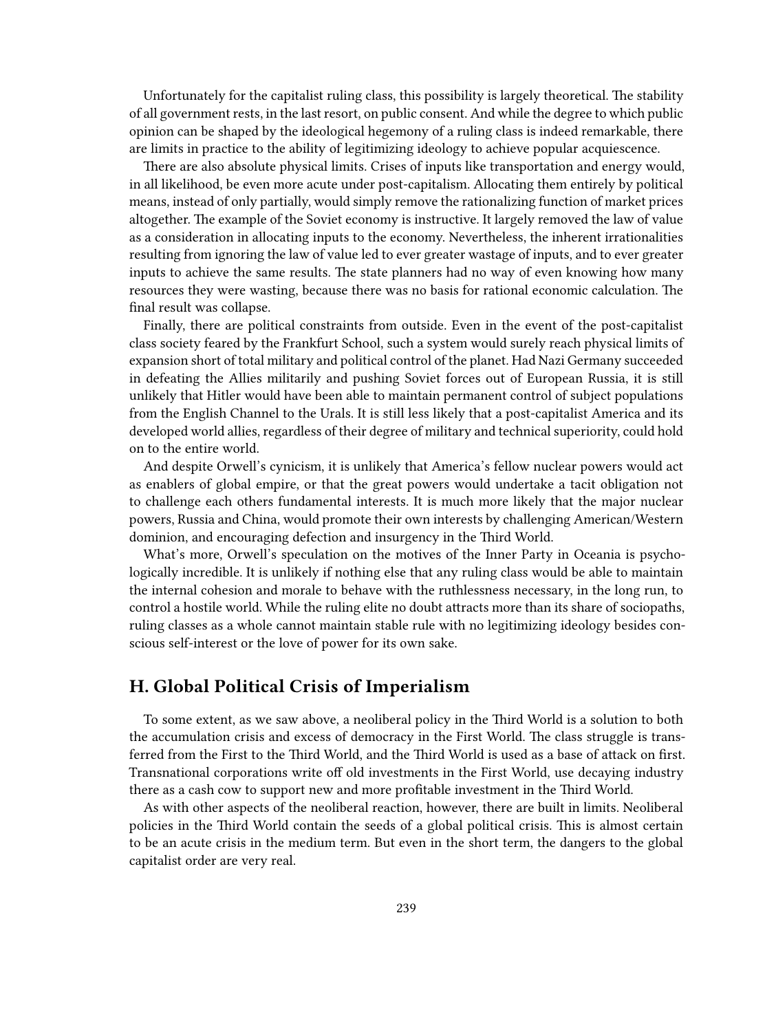Unfortunately for the capitalist ruling class, this possibility is largely theoretical. The stability of all government rests, in the last resort, on public consent. And while the degree to which public opinion can be shaped by the ideological hegemony of a ruling class is indeed remarkable, there are limits in practice to the ability of legitimizing ideology to achieve popular acquiescence.

There are also absolute physical limits. Crises of inputs like transportation and energy would, in all likelihood, be even more acute under post-capitalism. Allocating them entirely by political means, instead of only partially, would simply remove the rationalizing function of market prices altogether. The example of the Soviet economy is instructive. It largely removed the law of value as a consideration in allocating inputs to the economy. Nevertheless, the inherent irrationalities resulting from ignoring the law of value led to ever greater wastage of inputs, and to ever greater inputs to achieve the same results. The state planners had no way of even knowing how many resources they were wasting, because there was no basis for rational economic calculation. The final result was collapse.

Finally, there are political constraints from outside. Even in the event of the post-capitalist class society feared by the Frankfurt School, such a system would surely reach physical limits of expansion short of total military and political control of the planet. Had Nazi Germany succeeded in defeating the Allies militarily and pushing Soviet forces out of European Russia, it is still unlikely that Hitler would have been able to maintain permanent control of subject populations from the English Channel to the Urals. It is still less likely that a post-capitalist America and its developed world allies, regardless of their degree of military and technical superiority, could hold on to the entire world.

And despite Orwell's cynicism, it is unlikely that America's fellow nuclear powers would act as enablers of global empire, or that the great powers would undertake a tacit obligation not to challenge each others fundamental interests. It is much more likely that the major nuclear powers, Russia and China, would promote their own interests by challenging American/Western dominion, and encouraging defection and insurgency in the Third World.

What's more, Orwell's speculation on the motives of the Inner Party in Oceania is psychologically incredible. It is unlikely if nothing else that any ruling class would be able to maintain the internal cohesion and morale to behave with the ruthlessness necessary, in the long run, to control a hostile world. While the ruling elite no doubt attracts more than its share of sociopaths, ruling classes as a whole cannot maintain stable rule with no legitimizing ideology besides conscious self-interest or the love of power for its own sake.

## H. Global Political Crisis of Imperialism

To some extent, as we saw above, a neoliberal policy in the Third World is a solution to both the accumulation crisis and excess of democracy in the First World. The class struggle is transferred from the First to the Third World, and the Third World is used as a base of attack on first. Transnational corporations write off old investments in the First World, use decaying industry there as a cash cow to support new and more profitable investment in the Third World.

As with other aspects of the neoliberal reaction, however, there are built in limits. Neoliberal policies in the Third World contain the seeds of a global political crisis. This is almost certain to be an acute crisis in the medium term. But even in the short term, the dangers to the global capitalist order are very real.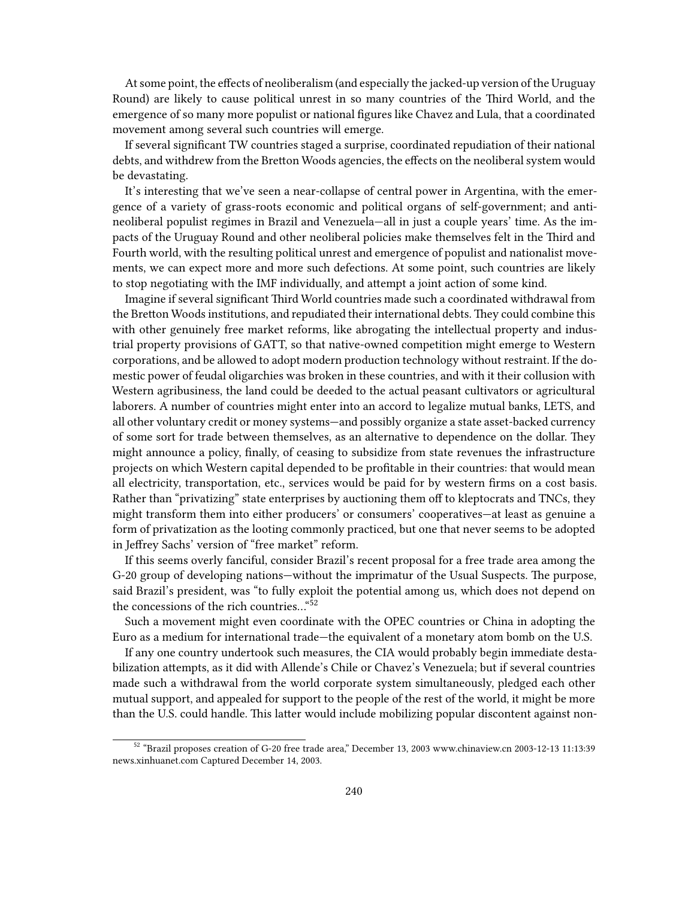At some point, the effects of neoliberalism (and especially the jacked-up version of the Uruguay Round) are likely to cause political unrest in so many countries of the Third World, and the emergence of so many more populist or national figures like Chavez and Lula, that a coordinated movement among several such countries will emerge.

If several significant TW countries staged a surprise, coordinated repudiation of their national debts, and withdrew from the Bretton Woods agencies, the effects on the neoliberal system would be devastating.

It's interesting that we've seen a near-collapse of central power in Argentina, with the emergence of a variety of grass-roots economic and political organs of self-government; and anti-neoliberal populist regimes in Brazil and Venezuela—all in just a couple years' time. As the impacts of the Uruguay Round and other neoliberal policies make themselves felt in the Third and Fourth world, with the resulting political unrest and emergence of populist and nationalist movements, we can expect more and more such defections. At some point, such countries are likely to stop negotiating with the IMF individually, and attempt a joint action of some kind.

Imagine if several significant Third World countries made such a coordinated withdrawal from the Bretton Woods institutions, and repudiated their international debts. They could combine this with other genuinely free market reforms, like abrogating the intellectual property and industrial property provisions of GATT, so that native-owned competition might emerge to Western corporations, and be allowed to adopt modern production technology without restraint. If the domestic power of feudal oligarchies was broken in these countries, and with it their collusion with Western agribusiness, the land could be deeded to the actual peasant cultivators or agricultural laborers. A number of countries might enter into an accord to legalize mutual banks, LETS, and all other voluntary credit or money systems—and possibly organize a state asset-backed currency of some sort for trade between themselves, as an alternative to dependence on the dollar. They might announce a policy, finally, of ceasing to subsidize from state revenues the infrastructure projects on which Western capital depended to be profitable in their countries: that would mean all electricity, transportation, etc., services would be paid for by western firms on a cost basis. Rather than "privatizing" state enterprises by auctioning them off to kleptocrats and TNCs, they might transform them into either producers' or consumers' cooperatives—at least as genuine a form of privatization as the looting commonly practiced, but one that never seems to be adopted in Jeffrey Sachs' version of "free market" reform.

If this seems overly fanciful, consider Brazil's recent proposal for a free trade area among the G-20 group of developing nations—without the imprimatur of the Usual Suspects. The purpose, said Brazil's president, was "to fully exploit the potential among us, which does not depend on the concessions of the rich countries..."[52]

Such a movement might even coordinate with the OPEC countries or China in adopting the Euro as a medium for international trade—the equivalent of a monetary atom bomb on the U.S.

If any one country undertook such measures, the CIA would probably begin immediate destabilization attempts, as it did with Allende's Chile or Chavez's Venezuela; but if several countries made such a withdrawal from the world corporate system simultaneously, pledged each other mutual support, and appealed for support to the people of the rest of the world, it might be more than the U.S. could handle. This latter would include mobilizing popular discontent against non-

[52] "Brazil proposes creation of G-20 free trade area," December 13, 2003 www.chinaview.cn 2003-12-13 11:13:39 news.xinhuanet.com Captured December 14, 2003.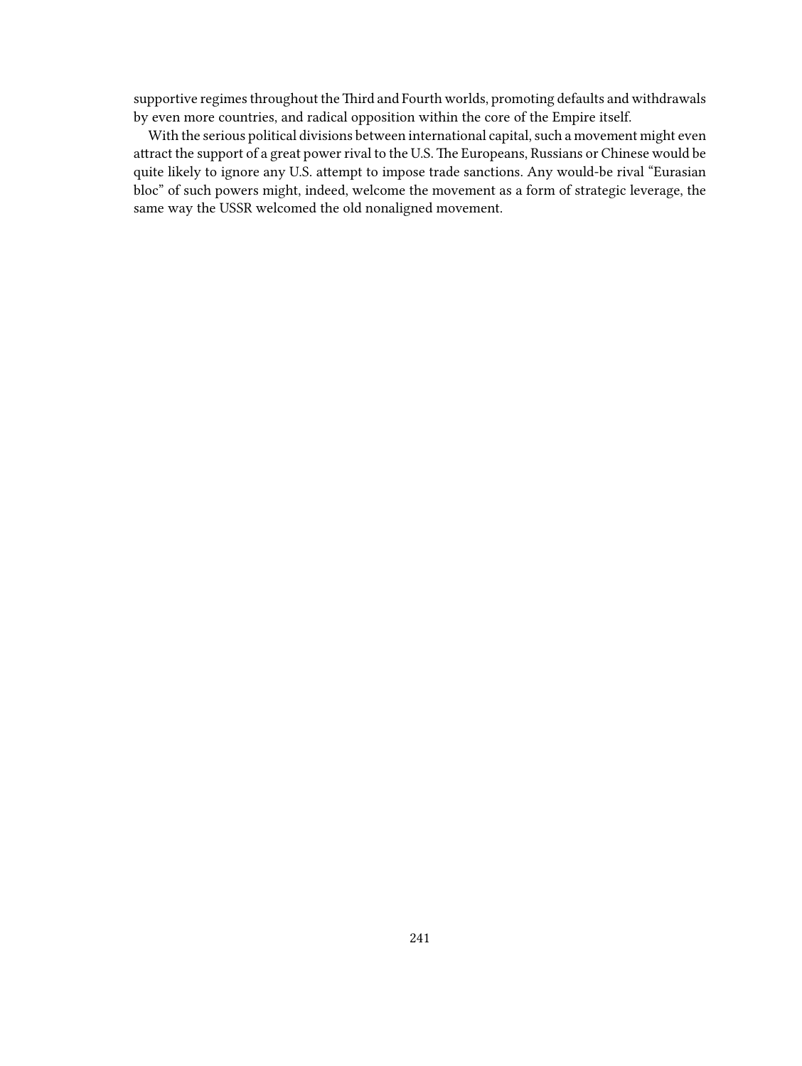supportive regimes throughout the Third and Fourth worlds, promoting defaults and withdrawals by even more countries, and radical opposition within the core of the Empire itself.

With the serious political divisions between international capital, such a movement might even attract the support of a great power rival to the U.S. The Europeans, Russians or Chinese would be quite likely to ignore any U.S. attempt to impose trade sanctions. Any would-be rival "Eurasian bloc" of such powers might, indeed, welcome the movement as a form of strategic leverage, the same way the USSR welcomed the old nonaligned movement.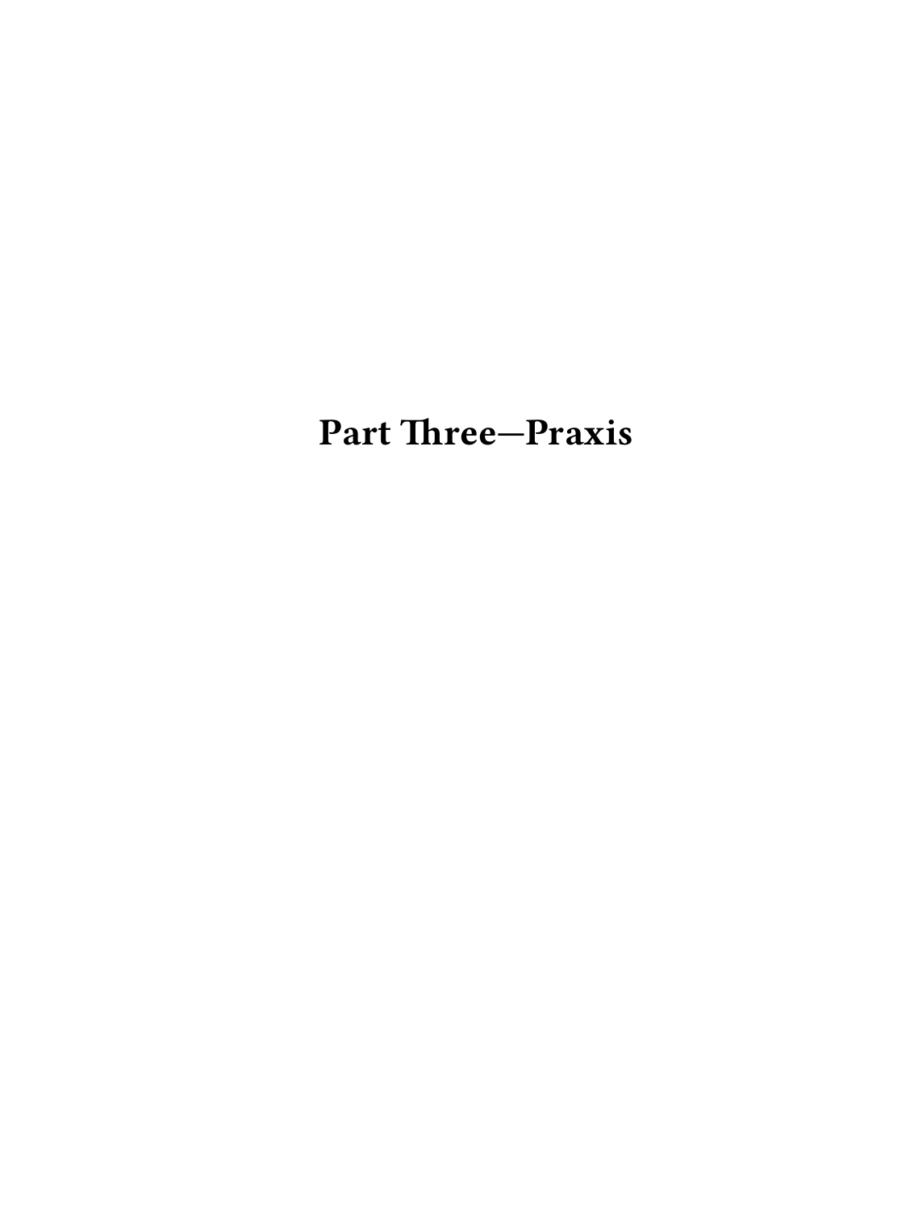# Part Three—Praxis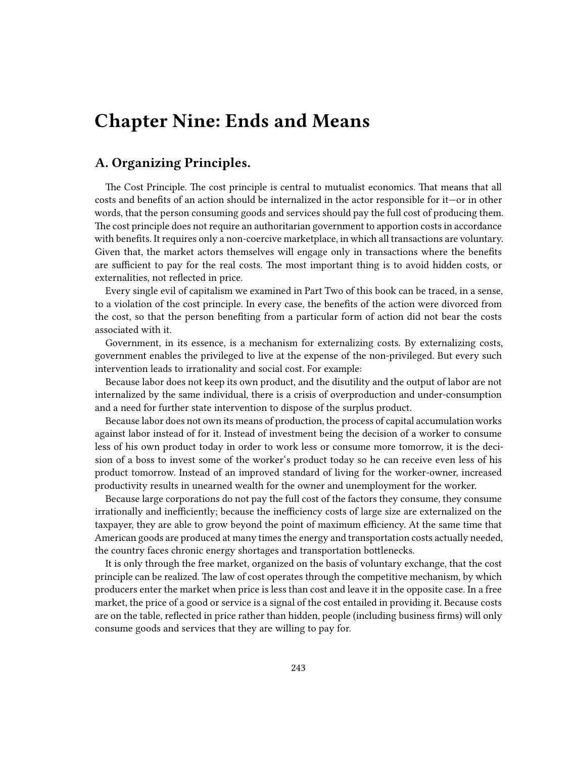# Chapter Nine: Ends and Means

## A. Organizing Principles.

The Cost Principle. The cost principle is central to mutualist economics. That means that all costs and benefits of an action should be internalized in the actor responsible for it—or in other words, that the person consuming goods and services should pay the full cost of producing them. The cost principle does not require an authoritarian government to apportion costs in accordance with benefits. It requires only a non-coercive marketplace, in which all transactions are voluntary. Given that, the market actors themselves will engage only in transactions where the benefits are sufficient to pay for the real costs. The most important thing is to avoid hidden costs, or externalities, not reflected in price.

Every single evil of capitalism we examined in Part Two of this book can be traced, in a sense, to a violation of the cost principle. In every case, the benefits of the action were divorced from the cost, so that the person benefiting from a particular form of action did not bear the costs associated with it.

Government, in its essence, is a mechanism for externalizing costs. By externalizing costs, government enables the privileged to live at the expense of the non-privileged. But every such intervention leads to irrationality and social cost. For example:

Because labor does not keep its own product, and the disutility and the output of labor are not internalized by the same individual, there is a crisis of overproduction and under-consumption and a need for further state intervention to dispose of the surplus product.

Because labor does not own its means of production, the process of capital accumulation works against labor instead of for it. Instead of investment being the decision of a worker to consume less of his own product today in order to work less or consume more tomorrow, it is the decision of a boss to invest some of the worker's product today so he can receive even less of his product tomorrow. Instead of an improved standard of living for the worker-owner, increased productivity results in unearned wealth for the owner and unemployment for the worker.

Because large corporations do not pay the full cost of the factors they consume, they consume irrationally and inefficiently; because the inefficiency costs of large size are externalized on the taxpayer, they are able to grow beyond the point of maximum efficiency. At the same time that American goods are produced at many times the energy and transportation costs actually needed, the country faces chronic energy shortages and transportation bottlenecks.

It is only through the free market, organized on the basis of voluntary exchange, that the cost principle can be realized. The law of cost operates through the competitive mechanism, by which producers enter the market when price is less than cost and leave it in the opposite case. In a free market, the price of a good or service is a signal of the cost entailed in providing it. Because costs are on the table, reflected in price rather than hidden, people (including business firms) will only consume goods and services that they are willing to pay for.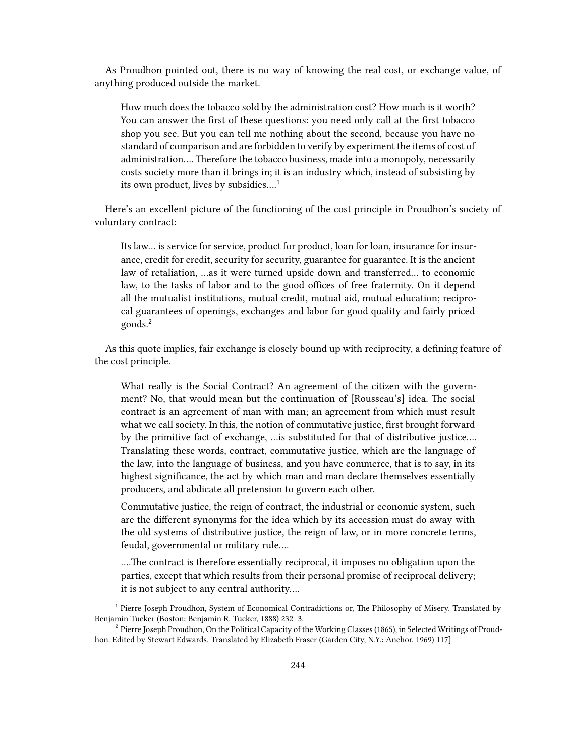As Proudhon pointed out, there is no way of knowing the real cost, or exchange value, of anything produced outside the market.

> How much does the tobacco sold by the administration cost? How much is it worth? You can answer the first of these questions: you need only call at the first tobacco shop you see. But you can tell me nothing about the second, because you have no standard of comparison and are forbidden to verify by experiment the items of cost of administration.… Therefore the tobacco business, made into a monopoly, necessarily costs society more than it brings in; it is an industry which, instead of subsisting by its own product, lives by subsidies.…[1]

Here's an excellent picture of the functioning of the cost principle in Proudhon's society of voluntary contract:

> Its law… is service for service, product for product, loan for loan, insurance for insurance, credit for credit, security for security, guarantee for guarantee. It is the ancient law of retaliation, …as it were turned upside down and transferred… to economic law, to the tasks of labor and to the good offices of free fraternity. On it depend all the mutualist institutions, mutual credit, mutual aid, mutual education; reciprocal guarantees of openings, exchanges and labor for good quality and fairly priced goods.[2]

As this quote implies, fair exchange is closely bound up with reciprocity, a defining feature of the cost principle.

> What really is the Social Contract? An agreement of the citizen with the government? No, that would mean but the continuation of [Rousseau's] idea. The social contract is an agreement of man with man; an agreement from which must result what we call society. In this, the notion of commutative justice, first brought forward by the primitive fact of exchange, …is substituted for that of distributive justice.… Translating these words, contract, commutative justice, which are the language of the law, into the language of business, and you have commerce, that is to say, in its highest significance, the act by which man and man declare themselves essentially producers, and abdicate all pretension to govern each other.
>
> Commutative justice, the reign of contract, the industrial or economic system, such are the different synonyms for the idea which by its accession must do away with the old systems of distributive justice, the reign of law, or in more concrete terms, feudal, governmental or military rule.…
>
> ….The contract is therefore essentially reciprocal, it imposes no obligation upon the parties, except that which results from their personal promise of reciprocal delivery; it is not subject to any central authority.…

---

[1] Pierre Joseph Proudhon, System of Economical Contradictions or, The Philosophy of Misery. Translated by Benjamin Tucker (Boston: Benjamin R. Tucker, 1888) 232–3.

[2] Pierre Joseph Proudhon, On the Political Capacity of the Working Classes (1865), in Selected Writings of Proudhon. Edited by Stewart Edwards. Translated by Elizabeth Fraser (Garden City, N.Y.: Anchor, 1969) 117]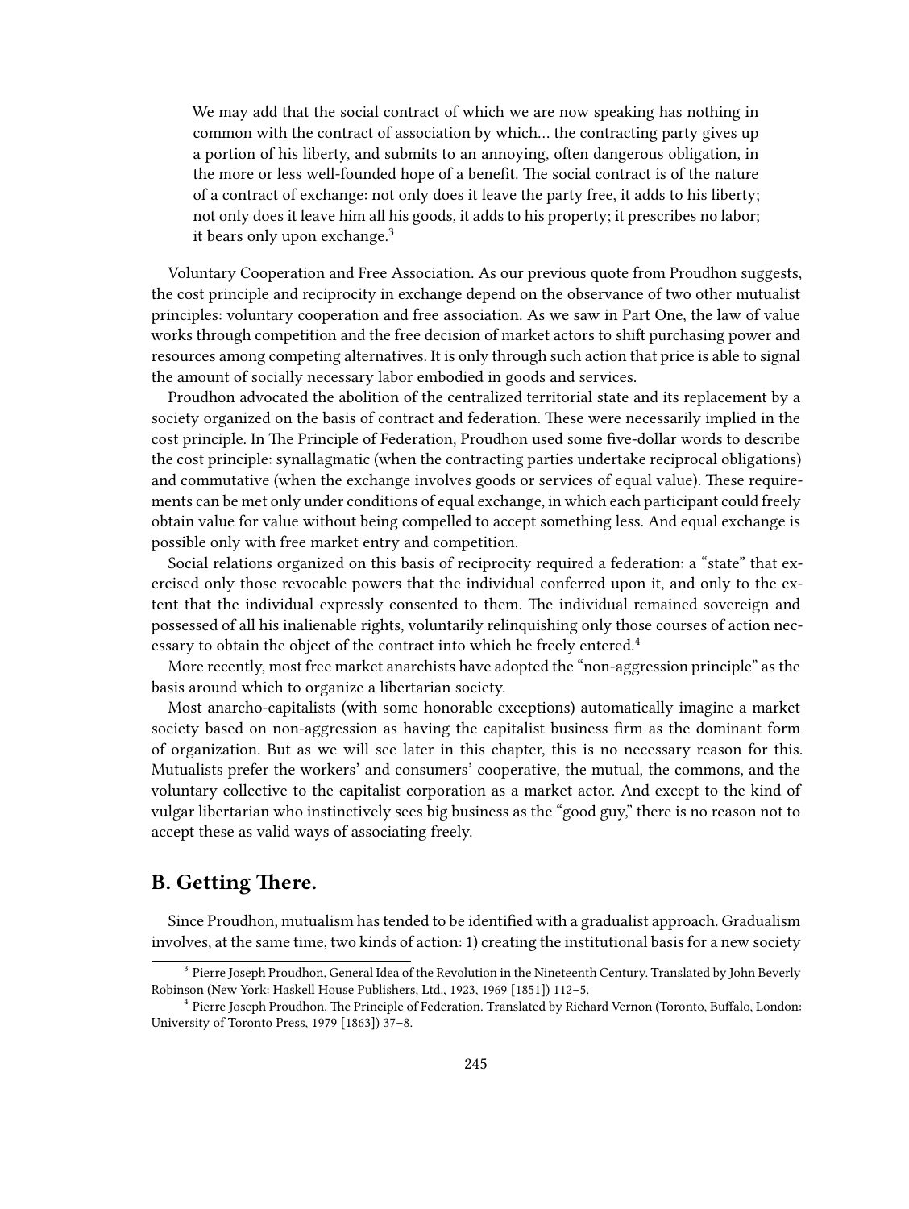> We may add that the social contract of which we are now speaking has nothing in common with the contract of association by which… the contracting party gives up a portion of his liberty, and submits to an annoying, often dangerous obligation, in the more or less well-founded hope of a benefit. The social contract is of the nature of a contract of exchange: not only does it leave the party free, it adds to his liberty; not only does it leave him all his goods, it adds to his property; it prescribes no labor; it bears only upon exchange.[3]

Voluntary Cooperation and Free Association. As our previous quote from Proudhon suggests, the cost principle and reciprocity in exchange depend on the observance of two other mutualist principles: voluntary cooperation and free association. As we saw in Part One, the law of value works through competition and the free decision of market actors to shift purchasing power and resources among competing alternatives. It is only through such action that price is able to signal the amount of socially necessary labor embodied in goods and services.

Proudhon advocated the abolition of the centralized territorial state and its replacement by a society organized on the basis of contract and federation. These were necessarily implied in the cost principle. In The Principle of Federation, Proudhon used some five-dollar words to describe the cost principle: synallagmatic (when the contracting parties undertake reciprocal obligations) and commutative (when the exchange involves goods or services of equal value). These requirements can be met only under conditions of equal exchange, in which each participant could freely obtain value for value without being compelled to accept something less. And equal exchange is possible only with free market entry and competition.

Social relations organized on this basis of reciprocity required a federation: a "state" that exercised only those revocable powers that the individual conferred upon it, and only to the extent that the individual expressly consented to them. The individual remained sovereign and possessed of all his inalienable rights, voluntarily relinquishing only those courses of action necessary to obtain the object of the contract into which he freely entered.[4]

More recently, most free market anarchists have adopted the "non-aggression principle" as the basis around which to organize a libertarian society.

Most anarcho-capitalists (with some honorable exceptions) automatically imagine a market society based on non-aggression as having the capitalist business firm as the dominant form of organization. But as we will see later in this chapter, this is no necessary reason for this. Mutualists prefer the workers' and consumers' cooperative, the mutual, the commons, and the voluntary collective to the capitalist corporation as a market actor. And except to the kind of vulgar libertarian who instinctively sees big business as the "good guy," there is no reason not to accept these as valid ways of associating freely.

## B. Getting There.

Since Proudhon, mutualism has tended to be identified with a gradualist approach. Gradualism involves, at the same time, two kinds of action: 1) creating the institutional basis for a new society

---

[3] Pierre Joseph Proudhon, General Idea of the Revolution in the Nineteenth Century. Translated by John Beverly Robinson (New York: Haskell House Publishers, Ltd., 1923, 1969 [1851]) 112–5.

[4] Pierre Joseph Proudhon, The Principle of Federation. Translated by Richard Vernon (Toronto, Buffalo, London: University of Toronto Press, 1979 [1863]) 37–8.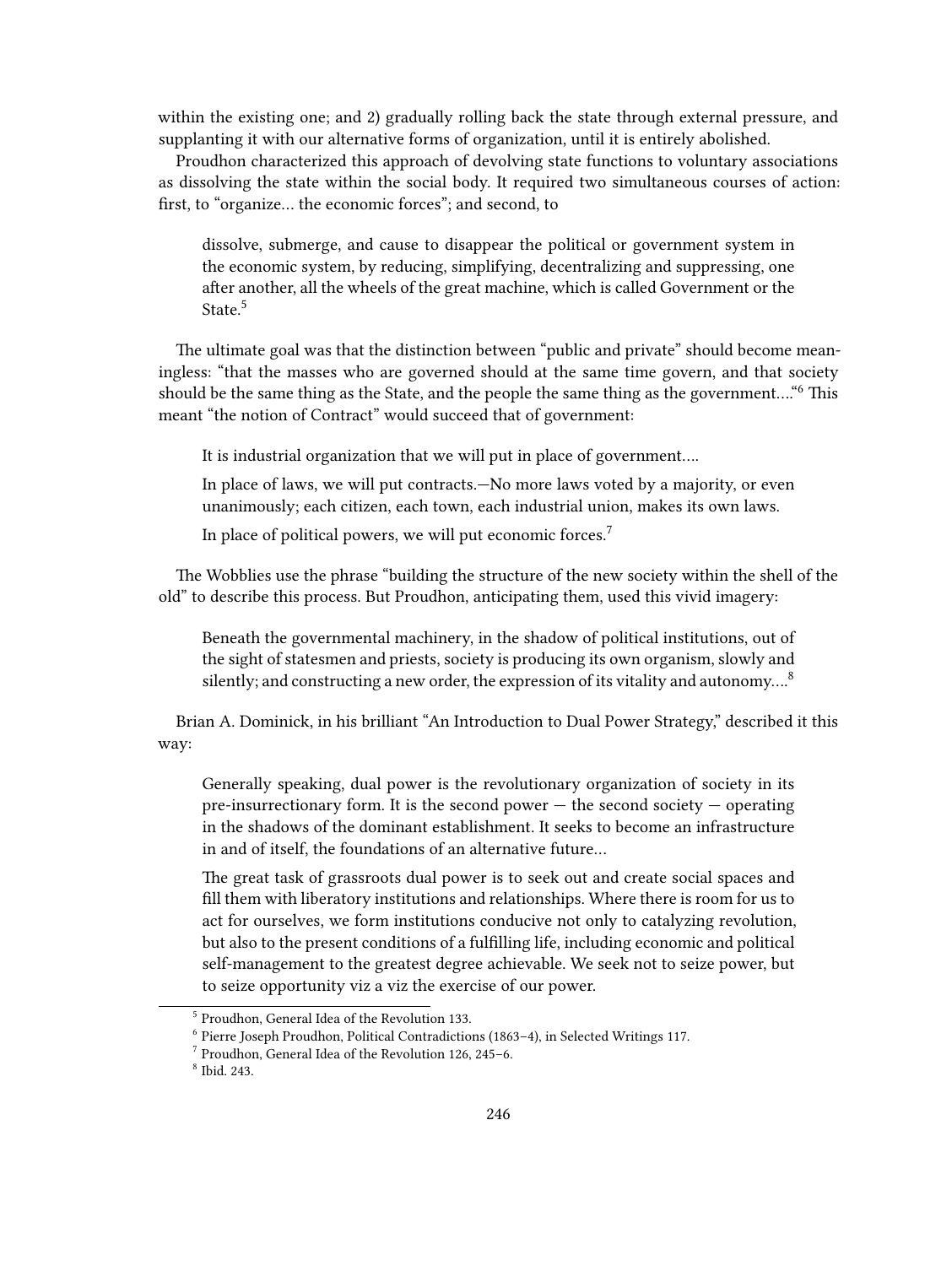within the existing one; and 2) gradually rolling back the state through external pressure, and supplanting it with our alternative forms of organization, until it is entirely abolished.

Proudhon characterized this approach of devolving state functions to voluntary associations as dissolving the state within the social body. It required two simultaneous courses of action: first, to "organize… the economic forces"; and second, to

> dissolve, submerge, and cause to disappear the political or government system in the economic system, by reducing, simplifying, decentralizing and suppressing, one after another, all the wheels of the great machine, which is called Government or the State.[5]

The ultimate goal was that the distinction between "public and private" should become meaningless: "that the masses who are governed should at the same time govern, and that society should be the same thing as the State, and the people the same thing as the government…."[6] This meant "the notion of Contract" would succeed that of government:

> It is industrial organization that we will put in place of government….
>
> In place of laws, we will put contracts.—No more laws voted by a majority, or even unanimously; each citizen, each town, each industrial union, makes its own laws.
>
> In place of political powers, we will put economic forces.[7]

The Wobblies use the phrase "building the structure of the new society within the shell of the old" to describe this process. But Proudhon, anticipating them, used this vivid imagery:

> Beneath the governmental machinery, in the shadow of political institutions, out of the sight of statesmen and priests, society is producing its own organism, slowly and silently; and constructing a new order, the expression of its vitality and autonomy….[8]

Brian A. Dominick, in his brilliant "An Introduction to Dual Power Strategy," described it this way:

> Generally speaking, dual power is the revolutionary organization of society in its pre-insurrectionary form. It is the second power — the second society — operating in the shadows of the dominant establishment. It seeks to become an infrastructure in and of itself, the foundations of an alternative future…
>
> The great task of grassroots dual power is to seek out and create social spaces and fill them with liberatory institutions and relationships. Where there is room for us to act for ourselves, we form institutions conducive not only to catalyzing revolution, but also to the present conditions of a fulfilling life, including economic and political self-management to the greatest degree achievable. We seek not to seize power, but to seize opportunity viz a viz the exercise of our power.

---

[5] Proudhon, General Idea of the Revolution 133.

[6] Pierre Joseph Proudhon, Political Contradictions (1863–4), in Selected Writings 117.

[7] Proudhon, General Idea of the Revolution 126, 245–6.

[8] Ibid. 243.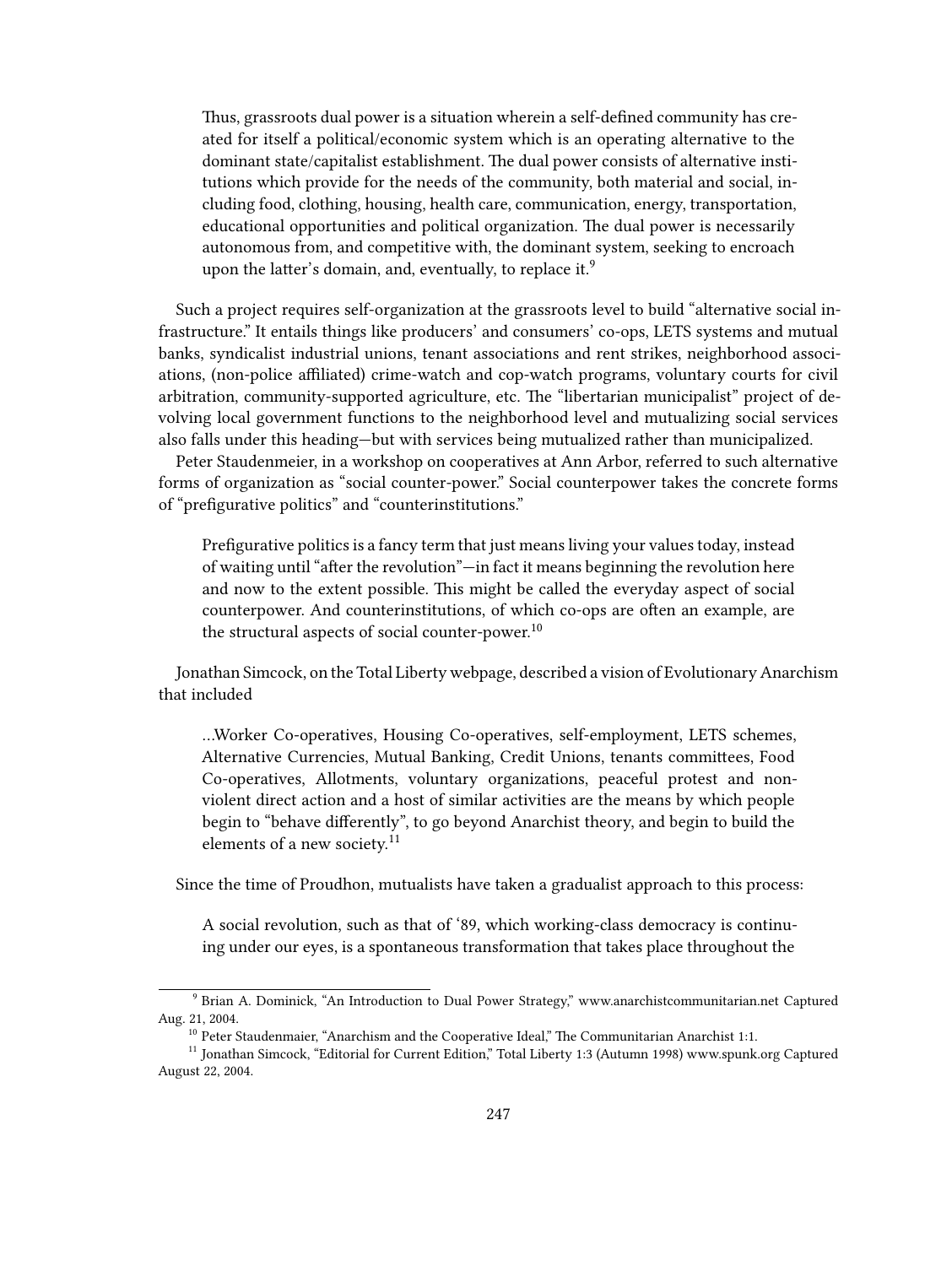> Thus, grassroots dual power is a situation wherein a self-defined community has created for itself a political/economic system which is an operating alternative to the dominant state/capitalist establishment. The dual power consists of alternative institutions which provide for the needs of the community, both material and social, including food, clothing, housing, health care, communication, energy, transportation, educational opportunities and political organization. The dual power is necessarily autonomous from, and competitive with, the dominant system, seeking to encroach upon the latter's domain, and, eventually, to replace it.[9]

Such a project requires self-organization at the grassroots level to build "alternative social infrastructure." It entails things like producers' and consumers' co-ops, LETS systems and mutual banks, syndicalist industrial unions, tenant associations and rent strikes, neighborhood associations, (non-police affiliated) crime-watch and cop-watch programs, voluntary courts for civil arbitration, community-supported agriculture, etc. The "libertarian municipalist" project of devolving local government functions to the neighborhood level and mutualizing social services also falls under this heading—but with services being mutualized rather than municipalized.

Peter Staudenmeier, in a workshop on cooperatives at Ann Arbor, referred to such alternative forms of organization as "social counter-power." Social counterpower takes the concrete forms of "prefigurative politics" and "counterinstitutions."

> Prefigurative politics is a fancy term that just means living your values today, instead of waiting until "after the revolution"—in fact it means beginning the revolution here and now to the extent possible. This might be called the everyday aspect of social counterpower. And counterinstitutions, of which co-ops are often an example, are the structural aspects of social counter-power.[10]

Jonathan Simcock, on the Total Liberty webpage, described a vision of Evolutionary Anarchism that included

> …Worker Co-operatives, Housing Co-operatives, self-employment, LETS schemes, Alternative Currencies, Mutual Banking, Credit Unions, tenants committees, Food Co-operatives, Allotments, voluntary organizations, peaceful protest and non-violent direct action and a host of similar activities are the means by which people begin to "behave differently", to go beyond Anarchist theory, and begin to build the elements of a new society.[11]

Since the time of Proudhon, mutualists have taken a gradualist approach to this process:

> A social revolution, such as that of '89, which working-class democracy is continuing under our eyes, is a spontaneous transformation that takes place throughout the

[9] Brian A. Dominick, "An Introduction to Dual Power Strategy," www.anarchistcommunitarian.net Captured Aug. 21, 2004.

[10] Peter Staudenmaier, "Anarchism and the Cooperative Ideal," The Communitarian Anarchist 1:1.

[11] Jonathan Simcock, "Editorial for Current Edition," Total Liberty 1:3 (Autumn 1998) www.spunk.org Captured August 22, 2004.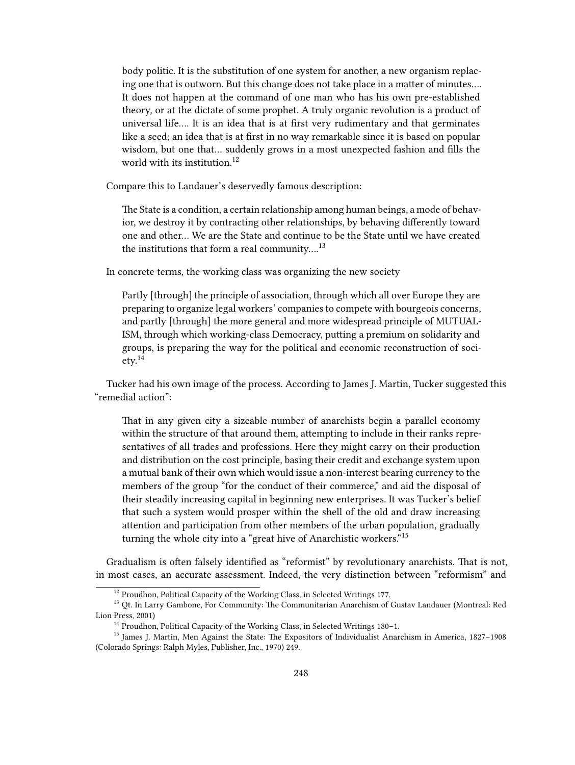> body politic. It is the substitution of one system for another, a new organism replacing one that is outworn. But this change does not take place in a matter of minutes.… It does not happen at the command of one man who has his own pre-established theory, or at the dictate of some prophet. A truly organic revolution is a product of universal life.… It is an idea that is at first very rudimentary and that germinates like a seed; an idea that is at first in no way remarkable since it is based on popular wisdom, but one that… suddenly grows in a most unexpected fashion and fills the world with its institution.[12]

Compare this to Landauer's deservedly famous description:

> The State is a condition, a certain relationship among human beings, a mode of behavior, we destroy it by contracting other relationships, by behaving differently toward one and other… We are the State and continue to be the State until we have created the institutions that form a real community….[13]

In concrete terms, the working class was organizing the new society

> Partly [through] the principle of association, through which all over Europe they are preparing to organize legal workers' companies to compete with bourgeois concerns, and partly [through] the more general and more widespread principle of MUTUALISM, through which working-class Democracy, putting a premium on solidarity and groups, is preparing the way for the political and economic reconstruction of society.[14]

Tucker had his own image of the process. According to James J. Martin, Tucker suggested this "remedial action":

> That in any given city a sizeable number of anarchists begin a parallel economy within the structure of that around them, attempting to include in their ranks representatives of all trades and professions. Here they might carry on their production and distribution on the cost principle, basing their credit and exchange system upon a mutual bank of their own which would issue a non-interest bearing currency to the members of the group "for the conduct of their commerce," and aid the disposal of their steadily increasing capital in beginning new enterprises. It was Tucker's belief that such a system would prosper within the shell of the old and draw increasing attention and participation from other members of the urban population, gradually turning the whole city into a "great hive of Anarchistic workers."[15]

Gradualism is often falsely identified as "reformist" by revolutionary anarchists. That is not, in most cases, an accurate assessment. Indeed, the very distinction between "reformism" and

---

[12] Proudhon, Political Capacity of the Working Class, in Selected Writings 177.

[13] Qt. In Larry Gambone, For Community: The Communitarian Anarchism of Gustav Landauer (Montreal: Red Lion Press, 2001)

[14] Proudhon, Political Capacity of the Working Class, in Selected Writings 180–1.

[15] James J. Martin, Men Against the State: The Expositors of Individualist Anarchism in America, 1827–1908 (Colorado Springs: Ralph Myles, Publisher, Inc., 1970) 249.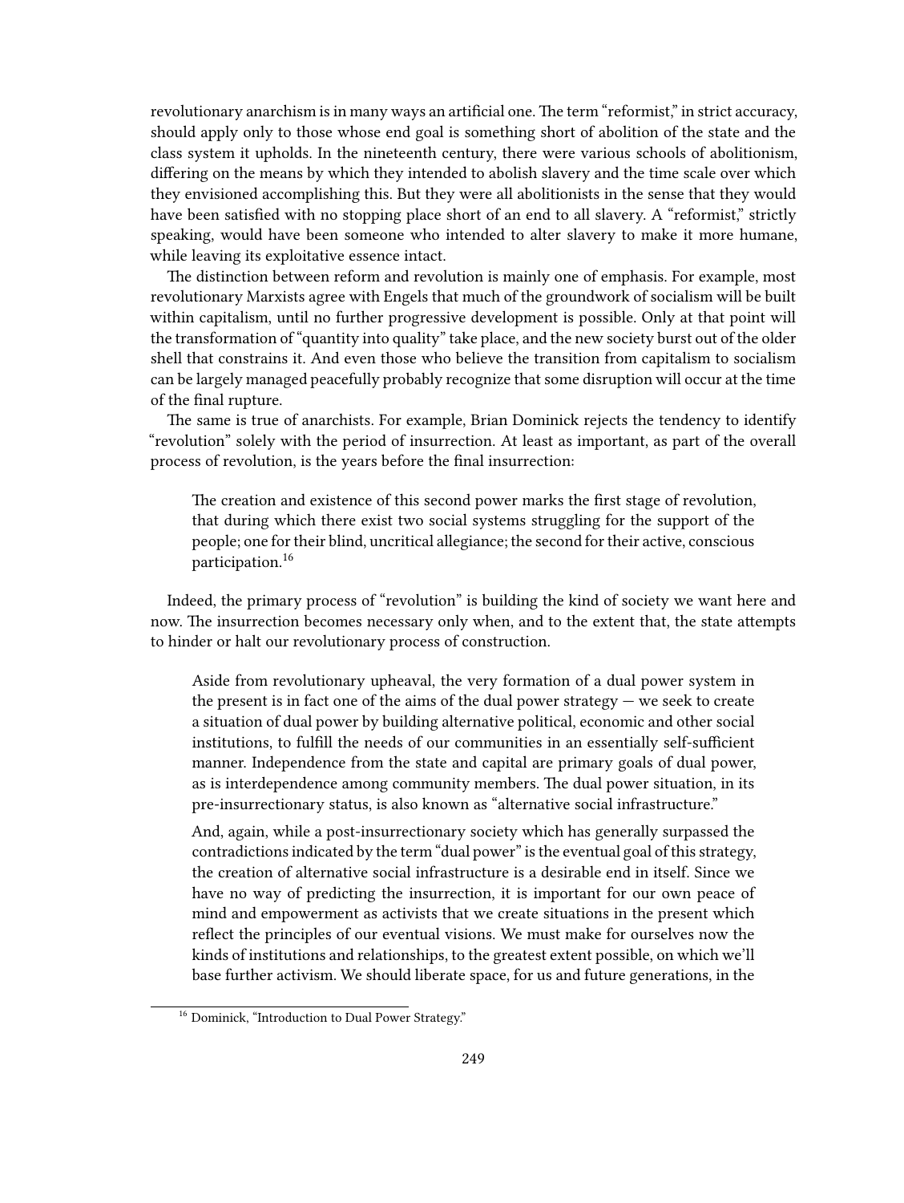revolutionary anarchism is in many ways an artificial one. The term "reformist," in strict accuracy, should apply only to those whose end goal is something short of abolition of the state and the class system it upholds. In the nineteenth century, there were various schools of abolitionism, differing on the means by which they intended to abolish slavery and the time scale over which they envisioned accomplishing this. But they were all abolitionists in the sense that they would have been satisfied with no stopping place short of an end to all slavery. A "reformist," strictly speaking, would have been someone who intended to alter slavery to make it more humane, while leaving its exploitative essence intact.

The distinction between reform and revolution is mainly one of emphasis. For example, most revolutionary Marxists agree with Engels that much of the groundwork of socialism will be built within capitalism, until no further progressive development is possible. Only at that point will the transformation of "quantity into quality" take place, and the new society burst out of the older shell that constrains it. And even those who believe the transition from capitalism to socialism can be largely managed peacefully probably recognize that some disruption will occur at the time of the final rupture.

The same is true of anarchists. For example, Brian Dominick rejects the tendency to identify "revolution" solely with the period of insurrection. At least as important, as part of the overall process of revolution, is the years before the final insurrection:

> The creation and existence of this second power marks the first stage of revolution, that during which there exist two social systems struggling for the support of the people; one for their blind, uncritical allegiance; the second for their active, conscious participation.[16]

Indeed, the primary process of "revolution" is building the kind of society we want here and now. The insurrection becomes necessary only when, and to the extent that, the state attempts to hinder or halt our revolutionary process of construction.

> Aside from revolutionary upheaval, the very formation of a dual power system in the present is in fact one of the aims of the dual power strategy — we seek to create a situation of dual power by building alternative political, economic and other social institutions, to fulfill the needs of our communities in an essentially self-sufficient manner. Independence from the state and capital are primary goals of dual power, as is interdependence among community members. The dual power situation, in its pre-insurrectionary status, is also known as "alternative social infrastructure."
>
> And, again, while a post-insurrectionary society which has generally surpassed the contradictions indicated by the term "dual power" is the eventual goal of this strategy, the creation of alternative social infrastructure is a desirable end in itself. Since we have no way of predicting the insurrection, it is important for our own peace of mind and empowerment as activists that we create situations in the present which reflect the principles of our eventual visions. We must make for ourselves now the kinds of institutions and relationships, to the greatest extent possible, on which we'll base further activism. We should liberate space, for us and future generations, in the

[16] Dominick, "Introduction to Dual Power Strategy."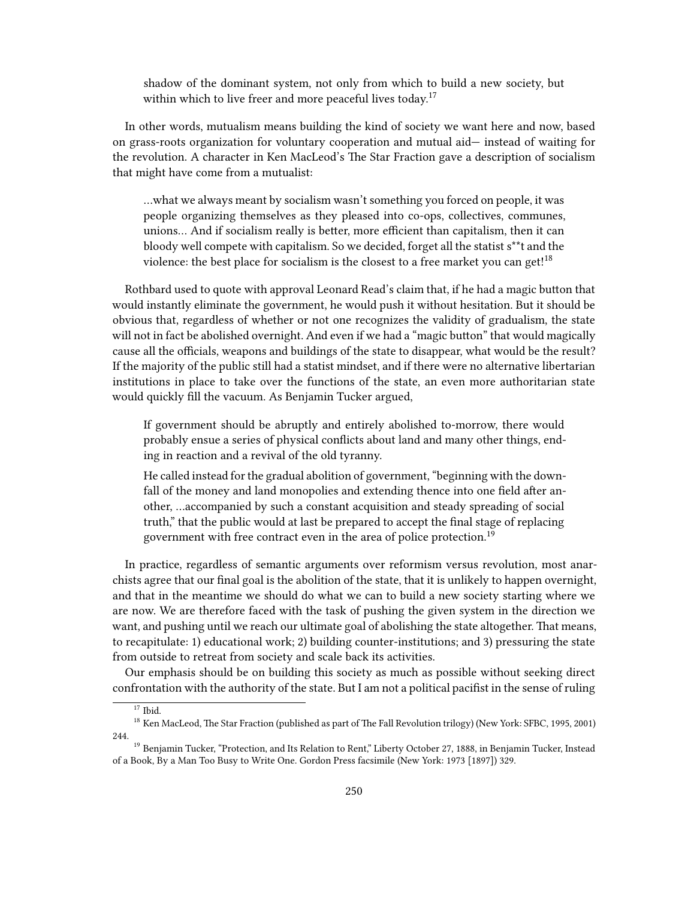> shadow of the dominant system, not only from which to build a new society, but within which to live freer and more peaceful lives today.[17]

In other words, mutualism means building the kind of society we want here and now, based on grass-roots organization for voluntary cooperation and mutual aid— instead of waiting for the revolution. A character in Ken MacLeod's The Star Fraction gave a description of socialism that might have come from a mutualist:

> …what we always meant by socialism wasn't something you forced on people, it was people organizing themselves as they pleased into co-ops, collectives, communes, unions… And if socialism really is better, more efficient than capitalism, then it can bloody well compete with capitalism. So we decided, forget all the statist s**t and the violence: the best place for socialism is the closest to a free market you can get![18]

Rothbard used to quote with approval Leonard Read's claim that, if he had a magic button that would instantly eliminate the government, he would push it without hesitation. But it should be obvious that, regardless of whether or not one recognizes the validity of gradualism, the state will not in fact be abolished overnight. And even if we had a "magic button" that would magically cause all the officials, weapons and buildings of the state to disappear, what would be the result? If the majority of the public still had a statist mindset, and if there were no alternative libertarian institutions in place to take over the functions of the state, an even more authoritarian state would quickly fill the vacuum. As Benjamin Tucker argued,

> If government should be abruptly and entirely abolished to-morrow, there would probably ensue a series of physical conflicts about land and many other things, ending in reaction and a revival of the old tyranny.
>
> He called instead for the gradual abolition of government, "beginning with the downfall of the money and land monopolies and extending thence into one field after another, …accompanied by such a constant acquisition and steady spreading of social truth," that the public would at last be prepared to accept the final stage of replacing government with free contract even in the area of police protection.[19]

In practice, regardless of semantic arguments over reformism versus revolution, most anarchists agree that our final goal is the abolition of the state, that it is unlikely to happen overnight, and that in the meantime we should do what we can to build a new society starting where we are now. We are therefore faced with the task of pushing the given system in the direction we want, and pushing until we reach our ultimate goal of abolishing the state altogether. That means, to recapitulate: 1) educational work; 2) building counter-institutions; and 3) pressuring the state from outside to retreat from society and scale back its activities.

Our emphasis should be on building this society as much as possible without seeking direct confrontation with the authority of the state. But I am not a political pacifist in the sense of ruling

---

[17] Ibid.

[18] Ken MacLeod, The Star Fraction (published as part of The Fall Revolution trilogy) (New York: SFBC, 1995, 2001) 244.

[19] Benjamin Tucker, "Protection, and Its Relation to Rent," Liberty October 27, 1888, in Benjamin Tucker, Instead of a Book, By a Man Too Busy to Write One. Gordon Press facsimile (New York: 1973 [1897]) 329.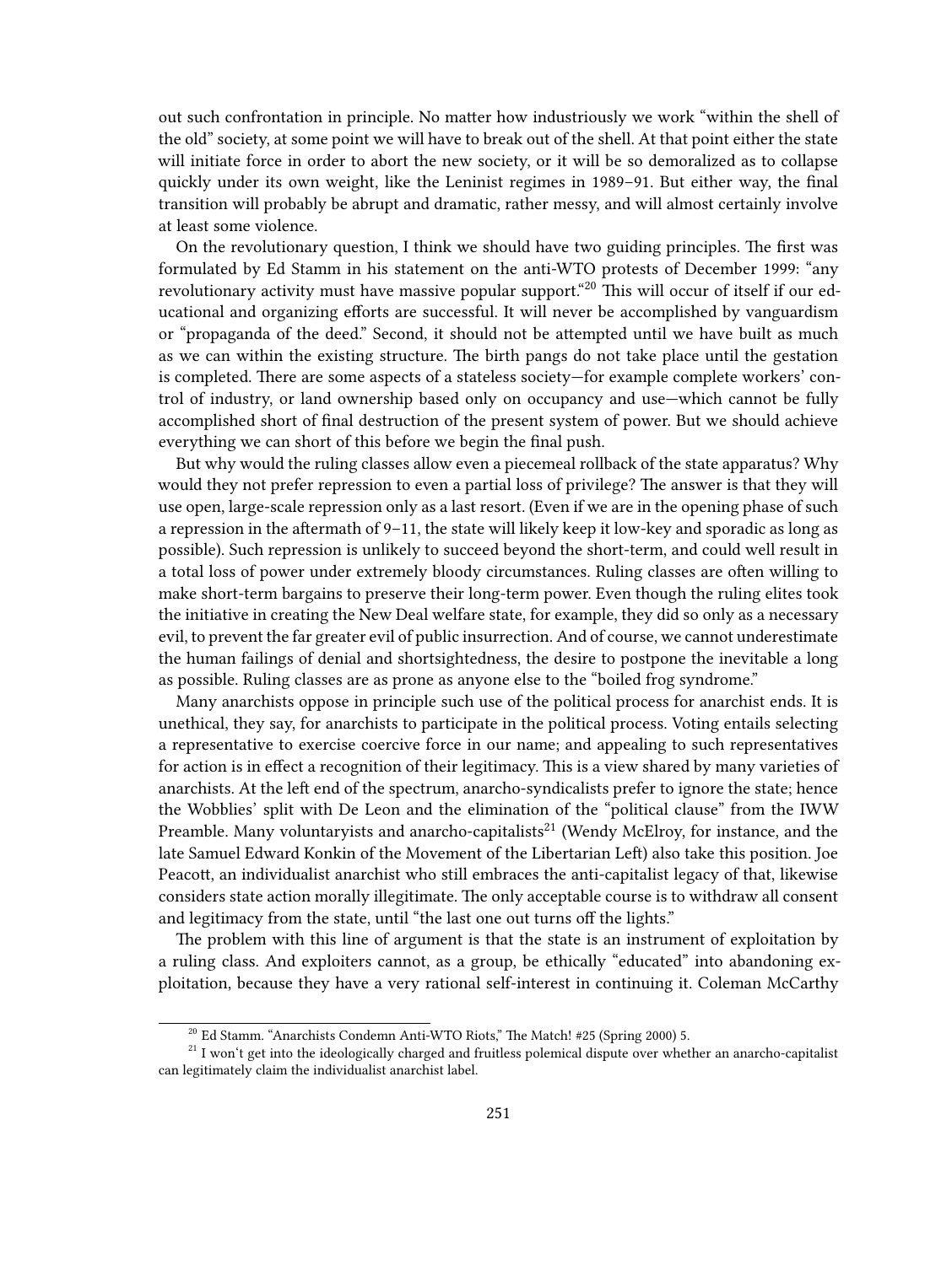out such confrontation in principle. No matter how industriously we work "within the shell of the old" society, at some point we will have to break out of the shell. At that point either the state will initiate force in order to abort the new society, or it will be so demoralized as to collapse quickly under its own weight, like the Leninist regimes in 1989–91. But either way, the final transition will probably be abrupt and dramatic, rather messy, and will almost certainly involve at least some violence.

On the revolutionary question, I think we should have two guiding principles. The first was formulated by Ed Stamm in his statement on the anti-WTO protests of December 1999: "any revolutionary activity must have massive popular support."[20] This will occur of itself if our educational and organizing efforts are successful. It will never be accomplished by vanguardism or "propaganda of the deed." Second, it should not be attempted until we have built as much as we can within the existing structure. The birth pangs do not take place until the gestation is completed. There are some aspects of a stateless society—for example complete workers' control of industry, or land ownership based only on occupancy and use—which cannot be fully accomplished short of final destruction of the present system of power. But we should achieve everything we can short of this before we begin the final push.

But why would the ruling classes allow even a piecemeal rollback of the state apparatus? Why would they not prefer repression to even a partial loss of privilege? The answer is that they will use open, large-scale repression only as a last resort. (Even if we are in the opening phase of such a repression in the aftermath of 9–11, the state will likely keep it low-key and sporadic as long as possible). Such repression is unlikely to succeed beyond the short-term, and could well result in a total loss of power under extremely bloody circumstances. Ruling classes are often willing to make short-term bargains to preserve their long-term power. Even though the ruling elites took the initiative in creating the New Deal welfare state, for example, they did so only as a necessary evil, to prevent the far greater evil of public insurrection. And of course, we cannot underestimate the human failings of denial and shortsightedness, the desire to postpone the inevitable a long as possible. Ruling classes are as prone as anyone else to the "boiled frog syndrome."

Many anarchists oppose in principle such use of the political process for anarchist ends. It is unethical, they say, for anarchists to participate in the political process. Voting entails selecting a representative to exercise coercive force in our name; and appealing to such representatives for action is in effect a recognition of their legitimacy. This is a view shared by many varieties of anarchists. At the left end of the spectrum, anarcho-syndicalists prefer to ignore the state; hence the Wobblies' split with De Leon and the elimination of the "political clause" from the IWW Preamble. Many voluntaryists and anarcho-capitalists[21] (Wendy McElroy, for instance, and the late Samuel Edward Konkin of the Movement of the Libertarian Left) also take this position. Joe Peacott, an individualist anarchist who still embraces the anti-capitalist legacy of that, likewise considers state action morally illegitimate. The only acceptable course is to withdraw all consent and legitimacy from the state, until "the last one out turns off the lights."

The problem with this line of argument is that the state is an instrument of exploitation by a ruling class. And exploiters cannot, as a group, be ethically "educated" into abandoning exploitation, because they have a very rational self-interest in continuing it. Coleman McCarthy

[20] Ed Stamm. "Anarchists Condemn Anti-WTO Riots," The Match! #25 (Spring 2000) 5.

[21] I won't get into the ideologically charged and fruitless polemical dispute over whether an anarcho-capitalist can legitimately claim the individualist anarchist label.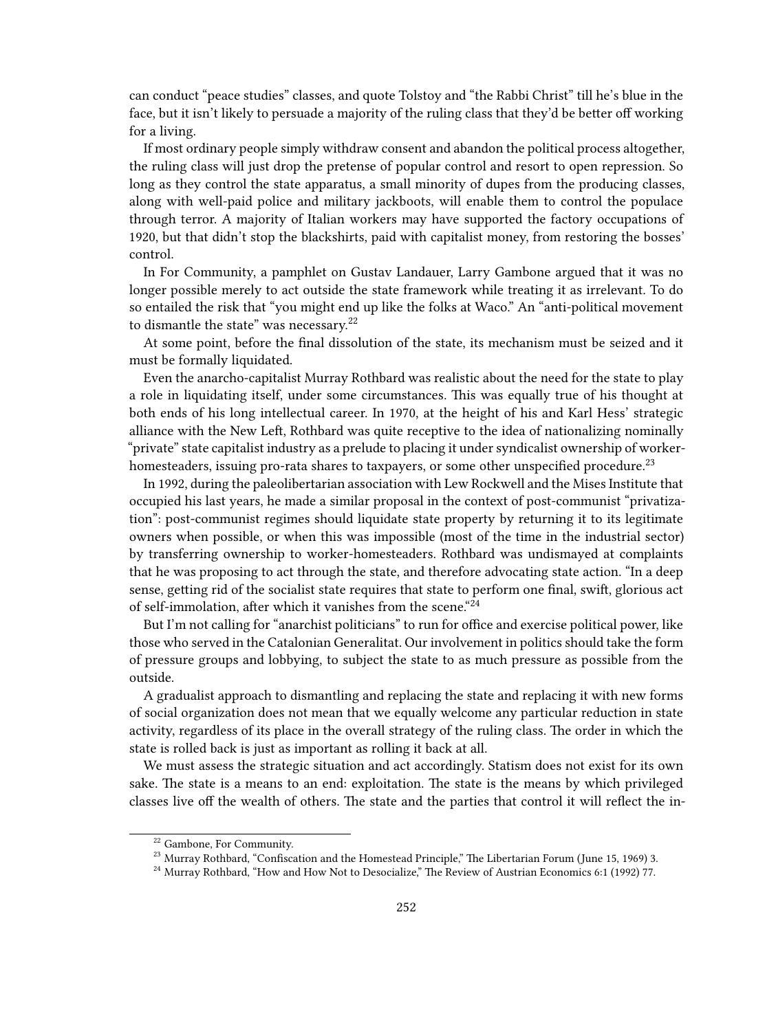can conduct "peace studies" classes, and quote Tolstoy and "the Rabbi Christ" till he's blue in the face, but it isn't likely to persuade a majority of the ruling class that they'd be better off working for a living.

If most ordinary people simply withdraw consent and abandon the political process altogether, the ruling class will just drop the pretense of popular control and resort to open repression. So long as they control the state apparatus, a small minority of dupes from the producing classes, along with well-paid police and military jackboots, will enable them to control the populace through terror. A majority of Italian workers may have supported the factory occupations of 1920, but that didn't stop the blackshirts, paid with capitalist money, from restoring the bosses' control.

In For Community, a pamphlet on Gustav Landauer, Larry Gambone argued that it was no longer possible merely to act outside the state framework while treating it as irrelevant. To do so entailed the risk that "you might end up like the folks at Waco." An "anti-political movement to dismantle the state" was necessary.[22]

At some point, before the final dissolution of the state, its mechanism must be seized and it must be formally liquidated.

Even the anarcho-capitalist Murray Rothbard was realistic about the need for the state to play a role in liquidating itself, under some circumstances. This was equally true of his thought at both ends of his long intellectual career. In 1970, at the height of his and Karl Hess' strategic alliance with the New Left, Rothbard was quite receptive to the idea of nationalizing nominally "private" state capitalist industry as a prelude to placing it under syndicalist ownership of worker-homesteaders, issuing pro-rata shares to taxpayers, or some other unspecified procedure.[23]

In 1992, during the paleolibertarian association with Lew Rockwell and the Mises Institute that occupied his last years, he made a similar proposal in the context of post-communist "privatization": post-communist regimes should liquidate state property by returning it to its legitimate owners when possible, or when this was impossible (most of the time in the industrial sector) by transferring ownership to worker-homesteaders. Rothbard was undismayed at complaints that he was proposing to act through the state, and therefore advocating state action. "In a deep sense, getting rid of the socialist state requires that state to perform one final, swift, glorious act of self-immolation, after which it vanishes from the scene."[24]

But I'm not calling for "anarchist politicians" to run for office and exercise political power, like those who served in the Catalonian Generalitat. Our involvement in politics should take the form of pressure groups and lobbying, to subject the state to as much pressure as possible from the outside.

A gradualist approach to dismantling and replacing the state and replacing it with new forms of social organization does not mean that we equally welcome any particular reduction in state activity, regardless of its place in the overall strategy of the ruling class. The order in which the state is rolled back is just as important as rolling it back at all.

We must assess the strategic situation and act accordingly. Statism does not exist for its own sake. The state is a means to an end: exploitation. The state is the means by which privileged classes live off the wealth of others. The state and the parties that control it will reflect the in-

[22] Gambone, For Community.

[23] Murray Rothbard, "Confiscation and the Homestead Principle," The Libertarian Forum (June 15, 1969) 3.

[24] Murray Rothbard, "How and How Not to Desocialize," The Review of Austrian Economics 6:1 (1992) 77.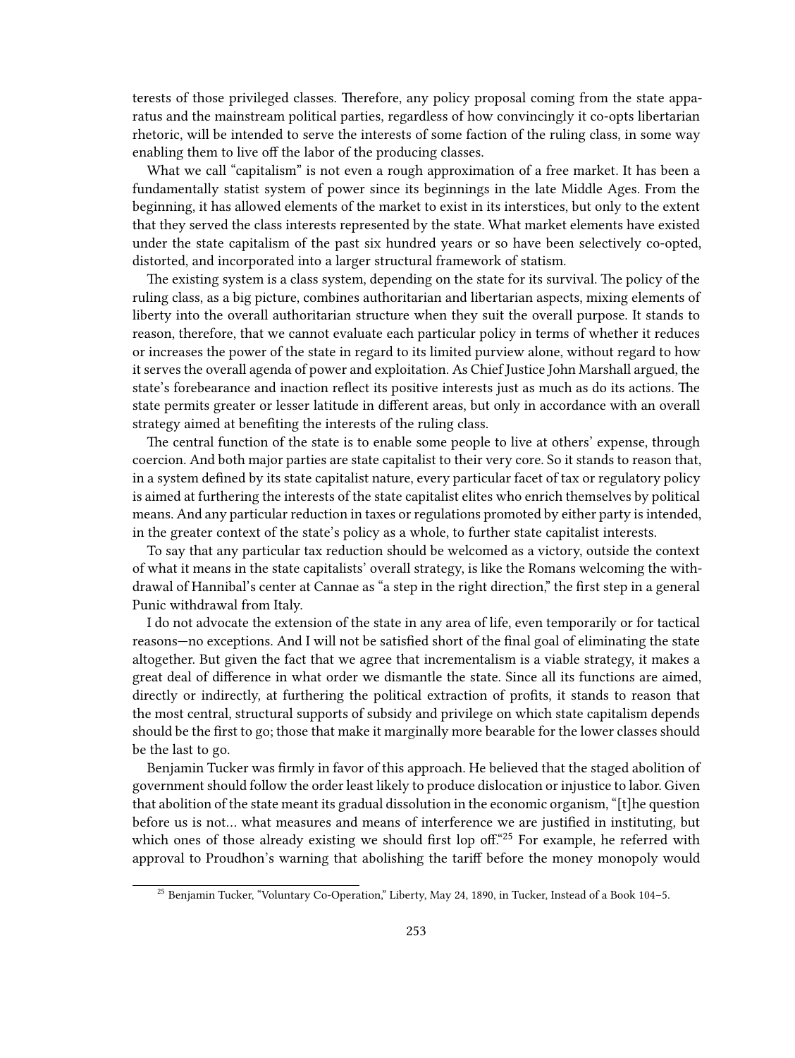terests of those privileged classes. Therefore, any policy proposal coming from the state apparatus and the mainstream political parties, regardless of how convincingly it co-opts libertarian rhetoric, will be intended to serve the interests of some faction of the ruling class, in some way enabling them to live off the labor of the producing classes.

What we call "capitalism" is not even a rough approximation of a free market. It has been a fundamentally statist system of power since its beginnings in the late Middle Ages. From the beginning, it has allowed elements of the market to exist in its interstices, but only to the extent that they served the class interests represented by the state. What market elements have existed under the state capitalism of the past six hundred years or so have been selectively co-opted, distorted, and incorporated into a larger structural framework of statism.

The existing system is a class system, depending on the state for its survival. The policy of the ruling class, as a big picture, combines authoritarian and libertarian aspects, mixing elements of liberty into the overall authoritarian structure when they suit the overall purpose. It stands to reason, therefore, that we cannot evaluate each particular policy in terms of whether it reduces or increases the power of the state in regard to its limited purview alone, without regard to how it serves the overall agenda of power and exploitation. As Chief Justice John Marshall argued, the state's forebearance and inaction reflect its positive interests just as much as do its actions. The state permits greater or lesser latitude in different areas, but only in accordance with an overall strategy aimed at benefiting the interests of the ruling class.

The central function of the state is to enable some people to live at others' expense, through coercion. And both major parties are state capitalist to their very core. So it stands to reason that, in a system defined by its state capitalist nature, every particular facet of tax or regulatory policy is aimed at furthering the interests of the state capitalist elites who enrich themselves by political means. And any particular reduction in taxes or regulations promoted by either party is intended, in the greater context of the state's policy as a whole, to further state capitalist interests.

To say that any particular tax reduction should be welcomed as a victory, outside the context of what it means in the state capitalists' overall strategy, is like the Romans welcoming the withdrawal of Hannibal's center at Cannae as "a step in the right direction," the first step in a general Punic withdrawal from Italy.

I do not advocate the extension of the state in any area of life, even temporarily or for tactical reasons—no exceptions. And I will not be satisfied short of the final goal of eliminating the state altogether. But given the fact that we agree that incrementalism is a viable strategy, it makes a great deal of difference in what order we dismantle the state. Since all its functions are aimed, directly or indirectly, at furthering the political extraction of profits, it stands to reason that the most central, structural supports of subsidy and privilege on which state capitalism depends should be the first to go; those that make it marginally more bearable for the lower classes should be the last to go.

Benjamin Tucker was firmly in favor of this approach. He believed that the staged abolition of government should follow the order least likely to produce dislocation or injustice to labor. Given that abolition of the state meant its gradual dissolution in the economic organism, "[t]he question before us is not… what measures and means of interference we are justified in instituting, but which ones of those already existing we should first lop off."[25] For example, he referred with approval to Proudhon's warning that abolishing the tariff before the money monopoly would

[25] Benjamin Tucker, "Voluntary Co-Operation," Liberty, May 24, 1890, in Tucker, Instead of a Book 104–5.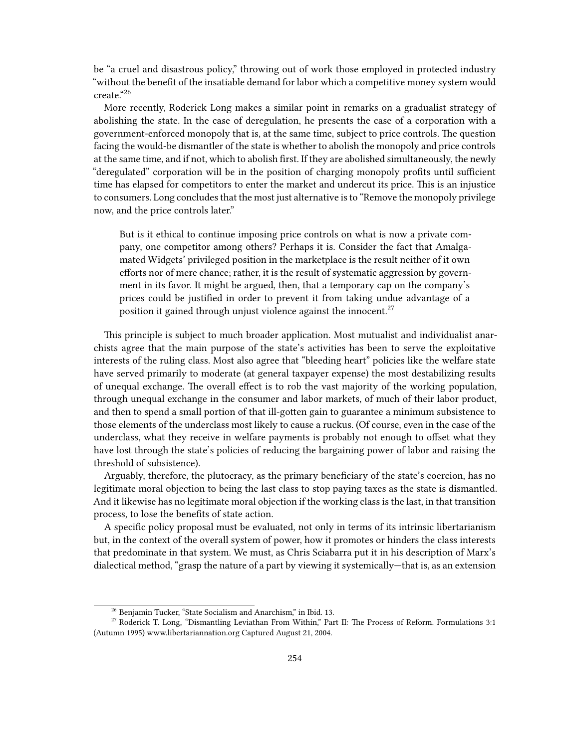be "a cruel and disastrous policy," throwing out of work those employed in protected industry "without the benefit of the insatiable demand for labor which a competitive money system would create."[26]

More recently, Roderick Long makes a similar point in remarks on a gradualist strategy of abolishing the state. In the case of deregulation, he presents the case of a corporation with a government-enforced monopoly that is, at the same time, subject to price controls. The question facing the would-be dismantler of the state is whether to abolish the monopoly and price controls at the same time, and if not, which to abolish first. If they are abolished simultaneously, the newly "deregulated" corporation will be in the position of charging monopoly profits until sufficient time has elapsed for competitors to enter the market and undercut its price. This is an injustice to consumers. Long concludes that the most just alternative is to "Remove the monopoly privilege now, and the price controls later."

> But is it ethical to continue imposing price controls on what is now a private company, one competitor among others? Perhaps it is. Consider the fact that Amalgamated Widgets' privileged position in the marketplace is the result neither of it own efforts nor of mere chance; rather, it is the result of systematic aggression by government in its favor. It might be argued, then, that a temporary cap on the company's prices could be justified in order to prevent it from taking undue advantage of a position it gained through unjust violence against the innocent.[27]

This principle is subject to much broader application. Most mutualist and individualist anarchists agree that the main purpose of the state's activities has been to serve the exploitative interests of the ruling class. Most also agree that "bleeding heart" policies like the welfare state have served primarily to moderate (at general taxpayer expense) the most destabilizing results of unequal exchange. The overall effect is to rob the vast majority of the working population, through unequal exchange in the consumer and labor markets, of much of their labor product, and then to spend a small portion of that ill-gotten gain to guarantee a minimum subsistence to those elements of the underclass most likely to cause a ruckus. (Of course, even in the case of the underclass, what they receive in welfare payments is probably not enough to offset what they have lost through the state's policies of reducing the bargaining power of labor and raising the threshold of subsistence).

Arguably, therefore, the plutocracy, as the primary beneficiary of the state's coercion, has no legitimate moral objection to being the last class to stop paying taxes as the state is dismantled. And it likewise has no legitimate moral objection if the working class is the last, in that transition process, to lose the benefits of state action.

A specific policy proposal must be evaluated, not only in terms of its intrinsic libertarianism but, in the context of the overall system of power, how it promotes or hinders the class interests that predominate in that system. We must, as Chris Sciabarra put it in his description of Marx's dialectical method, "grasp the nature of a part by viewing it systemically—that is, as an extension

---

[26] Benjamin Tucker, "State Socialism and Anarchism," in Ibid. 13.

[27] Roderick T. Long, "Dismantling Leviathan From Within," Part II: The Process of Reform. Formulations 3:1 (Autumn 1995) www.libertariannation.org Captured August 21, 2004.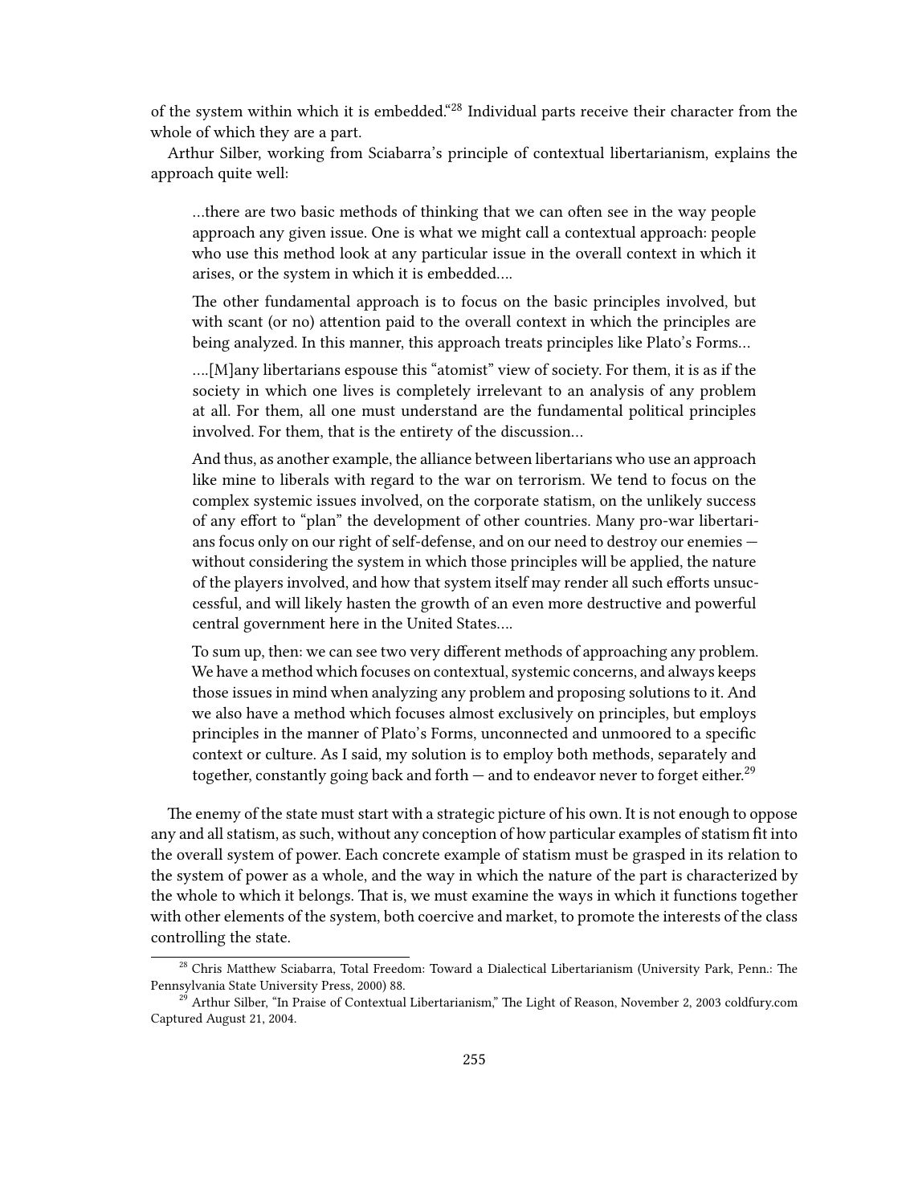of the system within which it is embedded."[28] Individual parts receive their character from the whole of which they are a part.

Arthur Silber, working from Sciabarra's principle of contextual libertarianism, explains the approach quite well:

> …there are two basic methods of thinking that we can often see in the way people approach any given issue. One is what we might call a contextual approach: people who use this method look at any particular issue in the overall context in which it arises, or the system in which it is embedded….
>
> The other fundamental approach is to focus on the basic principles involved, but with scant (or no) attention paid to the overall context in which the principles are being analyzed. In this manner, this approach treats principles like Plato's Forms…
>
> ….[M]any libertarians espouse this "atomist" view of society. For them, it is as if the society in which one lives is completely irrelevant to an analysis of any problem at all. For them, all one must understand are the fundamental political principles involved. For them, that is the entirety of the discussion…
>
> And thus, as another example, the alliance between libertarians who use an approach like mine to liberals with regard to the war on terrorism. We tend to focus on the complex systemic issues involved, on the corporate statism, on the unlikely success of any effort to "plan" the development of other countries. Many pro-war libertarians focus only on our right of self-defense, and on our need to destroy our enemies — without considering the system in which those principles will be applied, the nature of the players involved, and how that system itself may render all such efforts unsuccessful, and will likely hasten the growth of an even more destructive and powerful central government here in the United States….
>
> To sum up, then: we can see two very different methods of approaching any problem. We have a method which focuses on contextual, systemic concerns, and always keeps those issues in mind when analyzing any problem and proposing solutions to it. And we also have a method which focuses almost exclusively on principles, but employs principles in the manner of Plato's Forms, unconnected and unmoored to a specific context or culture. As I said, my solution is to employ both methods, separately and together, constantly going back and forth — and to endeavor never to forget either.[29]

The enemy of the state must start with a strategic picture of his own. It is not enough to oppose any and all statism, as such, without any conception of how particular examples of statism fit into the overall system of power. Each concrete example of statism must be grasped in its relation to the system of power as a whole, and the way in which the nature of the part is characterized by the whole to which it belongs. That is, we must examine the ways in which it functions together with other elements of the system, both coercive and market, to promote the interests of the class controlling the state.

---

[28] Chris Matthew Sciabarra, Total Freedom: Toward a Dialectical Libertarianism (University Park, Penn.: The Pennsylvania State University Press, 2000) 88.

[29] Arthur Silber, "In Praise of Contextual Libertarianism," The Light of Reason, November 2, 2003 coldfury.com Captured August 21, 2004.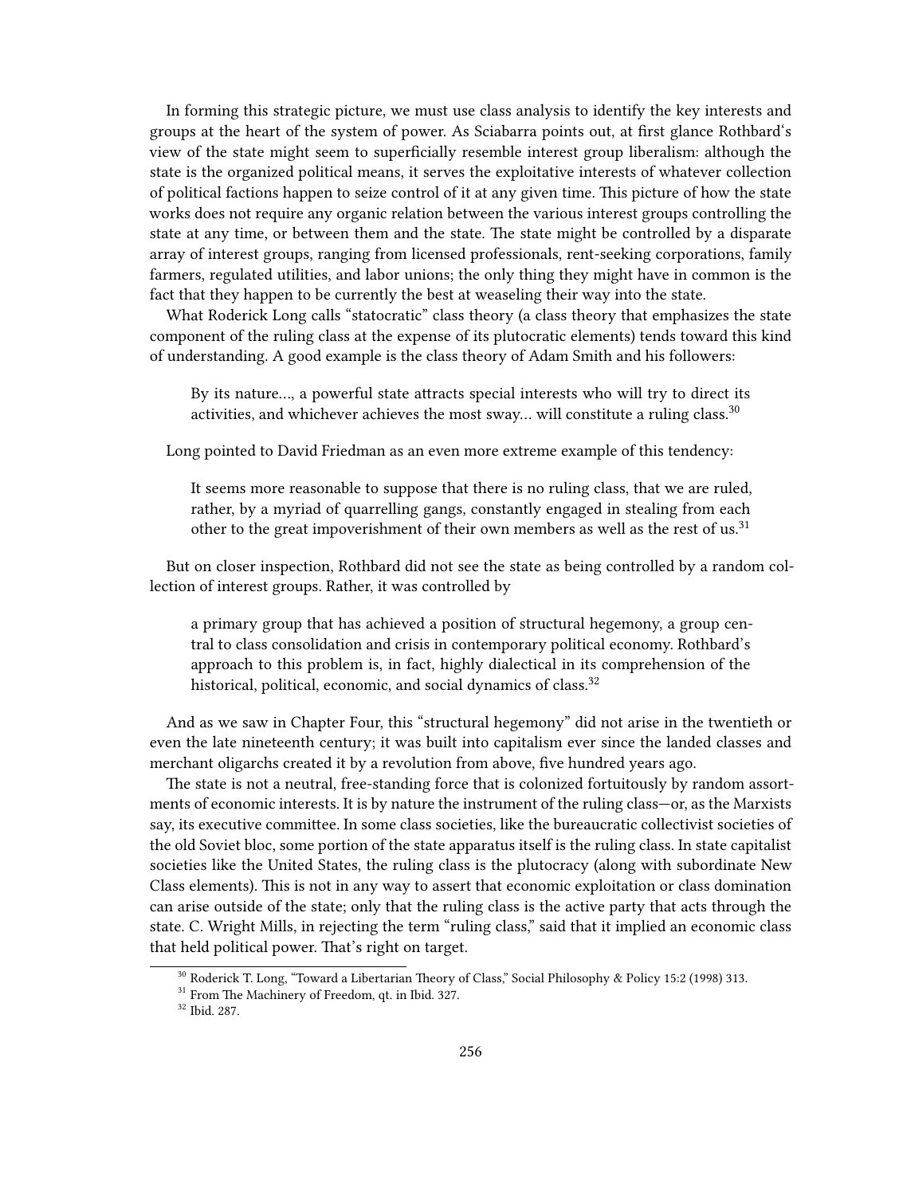In forming this strategic picture, we must use class analysis to identify the key interests and groups at the heart of the system of power. As Sciabarra points out, at first glance Rothbard's view of the state might seem to superficially resemble interest group liberalism: although the state is the organized political means, it serves the exploitative interests of whatever collection of political factions happen to seize control of it at any given time. This picture of how the state works does not require any organic relation between the various interest groups controlling the state at any time, or between them and the state. The state might be controlled by a disparate array of interest groups, ranging from licensed professionals, rent-seeking corporations, family farmers, regulated utilities, and labor unions; the only thing they might have in common is the fact that they happen to be currently the best at weaseling their way into the state.

What Roderick Long calls "statocratic" class theory (a class theory that emphasizes the state component of the ruling class at the expense of its plutocratic elements) tends toward this kind of understanding. A good example is the class theory of Adam Smith and his followers:

> By its nature…, a powerful state attracts special interests who will try to direct its activities, and whichever achieves the most sway… will constitute a ruling class.[30]

Long pointed to David Friedman as an even more extreme example of this tendency:

> It seems more reasonable to suppose that there is no ruling class, that we are ruled, rather, by a myriad of quarrelling gangs, constantly engaged in stealing from each other to the great impoverishment of their own members as well as the rest of us.[31]

But on closer inspection, Rothbard did not see the state as being controlled by a random collection of interest groups. Rather, it was controlled by

> a primary group that has achieved a position of structural hegemony, a group central to class consolidation and crisis in contemporary political economy. Rothbard's approach to this problem is, in fact, highly dialectical in its comprehension of the historical, political, economic, and social dynamics of class.[32]

And as we saw in Chapter Four, this "structural hegemony" did not arise in the twentieth or even the late nineteenth century; it was built into capitalism ever since the landed classes and merchant oligarchs created it by a revolution from above, five hundred years ago.

The state is not a neutral, free-standing force that is colonized fortuitously by random assortments of economic interests. It is by nature the instrument of the ruling class—or, as the Marxists say, its executive committee. In some class societies, like the bureaucratic collectivist societies of the old Soviet bloc, some portion of the state apparatus itself is the ruling class. In state capitalist societies like the United States, the ruling class is the plutocracy (along with subordinate New Class elements). This is not in any way to assert that economic exploitation or class domination can arise outside of the state; only that the ruling class is the active party that acts through the state. C. Wright Mills, in rejecting the term "ruling class," said that it implied an economic class that held political power. That's right on target.

---

[30] Roderick T. Long, "Toward a Libertarian Theory of Class," Social Philosophy & Policy 15:2 (1998) 313.

[31] From The Machinery of Freedom, qt. in Ibid. 327.

[32] Ibid. 287.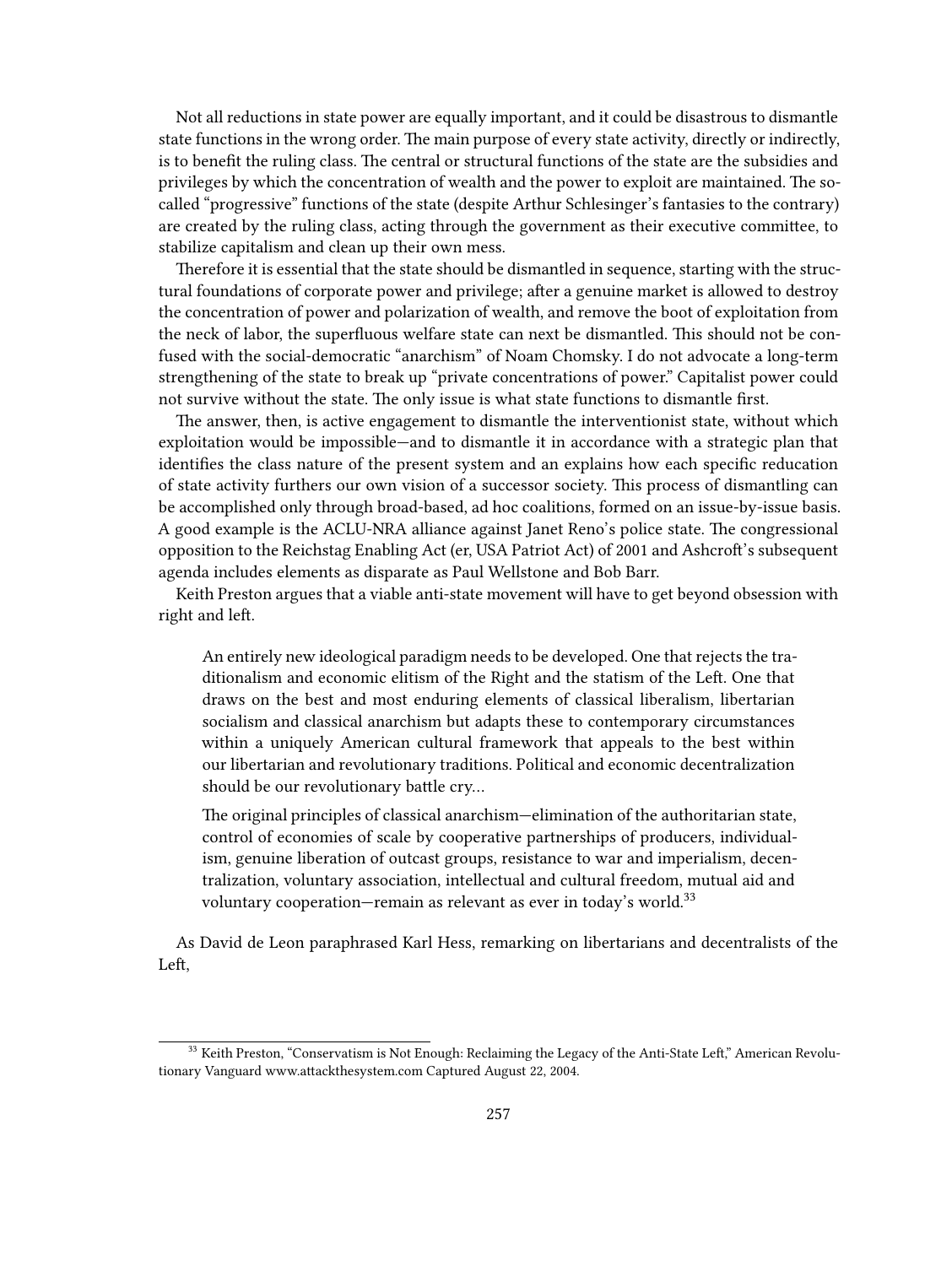Not all reductions in state power are equally important, and it could be disastrous to dismantle state functions in the wrong order. The main purpose of every state activity, directly or indirectly, is to benefit the ruling class. The central or structural functions of the state are the subsidies and privileges by which the concentration of wealth and the power to exploit are maintained. The so-called "progressive" functions of the state (despite Arthur Schlesinger's fantasies to the contrary) are created by the ruling class, acting through the government as their executive committee, to stabilize capitalism and clean up their own mess.

Therefore it is essential that the state should be dismantled in sequence, starting with the structural foundations of corporate power and privilege; after a genuine market is allowed to destroy the concentration of power and polarization of wealth, and remove the boot of exploitation from the neck of labor, the superfluous welfare state can next be dismantled. This should not be confused with the social-democratic "anarchism" of Noam Chomsky. I do not advocate a long-term strengthening of the state to break up "private concentrations of power." Capitalist power could not survive without the state. The only issue is what state functions to dismantle first.

The answer, then, is active engagement to dismantle the interventionist state, without which exploitation would be impossible—and to dismantle it in accordance with a strategic plan that identifies the class nature of the present system and an explains how each specific reducation of state activity furthers our own vision of a successor society. This process of dismantling can be accomplished only through broad-based, ad hoc coalitions, formed on an issue-by-issue basis. A good example is the ACLU-NRA alliance against Janet Reno's police state. The congressional opposition to the Reichstag Enabling Act (er, USA Patriot Act) of 2001 and Ashcroft's subsequent agenda includes elements as disparate as Paul Wellstone and Bob Barr.

Keith Preston argues that a viable anti-state movement will have to get beyond obsession with right and left.

> An entirely new ideological paradigm needs to be developed. One that rejects the traditionalism and economic elitism of the Right and the statism of the Left. One that draws on the best and most enduring elements of classical liberalism, libertarian socialism and classical anarchism but adapts these to contemporary circumstances within a uniquely American cultural framework that appeals to the best within our libertarian and revolutionary traditions. Political and economic decentralization should be our revolutionary battle cry…
>
> The original principles of classical anarchism—elimination of the authoritarian state, control of economies of scale by cooperative partnerships of producers, individualism, genuine liberation of outcast groups, resistance to war and imperialism, decentralization, voluntary association, intellectual and cultural freedom, mutual aid and voluntary cooperation—remain as relevant as ever in today's world.[33]

As David de Leon paraphrased Karl Hess, remarking on libertarians and decentralists of the Left,

[33] Keith Preston, "Conservatism is Not Enough: Reclaiming the Legacy of the Anti-State Left," American Revolutionary Vanguard www.attackthesystem.com Captured August 22, 2004.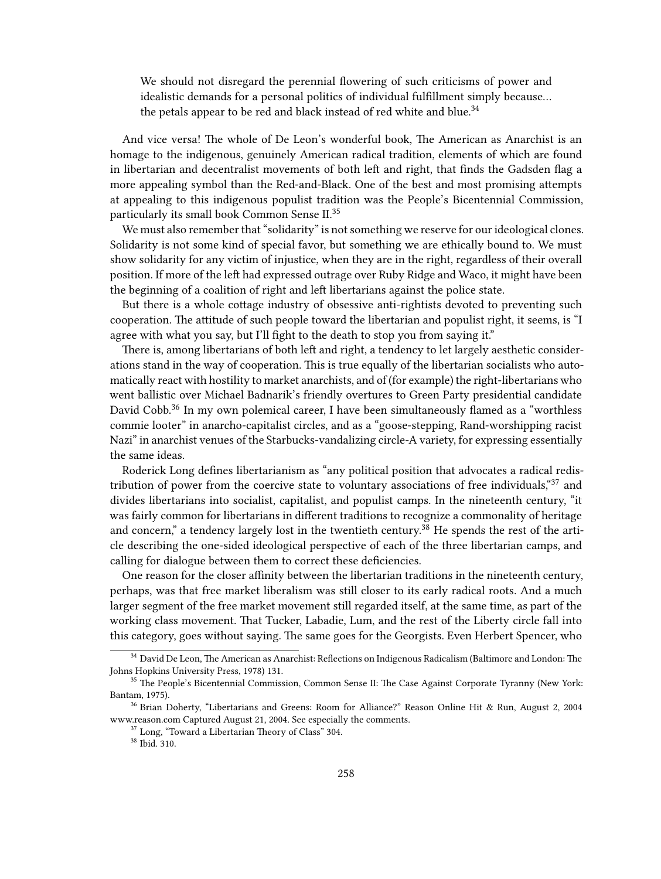> We should not disregard the perennial flowering of such criticisms of power and idealistic demands for a personal politics of individual fulfillment simply because… the petals appear to be red and black instead of red white and blue.[34]

And vice versa! The whole of De Leon's wonderful book, The American as Anarchist is an homage to the indigenous, genuinely American radical tradition, elements of which are found in libertarian and decentralist movements of both left and right, that finds the Gadsden flag a more appealing symbol than the Red-and-Black. One of the best and most promising attempts at appealing to this indigenous populist tradition was the People's Bicentennial Commission, particularly its small book Common Sense II.[35]

We must also remember that "solidarity" is not something we reserve for our ideological clones. Solidarity is not some kind of special favor, but something we are ethically bound to. We must show solidarity for any victim of injustice, when they are in the right, regardless of their overall position. If more of the left had expressed outrage over Ruby Ridge and Waco, it might have been the beginning of a coalition of right and left libertarians against the police state.

But there is a whole cottage industry of obsessive anti-rightists devoted to preventing such cooperation. The attitude of such people toward the libertarian and populist right, it seems, is "I agree with what you say, but I'll fight to the death to stop you from saying it."

There is, among libertarians of both left and right, a tendency to let largely aesthetic considerations stand in the way of cooperation. This is true equally of the libertarian socialists who automatically react with hostility to market anarchists, and of (for example) the right-libertarians who went ballistic over Michael Badnarik's friendly overtures to Green Party presidential candidate David Cobb.[36] In my own polemical career, I have been simultaneously flamed as a "worthless commie looter" in anarcho-capitalist circles, and as a "goose-stepping, Rand-worshipping racist Nazi" in anarchist venues of the Starbucks-vandalizing circle-A variety, for expressing essentially the same ideas.

Roderick Long defines libertarianism as "any political position that advocates a radical redistribution of power from the coercive state to voluntary associations of free individuals,"[37] and divides libertarians into socialist, capitalist, and populist camps. In the nineteenth century, "it was fairly common for libertarians in different traditions to recognize a commonality of heritage and concern," a tendency largely lost in the twentieth century.[38] He spends the rest of the article describing the one-sided ideological perspective of each of the three libertarian camps, and calling for dialogue between them to correct these deficiencies.

One reason for the closer affinity between the libertarian traditions in the nineteenth century, perhaps, was that free market liberalism was still closer to its early radical roots. And a much larger segment of the free market movement still regarded itself, at the same time, as part of the working class movement. That Tucker, Labadie, Lum, and the rest of the Liberty circle fall into this category, goes without saying. The same goes for the Georgists. Even Herbert Spencer, who

---

[34] David De Leon, The American as Anarchist: Reflections on Indigenous Radicalism (Baltimore and London: The Johns Hopkins University Press, 1978) 131.

[35] The People's Bicentennial Commission, Common Sense II: The Case Against Corporate Tyranny (New York: Bantam, 1975).

[36] Brian Doherty, "Libertarians and Greens: Room for Alliance?" Reason Online Hit & Run, August 2, 2004 www.reason.com Captured August 21, 2004. See especially the comments.

[37] Long, "Toward a Libertarian Theory of Class" 304.

[38] Ibid. 310.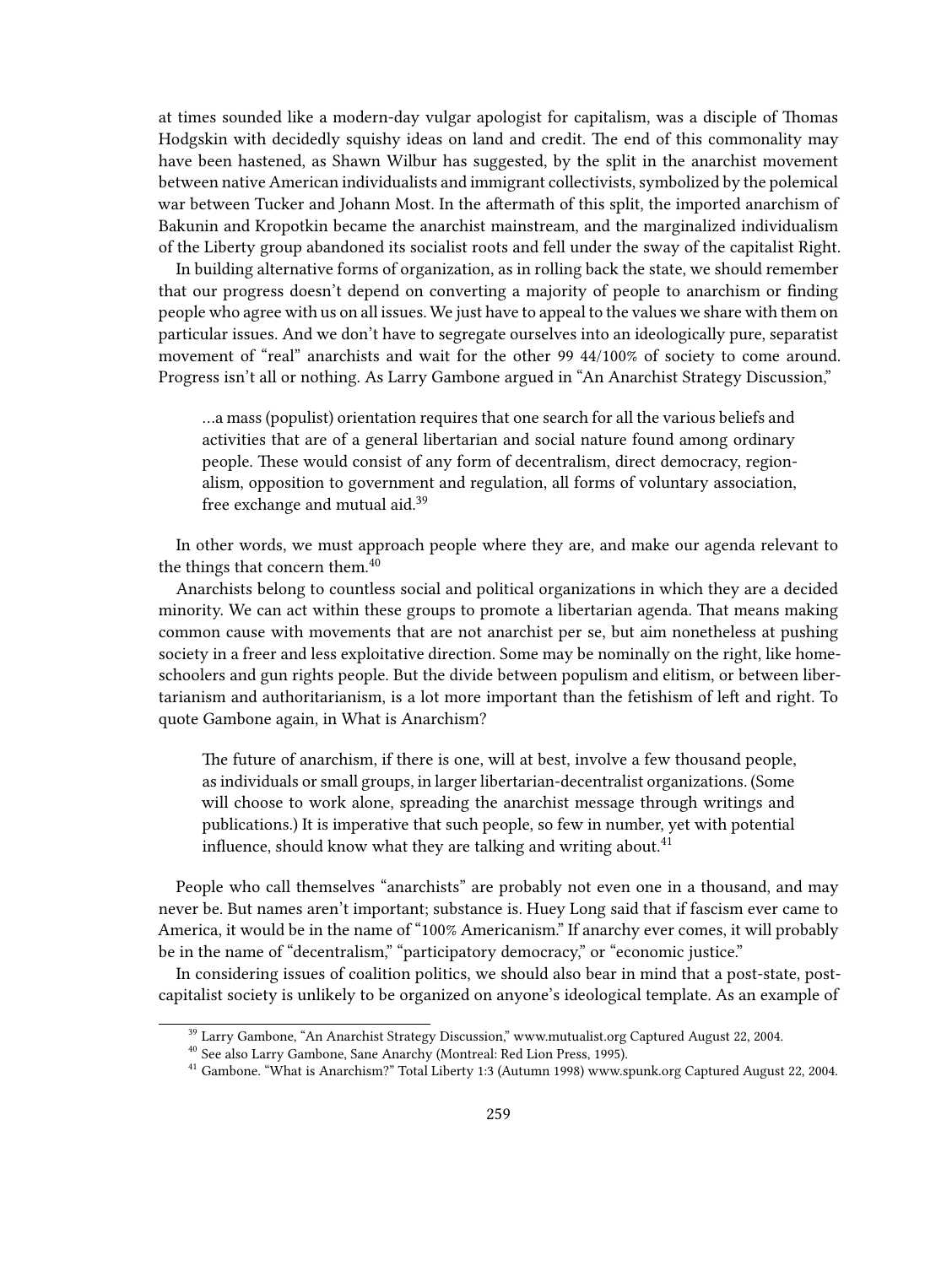at times sounded like a modern-day vulgar apologist for capitalism, was a disciple of Thomas Hodgskin with decidedly squishy ideas on land and credit. The end of this commonality may have been hastened, as Shawn Wilbur has suggested, by the split in the anarchist movement between native American individualists and immigrant collectivists, symbolized by the polemical war between Tucker and Johann Most. In the aftermath of this split, the imported anarchism of Bakunin and Kropotkin became the anarchist mainstream, and the marginalized individualism of the Liberty group abandoned its socialist roots and fell under the sway of the capitalist Right.

In building alternative forms of organization, as in rolling back the state, we should remember that our progress doesn't depend on converting a majority of people to anarchism or finding people who agree with us on all issues. We just have to appeal to the values we share with them on particular issues. And we don't have to segregate ourselves into an ideologically pure, separatist movement of "real" anarchists and wait for the other 99 44/100% of society to come around. Progress isn't all or nothing. As Larry Gambone argued in "An Anarchist Strategy Discussion,"

> …a mass (populist) orientation requires that one search for all the various beliefs and activities that are of a general libertarian and social nature found among ordinary people. These would consist of any form of decentralism, direct democracy, regionalism, opposition to government and regulation, all forms of voluntary association, free exchange and mutual aid.[39]

In other words, we must approach people where they are, and make our agenda relevant to the things that concern them.[40]

Anarchists belong to countless social and political organizations in which they are a decided minority. We can act within these groups to promote a libertarian agenda. That means making common cause with movements that are not anarchist per se, but aim nonetheless at pushing society in a freer and less exploitative direction. Some may be nominally on the right, like homeschoolers and gun rights people. But the divide between populism and elitism, or between libertarianism and authoritarianism, is a lot more important than the fetishism of left and right. To quote Gambone again, in What is Anarchism?

> The future of anarchism, if there is one, will at best, involve a few thousand people, as individuals or small groups, in larger libertarian-decentralist organizations. (Some will choose to work alone, spreading the anarchist message through writings and publications.) It is imperative that such people, so few in number, yet with potential influence, should know what they are talking and writing about.[41]

People who call themselves "anarchists" are probably not even one in a thousand, and may never be. But names aren't important; substance is. Huey Long said that if fascism ever came to America, it would be in the name of "100% Americanism." If anarchy ever comes, it will probably be in the name of "decentralism," "participatory democracy," or "economic justice."

In considering issues of coalition politics, we should also bear in mind that a post-state, post-capitalist society is unlikely to be organized on anyone's ideological template. As an example of

---

[39] Larry Gambone, "An Anarchist Strategy Discussion," www.mutualist.org Captured August 22, 2004.

[40] See also Larry Gambone, Sane Anarchy (Montreal: Red Lion Press, 1995).

[41] Gambone. "What is Anarchism?" Total Liberty 1:3 (Autumn 1998) www.spunk.org Captured August 22, 2004.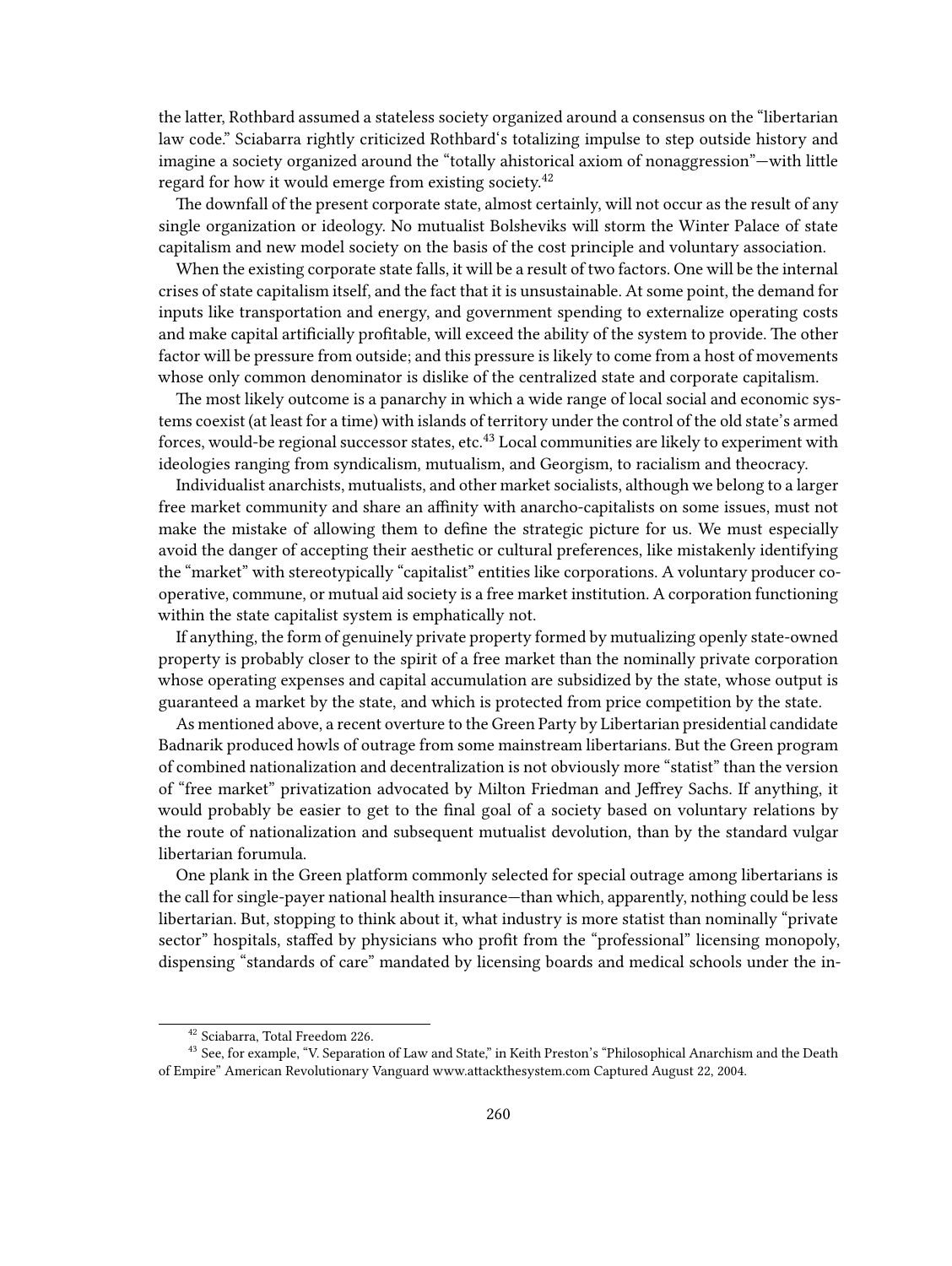the latter, Rothbard assumed a stateless society organized around a consensus on the "libertarian law code." Sciabarra rightly criticized Rothbard's totalizing impulse to step outside history and imagine a society organized around the "totally ahistorical axiom of nonaggression"—with little regard for how it would emerge from existing society.[42]

The downfall of the present corporate state, almost certainly, will not occur as the result of any single organization or ideology. No mutualist Bolsheviks will storm the Winter Palace of state capitalism and new model society on the basis of the cost principle and voluntary association.

When the existing corporate state falls, it will be a result of two factors. One will be the internal crises of state capitalism itself, and the fact that it is unsustainable. At some point, the demand for inputs like transportation and energy, and government spending to externalize operating costs and make capital artificially profitable, will exceed the ability of the system to provide. The other factor will be pressure from outside; and this pressure is likely to come from a host of movements whose only common denominator is dislike of the centralized state and corporate capitalism.

The most likely outcome is a panarchy in which a wide range of local social and economic systems coexist (at least for a time) with islands of territory under the control of the old state's armed forces, would-be regional successor states, etc.[43] Local communities are likely to experiment with ideologies ranging from syndicalism, mutualism, and Georgism, to racialism and theocracy.

Individualist anarchists, mutualists, and other market socialists, although we belong to a larger free market community and share an affinity with anarcho-capitalists on some issues, must not make the mistake of allowing them to define the strategic picture for us. We must especially avoid the danger of accepting their aesthetic or cultural preferences, like mistakenly identifying the "market" with stereotypically "capitalist" entities like corporations. A voluntary producer cooperative, commune, or mutual aid society is a free market institution. A corporation functioning within the state capitalist system is emphatically not.

If anything, the form of genuinely private property formed by mutualizing openly state-owned property is probably closer to the spirit of a free market than the nominally private corporation whose operating expenses and capital accumulation are subsidized by the state, whose output is guaranteed a market by the state, and which is protected from price competition by the state.

As mentioned above, a recent overture to the Green Party by Libertarian presidential candidate Badnarik produced howls of outrage from some mainstream libertarians. But the Green program of combined nationalization and decentralization is not obviously more "statist" than the version of "free market" privatization advocated by Milton Friedman and Jeffrey Sachs. If anything, it would probably be easier to get to the final goal of a society based on voluntary relations by the route of nationalization and subsequent mutualist devolution, than by the standard vulgar libertarian forumula.

One plank in the Green platform commonly selected for special outrage among libertarians is the call for single-payer national health insurance—than which, apparently, nothing could be less libertarian. But, stopping to think about it, what industry is more statist than nominally "private sector" hospitals, staffed by physicians who profit from the "professional" licensing monopoly, dispensing "standards of care" mandated by licensing boards and medical schools under the in-

---

[42] Sciabarra, Total Freedom 226.

[43] See, for example, "V. Separation of Law and State," in Keith Preston's "Philosophical Anarchism and the Death of Empire" American Revolutionary Vanguard www.attackthesystem.com Captured August 22, 2004.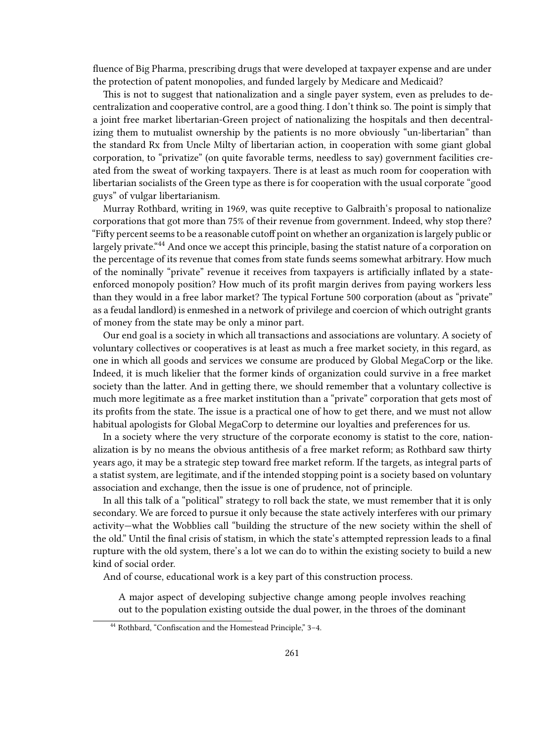fluence of Big Pharma, prescribing drugs that were developed at taxpayer expense and are under the protection of patent monopolies, and funded largely by Medicare and Medicaid?

This is not to suggest that nationalization and a single payer system, even as preludes to decentralization and cooperative control, are a good thing. I don't think so. The point is simply that a joint free market libertarian-Green project of nationalizing the hospitals and then decentralizing them to mutualist ownership by the patients is no more obviously "un-libertarian" than the standard Rx from Uncle Milty of libertarian action, in cooperation with some giant global corporation, to "privatize" (on quite favorable terms, needless to say) government facilities created from the sweat of working taxpayers. There is at least as much room for cooperation with libertarian socialists of the Green type as there is for cooperation with the usual corporate "good guys" of vulgar libertarianism.

Murray Rothbard, writing in 1969, was quite receptive to Galbraith's proposal to nationalize corporations that got more than 75% of their revenue from government. Indeed, why stop there? "Fifty percent seems to be a reasonable cutoff point on whether an organization is largely public or largely private."[44] And once we accept this principle, basing the statist nature of a corporation on the percentage of its revenue that comes from state funds seems somewhat arbitrary. How much of the nominally "private" revenue it receives from taxpayers is artificially inflated by a state-enforced monopoly position? How much of its profit margin derives from paying workers less than they would in a free labor market? The typical Fortune 500 corporation (about as "private" as a feudal landlord) is enmeshed in a network of privilege and coercion of which outright grants of money from the state may be only a minor part.

Our end goal is a society in which all transactions and associations are voluntary. A society of voluntary collectives or cooperatives is at least as much a free market society, in this regard, as one in which all goods and services we consume are produced by Global MegaCorp or the like. Indeed, it is much likelier that the former kinds of organization could survive in a free market society than the latter. And in getting there, we should remember that a voluntary collective is much more legitimate as a free market institution than a "private" corporation that gets most of its profits from the state. The issue is a practical one of how to get there, and we must not allow habitual apologists for Global MegaCorp to determine our loyalties and preferences for us.

In a society where the very structure of the corporate economy is statist to the core, nationalization is by no means the obvious antithesis of a free market reform; as Rothbard saw thirty years ago, it may be a strategic step toward free market reform. If the targets, as integral parts of a statist system, are legitimate, and if the intended stopping point is a society based on voluntary association and exchange, then the issue is one of prudence, not of principle.

In all this talk of a "political" strategy to roll back the state, we must remember that it is only secondary. We are forced to pursue it only because the state actively interferes with our primary activity—what the Wobblies call "building the structure of the new society within the shell of the old." Until the final crisis of statism, in which the state's attempted repression leads to a final rupture with the old system, there's a lot we can do to within the existing society to build a new kind of social order.

And of course, educational work is a key part of this construction process.

> A major aspect of developing subjective change among people involves reaching out to the population existing outside the dual power, in the throes of the dominant

[44] Rothbard, "Confiscation and the Homestead Principle," 3–4.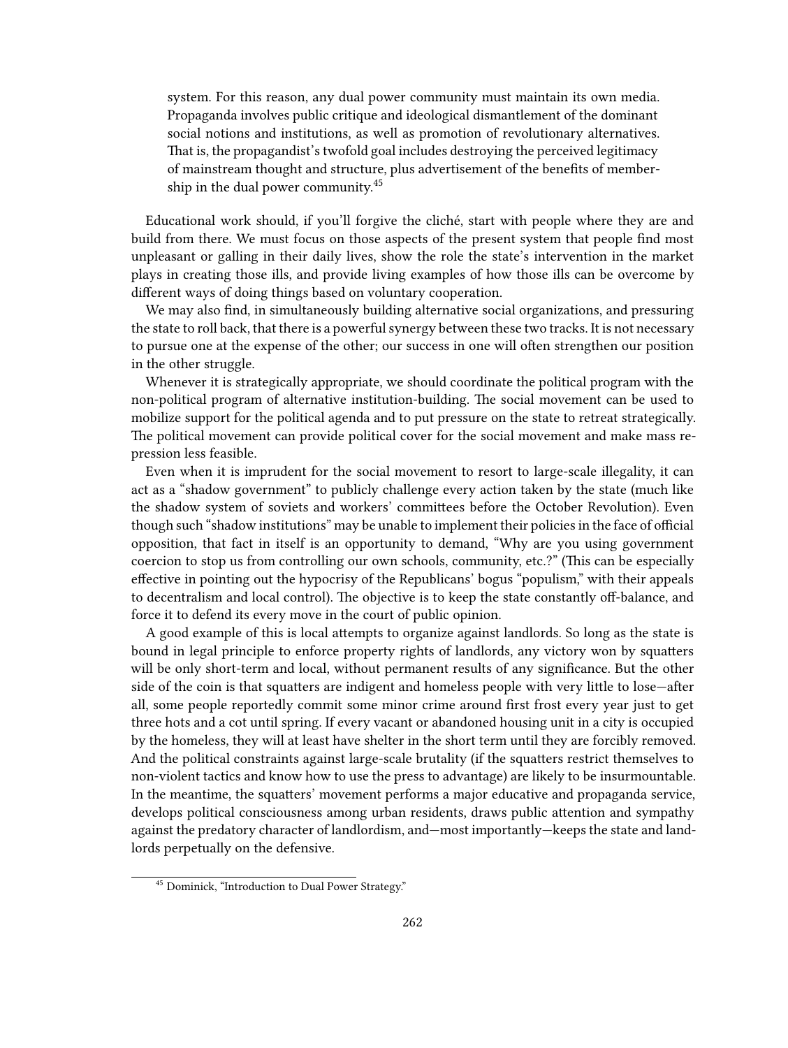> system. For this reason, any dual power community must maintain its own media. Propaganda involves public critique and ideological dismantlement of the dominant social notions and institutions, as well as promotion of revolutionary alternatives. That is, the propagandist's twofold goal includes destroying the perceived legitimacy of mainstream thought and structure, plus advertisement of the benefits of membership in the dual power community.[45]

Educational work should, if you'll forgive the cliché, start with people where they are and build from there. We must focus on those aspects of the present system that people find most unpleasant or galling in their daily lives, show the role the state's intervention in the market plays in creating those ills, and provide living examples of how those ills can be overcome by different ways of doing things based on voluntary cooperation.

We may also find, in simultaneously building alternative social organizations, and pressuring the state to roll back, that there is a powerful synergy between these two tracks. It is not necessary to pursue one at the expense of the other; our success in one will often strengthen our position in the other struggle.

Whenever it is strategically appropriate, we should coordinate the political program with the non-political program of alternative institution-building. The social movement can be used to mobilize support for the political agenda and to put pressure on the state to retreat strategically. The political movement can provide political cover for the social movement and make mass repression less feasible.

Even when it is imprudent for the social movement to resort to large-scale illegality, it can act as a "shadow government" to publicly challenge every action taken by the state (much like the shadow system of soviets and workers' committees before the October Revolution). Even though such "shadow institutions" may be unable to implement their policies in the face of official opposition, that fact in itself is an opportunity to demand, "Why are you using government coercion to stop us from controlling our own schools, community, etc.?" (This can be especially effective in pointing out the hypocrisy of the Republicans' bogus "populism," with their appeals to decentralism and local control). The objective is to keep the state constantly off-balance, and force it to defend its every move in the court of public opinion.

A good example of this is local attempts to organize against landlords. So long as the state is bound in legal principle to enforce property rights of landlords, any victory won by squatters will be only short-term and local, without permanent results of any significance. But the other side of the coin is that squatters are indigent and homeless people with very little to lose—after all, some people reportedly commit some minor crime around first frost every year just to get three hots and a cot until spring. If every vacant or abandoned housing unit in a city is occupied by the homeless, they will at least have shelter in the short term until they are forcibly removed. And the political constraints against large-scale brutality (if the squatters restrict themselves to non-violent tactics and know how to use the press to advantage) are likely to be insurmountable. In the meantime, the squatters' movement performs a major educative and propaganda service, develops political consciousness among urban residents, draws public attention and sympathy against the predatory character of landlordism, and—most importantly—keeps the state and landlords perpetually on the defensive.

[45] Dominick, "Introduction to Dual Power Strategy."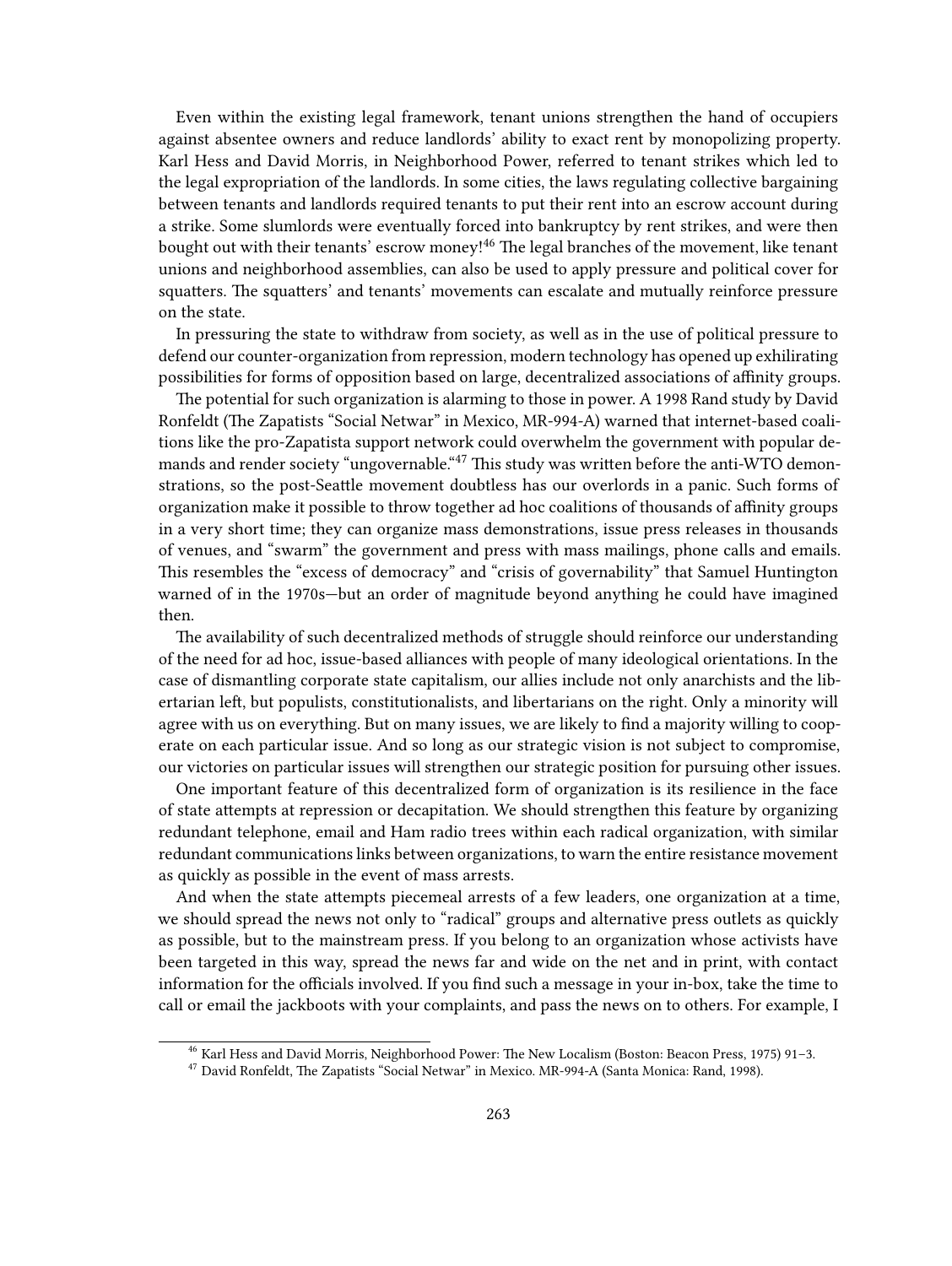Even within the existing legal framework, tenant unions strengthen the hand of occupiers against absentee owners and reduce landlords' ability to exact rent by monopolizing property. Karl Hess and David Morris, in Neighborhood Power, referred to tenant strikes which led to the legal expropriation of the landlords. In some cities, the laws regulating collective bargaining between tenants and landlords required tenants to put their rent into an escrow account during a strike. Some slumlords were eventually forced into bankruptcy by rent strikes, and were then bought out with their tenants' escrow money![46] The legal branches of the movement, like tenant unions and neighborhood assemblies, can also be used to apply pressure and political cover for squatters. The squatters' and tenants' movements can escalate and mutually reinforce pressure on the state.

In pressuring the state to withdraw from society, as well as in the use of political pressure to defend our counter-organization from repression, modern technology has opened up exhilirating possibilities for forms of opposition based on large, decentralized associations of affinity groups.

The potential for such organization is alarming to those in power. A 1998 Rand study by David Ronfeldt (The Zapatists "Social Netwar" in Mexico, MR-994-A) warned that internet-based coalitions like the pro-Zapatista support network could overwhelm the government with popular demands and render society "ungovernable."[47] This study was written before the anti-WTO demonstrations, so the post-Seattle movement doubtless has our overlords in a panic. Such forms of organization make it possible to throw together ad hoc coalitions of thousands of affinity groups in a very short time; they can organize mass demonstrations, issue press releases in thousands of venues, and "swarm" the government and press with mass mailings, phone calls and emails. This resembles the "excess of democracy" and "crisis of governability" that Samuel Huntington warned of in the 1970s—but an order of magnitude beyond anything he could have imagined then.

The availability of such decentralized methods of struggle should reinforce our understanding of the need for ad hoc, issue-based alliances with people of many ideological orientations. In the case of dismantling corporate state capitalism, our allies include not only anarchists and the libertarian left, but populists, constitutionalists, and libertarians on the right. Only a minority will agree with us on everything. But on many issues, we are likely to find a majority willing to cooperate on each particular issue. And so long as our strategic vision is not subject to compromise, our victories on particular issues will strengthen our strategic position for pursuing other issues.

One important feature of this decentralized form of organization is its resilience in the face of state attempts at repression or decapitation. We should strengthen this feature by organizing redundant telephone, email and Ham radio trees within each radical organization, with similar redundant communications links between organizations, to warn the entire resistance movement as quickly as possible in the event of mass arrests.

And when the state attempts piecemeal arrests of a few leaders, one organization at a time, we should spread the news not only to "radical" groups and alternative press outlets as quickly as possible, but to the mainstream press. If you belong to an organization whose activists have been targeted in this way, spread the news far and wide on the net and in print, with contact information for the officials involved. If you find such a message in your in-box, take the time to call or email the jackboots with your complaints, and pass the news on to others. For example, I

---

[46] Karl Hess and David Morris, Neighborhood Power: The New Localism (Boston: Beacon Press, 1975) 91–3.

[47] David Ronfeldt, The Zapatists "Social Netwar" in Mexico. MR-994-A (Santa Monica: Rand, 1998).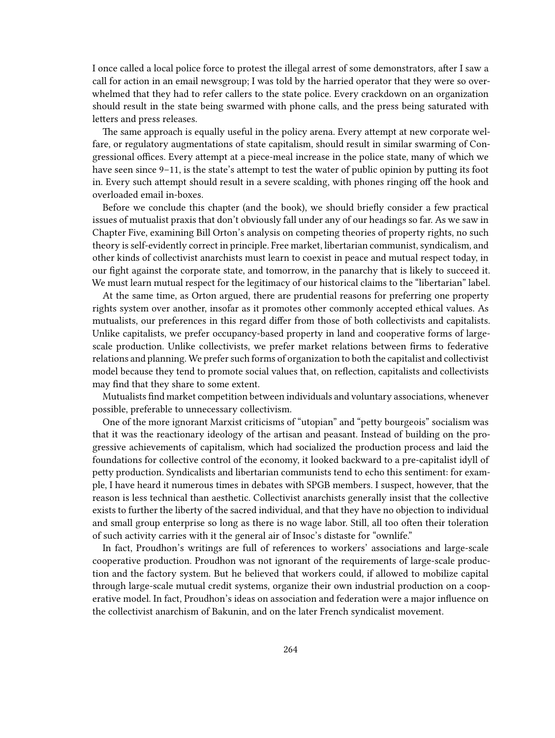I once called a local police force to protest the illegal arrest of some demonstrators, after I saw a call for action in an email newsgroup; I was told by the harried operator that they were so overwhelmed that they had to refer callers to the state police. Every crackdown on an organization should result in the state being swarmed with phone calls, and the press being saturated with letters and press releases.

The same approach is equally useful in the policy arena. Every attempt at new corporate welfare, or regulatory augmentations of state capitalism, should result in similar swarming of Congressional offices. Every attempt at a piece-meal increase in the police state, many of which we have seen since 9–11, is the state's attempt to test the water of public opinion by putting its foot in. Every such attempt should result in a severe scalding, with phones ringing off the hook and overloaded email in-boxes.

Before we conclude this chapter (and the book), we should briefly consider a few practical issues of mutualist praxis that don't obviously fall under any of our headings so far. As we saw in Chapter Five, examining Bill Orton's analysis on competing theories of property rights, no such theory is self-evidently correct in principle. Free market, libertarian communist, syndicalism, and other kinds of collectivist anarchists must learn to coexist in peace and mutual respect today, in our fight against the corporate state, and tomorrow, in the panarchy that is likely to succeed it. We must learn mutual respect for the legitimacy of our historical claims to the "libertarian" label.

At the same time, as Orton argued, there are prudential reasons for preferring one property rights system over another, insofar as it promotes other commonly accepted ethical values. As mutualists, our preferences in this regard differ from those of both collectivists and capitalists. Unlike capitalists, we prefer occupancy-based property in land and cooperative forms of large-scale production. Unlike collectivists, we prefer market relations between firms to federative relations and planning. We prefer such forms of organization to both the capitalist and collectivist model because they tend to promote social values that, on reflection, capitalists and collectivists may find that they share to some extent.

Mutualists find market competition between individuals and voluntary associations, whenever possible, preferable to unnecessary collectivism.

One of the more ignorant Marxist criticisms of "utopian" and "petty bourgeois" socialism was that it was the reactionary ideology of the artisan and peasant. Instead of building on the progressive achievements of capitalism, which had socialized the production process and laid the foundations for collective control of the economy, it looked backward to a pre-capitalist idyll of petty production. Syndicalists and libertarian communists tend to echo this sentiment: for example, I have heard it numerous times in debates with SPGB members. I suspect, however, that the reason is less technical than aesthetic. Collectivist anarchists generally insist that the collective exists to further the liberty of the sacred individual, and that they have no objection to individual and small group enterprise so long as there is no wage labor. Still, all too often their toleration of such activity carries with it the general air of Insoc's distaste for "ownlife."

In fact, Proudhon's writings are full of references to workers' associations and large-scale cooperative production. Proudhon was not ignorant of the requirements of large-scale production and the factory system. But he believed that workers could, if allowed to mobilize capital through large-scale mutual credit systems, organize their own industrial production on a cooperative model. In fact, Proudhon's ideas on association and federation were a major influence on the collectivist anarchism of Bakunin, and on the later French syndicalist movement.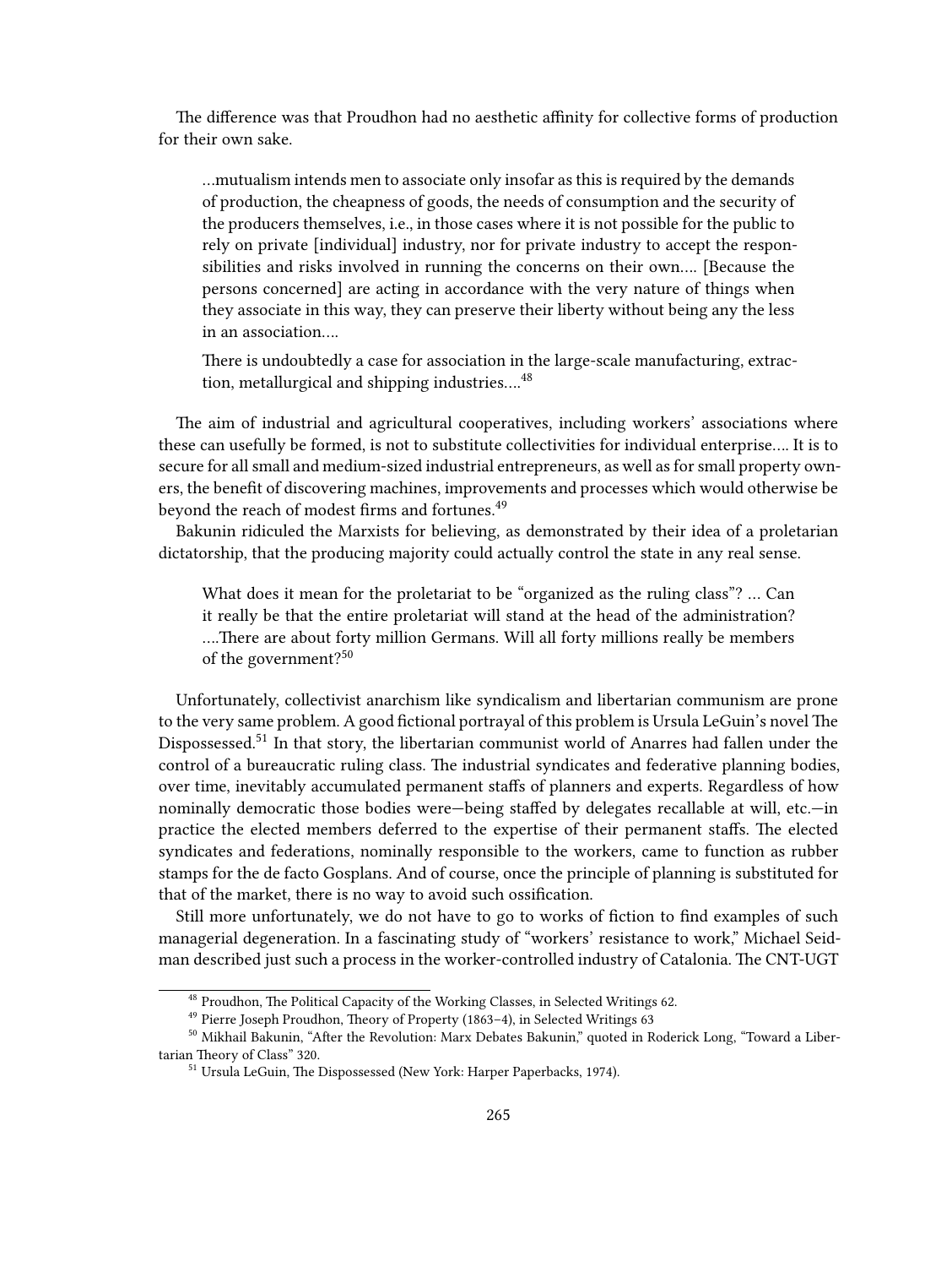The difference was that Proudhon had no aesthetic affinity for collective forms of production for their own sake.

> …mutualism intends men to associate only insofar as this is required by the demands of production, the cheapness of goods, the needs of consumption and the security of the producers themselves, i.e., in those cases where it is not possible for the public to rely on private [individual] industry, nor for private industry to accept the responsibilities and risks involved in running the concerns on their own…. [Because the persons concerned] are acting in accordance with the very nature of things when they associate in this way, they can preserve their liberty without being any the less in an association….
>
> There is undoubtedly a case for association in the large-scale manufacturing, extraction, metallurgical and shipping industries….[48]

The aim of industrial and agricultural cooperatives, including workers' associations where these can usefully be formed, is not to substitute collectivities for individual enterprise…. It is to secure for all small and medium-sized industrial entrepreneurs, as well as for small property owners, the benefit of discovering machines, improvements and processes which would otherwise be beyond the reach of modest firms and fortunes.[49]

Bakunin ridiculed the Marxists for believing, as demonstrated by their idea of a proletarian dictatorship, that the producing majority could actually control the state in any real sense.

> What does it mean for the proletariat to be "organized as the ruling class"? … Can it really be that the entire proletariat will stand at the head of the administration? ….There are about forty million Germans. Will all forty millions really be members of the government?[50]

Unfortunately, collectivist anarchism like syndicalism and libertarian communism are prone to the very same problem. A good fictional portrayal of this problem is Ursula LeGuin's novel The Dispossessed.[51] In that story, the libertarian communist world of Anarres had fallen under the control of a bureaucratic ruling class. The industrial syndicates and federative planning bodies, over time, inevitably accumulated permanent staffs of planners and experts. Regardless of how nominally democratic those bodies were—being staffed by delegates recallable at will, etc.—in practice the elected members deferred to the expertise of their permanent staffs. The elected syndicates and federations, nominally responsible to the workers, came to function as rubber stamps for the de facto Gosplans. And of course, once the principle of planning is substituted for that of the market, there is no way to avoid such ossification.

Still more unfortunately, we do not have to go to works of fiction to find examples of such managerial degeneration. In a fascinating study of "workers' resistance to work," Michael Seidman described just such a process in the worker-controlled industry of Catalonia. The CNT-UGT

---

[48] Proudhon, The Political Capacity of the Working Classes, in Selected Writings 62.

[49] Pierre Joseph Proudhon, Theory of Property (1863–4), in Selected Writings 63

[50] Mikhail Bakunin, "After the Revolution: Marx Debates Bakunin," quoted in Roderick Long, "Toward a Libertarian Theory of Class" 320.

[51] Ursula LeGuin, The Dispossessed (New York: Harper Paperbacks, 1974).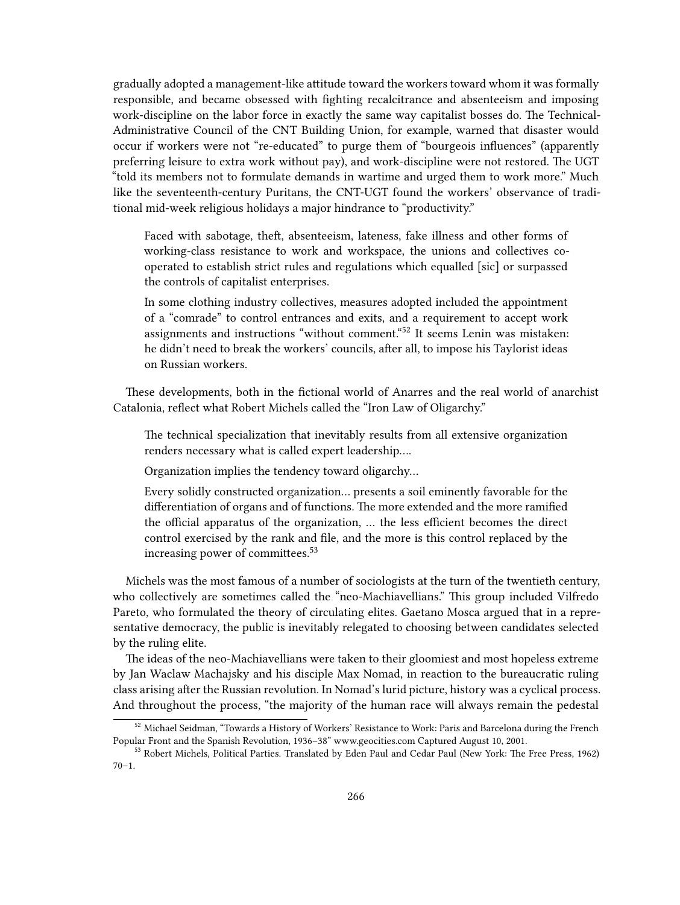gradually adopted a management-like attitude toward the workers toward whom it was formally responsible, and became obsessed with fighting recalcitrance and absenteeism and imposing work-discipline on the labor force in exactly the same way capitalist bosses do. The Technical-Administrative Council of the CNT Building Union, for example, warned that disaster would occur if workers were not "re-educated" to purge them of "bourgeois influences" (apparently preferring leisure to extra work without pay), and work-discipline were not restored. The UGT "told its members not to formulate demands in wartime and urged them to work more." Much like the seventeenth-century Puritans, the CNT-UGT found the workers' observance of traditional mid-week religious holidays a major hindrance to "productivity."

> Faced with sabotage, theft, absenteeism, lateness, fake illness and other forms of working-class resistance to work and workspace, the unions and collectives cooperated to establish strict rules and regulations which equalled [sic] or surpassed the controls of capitalist enterprises.
>
> In some clothing industry collectives, measures adopted included the appointment of a "comrade" to control entrances and exits, and a requirement to accept work assignments and instructions "without comment."[52] It seems Lenin was mistaken: he didn't need to break the workers' councils, after all, to impose his Taylorist ideas on Russian workers.

These developments, both in the fictional world of Anarres and the real world of anarchist Catalonia, reflect what Robert Michels called the "Iron Law of Oligarchy."

> The technical specialization that inevitably results from all extensive organization renders necessary what is called expert leadership….
>
> Organization implies the tendency toward oligarchy…
>
> Every solidly constructed organization… presents a soil eminently favorable for the differentiation of organs and of functions. The more extended and the more ramified the official apparatus of the organization, … the less efficient becomes the direct control exercised by the rank and file, and the more is this control replaced by the increasing power of committees.[53]

Michels was the most famous of a number of sociologists at the turn of the twentieth century, who collectively are sometimes called the "neo-Machiavellians." This group included Vilfredo Pareto, who formulated the theory of circulating elites. Gaetano Mosca argued that in a representative democracy, the public is inevitably relegated to choosing between candidates selected by the ruling elite.

The ideas of the neo-Machiavellians were taken to their gloomiest and most hopeless extreme by Jan Waclaw Machajsky and his disciple Max Nomad, in reaction to the bureaucratic ruling class arising after the Russian revolution. In Nomad's lurid picture, history was a cyclical process. And throughout the process, "the majority of the human race will always remain the pedestal

---

[52] Michael Seidman, "Towards a History of Workers' Resistance to Work: Paris and Barcelona during the French Popular Front and the Spanish Revolution, 1936–38" www.geocities.com Captured August 10, 2001.

[53] Robert Michels, Political Parties. Translated by Eden Paul and Cedar Paul (New York: The Free Press, 1962) 70–1.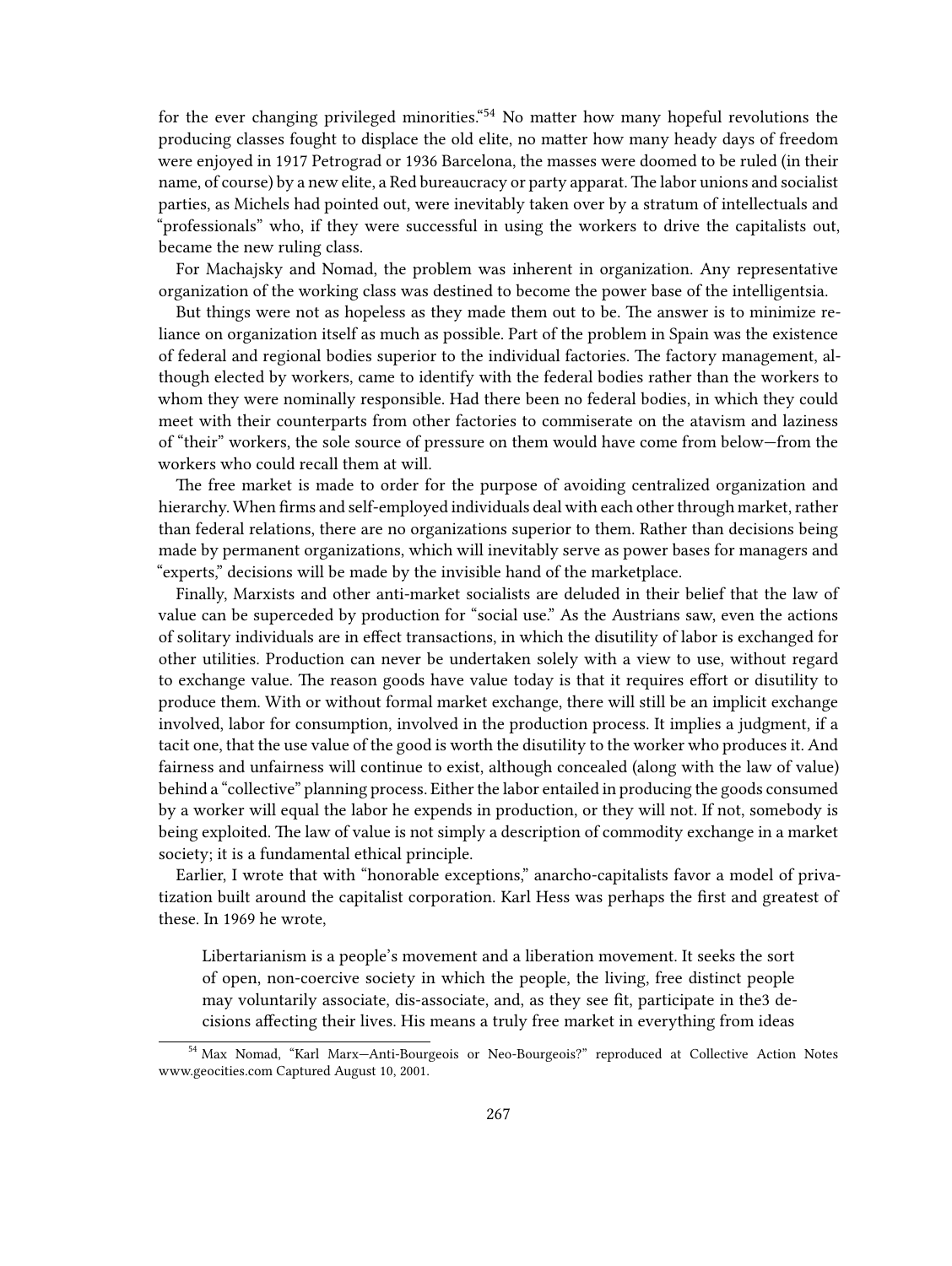for the ever changing privileged minorities."[54] No matter how many hopeful revolutions the producing classes fought to displace the old elite, no matter how many heady days of freedom were enjoyed in 1917 Petrograd or 1936 Barcelona, the masses were doomed to be ruled (in their name, of course) by a new elite, a Red bureaucracy or party apparat. The labor unions and socialist parties, as Michels had pointed out, were inevitably taken over by a stratum of intellectuals and "professionals" who, if they were successful in using the workers to drive the capitalists out, became the new ruling class.

For Machajsky and Nomad, the problem was inherent in organization. Any representative organization of the working class was destined to become the power base of the intelligentsia.

But things were not as hopeless as they made them out to be. The answer is to minimize reliance on organization itself as much as possible. Part of the problem in Spain was the existence of federal and regional bodies superior to the individual factories. The factory management, although elected by workers, came to identify with the federal bodies rather than the workers to whom they were nominally responsible. Had there been no federal bodies, in which they could meet with their counterparts from other factories to commiserate on the atavism and laziness of "their" workers, the sole source of pressure on them would have come from below—from the workers who could recall them at will.

The free market is made to order for the purpose of avoiding centralized organization and hierarchy. When firms and self-employed individuals deal with each other through market, rather than federal relations, there are no organizations superior to them. Rather than decisions being made by permanent organizations, which will inevitably serve as power bases for managers and "experts," decisions will be made by the invisible hand of the marketplace.

Finally, Marxists and other anti-market socialists are deluded in their belief that the law of value can be superceded by production for "social use." As the Austrians saw, even the actions of solitary individuals are in effect transactions, in which the disutility of labor is exchanged for other utilities. Production can never be undertaken solely with a view to use, without regard to exchange value. The reason goods have value today is that it requires effort or disutility to produce them. With or without formal market exchange, there will still be an implicit exchange involved, labor for consumption, involved in the production process. It implies a judgment, if a tacit one, that the use value of the good is worth the disutility to the worker who produces it. And fairness and unfairness will continue to exist, although concealed (along with the law of value) behind a "collective" planning process. Either the labor entailed in producing the goods consumed by a worker will equal the labor he expends in production, or they will not. If not, somebody is being exploited. The law of value is not simply a description of commodity exchange in a market society; it is a fundamental ethical principle.

Earlier, I wrote that with "honorable exceptions," anarcho-capitalists favor a model of privatization built around the capitalist corporation. Karl Hess was perhaps the first and greatest of these. In 1969 he wrote,

> Libertarianism is a people's movement and a liberation movement. It seeks the sort of open, non-coercive society in which the people, the living, free distinct people may voluntarily associate, dis-associate, and, as they see fit, participate in the3 decisions affecting their lives. His means a truly free market in everything from ideas

[54] Max Nomad, "Karl Marx—Anti-Bourgeois or Neo-Bourgeois?" reproduced at Collective Action Notes www.geocities.com Captured August 10, 2001.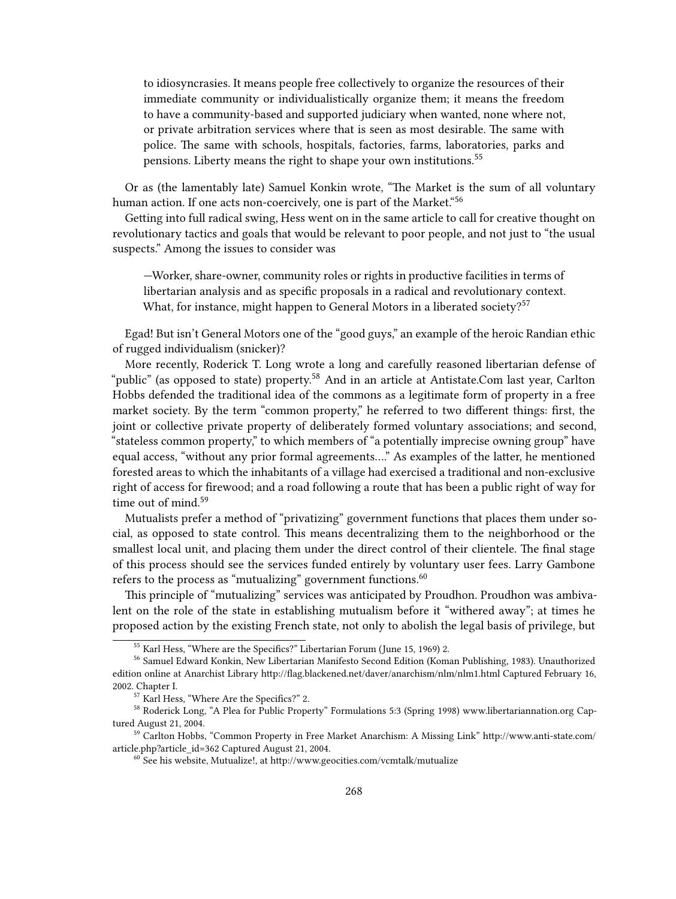> to idiosyncrasies. It means people free collectively to organize the resources of their immediate community or individualistically organize them; it means the freedom to have a community-based and supported judiciary when wanted, none where not, or private arbitration services where that is seen as most desirable. The same with police. The same with schools, hospitals, factories, farms, laboratories, parks and pensions. Liberty means the right to shape your own institutions.[55]

Or as (the lamentably late) Samuel Konkin wrote, "The Market is the sum of all voluntary human action. If one acts non-coercively, one is part of the Market."[56]

Getting into full radical swing, Hess went on in the same article to call for creative thought on revolutionary tactics and goals that would be relevant to poor people, and not just to "the usual suspects." Among the issues to consider was

> —Worker, share-owner, community roles or rights in productive facilities in terms of libertarian analysis and as specific proposals in a radical and revolutionary context. What, for instance, might happen to General Motors in a liberated society?[57]

Egad! But isn't General Motors one of the "good guys," an example of the heroic Randian ethic of rugged individualism (snicker)?

More recently, Roderick T. Long wrote a long and carefully reasoned libertarian defense of "public" (as opposed to state) property.[58] And in an article at Antistate.Com last year, Carlton Hobbs defended the traditional idea of the commons as a legitimate form of property in a free market society. By the term "common property," he referred to two different things: first, the joint or collective private property of deliberately formed voluntary associations; and second, "stateless common property," to which members of "a potentially imprecise owning group" have equal access, "without any prior formal agreements…." As examples of the latter, he mentioned forested areas to which the inhabitants of a village had exercised a traditional and non-exclusive right of access for firewood; and a road following a route that has been a public right of way for time out of mind.[59]

Mutualists prefer a method of "privatizing" government functions that places them under social, as opposed to state control. This means decentralizing them to the neighborhood or the smallest local unit, and placing them under the direct control of their clientele. The final stage of this process should see the services funded entirely by voluntary user fees. Larry Gambone refers to the process as "mutualizing" government functions.[60]

This principle of "mutualizing" services was anticipated by Proudhon. Proudhon was ambivalent on the role of the state in establishing mutualism before it "withered away"; at times he proposed action by the existing French state, not only to abolish the legal basis of privilege, but

---

[55] Karl Hess, "Where are the Specifics?" Libertarian Forum (June 15, 1969) 2.

[56] Samuel Edward Konkin, New Libertarian Manifesto Second Edition (Koman Publishing, 1983). Unauthorized edition online at Anarchist Library http://flag.blackened.net/daver/anarchism/nlm/nlm1.html Captured February 16, 2002. Chapter I.

[57] Karl Hess, "Where Are the Specifics?" 2.

[58] Roderick Long, "A Plea for Public Property" Formulations 5:3 (Spring 1998) www.libertariannation.org Captured August 21, 2004.

[59] Carlton Hobbs, "Common Property in Free Market Anarchism: A Missing Link" http://www.anti-state.com/article.php?article_id=362 Captured August 21, 2004.

[60] See his website, Mutualize!, at http://www.geocities.com/vcmtalk/mutualize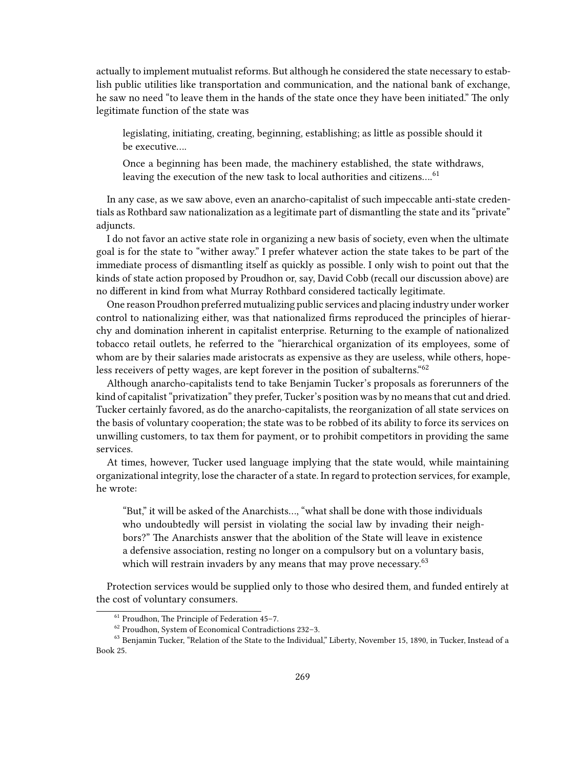actually to implement mutualist reforms. But although he considered the state necessary to establish public utilities like transportation and communication, and the national bank of exchange, he saw no need "to leave them in the hands of the state once they have been initiated." The only legitimate function of the state was

> legislating, initiating, creating, beginning, establishing; as little as possible should it be executive….
>
> Once a beginning has been made, the machinery established, the state withdraws, leaving the execution of the new task to local authorities and citizens….[61]

In any case, as we saw above, even an anarcho-capitalist of such impeccable anti-state credentials as Rothbard saw nationalization as a legitimate part of dismantling the state and its "private" adjuncts.

I do not favor an active state role in organizing a new basis of society, even when the ultimate goal is for the state to "wither away." I prefer whatever action the state takes to be part of the immediate process of dismantling itself as quickly as possible. I only wish to point out that the kinds of state action proposed by Proudhon or, say, David Cobb (recall our discussion above) are no different in kind from what Murray Rothbard considered tactically legitimate.

One reason Proudhon preferred mutualizing public services and placing industry under worker control to nationalizing either, was that nationalized firms reproduced the principles of hierarchy and domination inherent in capitalist enterprise. Returning to the example of nationalized tobacco retail outlets, he referred to the "hierarchical organization of its employees, some of whom are by their salaries made aristocrats as expensive as they are useless, while others, hopeless receivers of petty wages, are kept forever in the position of subalterns."[62]

Although anarcho-capitalists tend to take Benjamin Tucker's proposals as forerunners of the kind of capitalist "privatization" they prefer, Tucker's position was by no means that cut and dried. Tucker certainly favored, as do the anarcho-capitalists, the reorganization of all state services on the basis of voluntary cooperation; the state was to be robbed of its ability to force its services on unwilling customers, to tax them for payment, or to prohibit competitors in providing the same services.

At times, however, Tucker used language implying that the state would, while maintaining organizational integrity, lose the character of a state. In regard to protection services, for example, he wrote:

> "But," it will be asked of the Anarchists…, "what shall be done with those individuals who undoubtedly will persist in violating the social law by invading their neighbors?" The Anarchists answer that the abolition of the State will leave in existence a defensive association, resting no longer on a compulsory but on a voluntary basis, which will restrain invaders by any means that may prove necessary.[63]

Protection services would be supplied only to those who desired them, and funded entirely at the cost of voluntary consumers.

[61] Proudhon, The Principle of Federation 45–7.

[62] Proudhon, System of Economical Contradictions 232–3.

[63] Benjamin Tucker, "Relation of the State to the Individual," Liberty, November 15, 1890, in Tucker, Instead of a Book 25.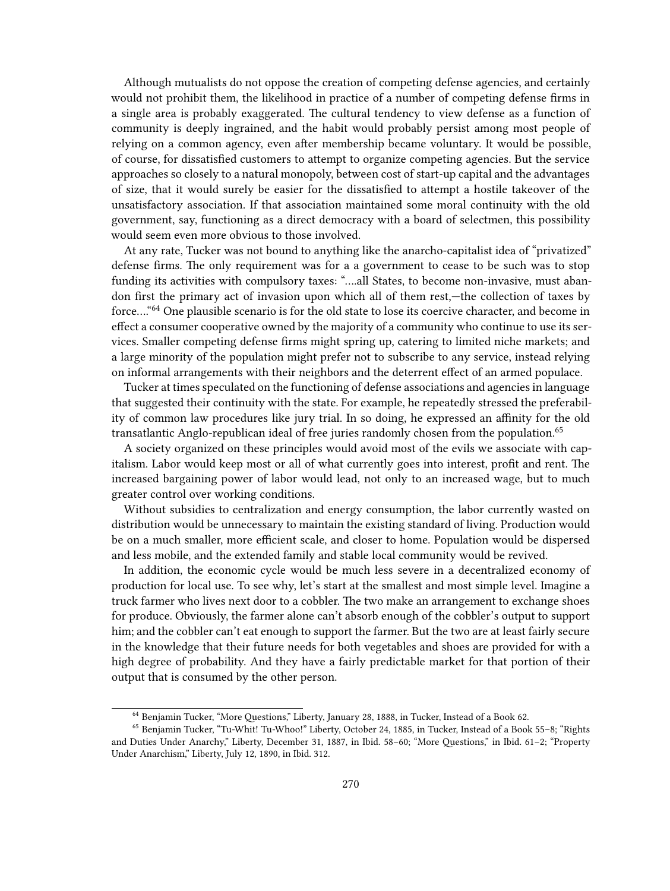Although mutualists do not oppose the creation of competing defense agencies, and certainly would not prohibit them, the likelihood in practice of a number of competing defense firms in a single area is probably exaggerated. The cultural tendency to view defense as a function of community is deeply ingrained, and the habit would probably persist among most people of relying on a common agency, even after membership became voluntary. It would be possible, of course, for dissatisfied customers to attempt to organize competing agencies. But the service approaches so closely to a natural monopoly, between cost of start-up capital and the advantages of size, that it would surely be easier for the dissatisfied to attempt a hostile takeover of the unsatisfactory association. If that association maintained some moral continuity with the old government, say, functioning as a direct democracy with a board of selectmen, this possibility would seem even more obvious to those involved.

At any rate, Tucker was not bound to anything like the anarcho-capitalist idea of "privatized" defense firms. The only requirement was for a a government to cease to be such was to stop funding its activities with compulsory taxes: "….all States, to become non-invasive, must abandon first the primary act of invasion upon which all of them rest,—the collection of taxes by force…."[64] One plausible scenario is for the old state to lose its coercive character, and become in effect a consumer cooperative owned by the majority of a community who continue to use its services. Smaller competing defense firms might spring up, catering to limited niche markets; and a large minority of the population might prefer not to subscribe to any service, instead relying on informal arrangements with their neighbors and the deterrent effect of an armed populace.

Tucker at times speculated on the functioning of defense associations and agencies in language that suggested their continuity with the state. For example, he repeatedly stressed the preferability of common law procedures like jury trial. In so doing, he expressed an affinity for the old transatlantic Anglo-republican ideal of free juries randomly chosen from the population.[65]

A society organized on these principles would avoid most of the evils we associate with capitalism. Labor would keep most or all of what currently goes into interest, profit and rent. The increased bargaining power of labor would lead, not only to an increased wage, but to much greater control over working conditions.

Without subsidies to centralization and energy consumption, the labor currently wasted on distribution would be unnecessary to maintain the existing standard of living. Production would be on a much smaller, more efficient scale, and closer to home. Population would be dispersed and less mobile, and the extended family and stable local community would be revived.

In addition, the economic cycle would be much less severe in a decentralized economy of production for local use. To see why, let's start at the smallest and most simple level. Imagine a truck farmer who lives next door to a cobbler. The two make an arrangement to exchange shoes for produce. Obviously, the farmer alone can't absorb enough of the cobbler's output to support him; and the cobbler can't eat enough to support the farmer. But the two are at least fairly secure in the knowledge that their future needs for both vegetables and shoes are provided for with a high degree of probability. And they have a fairly predictable market for that portion of their output that is consumed by the other person.

---

[64] Benjamin Tucker, "More Questions," Liberty, January 28, 1888, in Tucker, Instead of a Book 62.

[65] Benjamin Tucker, "Tu-Whit! Tu-Whoo!" Liberty, October 24, 1885, in Tucker, Instead of a Book 55–8; "Rights and Duties Under Anarchy," Liberty, December 31, 1887, in Ibid. 58–60; "More Questions," in Ibid. 61–2; "Property Under Anarchism," Liberty, July 12, 1890, in Ibid. 312.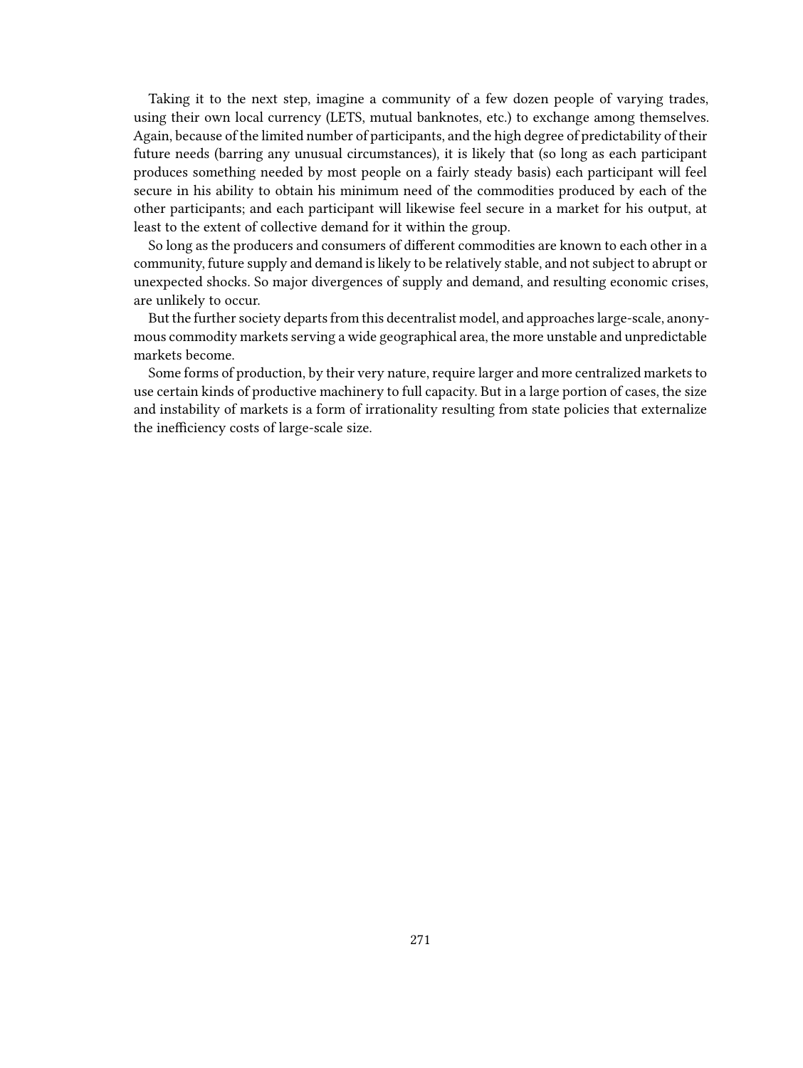Taking it to the next step, imagine a community of a few dozen people of varying trades, using their own local currency (LETS, mutual banknotes, etc.) to exchange among themselves. Again, because of the limited number of participants, and the high degree of predictability of their future needs (barring any unusual circumstances), it is likely that (so long as each participant produces something needed by most people on a fairly steady basis) each participant will feel secure in his ability to obtain his minimum need of the commodities produced by each of the other participants; and each participant will likewise feel secure in a market for his output, at least to the extent of collective demand for it within the group.

So long as the producers and consumers of different commodities are known to each other in a community, future supply and demand is likely to be relatively stable, and not subject to abrupt or unexpected shocks. So major divergences of supply and demand, and resulting economic crises, are unlikely to occur.

But the further society departs from this decentralist model, and approaches large-scale, anonymous commodity markets serving a wide geographical area, the more unstable and unpredictable markets become.

Some forms of production, by their very nature, require larger and more centralized markets to use certain kinds of productive machinery to full capacity. But in a large portion of cases, the size and instability of markets is a form of irrationality resulting from state policies that externalize the inefficiency costs of large-scale size.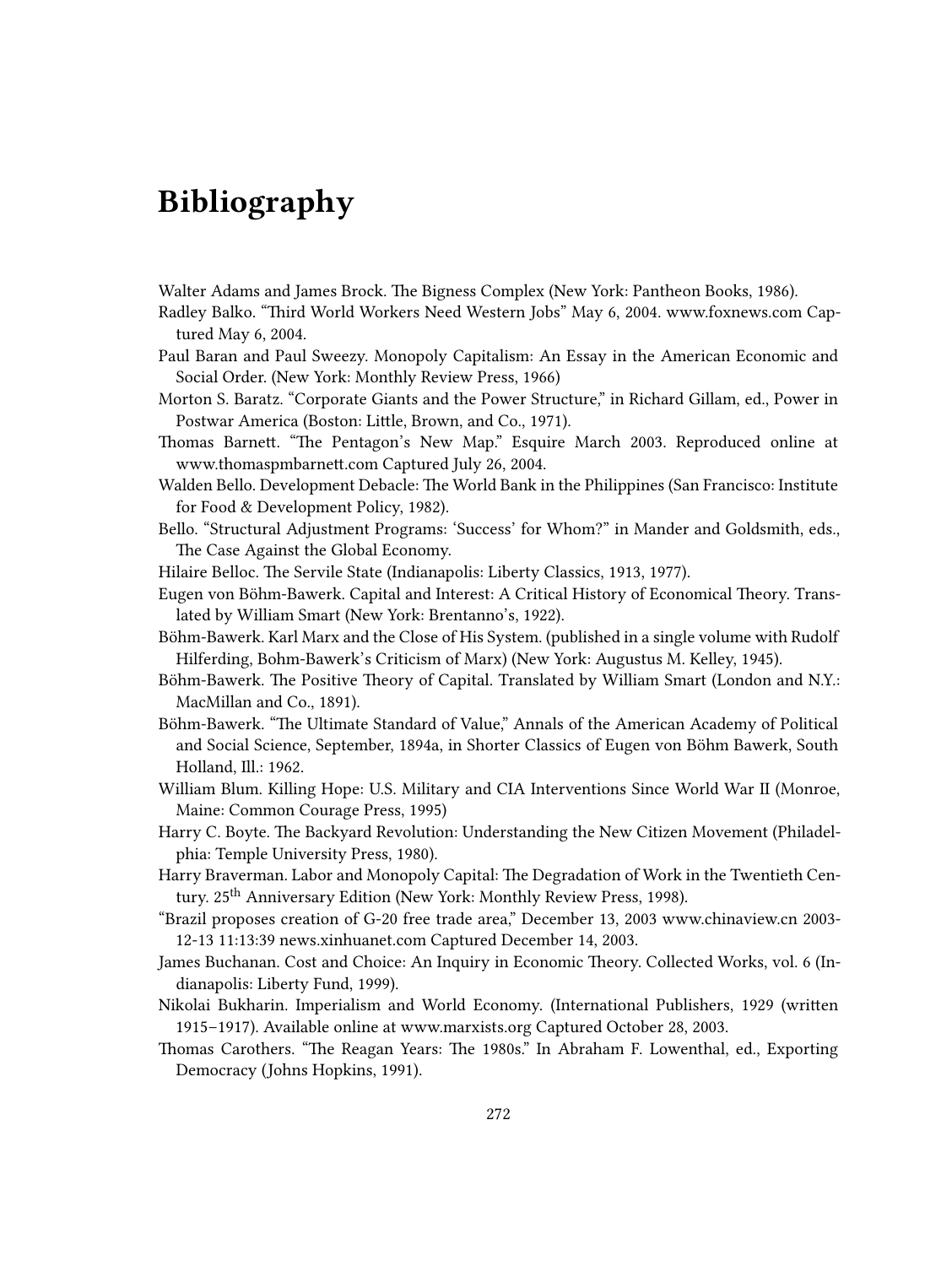# Bibliography

Walter Adams and James Brock. The Bigness Complex (New York: Pantheon Books, 1986).

Radley Balko. "Third World Workers Need Western Jobs" May 6, 2004. www.foxnews.com Captured May 6, 2004.

Paul Baran and Paul Sweezy. Monopoly Capitalism: An Essay in the American Economic and Social Order. (New York: Monthly Review Press, 1966)

Morton S. Baratz. "Corporate Giants and the Power Structure," in Richard Gillam, ed., Power in Postwar America (Boston: Little, Brown, and Co., 1971).

Thomas Barnett. "The Pentagon's New Map." Esquire March 2003. Reproduced online at www.thomaspmbarnett.com Captured July 26, 2004.

Walden Bello. Development Debacle: The World Bank in the Philippines (San Francisco: Institute for Food & Development Policy, 1982).

Bello. "Structural Adjustment Programs: 'Success' for Whom?" in Mander and Goldsmith, eds., The Case Against the Global Economy.

Hilaire Belloc. The Servile State (Indianapolis: Liberty Classics, 1913, 1977).

Eugen von Böhm-Bawerk. Capital and Interest: A Critical History of Economical Theory. Translated by William Smart (New York: Brentanno's, 1922).

Böhm-Bawerk. Karl Marx and the Close of His System. (published in a single volume with Rudolf Hilferding, Bohm-Bawerk's Criticism of Marx) (New York: Augustus M. Kelley, 1945).

Böhm-Bawerk. The Positive Theory of Capital. Translated by William Smart (London and N.Y.: MacMillan and Co., 1891).

Böhm-Bawerk. "The Ultimate Standard of Value," Annals of the American Academy of Political and Social Science, September, 1894a, in Shorter Classics of Eugen von Böhm Bawerk, South Holland, Ill.: 1962.

William Blum. Killing Hope: U.S. Military and CIA Interventions Since World War II (Monroe, Maine: Common Courage Press, 1995)

Harry C. Boyte. The Backyard Revolution: Understanding the New Citizen Movement (Philadelphia: Temple University Press, 1980).

Harry Braverman. Labor and Monopoly Capital: The Degradation of Work in the Twentieth Century. 25th Anniversary Edition (New York: Monthly Review Press, 1998).

"Brazil proposes creation of G-20 free trade area," December 13, 2003 www.chinaview.cn 2003-12-13 11:13:39 news.xinhuanet.com Captured December 14, 2003.

James Buchanan. Cost and Choice: An Inquiry in Economic Theory. Collected Works, vol. 6 (Indianapolis: Liberty Fund, 1999).

Nikolai Bukharin. Imperialism and World Economy. (International Publishers, 1929 (written 1915–1917). Available online at www.marxists.org Captured October 28, 2003.

Thomas Carothers. "The Reagan Years: The 1980s." In Abraham F. Lowenthal, ed., Exporting Democracy (Johns Hopkins, 1991).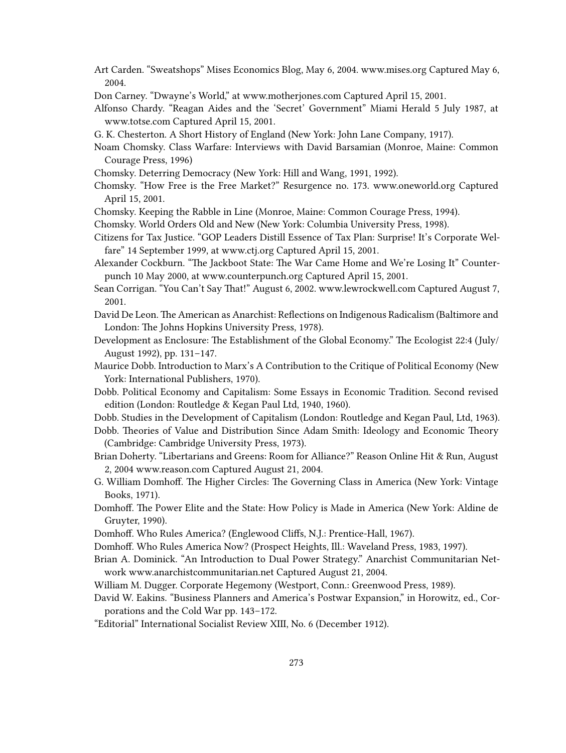Art Carden. “Sweatshops” Mises Economics Blog, May 6, 2004. www.mises.org Captured May 6, 2004.

Don Carney. “Dwayne’s World,” at www.motherjones.com Captured April 15, 2001.

Alfonso Chardy. “Reagan Aides and the ‘Secret’ Government” Miami Herald 5 July 1987, at www.totse.com Captured April 15, 2001.

G. K. Chesterton. A Short History of England (New York: John Lane Company, 1917).

Noam Chomsky. Class Warfare: Interviews with David Barsamian (Monroe, Maine: Common Courage Press, 1996)

Chomsky. Deterring Democracy (New York: Hill and Wang, 1991, 1992).

Chomsky. “How Free is the Free Market?” Resurgence no. 173. www.oneworld.org Captured April 15, 2001.

Chomsky. Keeping the Rabble in Line (Monroe, Maine: Common Courage Press, 1994).

Chomsky. World Orders Old and New (New York: Columbia University Press, 1998).

Citizens for Tax Justice. “GOP Leaders Distill Essence of Tax Plan: Surprise! It’s Corporate Welfare” 14 September 1999, at www.ctj.org Captured April 15, 2001.

Alexander Cockburn. “The Jackboot State: The War Came Home and We’re Losing It” Counterpunch 10 May 2000, at www.counterpunch.org Captured April 15, 2001.

Sean Corrigan. “You Can’t Say That!” August 6, 2002. www.lewrockwell.com Captured August 7, 2001.

David De Leon. The American as Anarchist: Reflections on Indigenous Radicalism (Baltimore and London: The Johns Hopkins University Press, 1978).

Development as Enclosure: The Establishment of the Global Economy.” The Ecologist 22:4 (July/August 1992), pp. 131–147.

Maurice Dobb. Introduction to Marx’s A Contribution to the Critique of Political Economy (New York: International Publishers, 1970).

Dobb. Political Economy and Capitalism: Some Essays in Economic Tradition. Second revised edition (London: Routledge & Kegan Paul Ltd, 1940, 1960).

Dobb. Studies in the Development of Capitalism (London: Routledge and Kegan Paul, Ltd, 1963).

Dobb. Theories of Value and Distribution Since Adam Smith: Ideology and Economic Theory (Cambridge: Cambridge University Press, 1973).

Brian Doherty. “Libertarians and Greens: Room for Alliance?” Reason Online Hit & Run, August 2, 2004 www.reason.com Captured August 21, 2004.

G. William Domhoff. The Higher Circles: The Governing Class in America (New York: Vintage Books, 1971).

Domhoff. The Power Elite and the State: How Policy is Made in America (New York: Aldine de Gruyter, 1990).

Domhoff. Who Rules America? (Englewood Cliffs, N.J.: Prentice-Hall, 1967).

Domhoff. Who Rules America Now? (Prospect Heights, Ill.: Waveland Press, 1983, 1997).

Brian A. Dominick. “An Introduction to Dual Power Strategy.” Anarchist Communitarian Network www.anarchistcommunitarian.net Captured August 21, 2004.

William M. Dugger. Corporate Hegemony (Westport, Conn.: Greenwood Press, 1989).

David W. Eakins. “Business Planners and America’s Postwar Expansion,” in Horowitz, ed., Corporations and the Cold War pp. 143–172.

“Editorial” International Socialist Review XIII, No. 6 (December 1912).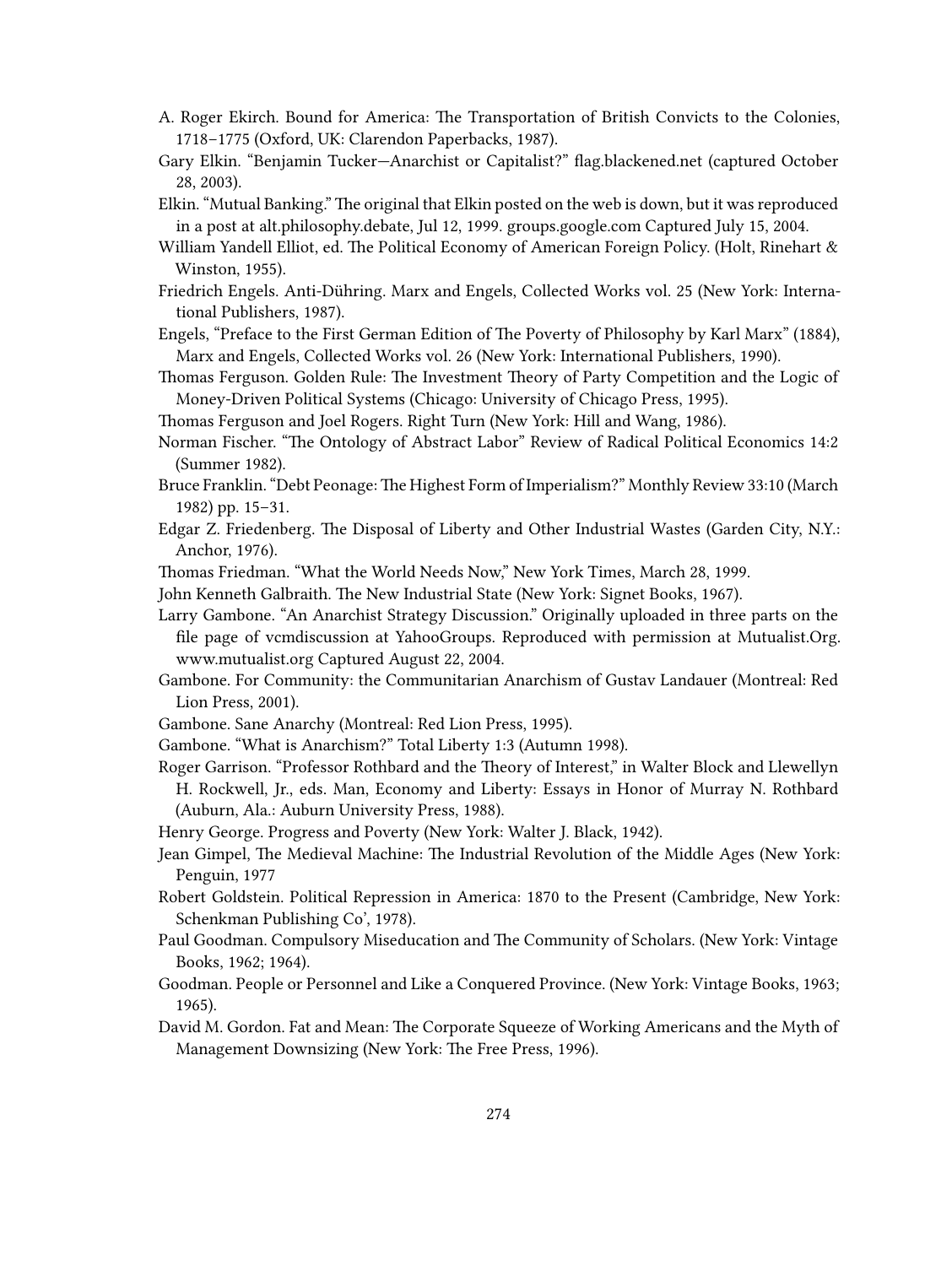A. Roger Ekirch. Bound for America: The Transportation of British Convicts to the Colonies, 1718–1775 (Oxford, UK: Clarendon Paperbacks, 1987).

Gary Elkin. "Benjamin Tucker—Anarchist or Capitalist?" flag.blackened.net (captured October 28, 2003).

Elkin. "Mutual Banking." The original that Elkin posted on the web is down, but it was reproduced in a post at alt.philosophy.debate, Jul 12, 1999. groups.google.com Captured July 15, 2004.

William Yandell Elliot, ed. The Political Economy of American Foreign Policy. (Holt, Rinehart & Winston, 1955).

Friedrich Engels. Anti-Dühring. Marx and Engels, Collected Works vol. 25 (New York: International Publishers, 1987).

Engels, "Preface to the First German Edition of The Poverty of Philosophy by Karl Marx" (1884), Marx and Engels, Collected Works vol. 26 (New York: International Publishers, 1990).

Thomas Ferguson. Golden Rule: The Investment Theory of Party Competition and the Logic of Money-Driven Political Systems (Chicago: University of Chicago Press, 1995).

Thomas Ferguson and Joel Rogers. Right Turn (New York: Hill and Wang, 1986).

Norman Fischer. "The Ontology of Abstract Labor" Review of Radical Political Economics 14:2 (Summer 1982).

Bruce Franklin. "Debt Peonage: The Highest Form of Imperialism?" Monthly Review 33:10 (March 1982) pp. 15–31.

Edgar Z. Friedenberg. The Disposal of Liberty and Other Industrial Wastes (Garden City, N.Y.: Anchor, 1976).

Thomas Friedman. "What the World Needs Now," New York Times, March 28, 1999.

John Kenneth Galbraith. The New Industrial State (New York: Signet Books, 1967).

Larry Gambone. "An Anarchist Strategy Discussion." Originally uploaded in three parts on the file page of vcmdiscussion at YahooGroups. Reproduced with permission at Mutualist.Org. www.mutualist.org Captured August 22, 2004.

Gambone. For Community: the Communitarian Anarchism of Gustav Landauer (Montreal: Red Lion Press, 2001).

Gambone. Sane Anarchy (Montreal: Red Lion Press, 1995).

Gambone. "What is Anarchism?" Total Liberty 1:3 (Autumn 1998).

Roger Garrison. "Professor Rothbard and the Theory of Interest," in Walter Block and Llewellyn H. Rockwell, Jr., eds. Man, Economy and Liberty: Essays in Honor of Murray N. Rothbard (Auburn, Ala.: Auburn University Press, 1988).

Henry George. Progress and Poverty (New York: Walter J. Black, 1942).

Jean Gimpel, The Medieval Machine: The Industrial Revolution of the Middle Ages (New York: Penguin, 1977

Robert Goldstein. Political Repression in America: 1870 to the Present (Cambridge, New York: Schenkman Publishing Co', 1978).

Paul Goodman. Compulsory Miseducation and The Community of Scholars. (New York: Vintage Books, 1962; 1964).

Goodman. People or Personnel and Like a Conquered Province. (New York: Vintage Books, 1963; 1965).

David M. Gordon. Fat and Mean: The Corporate Squeeze of Working Americans and the Myth of Management Downsizing (New York: The Free Press, 1996).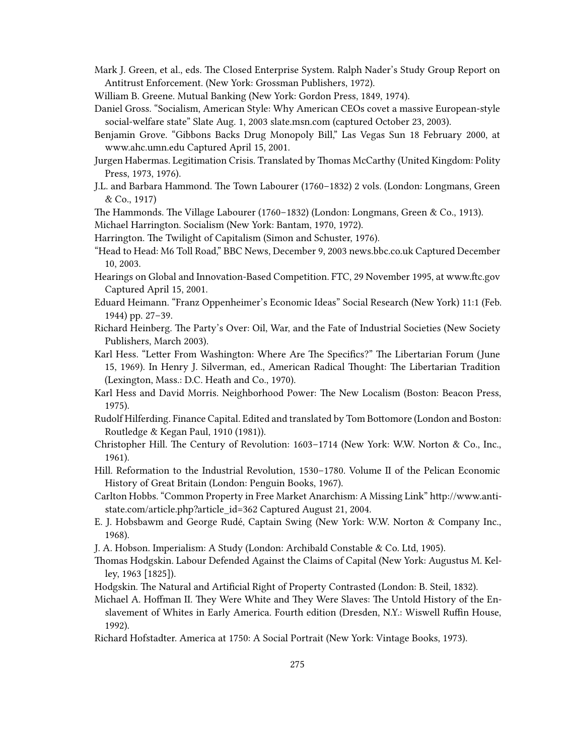Mark J. Green, et al., eds. The Closed Enterprise System. Ralph Nader's Study Group Report on Antitrust Enforcement. (New York: Grossman Publishers, 1972).

William B. Greene. Mutual Banking (New York: Gordon Press, 1849, 1974).

Daniel Gross. "Socialism, American Style: Why American CEOs covet a massive European-style social-welfare state" Slate Aug. 1, 2003 slate.msn.com (captured October 23, 2003).

Benjamin Grove. "Gibbons Backs Drug Monopoly Bill," Las Vegas Sun 18 February 2000, at www.ahc.umn.edu Captured April 15, 2001.

Jurgen Habermas. Legitimation Crisis. Translated by Thomas McCarthy (United Kingdom: Polity Press, 1973, 1976).

J.L. and Barbara Hammond. The Town Labourer (1760–1832) 2 vols. (London: Longmans, Green & Co., 1917)

The Hammonds. The Village Labourer (1760–1832) (London: Longmans, Green & Co., 1913).

Michael Harrington. Socialism (New York: Bantam, 1970, 1972).

Harrington. The Twilight of Capitalism (Simon and Schuster, 1976).

"Head to Head: M6 Toll Road," BBC News, December 9, 2003 news.bbc.co.uk Captured December 10, 2003.

Hearings on Global and Innovation-Based Competition. FTC, 29 November 1995, at www.ftc.gov Captured April 15, 2001.

Eduard Heimann. "Franz Oppenheimer's Economic Ideas" Social Research (New York) 11:1 (Feb. 1944) pp. 27–39.

Richard Heinberg. The Party's Over: Oil, War, and the Fate of Industrial Societies (New Society Publishers, March 2003).

Karl Hess. "Letter From Washington: Where Are The Specifics?" The Libertarian Forum (June 15, 1969). In Henry J. Silverman, ed., American Radical Thought: The Libertarian Tradition (Lexington, Mass.: D.C. Heath and Co., 1970).

Karl Hess and David Morris. Neighborhood Power: The New Localism (Boston: Beacon Press, 1975).

Rudolf Hilferding. Finance Capital. Edited and translated by Tom Bottomore (London and Boston: Routledge & Kegan Paul, 1910 (1981)).

Christopher Hill. The Century of Revolution: 1603–1714 (New York: W.W. Norton & Co., Inc., 1961).

Hill. Reformation to the Industrial Revolution, 1530–1780. Volume II of the Pelican Economic History of Great Britain (London: Penguin Books, 1967).

Carlton Hobbs. "Common Property in Free Market Anarchism: A Missing Link" http://www.anti-state.com/article.php?article_id=362 Captured August 21, 2004.

E. J. Hobsbawm and George Rudé, Captain Swing (New York: W.W. Norton & Company Inc., 1968).

J. A. Hobson. Imperialism: A Study (London: Archibald Constable & Co. Ltd, 1905).

Thomas Hodgskin. Labour Defended Against the Claims of Capital (New York: Augustus M. Kelley, 1963 [1825]).

Hodgskin. The Natural and Artificial Right of Property Contrasted (London: B. Steil, 1832).

Michael A. Hoffman II. They Were White and They Were Slaves: The Untold History of the Enslavement of Whites in Early America. Fourth edition (Dresden, N.Y.: Wiswell Ruffin House, 1992).

Richard Hofstadter. America at 1750: A Social Portrait (New York: Vintage Books, 1973).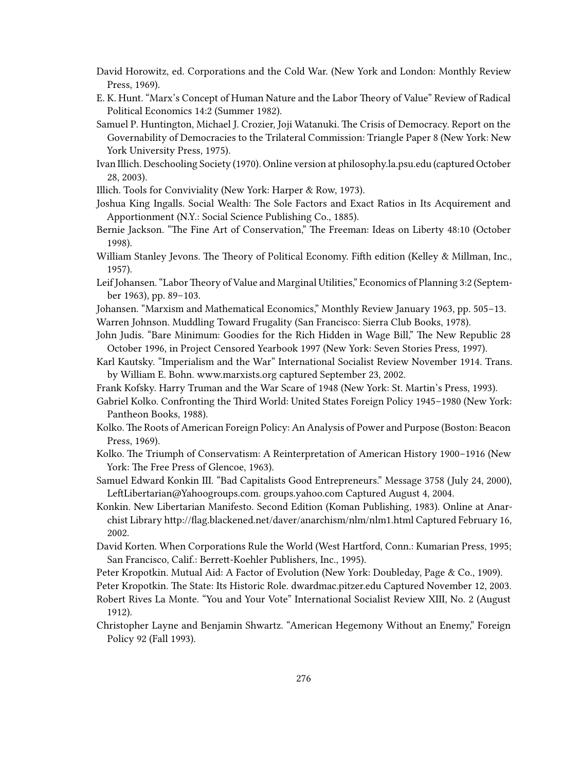David Horowitz, ed. Corporations and the Cold War. (New York and London: Monthly Review Press, 1969).

E. K. Hunt. "Marx's Concept of Human Nature and the Labor Theory of Value" Review of Radical Political Economics 14:2 (Summer 1982).

Samuel P. Huntington, Michael J. Crozier, Joji Watanuki. The Crisis of Democracy. Report on the Governability of Democracies to the Trilateral Commission: Triangle Paper 8 (New York: New York University Press, 1975).

Ivan Illich. Deschooling Society (1970). Online version at philosophy.la.psu.edu (captured October 28, 2003).

Illich. Tools for Conviviality (New York: Harper & Row, 1973).

Joshua King Ingalls. Social Wealth: The Sole Factors and Exact Ratios in Its Acquirement and Apportionment (N.Y.: Social Science Publishing Co., 1885).

Bernie Jackson. "The Fine Art of Conservation," The Freeman: Ideas on Liberty 48:10 (October 1998).

William Stanley Jevons. The Theory of Political Economy. Fifth edition (Kelley & Millman, Inc., 1957).

Leif Johansen. "Labor Theory of Value and Marginal Utilities," Economics of Planning 3:2 (September 1963), pp. 89–103.

Johansen. "Marxism and Mathematical Economics," Monthly Review January 1963, pp. 505–13.

Warren Johnson. Muddling Toward Frugality (San Francisco: Sierra Club Books, 1978).

John Judis. "Bare Minimum: Goodies for the Rich Hidden in Wage Bill," The New Republic 28 October 1996, in Project Censored Yearbook 1997 (New York: Seven Stories Press, 1997).

Karl Kautsky. "Imperialism and the War" International Socialist Review November 1914. Trans. by William E. Bohn. www.marxists.org captured September 23, 2002.

Frank Kofsky. Harry Truman and the War Scare of 1948 (New York: St. Martin's Press, 1993).

Gabriel Kolko. Confronting the Third World: United States Foreign Policy 1945–1980 (New York: Pantheon Books, 1988).

Kolko. The Roots of American Foreign Policy: An Analysis of Power and Purpose (Boston: Beacon Press, 1969).

Kolko. The Triumph of Conservatism: A Reinterpretation of American History 1900–1916 (New York: The Free Press of Glencoe, 1963).

Samuel Edward Konkin III. "Bad Capitalists Good Entrepreneurs." Message 3758 (July 24, 2000), LeftLibertarian@Yahoogroups.com. groups.yahoo.com Captured August 4, 2004.

Konkin. New Libertarian Manifesto. Second Edition (Koman Publishing, 1983). Online at Anarchist Library http://flag.blackened.net/daver/anarchism/nlm/nlm1.html Captured February 16, 2002.

David Korten. When Corporations Rule the World (West Hartford, Conn.: Kumarian Press, 1995; San Francisco, Calif.: Berrett-Koehler Publishers, Inc., 1995).

Peter Kropotkin. Mutual Aid: A Factor of Evolution (New York: Doubleday, Page & Co., 1909).

Peter Kropotkin. The State: Its Historic Role. dwardmac.pitzer.edu Captured November 12, 2003.

Robert Rives La Monte. "You and Your Vote" International Socialist Review XIII, No. 2 (August 1912).

Christopher Layne and Benjamin Shwartz. "American Hegemony Without an Enemy," Foreign Policy 92 (Fall 1993).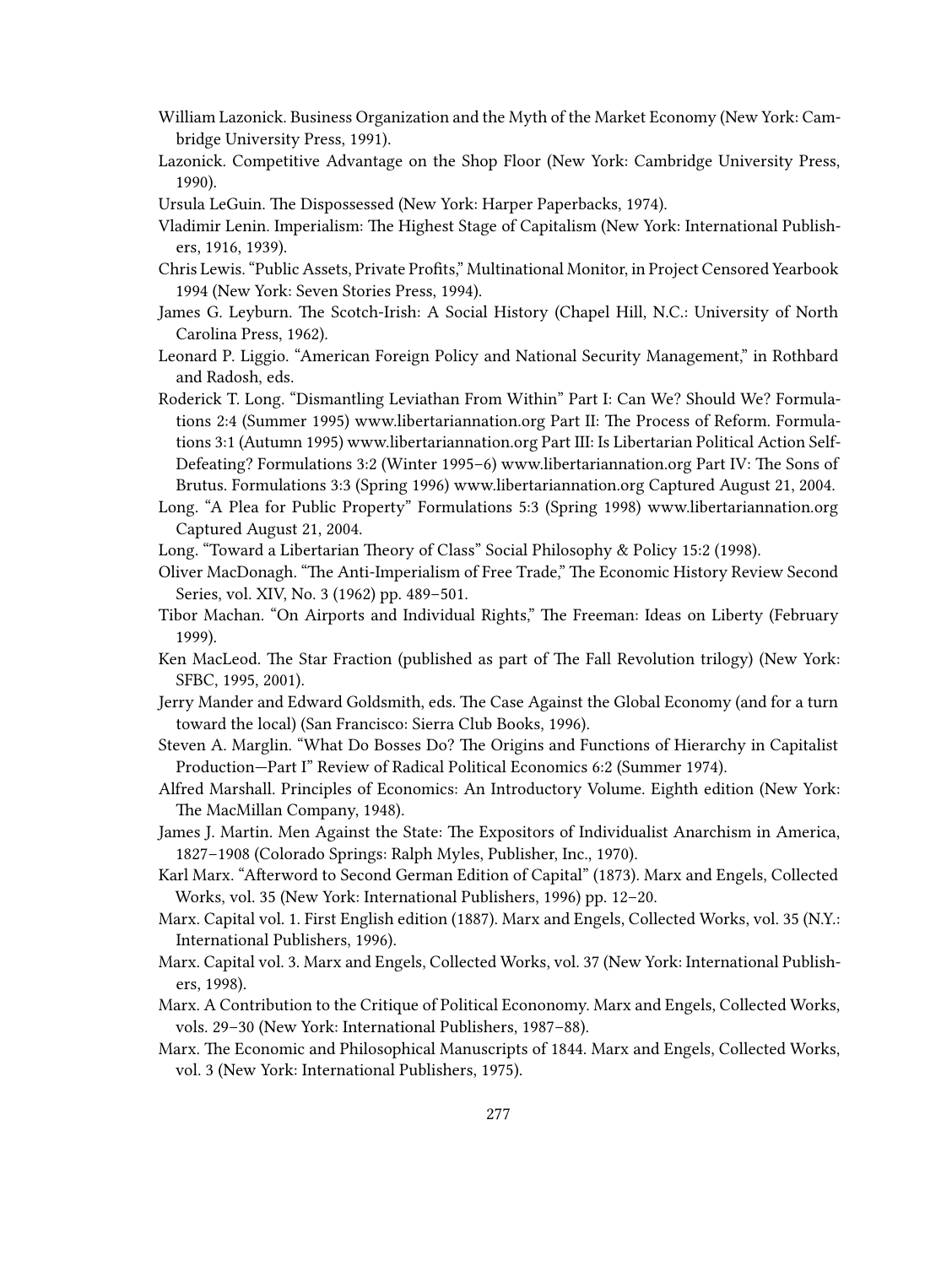William Lazonick. Business Organization and the Myth of the Market Economy (New York: Cambridge University Press, 1991).

Lazonick. Competitive Advantage on the Shop Floor (New York: Cambridge University Press, 1990).

Ursula LeGuin. The Dispossessed (New York: Harper Paperbacks, 1974).

Vladimir Lenin. Imperialism: The Highest Stage of Capitalism (New York: International Publishers, 1916, 1939).

Chris Lewis. "Public Assets, Private Profits," Multinational Monitor, in Project Censored Yearbook 1994 (New York: Seven Stories Press, 1994).

James G. Leyburn. The Scotch-Irish: A Social History (Chapel Hill, N.C.: University of North Carolina Press, 1962).

Leonard P. Liggio. "American Foreign Policy and National Security Management," in Rothbard and Radosh, eds.

Roderick T. Long. "Dismantling Leviathan From Within" Part I: Can We? Should We? Formulations 2:4 (Summer 1995) www.libertariannation.org Part II: The Process of Reform. Formulations 3:1 (Autumn 1995) www.libertariannation.org Part III: Is Libertarian Political Action Self-Defeating? Formulations 3:2 (Winter 1995–6) www.libertariannation.org Part IV: The Sons of Brutus. Formulations 3:3 (Spring 1996) www.libertariannation.org Captured August 21, 2004.

Long. "A Plea for Public Property" Formulations 5:3 (Spring 1998) www.libertariannation.org Captured August 21, 2004.

Long. "Toward a Libertarian Theory of Class" Social Philosophy & Policy 15:2 (1998).

Oliver MacDonagh. "The Anti-Imperialism of Free Trade," The Economic History Review Second Series, vol. XIV, No. 3 (1962) pp. 489–501.

Tibor Machan. "On Airports and Individual Rights," The Freeman: Ideas on Liberty (February 1999).

Ken MacLeod. The Star Fraction (published as part of The Fall Revolution trilogy) (New York: SFBC, 1995, 2001).

Jerry Mander and Edward Goldsmith, eds. The Case Against the Global Economy (and for a turn toward the local) (San Francisco: Sierra Club Books, 1996).

Steven A. Marglin. "What Do Bosses Do? The Origins and Functions of Hierarchy in Capitalist Production—Part I" Review of Radical Political Economics 6:2 (Summer 1974).

Alfred Marshall. Principles of Economics: An Introductory Volume. Eighth edition (New York: The MacMillan Company, 1948).

James J. Martin. Men Against the State: The Expositors of Individualist Anarchism in America, 1827–1908 (Colorado Springs: Ralph Myles, Publisher, Inc., 1970).

Karl Marx. "Afterword to Second German Edition of Capital" (1873). Marx and Engels, Collected Works, vol. 35 (New York: International Publishers, 1996) pp. 12–20.

Marx. Capital vol. 1. First English edition (1887). Marx and Engels, Collected Works, vol. 35 (N.Y.: International Publishers, 1996).

Marx. Capital vol. 3. Marx and Engels, Collected Works, vol. 37 (New York: International Publishers, 1998).

Marx. A Contribution to the Critique of Political Econonomy. Marx and Engels, Collected Works, vols. 29–30 (New York: International Publishers, 1987–88).

Marx. The Economic and Philosophical Manuscripts of 1844. Marx and Engels, Collected Works, vol. 3 (New York: International Publishers, 1975).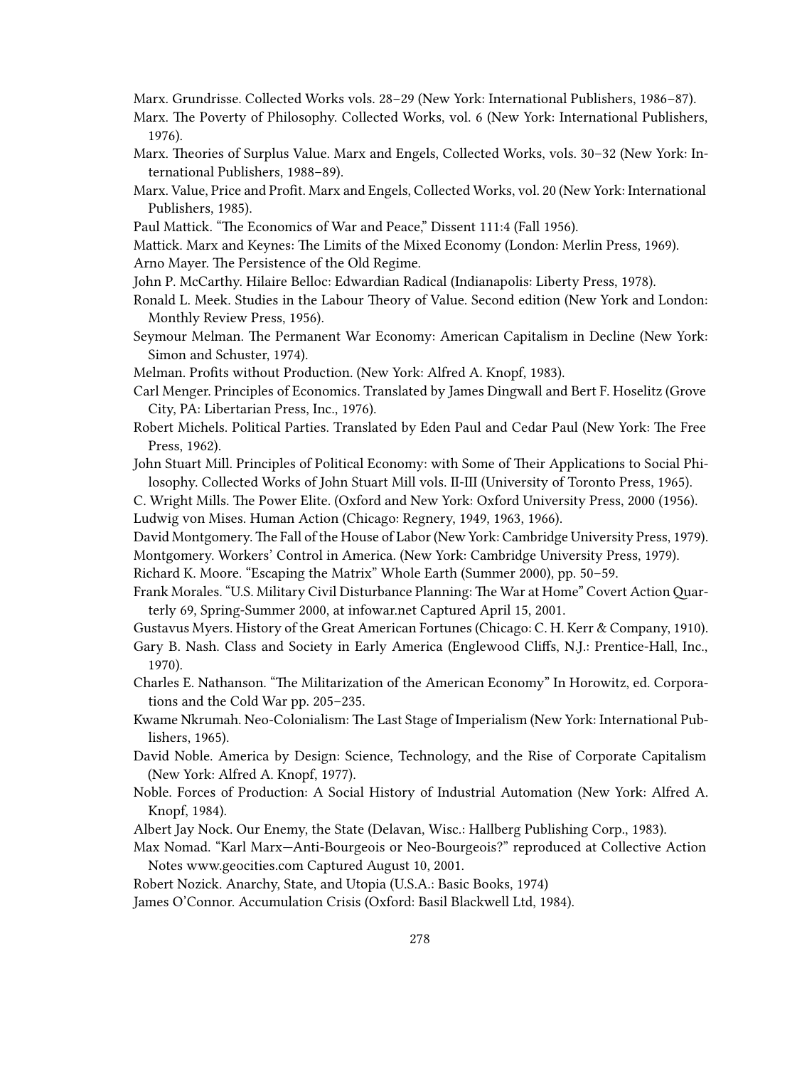Marx. Grundrisse. Collected Works vols. 28–29 (New York: International Publishers, 1986–87).

Marx. The Poverty of Philosophy. Collected Works, vol. 6 (New York: International Publishers, 1976).

Marx. Theories of Surplus Value. Marx and Engels, Collected Works, vols. 30–32 (New York: International Publishers, 1988–89).

Marx. Value, Price and Profit. Marx and Engels, Collected Works, vol. 20 (New York: International Publishers, 1985).

Paul Mattick. "The Economics of War and Peace," Dissent 111:4 (Fall 1956).

Mattick. Marx and Keynes: The Limits of the Mixed Economy (London: Merlin Press, 1969).

Arno Mayer. The Persistence of the Old Regime.

John P. McCarthy. Hilaire Belloc: Edwardian Radical (Indianapolis: Liberty Press, 1978).

Ronald L. Meek. Studies in the Labour Theory of Value. Second edition (New York and London: Monthly Review Press, 1956).

Seymour Melman. The Permanent War Economy: American Capitalism in Decline (New York: Simon and Schuster, 1974).

Melman. Profits without Production. (New York: Alfred A. Knopf, 1983).

Carl Menger. Principles of Economics. Translated by James Dingwall and Bert F. Hoselitz (Grove City, PA: Libertarian Press, Inc., 1976).

Robert Michels. Political Parties. Translated by Eden Paul and Cedar Paul (New York: The Free Press, 1962).

John Stuart Mill. Principles of Political Economy: with Some of Their Applications to Social Philosophy. Collected Works of John Stuart Mill vols. II-III (University of Toronto Press, 1965).

C. Wright Mills. The Power Elite. (Oxford and New York: Oxford University Press, 2000 (1956).

Ludwig von Mises. Human Action (Chicago: Regnery, 1949, 1963, 1966).

David Montgomery. The Fall of the House of Labor (New York: Cambridge University Press, 1979).

Montgomery. Workers' Control in America. (New York: Cambridge University Press, 1979).

Richard K. Moore. "Escaping the Matrix" Whole Earth (Summer 2000), pp. 50–59.

Frank Morales. "U.S. Military Civil Disturbance Planning: The War at Home" Covert Action Quarterly 69, Spring-Summer 2000, at infowar.net Captured April 15, 2001.

Gustavus Myers. History of the Great American Fortunes (Chicago: C. H. Kerr & Company, 1910).

Gary B. Nash. Class and Society in Early America (Englewood Cliffs, N.J.: Prentice-Hall, Inc., 1970).

Charles E. Nathanson. "The Militarization of the American Economy" In Horowitz, ed. Corporations and the Cold War pp. 205–235.

Kwame Nkrumah. Neo-Colonialism: The Last Stage of Imperialism (New York: International Publishers, 1965).

David Noble. America by Design: Science, Technology, and the Rise of Corporate Capitalism (New York: Alfred A. Knopf, 1977).

Noble. Forces of Production: A Social History of Industrial Automation (New York: Alfred A. Knopf, 1984).

Albert Jay Nock. Our Enemy, the State (Delavan, Wisc.: Hallberg Publishing Corp., 1983).

Max Nomad. "Karl Marx—Anti-Bourgeois or Neo-Bourgeois?" reproduced at Collective Action Notes www.geocities.com Captured August 10, 2001.

Robert Nozick. Anarchy, State, and Utopia (U.S.A.: Basic Books, 1974)

James O'Connor. Accumulation Crisis (Oxford: Basil Blackwell Ltd, 1984).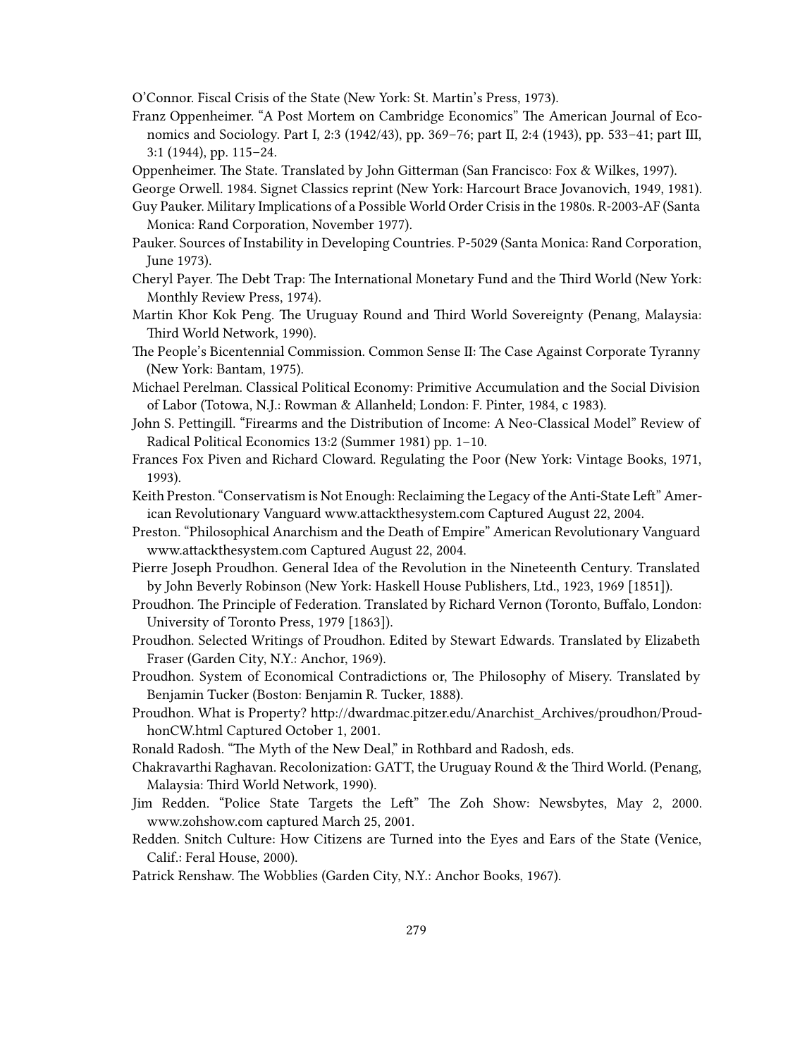O'Connor. Fiscal Crisis of the State (New York: St. Martin's Press, 1973).

Franz Oppenheimer. "A Post Mortem on Cambridge Economics" The American Journal of Economics and Sociology. Part I, 2:3 (1942/43), pp. 369–76; part II, 2:4 (1943), pp. 533–41; part III, 3:1 (1944), pp. 115–24.

Oppenheimer. The State. Translated by John Gitterman (San Francisco: Fox & Wilkes, 1997).

George Orwell. 1984. Signet Classics reprint (New York: Harcourt Brace Jovanovich, 1949, 1981).

Guy Pauker. Military Implications of a Possible World Order Crisis in the 1980s. R-2003-AF (Santa Monica: Rand Corporation, November 1977).

Pauker. Sources of Instability in Developing Countries. P-5029 (Santa Monica: Rand Corporation, June 1973).

Cheryl Payer. The Debt Trap: The International Monetary Fund and the Third World (New York: Monthly Review Press, 1974).

Martin Khor Kok Peng. The Uruguay Round and Third World Sovereignty (Penang, Malaysia: Third World Network, 1990).

The People's Bicentennial Commission. Common Sense II: The Case Against Corporate Tyranny (New York: Bantam, 1975).

Michael Perelman. Classical Political Economy: Primitive Accumulation and the Social Division of Labor (Totowa, N.J.: Rowman & Allanheld; London: F. Pinter, 1984, c 1983).

John S. Pettingill. "Firearms and the Distribution of Income: A Neo-Classical Model" Review of Radical Political Economics 13:2 (Summer 1981) pp. 1–10.

Frances Fox Piven and Richard Cloward. Regulating the Poor (New York: Vintage Books, 1971, 1993).

Keith Preston. "Conservatism is Not Enough: Reclaiming the Legacy of the Anti-State Left" American Revolutionary Vanguard www.attackthesystem.com Captured August 22, 2004.

Preston. "Philosophical Anarchism and the Death of Empire" American Revolutionary Vanguard www.attackthesystem.com Captured August 22, 2004.

Pierre Joseph Proudhon. General Idea of the Revolution in the Nineteenth Century. Translated by John Beverly Robinson (New York: Haskell House Publishers, Ltd., 1923, 1969 [1851]).

Proudhon. The Principle of Federation. Translated by Richard Vernon (Toronto, Buffalo, London: University of Toronto Press, 1979 [1863]).

Proudhon. Selected Writings of Proudhon. Edited by Stewart Edwards. Translated by Elizabeth Fraser (Garden City, N.Y.: Anchor, 1969).

Proudhon. System of Economical Contradictions or, The Philosophy of Misery. Translated by Benjamin Tucker (Boston: Benjamin R. Tucker, 1888).

Proudhon. What is Property? http://dwardmac.pitzer.edu/Anarchist_Archives/proudhon/ProudhonCW.html Captured October 1, 2001.

Ronald Radosh. "The Myth of the New Deal," in Rothbard and Radosh, eds.

Chakravarthi Raghavan. Recolonization: GATT, the Uruguay Round & the Third World. (Penang, Malaysia: Third World Network, 1990).

Jim Redden. "Police State Targets the Left" The Zoh Show: Newsbytes, May 2, 2000. www.zohshow.com captured March 25, 2001.

Redden. Snitch Culture: How Citizens are Turned into the Eyes and Ears of the State (Venice, Calif.: Feral House, 2000).

Patrick Renshaw. The Wobblies (Garden City, N.Y.: Anchor Books, 1967).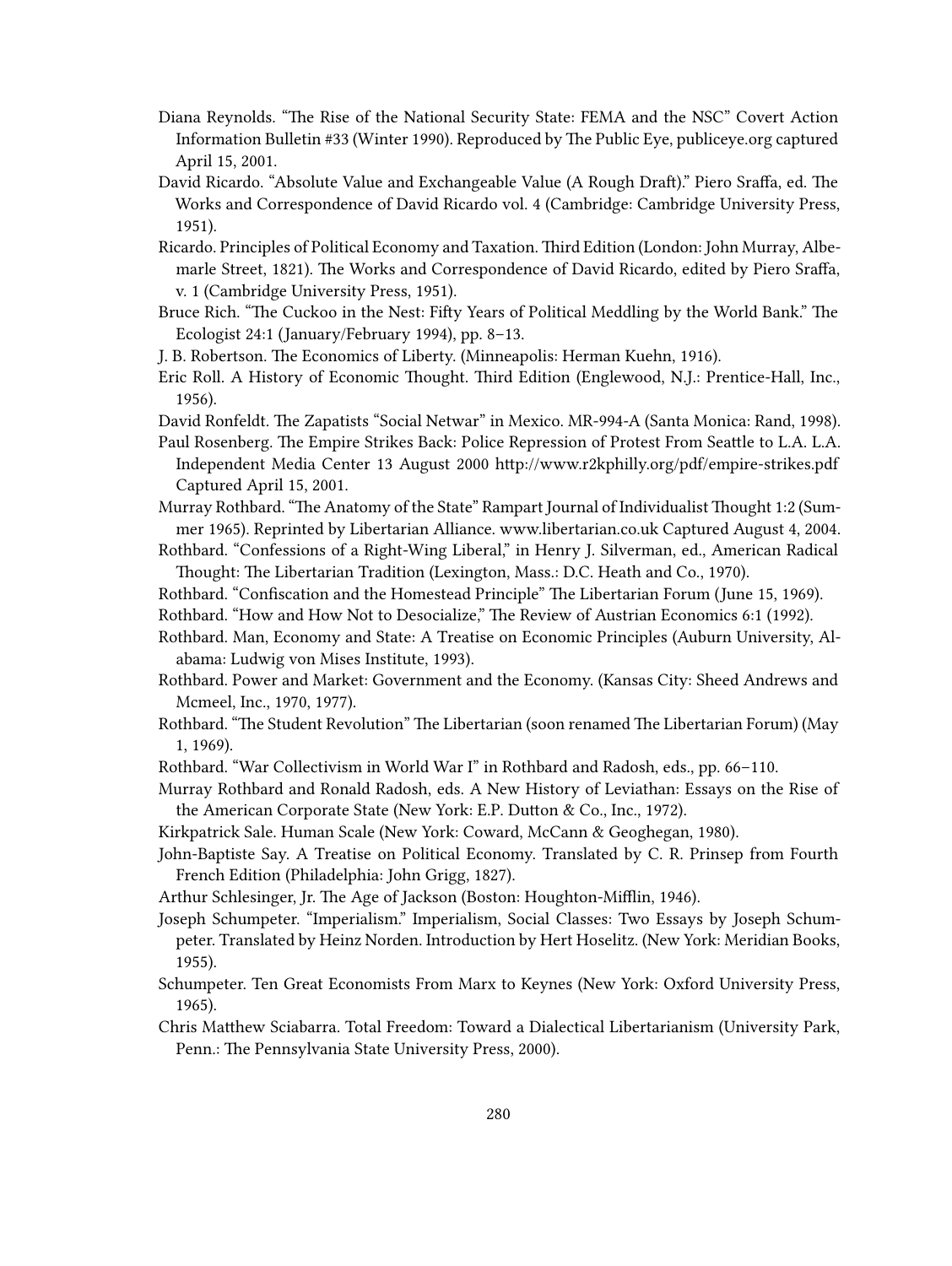Diana Reynolds. "The Rise of the National Security State: FEMA and the NSC" Covert Action Information Bulletin #33 (Winter 1990). Reproduced by The Public Eye, publiceye.org captured April 15, 2001.

David Ricardo. "Absolute Value and Exchangeable Value (A Rough Draft)." Piero Sraffa, ed. The Works and Correspondence of David Ricardo vol. 4 (Cambridge: Cambridge University Press, 1951).

Ricardo. Principles of Political Economy and Taxation. Third Edition (London: John Murray, Albemarle Street, 1821). The Works and Correspondence of David Ricardo, edited by Piero Sraffa, v. 1 (Cambridge University Press, 1951).

Bruce Rich. "The Cuckoo in the Nest: Fifty Years of Political Meddling by the World Bank." The Ecologist 24:1 (January/February 1994), pp. 8–13.

J. B. Robertson. The Economics of Liberty. (Minneapolis: Herman Kuehn, 1916).

Eric Roll. A History of Economic Thought. Third Edition (Englewood, N.J.: Prentice-Hall, Inc., 1956).

David Ronfeldt. The Zapatists "Social Netwar" in Mexico. MR-994-A (Santa Monica: Rand, 1998).

Paul Rosenberg. The Empire Strikes Back: Police Repression of Protest From Seattle to L.A. L.A. Independent Media Center 13 August 2000 http://www.r2kphilly.org/pdf/empire-strikes.pdf Captured April 15, 2001.

Murray Rothbard. "The Anatomy of the State" Rampart Journal of Individualist Thought 1:2 (Summer 1965). Reprinted by Libertarian Alliance. www.libertarian.co.uk Captured August 4, 2004.

Rothbard. "Confessions of a Right-Wing Liberal," in Henry J. Silverman, ed., American Radical Thought: The Libertarian Tradition (Lexington, Mass.: D.C. Heath and Co., 1970).

Rothbard. "Confiscation and the Homestead Principle" The Libertarian Forum (June 15, 1969).

Rothbard. "How and How Not to Desocialize," The Review of Austrian Economics 6:1 (1992).

Rothbard. Man, Economy and State: A Treatise on Economic Principles (Auburn University, Alabama: Ludwig von Mises Institute, 1993).

Rothbard. Power and Market: Government and the Economy. (Kansas City: Sheed Andrews and Mcmeel, Inc., 1970, 1977).

Rothbard. "The Student Revolution" The Libertarian (soon renamed The Libertarian Forum) (May 1, 1969).

Rothbard. "War Collectivism in World War I" in Rothbard and Radosh, eds., pp. 66–110.

Murray Rothbard and Ronald Radosh, eds. A New History of Leviathan: Essays on the Rise of the American Corporate State (New York: E.P. Dutton & Co., Inc., 1972).

Kirkpatrick Sale. Human Scale (New York: Coward, McCann & Geoghegan, 1980).

John-Baptiste Say. A Treatise on Political Economy. Translated by C. R. Prinsep from Fourth French Edition (Philadelphia: John Grigg, 1827).

Arthur Schlesinger, Jr. The Age of Jackson (Boston: Houghton-Mifflin, 1946).

Joseph Schumpeter. "Imperialism." Imperialism, Social Classes: Two Essays by Joseph Schumpeter. Translated by Heinz Norden. Introduction by Hert Hoselitz. (New York: Meridian Books, 1955).

Schumpeter. Ten Great Economists From Marx to Keynes (New York: Oxford University Press, 1965).

Chris Matthew Sciabarra. Total Freedom: Toward a Dialectical Libertarianism (University Park, Penn.: The Pennsylvania State University Press, 2000).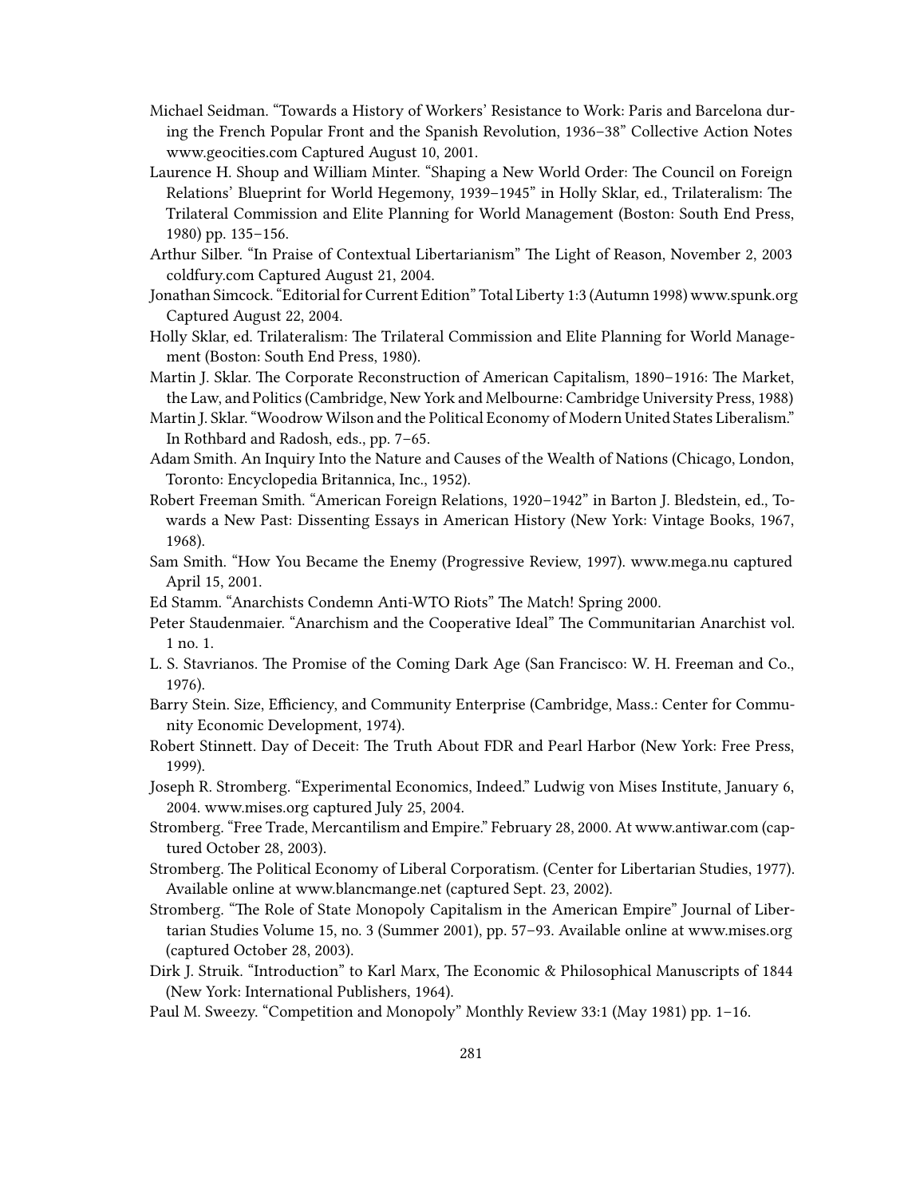Michael Seidman. "Towards a History of Workers' Resistance to Work: Paris and Barcelona during the French Popular Front and the Spanish Revolution, 1936–38" Collective Action Notes www.geocities.com Captured August 10, 2001.

Laurence H. Shoup and William Minter. "Shaping a New World Order: The Council on Foreign Relations' Blueprint for World Hegemony, 1939–1945" in Holly Sklar, ed., Trilateralism: The Trilateral Commission and Elite Planning for World Management (Boston: South End Press, 1980) pp. 135–156.

Arthur Silber. "In Praise of Contextual Libertarianism" The Light of Reason, November 2, 2003 coldfury.com Captured August 21, 2004.

Jonathan Simcock. "Editorial for Current Edition" Total Liberty 1:3 (Autumn 1998) www.spunk.org Captured August 22, 2004.

Holly Sklar, ed. Trilateralism: The Trilateral Commission and Elite Planning for World Management (Boston: South End Press, 1980).

Martin J. Sklar. The Corporate Reconstruction of American Capitalism, 1890–1916: The Market, the Law, and Politics (Cambridge, New York and Melbourne: Cambridge University Press, 1988)

Martin J. Sklar. "Woodrow Wilson and the Political Economy of Modern United States Liberalism." In Rothbard and Radosh, eds., pp. 7–65.

Adam Smith. An Inquiry Into the Nature and Causes of the Wealth of Nations (Chicago, London, Toronto: Encyclopedia Britannica, Inc., 1952).

Robert Freeman Smith. "American Foreign Relations, 1920–1942" in Barton J. Bledstein, ed., Towards a New Past: Dissenting Essays in American History (New York: Vintage Books, 1967, 1968).

Sam Smith. "How You Became the Enemy (Progressive Review, 1997). www.mega.nu captured April 15, 2001.

Ed Stamm. "Anarchists Condemn Anti-WTO Riots" The Match! Spring 2000.

Peter Staudenmaier. "Anarchism and the Cooperative Ideal" The Communitarian Anarchist vol. 1 no. 1.

L. S. Stavrianos. The Promise of the Coming Dark Age (San Francisco: W. H. Freeman and Co., 1976).

Barry Stein. Size, Efficiency, and Community Enterprise (Cambridge, Mass.: Center for Community Economic Development, 1974).

Robert Stinnett. Day of Deceit: The Truth About FDR and Pearl Harbor (New York: Free Press, 1999).

Joseph R. Stromberg. "Experimental Economics, Indeed." Ludwig von Mises Institute, January 6, 2004. www.mises.org captured July 25, 2004.

Stromberg. "Free Trade, Mercantilism and Empire." February 28, 2000. At www.antiwar.com (captured October 28, 2003).

Stromberg. The Political Economy of Liberal Corporatism. (Center for Libertarian Studies, 1977). Available online at www.blancmange.net (captured Sept. 23, 2002).

Stromberg. "The Role of State Monopoly Capitalism in the American Empire" Journal of Libertarian Studies Volume 15, no. 3 (Summer 2001), pp. 57–93. Available online at www.mises.org (captured October 28, 2003).

Dirk J. Struik. "Introduction" to Karl Marx, The Economic & Philosophical Manuscripts of 1844 (New York: International Publishers, 1964).

Paul M. Sweezy. "Competition and Monopoly" Monthly Review 33:1 (May 1981) pp. 1–16.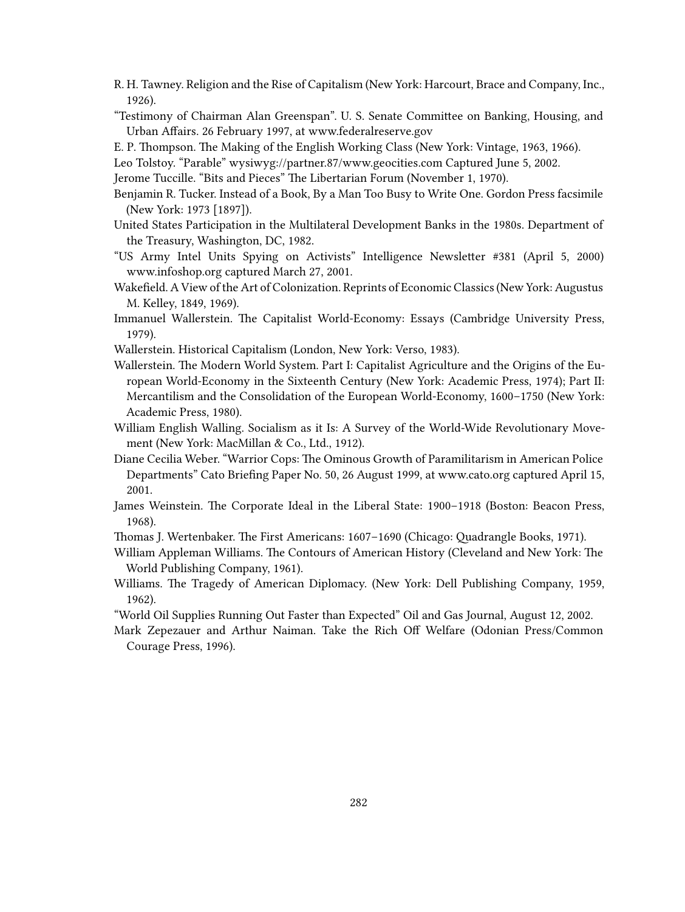R. H. Tawney. Religion and the Rise of Capitalism (New York: Harcourt, Brace and Company, Inc., 1926).

"Testimony of Chairman Alan Greenspan". U. S. Senate Committee on Banking, Housing, and Urban Affairs. 26 February 1997, at www.federalreserve.gov

E. P. Thompson. The Making of the English Working Class (New York: Vintage, 1963, 1966).

Leo Tolstoy. "Parable" wysiwyg://partner.87/www.geocities.com Captured June 5, 2002.

Jerome Tuccille. "Bits and Pieces" The Libertarian Forum (November 1, 1970).

Benjamin R. Tucker. Instead of a Book, By a Man Too Busy to Write One. Gordon Press facsimile (New York: 1973 [1897]).

United States Participation in the Multilateral Development Banks in the 1980s. Department of the Treasury, Washington, DC, 1982.

"US Army Intel Units Spying on Activists" Intelligence Newsletter #381 (April 5, 2000) www.infoshop.org captured March 27, 2001.

Wakefield. A View of the Art of Colonization. Reprints of Economic Classics (New York: Augustus M. Kelley, 1849, 1969).

Immanuel Wallerstein. The Capitalist World-Economy: Essays (Cambridge University Press, 1979).

Wallerstein. Historical Capitalism (London, New York: Verso, 1983).

Wallerstein. The Modern World System. Part I: Capitalist Agriculture and the Origins of the European World-Economy in the Sixteenth Century (New York: Academic Press, 1974); Part II: Mercantilism and the Consolidation of the European World-Economy, 1600–1750 (New York: Academic Press, 1980).

William English Walling. Socialism as it Is: A Survey of the World-Wide Revolutionary Movement (New York: MacMillan & Co., Ltd., 1912).

Diane Cecilia Weber. "Warrior Cops: The Ominous Growth of Paramilitarism in American Police Departments" Cato Briefing Paper No. 50, 26 August 1999, at www.cato.org captured April 15, 2001.

James Weinstein. The Corporate Ideal in the Liberal State: 1900–1918 (Boston: Beacon Press, 1968).

Thomas J. Wertenbaker. The First Americans: 1607–1690 (Chicago: Quadrangle Books, 1971).

William Appleman Williams. The Contours of American History (Cleveland and New York: The World Publishing Company, 1961).

Williams. The Tragedy of American Diplomacy. (New York: Dell Publishing Company, 1959, 1962).

"World Oil Supplies Running Out Faster than Expected" Oil and Gas Journal, August 12, 2002.

Mark Zepezauer and Arthur Naiman. Take the Rich Off Welfare (Odonian Press/Common Courage Press, 1996).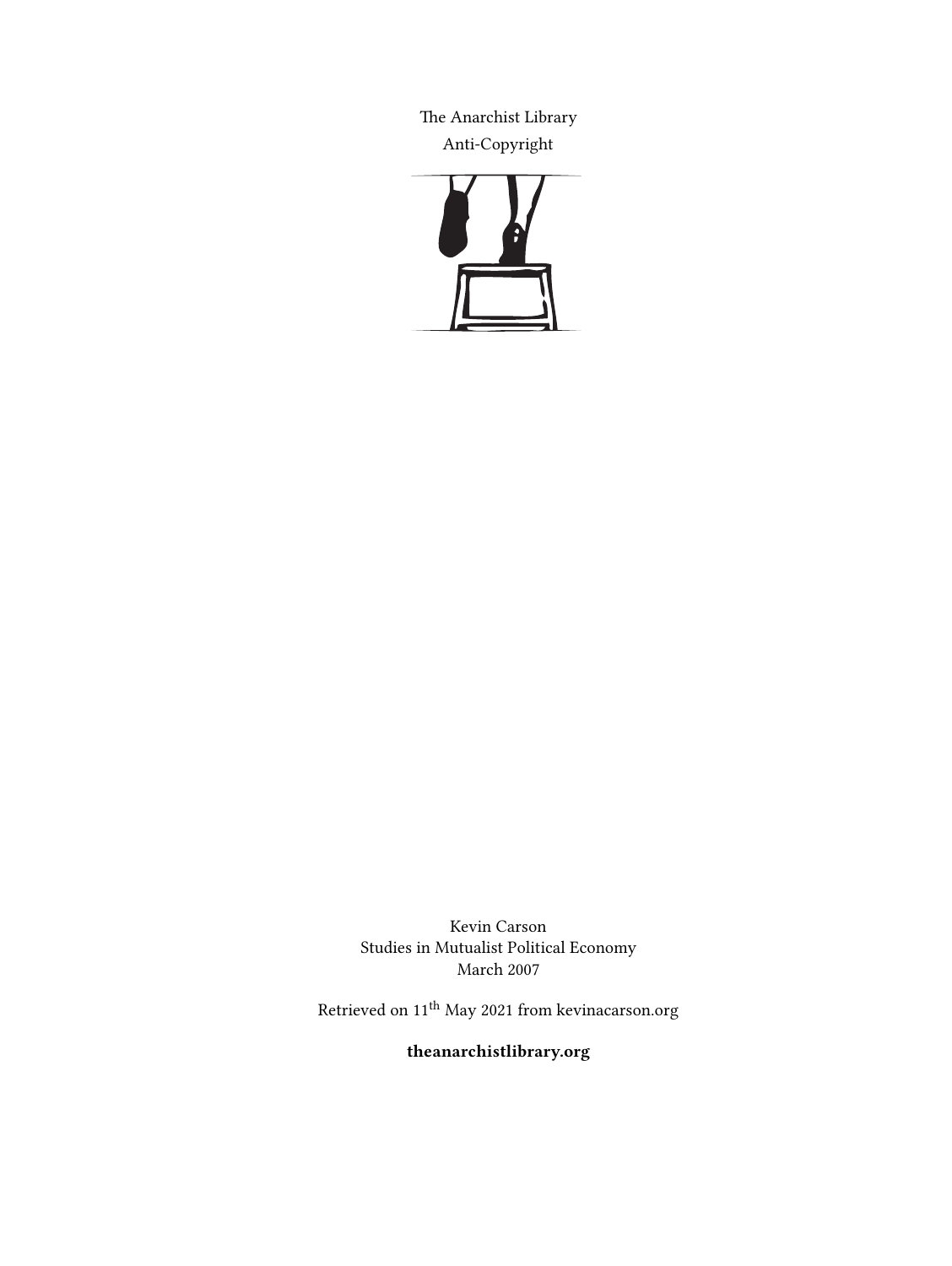The Anarchist Library
Anti-Copyright

Kevin Carson
Studies in Mutualist Political Economy
March 2007

Retrieved on 11th May 2021 from kevinacarson.org

**theanarchistlibrary.org**